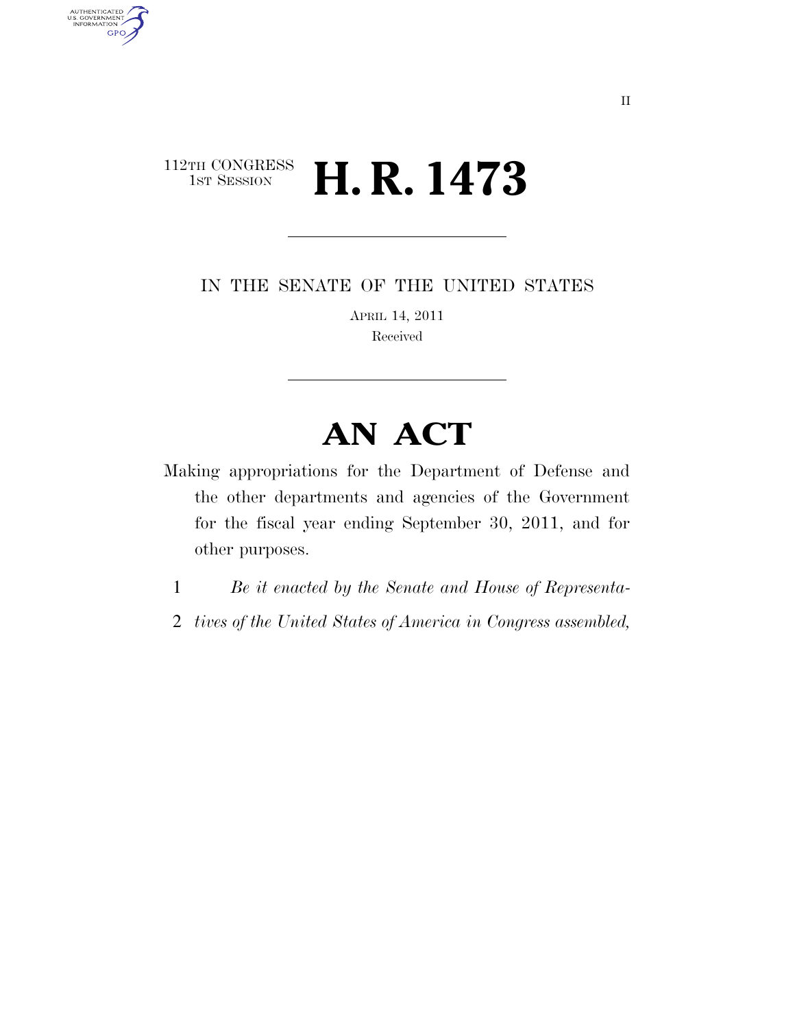112TH CONGRESS
1ST SESSION

# H. R. 1473

IN THE SENATE OF THE UNITED STATES

APRIL 14, 2011

Received

# AN ACT

Making appropriations for the Department of Defense and the other departments and agencies of the Government for the fiscal year ending September 30, 2011, and for other purposes.

1 *Be it enacted by the Senate and House of Representa-*
2 *tives of the United States of America in Congress assembled,*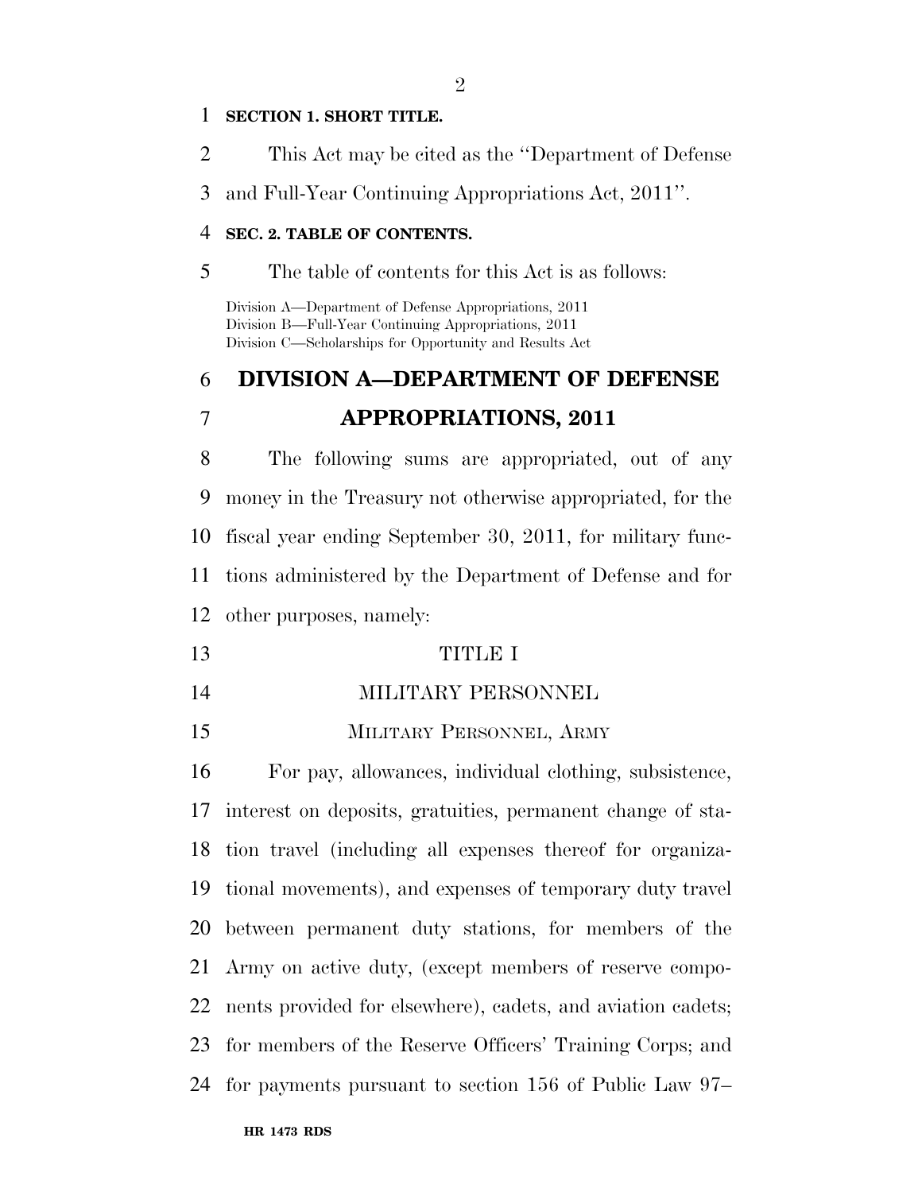**SECTION 1. SHORT TITLE.**

This Act may be cited as the ''Department of Defense and Full-Year Continuing Appropriations Act, 2011''.

**SEC. 2. TABLE OF CONTENTS.**

The table of contents for this Act is as follows:

Division A—Department of Defense Appropriations, 2011
Division B—Full-Year Continuing Appropriations, 2011
Division C—Scholarships for Opportunity and Results Act

# DIVISION A—DEPARTMENT OF DEFENSE APPROPRIATIONS, 2011

The following sums are appropriated, out of any money in the Treasury not otherwise appropriated, for the fiscal year ending September 30, 2011, for military functions administered by the Department of Defense and for other purposes, namely:

## TITLE I

## MILITARY PERSONNEL

### MILITARY PERSONNEL, ARMY

For pay, allowances, individual clothing, subsistence, interest on deposits, gratuities, permanent change of station travel (including all expenses thereof for organizational movements), and expenses of temporary duty travel between permanent duty stations, for members of the Army on active duty, (except members of reserve components provided for elsewhere), cadets, and aviation cadets; for members of the Reserve Officers' Training Corps; and for payments pursuant to section 156 of Public Law 97–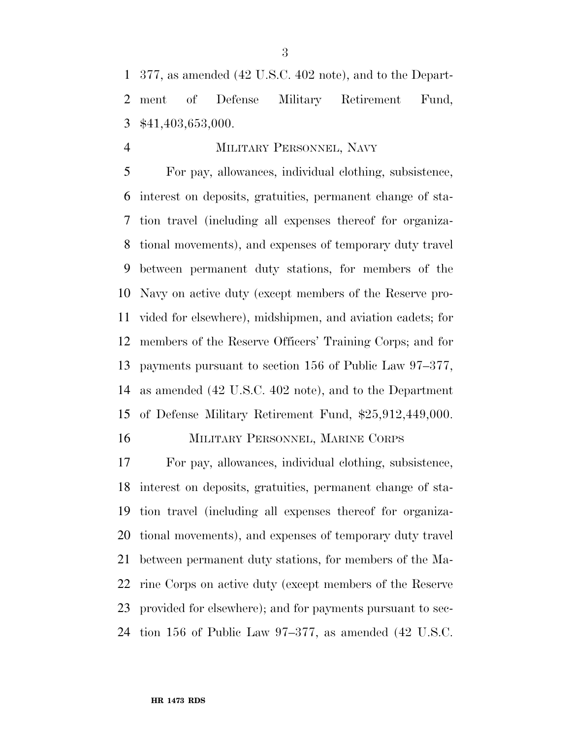377, as amended (42 U.S.C. 402 note), and to the Department of Defense Military Retirement Fund, $41,403,653,000.

MILITARY PERSONNEL, NAVY

For pay, allowances, individual clothing, subsistence, interest on deposits, gratuities, permanent change of station travel (including all expenses thereof for organizational movements), and expenses of temporary duty travel between permanent duty stations, for members of the Navy on active duty (except members of the Reserve provided for elsewhere), midshipmen, and aviation cadets; for members of the Reserve Officers' Training Corps; and for payments pursuant to section 156 of Public Law 97–377, as amended (42 U.S.C. 402 note), and to the Department of Defense Military Retirement Fund, $25,912,449,000.

MILITARY PERSONNEL, MARINE CORPS

For pay, allowances, individual clothing, subsistence, interest on deposits, gratuities, permanent change of station travel (including all expenses thereof for organizational movements), and expenses of temporary duty travel between permanent duty stations, for members of the Marine Corps on active duty (except members of the Reserve provided for elsewhere); and for payments pursuant to section 156 of Public Law 97–377, as amended (42 U.S.C.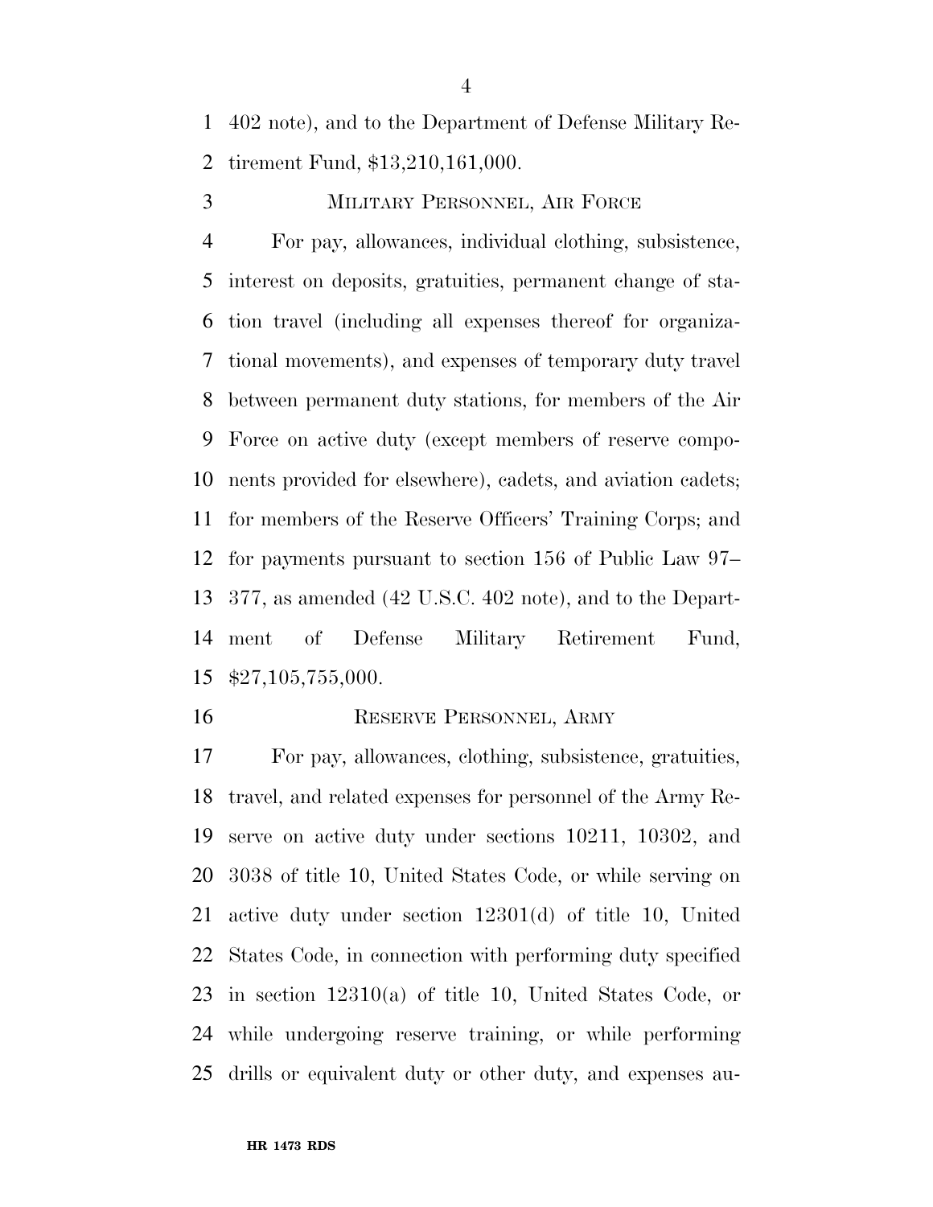402 note), and to the Department of Defense Military Retirement Fund, $13,210,161,000.

MILITARY PERSONNEL, AIR FORCE

For pay, allowances, individual clothing, subsistence, interest on deposits, gratuities, permanent change of station travel (including all expenses thereof for organizational movements), and expenses of temporary duty travel between permanent duty stations, for members of the Air Force on active duty (except members of reserve components provided for elsewhere), cadets, and aviation cadets; for members of the Reserve Officers' Training Corps; and for payments pursuant to section 156 of Public Law 97–377, as amended (42 U.S.C. 402 note), and to the Department of Defense Military Retirement Fund, $27,105,755,000.

RESERVE PERSONNEL, ARMY

For pay, allowances, clothing, subsistence, gratuities, travel, and related expenses for personnel of the Army Reserve on active duty under sections 10211, 10302, and 3038 of title 10, United States Code, or while serving on active duty under section 12301(d) of title 10, United States Code, in connection with performing duty specified in section 12310(a) of title 10, United States Code, or while undergoing reserve training, or while performing drills or equivalent duty or other duty, and expenses au-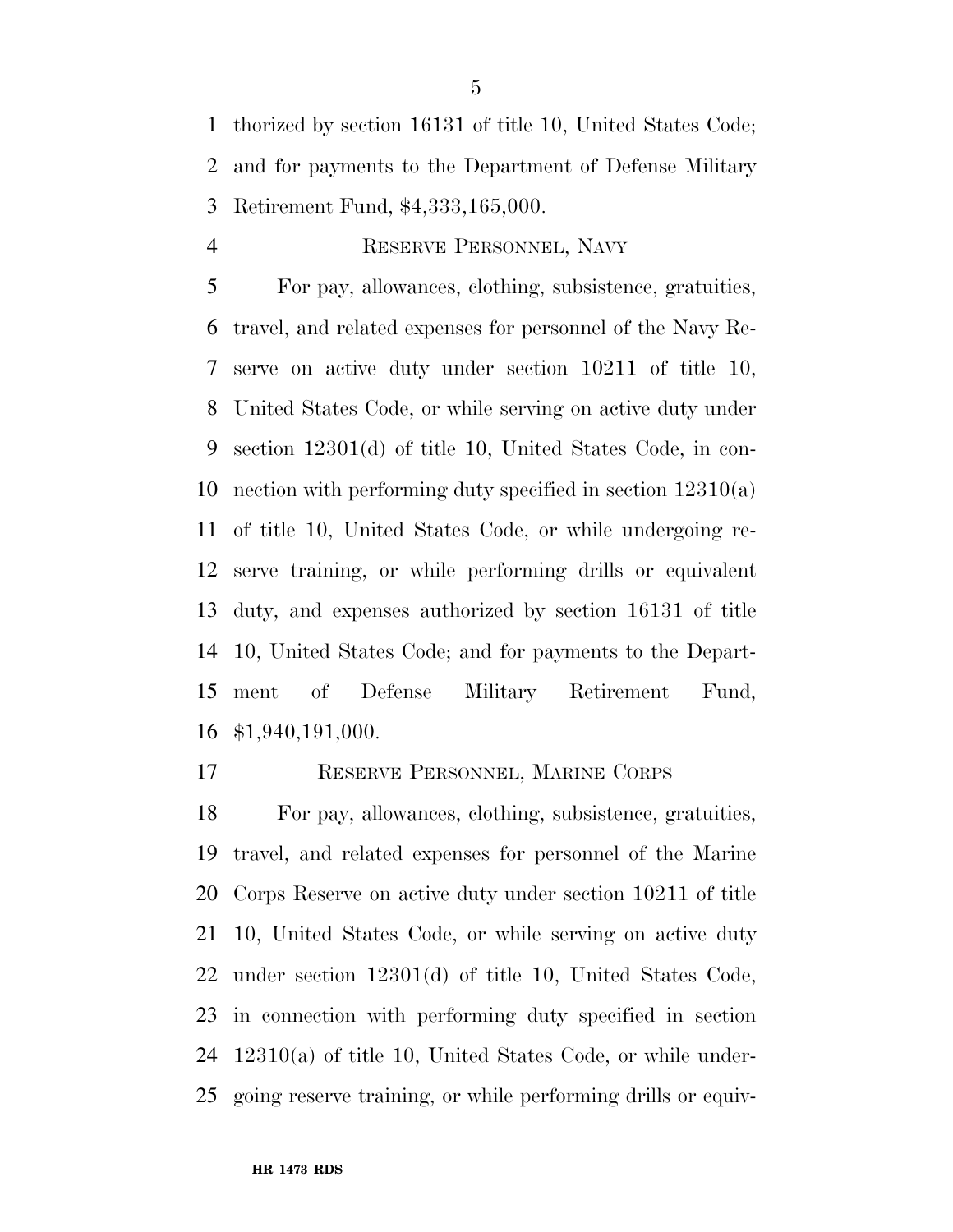thorized by section 16131 of title 10, United States Code; and for payments to the Department of Defense Military Retirement Fund, $4,333,165,000.

### Reserve Personnel, Navy

For pay, allowances, clothing, subsistence, gratuities, travel, and related expenses for personnel of the Navy Reserve on active duty under section 10211 of title 10, United States Code, or while serving on active duty under section 12301(d) of title 10, United States Code, in connection with performing duty specified in section 12310(a) of title 10, United States Code, or while undergoing reserve training, or while performing drills or equivalent duty, and expenses authorized by section 16131 of title 10, United States Code; and for payments to the Department of Defense Military Retirement Fund, $1,940,191,000.

### Reserve Personnel, Marine Corps

For pay, allowances, clothing, subsistence, gratuities, travel, and related expenses for personnel of the Marine Corps Reserve on active duty under section 10211 of title 10, United States Code, or while serving on active duty under section 12301(d) of title 10, United States Code, in connection with performing duty specified in section 12310(a) of title 10, United States Code, or while undergoing reserve training, or while performing drills or equiv-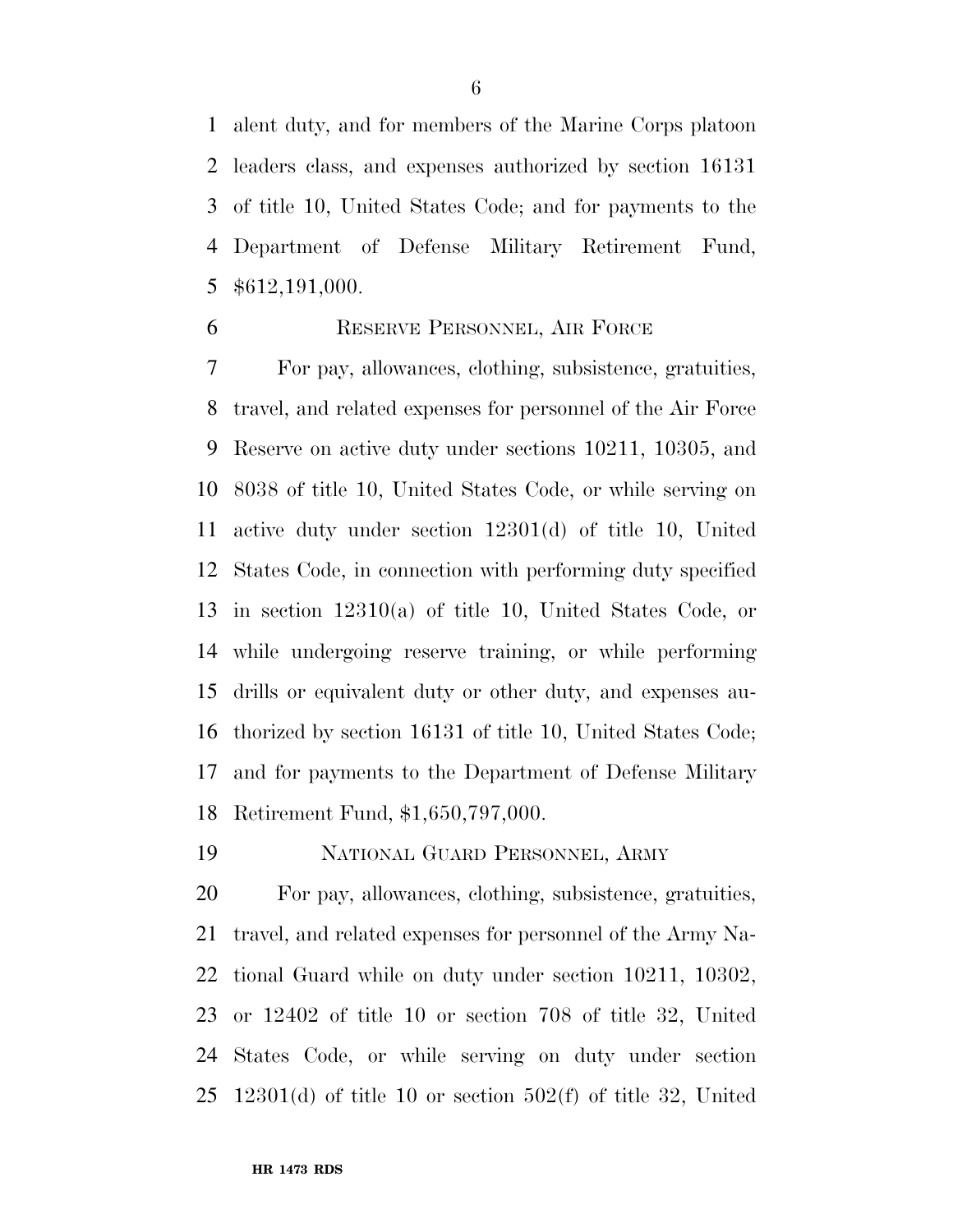alent duty, and for members of the Marine Corps platoon leaders class, and expenses authorized by section 16131 of title 10, United States Code; and for payments to the Department of Defense Military Retirement Fund, $612,191,000.

RESERVE PERSONNEL, AIR FORCE

For pay, allowances, clothing, subsistence, gratuities, travel, and related expenses for personnel of the Air Force Reserve on active duty under sections 10211, 10305, and 8038 of title 10, United States Code, or while serving on active duty under section 12301(d) of title 10, United States Code, in connection with performing duty specified in section 12310(a) of title 10, United States Code, or while undergoing reserve training, or while performing drills or equivalent duty or other duty, and expenses authorized by section 16131 of title 10, United States Code; and for payments to the Department of Defense Military Retirement Fund, $1,650,797,000.

NATIONAL GUARD PERSONNEL, ARMY

For pay, allowances, clothing, subsistence, gratuities, travel, and related expenses for personnel of the Army National Guard while on duty under section 10211, 10302, or 12402 of title 10 or section 708 of title 32, United States Code, or while serving on duty under section 12301(d) of title 10 or section 502(f) of title 32, United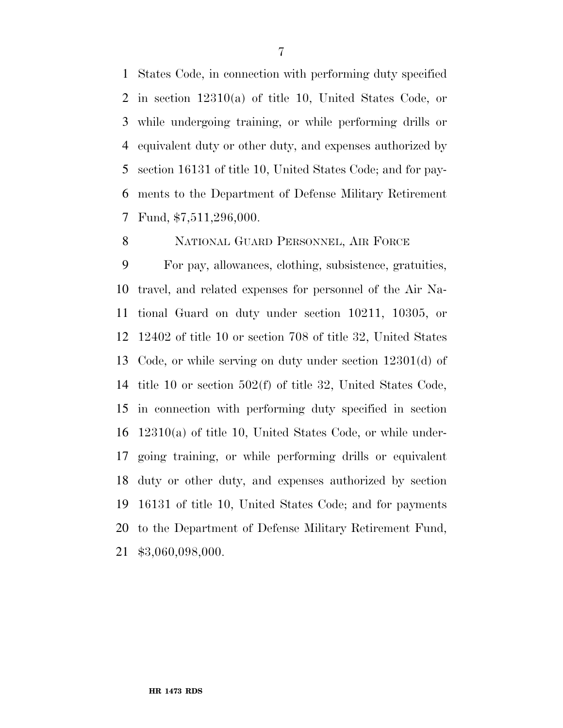States Code, in connection with performing duty specified in section 12310(a) of title 10, United States Code, or while undergoing training, or while performing drills or equivalent duty or other duty, and expenses authorized by section 16131 of title 10, United States Code; and for payments to the Department of Defense Military Retirement Fund, $7,511,296,000.

NATIONAL GUARD PERSONNEL, AIR FORCE

For pay, allowances, clothing, subsistence, gratuities, travel, and related expenses for personnel of the Air National Guard on duty under section 10211, 10305, or 12402 of title 10 or section 708 of title 32, United States Code, or while serving on duty under section 12301(d) of title 10 or section 502(f) of title 32, United States Code, in connection with performing duty specified in section 12310(a) of title 10, United States Code, or while undergoing training, or while performing drills or equivalent duty or other duty, and expenses authorized by section 16131 of title 10, United States Code; and for payments to the Department of Defense Military Retirement Fund, $3,060,098,000.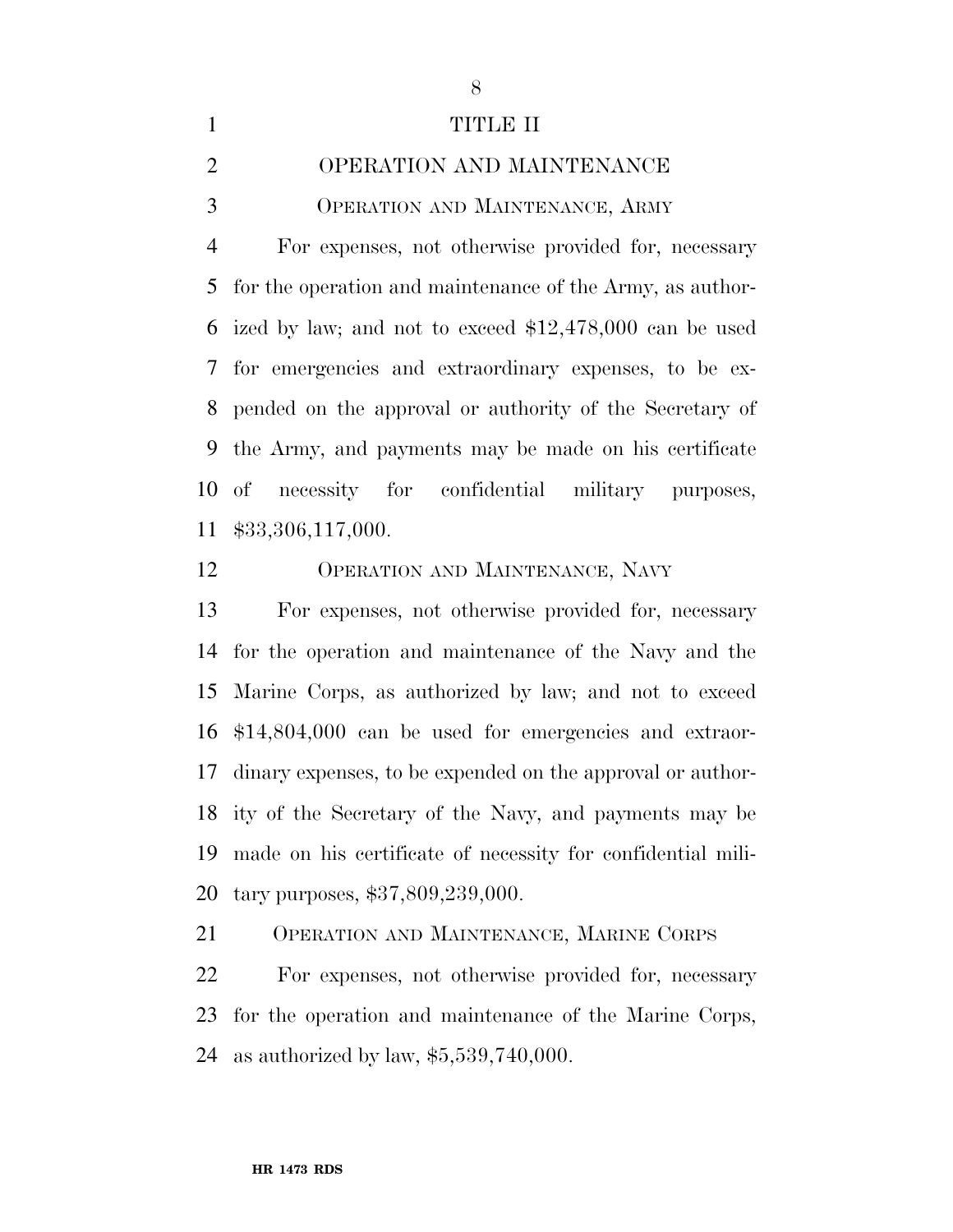# TITLE II

## OPERATION AND MAINTENANCE

### Operation and Maintenance, Army

For expenses, not otherwise provided for, necessary for the operation and maintenance of the Army, as authorized by law; and not to exceed $12,478,000 can be used for emergencies and extraordinary expenses, to be expended on the approval or authority of the Secretary of the Army, and payments may be made on his certificate of necessity for confidential military purposes, $33,306,117,000.

### Operation and Maintenance, Navy

For expenses, not otherwise provided for, necessary for the operation and maintenance of the Navy and the Marine Corps, as authorized by law; and not to exceed $14,804,000 can be used for emergencies and extraordinary expenses, to be expended on the approval or authority of the Secretary of the Navy, and payments may be made on his certificate of necessity for confidential military purposes, $37,809,239,000.

### Operation and Maintenance, Marine Corps

For expenses, not otherwise provided for, necessary for the operation and maintenance of the Marine Corps, as authorized by law, $5,539,740,000.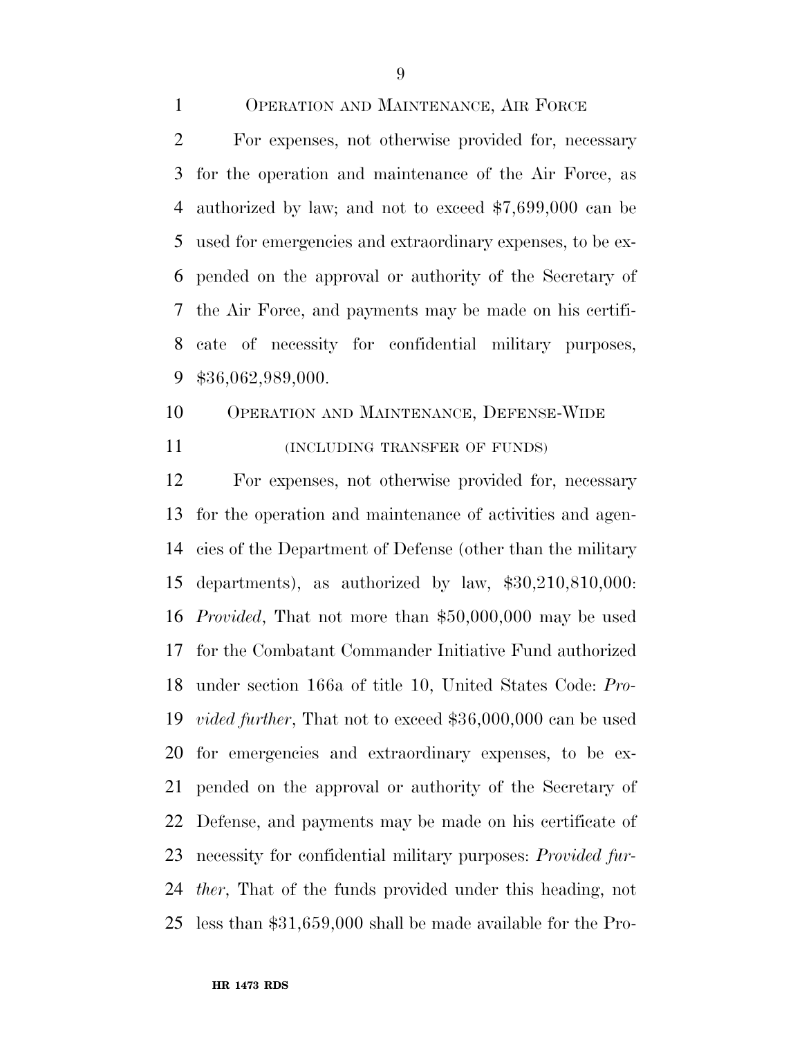OPERATION AND MAINTENANCE, AIR FORCE

For expenses, not otherwise provided for, necessary for the operation and maintenance of the Air Force, as authorized by law; and not to exceed $7,699,000 can be used for emergencies and extraordinary expenses, to be expended on the approval or authority of the Secretary of the Air Force, and payments may be made on his certificate of necessity for confidential military purposes, $36,062,989,000.

OPERATION AND MAINTENANCE, DEFENSE-WIDE

(INCLUDING TRANSFER OF FUNDS)

For expenses, not otherwise provided for, necessary for the operation and maintenance of activities and agencies of the Department of Defense (other than the military departments), as authorized by law, $30,210,810,000: *Provided*, That not more than $50,000,000 may be used for the Combatant Commander Initiative Fund authorized under section 166a of title 10, United States Code: *Provided further*, That not to exceed $36,000,000 can be used for emergencies and extraordinary expenses, to be expended on the approval or authority of the Secretary of Defense, and payments may be made on his certificate of necessity for confidential military purposes: *Provided further*, That of the funds provided under this heading, not less than $31,659,000 shall be made available for the Pro-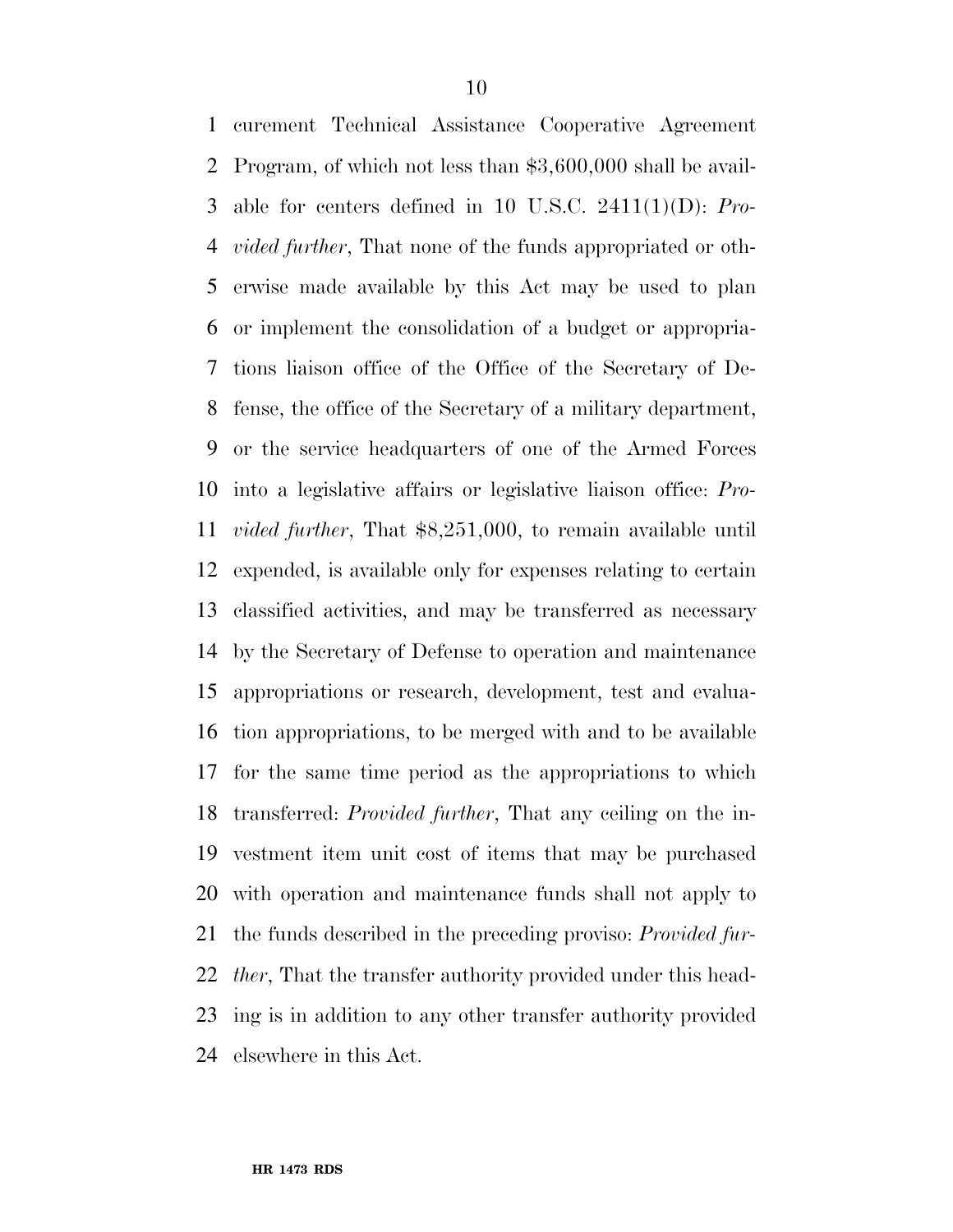curement Technical Assistance Cooperative Agreement Program, of which not less than $3,600,000 shall be available for centers defined in 10 U.S.C. 2411(1)(D): *Provided further*, That none of the funds appropriated or otherwise made available by this Act may be used to plan or implement the consolidation of a budget or appropriations liaison office of the Office of the Secretary of Defense, the office of the Secretary of a military department, or the service headquarters of one of the Armed Forces into a legislative affairs or legislative liaison office: *Provided further*, That $8,251,000, to remain available until expended, is available only for expenses relating to certain classified activities, and may be transferred as necessary by the Secretary of Defense to operation and maintenance appropriations or research, development, test and evaluation appropriations, to be merged with and to be available for the same time period as the appropriations to which transferred: *Provided further*, That any ceiling on the investment item unit cost of items that may be purchased with operation and maintenance funds shall not apply to the funds described in the preceding proviso: *Provided further*, That the transfer authority provided under this heading is in addition to any other transfer authority provided elsewhere in this Act.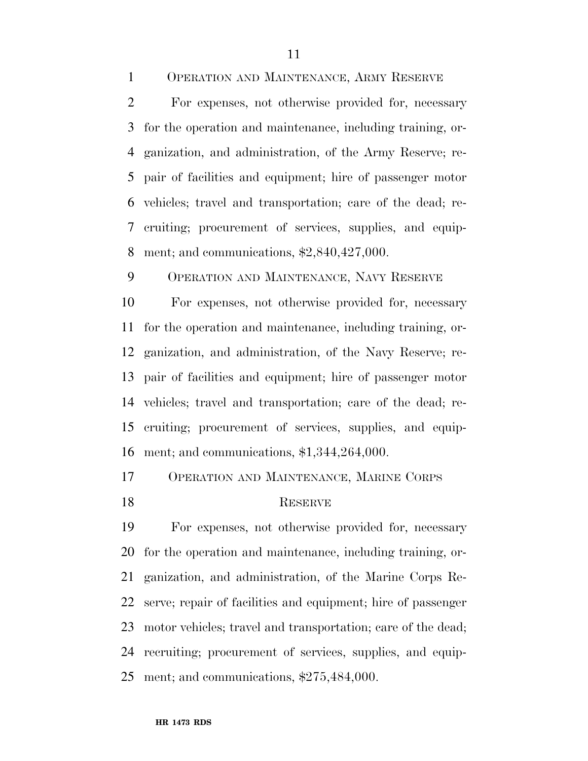OPERATION AND MAINTENANCE, ARMY RESERVE

For expenses, not otherwise provided for, necessary for the operation and maintenance, including training, organization, and administration, of the Army Reserve; repair of facilities and equipment; hire of passenger motor vehicles; travel and transportation; care of the dead; recruiting; procurement of services, supplies, and equipment; and communications, $2,840,427,000.

OPERATION AND MAINTENANCE, NAVY RESERVE

For expenses, not otherwise provided for, necessary for the operation and maintenance, including training, organization, and administration, of the Navy Reserve; repair of facilities and equipment; hire of passenger motor vehicles; travel and transportation; care of the dead; recruiting; procurement of services, supplies, and equipment; and communications, $1,344,264,000.

OPERATION AND MAINTENANCE, MARINE CORPS RESERVE

For expenses, not otherwise provided for, necessary for the operation and maintenance, including training, organization, and administration, of the Marine Corps Reserve; repair of facilities and equipment; hire of passenger motor vehicles; travel and transportation; care of the dead; recruiting; procurement of services, supplies, and equipment; and communications, $275,484,000.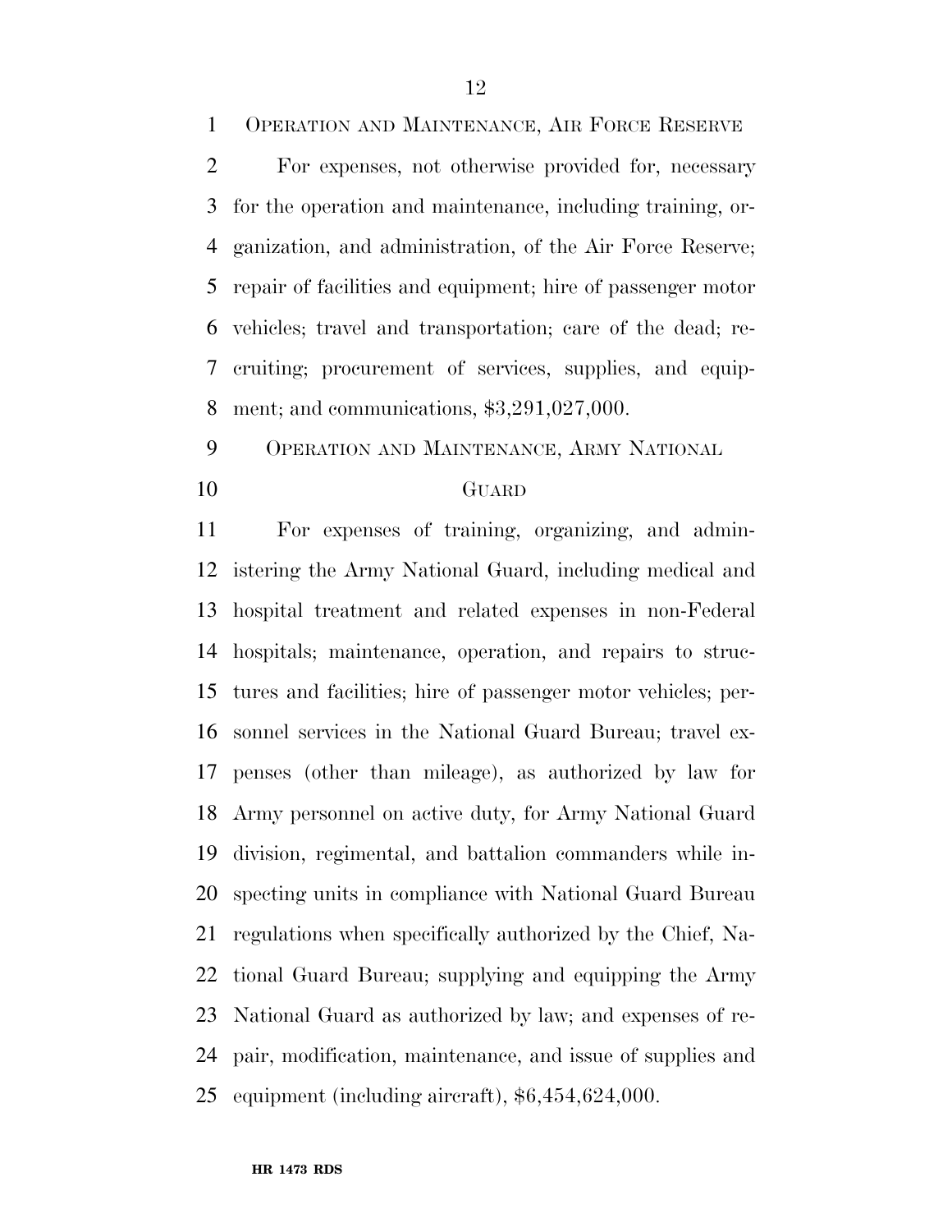## OPERATION AND MAINTENANCE, AIR FORCE RESERVE

For expenses, not otherwise provided for, necessary for the operation and maintenance, including training, organization, and administration, of the Air Force Reserve; repair of facilities and equipment; hire of passenger motor vehicles; travel and transportation; care of the dead; recruiting; procurement of services, supplies, and equipment; and communications, $3,291,027,000.

## OPERATION AND MAINTENANCE, ARMY NATIONAL GUARD

For expenses of training, organizing, and administering the Army National Guard, including medical and hospital treatment and related expenses in non-Federal hospitals; maintenance, operation, and repairs to structures and facilities; hire of passenger motor vehicles; personnel services in the National Guard Bureau; travel expenses (other than mileage), as authorized by law for Army personnel on active duty, for Army National Guard division, regimental, and battalion commanders while inspecting units in compliance with National Guard Bureau regulations when specifically authorized by the Chief, National Guard Bureau; supplying and equipping the Army National Guard as authorized by law; and expenses of repair, modification, maintenance, and issue of supplies and equipment (including aircraft), $6,454,624,000.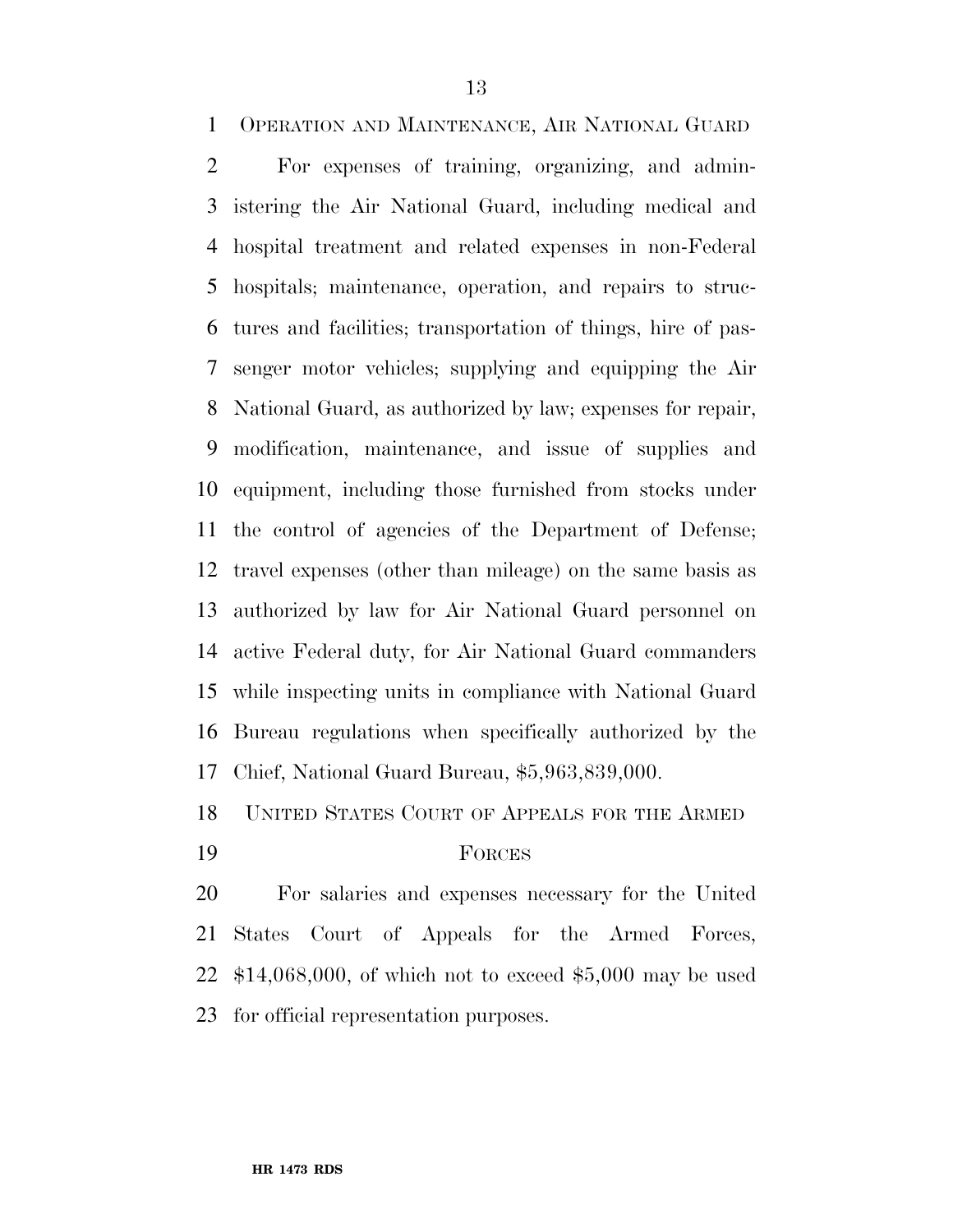OPERATION AND MAINTENANCE, AIR NATIONAL GUARD

For expenses of training, organizing, and administering the Air National Guard, including medical and hospital treatment and related expenses in non-Federal hospitals; maintenance, operation, and repairs to structures and facilities; transportation of things, hire of passenger motor vehicles; supplying and equipping the Air National Guard, as authorized by law; expenses for repair, modification, maintenance, and issue of supplies and equipment, including those furnished from stocks under the control of agencies of the Department of Defense; travel expenses (other than mileage) on the same basis as authorized by law for Air National Guard personnel on active Federal duty, for Air National Guard commanders while inspecting units in compliance with National Guard Bureau regulations when specifically authorized by the Chief, National Guard Bureau, $5,963,839,000.

UNITED STATES COURT OF APPEALS FOR THE ARMED FORCES

For salaries and expenses necessary for the United States Court of Appeals for the Armed Forces, $14,068,000, of which not to exceed $5,000 may be used for official representation purposes.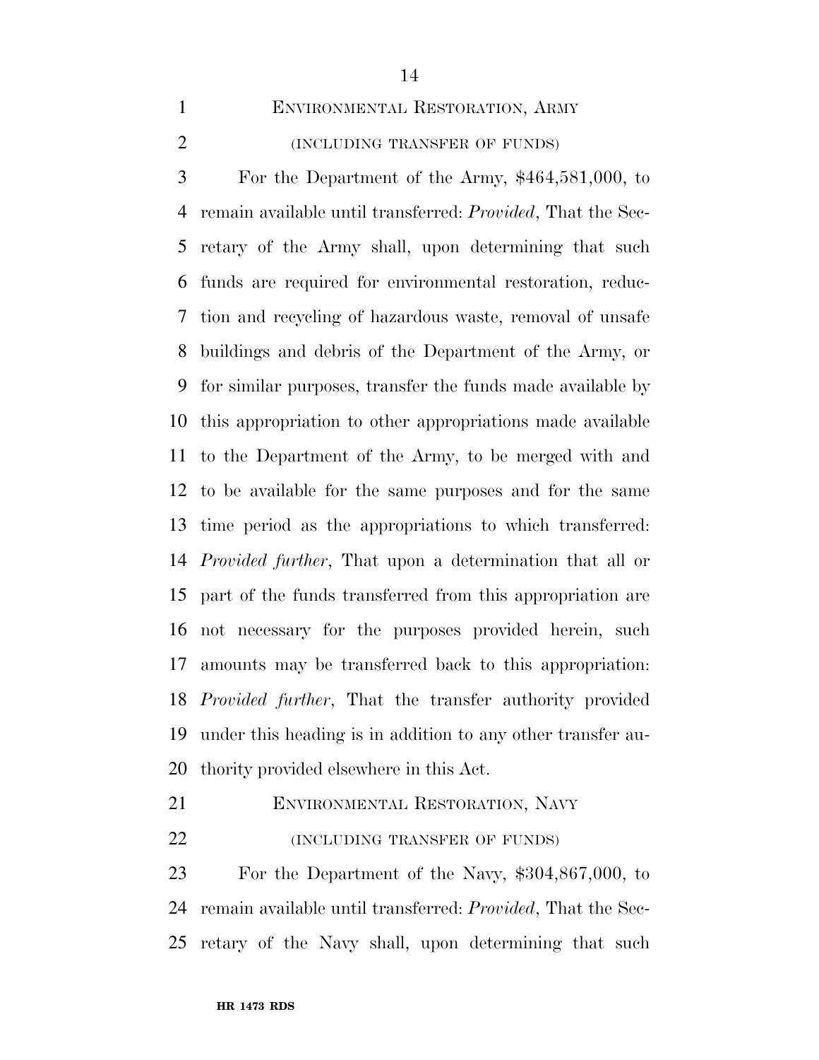## Environmental Restoration, Army

(INCLUDING TRANSFER OF FUNDS)

For the Department of the Army, $464,581,000, to remain available until transferred: *Provided*, That the Secretary of the Army shall, upon determining that such funds are required for environmental restoration, reduction and recycling of hazardous waste, removal of unsafe buildings and debris of the Department of the Army, or for similar purposes, transfer the funds made available by this appropriation to other appropriations made available to the Department of the Army, to be merged with and to be available for the same purposes and for the same time period as the appropriations to which transferred: *Provided further*, That upon a determination that all or part of the funds transferred from this appropriation are not necessary for the purposes provided herein, such amounts may be transferred back to this appropriation: *Provided further*, That the transfer authority provided under this heading is in addition to any other transfer authority provided elsewhere in this Act.

## Environmental Restoration, Navy

(INCLUDING TRANSFER OF FUNDS)

For the Department of the Navy, $304,867,000, to remain available until transferred: *Provided*, That the Secretary of the Navy shall, upon determining that such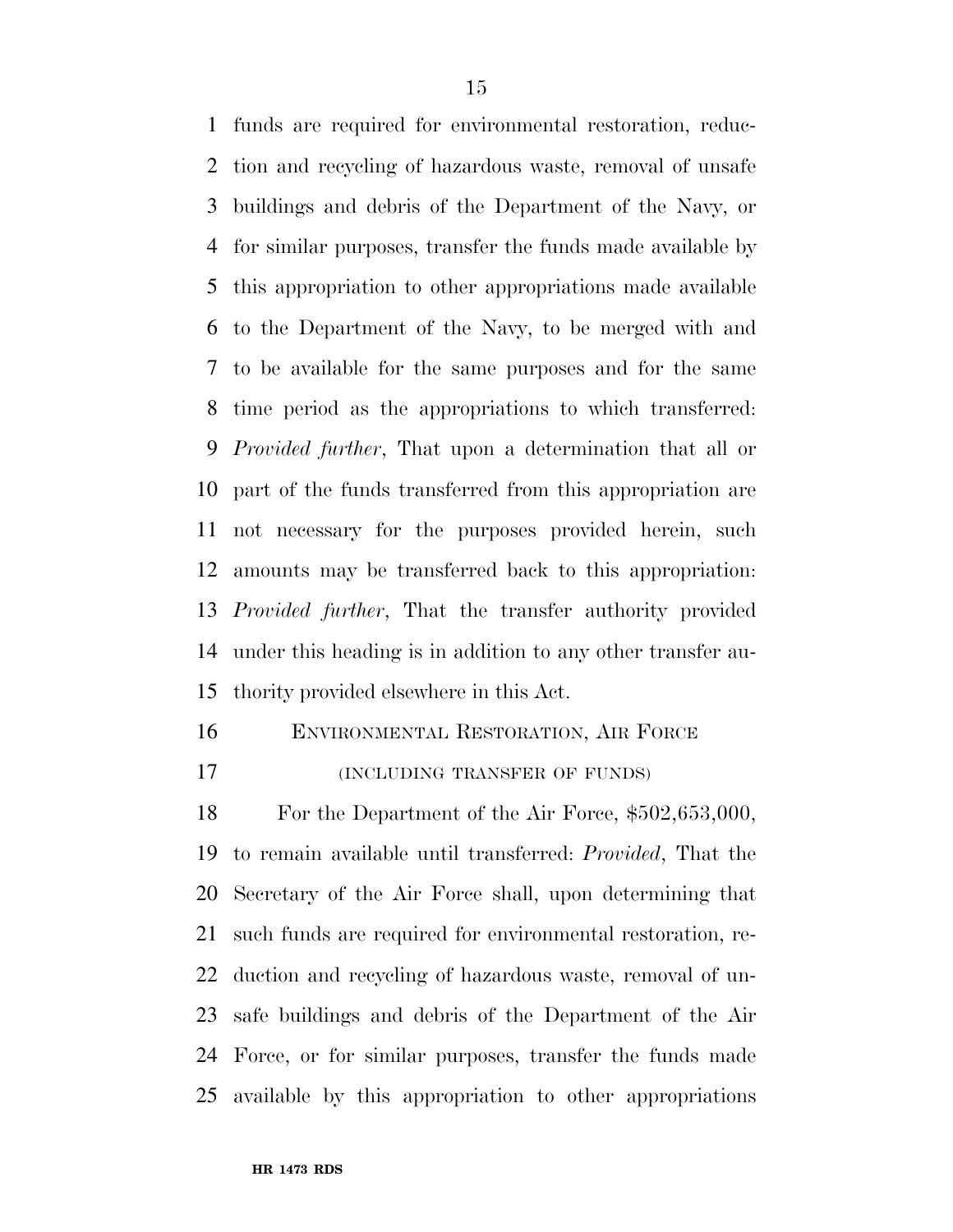funds are required for environmental restoration, reduction and recycling of hazardous waste, removal of unsafe buildings and debris of the Department of the Navy, or for similar purposes, transfer the funds made available by this appropriation to other appropriations made available to the Department of the Navy, to be merged with and to be available for the same purposes and for the same time period as the appropriations to which transferred: *Provided further*, That upon a determination that all or part of the funds transferred from this appropriation are not necessary for the purposes provided herein, such amounts may be transferred back to this appropriation: *Provided further*, That the transfer authority provided under this heading is in addition to any other transfer authority provided elsewhere in this Act.

ENVIRONMENTAL RESTORATION, AIR FORCE

(INCLUDING TRANSFER OF FUNDS)

For the Department of the Air Force, $502,653,000, to remain available until transferred: *Provided*, That the Secretary of the Air Force shall, upon determining that such funds are required for environmental restoration, reduction and recycling of hazardous waste, removal of unsafe buildings and debris of the Department of the Air Force, or for similar purposes, transfer the funds made available by this appropriation to other appropriations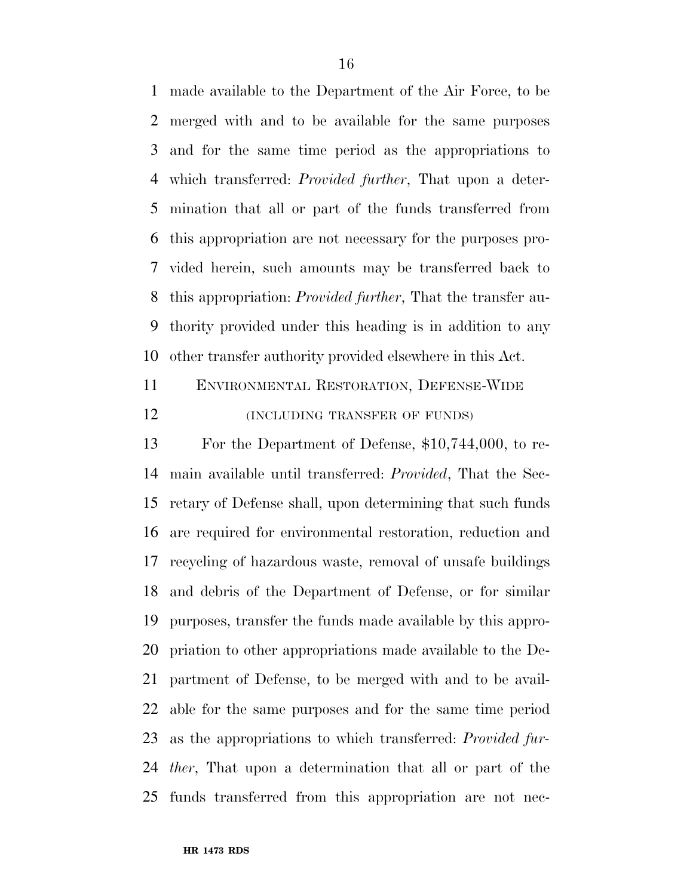made available to the Department of the Air Force, to be merged with and to be available for the same purposes and for the same time period as the appropriations to which transferred: *Provided further*, That upon a determination that all or part of the funds transferred from this appropriation are not necessary for the purposes provided herein, such amounts may be transferred back to this appropriation: *Provided further*, That the transfer authority provided under this heading is in addition to any other transfer authority provided elsewhere in this Act.

ENVIRONMENTAL RESTORATION, DEFENSE-WIDE

(INCLUDING TRANSFER OF FUNDS)

For the Department of Defense, $10,744,000, to remain available until transferred: *Provided*, That the Secretary of Defense shall, upon determining that such funds are required for environmental restoration, reduction and recycling of hazardous waste, removal of unsafe buildings and debris of the Department of Defense, or for similar purposes, transfer the funds made available by this appropriation to other appropriations made available to the Department of Defense, to be merged with and to be available for the same purposes and for the same time period as the appropriations to which transferred: *Provided further*, That upon a determination that all or part of the funds transferred from this appropriation are not nec-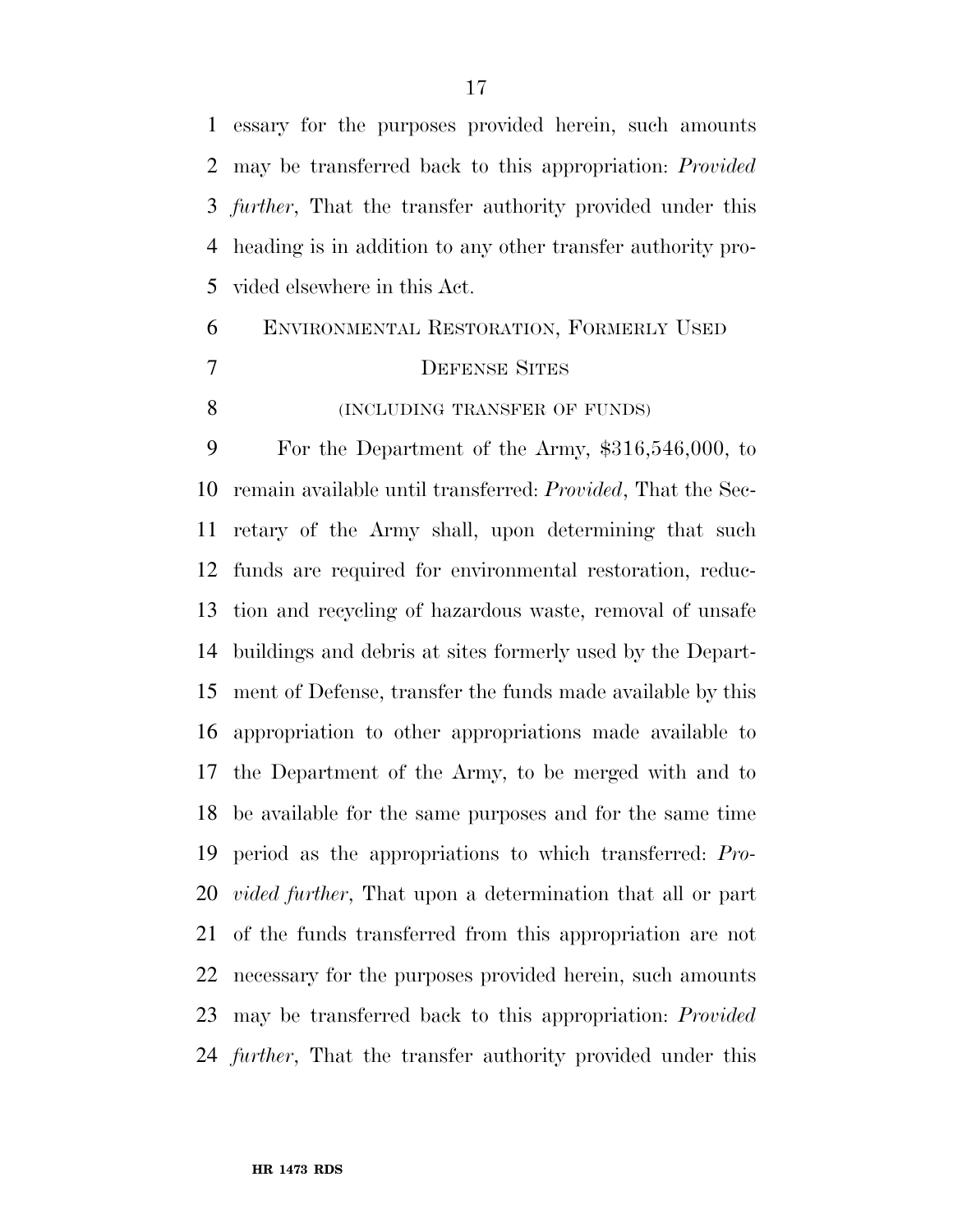essary for the purposes provided herein, such amounts may be transferred back to this appropriation: *Provided further*, That the transfer authority provided under this heading is in addition to any other transfer authority provided elsewhere in this Act.

### ENVIRONMENTAL RESTORATION, FORMERLY USED DEFENSE SITES

(INCLUDING TRANSFER OF FUNDS)

For the Department of the Army, $316,546,000, to remain available until transferred: *Provided*, That the Secretary of the Army shall, upon determining that such funds are required for environmental restoration, reduction and recycling of hazardous waste, removal of unsafe buildings and debris at sites formerly used by the Department of Defense, transfer the funds made available by this appropriation to other appropriations made available to the Department of the Army, to be merged with and to be available for the same purposes and for the same time period as the appropriations to which transferred: *Provided further*, That upon a determination that all or part of the funds transferred from this appropriation are not necessary for the purposes provided herein, such amounts may be transferred back to this appropriation: *Provided further*, That the transfer authority provided under this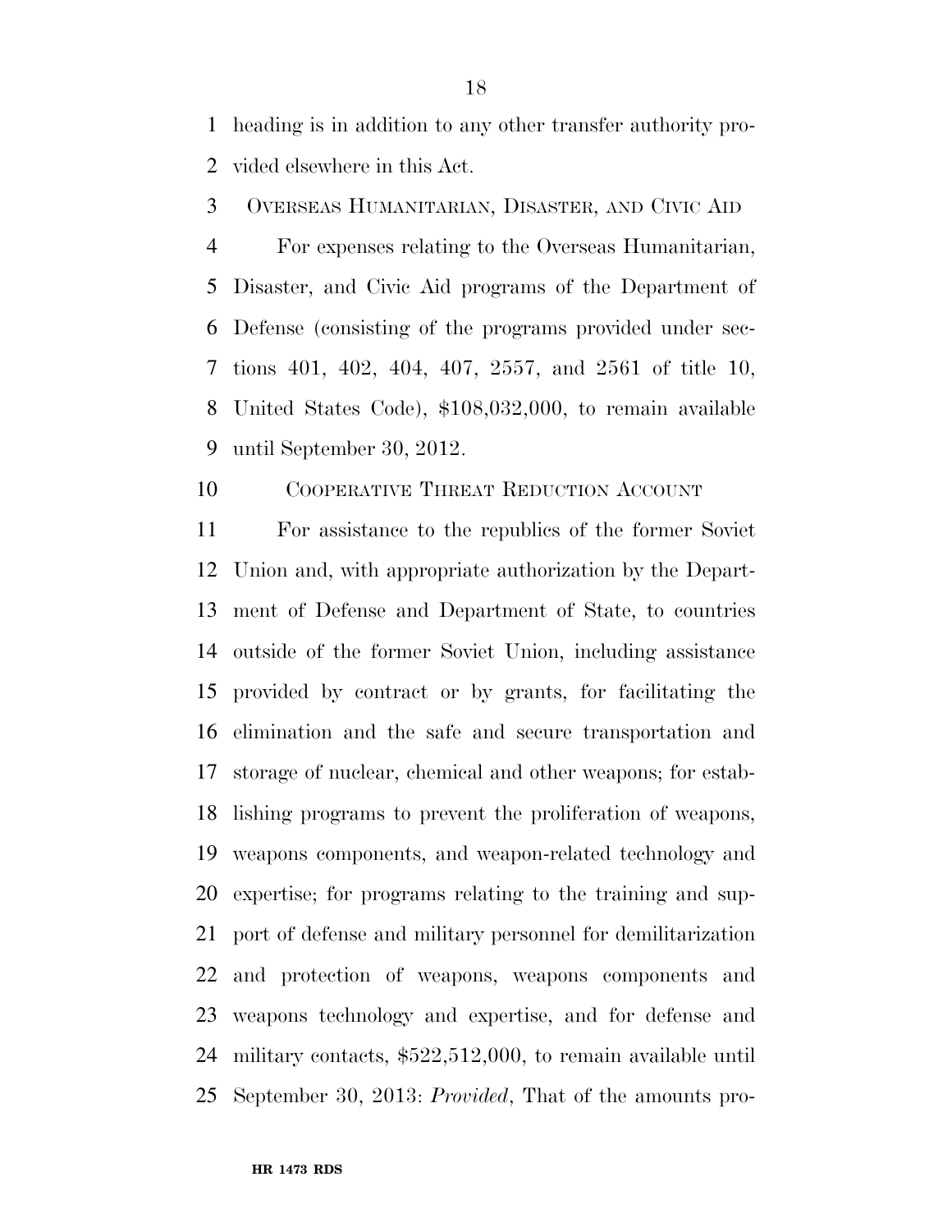heading is in addition to any other transfer authority provided elsewhere in this Act.

OVERSEAS HUMANITARIAN, DISASTER, AND CIVIC AID

For expenses relating to the Overseas Humanitarian, Disaster, and Civic Aid programs of the Department of Defense (consisting of the programs provided under sections 401, 402, 404, 407, 2557, and 2561 of title 10, United States Code), $108,032,000, to remain available until September 30, 2012.

COOPERATIVE THREAT REDUCTION ACCOUNT

For assistance to the republics of the former Soviet Union and, with appropriate authorization by the Department of Defense and Department of State, to countries outside of the former Soviet Union, including assistance provided by contract or by grants, for facilitating the elimination and the safe and secure transportation and storage of nuclear, chemical and other weapons; for establishing programs to prevent the proliferation of weapons, weapons components, and weapon-related technology and expertise; for programs relating to the training and support of defense and military personnel for demilitarization and protection of weapons, weapons components and weapons technology and expertise, and for defense and military contacts, $522,512,000, to remain available until September 30, 2013: *Provided*, That of the amounts pro-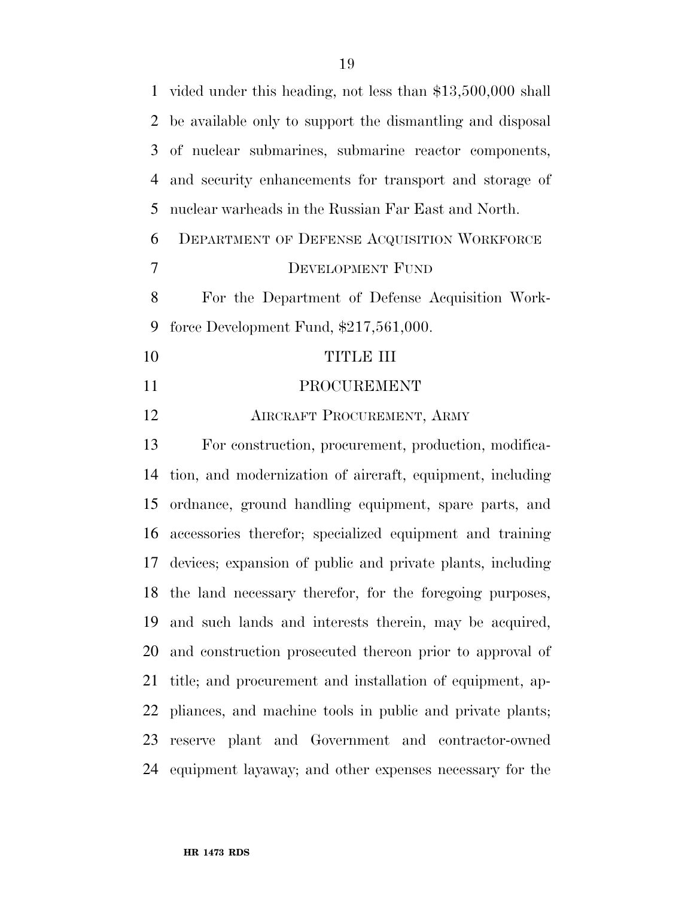vided under this heading, not less than $13,500,000 shall be available only to support the dismantling and disposal of nuclear submarines, submarine reactor components, and security enhancements for transport and storage of nuclear warheads in the Russian Far East and North.

DEPARTMENT OF DEFENSE ACQUISITION WORKFORCE DEVELOPMENT FUND

For the Department of Defense Acquisition Workforce Development Fund, $217,561,000.

# TITLE III

# PROCUREMENT

## AIRCRAFT PROCUREMENT, ARMY

For construction, procurement, production, modification, and modernization of aircraft, equipment, including ordnance, ground handling equipment, spare parts, and accessories therefor; specialized equipment and training devices; expansion of public and private plants, including the land necessary therefor, for the foregoing purposes, and such lands and interests therein, may be acquired, and construction prosecuted thereon prior to approval of title; and procurement and installation of equipment, appliances, and machine tools in public and private plants; reserve plant and Government and contractor-owned equipment layaway; and other expenses necessary for the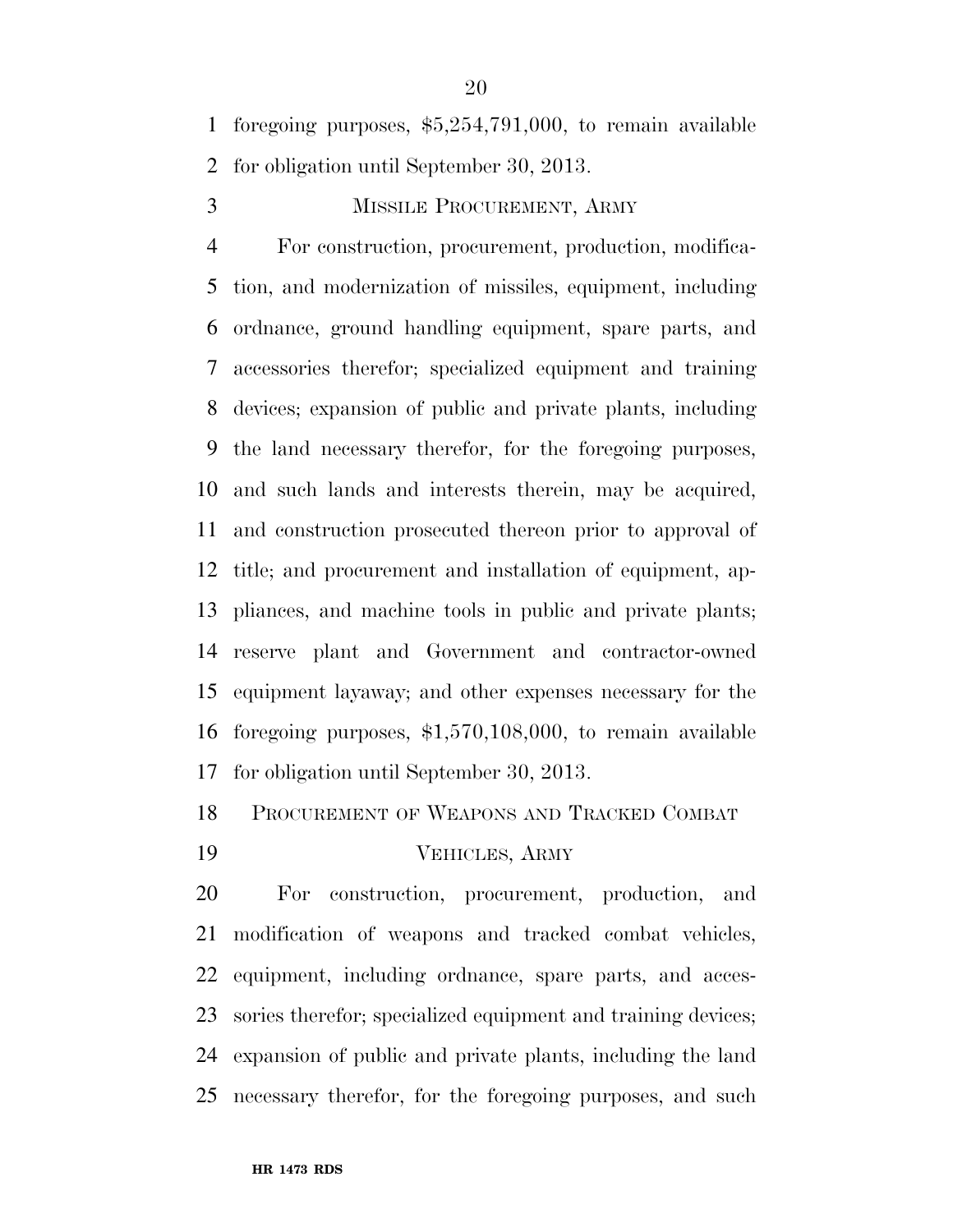foregoing purposes, $5,254,791,000, to remain available for obligation until September 30, 2013.

MISSILE PROCUREMENT, ARMY

For construction, procurement, production, modification, and modernization of missiles, equipment, including ordnance, ground handling equipment, spare parts, and accessories therefor; specialized equipment and training devices; expansion of public and private plants, including the land necessary therefor, for the foregoing purposes, and such lands and interests therein, may be acquired, and construction prosecuted thereon prior to approval of title; and procurement and installation of equipment, appliances, and machine tools in public and private plants; reserve plant and Government and contractor-owned equipment layaway; and other expenses necessary for the foregoing purposes, $1,570,108,000, to remain available for obligation until September 30, 2013.

PROCUREMENT OF WEAPONS AND TRACKED COMBAT VEHICLES, ARMY

For construction, procurement, production, and modification of weapons and tracked combat vehicles, equipment, including ordnance, spare parts, and accessories therefor; specialized equipment and training devices; expansion of public and private plants, including the land necessary therefor, for the foregoing purposes, and such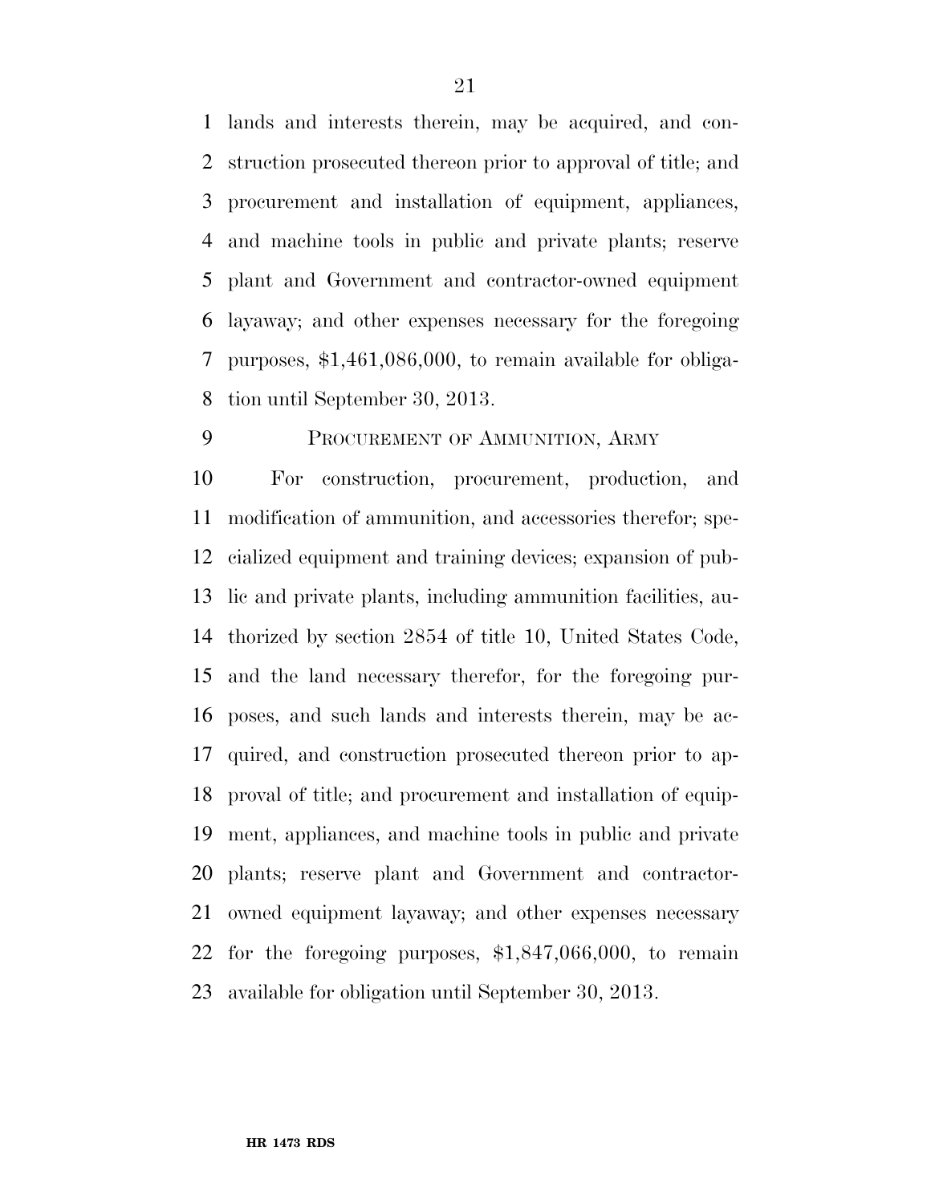lands and interests therein, may be acquired, and construction prosecuted thereon prior to approval of title; and procurement and installation of equipment, appliances, and machine tools in public and private plants; reserve plant and Government and contractor-owned equipment layaway; and other expenses necessary for the foregoing purposes, $1,461,086,000, to remain available for obligation until September 30, 2013.

### Procurement of Ammunition, Army

For construction, procurement, production, and modification of ammunition, and accessories therefor; specialized equipment and training devices; expansion of public and private plants, including ammunition facilities, authorized by section 2854 of title 10, United States Code, and the land necessary therefor, for the foregoing purposes, and such lands and interests therein, may be acquired, and construction prosecuted thereon prior to approval of title; and procurement and installation of equipment, appliances, and machine tools in public and private plants; reserve plant and Government and contractor-owned equipment layaway; and other expenses necessary for the foregoing purposes, $1,847,066,000, to remain available for obligation until September 30, 2013.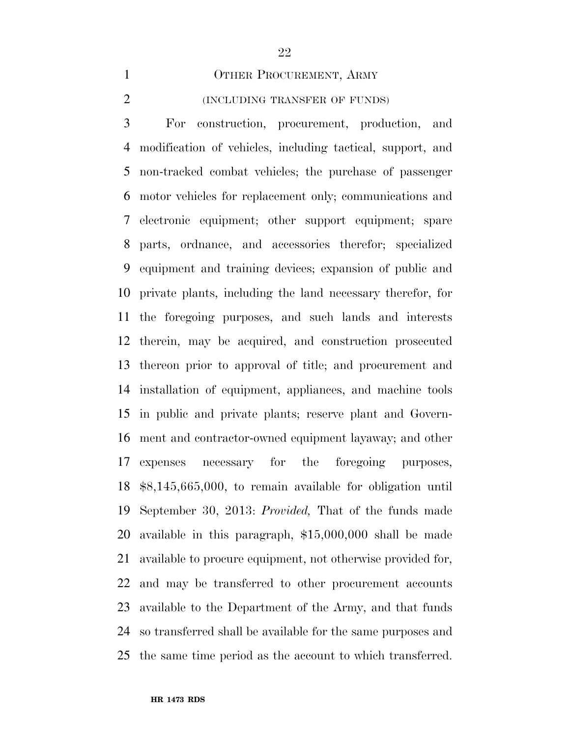## OTHER PROCUREMENT, ARMY

### (INCLUDING TRANSFER OF FUNDS)

For construction, procurement, production, and modification of vehicles, including tactical, support, and non-tracked combat vehicles; the purchase of passenger motor vehicles for replacement only; communications and electronic equipment; other support equipment; spare parts, ordnance, and accessories therefor; specialized equipment and training devices; expansion of public and private plants, including the land necessary therefor, for the foregoing purposes, and such lands and interests therein, may be acquired, and construction prosecuted thereon prior to approval of title; and procurement and installation of equipment, appliances, and machine tools in public and private plants; reserve plant and Government and contractor-owned equipment layaway; and other expenses necessary for the foregoing purposes, $8,145,665,000, to remain available for obligation until September 30, 2013: *Provided,* That of the funds made available in this paragraph, $15,000,000 shall be made available to procure equipment, not otherwise provided for, and may be transferred to other procurement accounts available to the Department of the Army, and that funds so transferred shall be available for the same purposes and the same time period as the account to which transferred.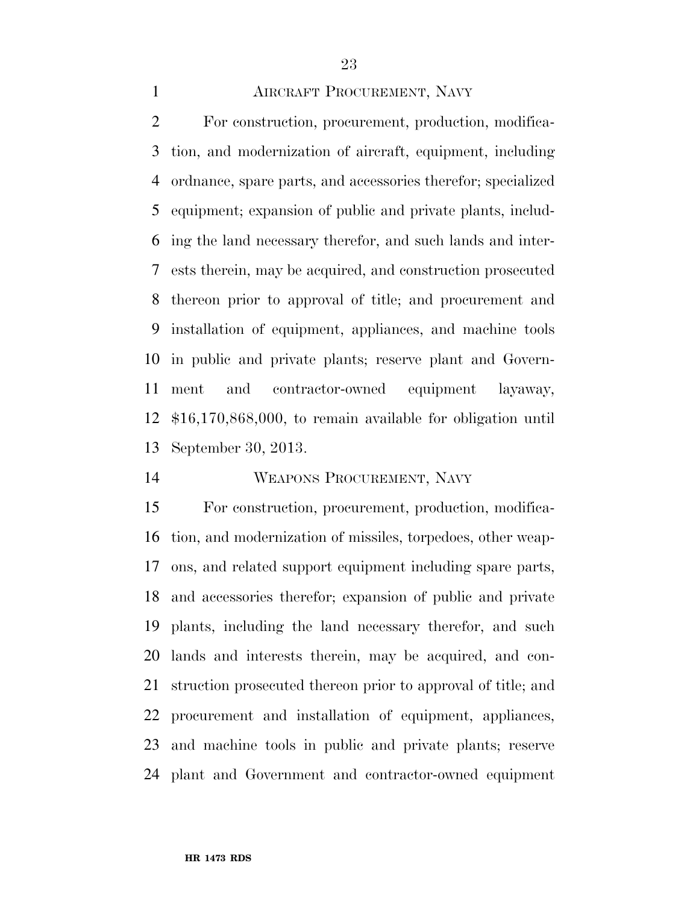AIRCRAFT PROCUREMENT, NAVY

For construction, procurement, production, modification, and modernization of aircraft, equipment, including ordnance, spare parts, and accessories therefor; specialized equipment; expansion of public and private plants, including the land necessary therefor, and such lands and interests therein, may be acquired, and construction prosecuted thereon prior to approval of title; and procurement and installation of equipment, appliances, and machine tools in public and private plants; reserve plant and Government and contractor-owned equipment layaway, $16,170,868,000, to remain available for obligation until September 30, 2013.

WEAPONS PROCUREMENT, NAVY

For construction, procurement, production, modification, and modernization of missiles, torpedoes, other weapons, and related support equipment including spare parts, and accessories therefor; expansion of public and private plants, including the land necessary therefor, and such lands and interests therein, may be acquired, and construction prosecuted thereon prior to approval of title; and procurement and installation of equipment, appliances, and machine tools in public and private plants; reserve plant and Government and contractor-owned equipment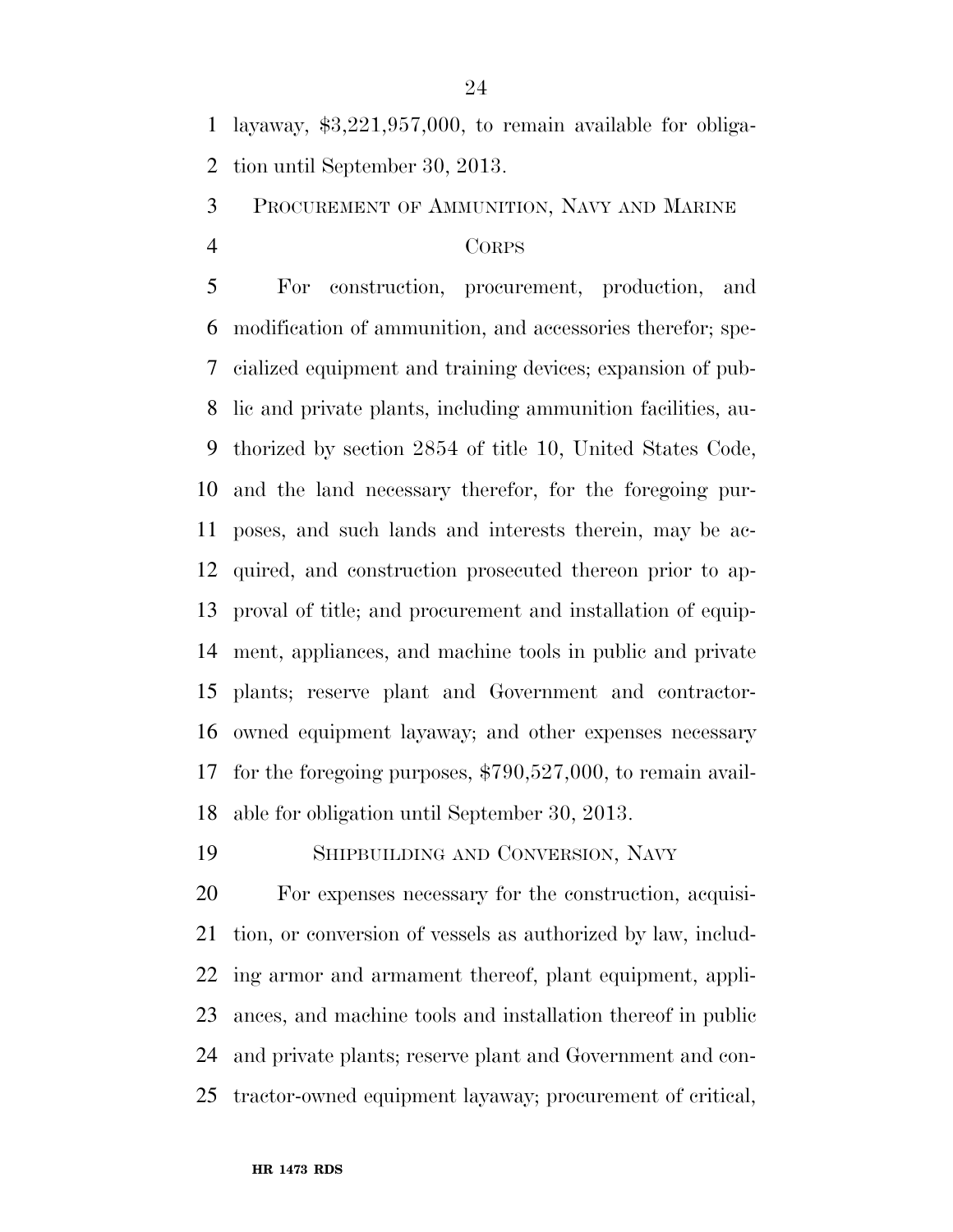layaway, $3,221,957,000, to remain available for obligation until September 30, 2013.

### Procurement of Ammunition, Navy and Marine Corps

For construction, procurement, production, and modification of ammunition, and accessories therefor; specialized equipment and training devices; expansion of public and private plants, including ammunition facilities, authorized by section 2854 of title 10, United States Code, and the land necessary therefor, for the foregoing purposes, and such lands and interests therein, may be acquired, and construction prosecuted thereon prior to approval of title; and procurement and installation of equipment, appliances, and machine tools in public and private plants; reserve plant and Government and contractor-owned equipment layaway; and other expenses necessary for the foregoing purposes, $790,527,000, to remain available for obligation until September 30, 2013.

### Shipbuilding and Conversion, Navy

For expenses necessary for the construction, acquisition, or conversion of vessels as authorized by law, including armor and armament thereof, plant equipment, appliances, and machine tools and installation thereof in public and private plants; reserve plant and Government and contractor-owned equipment layaway; procurement of critical,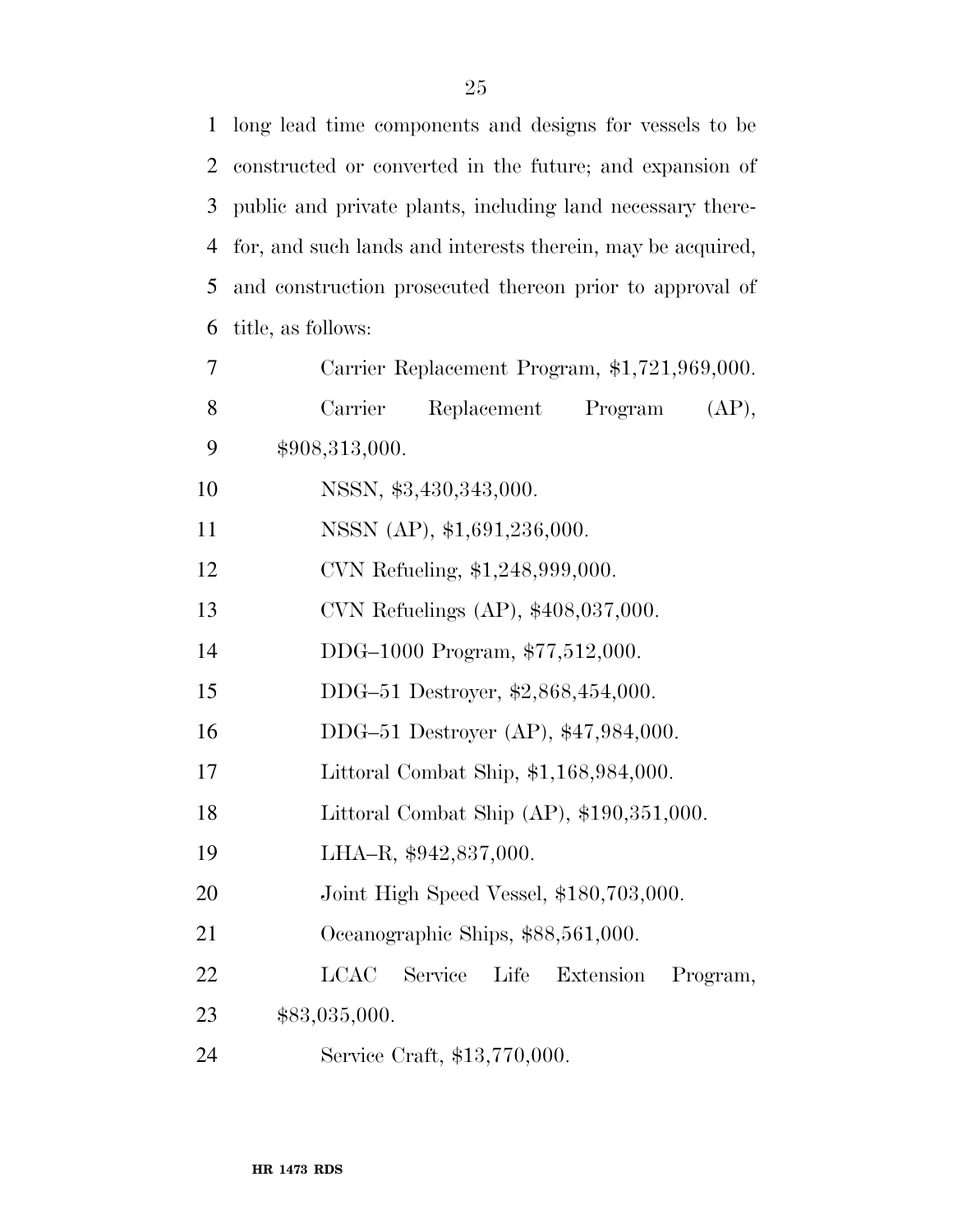long lead time components and designs for vessels to be constructed or converted in the future; and expansion of public and private plants, including land necessary therefor, and such lands and interests therein, may be acquired, and construction prosecuted thereon prior to approval of title, as follows:

Carrier Replacement Program, $1,721,969,000.

Carrier Replacement Program (AP), $908,313,000.

NSSN, $3,430,343,000.

NSSN (AP), $1,691,236,000.

CVN Refueling, $1,248,999,000.

CVN Refuelings (AP), $408,037,000.

DDG–1000 Program, $77,512,000.

DDG–51 Destroyer, $2,868,454,000.

DDG–51 Destroyer (AP), $47,984,000.

Littoral Combat Ship, $1,168,984,000.

Littoral Combat Ship (AP), $190,351,000.

LHA–R, $942,837,000.

Joint High Speed Vessel, $180,703,000.

Oceanographic Ships, $88,561,000.

LCAC Service Life Extension Program, $83,035,000.

Service Craft, $13,770,000.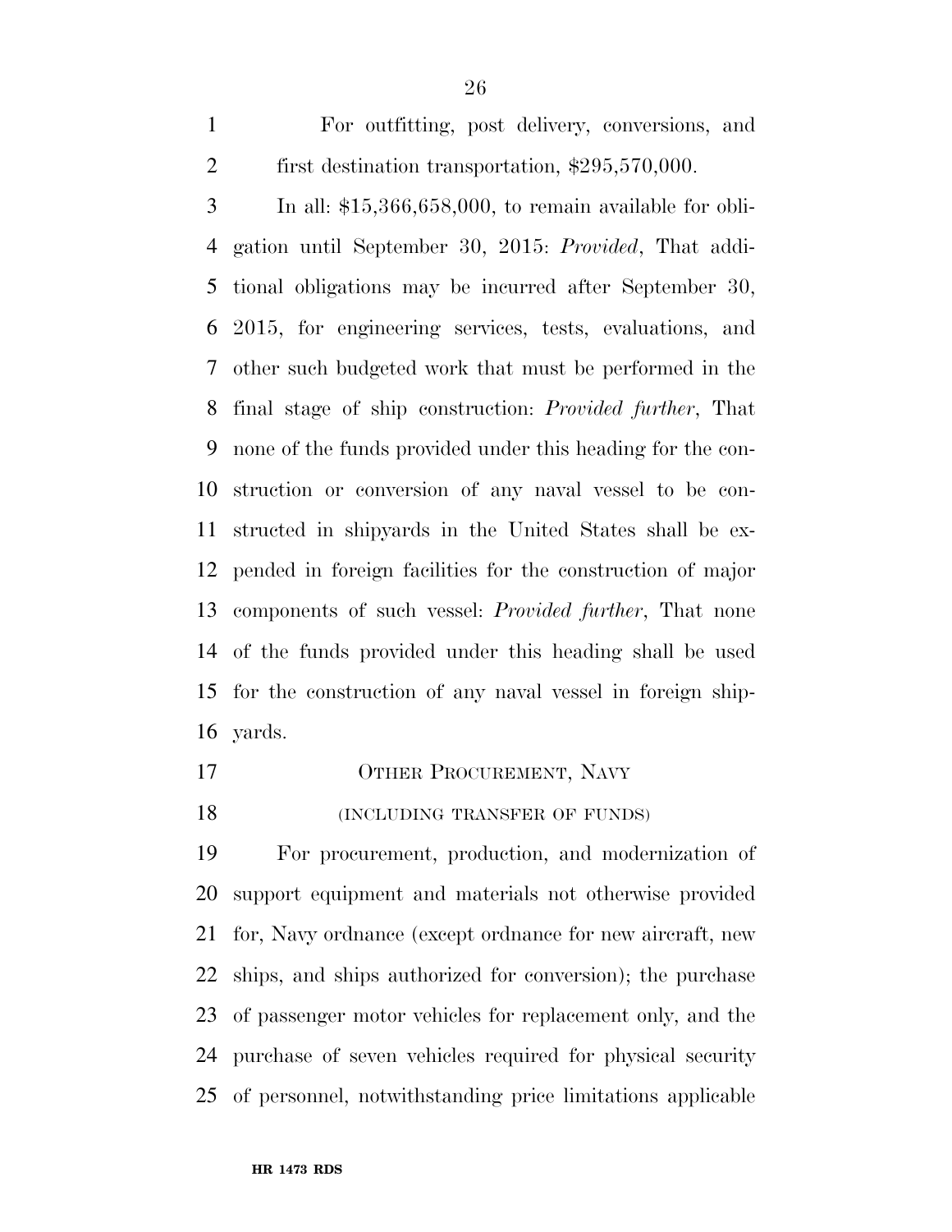For outfitting, post delivery, conversions, and first destination transportation, $295,570,000.

In all: $15,366,658,000, to remain available for obligation until September 30, 2015: *Provided*, That additional obligations may be incurred after September 30, 2015, for engineering services, tests, evaluations, and other such budgeted work that must be performed in the final stage of ship construction: *Provided further*, That none of the funds provided under this heading for the construction or conversion of any naval vessel to be constructed in shipyards in the United States shall be expended in foreign facilities for the construction of major components of such vessel: *Provided further*, That none of the funds provided under this heading shall be used for the construction of any naval vessel in foreign shipyards.

## OTHER PROCUREMENT, NAVY

(INCLUDING TRANSFER OF FUNDS)

For procurement, production, and modernization of support equipment and materials not otherwise provided for, Navy ordnance (except ordnance for new aircraft, new ships, and ships authorized for conversion); the purchase of passenger motor vehicles for replacement only, and the purchase of seven vehicles required for physical security of personnel, notwithstanding price limitations applicable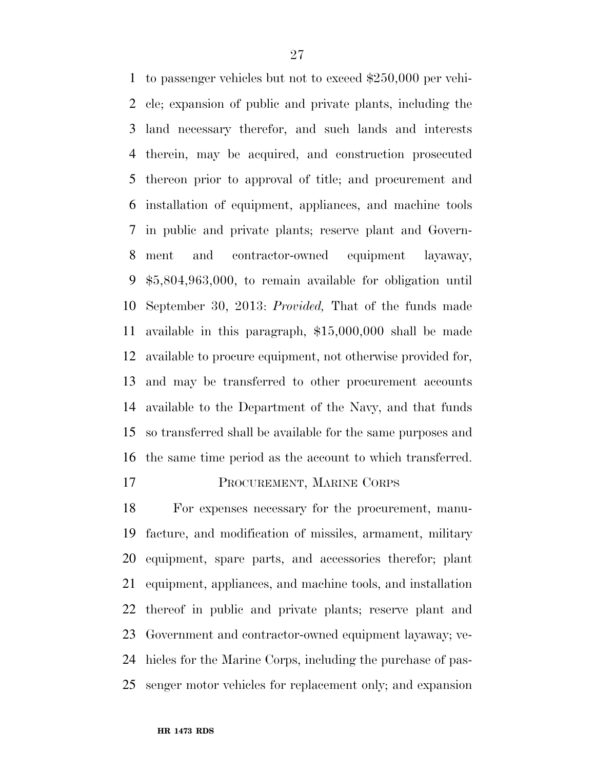to passenger vehicles but not to exceed $250,000 per vehicle; expansion of public and private plants, including the land necessary therefor, and such lands and interests therein, may be acquired, and construction prosecuted thereon prior to approval of title; and procurement and installation of equipment, appliances, and machine tools in public and private plants; reserve plant and Government and contractor-owned equipment layaway, $5,804,963,000, to remain available for obligation until September 30, 2013: *Provided,* That of the funds made available in this paragraph, $15,000,000 shall be made available to procure equipment, not otherwise provided for, and may be transferred to other procurement accounts available to the Department of the Navy, and that funds so transferred shall be available for the same purposes and the same time period as the account to which transferred.

PROCUREMENT, MARINE CORPS

For expenses necessary for the procurement, manufacture, and modification of missiles, armament, military equipment, spare parts, and accessories therefor; plant equipment, appliances, and machine tools, and installation thereof in public and private plants; reserve plant and Government and contractor-owned equipment layaway; vehicles for the Marine Corps, including the purchase of passenger motor vehicles for replacement only; and expansion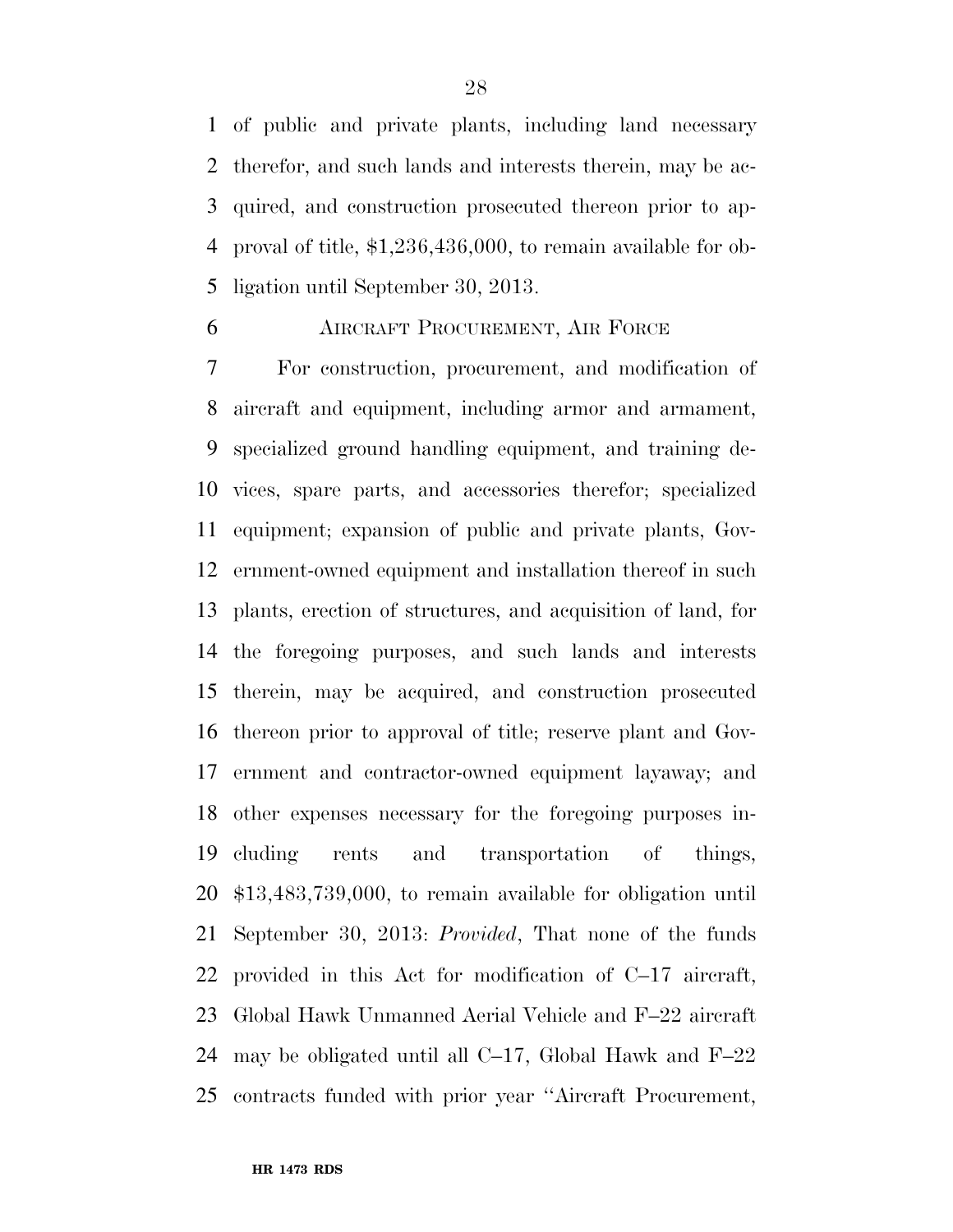of public and private plants, including land necessary therefor, and such lands and interests therein, may be acquired, and construction prosecuted thereon prior to approval of title, $1,236,436,000, to remain available for obligation until September 30, 2013.

AIRCRAFT PROCUREMENT, AIR FORCE

For construction, procurement, and modification of aircraft and equipment, including armor and armament, specialized ground handling equipment, and training devices, spare parts, and accessories therefor; specialized equipment; expansion of public and private plants, Government-owned equipment and installation thereof in such plants, erection of structures, and acquisition of land, for the foregoing purposes, and such lands and interests therein, may be acquired, and construction prosecuted thereon prior to approval of title; reserve plant and Government and contractor-owned equipment layaway; and other expenses necessary for the foregoing purposes including rents and transportation of things, $13,483,739,000, to remain available for obligation until September 30, 2013: *Provided*, That none of the funds provided in this Act for modification of C–17 aircraft, Global Hawk Unmanned Aerial Vehicle and F–22 aircraft may be obligated until all C–17, Global Hawk and F–22 contracts funded with prior year "Aircraft Procurement,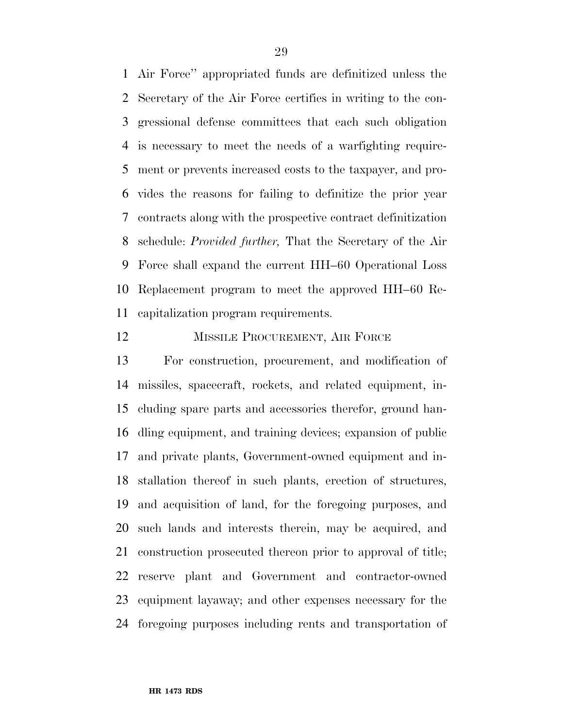Air Force'' appropriated funds are definitized unless the Secretary of the Air Force certifies in writing to the congressional defense committees that each such obligation is necessary to meet the needs of a warfighting requirement or prevents increased costs to the taxpayer, and provides the reasons for failing to definitize the prior year contracts along with the prospective contract definitization schedule: *Provided further,* That the Secretary of the Air Force shall expand the current HH–60 Operational Loss Replacement program to meet the approved HH–60 Recapitalization program requirements.

MISSILE PROCUREMENT, AIR FORCE

For construction, procurement, and modification of missiles, spacecraft, rockets, and related equipment, including spare parts and accessories therefor, ground handling equipment, and training devices; expansion of public and private plants, Government-owned equipment and installation thereof in such plants, erection of structures, and acquisition of land, for the foregoing purposes, and such lands and interests therein, may be acquired, and construction prosecuted thereon prior to approval of title; reserve plant and Government and contractor-owned equipment layaway; and other expenses necessary for the foregoing purposes including rents and transportation of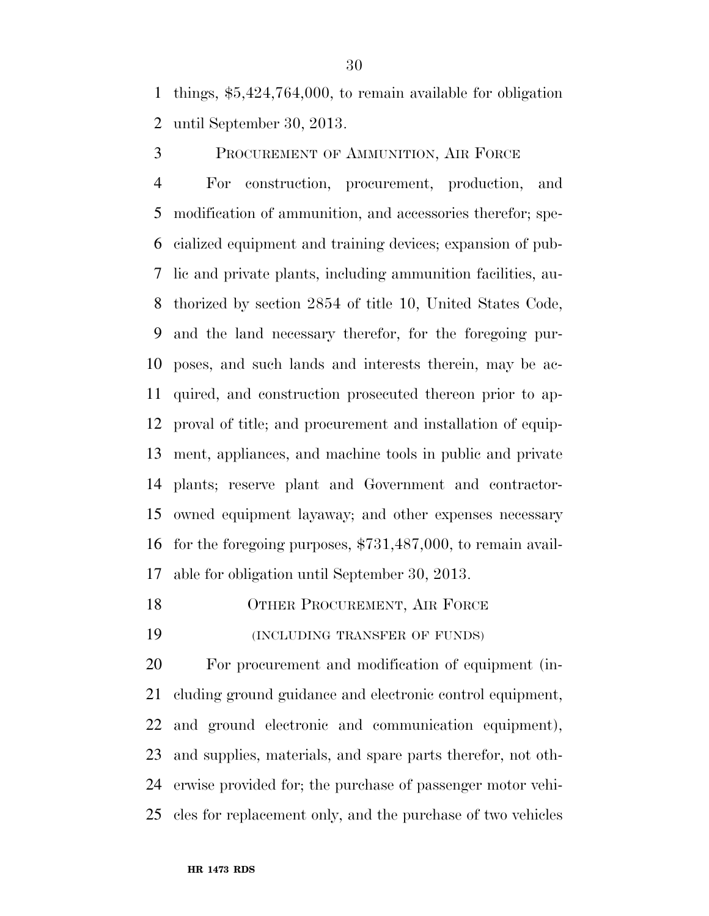things, $5,424,764,000, to remain available for obligation until September 30, 2013.

PROCUREMENT OF AMMUNITION, AIR FORCE

For construction, procurement, production, and modification of ammunition, and accessories therefor; specialized equipment and training devices; expansion of public and private plants, including ammunition facilities, authorized by section 2854 of title 10, United States Code, and the land necessary therefor, for the foregoing purposes, and such lands and interests therein, may be acquired, and construction prosecuted thereon prior to approval of title; and procurement and installation of equipment, appliances, and machine tools in public and private plants; reserve plant and Government and contractor-owned equipment layaway; and other expenses necessary for the foregoing purposes, $731,487,000, to remain available for obligation until September 30, 2013.

OTHER PROCUREMENT, AIR FORCE

(INCLUDING TRANSFER OF FUNDS)

For procurement and modification of equipment (including ground guidance and electronic control equipment, and ground electronic and communication equipment), and supplies, materials, and spare parts therefor, not otherwise provided for; the purchase of passenger motor vehicles for replacement only, and the purchase of two vehicles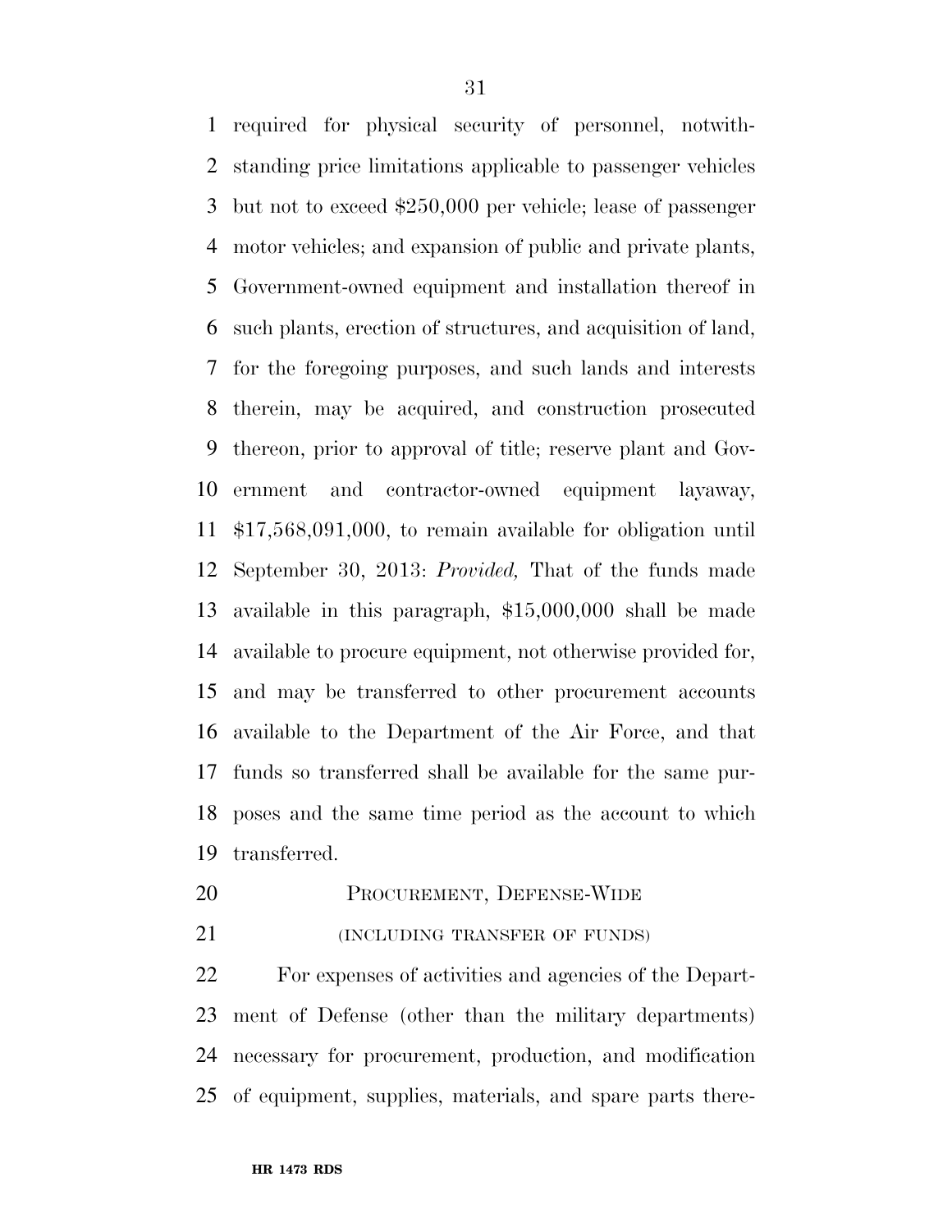required for physical security of personnel, notwithstanding price limitations applicable to passenger vehicles but not to exceed $250,000 per vehicle; lease of passenger motor vehicles; and expansion of public and private plants, Government-owned equipment and installation thereof in such plants, erection of structures, and acquisition of land, for the foregoing purposes, and such lands and interests therein, may be acquired, and construction prosecuted thereon, prior to approval of title; reserve plant and Government and contractor-owned equipment layaway, $17,568,091,000, to remain available for obligation until September 30, 2013: *Provided,* That of the funds made available in this paragraph, $15,000,000 shall be made available to procure equipment, not otherwise provided for, and may be transferred to other procurement accounts available to the Department of the Air Force, and that funds so transferred shall be available for the same purposes and the same time period as the account to which transferred.

PROCUREMENT, DEFENSE-WIDE

(INCLUDING TRANSFER OF FUNDS)

For expenses of activities and agencies of the Department of Defense (other than the military departments) necessary for procurement, production, and modification of equipment, supplies, materials, and spare parts there-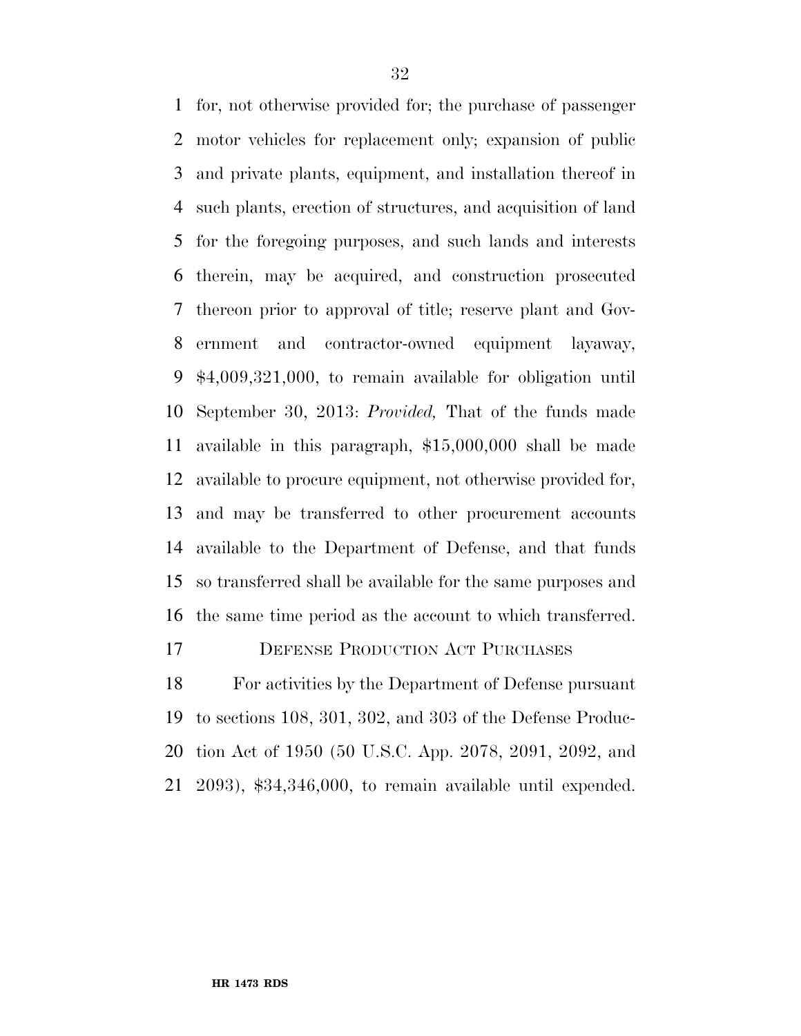for, not otherwise provided for; the purchase of passenger motor vehicles for replacement only; expansion of public and private plants, equipment, and installation thereof in such plants, erection of structures, and acquisition of land for the foregoing purposes, and such lands and interests therein, may be acquired, and construction prosecuted thereon prior to approval of title; reserve plant and Government and contractor-owned equipment layaway, $4,009,321,000, to remain available for obligation until September 30, 2013: *Provided,* That of the funds made available in this paragraph, $15,000,000 shall be made available to procure equipment, not otherwise provided for, and may be transferred to other procurement accounts available to the Department of Defense, and that funds so transferred shall be available for the same purposes and the same time period as the account to which transferred.

DEFENSE PRODUCTION ACT PURCHASES

For activities by the Department of Defense pursuant to sections 108, 301, 302, and 303 of the Defense Production Act of 1950 (50 U.S.C. App. 2078, 2091, 2092, and 2093), $34,346,000, to remain available until expended.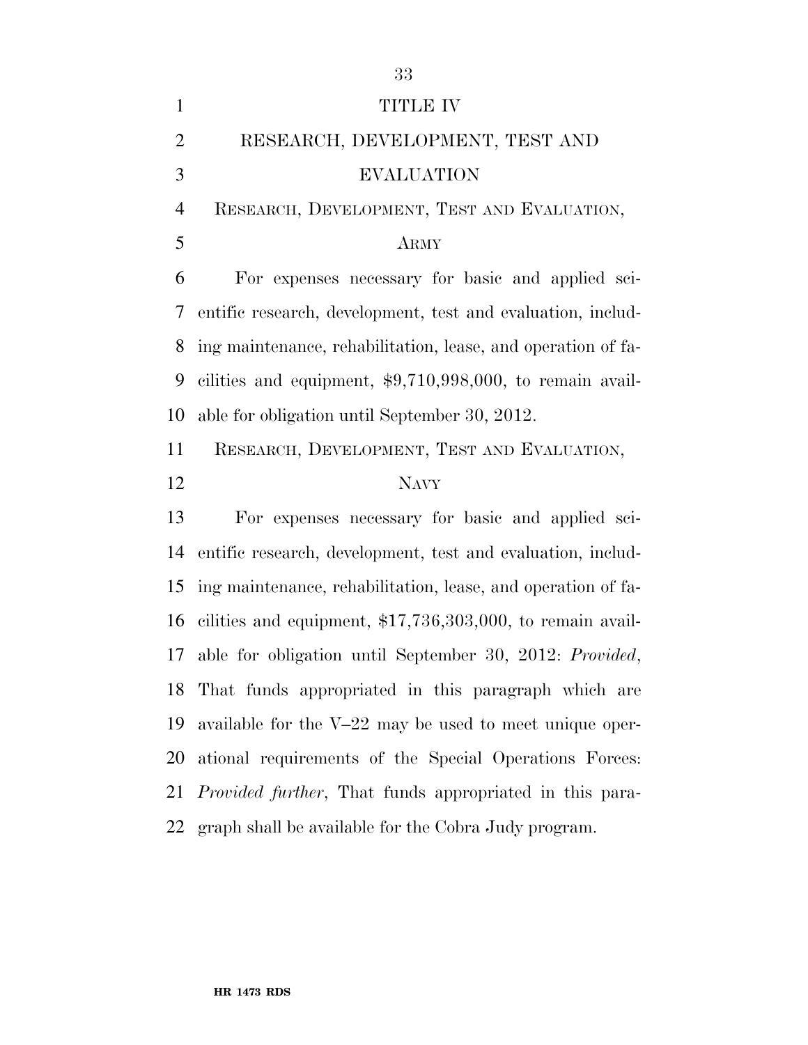# TITLE IV

# RESEARCH, DEVELOPMENT, TEST AND EVALUATION

## RESEARCH, DEVELOPMENT, TEST AND EVALUATION, ARMY

For expenses necessary for basic and applied scientific research, development, test and evaluation, including maintenance, rehabilitation, lease, and operation of facilities and equipment, $9,710,998,000, to remain available for obligation until September 30, 2012.

## RESEARCH, DEVELOPMENT, TEST AND EVALUATION, NAVY

For expenses necessary for basic and applied scientific research, development, test and evaluation, including maintenance, rehabilitation, lease, and operation of facilities and equipment, $17,736,303,000, to remain available for obligation until September 30, 2012: *Provided*, That funds appropriated in this paragraph which are available for the V–22 may be used to meet unique operational requirements of the Special Operations Forces: *Provided further*, That funds appropriated in this paragraph shall be available for the Cobra Judy program.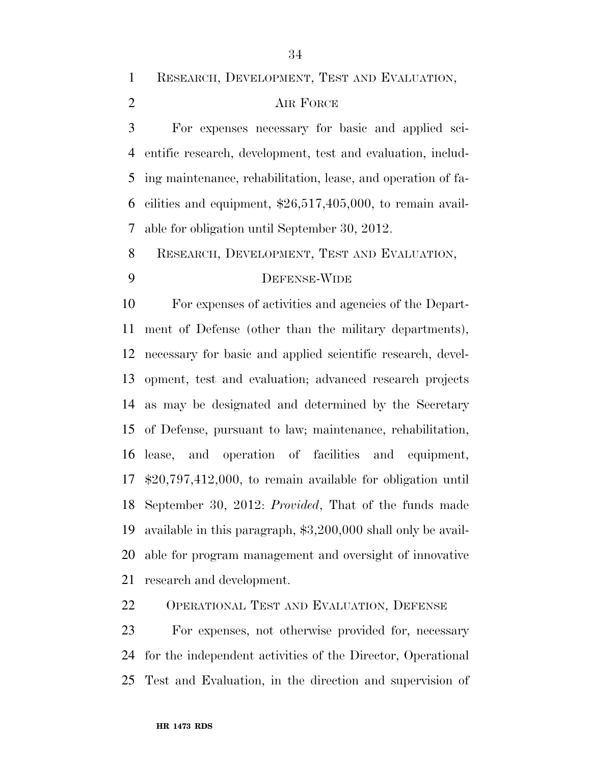RESEARCH, DEVELOPMENT, TEST AND EVALUATION, AIR FORCE

For expenses necessary for basic and applied scientific research, development, test and evaluation, including maintenance, rehabilitation, lease, and operation of facilities and equipment, $26,517,405,000, to remain available for obligation until September 30, 2012.

RESEARCH, DEVELOPMENT, TEST AND EVALUATION, DEFENSE-WIDE

For expenses of activities and agencies of the Department of Defense (other than the military departments), necessary for basic and applied scientific research, development, test and evaluation; advanced research projects as may be designated and determined by the Secretary of Defense, pursuant to law; maintenance, rehabilitation, lease, and operation of facilities and equipment, $20,797,412,000, to remain available for obligation until September 30, 2012: *Provided*, That of the funds made available in this paragraph, $3,200,000 shall only be available for program management and oversight of innovative research and development.

OPERATIONAL TEST AND EVALUATION, DEFENSE

For expenses, not otherwise provided for, necessary for the independent activities of the Director, Operational Test and Evaluation, in the direction and supervision of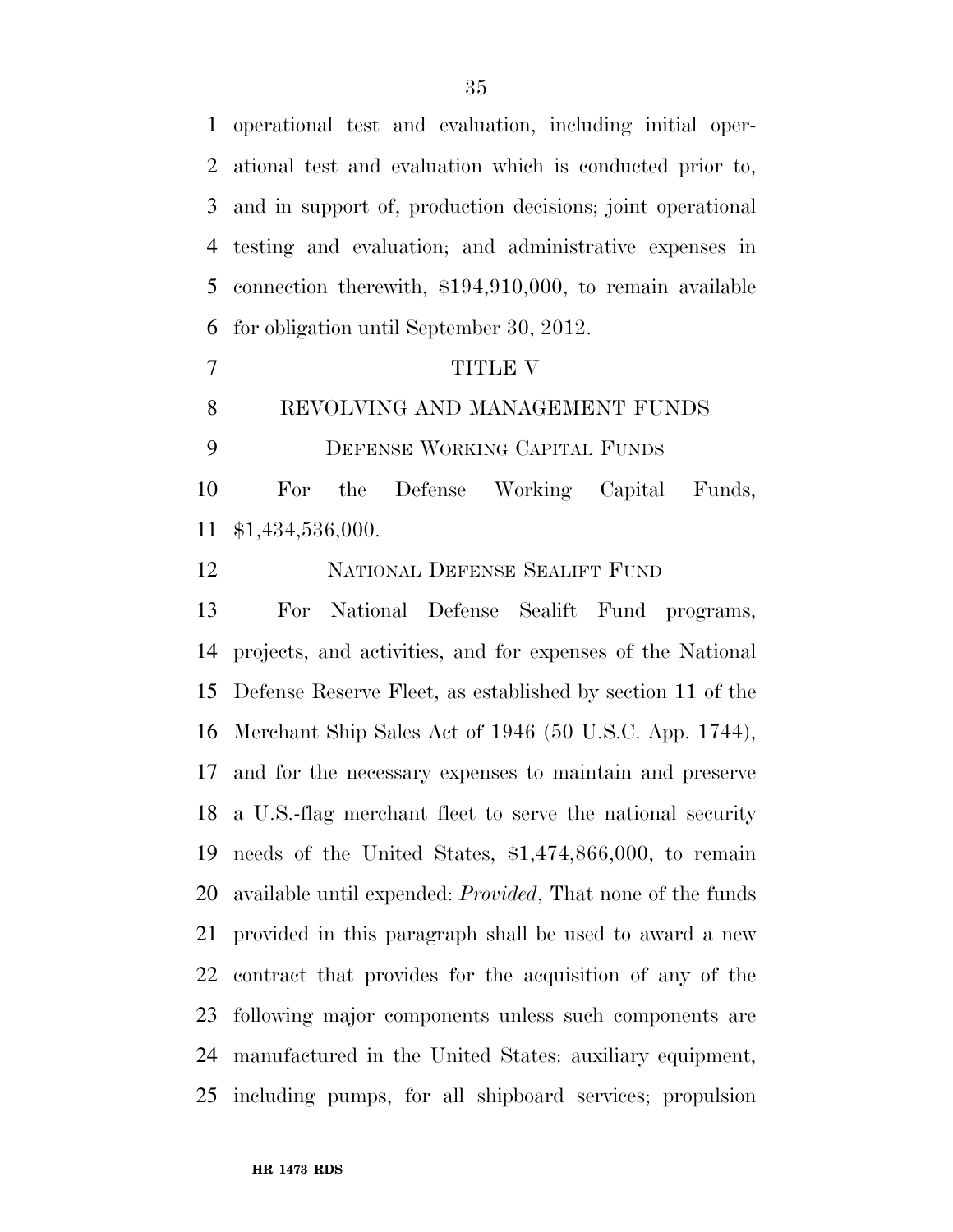operational test and evaluation, including initial operational test and evaluation which is conducted prior to, and in support of, production decisions; joint operational testing and evaluation; and administrative expenses in connection therewith, $194,910,000, to remain available for obligation until September 30, 2012.

# TITLE V

## REVOLVING AND MANAGEMENT FUNDS

### DEFENSE WORKING CAPITAL FUNDS

For the Defense Working Capital Funds, $1,434,536,000.

### NATIONAL DEFENSE SEALIFT FUND

For National Defense Sealift Fund programs, projects, and activities, and for expenses of the National Defense Reserve Fleet, as established by section 11 of the Merchant Ship Sales Act of 1946 (50 U.S.C. App. 1744), and for the necessary expenses to maintain and preserve a U.S.-flag merchant fleet to serve the national security needs of the United States, $1,474,866,000, to remain available until expended: *Provided*, That none of the funds provided in this paragraph shall be used to award a new contract that provides for the acquisition of any of the following major components unless such components are manufactured in the United States: auxiliary equipment, including pumps, for all shipboard services; propulsion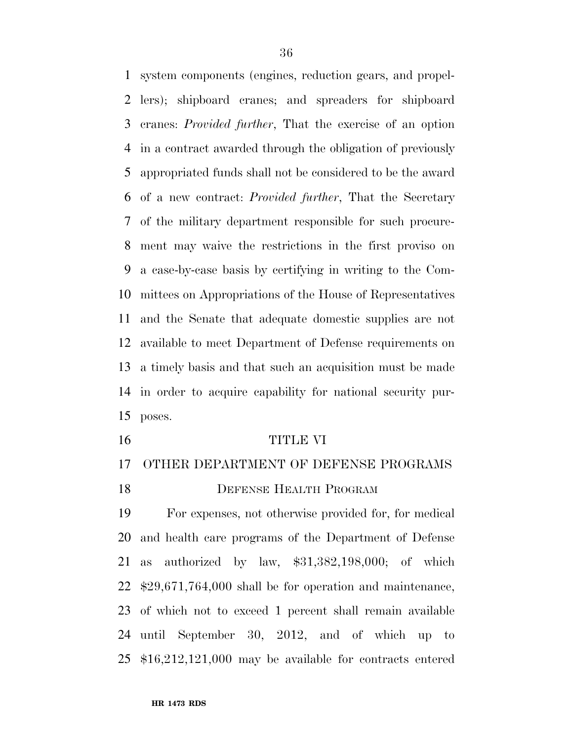system components (engines, reduction gears, and propellers); shipboard cranes; and spreaders for shipboard cranes: *Provided further*, That the exercise of an option in a contract awarded through the obligation of previously appropriated funds shall not be considered to be the award of a new contract: *Provided further*, That the Secretary of the military department responsible for such procurement may waive the restrictions in the first proviso on a case-by-case basis by certifying in writing to the Committees on Appropriations of the House of Representatives and the Senate that adequate domestic supplies are not available to meet Department of Defense requirements on a timely basis and that such an acquisition must be made in order to acquire capability for national security purposes.

## TITLE VI

## OTHER DEPARTMENT OF DEFENSE PROGRAMS

### Defense Health Program

For expenses, not otherwise provided for, for medical and health care programs of the Department of Defense as authorized by law, $31,382,198,000; of which $29,671,764,000 shall be for operation and maintenance, of which not to exceed 1 percent shall remain available until September 30, 2012, and of which up to $16,212,121,000 may be available for contracts entered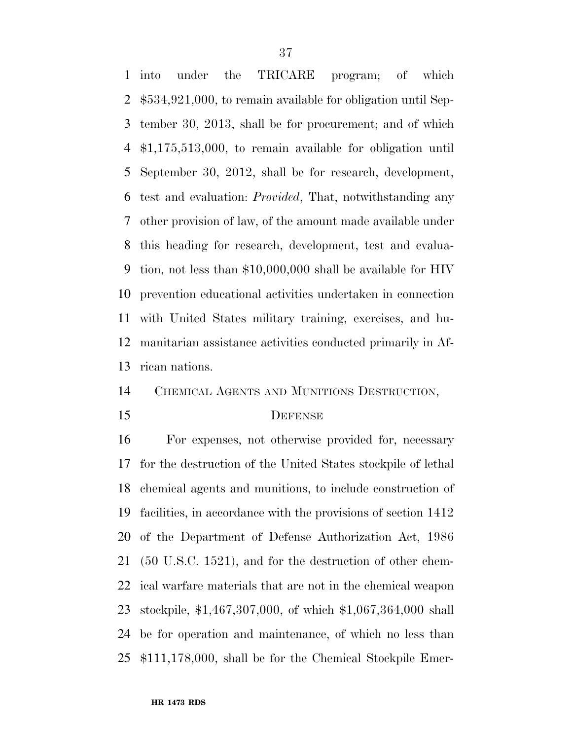into under the TRICARE program; of which $534,921,000, to remain available for obligation until September 30, 2013, shall be for procurement; and of which $1,175,513,000, to remain available for obligation until September 30, 2012, shall be for research, development, test and evaluation: *Provided*, That, notwithstanding any other provision of law, of the amount made available under this heading for research, development, test and evaluation, not less than $10,000,000 shall be available for HIV prevention educational activities undertaken in connection with United States military training, exercises, and humanitarian assistance activities conducted primarily in African nations.

CHEMICAL AGENTS AND MUNITIONS DESTRUCTION, DEFENSE

For expenses, not otherwise provided for, necessary for the destruction of the United States stockpile of lethal chemical agents and munitions, to include construction of facilities, in accordance with the provisions of section 1412 of the Department of Defense Authorization Act, 1986 (50 U.S.C. 1521), and for the destruction of other chemical warfare materials that are not in the chemical weapon stockpile, $1,467,307,000, of which $1,067,364,000 shall be for operation and maintenance, of which no less than $111,178,000, shall be for the Chemical Stockpile Emer-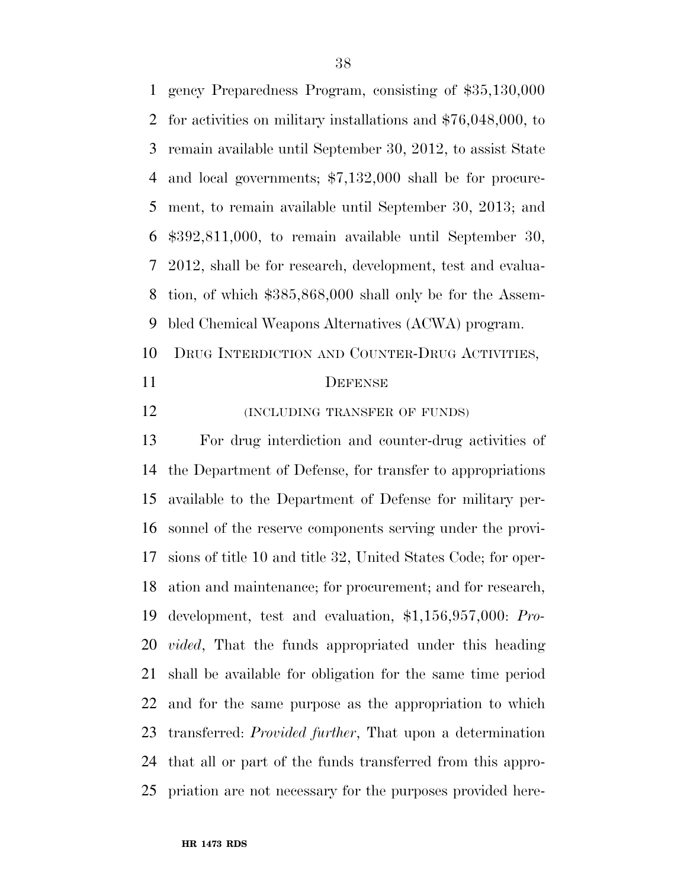gency Preparedness Program, consisting of $35,130,000 for activities on military installations and $76,048,000, to remain available until September 30, 2012, to assist State and local governments; $7,132,000 shall be for procurement, to remain available until September 30, 2013; and $392,811,000, to remain available until September 30, 2012, shall be for research, development, test and evaluation, of which $385,868,000 shall only be for the Assembled Chemical Weapons Alternatives (ACWA) program.

## DRUG INTERDICTION AND COUNTER-DRUG ACTIVITIES, DEFENSE

### (INCLUDING TRANSFER OF FUNDS)

For drug interdiction and counter-drug activities of the Department of Defense, for transfer to appropriations available to the Department of Defense for military personnel of the reserve components serving under the provisions of title 10 and title 32, United States Code; for operation and maintenance; for procurement; and for research, development, test and evaluation, $1,156,957,000: *Provided*, That the funds appropriated under this heading shall be available for obligation for the same time period and for the same purpose as the appropriation to which transferred: *Provided further*, That upon a determination that all or part of the funds transferred from this appropriation are not necessary for the purposes provided here-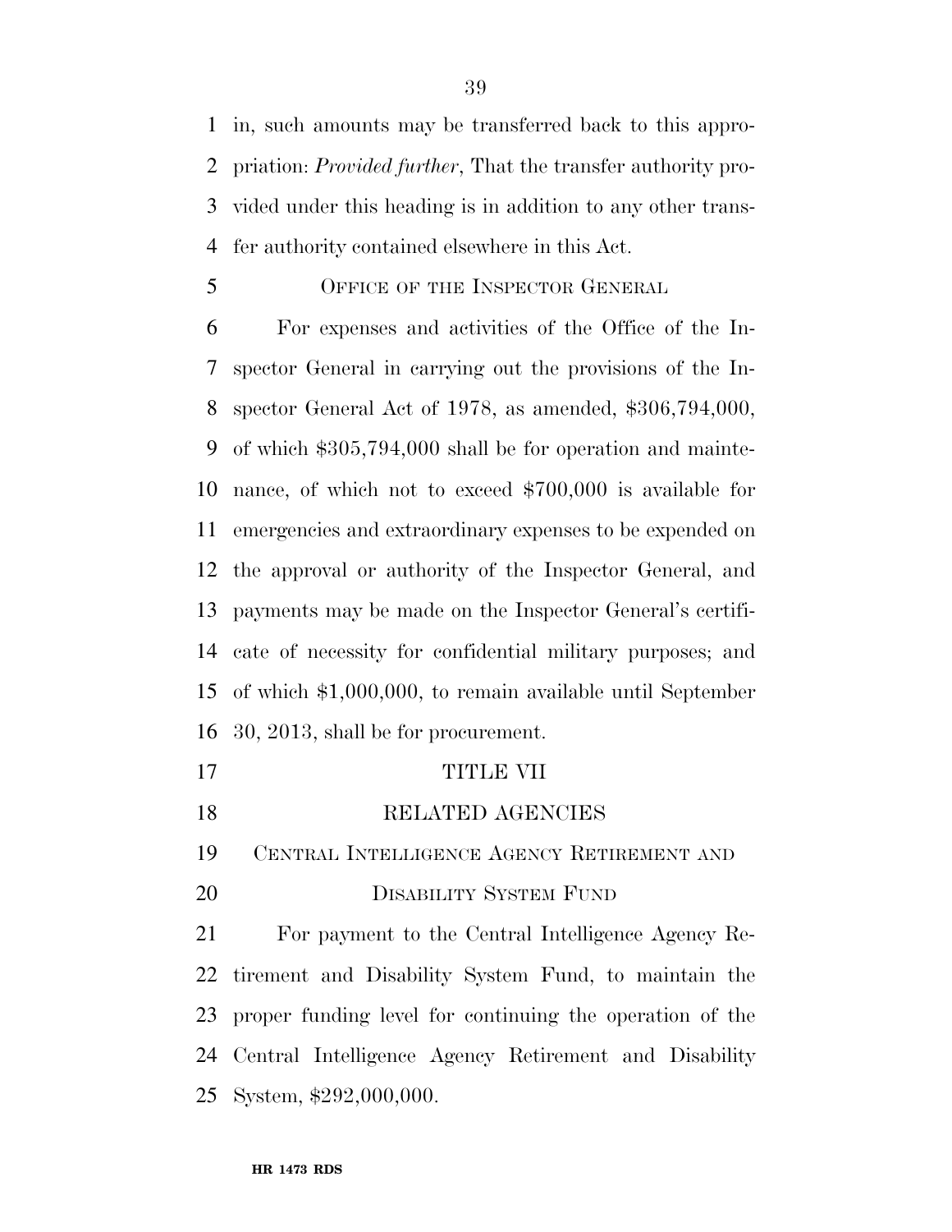in, such amounts may be transferred back to this appropriation: *Provided further*, That the transfer authority provided under this heading is in addition to any other transfer authority contained elsewhere in this Act.

OFFICE OF THE INSPECTOR GENERAL

For expenses and activities of the Office of the Inspector General in carrying out the provisions of the Inspector General Act of 1978, as amended, $306,794,000, of which $305,794,000 shall be for operation and maintenance, of which not to exceed $700,000 is available for emergencies and extraordinary expenses to be expended on the approval or authority of the Inspector General, and payments may be made on the Inspector General's certificate of necessity for confidential military purposes; and of which $1,000,000, to remain available until September 30, 2013, shall be for procurement.

# TITLE VII

# RELATED AGENCIES

CENTRAL INTELLIGENCE AGENCY RETIREMENT AND DISABILITY SYSTEM FUND

For payment to the Central Intelligence Agency Retirement and Disability System Fund, to maintain the proper funding level for continuing the operation of the Central Intelligence Agency Retirement and Disability System, $292,000,000.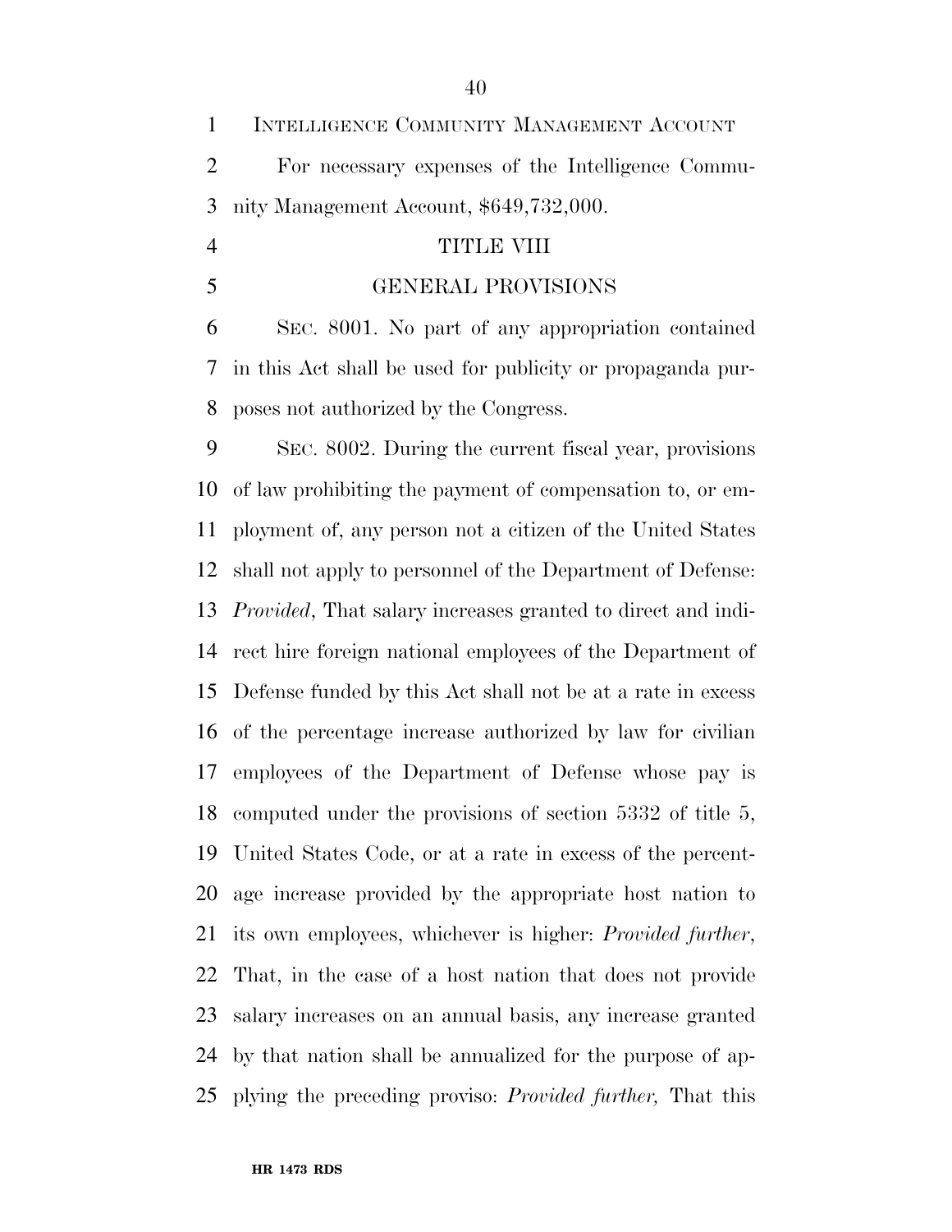INTELLIGENCE COMMUNITY MANAGEMENT ACCOUNT

For necessary expenses of the Intelligence Community Management Account, $649,732,000.

## TITLE VIII

## GENERAL PROVISIONS

SEC. 8001. No part of any appropriation contained in this Act shall be used for publicity or propaganda purposes not authorized by the Congress.

SEC. 8002. During the current fiscal year, provisions of law prohibiting the payment of compensation to, or employment of, any person not a citizen of the United States shall not apply to personnel of the Department of Defense: *Provided*, That salary increases granted to direct and indirect hire foreign national employees of the Department of Defense funded by this Act shall not be at a rate in excess of the percentage increase authorized by law for civilian employees of the Department of Defense whose pay is computed under the provisions of section 5332 of title 5, United States Code, or at a rate in excess of the percentage increase provided by the appropriate host nation to its own employees, whichever is higher: *Provided further*, That, in the case of a host nation that does not provide salary increases on an annual basis, any increase granted by that nation shall be annualized for the purpose of applying the preceding proviso: *Provided further,* That this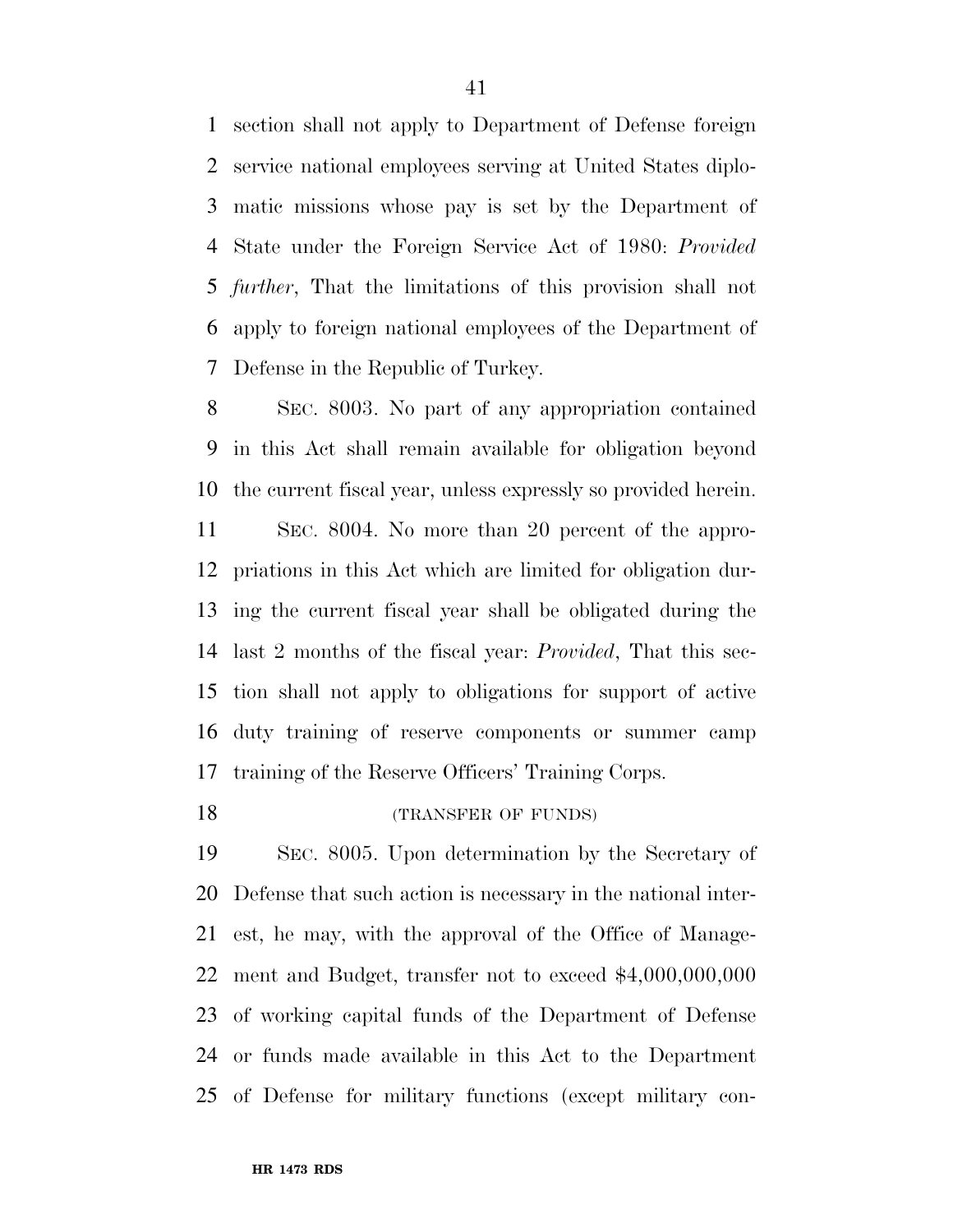section shall not apply to Department of Defense foreign service national employees serving at United States diplomatic missions whose pay is set by the Department of State under the Foreign Service Act of 1980: *Provided further*, That the limitations of this provision shall not apply to foreign national employees of the Department of Defense in the Republic of Turkey.

SEC. 8003. No part of any appropriation contained in this Act shall remain available for obligation beyond the current fiscal year, unless expressly so provided herein.

SEC. 8004. No more than 20 percent of the appropriations in this Act which are limited for obligation during the current fiscal year shall be obligated during the last 2 months of the fiscal year: *Provided*, That this section shall not apply to obligations for support of active duty training of reserve components or summer camp training of the Reserve Officers' Training Corps.

(TRANSFER OF FUNDS)

SEC. 8005. Upon determination by the Secretary of Defense that such action is necessary in the national interest, he may, with the approval of the Office of Management and Budget, transfer not to exceed $4,000,000,000 of working capital funds of the Department of Defense or funds made available in this Act to the Department of Defense for military functions (except military con-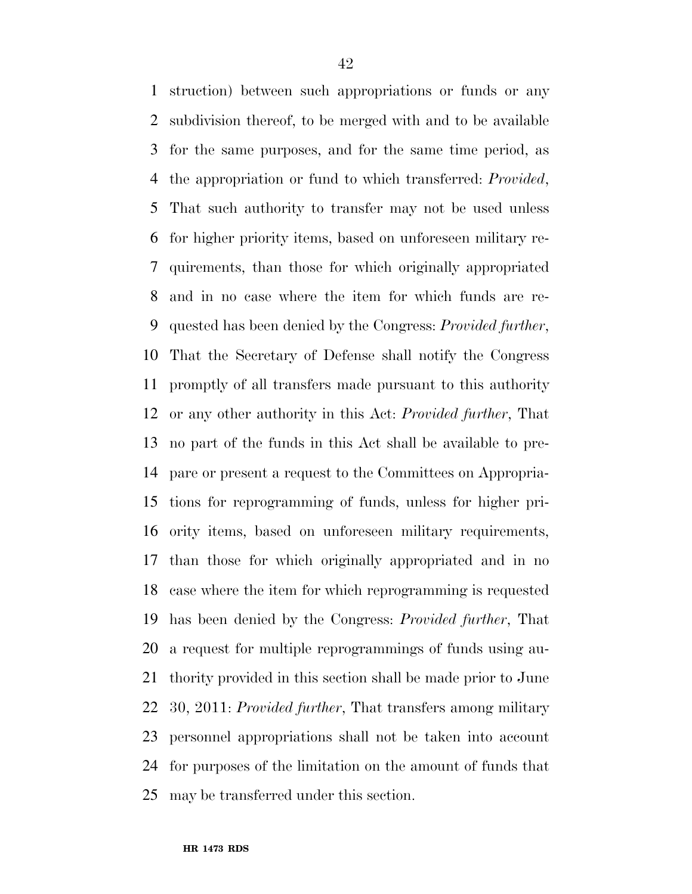struction) between such appropriations or funds or any subdivision thereof, to be merged with and to be available for the same purposes, and for the same time period, as the appropriation or fund to which transferred: *Provided*, That such authority to transfer may not be used unless for higher priority items, based on unforeseen military requirements, than those for which originally appropriated and in no case where the item for which funds are requested has been denied by the Congress: *Provided further*, That the Secretary of Defense shall notify the Congress promptly of all transfers made pursuant to this authority or any other authority in this Act: *Provided further*, That no part of the funds in this Act shall be available to prepare or present a request to the Committees on Appropriations for reprogramming of funds, unless for higher priority items, based on unforeseen military requirements, than those for which originally appropriated and in no case where the item for which reprogramming is requested has been denied by the Congress: *Provided further*, That a request for multiple reprogrammings of funds using authority provided in this section shall be made prior to June 30, 2011: *Provided further*, That transfers among military personnel appropriations shall not be taken into account for purposes of the limitation on the amount of funds that may be transferred under this section.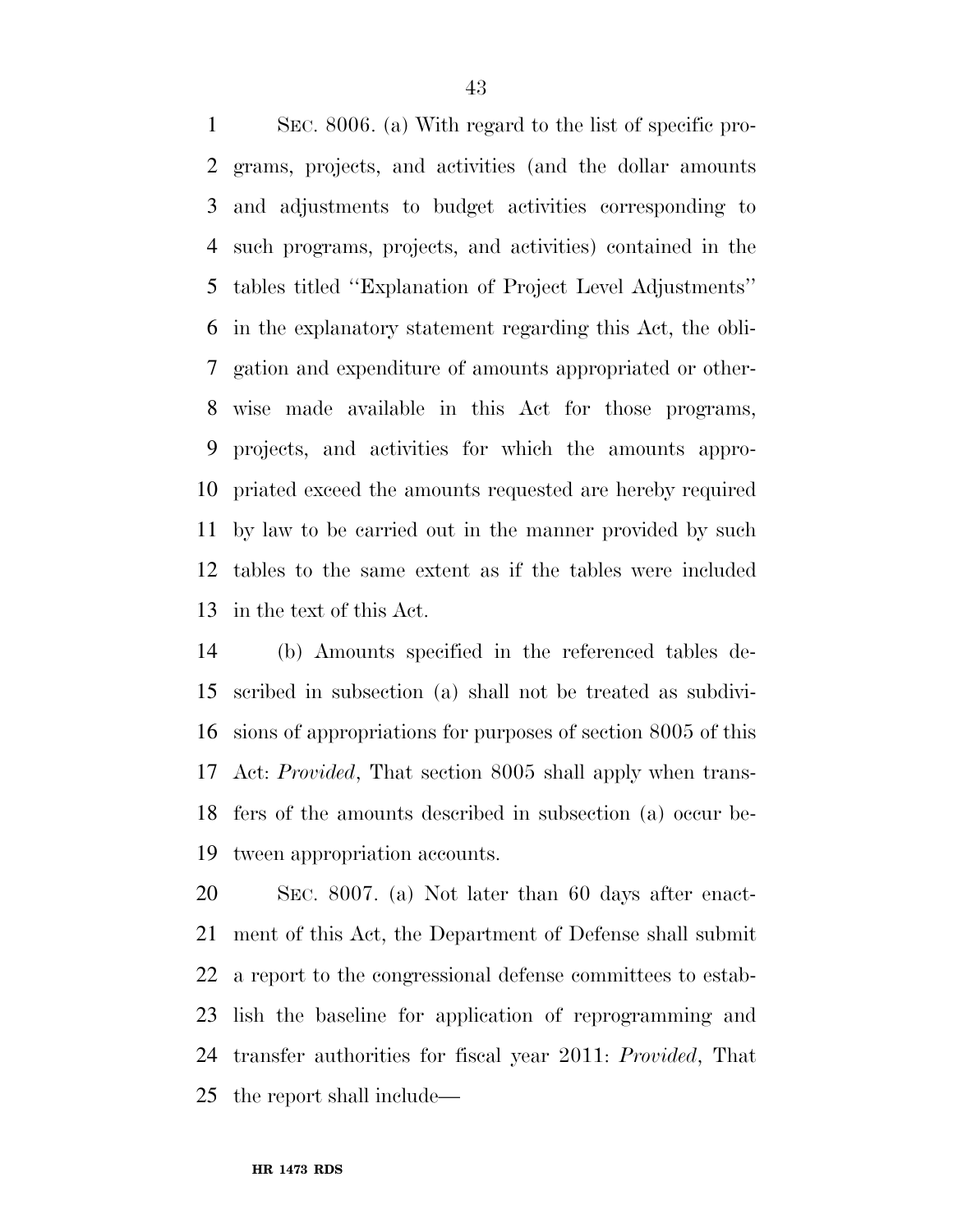SEC. 8006. (a) With regard to the list of specific programs, projects, and activities (and the dollar amounts and adjustments to budget activities corresponding to such programs, projects, and activities) contained in the tables titled ''Explanation of Project Level Adjustments'' in the explanatory statement regarding this Act, the obligation and expenditure of amounts appropriated or otherwise made available in this Act for those programs, projects, and activities for which the amounts appropriated exceed the amounts requested are hereby required by law to be carried out in the manner provided by such tables to the same extent as if the tables were included in the text of this Act.

(b) Amounts specified in the referenced tables described in subsection (a) shall not be treated as subdivisions of appropriations for purposes of section 8005 of this Act: *Provided*, That section 8005 shall apply when transfers of the amounts described in subsection (a) occur between appropriation accounts.

SEC. 8007. (a) Not later than 60 days after enactment of this Act, the Department of Defense shall submit a report to the congressional defense committees to establish the baseline for application of reprogramming and transfer authorities for fiscal year 2011: *Provided*, That the report shall include—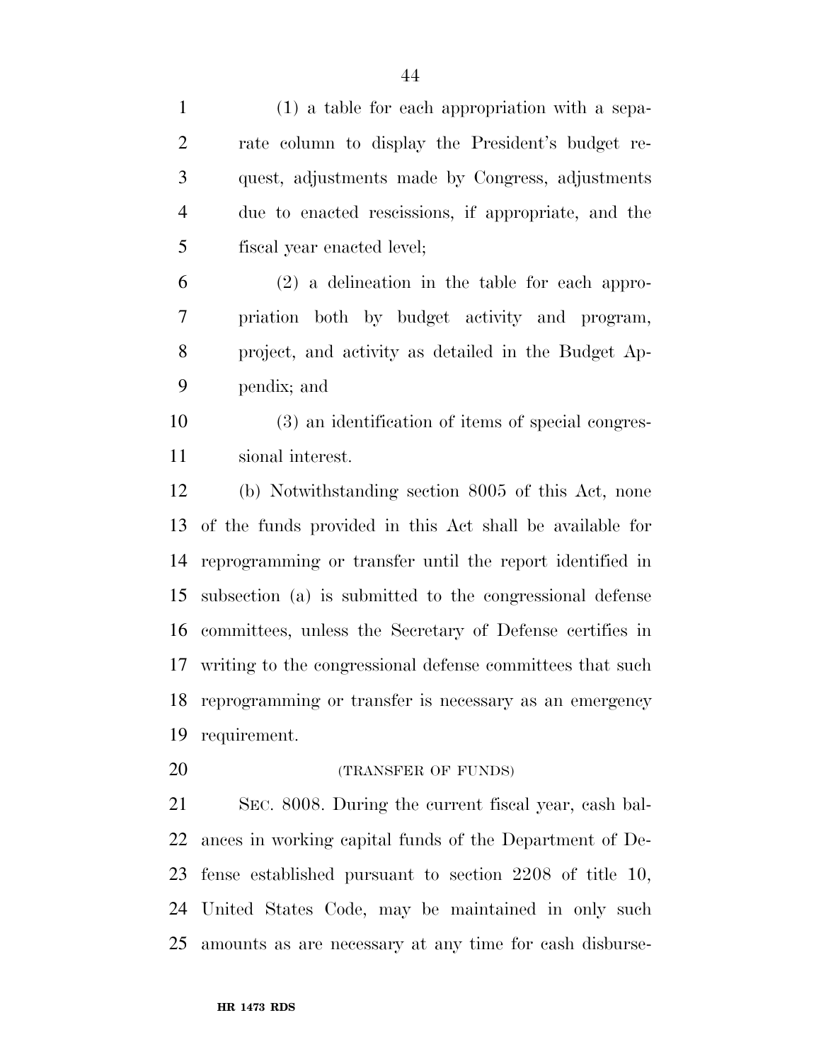(1) a table for each appropriation with a separate column to display the President's budget request, adjustments made by Congress, adjustments due to enacted rescissions, if appropriate, and the fiscal year enacted level;

(2) a delineation in the table for each appropriation both by budget activity and program, project, and activity as detailed in the Budget Appendix; and

(3) an identification of items of special congressional interest.

(b) Notwithstanding section 8005 of this Act, none of the funds provided in this Act shall be available for reprogramming or transfer until the report identified in subsection (a) is submitted to the congressional defense committees, unless the Secretary of Defense certifies in writing to the congressional defense committees that such reprogramming or transfer is necessary as an emergency requirement.

(TRANSFER OF FUNDS)

SEC. 8008. During the current fiscal year, cash balances in working capital funds of the Department of Defense established pursuant to section 2208 of title 10, United States Code, may be maintained in only such amounts as are necessary at any time for cash disburse-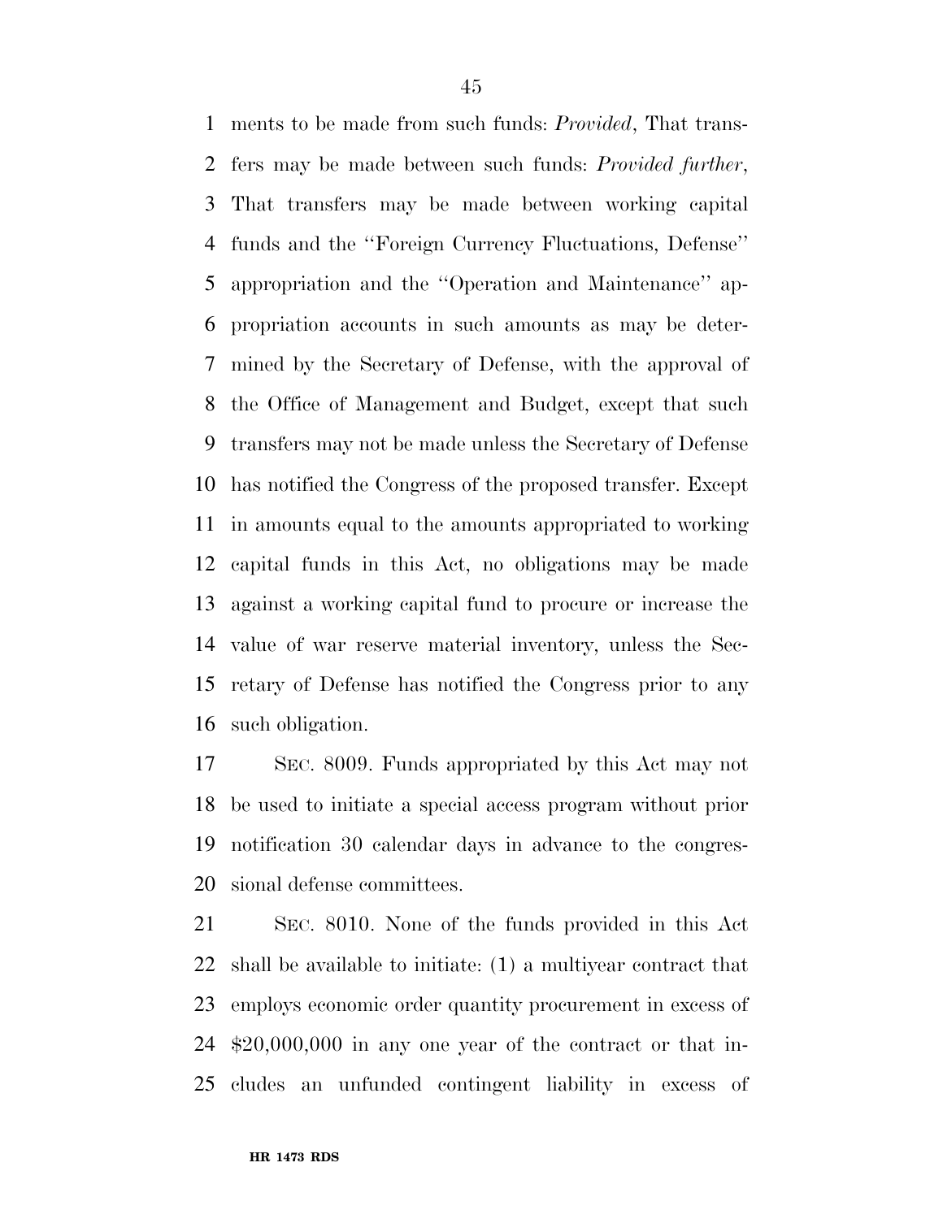ments to be made from such funds: *Provided*, That transfers may be made between such funds: *Provided further*, That transfers may be made between working capital funds and the ''Foreign Currency Fluctuations, Defense'' appropriation and the ''Operation and Maintenance'' appropriation accounts in such amounts as may be determined by the Secretary of Defense, with the approval of the Office of Management and Budget, except that such transfers may not be made unless the Secretary of Defense has notified the Congress of the proposed transfer. Except in amounts equal to the amounts appropriated to working capital funds in this Act, no obligations may be made against a working capital fund to procure or increase the value of war reserve material inventory, unless the Secretary of Defense has notified the Congress prior to any such obligation.

SEC. 8009. Funds appropriated by this Act may not be used to initiate a special access program without prior notification 30 calendar days in advance to the congressional defense committees.

SEC. 8010. None of the funds provided in this Act shall be available to initiate: (1) a multiyear contract that employs economic order quantity procurement in excess of $20,000,000 in any one year of the contract or that includes an unfunded contingent liability in excess of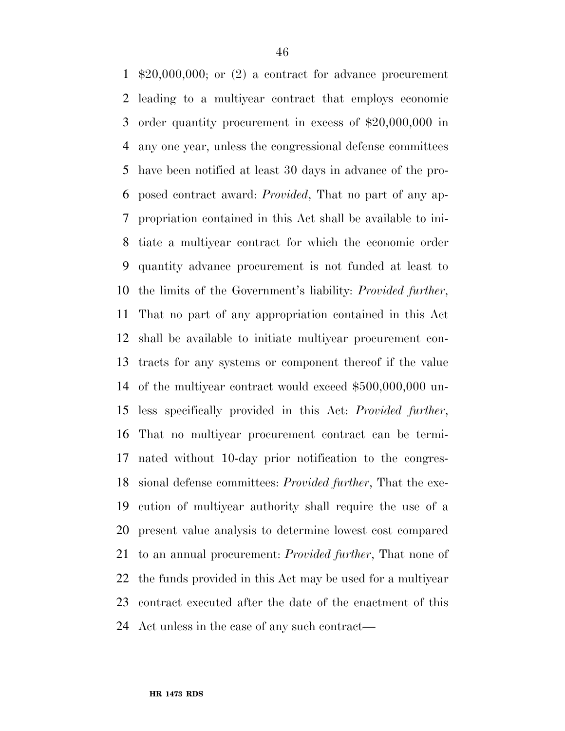$20,000,000; or (2) a contract for advance procurement leading to a multiyear contract that employs economic order quantity procurement in excess of $20,000,000 in any one year, unless the congressional defense committees have been notified at least 30 days in advance of the proposed contract award: *Provided*, That no part of any appropriation contained in this Act shall be available to initiate a multiyear contract for which the economic order quantity advance procurement is not funded at least to the limits of the Government's liability: *Provided further*, That no part of any appropriation contained in this Act shall be available to initiate multiyear procurement contracts for any systems or component thereof if the value of the multiyear contract would exceed $500,000,000 unless specifically provided in this Act: *Provided further*, That no multiyear procurement contract can be terminated without 10-day prior notification to the congressional defense committees: *Provided further*, That the execution of multiyear authority shall require the use of a present value analysis to determine lowest cost compared to an annual procurement: *Provided further*, That none of the funds provided in this Act may be used for a multiyear contract executed after the date of the enactment of this Act unless in the case of any such contract—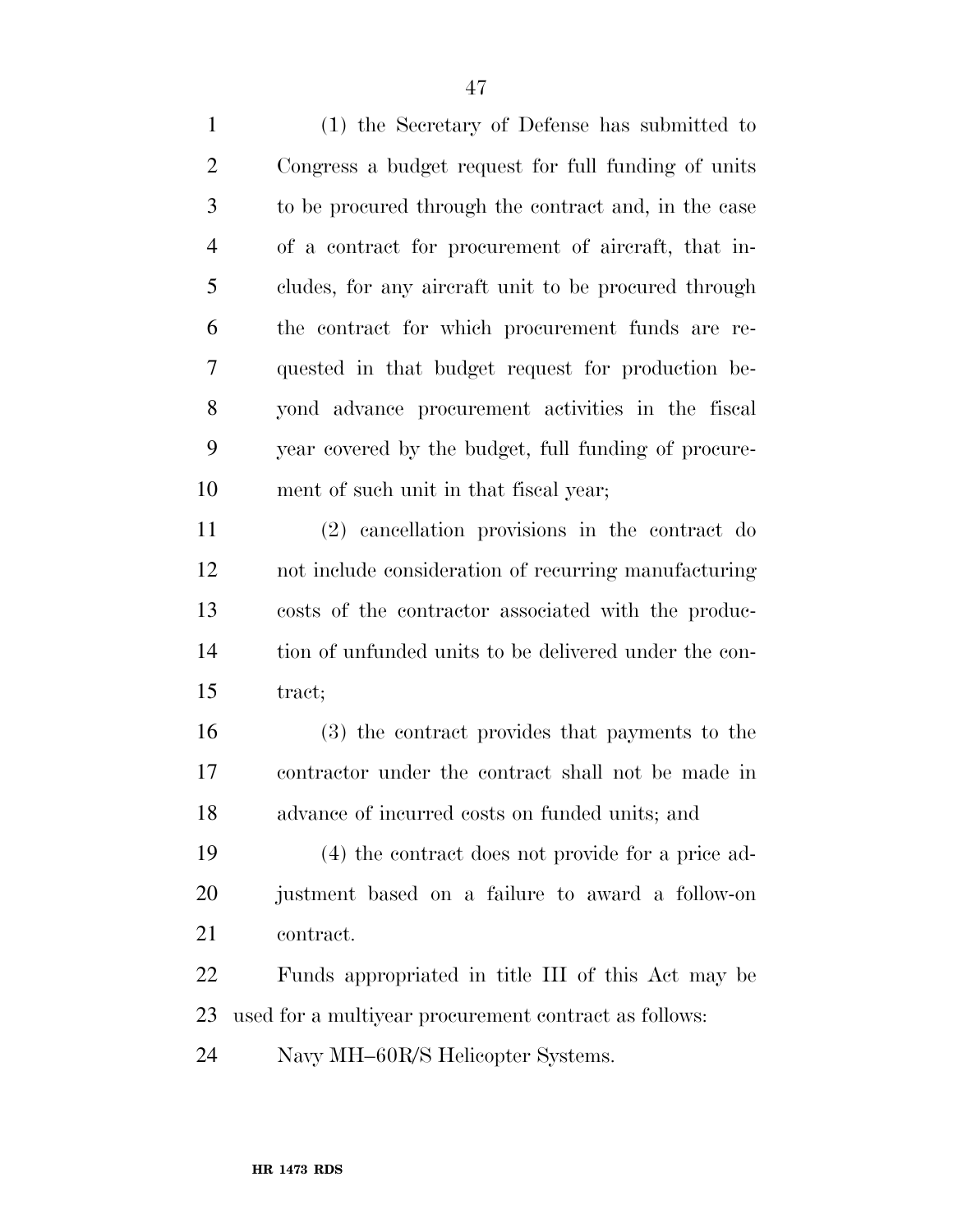(1) the Secretary of Defense has submitted to Congress a budget request for full funding of units to be procured through the contract and, in the case of a contract for procurement of aircraft, that includes, for any aircraft unit to be procured through the contract for which procurement funds are requested in that budget request for production beyond advance procurement activities in the fiscal year covered by the budget, full funding of procurement of such unit in that fiscal year;

(2) cancellation provisions in the contract do not include consideration of recurring manufacturing costs of the contractor associated with the production of unfunded units to be delivered under the contract;

(3) the contract provides that payments to the contractor under the contract shall not be made in advance of incurred costs on funded units; and

(4) the contract does not provide for a price adjustment based on a failure to award a follow-on contract.

Funds appropriated in title III of this Act may be used for a multiyear procurement contract as follows:

Navy MH–60R/S Helicopter Systems.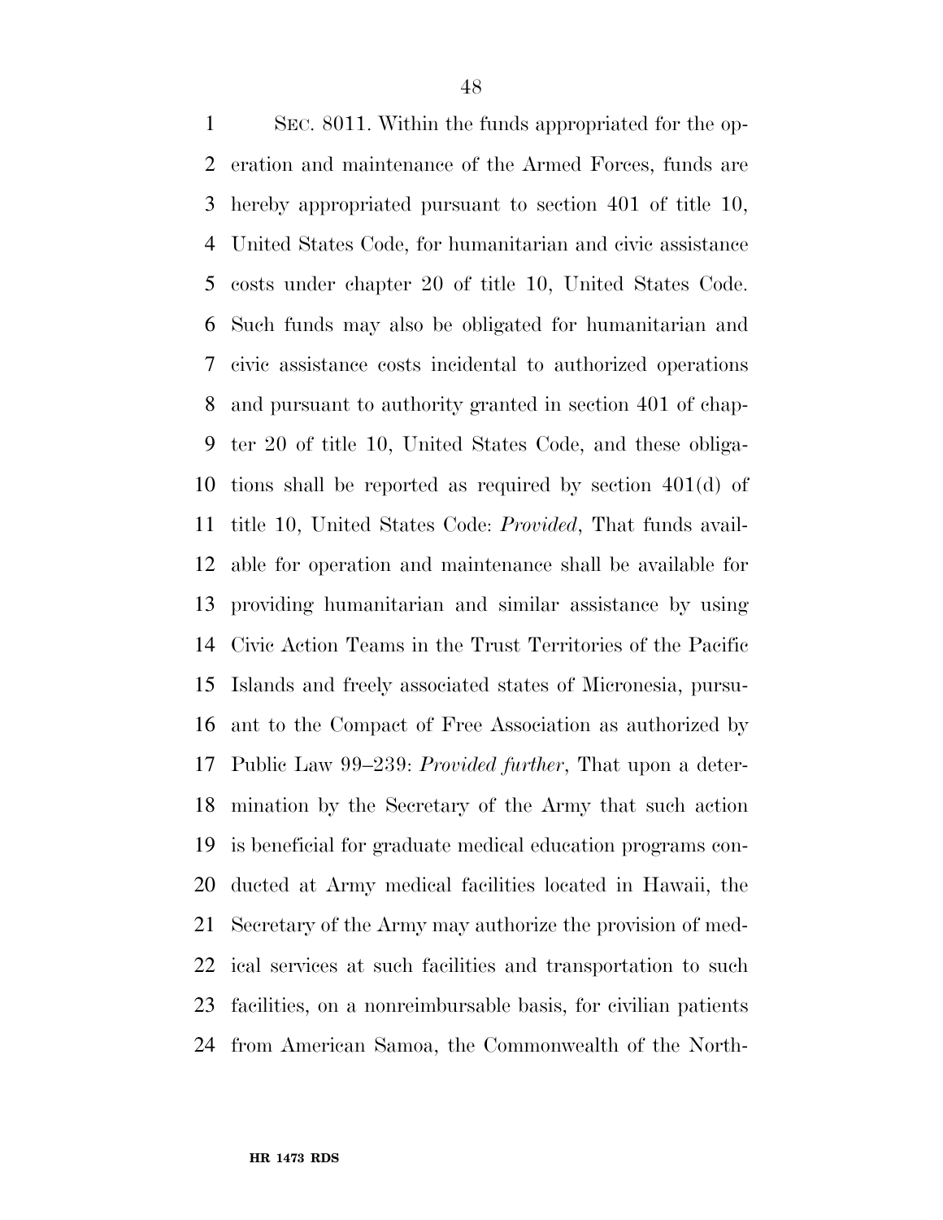SEC. 8011. Within the funds appropriated for the operation and maintenance of the Armed Forces, funds are hereby appropriated pursuant to section 401 of title 10, United States Code, for humanitarian and civic assistance costs under chapter 20 of title 10, United States Code. Such funds may also be obligated for humanitarian and civic assistance costs incidental to authorized operations and pursuant to authority granted in section 401 of chapter 20 of title 10, United States Code, and these obligations shall be reported as required by section 401(d) of title 10, United States Code: *Provided*, That funds available for operation and maintenance shall be available for providing humanitarian and similar assistance by using Civic Action Teams in the Trust Territories of the Pacific Islands and freely associated states of Micronesia, pursuant to the Compact of Free Association as authorized by Public Law 99–239: *Provided further*, That upon a determination by the Secretary of the Army that such action is beneficial for graduate medical education programs conducted at Army medical facilities located in Hawaii, the Secretary of the Army may authorize the provision of medical services at such facilities and transportation to such facilities, on a nonreimbursable basis, for civilian patients from American Samoa, the Commonwealth of the North-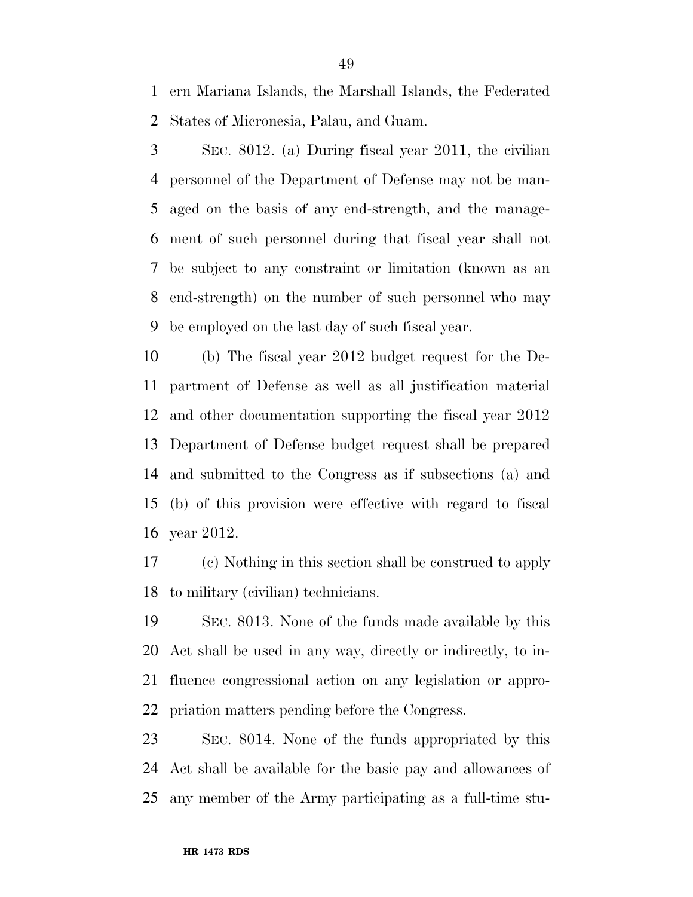ern Mariana Islands, the Marshall Islands, the Federated States of Micronesia, Palau, and Guam.

SEC. 8012. (a) During fiscal year 2011, the civilian personnel of the Department of Defense may not be managed on the basis of any end-strength, and the management of such personnel during that fiscal year shall not be subject to any constraint or limitation (known as an end-strength) on the number of such personnel who may be employed on the last day of such fiscal year.

(b) The fiscal year 2012 budget request for the Department of Defense as well as all justification material and other documentation supporting the fiscal year 2012 Department of Defense budget request shall be prepared and submitted to the Congress as if subsections (a) and (b) of this provision were effective with regard to fiscal year 2012.

(c) Nothing in this section shall be construed to apply to military (civilian) technicians.

SEC. 8013. None of the funds made available by this Act shall be used in any way, directly or indirectly, to influence congressional action on any legislation or appropriation matters pending before the Congress.

SEC. 8014. None of the funds appropriated by this Act shall be available for the basic pay and allowances of any member of the Army participating as a full-time stu-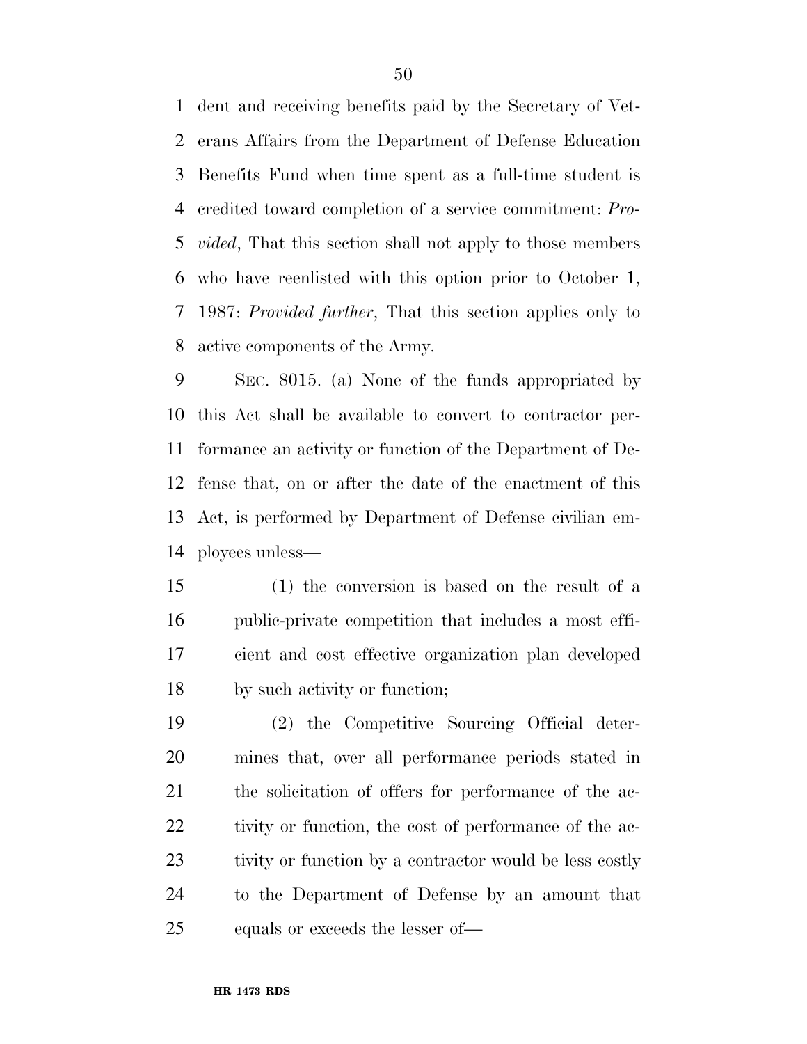dent and receiving benefits paid by the Secretary of Veterans Affairs from the Department of Defense Education Benefits Fund when time spent as a full-time student is credited toward completion of a service commitment: *Provided*, That this section shall not apply to those members who have reenlisted with this option prior to October 1, 1987: *Provided further*, That this section applies only to active components of the Army.

SEC. 8015. (a) None of the funds appropriated by this Act shall be available to convert to contractor performance an activity or function of the Department of Defense that, on or after the date of the enactment of this Act, is performed by Department of Defense civilian employees unless—

(1) the conversion is based on the result of a public-private competition that includes a most efficient and cost effective organization plan developed by such activity or function;

(2) the Competitive Sourcing Official determines that, over all performance periods stated in the solicitation of offers for performance of the activity or function, the cost of performance of the activity or function by a contractor would be less costly to the Department of Defense by an amount that equals or exceeds the lesser of—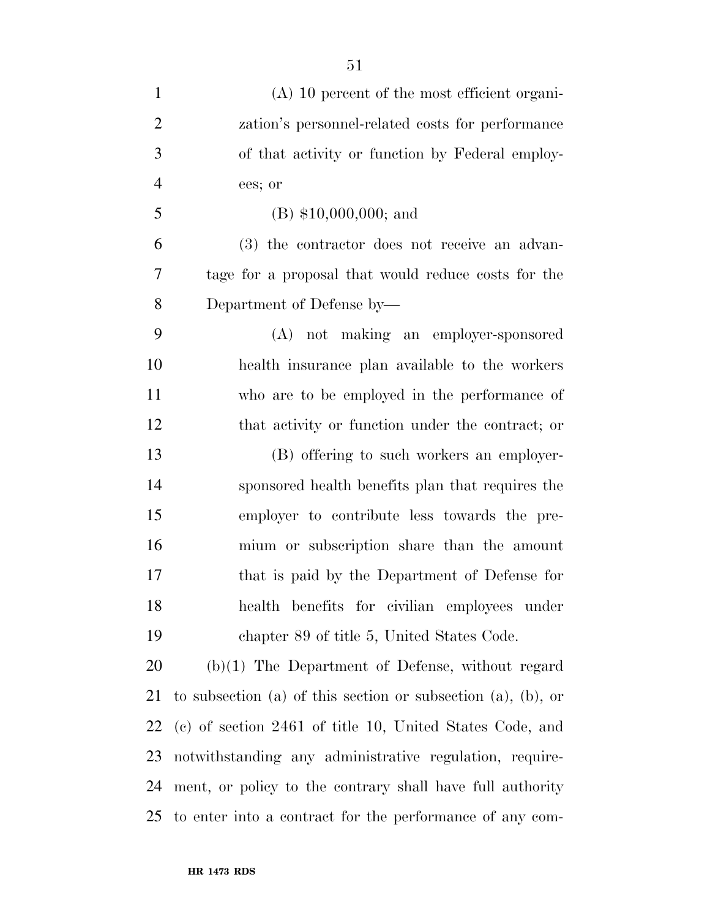(A) 10 percent of the most efficient organization's personnel-related costs for performance of that activity or function by Federal employees; or

(B) $10,000,000; and

(3) the contractor does not receive an advantage for a proposal that would reduce costs for the Department of Defense by—

(A) not making an employer-sponsored health insurance plan available to the workers who are to be employed in the performance of that activity or function under the contract; or

(B) offering to such workers an employer-sponsored health benefits plan that requires the employer to contribute less towards the premium or subscription share than the amount that is paid by the Department of Defense for health benefits for civilian employees under chapter 89 of title 5, United States Code.

(b)(1) The Department of Defense, without regard to subsection (a) of this section or subsection (a), (b), or (c) of section 2461 of title 10, United States Code, and notwithstanding any administrative regulation, requirement, or policy to the contrary shall have full authority to enter into a contract for the performance of any com-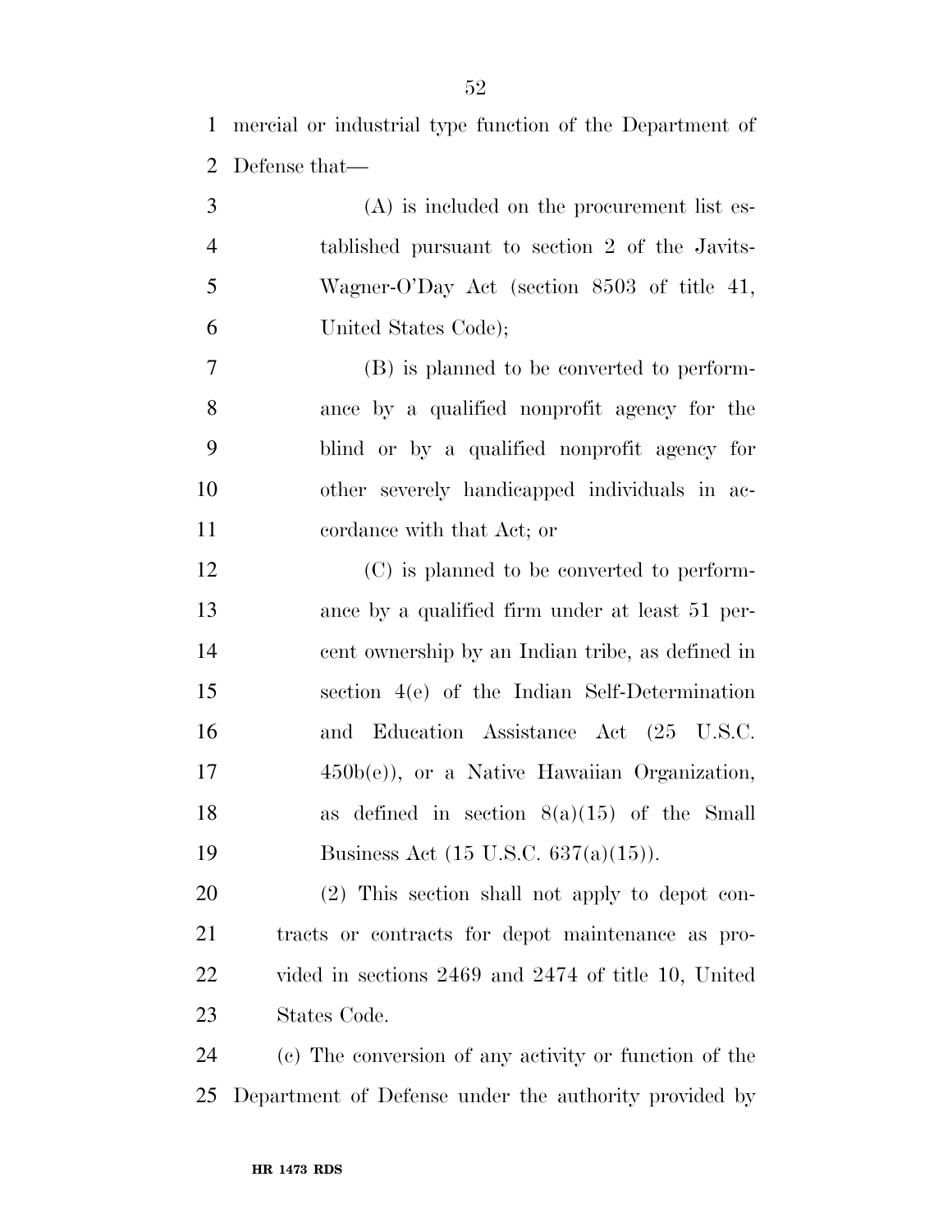mercial or industrial type function of the Department of Defense that—

(A) is included on the procurement list established pursuant to section 2 of the Javits-Wagner-O'Day Act (section 8503 of title 41, United States Code);

(B) is planned to be converted to performance by a qualified nonprofit agency for the blind or by a qualified nonprofit agency for other severely handicapped individuals in accordance with that Act; or

(C) is planned to be converted to performance by a qualified firm under at least 51 percent ownership by an Indian tribe, as defined in section 4(e) of the Indian Self-Determination and Education Assistance Act (25 U.S.C. 450b(e)), or a Native Hawaiian Organization, as defined in section 8(a)(15) of the Small Business Act (15 U.S.C. 637(a)(15)).

(2) This section shall not apply to depot contracts or contracts for depot maintenance as provided in sections 2469 and 2474 of title 10, United States Code.

(c) The conversion of any activity or function of the Department of Defense under the authority provided by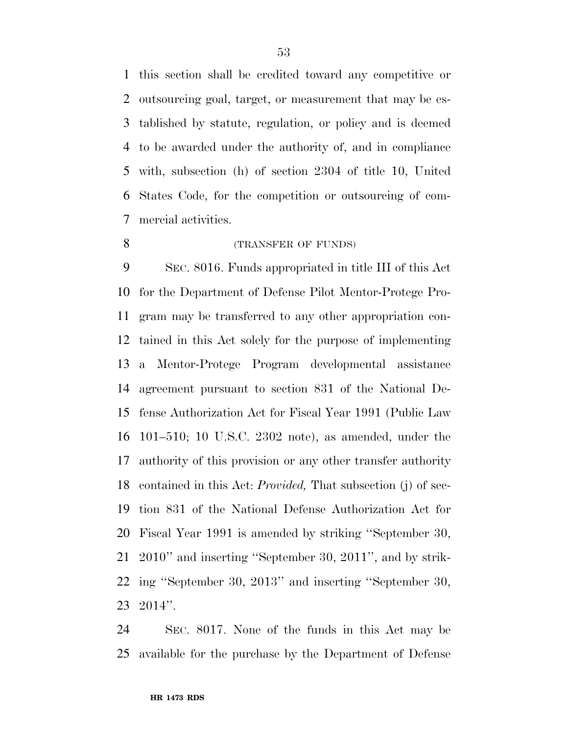this section shall be credited toward any competitive or outsourcing goal, target, or measurement that may be established by statute, regulation, or policy and is deemed to be awarded under the authority of, and in compliance with, subsection (h) of section 2304 of title 10, United States Code, for the competition or outsourcing of commercial activities.

(TRANSFER OF FUNDS)

SEC. 8016. Funds appropriated in title III of this Act for the Department of Defense Pilot Mentor-Protege Program may be transferred to any other appropriation contained in this Act solely for the purpose of implementing a Mentor-Protege Program developmental assistance agreement pursuant to section 831 of the National Defense Authorization Act for Fiscal Year 1991 (Public Law 101–510; 10 U.S.C. 2302 note), as amended, under the authority of this provision or any other transfer authority contained in this Act: *Provided,* That subsection (j) of section 831 of the National Defense Authorization Act for Fiscal Year 1991 is amended by striking ''September 30, 2010'' and inserting ''September 30, 2011'', and by striking ''September 30, 2013'' and inserting ''September 30, 2014''.

SEC. 8017. None of the funds in this Act may be available for the purchase by the Department of Defense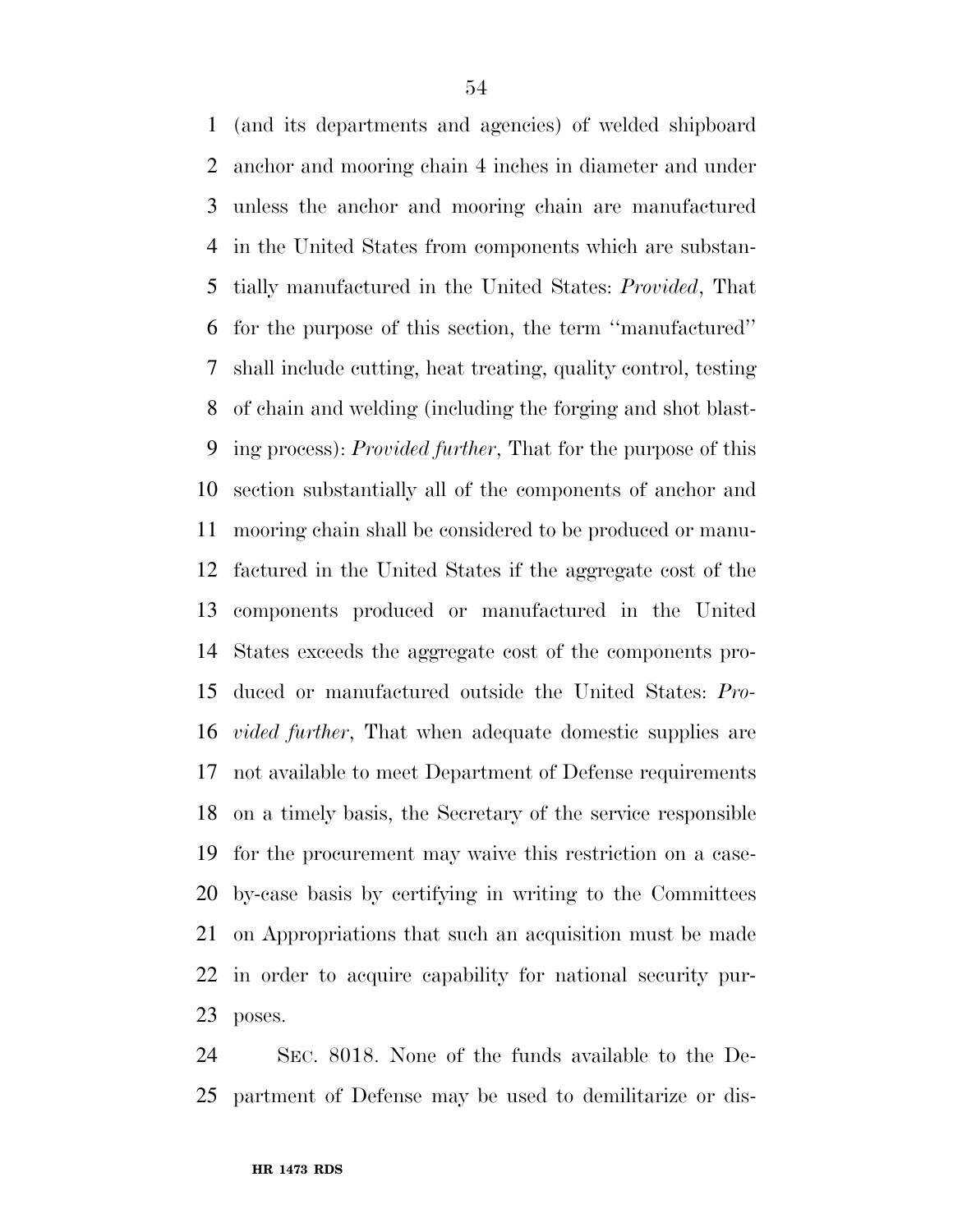(and its departments and agencies) of welded shipboard anchor and mooring chain 4 inches in diameter and under unless the anchor and mooring chain are manufactured in the United States from components which are substantially manufactured in the United States: *Provided*, That for the purpose of this section, the term ''manufactured'' shall include cutting, heat treating, quality control, testing of chain and welding (including the forging and shot blasting process): *Provided further*, That for the purpose of this section substantially all of the components of anchor and mooring chain shall be considered to be produced or manufactured in the United States if the aggregate cost of the components produced or manufactured in the United States exceeds the aggregate cost of the components produced or manufactured outside the United States: *Provided further*, That when adequate domestic supplies are not available to meet Department of Defense requirements on a timely basis, the Secretary of the service responsible for the procurement may waive this restriction on a case-by-case basis by certifying in writing to the Committees on Appropriations that such an acquisition must be made in order to acquire capability for national security purposes.

SEC. 8018. None of the funds available to the Department of Defense may be used to demilitarize or dis-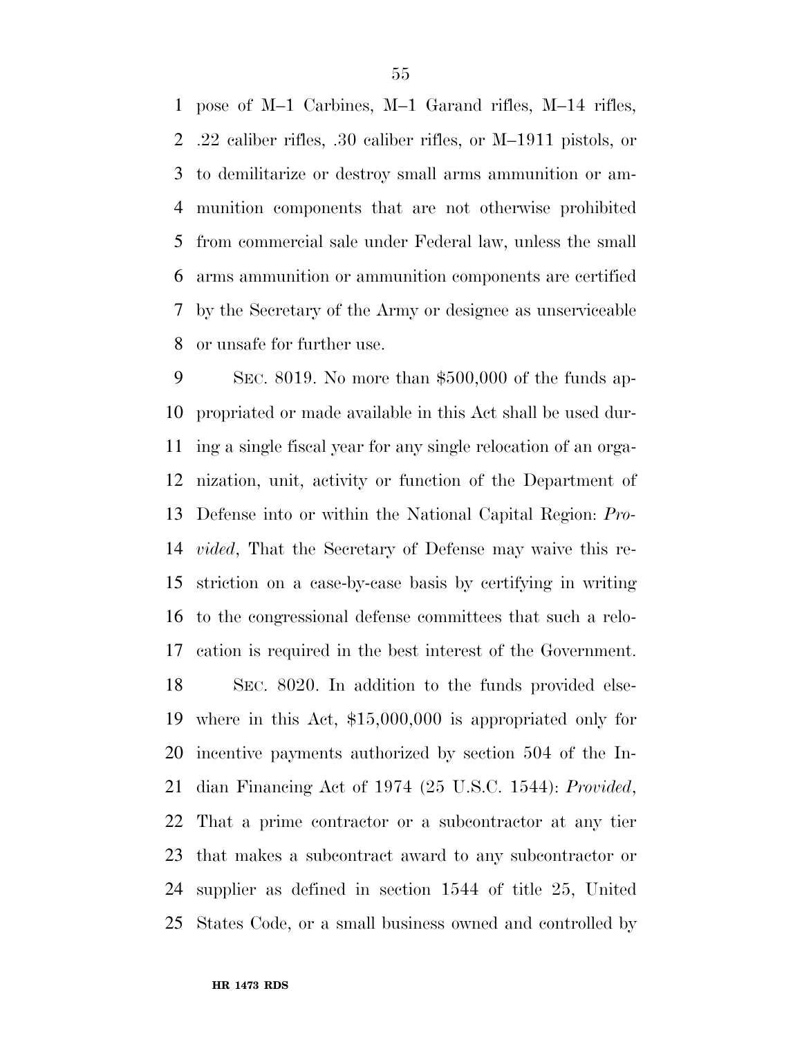pose of M–1 Carbines, M–1 Garand rifles, M–14 rifles, .22 caliber rifles, .30 caliber rifles, or M–1911 pistols, or to demilitarize or destroy small arms ammunition or ammunition components that are not otherwise prohibited from commercial sale under Federal law, unless the small arms ammunition or ammunition components are certified by the Secretary of the Army or designee as unserviceable or unsafe for further use.

SEC. 8019. No more than $500,000 of the funds appropriated or made available in this Act shall be used during a single fiscal year for any single relocation of an organization, unit, activity or function of the Department of Defense into or within the National Capital Region: *Provided*, That the Secretary of Defense may waive this restriction on a case-by-case basis by certifying in writing to the congressional defense committees that such a relocation is required in the best interest of the Government.

SEC. 8020. In addition to the funds provided elsewhere in this Act, $15,000,000 is appropriated only for incentive payments authorized by section 504 of the Indian Financing Act of 1974 (25 U.S.C. 1544): *Provided*, That a prime contractor or a subcontractor at any tier that makes a subcontract award to any subcontractor or supplier as defined in section 1544 of title 25, United States Code, or a small business owned and controlled by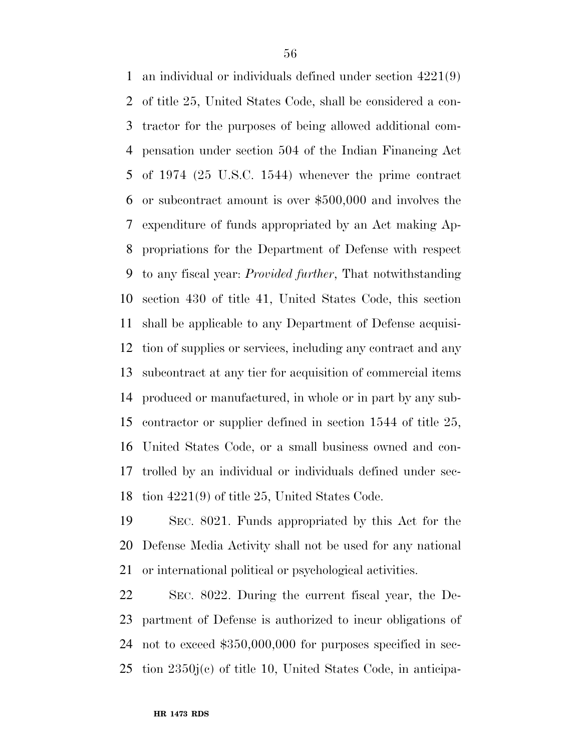an individual or individuals defined under section 4221(9) of title 25, United States Code, shall be considered a contractor for the purposes of being allowed additional compensation under section 504 of the Indian Financing Act of 1974 (25 U.S.C. 1544) whenever the prime contract or subcontract amount is over $500,000 and involves the expenditure of funds appropriated by an Act making Appropriations for the Department of Defense with respect to any fiscal year: *Provided further*, That notwithstanding section 430 of title 41, United States Code, this section shall be applicable to any Department of Defense acquisition of supplies or services, including any contract and any subcontract at any tier for acquisition of commercial items produced or manufactured, in whole or in part by any subcontractor or supplier defined in section 1544 of title 25, United States Code, or a small business owned and controlled by an individual or individuals defined under section 4221(9) of title 25, United States Code.

SEC. 8021. Funds appropriated by this Act for the Defense Media Activity shall not be used for any national or international political or psychological activities.

SEC. 8022. During the current fiscal year, the Department of Defense is authorized to incur obligations of not to exceed $350,000,000 for purposes specified in section 2350j(c) of title 10, United States Code, in anticipa-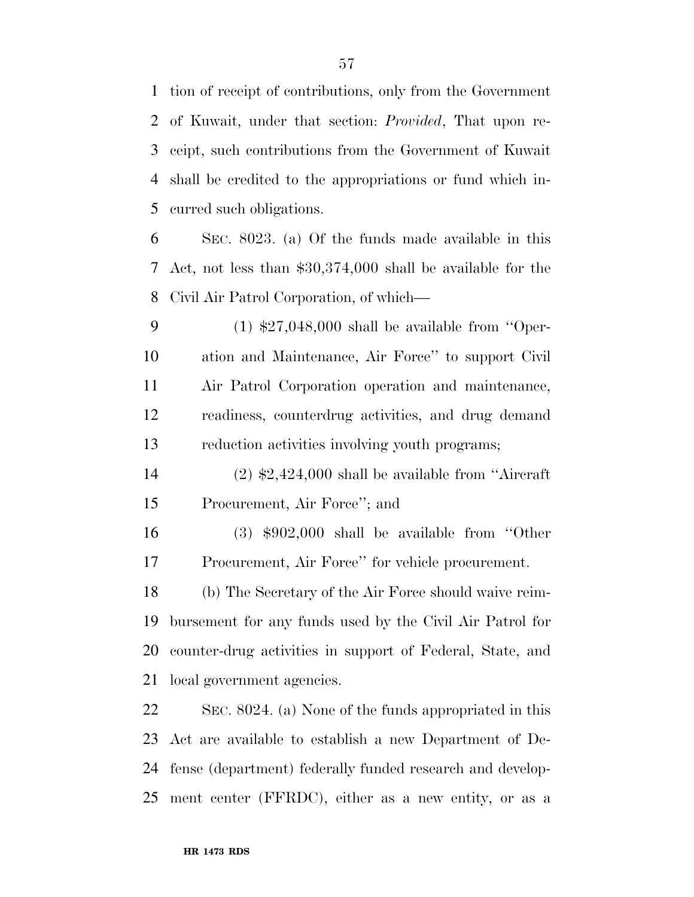tion of receipt of contributions, only from the Government of Kuwait, under that section: *Provided*, That upon receipt, such contributions from the Government of Kuwait shall be credited to the appropriations or fund which incurred such obligations.

SEC. 8023. (a) Of the funds made available in this Act, not less than $30,374,000 shall be available for the Civil Air Patrol Corporation, of which—

(1) $27,048,000 shall be available from ''Operation and Maintenance, Air Force'' to support Civil Air Patrol Corporation operation and maintenance, readiness, counterdrug activities, and drug demand reduction activities involving youth programs;

(2) $2,424,000 shall be available from ''Aircraft Procurement, Air Force''; and

(3) $902,000 shall be available from ''Other Procurement, Air Force'' for vehicle procurement.

(b) The Secretary of the Air Force should waive reimbursement for any funds used by the Civil Air Patrol for counter-drug activities in support of Federal, State, and local government agencies.

SEC. 8024. (a) None of the funds appropriated in this Act are available to establish a new Department of Defense (department) federally funded research and development center (FFRDC), either as a new entity, or as a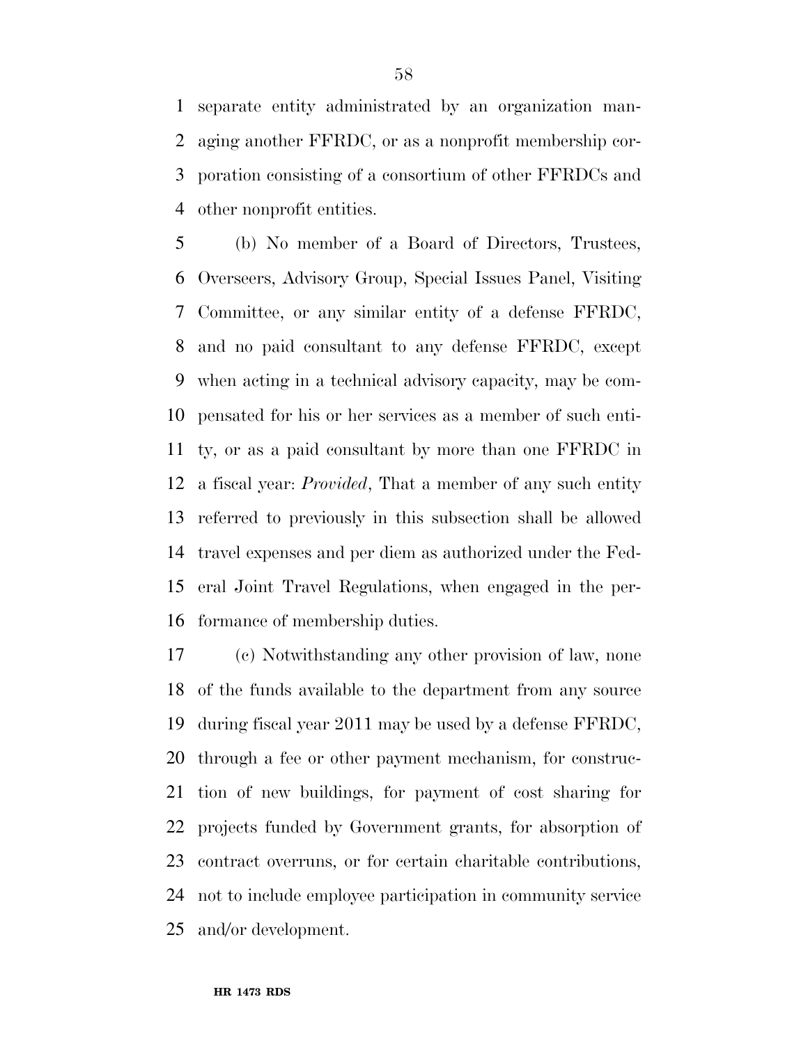separate entity administrated by an organization managing another FFRDC, or as a nonprofit membership corporation consisting of a consortium of other FFRDCs and other nonprofit entities.

(b) No member of a Board of Directors, Trustees, Overseers, Advisory Group, Special Issues Panel, Visiting Committee, or any similar entity of a defense FFRDC, and no paid consultant to any defense FFRDC, except when acting in a technical advisory capacity, may be compensated for his or her services as a member of such entity, or as a paid consultant by more than one FFRDC in a fiscal year: *Provided*, That a member of any such entity referred to previously in this subsection shall be allowed travel expenses and per diem as authorized under the Federal Joint Travel Regulations, when engaged in the performance of membership duties.

(c) Notwithstanding any other provision of law, none of the funds available to the department from any source during fiscal year 2011 may be used by a defense FFRDC, through a fee or other payment mechanism, for construction of new buildings, for payment of cost sharing for projects funded by Government grants, for absorption of contract overruns, or for certain charitable contributions, not to include employee participation in community service and/or development.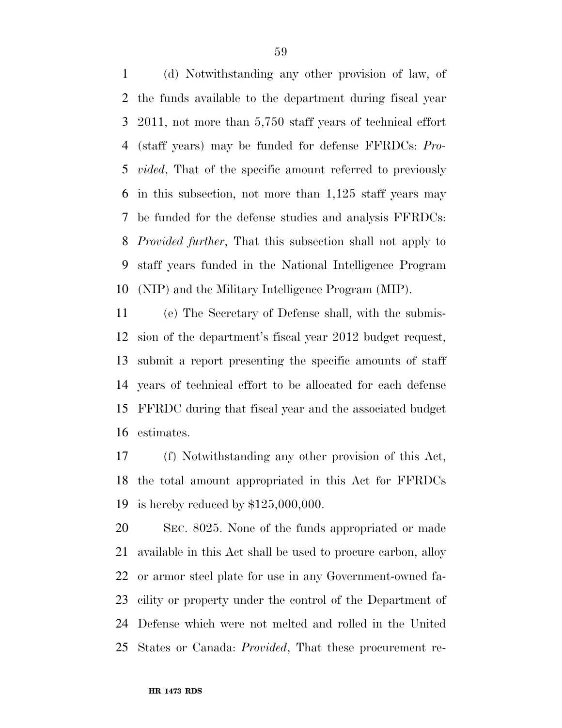(d) Notwithstanding any other provision of law, of the funds available to the department during fiscal year 2011, not more than 5,750 staff years of technical effort (staff years) may be funded for defense FFRDCs: *Provided*, That of the specific amount referred to previously in this subsection, not more than 1,125 staff years may be funded for the defense studies and analysis FFRDCs: *Provided further*, That this subsection shall not apply to staff years funded in the National Intelligence Program (NIP) and the Military Intelligence Program (MIP).

(e) The Secretary of Defense shall, with the submission of the department's fiscal year 2012 budget request, submit a report presenting the specific amounts of staff years of technical effort to be allocated for each defense FFRDC during that fiscal year and the associated budget estimates.

(f) Notwithstanding any other provision of this Act, the total amount appropriated in this Act for FFRDCs is hereby reduced by $125,000,000.

SEC. 8025. None of the funds appropriated or made available in this Act shall be used to procure carbon, alloy or armor steel plate for use in any Government-owned facility or property under the control of the Department of Defense which were not melted and rolled in the United States or Canada: *Provided*, That these procurement re-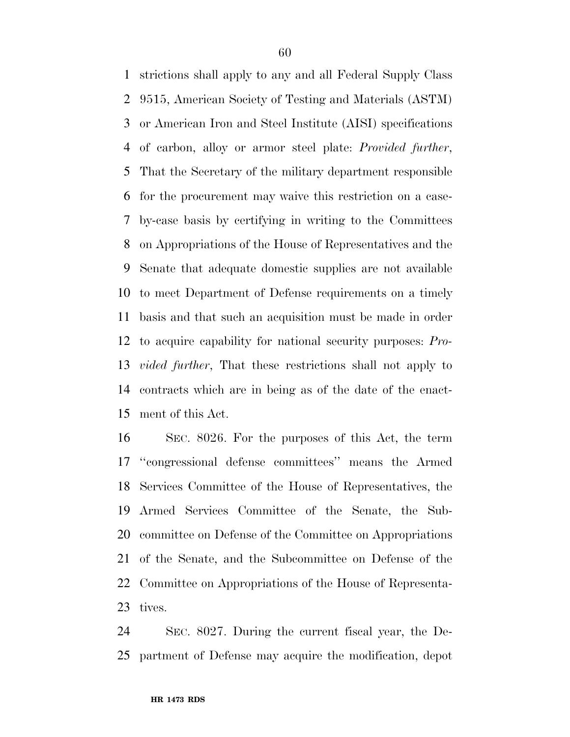strictions shall apply to any and all Federal Supply Class 9515, American Society of Testing and Materials (ASTM) or American Iron and Steel Institute (AISI) specifications of carbon, alloy or armor steel plate: *Provided further*, That the Secretary of the military department responsible for the procurement may waive this restriction on a case-by-case basis by certifying in writing to the Committees on Appropriations of the House of Representatives and the Senate that adequate domestic supplies are not available to meet Department of Defense requirements on a timely basis and that such an acquisition must be made in order to acquire capability for national security purposes: *Provided further*, That these restrictions shall not apply to contracts which are in being as of the date of the enactment of this Act.

SEC. 8026. For the purposes of this Act, the term ''congressional defense committees'' means the Armed Services Committee of the House of Representatives, the Armed Services Committee of the Senate, the Subcommittee on Defense of the Committee on Appropriations of the Senate, and the Subcommittee on Defense of the Committee on Appropriations of the House of Representatives.

SEC. 8027. During the current fiscal year, the Department of Defense may acquire the modification, depot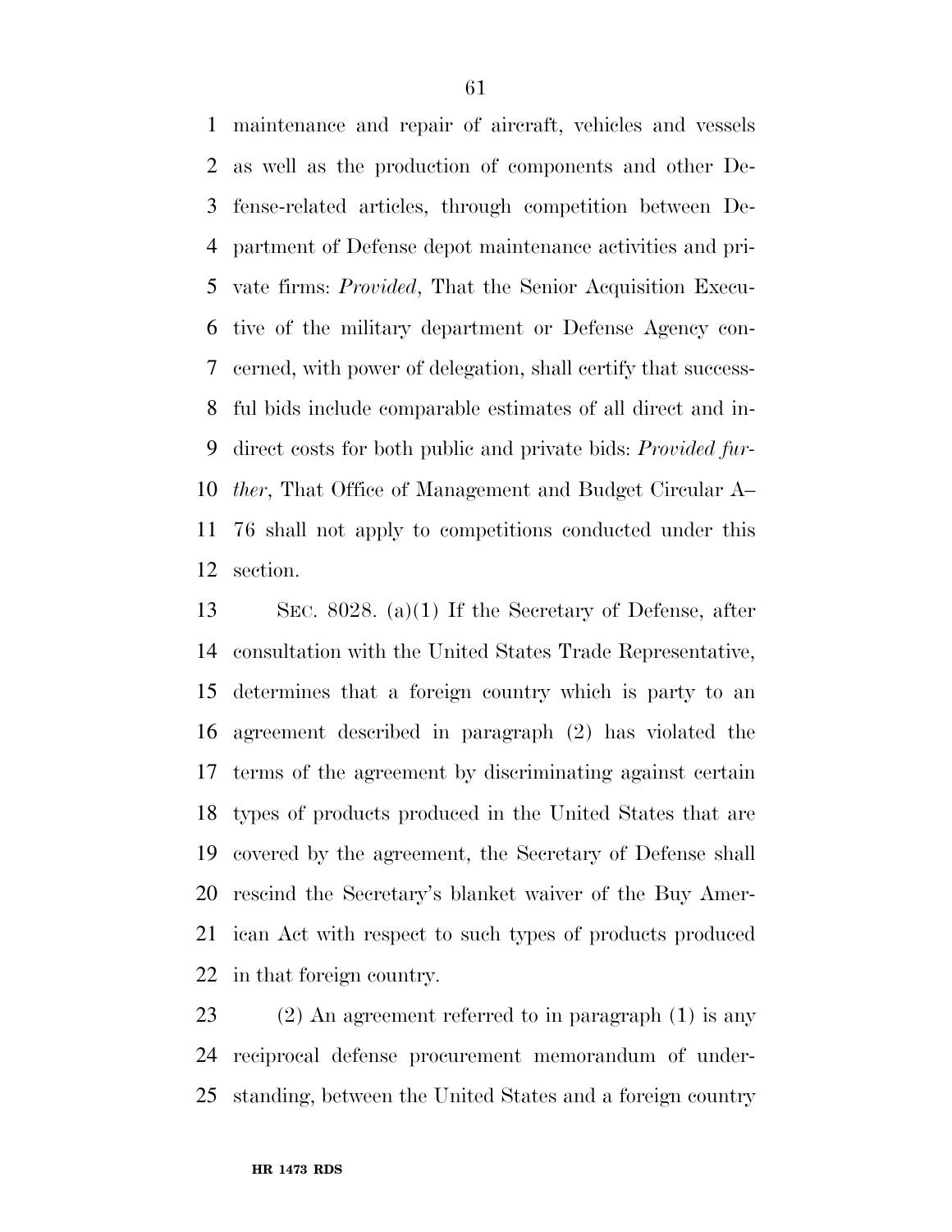maintenance and repair of aircraft, vehicles and vessels as well as the production of components and other Defense-related articles, through competition between Department of Defense depot maintenance activities and private firms: *Provided*, That the Senior Acquisition Executive of the military department or Defense Agency concerned, with power of delegation, shall certify that successful bids include comparable estimates of all direct and indirect costs for both public and private bids: *Provided further*, That Office of Management and Budget Circular A–76 shall not apply to competitions conducted under this section.

SEC. 8028. (a)(1) If the Secretary of Defense, after consultation with the United States Trade Representative, determines that a foreign country which is party to an agreement described in paragraph (2) has violated the terms of the agreement by discriminating against certain types of products produced in the United States that are covered by the agreement, the Secretary of Defense shall rescind the Secretary's blanket waiver of the Buy American Act with respect to such types of products produced in that foreign country.

(2) An agreement referred to in paragraph (1) is any reciprocal defense procurement memorandum of understanding, between the United States and a foreign country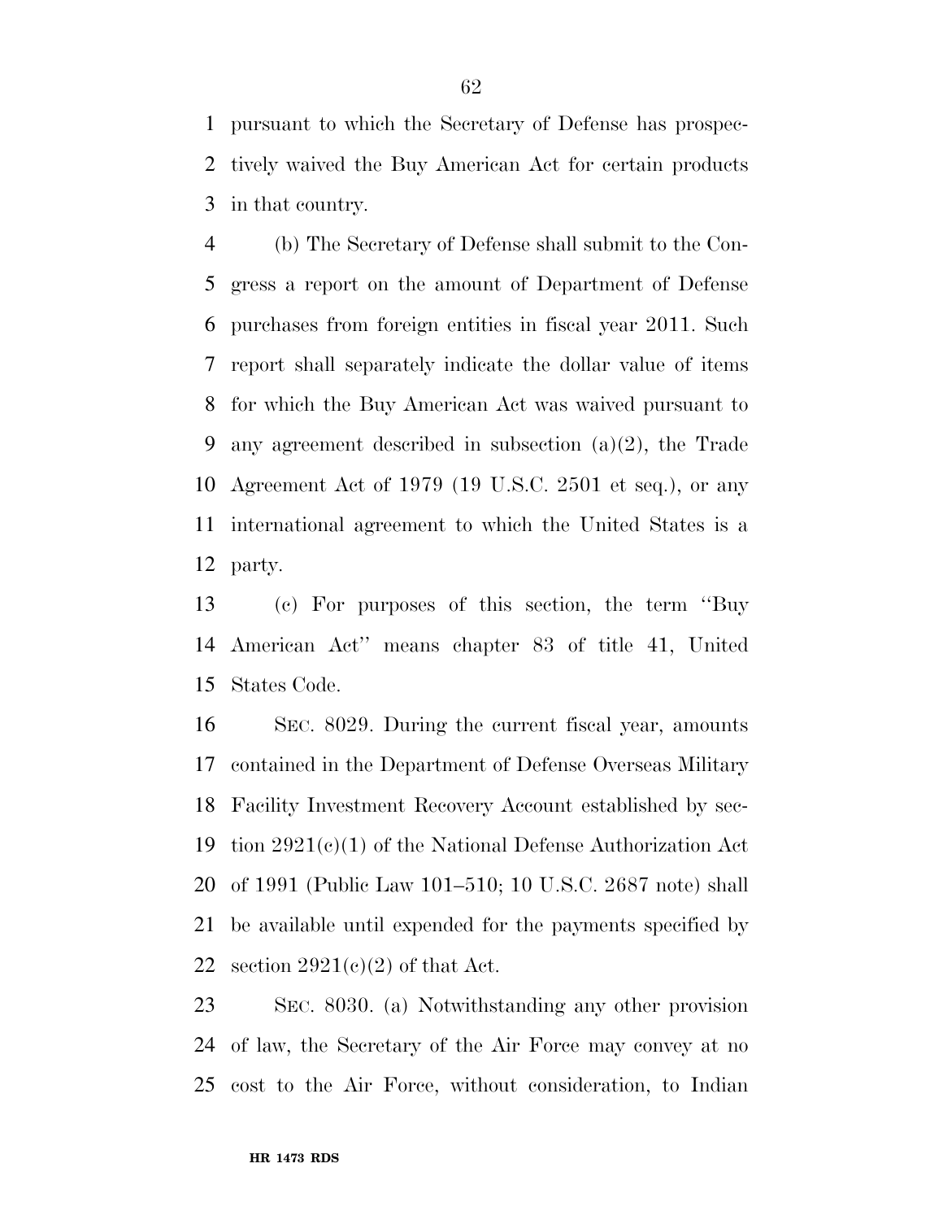pursuant to which the Secretary of Defense has prospectively waived the Buy American Act for certain products in that country.

(b) The Secretary of Defense shall submit to the Congress a report on the amount of Department of Defense purchases from foreign entities in fiscal year 2011. Such report shall separately indicate the dollar value of items for which the Buy American Act was waived pursuant to any agreement described in subsection (a)(2), the Trade Agreement Act of 1979 (19 U.S.C. 2501 et seq.), or any international agreement to which the United States is a party.

(c) For purposes of this section, the term ''Buy American Act'' means chapter 83 of title 41, United States Code.

SEC. 8029. During the current fiscal year, amounts contained in the Department of Defense Overseas Military Facility Investment Recovery Account established by section 2921(c)(1) of the National Defense Authorization Act of 1991 (Public Law 101–510; 10 U.S.C. 2687 note) shall be available until expended for the payments specified by section 2921(c)(2) of that Act.

SEC. 8030. (a) Notwithstanding any other provision of law, the Secretary of the Air Force may convey at no cost to the Air Force, without consideration, to Indian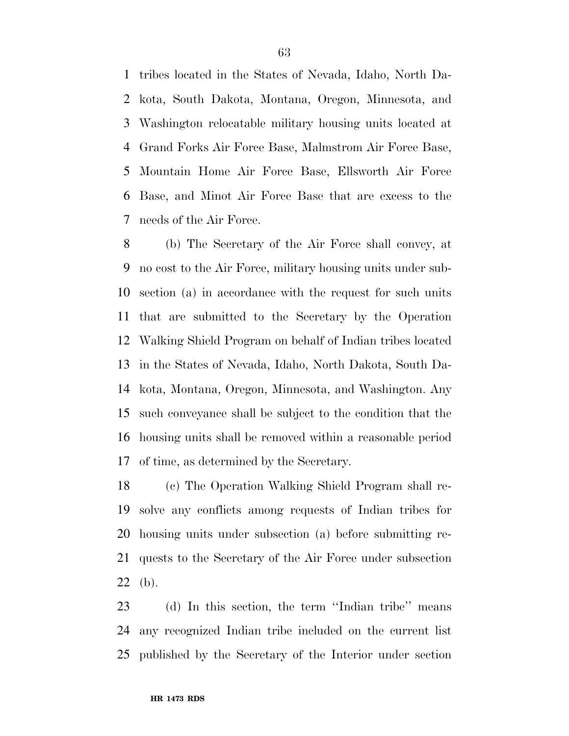tribes located in the States of Nevada, Idaho, North Dakota, South Dakota, Montana, Oregon, Minnesota, and Washington relocatable military housing units located at Grand Forks Air Force Base, Malmstrom Air Force Base, Mountain Home Air Force Base, Ellsworth Air Force Base, and Minot Air Force Base that are excess to the needs of the Air Force.

(b) The Secretary of the Air Force shall convey, at no cost to the Air Force, military housing units under subsection (a) in accordance with the request for such units that are submitted to the Secretary by the Operation Walking Shield Program on behalf of Indian tribes located in the States of Nevada, Idaho, North Dakota, South Dakota, Montana, Oregon, Minnesota, and Washington. Any such conveyance shall be subject to the condition that the housing units shall be removed within a reasonable period of time, as determined by the Secretary.

(c) The Operation Walking Shield Program shall resolve any conflicts among requests of Indian tribes for housing units under subsection (a) before submitting requests to the Secretary of the Air Force under subsection (b).

(d) In this section, the term ''Indian tribe'' means any recognized Indian tribe included on the current list published by the Secretary of the Interior under section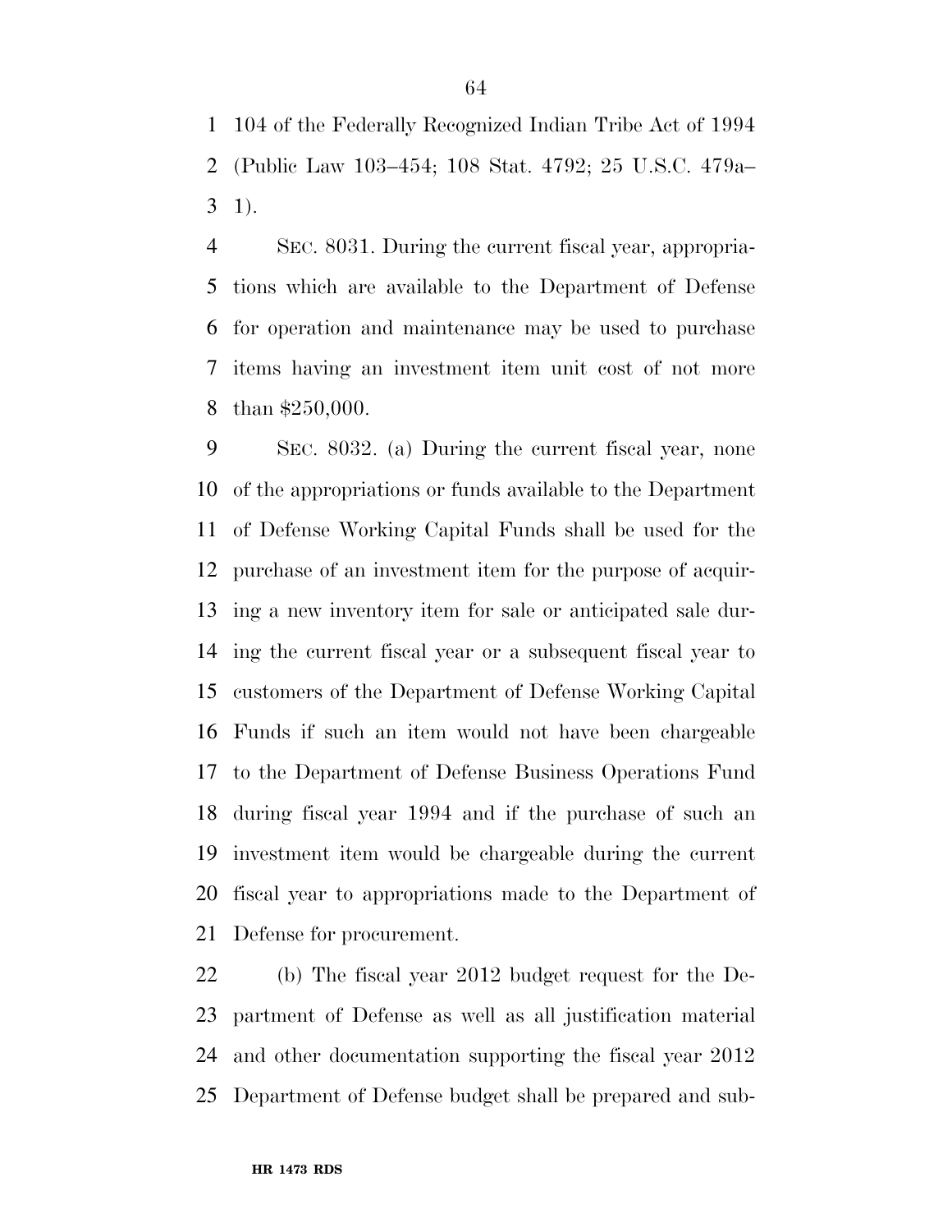104 of the Federally Recognized Indian Tribe Act of 1994 (Public Law 103–454; 108 Stat. 4792; 25 U.S.C. 479a–1).

SEC. 8031. During the current fiscal year, appropriations which are available to the Department of Defense for operation and maintenance may be used to purchase items having an investment item unit cost of not more than $250,000.

SEC. 8032. (a) During the current fiscal year, none of the appropriations or funds available to the Department of Defense Working Capital Funds shall be used for the purchase of an investment item for the purpose of acquiring a new inventory item for sale or anticipated sale during the current fiscal year or a subsequent fiscal year to customers of the Department of Defense Working Capital Funds if such an item would not have been chargeable to the Department of Defense Business Operations Fund during fiscal year 1994 and if the purchase of such an investment item would be chargeable during the current fiscal year to appropriations made to the Department of Defense for procurement.

(b) The fiscal year 2012 budget request for the Department of Defense as well as all justification material and other documentation supporting the fiscal year 2012 Department of Defense budget shall be prepared and sub-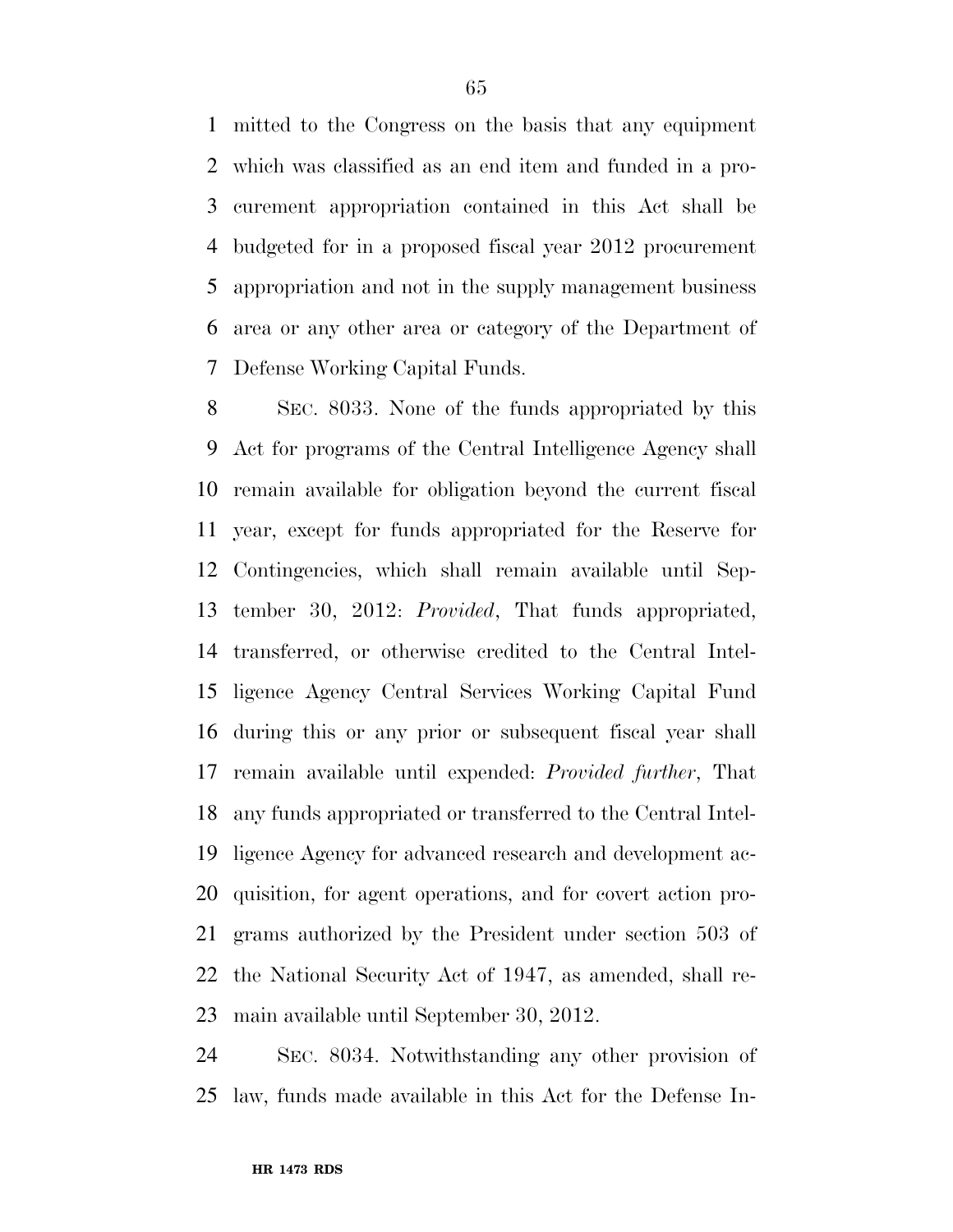mitted to the Congress on the basis that any equipment which was classified as an end item and funded in a procurement appropriation contained in this Act shall be budgeted for in a proposed fiscal year 2012 procurement appropriation and not in the supply management business area or any other area or category of the Department of Defense Working Capital Funds.

SEC. 8033. None of the funds appropriated by this Act for programs of the Central Intelligence Agency shall remain available for obligation beyond the current fiscal year, except for funds appropriated for the Reserve for Contingencies, which shall remain available until September 30, 2012: *Provided*, That funds appropriated, transferred, or otherwise credited to the Central Intelligence Agency Central Services Working Capital Fund during this or any prior or subsequent fiscal year shall remain available until expended: *Provided further*, That any funds appropriated or transferred to the Central Intelligence Agency for advanced research and development acquisition, for agent operations, and for covert action programs authorized by the President under section 503 of the National Security Act of 1947, as amended, shall remain available until September 30, 2012.

SEC. 8034. Notwithstanding any other provision of law, funds made available in this Act for the Defense In-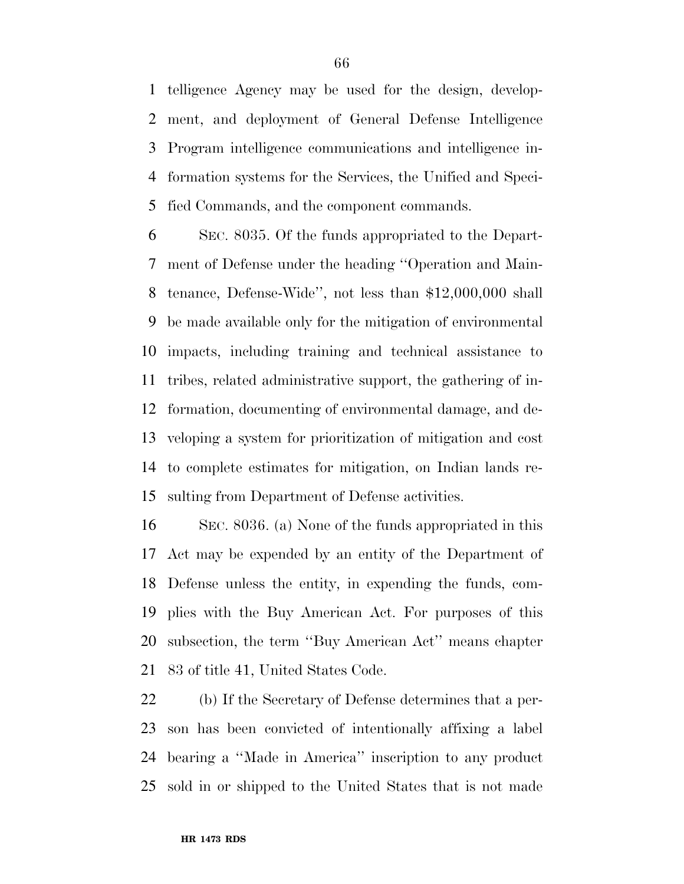telligence Agency may be used for the design, development, and deployment of General Defense Intelligence Program intelligence communications and intelligence information systems for the Services, the Unified and Specified Commands, and the component commands.

SEC. 8035. Of the funds appropriated to the Department of Defense under the heading ''Operation and Maintenance, Defense-Wide'', not less than $12,000,000 shall be made available only for the mitigation of environmental impacts, including training and technical assistance to tribes, related administrative support, the gathering of information, documenting of environmental damage, and developing a system for prioritization of mitigation and cost to complete estimates for mitigation, on Indian lands resulting from Department of Defense activities.

SEC. 8036. (a) None of the funds appropriated in this Act may be expended by an entity of the Department of Defense unless the entity, in expending the funds, complies with the Buy American Act. For purposes of this subsection, the term ''Buy American Act'' means chapter 83 of title 41, United States Code.

(b) If the Secretary of Defense determines that a person has been convicted of intentionally affixing a label bearing a ''Made in America'' inscription to any product sold in or shipped to the United States that is not made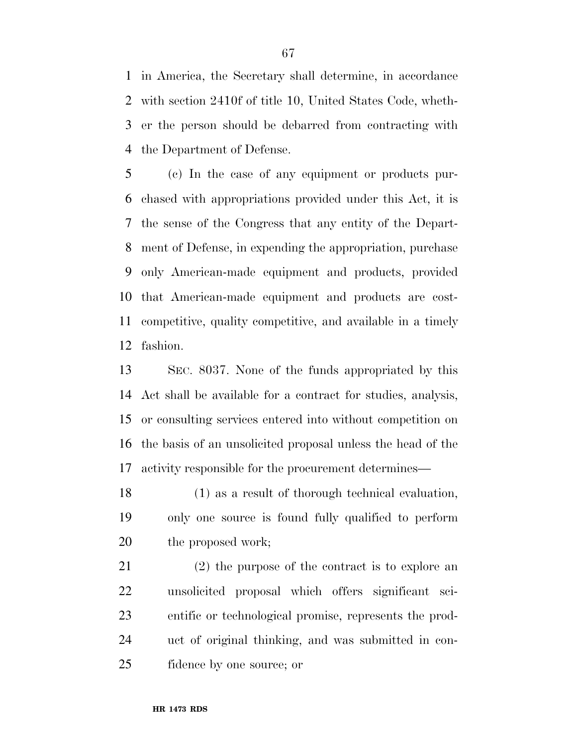in America, the Secretary shall determine, in accordance with section 2410f of title 10, United States Code, whether the person should be debarred from contracting with the Department of Defense.

(c) In the case of any equipment or products purchased with appropriations provided under this Act, it is the sense of the Congress that any entity of the Department of Defense, in expending the appropriation, purchase only American-made equipment and products, provided that American-made equipment and products are cost-competitive, quality competitive, and available in a timely fashion.

SEC. 8037. None of the funds appropriated by this Act shall be available for a contract for studies, analysis, or consulting services entered into without competition on the basis of an unsolicited proposal unless the head of the activity responsible for the procurement determines—

(1) as a result of thorough technical evaluation, only one source is found fully qualified to perform the proposed work;

(2) the purpose of the contract is to explore an unsolicited proposal which offers significant scientific or technological promise, represents the product of original thinking, and was submitted in confidence by one source; or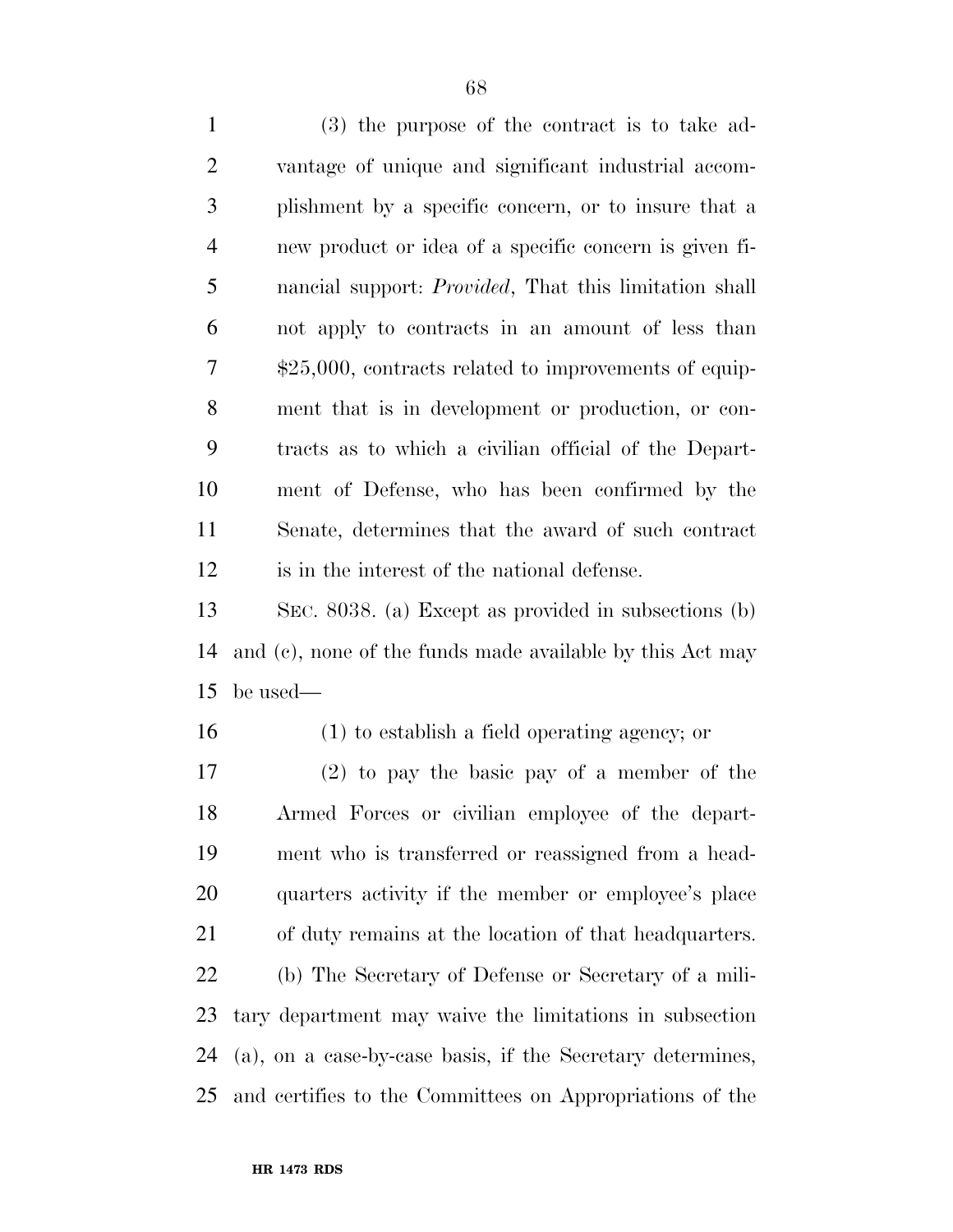(3) the purpose of the contract is to take advantage of unique and significant industrial accomplishment by a specific concern, or to insure that a new product or idea of a specific concern is given financial support: *Provided*, That this limitation shall not apply to contracts in an amount of less than $25,000, contracts related to improvements of equipment that is in development or production, or contracts as to which a civilian official of the Department of Defense, who has been confirmed by the Senate, determines that the award of such contract is in the interest of the national defense.

SEC. 8038. (a) Except as provided in subsections (b) and (c), none of the funds made available by this Act may be used—

(1) to establish a field operating agency; or

(2) to pay the basic pay of a member of the Armed Forces or civilian employee of the department who is transferred or reassigned from a headquarters activity if the member or employee's place of duty remains at the location of that headquarters.

(b) The Secretary of Defense or Secretary of a military department may waive the limitations in subsection (a), on a case-by-case basis, if the Secretary determines, and certifies to the Committees on Appropriations of the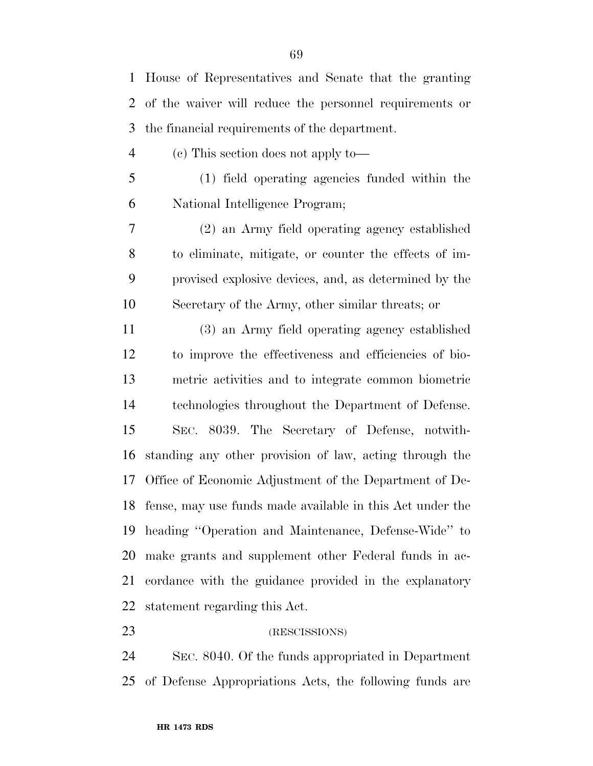House of Representatives and Senate that the granting of the waiver will reduce the personnel requirements or the financial requirements of the department.

(c) This section does not apply to—

(1) field operating agencies funded within the National Intelligence Program;

(2) an Army field operating agency established to eliminate, mitigate, or counter the effects of improvised explosive devices, and, as determined by the Secretary of the Army, other similar threats; or

(3) an Army field operating agency established to improve the effectiveness and efficiencies of biometric activities and to integrate common biometric technologies throughout the Department of Defense.

SEC. 8039. The Secretary of Defense, notwithstanding any other provision of law, acting through the Office of Economic Adjustment of the Department of Defense, may use funds made available in this Act under the heading ''Operation and Maintenance, Defense-Wide'' to make grants and supplement other Federal funds in accordance with the guidance provided in the explanatory statement regarding this Act.

(RESCISSIONS)

SEC. 8040. Of the funds appropriated in Department of Defense Appropriations Acts, the following funds are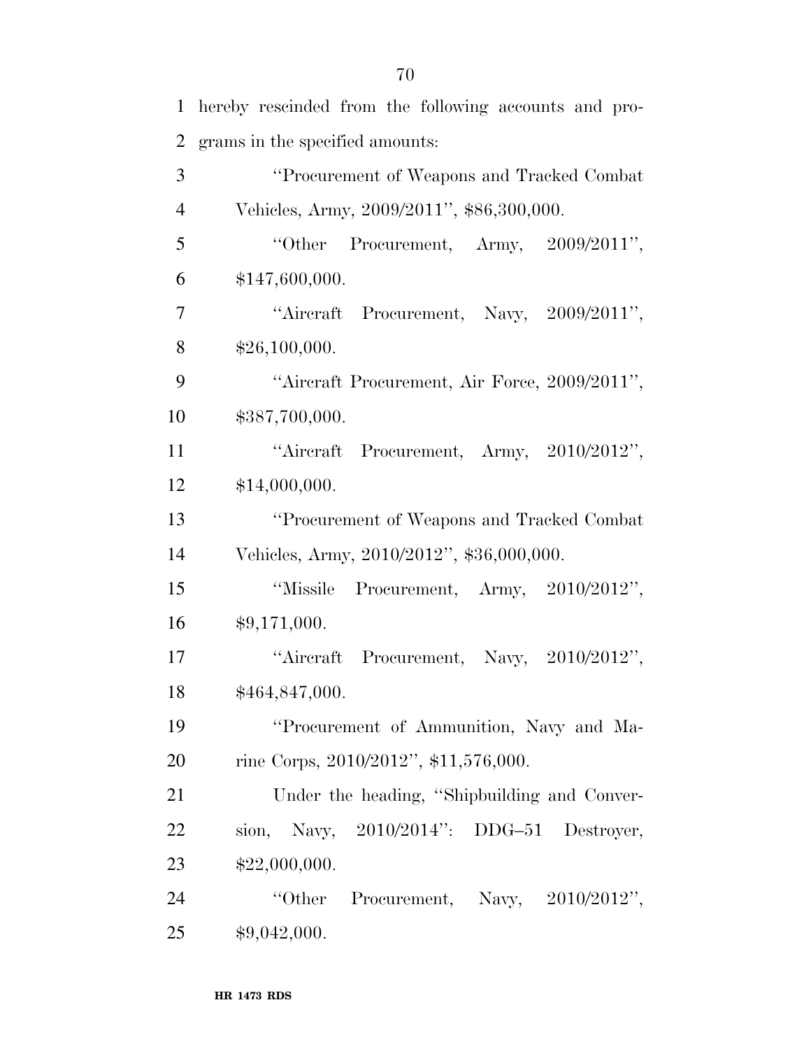hereby rescinded from the following accounts and programs in the specified amounts:

"Procurement of Weapons and Tracked Combat Vehicles, Army, 2009/2011", $86,300,000.

"Other Procurement, Army, 2009/2011", $147,600,000.

"Aircraft Procurement, Navy, 2009/2011", $26,100,000.

"Aircraft Procurement, Air Force, 2009/2011", $387,700,000.

"Aircraft Procurement, Army, 2010/2012", $14,000,000.

"Procurement of Weapons and Tracked Combat Vehicles, Army, 2010/2012", $36,000,000.

"Missile Procurement, Army, 2010/2012", $9,171,000.

"Aircraft Procurement, Navy, 2010/2012", $464,847,000.

"Procurement of Ammunition, Navy and Marine Corps, 2010/2012", $11,576,000.

Under the heading, "Shipbuilding and Conversion, Navy, 2010/2014": DDG–51 Destroyer, $22,000,000.

"Other Procurement, Navy, 2010/2012", $9,042,000.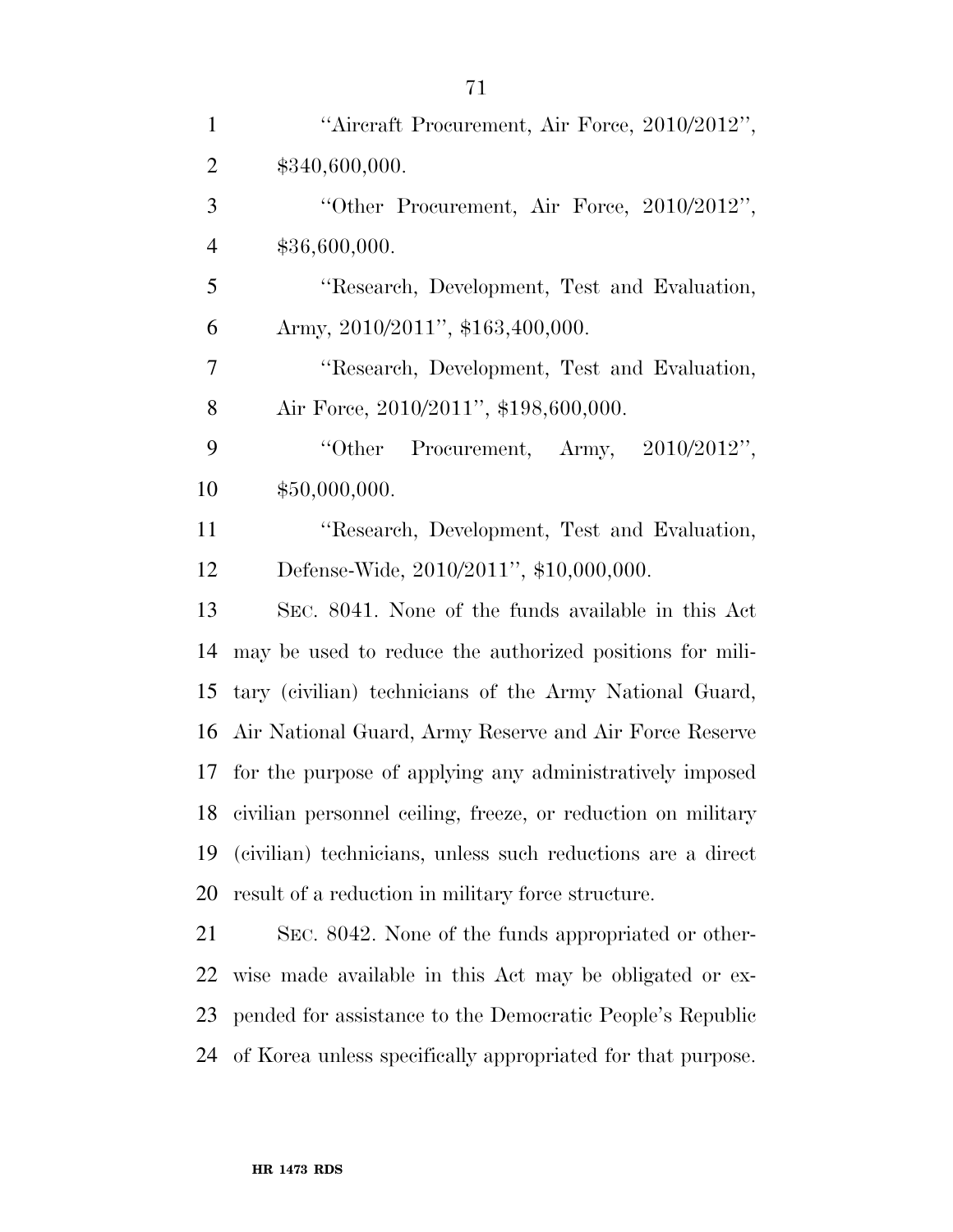"Aircraft Procurement, Air Force, 2010/2012", $340,600,000.

"Other Procurement, Air Force, 2010/2012", $36,600,000.

"Research, Development, Test and Evaluation, Army, 2010/2011", $163,400,000.

"Research, Development, Test and Evaluation, Air Force, 2010/2011", $198,600,000.

"Other Procurement, Army, 2010/2012", $50,000,000.

"Research, Development, Test and Evaluation, Defense-Wide, 2010/2011", $10,000,000.

SEC. 8041. None of the funds available in this Act may be used to reduce the authorized positions for military (civilian) technicians of the Army National Guard, Air National Guard, Army Reserve and Air Force Reserve for the purpose of applying any administratively imposed civilian personnel ceiling, freeze, or reduction on military (civilian) technicians, unless such reductions are a direct result of a reduction in military force structure.

SEC. 8042. None of the funds appropriated or otherwise made available in this Act may be obligated or expended for assistance to the Democratic People's Republic of Korea unless specifically appropriated for that purpose.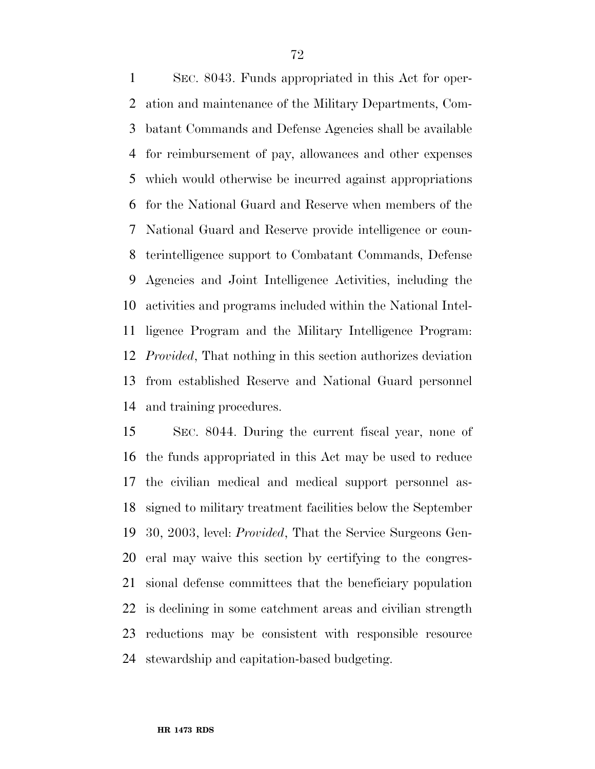SEC. 8043. Funds appropriated in this Act for operation and maintenance of the Military Departments, Combatant Commands and Defense Agencies shall be available for reimbursement of pay, allowances and other expenses which would otherwise be incurred against appropriations for the National Guard and Reserve when members of the National Guard and Reserve provide intelligence or counterintelligence support to Combatant Commands, Defense Agencies and Joint Intelligence Activities, including the activities and programs included within the National Intelligence Program and the Military Intelligence Program: *Provided*, That nothing in this section authorizes deviation from established Reserve and National Guard personnel and training procedures.

SEC. 8044. During the current fiscal year, none of the funds appropriated in this Act may be used to reduce the civilian medical and medical support personnel assigned to military treatment facilities below the September 30, 2003, level: *Provided*, That the Service Surgeons General may waive this section by certifying to the congressional defense committees that the beneficiary population is declining in some catchment areas and civilian strength reductions may be consistent with responsible resource stewardship and capitation-based budgeting.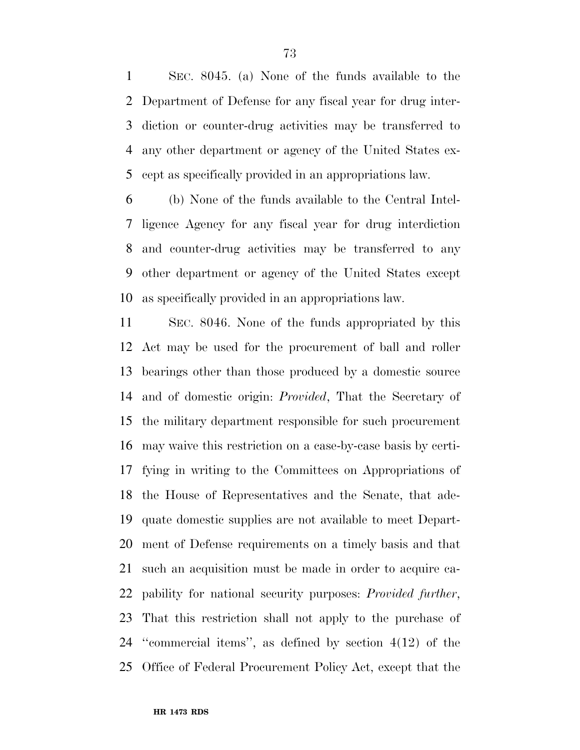SEC. 8045. (a) None of the funds available to the Department of Defense for any fiscal year for drug interdiction or counter-drug activities may be transferred to any other department or agency of the United States except as specifically provided in an appropriations law.

(b) None of the funds available to the Central Intelligence Agency for any fiscal year for drug interdiction and counter-drug activities may be transferred to any other department or agency of the United States except as specifically provided in an appropriations law.

SEC. 8046. None of the funds appropriated by this Act may be used for the procurement of ball and roller bearings other than those produced by a domestic source and of domestic origin: *Provided*, That the Secretary of the military department responsible for such procurement may waive this restriction on a case-by-case basis by certifying in writing to the Committees on Appropriations of the House of Representatives and the Senate, that adequate domestic supplies are not available to meet Department of Defense requirements on a timely basis and that such an acquisition must be made in order to acquire capability for national security purposes: *Provided further*, That this restriction shall not apply to the purchase of ''commercial items'', as defined by section 4(12) of the Office of Federal Procurement Policy Act, except that the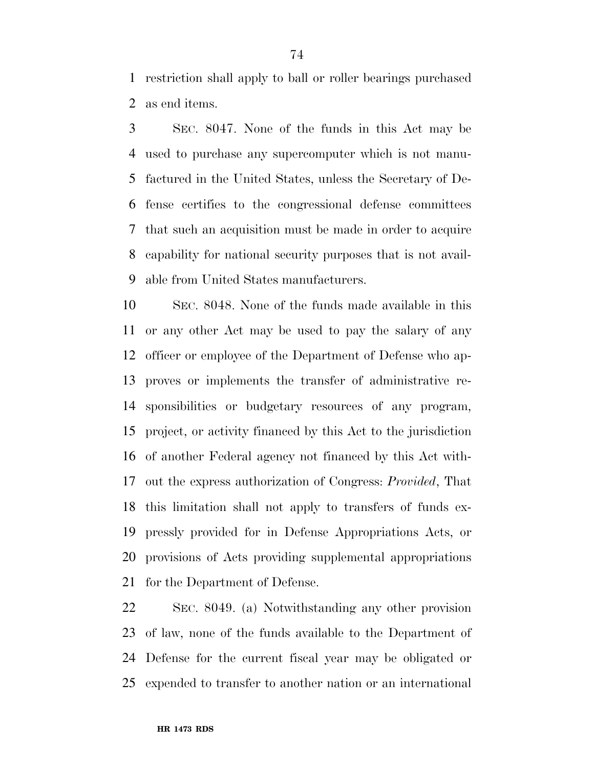restriction shall apply to ball or roller bearings purchased as end items.

SEC. 8047. None of the funds in this Act may be used to purchase any supercomputer which is not manufactured in the United States, unless the Secretary of Defense certifies to the congressional defense committees that such an acquisition must be made in order to acquire capability for national security purposes that is not available from United States manufacturers.

SEC. 8048. None of the funds made available in this or any other Act may be used to pay the salary of any officer or employee of the Department of Defense who approves or implements the transfer of administrative responsibilities or budgetary resources of any program, project, or activity financed by this Act to the jurisdiction of another Federal agency not financed by this Act without the express authorization of Congress: *Provided*, That this limitation shall not apply to transfers of funds expressly provided for in Defense Appropriations Acts, or provisions of Acts providing supplemental appropriations for the Department of Defense.

SEC. 8049. (a) Notwithstanding any other provision of law, none of the funds available to the Department of Defense for the current fiscal year may be obligated or expended to transfer to another nation or an international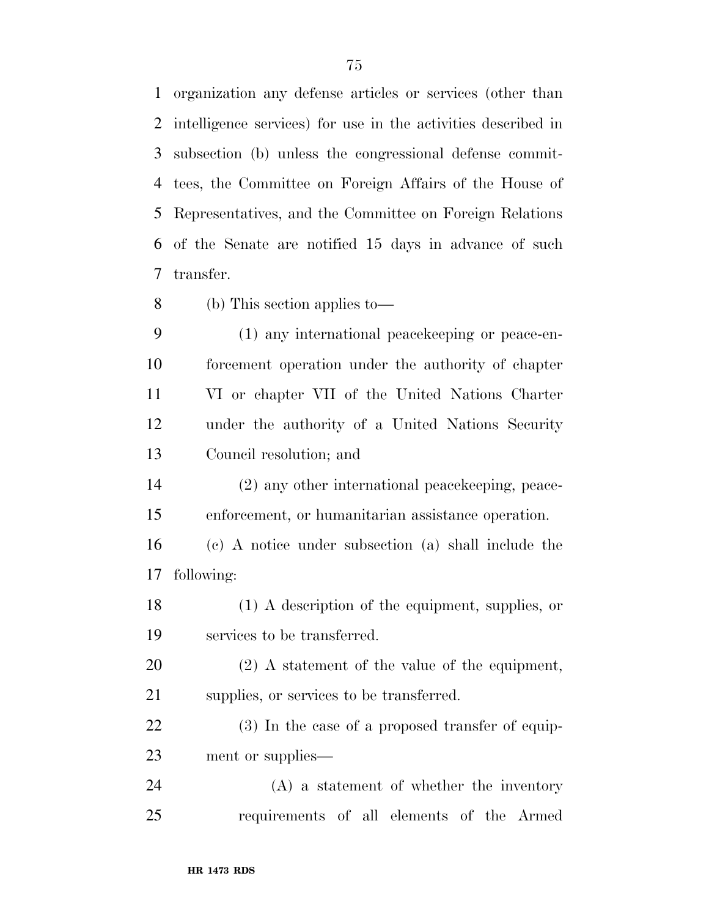organization any defense articles or services (other than intelligence services) for use in the activities described in subsection (b) unless the congressional defense committees, the Committee on Foreign Affairs of the House of Representatives, and the Committee on Foreign Relations of the Senate are notified 15 days in advance of such transfer.

(b) This section applies to—

(1) any international peacekeeping or peace-enforcement operation under the authority of chapter VI or chapter VII of the United Nations Charter under the authority of a United Nations Security Council resolution; and

(2) any other international peacekeeping, peace-enforcement, or humanitarian assistance operation.

(c) A notice under subsection (a) shall include the following:

(1) A description of the equipment, supplies, or services to be transferred.

(2) A statement of the value of the equipment, supplies, or services to be transferred.

(3) In the case of a proposed transfer of equipment or supplies—

(A) a statement of whether the inventory requirements of all elements of the Armed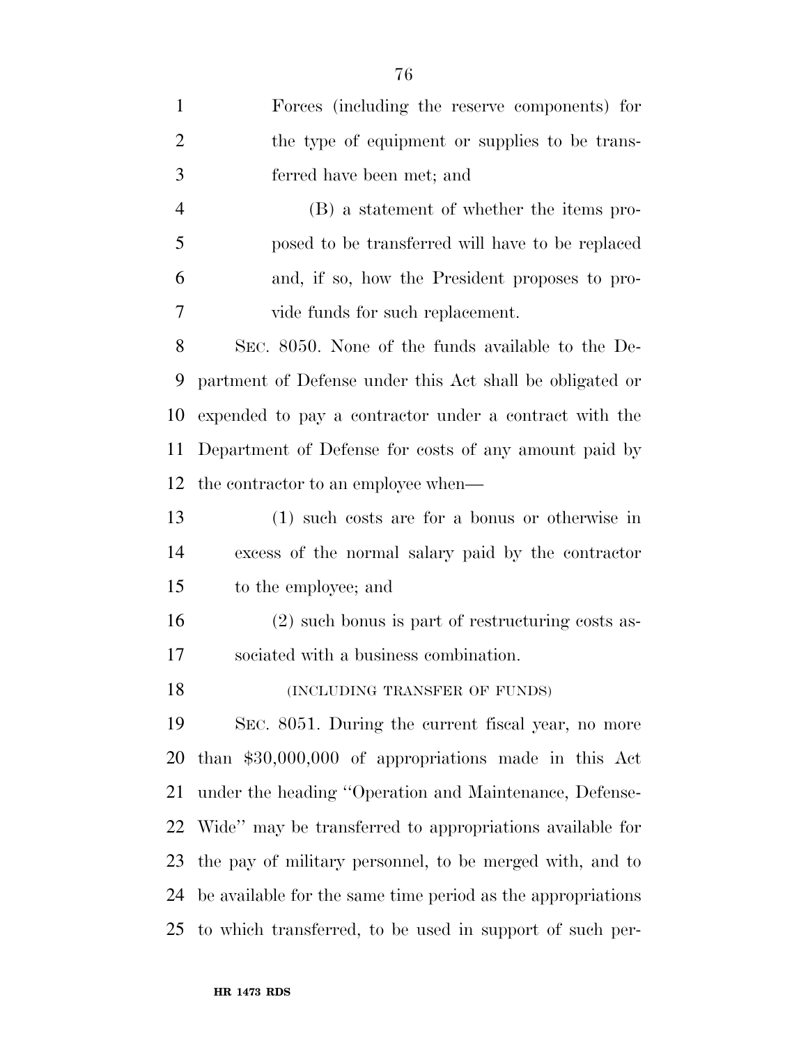Forces (including the reserve components) for the type of equipment or supplies to be transferred have been met; and

(B) a statement of whether the items proposed to be transferred will have to be replaced and, if so, how the President proposes to provide funds for such replacement.

SEC. 8050. None of the funds available to the Department of Defense under this Act shall be obligated or expended to pay a contractor under a contract with the Department of Defense for costs of any amount paid by the contractor to an employee when—

(1) such costs are for a bonus or otherwise in excess of the normal salary paid by the contractor to the employee; and

(2) such bonus is part of restructuring costs associated with a business combination.

(INCLUDING TRANSFER OF FUNDS)

SEC. 8051. During the current fiscal year, no more than $30,000,000 of appropriations made in this Act under the heading ''Operation and Maintenance, Defense-Wide'' may be transferred to appropriations available for the pay of military personnel, to be merged with, and to be available for the same time period as the appropriations to which transferred, to be used in support of such per-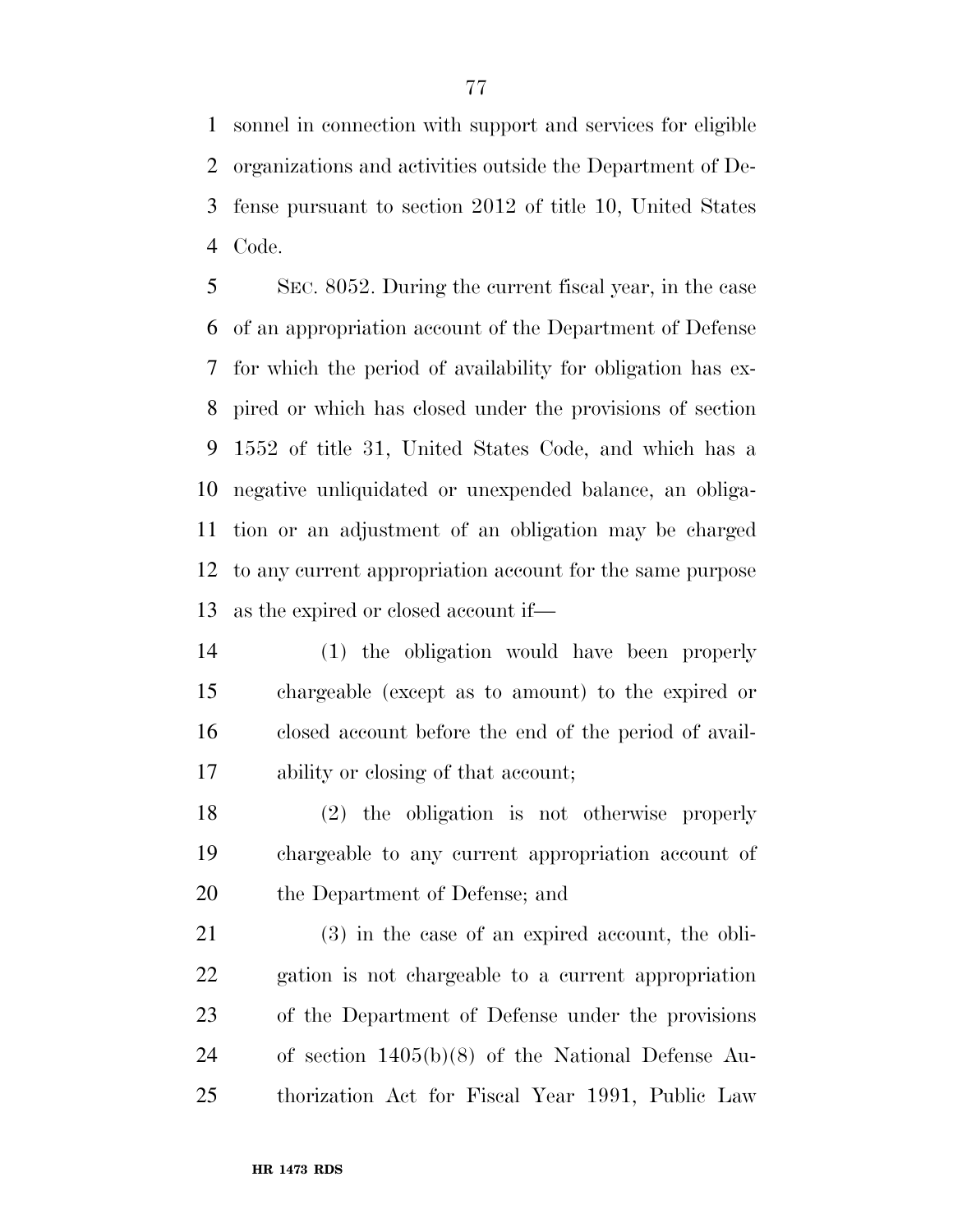sonnel in connection with support and services for eligible organizations and activities outside the Department of Defense pursuant to section 2012 of title 10, United States Code.

SEC. 8052. During the current fiscal year, in the case of an appropriation account of the Department of Defense for which the period of availability for obligation has expired or which has closed under the provisions of section 1552 of title 31, United States Code, and which has a negative unliquidated or unexpended balance, an obligation or an adjustment of an obligation may be charged to any current appropriation account for the same purpose as the expired or closed account if—

(1) the obligation would have been properly chargeable (except as to amount) to the expired or closed account before the end of the period of availability or closing of that account;

(2) the obligation is not otherwise properly chargeable to any current appropriation account of the Department of Defense; and

(3) in the case of an expired account, the obligation is not chargeable to a current appropriation of the Department of Defense under the provisions of section 1405(b)(8) of the National Defense Authorization Act for Fiscal Year 1991, Public Law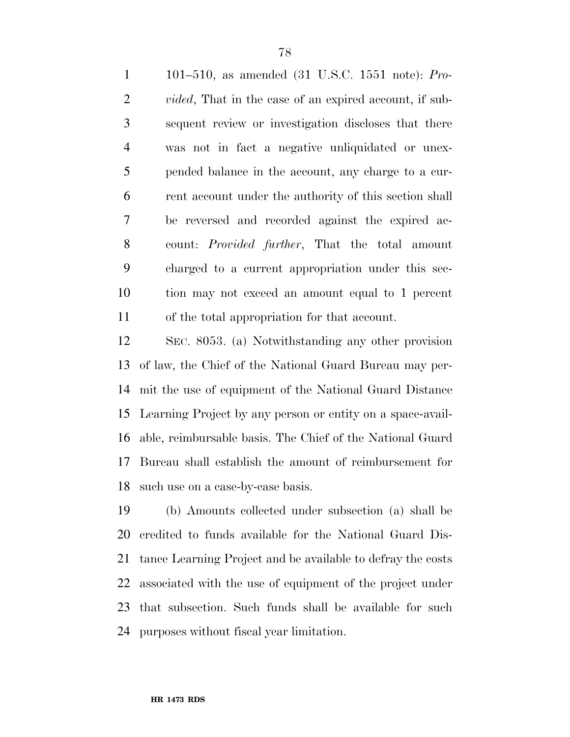101–510, as amended (31 U.S.C. 1551 note): *Provided*, That in the case of an expired account, if subsequent review or investigation discloses that there was not in fact a negative unliquidated or unexpended balance in the account, any charge to a current account under the authority of this section shall be reversed and recorded against the expired account: *Provided further*, That the total amount charged to a current appropriation under this section may not exceed an amount equal to 1 percent of the total appropriation for that account.

SEC. 8053. (a) Notwithstanding any other provision of law, the Chief of the National Guard Bureau may permit the use of equipment of the National Guard Distance Learning Project by any person or entity on a space-available, reimbursable basis. The Chief of the National Guard Bureau shall establish the amount of reimbursement for such use on a case-by-case basis.

(b) Amounts collected under subsection (a) shall be credited to funds available for the National Guard Distance Learning Project and be available to defray the costs associated with the use of equipment of the project under that subsection. Such funds shall be available for such purposes without fiscal year limitation.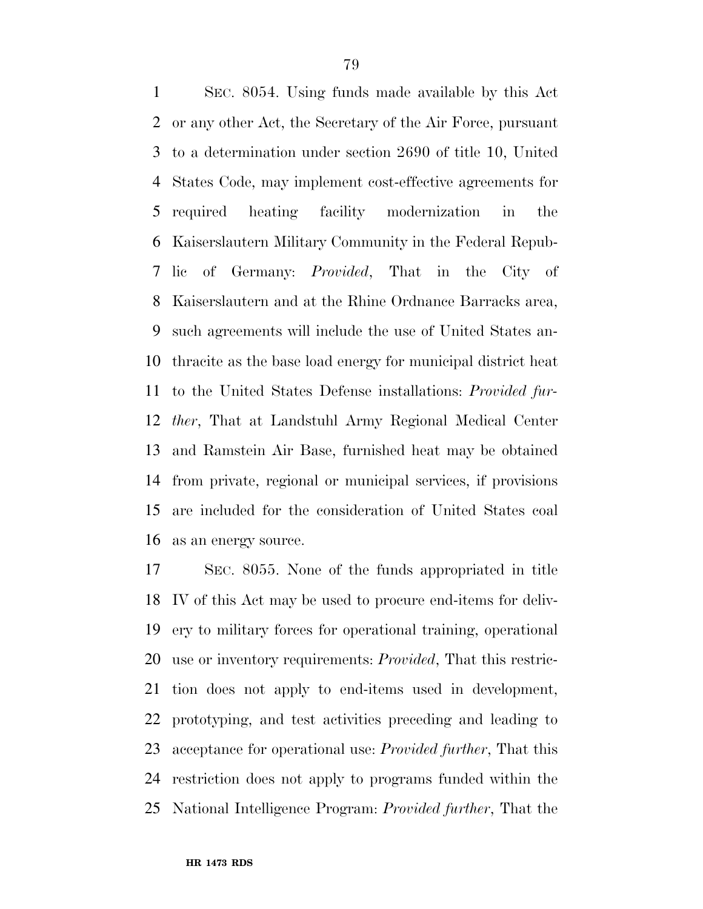SEC. 8054. Using funds made available by this Act or any other Act, the Secretary of the Air Force, pursuant to a determination under section 2690 of title 10, United States Code, may implement cost-effective agreements for required heating facility modernization in the Kaiserslautern Military Community in the Federal Republic of Germany: *Provided*, That in the City of Kaiserslautern and at the Rhine Ordnance Barracks area, such agreements will include the use of United States anthracite as the base load energy for municipal district heat to the United States Defense installations: *Provided further*, That at Landstuhl Army Regional Medical Center and Ramstein Air Base, furnished heat may be obtained from private, regional or municipal services, if provisions are included for the consideration of United States coal as an energy source.

SEC. 8055. None of the funds appropriated in title IV of this Act may be used to procure end-items for delivery to military forces for operational training, operational use or inventory requirements: *Provided*, That this restriction does not apply to end-items used in development, prototyping, and test activities preceding and leading to acceptance for operational use: *Provided further*, That this restriction does not apply to programs funded within the National Intelligence Program: *Provided further*, That the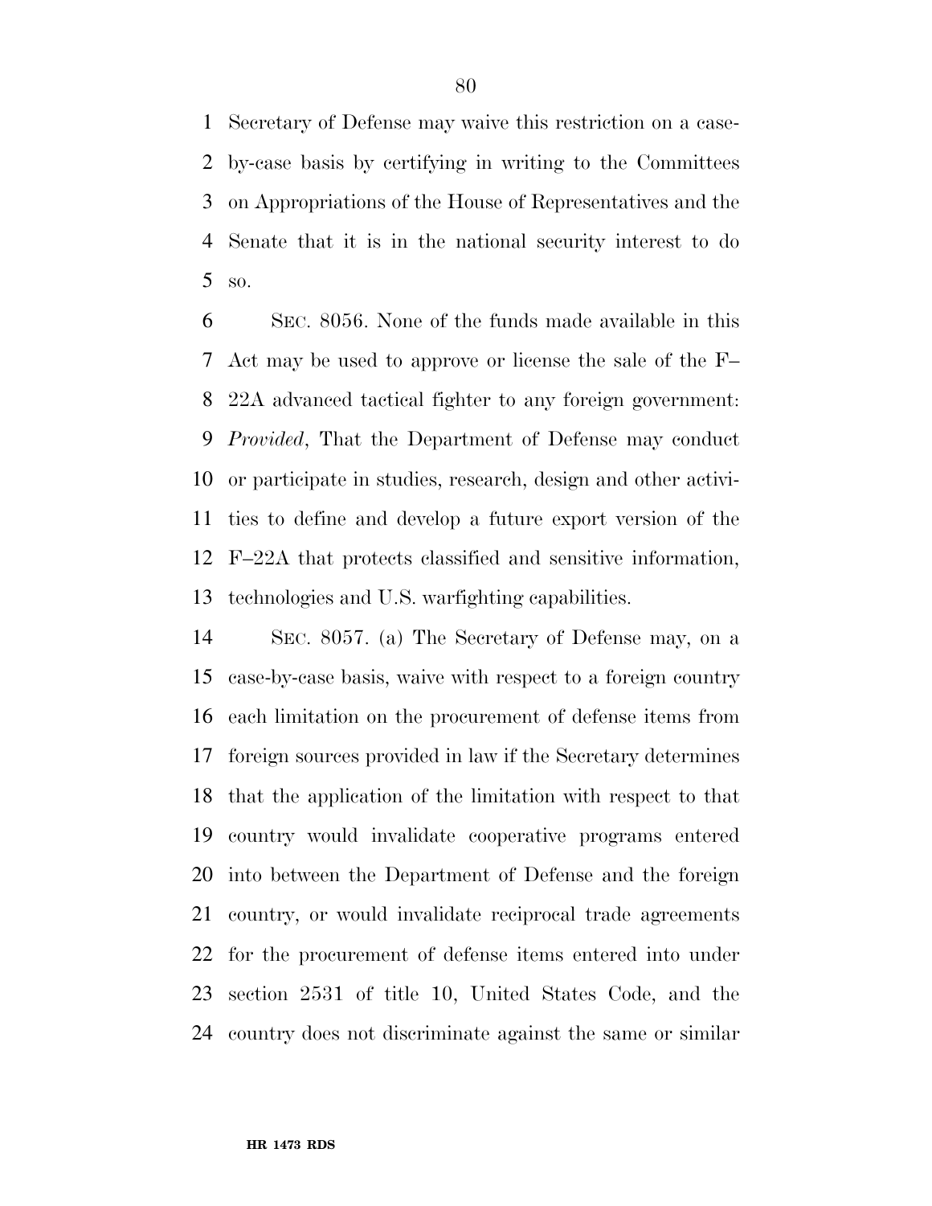Secretary of Defense may waive this restriction on a case-by-case basis by certifying in writing to the Committees on Appropriations of the House of Representatives and the Senate that it is in the national security interest to do so.

SEC. 8056. None of the funds made available in this Act may be used to approve or license the sale of the F–22A advanced tactical fighter to any foreign government: *Provided*, That the Department of Defense may conduct or participate in studies, research, design and other activities to define and develop a future export version of the F–22A that protects classified and sensitive information, technologies and U.S. warfighting capabilities.

SEC. 8057. (a) The Secretary of Defense may, on a case-by-case basis, waive with respect to a foreign country each limitation on the procurement of defense items from foreign sources provided in law if the Secretary determines that the application of the limitation with respect to that country would invalidate cooperative programs entered into between the Department of Defense and the foreign country, or would invalidate reciprocal trade agreements for the procurement of defense items entered into under section 2531 of title 10, United States Code, and the country does not discriminate against the same or similar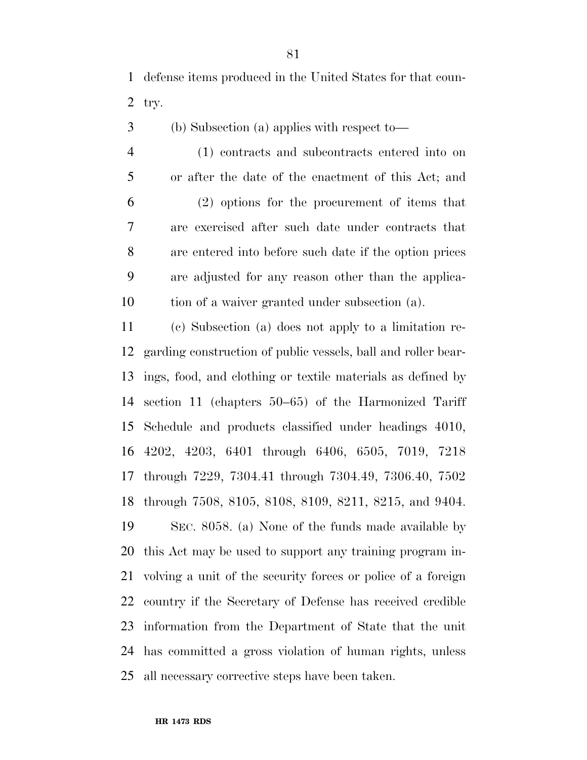defense items produced in the United States for that country.

(b) Subsection (a) applies with respect to—

(1) contracts and subcontracts entered into on or after the date of the enactment of this Act; and

(2) options for the procurement of items that are exercised after such date under contracts that are entered into before such date if the option prices are adjusted for any reason other than the application of a waiver granted under subsection (a).

(c) Subsection (a) does not apply to a limitation regarding construction of public vessels, ball and roller bearings, food, and clothing or textile materials as defined by section 11 (chapters 50–65) of the Harmonized Tariff Schedule and products classified under headings 4010, 4202, 4203, 6401 through 6406, 6505, 7019, 7218 through 7229, 7304.41 through 7304.49, 7306.40, 7502 through 7508, 8105, 8108, 8109, 8211, 8215, and 9404.

SEC. 8058. (a) None of the funds made available by this Act may be used to support any training program involving a unit of the security forces or police of a foreign country if the Secretary of Defense has received credible information from the Department of State that the unit has committed a gross violation of human rights, unless all necessary corrective steps have been taken.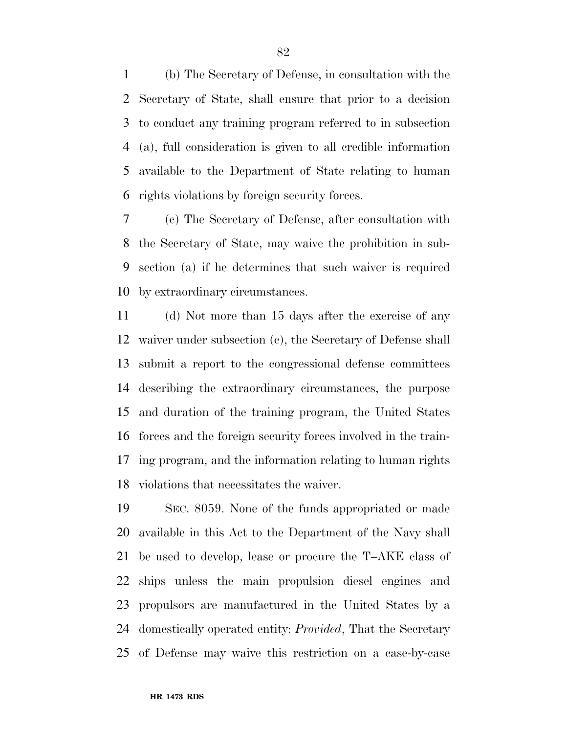(b) The Secretary of Defense, in consultation with the Secretary of State, shall ensure that prior to a decision to conduct any training program referred to in subsection (a), full consideration is given to all credible information available to the Department of State relating to human rights violations by foreign security forces.

(c) The Secretary of Defense, after consultation with the Secretary of State, may waive the prohibition in subsection (a) if he determines that such waiver is required by extraordinary circumstances.

(d) Not more than 15 days after the exercise of any waiver under subsection (c), the Secretary of Defense shall submit a report to the congressional defense committees describing the extraordinary circumstances, the purpose and duration of the training program, the United States forces and the foreign security forces involved in the training program, and the information relating to human rights violations that necessitates the waiver.

SEC. 8059. None of the funds appropriated or made available in this Act to the Department of the Navy shall be used to develop, lease or procure the T–AKE class of ships unless the main propulsion diesel engines and propulsors are manufactured in the United States by a domestically operated entity: *Provided*, That the Secretary of Defense may waive this restriction on a case-by-case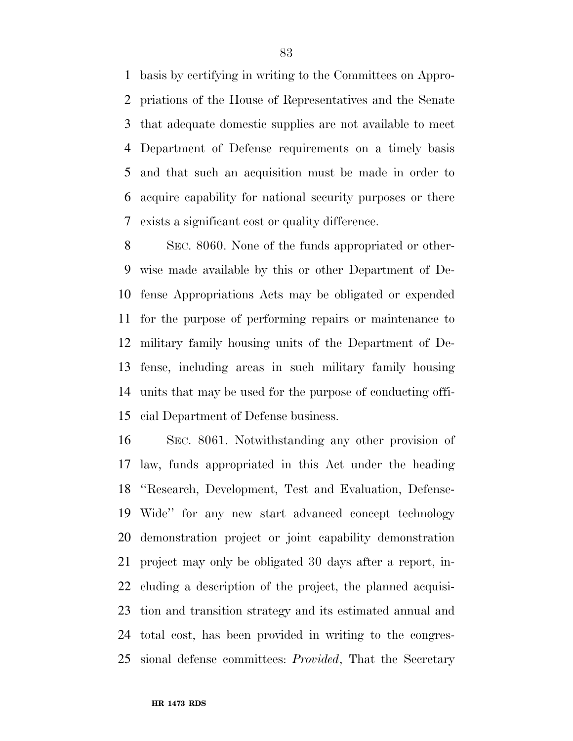basis by certifying in writing to the Committees on Appropriations of the House of Representatives and the Senate that adequate domestic supplies are not available to meet Department of Defense requirements on a timely basis and that such an acquisition must be made in order to acquire capability for national security purposes or there exists a significant cost or quality difference.

SEC. 8060. None of the funds appropriated or otherwise made available by this or other Department of Defense Appropriations Acts may be obligated or expended for the purpose of performing repairs or maintenance to military family housing units of the Department of Defense, including areas in such military family housing units that may be used for the purpose of conducting official Department of Defense business.

SEC. 8061. Notwithstanding any other provision of law, funds appropriated in this Act under the heading ''Research, Development, Test and Evaluation, Defense-Wide'' for any new start advanced concept technology demonstration project or joint capability demonstration project may only be obligated 30 days after a report, including a description of the project, the planned acquisition and transition strategy and its estimated annual and total cost, has been provided in writing to the congressional defense committees: *Provided*, That the Secretary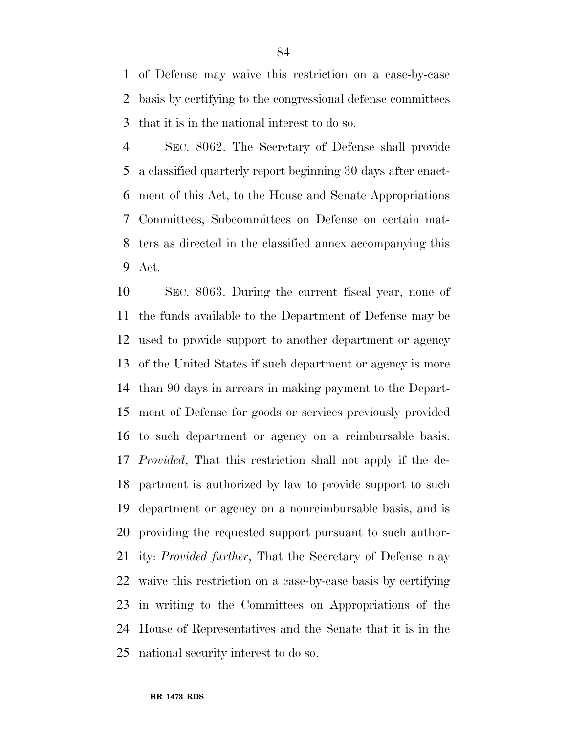of Defense may waive this restriction on a case-by-case basis by certifying to the congressional defense committees that it is in the national interest to do so.

SEC. 8062. The Secretary of Defense shall provide a classified quarterly report beginning 30 days after enactment of this Act, to the House and Senate Appropriations Committees, Subcommittees on Defense on certain matters as directed in the classified annex accompanying this Act.

SEC. 8063. During the current fiscal year, none of the funds available to the Department of Defense may be used to provide support to another department or agency of the United States if such department or agency is more than 90 days in arrears in making payment to the Department of Defense for goods or services previously provided to such department or agency on a reimbursable basis: *Provided*, That this restriction shall not apply if the department is authorized by law to provide support to such department or agency on a nonreimbursable basis, and is providing the requested support pursuant to such authority: *Provided further*, That the Secretary of Defense may waive this restriction on a case-by-case basis by certifying in writing to the Committees on Appropriations of the House of Representatives and the Senate that it is in the national security interest to do so.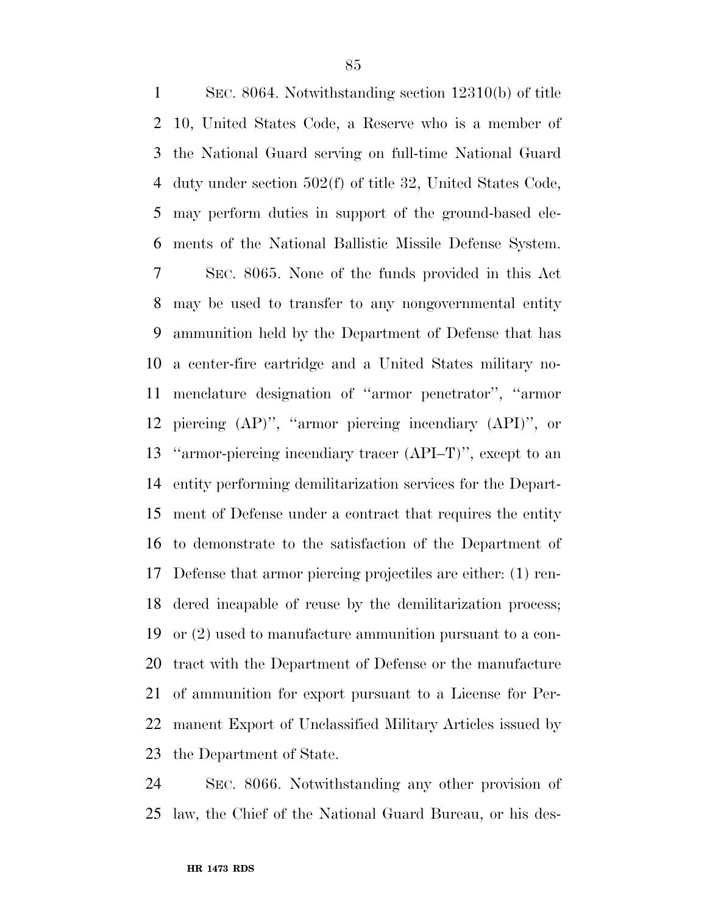SEC. 8064. Notwithstanding section 12310(b) of title 10, United States Code, a Reserve who is a member of the National Guard serving on full-time National Guard duty under section 502(f) of title 32, United States Code, may perform duties in support of the ground-based elements of the National Ballistic Missile Defense System.

SEC. 8065. None of the funds provided in this Act may be used to transfer to any nongovernmental entity ammunition held by the Department of Defense that has a center-fire cartridge and a United States military nomenclature designation of ''armor penetrator'', ''armor piercing (AP)'', ''armor piercing incendiary (API)'', or ''armor-piercing incendiary tracer (API–T)'', except to an entity performing demilitarization services for the Department of Defense under a contract that requires the entity to demonstrate to the satisfaction of the Department of Defense that armor piercing projectiles are either: (1) rendered incapable of reuse by the demilitarization process; or (2) used to manufacture ammunition pursuant to a contract with the Department of Defense or the manufacture of ammunition for export pursuant to a License for Permanent Export of Unclassified Military Articles issued by the Department of State.

SEC. 8066. Notwithstanding any other provision of law, the Chief of the National Guard Bureau, or his des-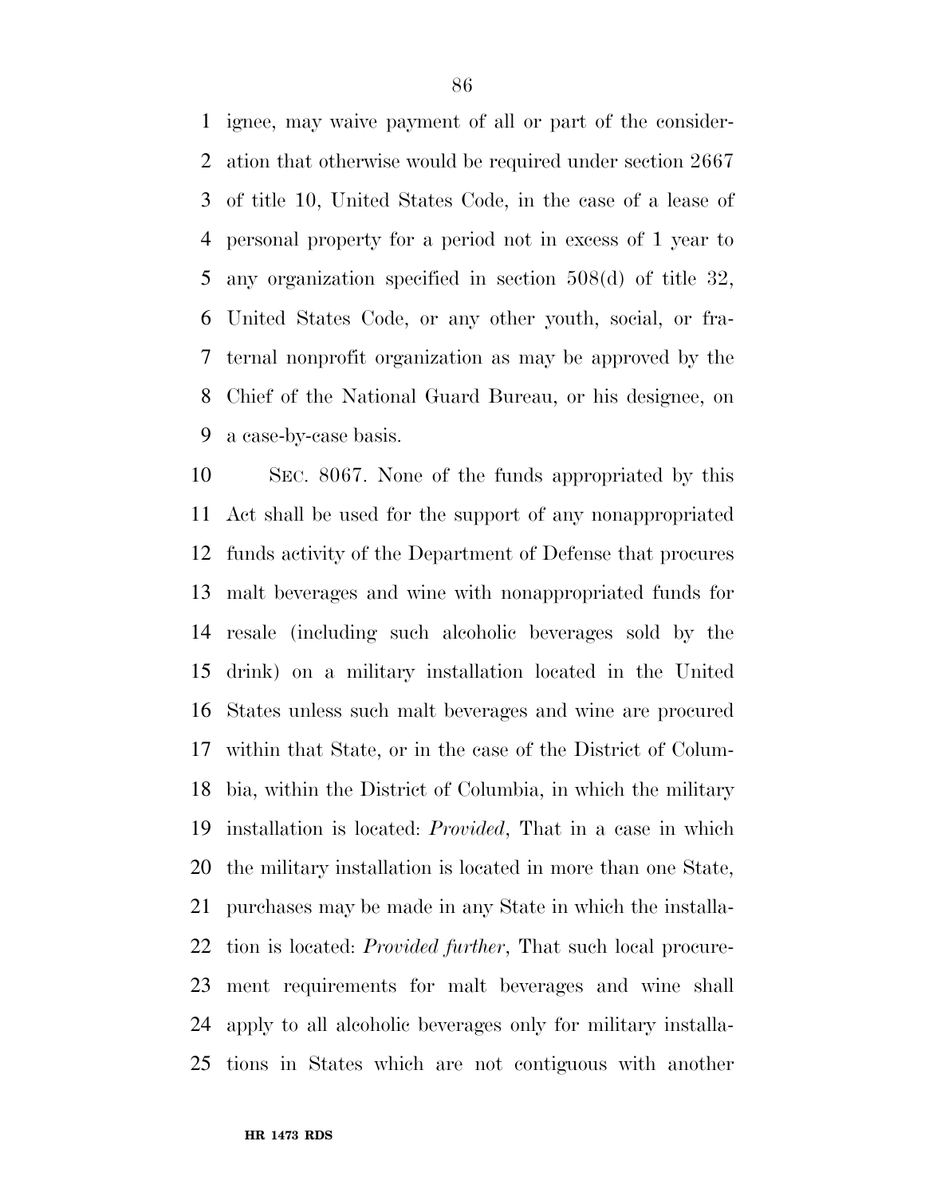ignee, may waive payment of all or part of the consideration that otherwise would be required under section 2667 of title 10, United States Code, in the case of a lease of personal property for a period not in excess of 1 year to any organization specified in section 508(d) of title 32, United States Code, or any other youth, social, or fraternal nonprofit organization as may be approved by the Chief of the National Guard Bureau, or his designee, on a case-by-case basis.

SEC. 8067. None of the funds appropriated by this Act shall be used for the support of any nonappropriated funds activity of the Department of Defense that procures malt beverages and wine with nonappropriated funds for resale (including such alcoholic beverages sold by the drink) on a military installation located in the United States unless such malt beverages and wine are procured within that State, or in the case of the District of Columbia, within the District of Columbia, in which the military installation is located: *Provided*, That in a case in which the military installation is located in more than one State, purchases may be made in any State in which the installation is located: *Provided further*, That such local procurement requirements for malt beverages and wine shall apply to all alcoholic beverages only for military installations in States which are not contiguous with another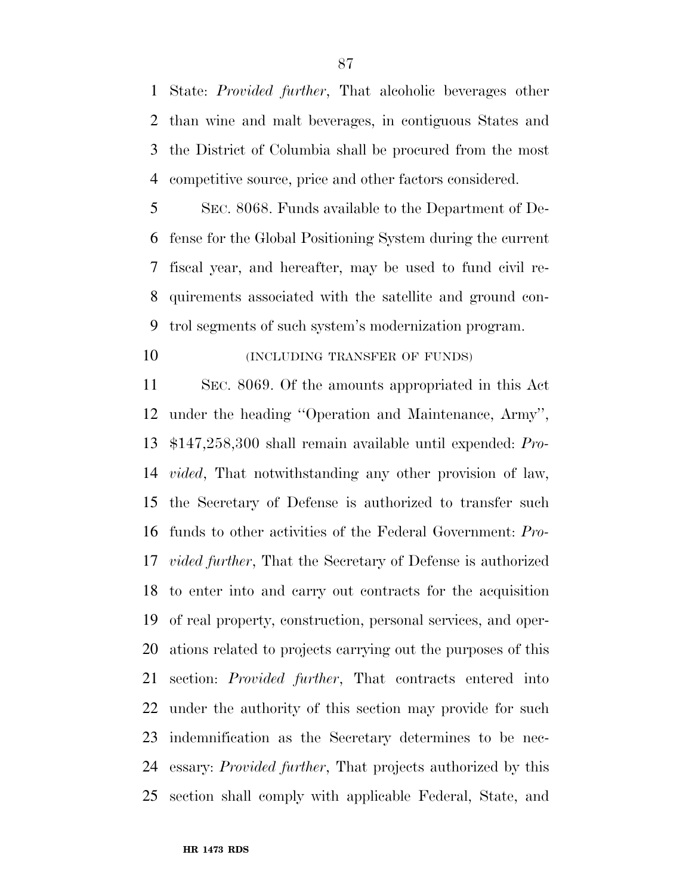State: *Provided further*, That alcoholic beverages other than wine and malt beverages, in contiguous States and the District of Columbia shall be procured from the most competitive source, price and other factors considered.

SEC. 8068. Funds available to the Department of Defense for the Global Positioning System during the current fiscal year, and hereafter, may be used to fund civil requirements associated with the satellite and ground control segments of such system's modernization program.

(INCLUDING TRANSFER OF FUNDS)

SEC. 8069. Of the amounts appropriated in this Act under the heading ''Operation and Maintenance, Army'', $147,258,300 shall remain available until expended: *Provided*, That notwithstanding any other provision of law, the Secretary of Defense is authorized to transfer such funds to other activities of the Federal Government: *Provided further*, That the Secretary of Defense is authorized to enter into and carry out contracts for the acquisition of real property, construction, personal services, and operations related to projects carrying out the purposes of this section: *Provided further*, That contracts entered into under the authority of this section may provide for such indemnification as the Secretary determines to be necessary: *Provided further*, That projects authorized by this section shall comply with applicable Federal, State, and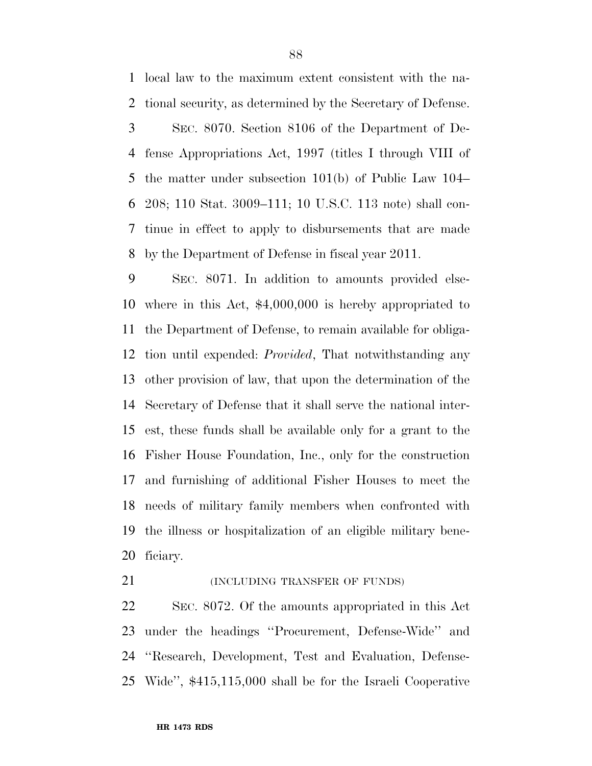local law to the maximum extent consistent with the national security, as determined by the Secretary of Defense.

SEC. 8070. Section 8106 of the Department of Defense Appropriations Act, 1997 (titles I through VIII of the matter under subsection 101(b) of Public Law 104–208; 110 Stat. 3009–111; 10 U.S.C. 113 note) shall continue in effect to apply to disbursements that are made by the Department of Defense in fiscal year 2011.

SEC. 8071. In addition to amounts provided elsewhere in this Act, $4,000,000 is hereby appropriated to the Department of Defense, to remain available for obligation until expended: *Provided*, That notwithstanding any other provision of law, that upon the determination of the Secretary of Defense that it shall serve the national interest, these funds shall be available only for a grant to the Fisher House Foundation, Inc., only for the construction and furnishing of additional Fisher Houses to meet the needs of military family members when confronted with the illness or hospitalization of an eligible military beneficiary.

(INCLUDING TRANSFER OF FUNDS)

SEC. 8072. Of the amounts appropriated in this Act under the headings ''Procurement, Defense-Wide'' and ''Research, Development, Test and Evaluation, Defense-Wide'', $415,115,000 shall be for the Israeli Cooperative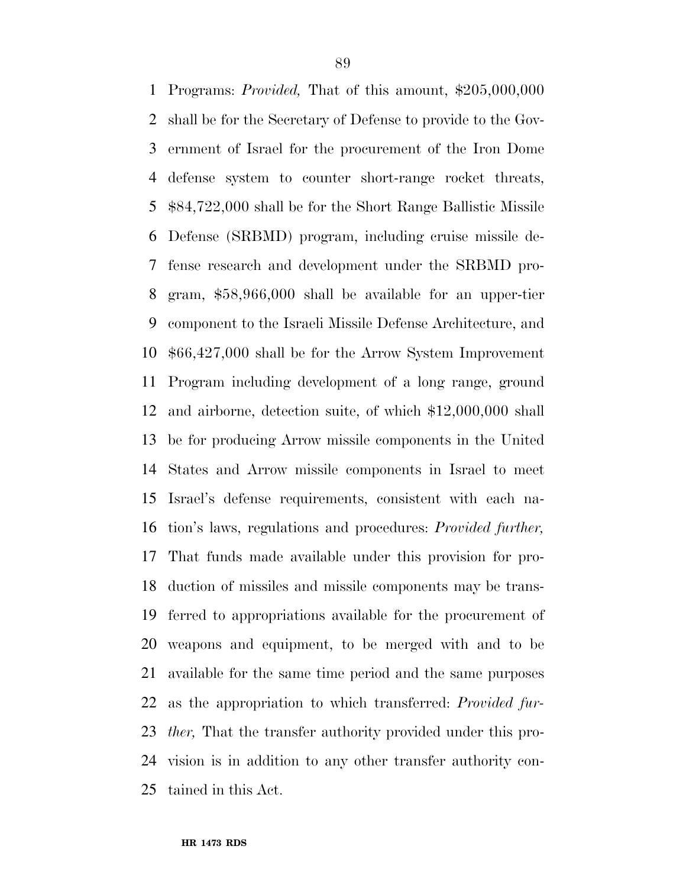Programs: *Provided,* That of this amount, $205,000,000 shall be for the Secretary of Defense to provide to the Government of Israel for the procurement of the Iron Dome defense system to counter short-range rocket threats, $84,722,000 shall be for the Short Range Ballistic Missile Defense (SRBMD) program, including cruise missile defense research and development under the SRBMD program, $58,966,000 shall be available for an upper-tier component to the Israeli Missile Defense Architecture, and $66,427,000 shall be for the Arrow System Improvement Program including development of a long range, ground and airborne, detection suite, of which $12,000,000 shall be for producing Arrow missile components in the United States and Arrow missile components in Israel to meet Israel's defense requirements, consistent with each nation's laws, regulations and procedures: *Provided further,* That funds made available under this provision for production of missiles and missile components may be transferred to appropriations available for the procurement of weapons and equipment, to be merged with and to be available for the same time period and the same purposes as the appropriation to which transferred: *Provided further,* That the transfer authority provided under this provision is in addition to any other transfer authority contained in this Act.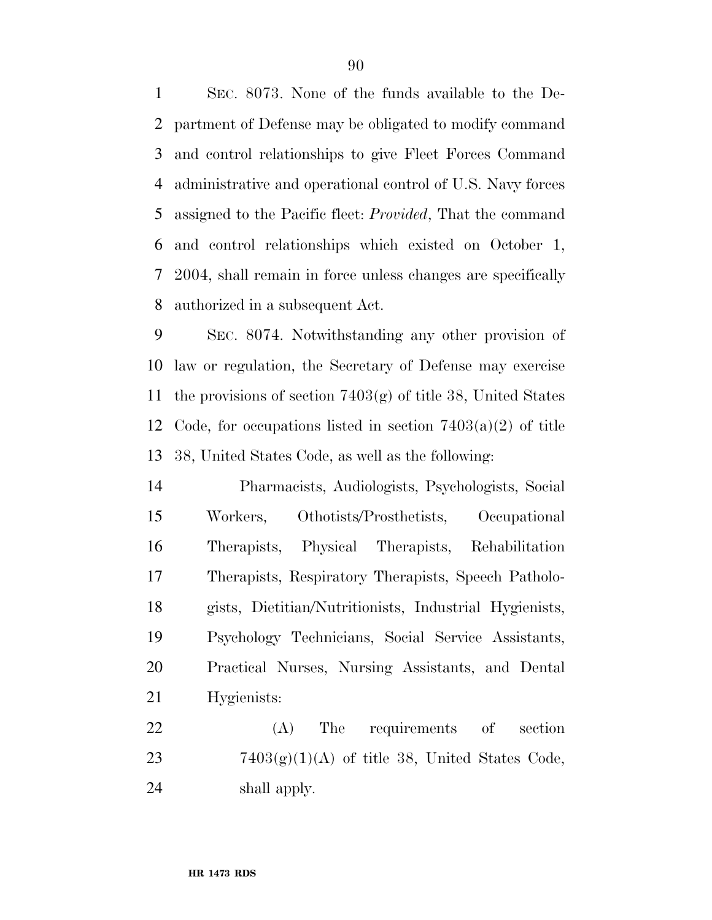SEC. 8073. None of the funds available to the Department of Defense may be obligated to modify command and control relationships to give Fleet Forces Command administrative and operational control of U.S. Navy forces assigned to the Pacific fleet: *Provided*, That the command and control relationships which existed on October 1, 2004, shall remain in force unless changes are specifically authorized in a subsequent Act.

SEC. 8074. Notwithstanding any other provision of law or regulation, the Secretary of Defense may exercise the provisions of section 7403(g) of title 38, United States Code, for occupations listed in section 7403(a)(2) of title 38, United States Code, as well as the following:

Pharmacists, Audiologists, Psychologists, Social Workers, Othotists/Prosthetists, Occupational Therapists, Physical Therapists, Rehabilitation Therapists, Respiratory Therapists, Speech Pathologists, Dietitian/Nutritionists, Industrial Hygienists, Psychology Technicians, Social Service Assistants, Practical Nurses, Nursing Assistants, and Dental Hygienists:

(A) The requirements of section 7403(g)(1)(A) of title 38, United States Code, shall apply.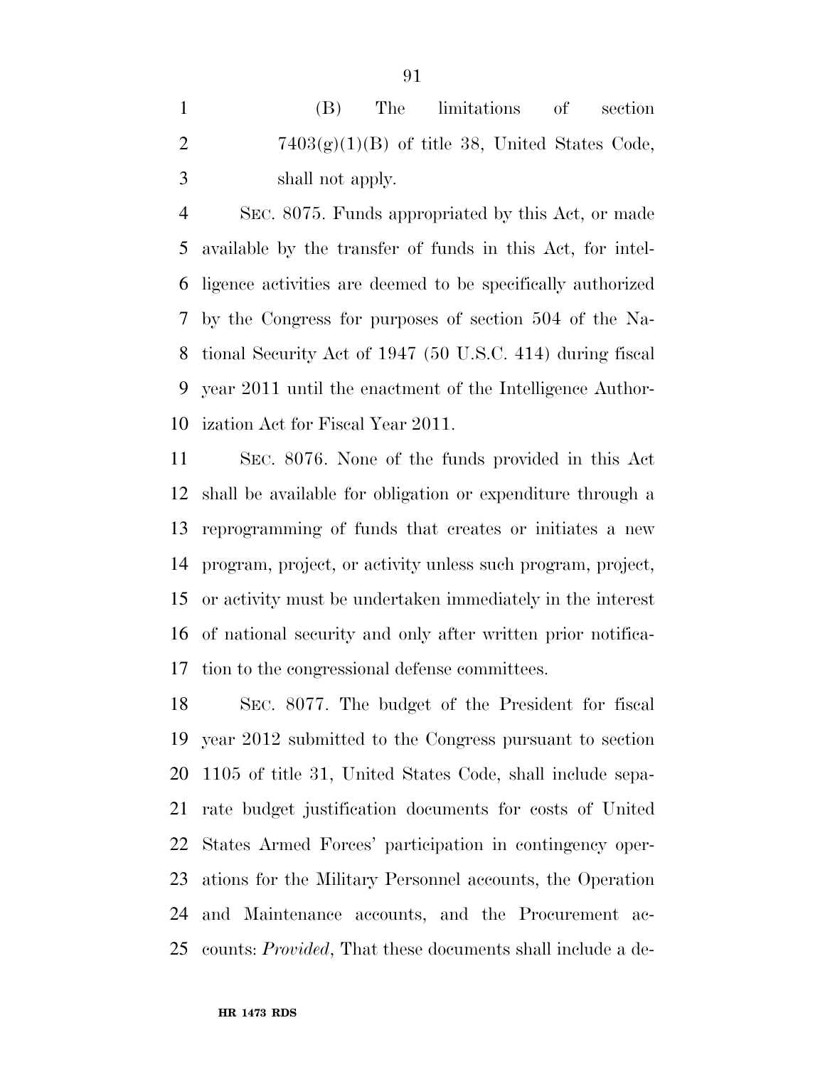(B) The limitations of section 7403(g)(1)(B) of title 38, United States Code, shall not apply.

SEC. 8075. Funds appropriated by this Act, or made available by the transfer of funds in this Act, for intelligence activities are deemed to be specifically authorized by the Congress for purposes of section 504 of the National Security Act of 1947 (50 U.S.C. 414) during fiscal year 2011 until the enactment of the Intelligence Authorization Act for Fiscal Year 2011.

SEC. 8076. None of the funds provided in this Act shall be available for obligation or expenditure through a reprogramming of funds that creates or initiates a new program, project, or activity unless such program, project, or activity must be undertaken immediately in the interest of national security and only after written prior notification to the congressional defense committees.

SEC. 8077. The budget of the President for fiscal year 2012 submitted to the Congress pursuant to section 1105 of title 31, United States Code, shall include separate budget justification documents for costs of United States Armed Forces' participation in contingency operations for the Military Personnel accounts, the Operation and Maintenance accounts, and the Procurement accounts: *Provided*, That these documents shall include a de-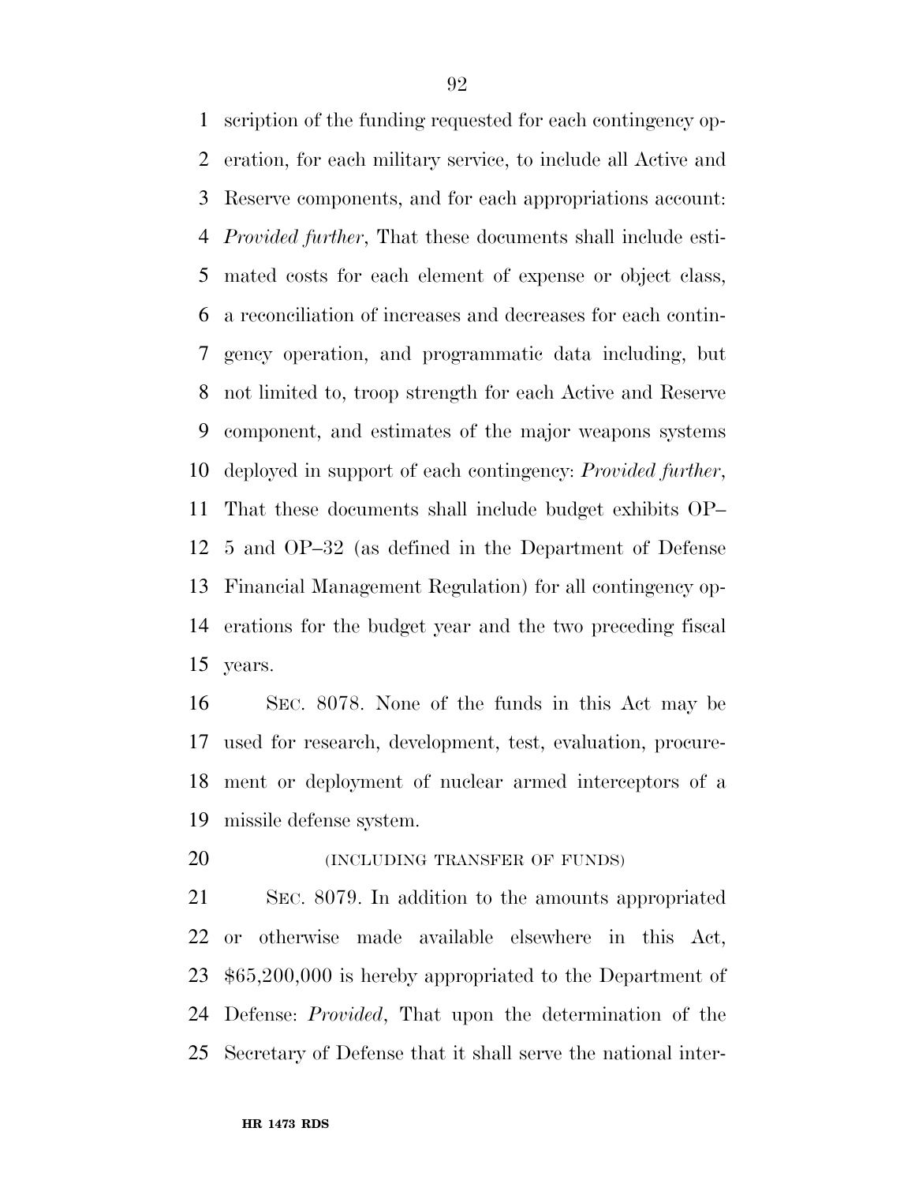scription of the funding requested for each contingency operation, for each military service, to include all Active and Reserve components, and for each appropriations account: *Provided further*, That these documents shall include estimated costs for each element of expense or object class, a reconciliation of increases and decreases for each contingency operation, and programmatic data including, but not limited to, troop strength for each Active and Reserve component, and estimates of the major weapons systems deployed in support of each contingency: *Provided further*, That these documents shall include budget exhibits OP–5 and OP–32 (as defined in the Department of Defense Financial Management Regulation) for all contingency operations for the budget year and the two preceding fiscal years.

SEC. 8078. None of the funds in this Act may be used for research, development, test, evaluation, procurement or deployment of nuclear armed interceptors of a missile defense system.

(INCLUDING TRANSFER OF FUNDS)

SEC. 8079. In addition to the amounts appropriated or otherwise made available elsewhere in this Act, $65,200,000 is hereby appropriated to the Department of Defense: *Provided*, That upon the determination of the Secretary of Defense that it shall serve the national inter-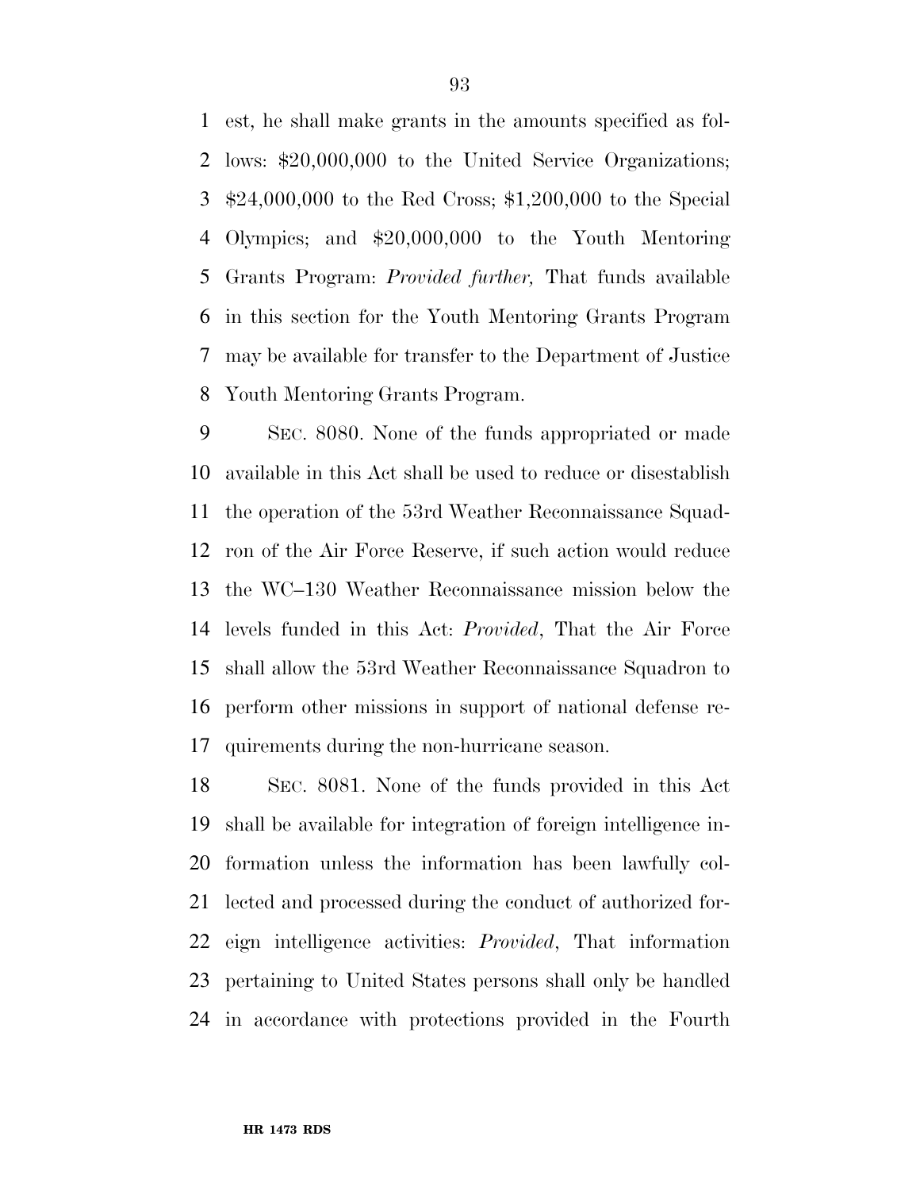est, he shall make grants in the amounts specified as follows: $20,000,000 to the United Service Organizations; $24,000,000 to the Red Cross; $1,200,000 to the Special Olympics; and $20,000,000 to the Youth Mentoring Grants Program: *Provided further,* That funds available in this section for the Youth Mentoring Grants Program may be available for transfer to the Department of Justice Youth Mentoring Grants Program.

SEC. 8080. None of the funds appropriated or made available in this Act shall be used to reduce or disestablish the operation of the 53rd Weather Reconnaissance Squadron of the Air Force Reserve, if such action would reduce the WC–130 Weather Reconnaissance mission below the levels funded in this Act: *Provided*, That the Air Force shall allow the 53rd Weather Reconnaissance Squadron to perform other missions in support of national defense requirements during the non-hurricane season.

SEC. 8081. None of the funds provided in this Act shall be available for integration of foreign intelligence information unless the information has been lawfully collected and processed during the conduct of authorized foreign intelligence activities: *Provided*, That information pertaining to United States persons shall only be handled in accordance with protections provided in the Fourth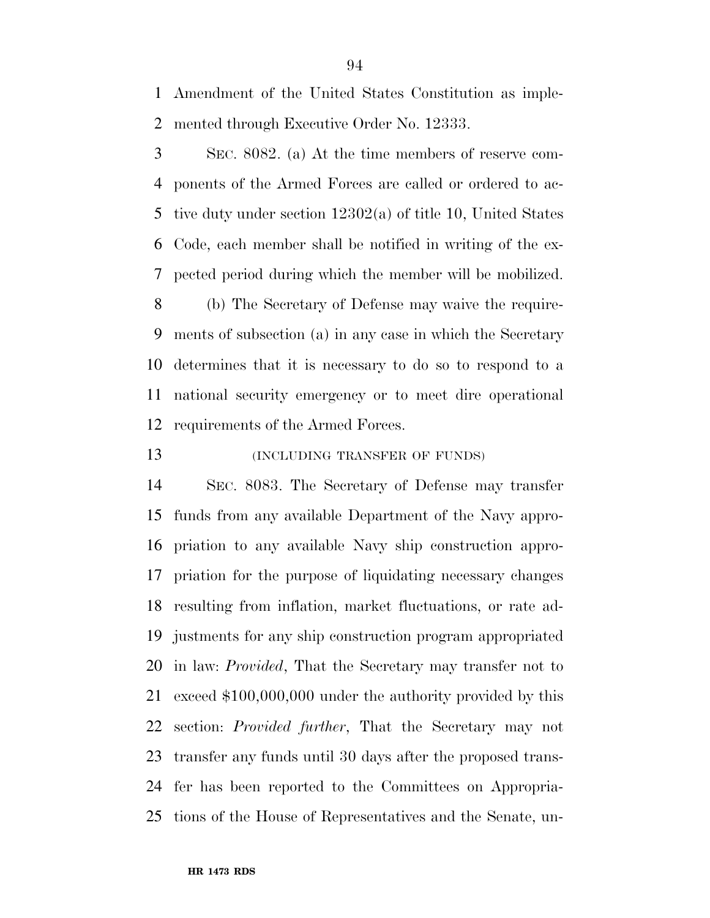Amendment of the United States Constitution as implemented through Executive Order No. 12333.

SEC. 8082. (a) At the time members of reserve components of the Armed Forces are called or ordered to active duty under section 12302(a) of title 10, United States Code, each member shall be notified in writing of the expected period during which the member will be mobilized.

(b) The Secretary of Defense may waive the requirements of subsection (a) in any case in which the Secretary determines that it is necessary to do so to respond to a national security emergency or to meet dire operational requirements of the Armed Forces.

(INCLUDING TRANSFER OF FUNDS)

SEC. 8083. The Secretary of Defense may transfer funds from any available Department of the Navy appropriation to any available Navy ship construction appropriation for the purpose of liquidating necessary changes resulting from inflation, market fluctuations, or rate adjustments for any ship construction program appropriated in law: *Provided*, That the Secretary may transfer not to exceed $100,000,000 under the authority provided by this section: *Provided further*, That the Secretary may not transfer any funds until 30 days after the proposed transfer has been reported to the Committees on Appropriations of the House of Representatives and the Senate, un-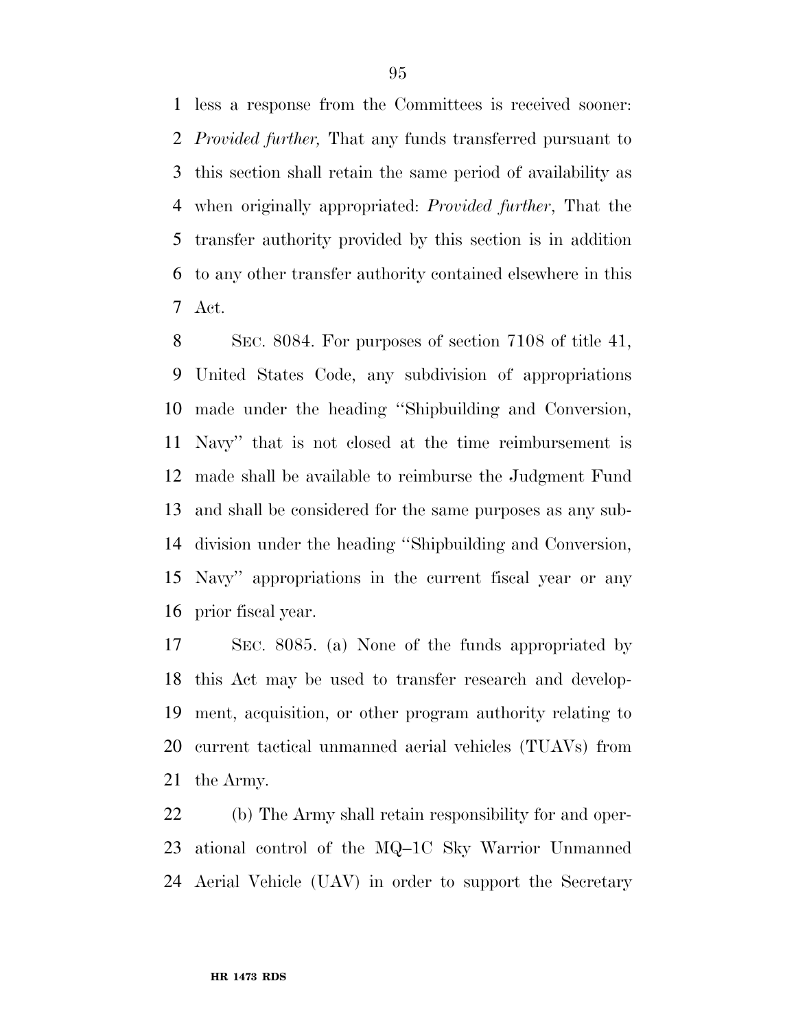less a response from the Committees is received sooner: *Provided further,* That any funds transferred pursuant to this section shall retain the same period of availability as when originally appropriated: *Provided further*, That the transfer authority provided by this section is in addition to any other transfer authority contained elsewhere in this Act.

SEC. 8084. For purposes of section 7108 of title 41, United States Code, any subdivision of appropriations made under the heading ''Shipbuilding and Conversion, Navy'' that is not closed at the time reimbursement is made shall be available to reimburse the Judgment Fund and shall be considered for the same purposes as any subdivision under the heading ''Shipbuilding and Conversion, Navy'' appropriations in the current fiscal year or any prior fiscal year.

SEC. 8085. (a) None of the funds appropriated by this Act may be used to transfer research and development, acquisition, or other program authority relating to current tactical unmanned aerial vehicles (TUAVs) from the Army.

(b) The Army shall retain responsibility for and operational control of the MQ–1C Sky Warrior Unmanned Aerial Vehicle (UAV) in order to support the Secretary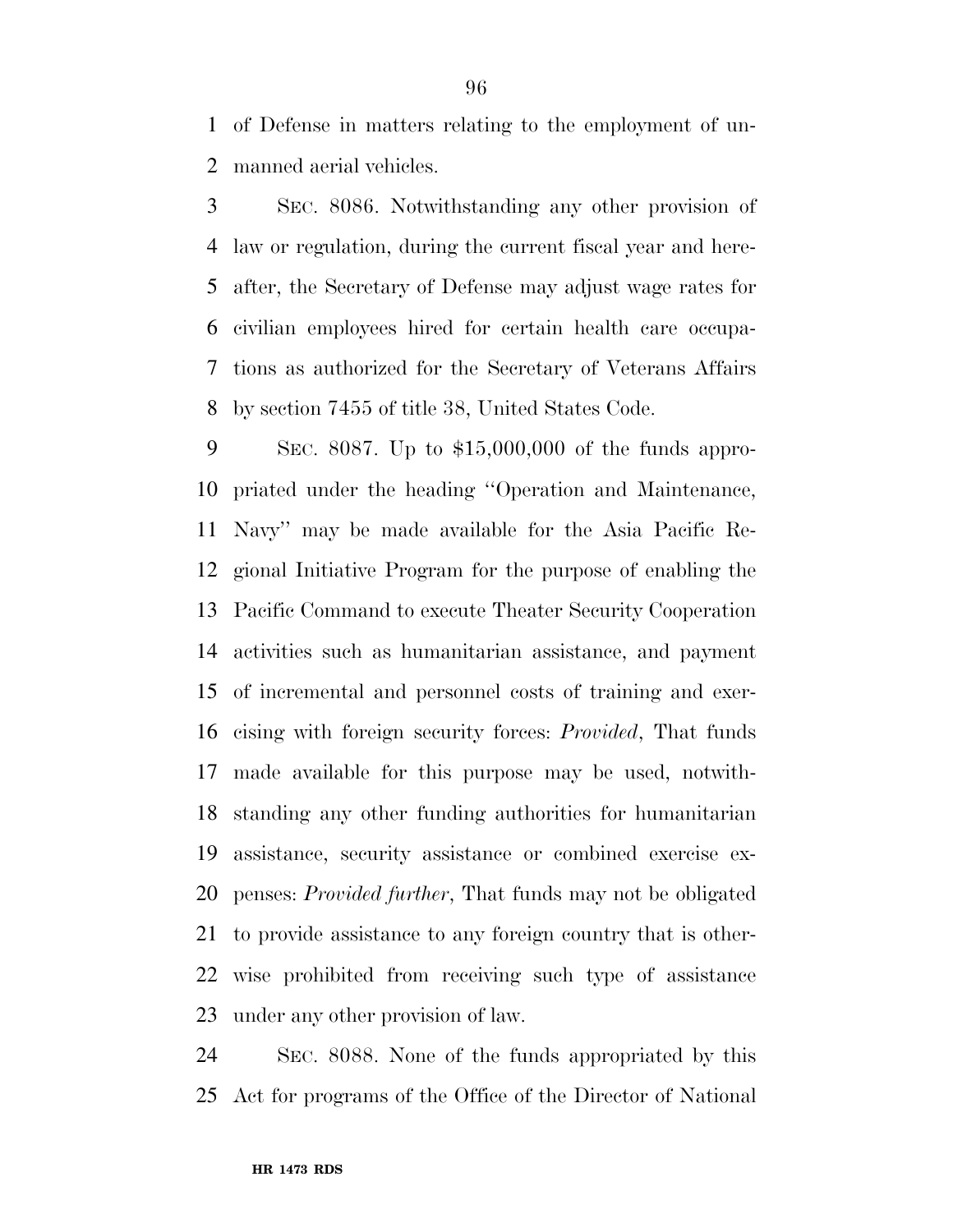of Defense in matters relating to the employment of unmanned aerial vehicles.

SEC. 8086. Notwithstanding any other provision of law or regulation, during the current fiscal year and hereafter, the Secretary of Defense may adjust wage rates for civilian employees hired for certain health care occupations as authorized for the Secretary of Veterans Affairs by section 7455 of title 38, United States Code.

SEC. 8087. Up to $15,000,000 of the funds appropriated under the heading ''Operation and Maintenance, Navy'' may be made available for the Asia Pacific Regional Initiative Program for the purpose of enabling the Pacific Command to execute Theater Security Cooperation activities such as humanitarian assistance, and payment of incremental and personnel costs of training and exercising with foreign security forces: *Provided*, That funds made available for this purpose may be used, notwithstanding any other funding authorities for humanitarian assistance, security assistance or combined exercise expenses: *Provided further*, That funds may not be obligated to provide assistance to any foreign country that is otherwise prohibited from receiving such type of assistance under any other provision of law.

SEC. 8088. None of the funds appropriated by this Act for programs of the Office of the Director of National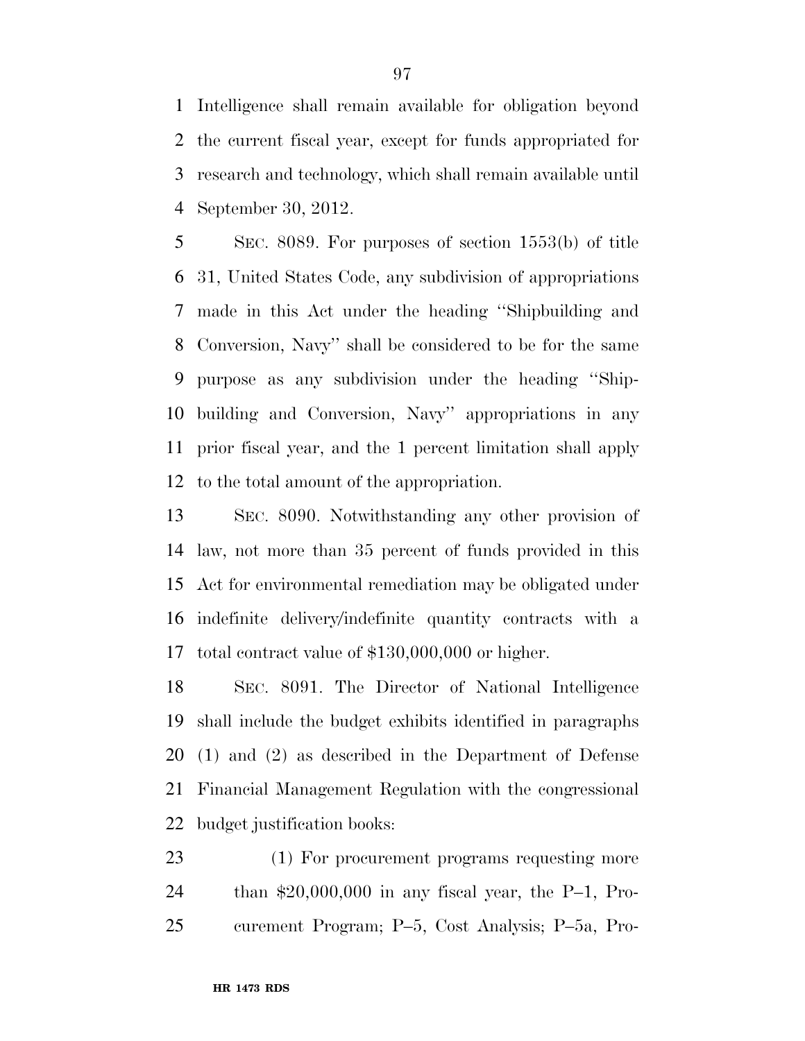Intelligence shall remain available for obligation beyond the current fiscal year, except for funds appropriated for research and technology, which shall remain available until September 30, 2012.

SEC. 8089. For purposes of section 1553(b) of title 31, United States Code, any subdivision of appropriations made in this Act under the heading ''Shipbuilding and Conversion, Navy'' shall be considered to be for the same purpose as any subdivision under the heading ''Shipbuilding and Conversion, Navy'' appropriations in any prior fiscal year, and the 1 percent limitation shall apply to the total amount of the appropriation.

SEC. 8090. Notwithstanding any other provision of law, not more than 35 percent of funds provided in this Act for environmental remediation may be obligated under indefinite delivery/indefinite quantity contracts with a total contract value of $130,000,000 or higher.

SEC. 8091. The Director of National Intelligence shall include the budget exhibits identified in paragraphs (1) and (2) as described in the Department of Defense Financial Management Regulation with the congressional budget justification books:

(1) For procurement programs requesting more than $20,000,000 in any fiscal year, the P–1, Procurement Program; P–5, Cost Analysis; P–5a, Pro-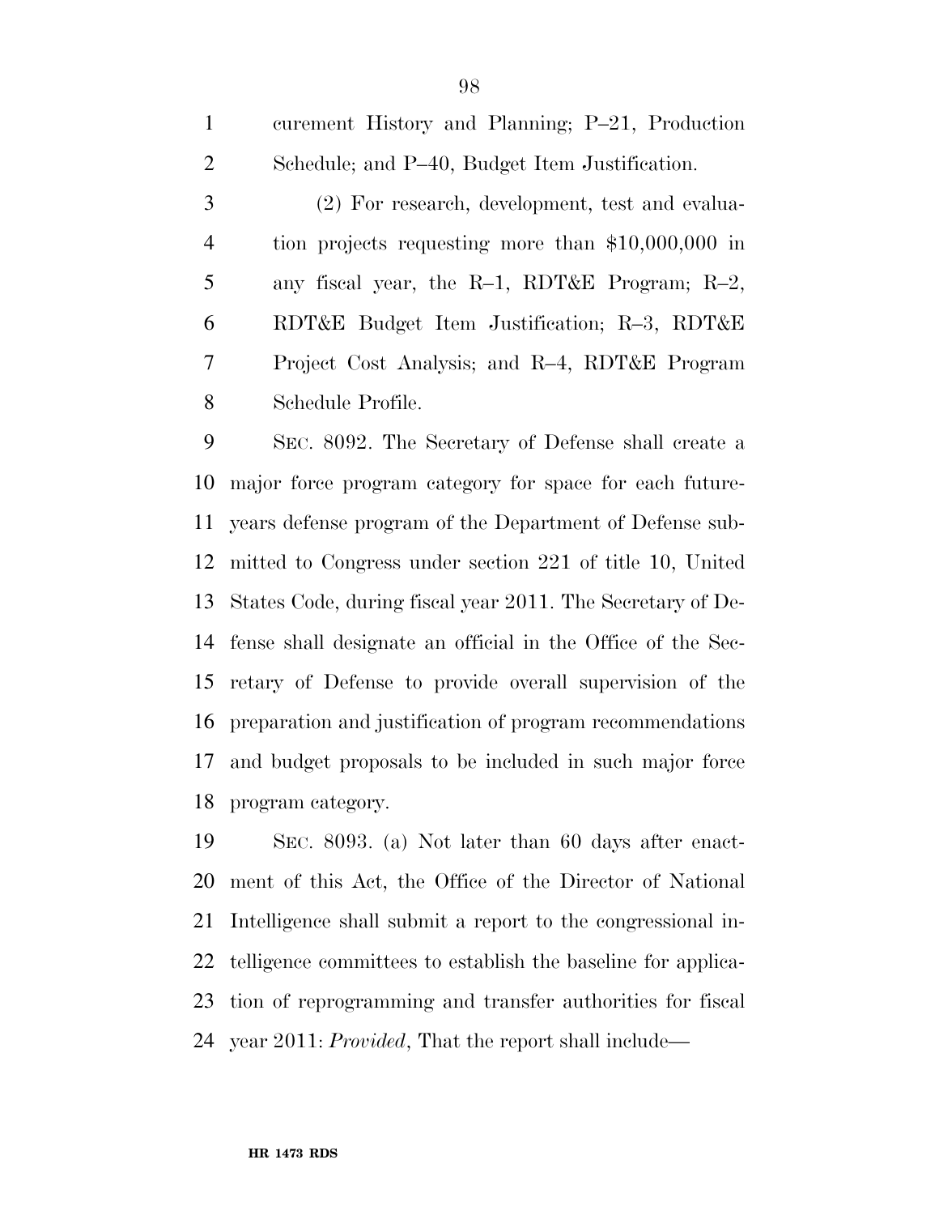curement History and Planning; P–21, Production Schedule; and P–40, Budget Item Justification.

(2) For research, development, test and evaluation projects requesting more than $10,000,000 in any fiscal year, the R–1, RDT&E Program; R–2, RDT&E Budget Item Justification; R–3, RDT&E Project Cost Analysis; and R–4, RDT&E Program Schedule Profile.

SEC. 8092. The Secretary of Defense shall create a major force program category for space for each future-years defense program of the Department of Defense submitted to Congress under section 221 of title 10, United States Code, during fiscal year 2011. The Secretary of Defense shall designate an official in the Office of the Secretary of Defense to provide overall supervision of the preparation and justification of program recommendations and budget proposals to be included in such major force program category.

SEC. 8093. (a) Not later than 60 days after enactment of this Act, the Office of the Director of National Intelligence shall submit a report to the congressional intelligence committees to establish the baseline for application of reprogramming and transfer authorities for fiscal year 2011: *Provided*, That the report shall include—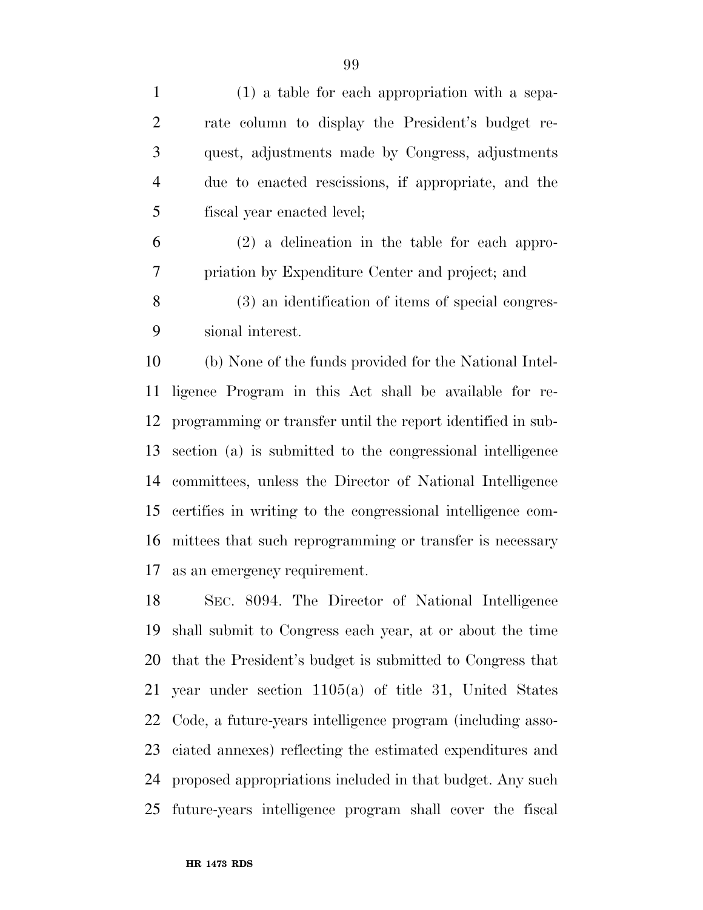(1) a table for each appropriation with a separate column to display the President's budget request, adjustments made by Congress, adjustments due to enacted rescissions, if appropriate, and the fiscal year enacted level;

(2) a delineation in the table for each appropriation by Expenditure Center and project; and

(3) an identification of items of special congressional interest.

(b) None of the funds provided for the National Intelligence Program in this Act shall be available for reprogramming or transfer until the report identified in subsection (a) is submitted to the congressional intelligence committees, unless the Director of National Intelligence certifies in writing to the congressional intelligence committees that such reprogramming or transfer is necessary as an emergency requirement.

SEC. 8094. The Director of National Intelligence shall submit to Congress each year, at or about the time that the President's budget is submitted to Congress that year under section 1105(a) of title 31, United States Code, a future-years intelligence program (including associated annexes) reflecting the estimated expenditures and proposed appropriations included in that budget. Any such future-years intelligence program shall cover the fiscal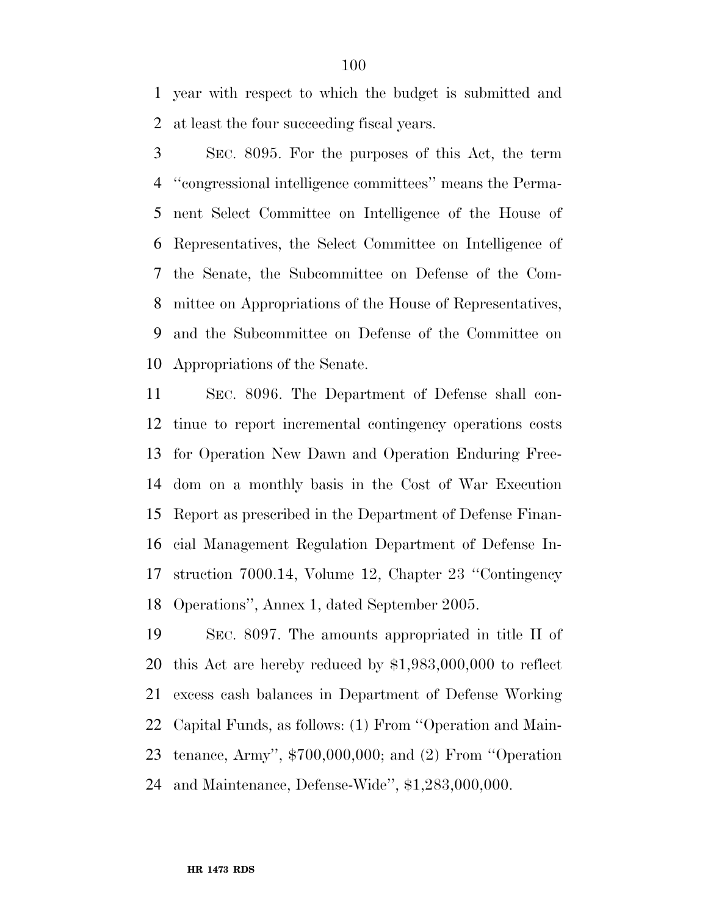year with respect to which the budget is submitted and at least the four succeeding fiscal years.

SEC. 8095. For the purposes of this Act, the term ''congressional intelligence committees'' means the Permanent Select Committee on Intelligence of the House of Representatives, the Select Committee on Intelligence of the Senate, the Subcommittee on Defense of the Committee on Appropriations of the House of Representatives, and the Subcommittee on Defense of the Committee on Appropriations of the Senate.

SEC. 8096. The Department of Defense shall continue to report incremental contingency operations costs for Operation New Dawn and Operation Enduring Freedom on a monthly basis in the Cost of War Execution Report as prescribed in the Department of Defense Financial Management Regulation Department of Defense Instruction 7000.14, Volume 12, Chapter 23 ''Contingency Operations'', Annex 1, dated September 2005.

SEC. 8097. The amounts appropriated in title II of this Act are hereby reduced by $1,983,000,000 to reflect excess cash balances in Department of Defense Working Capital Funds, as follows: (1) From ''Operation and Maintenance, Army'', $700,000,000; and (2) From ''Operation and Maintenance, Defense-Wide'', $1,283,000,000.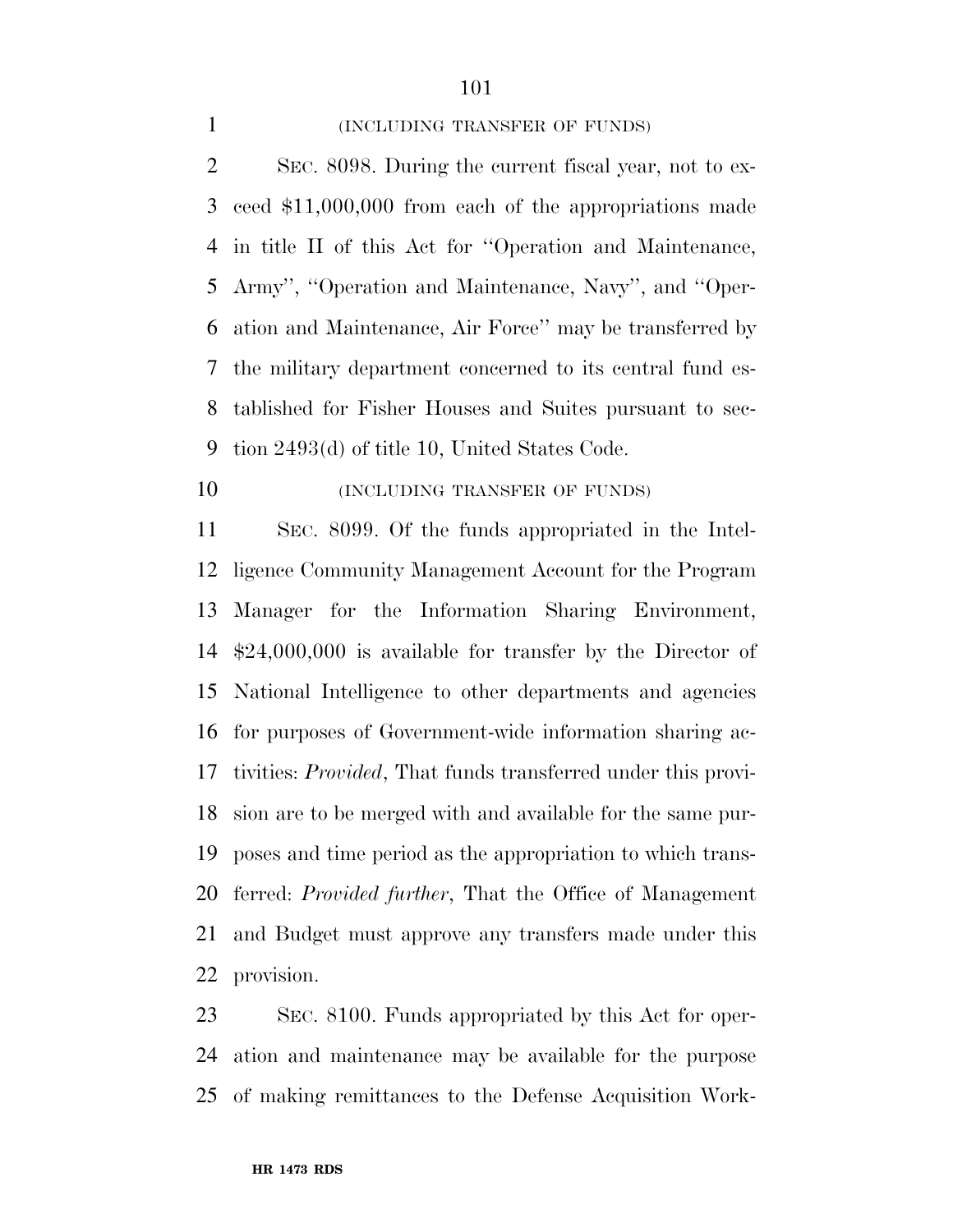(INCLUDING TRANSFER OF FUNDS)

SEC. 8098. During the current fiscal year, not to exceed $11,000,000 from each of the appropriations made in title II of this Act for ''Operation and Maintenance, Army'', ''Operation and Maintenance, Navy'', and ''Operation and Maintenance, Air Force'' may be transferred by the military department concerned to its central fund established for Fisher Houses and Suites pursuant to section 2493(d) of title 10, United States Code.

(INCLUDING TRANSFER OF FUNDS)

SEC. 8099. Of the funds appropriated in the Intelligence Community Management Account for the Program Manager for the Information Sharing Environment, $24,000,000 is available for transfer by the Director of National Intelligence to other departments and agencies for purposes of Government-wide information sharing activities: *Provided*, That funds transferred under this provision are to be merged with and available for the same purposes and time period as the appropriation to which transferred: *Provided further*, That the Office of Management and Budget must approve any transfers made under this provision.

SEC. 8100. Funds appropriated by this Act for operation and maintenance may be available for the purpose of making remittances to the Defense Acquisition Work-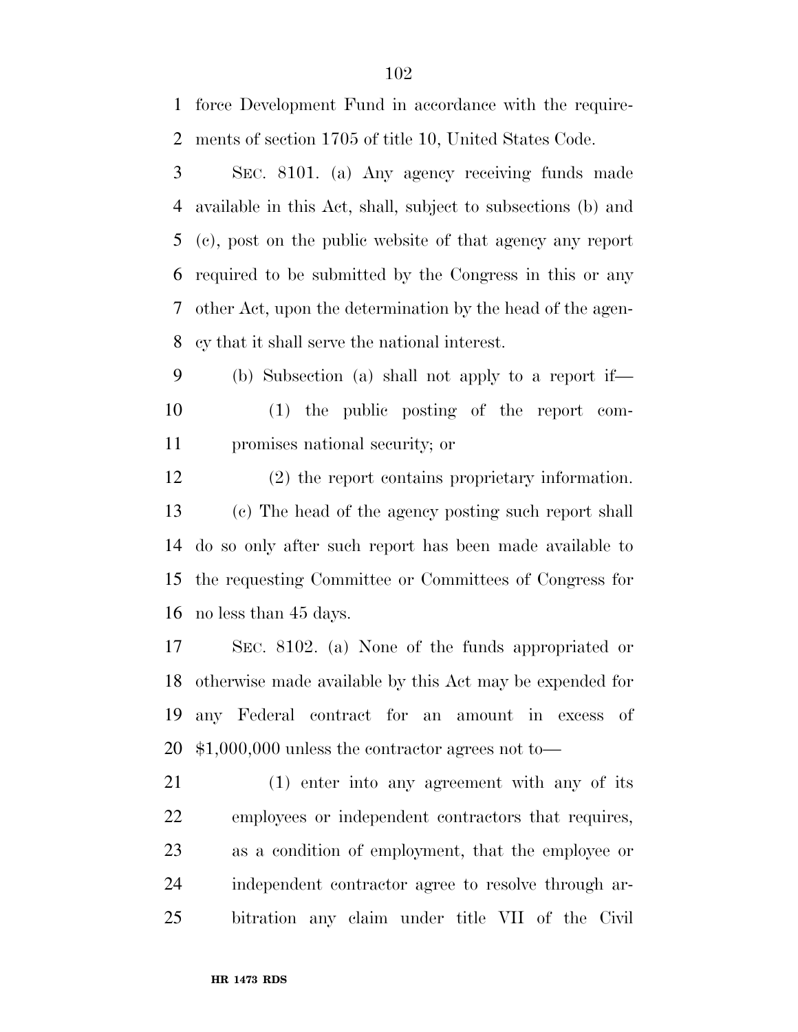force Development Fund in accordance with the requirements of section 1705 of title 10, United States Code.

SEC. 8101. (a) Any agency receiving funds made available in this Act, shall, subject to subsections (b) and (c), post on the public website of that agency any report required to be submitted by the Congress in this or any other Act, upon the determination by the head of the agency that it shall serve the national interest.

(b) Subsection (a) shall not apply to a report if—

(1) the public posting of the report compromises national security; or

(2) the report contains proprietary information.

(c) The head of the agency posting such report shall do so only after such report has been made available to the requesting Committee or Committees of Congress for no less than 45 days.

SEC. 8102. (a) None of the funds appropriated or otherwise made available by this Act may be expended for any Federal contract for an amount in excess of $1,000,000 unless the contractor agrees not to—

(1) enter into any agreement with any of its employees or independent contractors that requires, as a condition of employment, that the employee or independent contractor agree to resolve through arbitration any claim under title VII of the Civil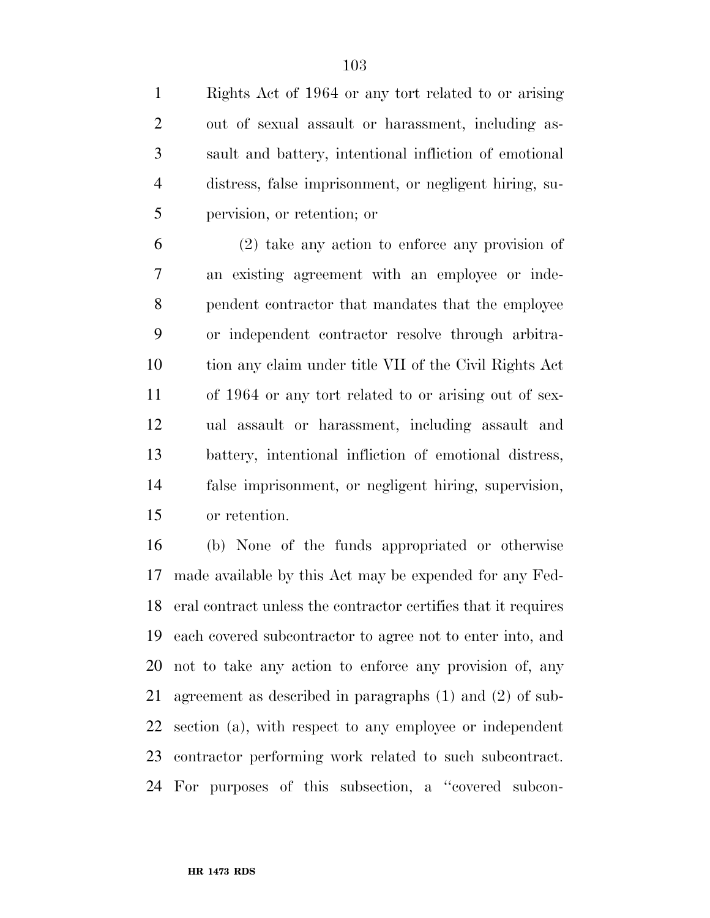Rights Act of 1964 or any tort related to or arising out of sexual assault or harassment, including assault and battery, intentional infliction of emotional distress, false imprisonment, or negligent hiring, supervision, or retention; or

(2) take any action to enforce any provision of an existing agreement with an employee or independent contractor that mandates that the employee or independent contractor resolve through arbitration any claim under title VII of the Civil Rights Act of 1964 or any tort related to or arising out of sexual assault or harassment, including assault and battery, intentional infliction of emotional distress, false imprisonment, or negligent hiring, supervision, or retention.

(b) None of the funds appropriated or otherwise made available by this Act may be expended for any Federal contract unless the contractor certifies that it requires each covered subcontractor to agree not to enter into, and not to take any action to enforce any provision of, any agreement as described in paragraphs (1) and (2) of subsection (a), with respect to any employee or independent contractor performing work related to such subcontract. For purposes of this subsection, a ''covered subcon-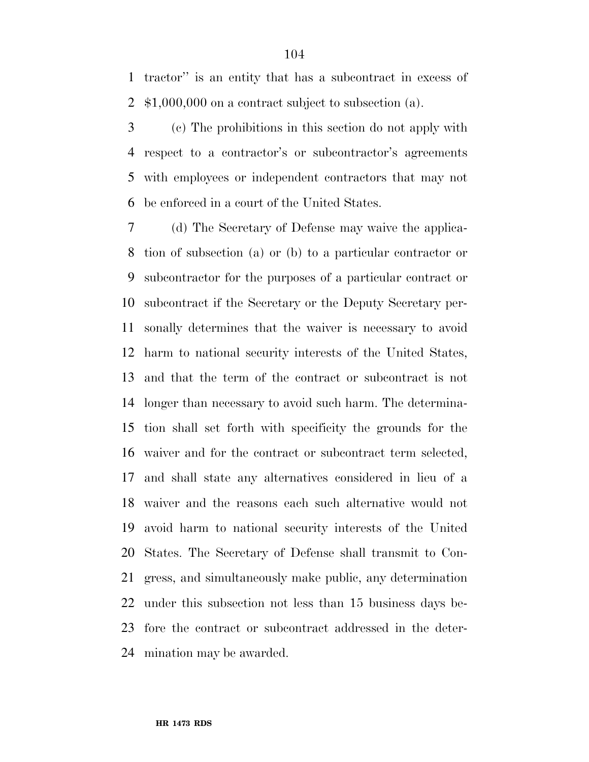tractor'' is an entity that has a subcontract in excess of $1,000,000 on a contract subject to subsection (a).

(c) The prohibitions in this section do not apply with respect to a contractor's or subcontractor's agreements with employees or independent contractors that may not be enforced in a court of the United States.

(d) The Secretary of Defense may waive the application of subsection (a) or (b) to a particular contractor or subcontractor for the purposes of a particular contract or subcontract if the Secretary or the Deputy Secretary personally determines that the waiver is necessary to avoid harm to national security interests of the United States, and that the term of the contract or subcontract is not longer than necessary to avoid such harm. The determination shall set forth with specificity the grounds for the waiver and for the contract or subcontract term selected, and shall state any alternatives considered in lieu of a waiver and the reasons each such alternative would not avoid harm to national security interests of the United States. The Secretary of Defense shall transmit to Congress, and simultaneously make public, any determination under this subsection not less than 15 business days before the contract or subcontract addressed in the determination may be awarded.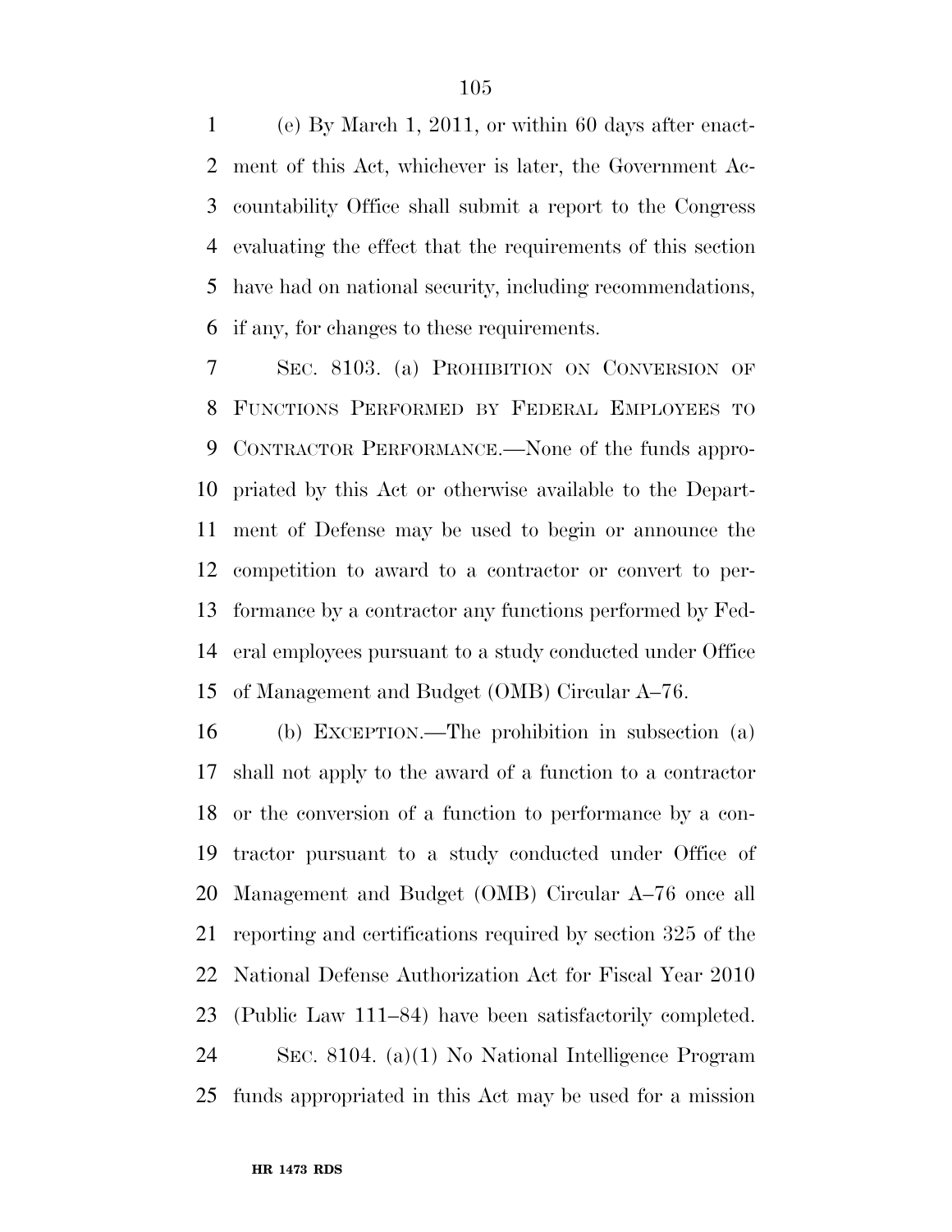(e) By March 1, 2011, or within 60 days after enactment of this Act, whichever is later, the Government Accountability Office shall submit a report to the Congress evaluating the effect that the requirements of this section have had on national security, including recommendations, if any, for changes to these requirements.

SEC. 8103. (a) PROHIBITION ON CONVERSION OF FUNCTIONS PERFORMED BY FEDERAL EMPLOYEES TO CONTRACTOR PERFORMANCE.—None of the funds appropriated by this Act or otherwise available to the Department of Defense may be used to begin or announce the competition to award to a contractor or convert to performance by a contractor any functions performed by Federal employees pursuant to a study conducted under Office of Management and Budget (OMB) Circular A–76.

(b) EXCEPTION.—The prohibition in subsection (a) shall not apply to the award of a function to a contractor or the conversion of a function to performance by a contractor pursuant to a study conducted under Office of Management and Budget (OMB) Circular A–76 once all reporting and certifications required by section 325 of the National Defense Authorization Act for Fiscal Year 2010 (Public Law 111–84) have been satisfactorily completed.

SEC. 8104. (a)(1) No National Intelligence Program funds appropriated in this Act may be used for a mission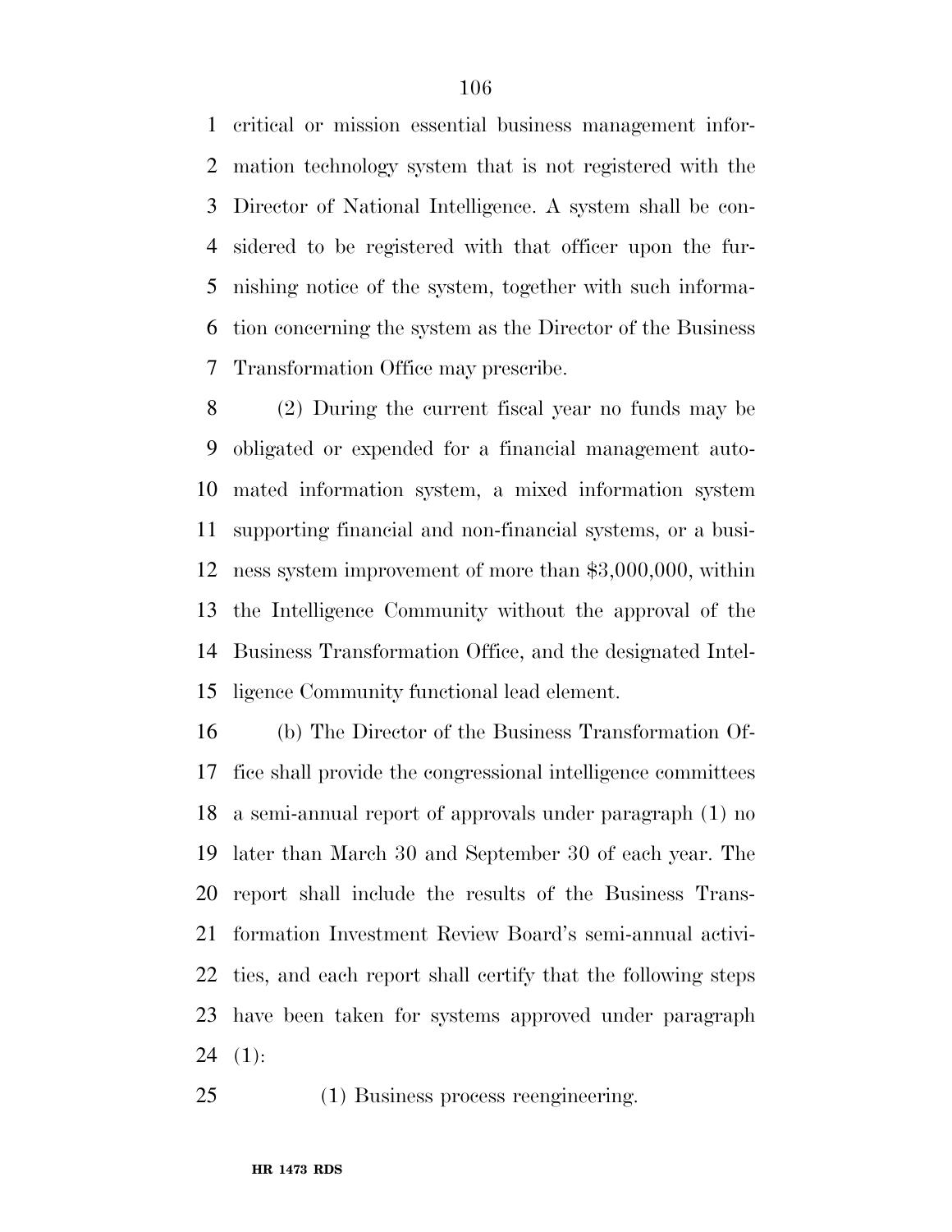critical or mission essential business management information technology system that is not registered with the Director of National Intelligence. A system shall be considered to be registered with that officer upon the furnishing notice of the system, together with such information concerning the system as the Director of the Business Transformation Office may prescribe.

(2) During the current fiscal year no funds may be obligated or expended for a financial management automated information system, a mixed information system supporting financial and non-financial systems, or a business system improvement of more than $3,000,000, within the Intelligence Community without the approval of the Business Transformation Office, and the designated Intelligence Community functional lead element.

(b) The Director of the Business Transformation Office shall provide the congressional intelligence committees a semi-annual report of approvals under paragraph (1) no later than March 30 and September 30 of each year. The report shall include the results of the Business Transformation Investment Review Board's semi-annual activities, and each report shall certify that the following steps have been taken for systems approved under paragraph (1):

(1) Business process reengineering.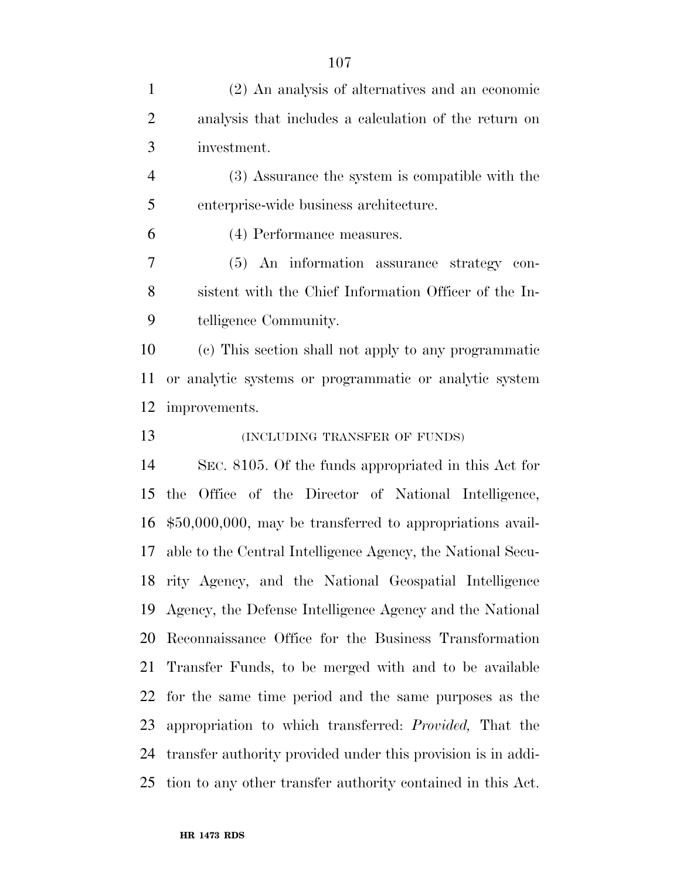(2) An analysis of alternatives and an economic analysis that includes a calculation of the return on investment.

(3) Assurance the system is compatible with the enterprise-wide business architecture.

(4) Performance measures.

(5) An information assurance strategy consistent with the Chief Information Officer of the Intelligence Community.

(c) This section shall not apply to any programmatic or analytic systems or programmatic or analytic system improvements.

(INCLUDING TRANSFER OF FUNDS)

SEC. 8105. Of the funds appropriated in this Act for the Office of the Director of National Intelligence, $50,000,000, may be transferred to appropriations available to the Central Intelligence Agency, the National Security Agency, and the National Geospatial Intelligence Agency, the Defense Intelligence Agency and the National Reconnaissance Office for the Business Transformation Transfer Funds, to be merged with and to be available for the same time period and the same purposes as the appropriation to which transferred: *Provided,* That the transfer authority provided under this provision is in addition to any other transfer authority contained in this Act.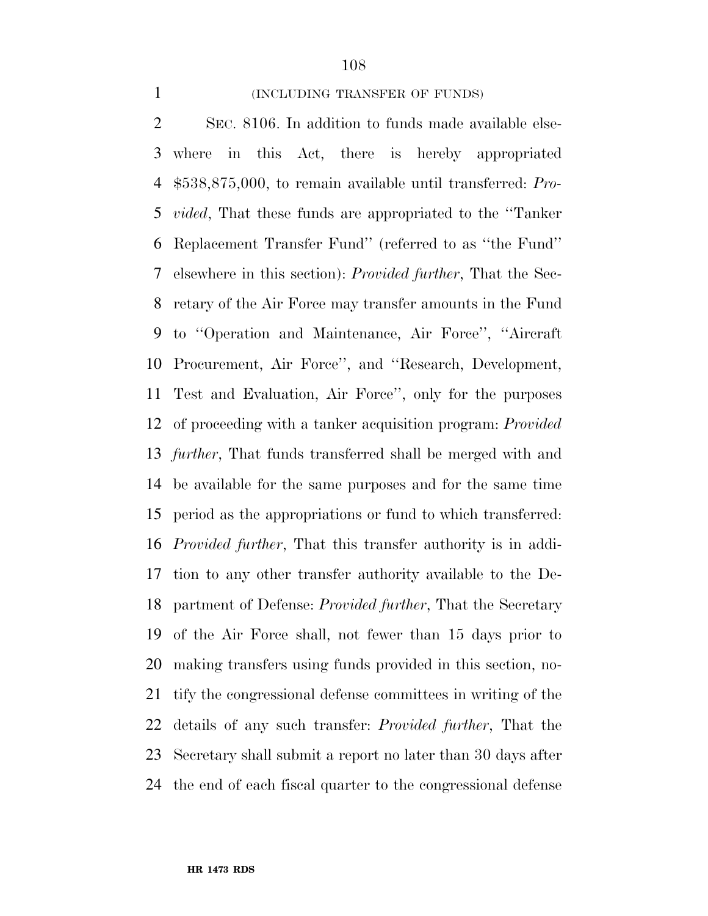(INCLUDING TRANSFER OF FUNDS)

SEC. 8106. In addition to funds made available elsewhere in this Act, there is hereby appropriated $538,875,000, to remain available until transferred: *Provided*, That these funds are appropriated to the ''Tanker Replacement Transfer Fund'' (referred to as ''the Fund'' elsewhere in this section): *Provided further*, That the Secretary of the Air Force may transfer amounts in the Fund to ''Operation and Maintenance, Air Force'', ''Aircraft Procurement, Air Force'', and ''Research, Development, Test and Evaluation, Air Force'', only for the purposes of proceeding with a tanker acquisition program: *Provided further*, That funds transferred shall be merged with and be available for the same purposes and for the same time period as the appropriations or fund to which transferred: *Provided further*, That this transfer authority is in addition to any other transfer authority available to the Department of Defense: *Provided further*, That the Secretary of the Air Force shall, not fewer than 15 days prior to making transfers using funds provided in this section, notify the congressional defense committees in writing of the details of any such transfer: *Provided further*, That the Secretary shall submit a report no later than 30 days after the end of each fiscal quarter to the congressional defense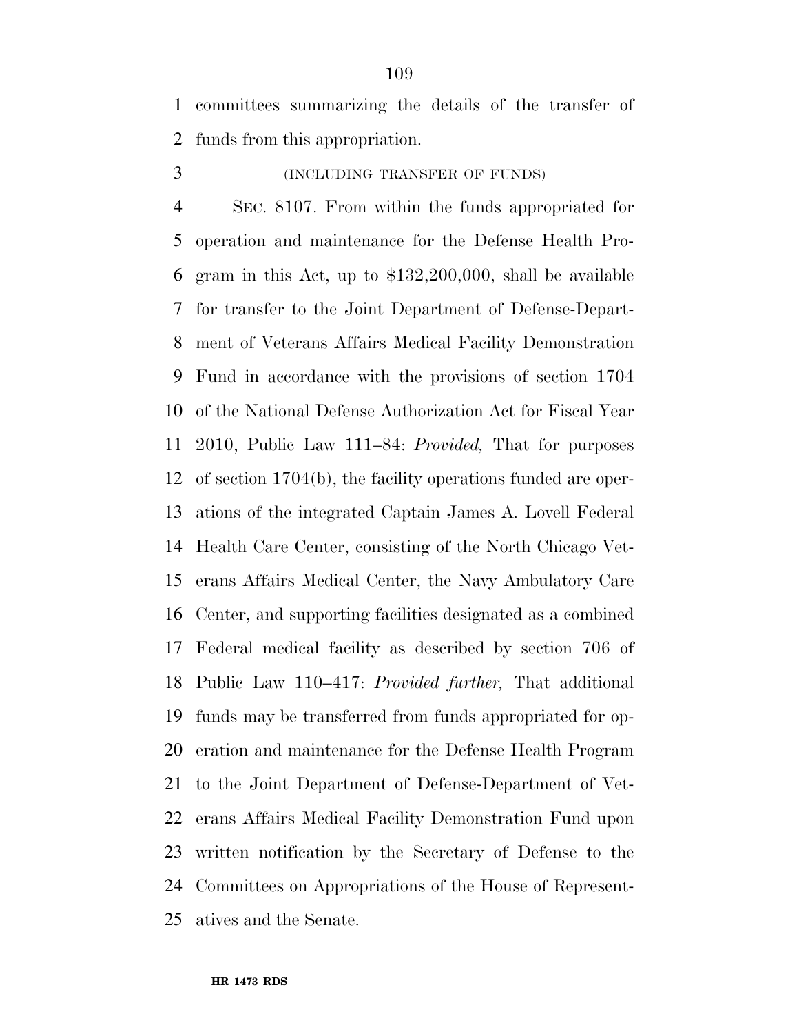committees summarizing the details of the transfer of funds from this appropriation.

(INCLUDING TRANSFER OF FUNDS)

SEC. 8107. From within the funds appropriated for operation and maintenance for the Defense Health Program in this Act, up to $132,200,000, shall be available for transfer to the Joint Department of Defense-Department of Veterans Affairs Medical Facility Demonstration Fund in accordance with the provisions of section 1704 of the National Defense Authorization Act for Fiscal Year 2010, Public Law 111–84: *Provided,* That for purposes of section 1704(b), the facility operations funded are operations of the integrated Captain James A. Lovell Federal Health Care Center, consisting of the North Chicago Veterans Affairs Medical Center, the Navy Ambulatory Care Center, and supporting facilities designated as a combined Federal medical facility as described by section 706 of Public Law 110–417: *Provided further,* That additional funds may be transferred from funds appropriated for operation and maintenance for the Defense Health Program to the Joint Department of Defense-Department of Veterans Affairs Medical Facility Demonstration Fund upon written notification by the Secretary of Defense to the Committees on Appropriations of the House of Representatives and the Senate.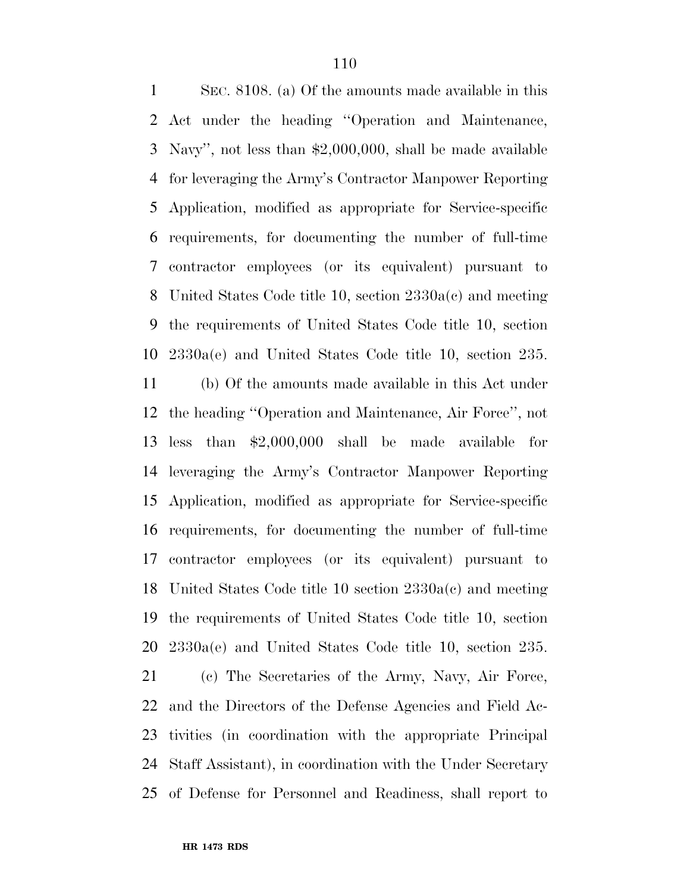SEC. 8108. (a) Of the amounts made available in this Act under the heading ''Operation and Maintenance, Navy'', not less than $2,000,000, shall be made available for leveraging the Army's Contractor Manpower Reporting Application, modified as appropriate for Service-specific requirements, for documenting the number of full-time contractor employees (or its equivalent) pursuant to United States Code title 10, section 2330a(c) and meeting the requirements of United States Code title 10, section 2330a(e) and United States Code title 10, section 235.

(b) Of the amounts made available in this Act under the heading ''Operation and Maintenance, Air Force'', not less than $2,000,000 shall be made available for leveraging the Army's Contractor Manpower Reporting Application, modified as appropriate for Service-specific requirements, for documenting the number of full-time contractor employees (or its equivalent) pursuant to United States Code title 10 section 2330a(c) and meeting the requirements of United States Code title 10, section 2330a(e) and United States Code title 10, section 235.

(c) The Secretaries of the Army, Navy, Air Force, and the Directors of the Defense Agencies and Field Activities (in coordination with the appropriate Principal Staff Assistant), in coordination with the Under Secretary of Defense for Personnel and Readiness, shall report to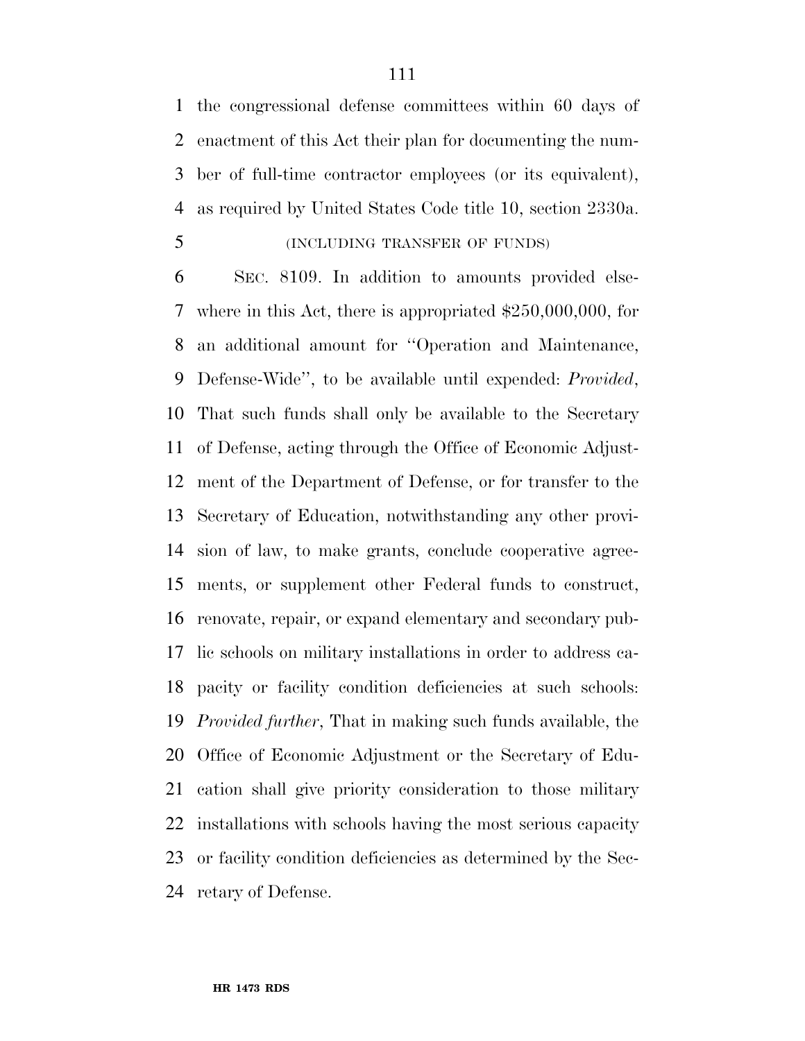the congressional defense committees within 60 days of enactment of this Act their plan for documenting the number of full-time contractor employees (or its equivalent), as required by United States Code title 10, section 2330a.

(INCLUDING TRANSFER OF FUNDS)

SEC. 8109. In addition to amounts provided elsewhere in this Act, there is appropriated $250,000,000, for an additional amount for ''Operation and Maintenance, Defense-Wide'', to be available until expended: *Provided*, That such funds shall only be available to the Secretary of Defense, acting through the Office of Economic Adjustment of the Department of Defense, or for transfer to the Secretary of Education, notwithstanding any other provision of law, to make grants, conclude cooperative agreements, or supplement other Federal funds to construct, renovate, repair, or expand elementary and secondary public schools on military installations in order to address capacity or facility condition deficiencies at such schools: *Provided further*, That in making such funds available, the Office of Economic Adjustment or the Secretary of Education shall give priority consideration to those military installations with schools having the most serious capacity or facility condition deficiencies as determined by the Secretary of Defense.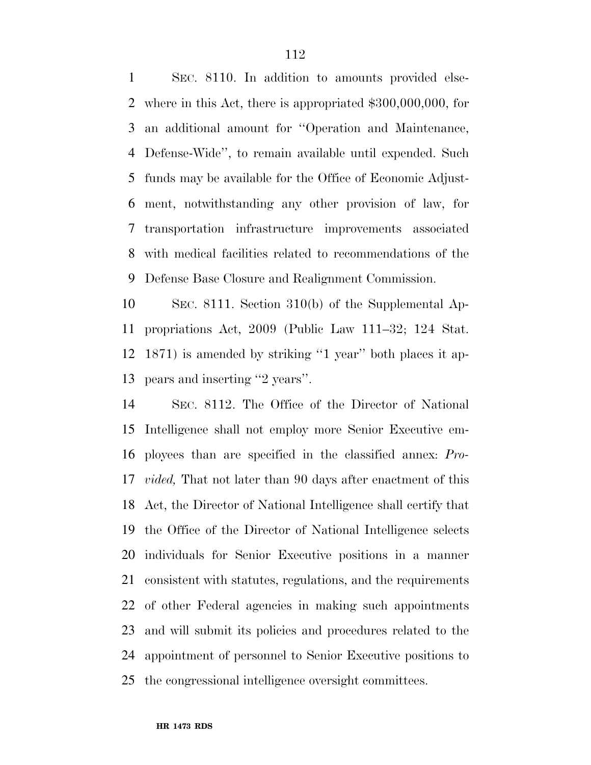SEC. 8110. In addition to amounts provided elsewhere in this Act, there is appropriated $300,000,000, for an additional amount for ''Operation and Maintenance, Defense-Wide'', to remain available until expended. Such funds may be available for the Office of Economic Adjustment, notwithstanding any other provision of law, for transportation infrastructure improvements associated with medical facilities related to recommendations of the Defense Base Closure and Realignment Commission.

SEC. 8111. Section 310(b) of the Supplemental Appropriations Act, 2009 (Public Law 111–32; 124 Stat. 1871) is amended by striking ''1 year'' both places it appears and inserting ''2 years''.

SEC. 8112. The Office of the Director of National Intelligence shall not employ more Senior Executive employees than are specified in the classified annex: *Provided,* That not later than 90 days after enactment of this Act, the Director of National Intelligence shall certify that the Office of the Director of National Intelligence selects individuals for Senior Executive positions in a manner consistent with statutes, regulations, and the requirements of other Federal agencies in making such appointments and will submit its policies and procedures related to the appointment of personnel to Senior Executive positions to the congressional intelligence oversight committees.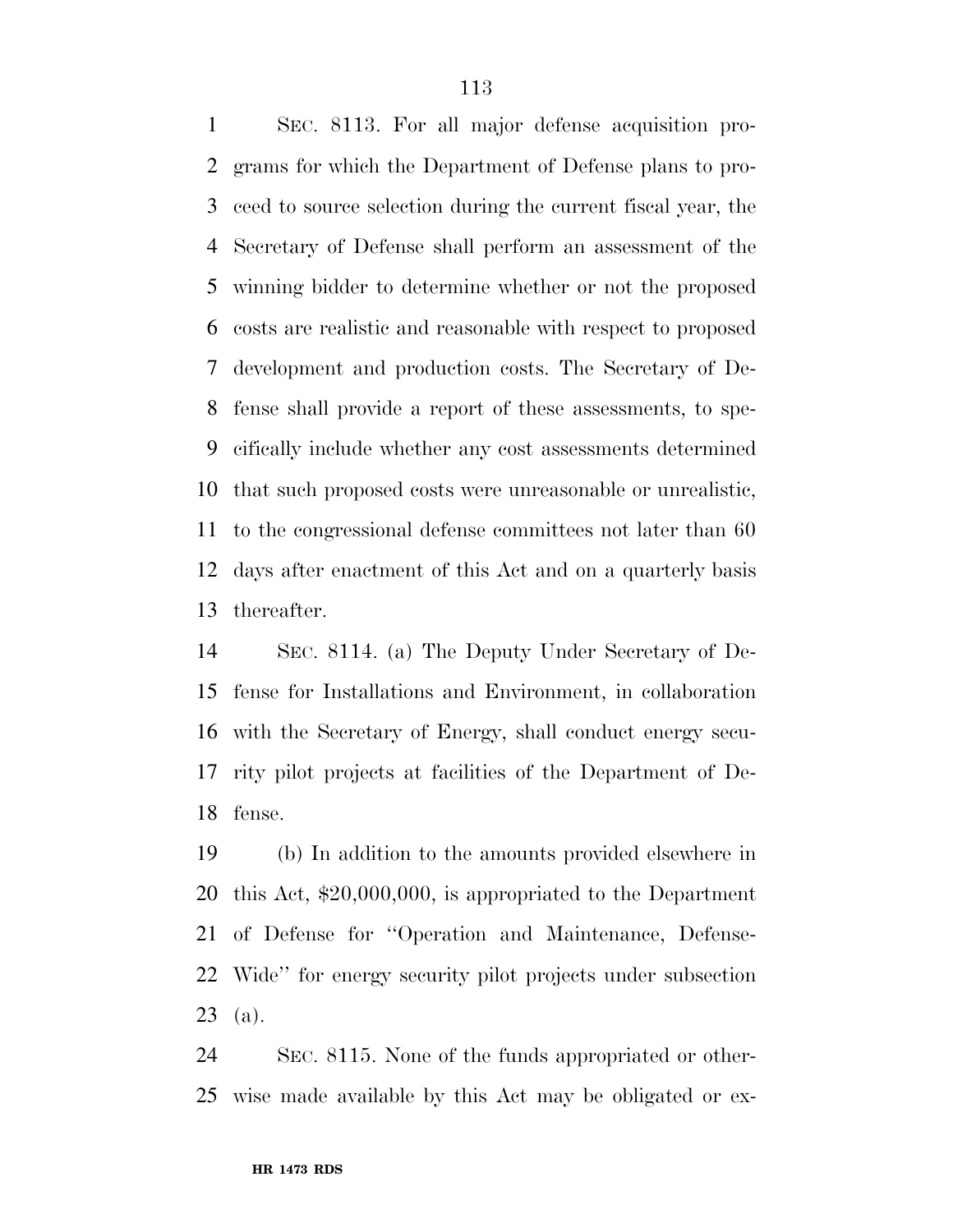SEC. 8113. For all major defense acquisition programs for which the Department of Defense plans to proceed to source selection during the current fiscal year, the Secretary of Defense shall perform an assessment of the winning bidder to determine whether or not the proposed costs are realistic and reasonable with respect to proposed development and production costs. The Secretary of Defense shall provide a report of these assessments, to specifically include whether any cost assessments determined that such proposed costs were unreasonable or unrealistic, to the congressional defense committees not later than 60 days after enactment of this Act and on a quarterly basis thereafter.

SEC. 8114. (a) The Deputy Under Secretary of Defense for Installations and Environment, in collaboration with the Secretary of Energy, shall conduct energy security pilot projects at facilities of the Department of Defense.

(b) In addition to the amounts provided elsewhere in this Act, $20,000,000, is appropriated to the Department of Defense for ''Operation and Maintenance, Defense-Wide'' for energy security pilot projects under subsection (a).

SEC. 8115. None of the funds appropriated or otherwise made available by this Act may be obligated or ex-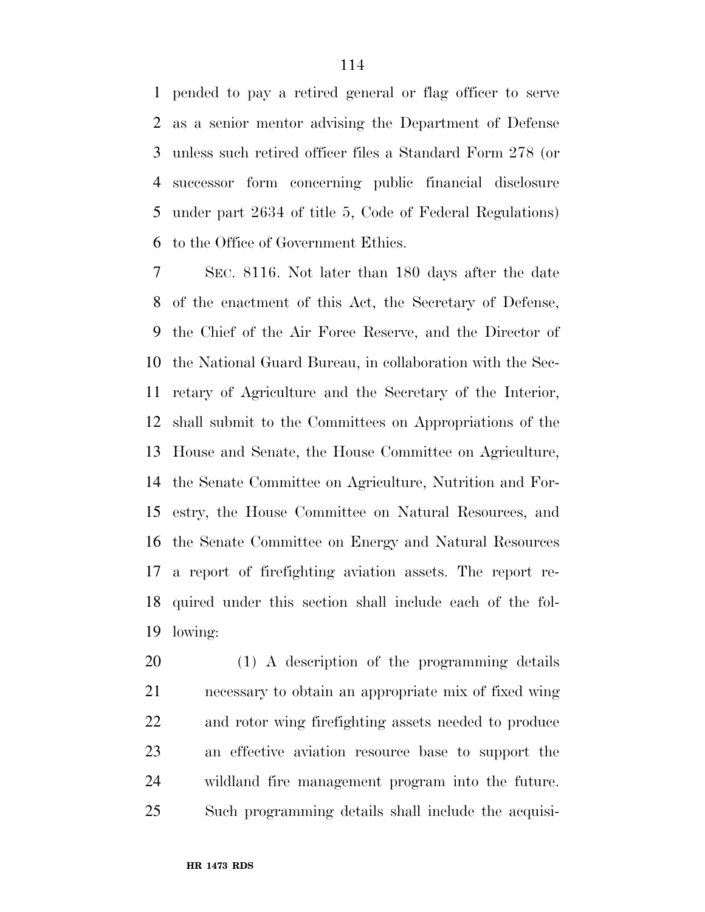pended to pay a retired general or flag officer to serve as a senior mentor advising the Department of Defense unless such retired officer files a Standard Form 278 (or successor form concerning public financial disclosure under part 2634 of title 5, Code of Federal Regulations) to the Office of Government Ethics.

SEC. 8116. Not later than 180 days after the date of the enactment of this Act, the Secretary of Defense, the Chief of the Air Force Reserve, and the Director of the National Guard Bureau, in collaboration with the Secretary of Agriculture and the Secretary of the Interior, shall submit to the Committees on Appropriations of the House and Senate, the House Committee on Agriculture, the Senate Committee on Agriculture, Nutrition and Forestry, the House Committee on Natural Resources, and the Senate Committee on Energy and Natural Resources a report of firefighting aviation assets. The report required under this section shall include each of the following:

(1) A description of the programming details necessary to obtain an appropriate mix of fixed wing and rotor wing firefighting assets needed to produce an effective aviation resource base to support the wildland fire management program into the future. Such programming details shall include the acquisi-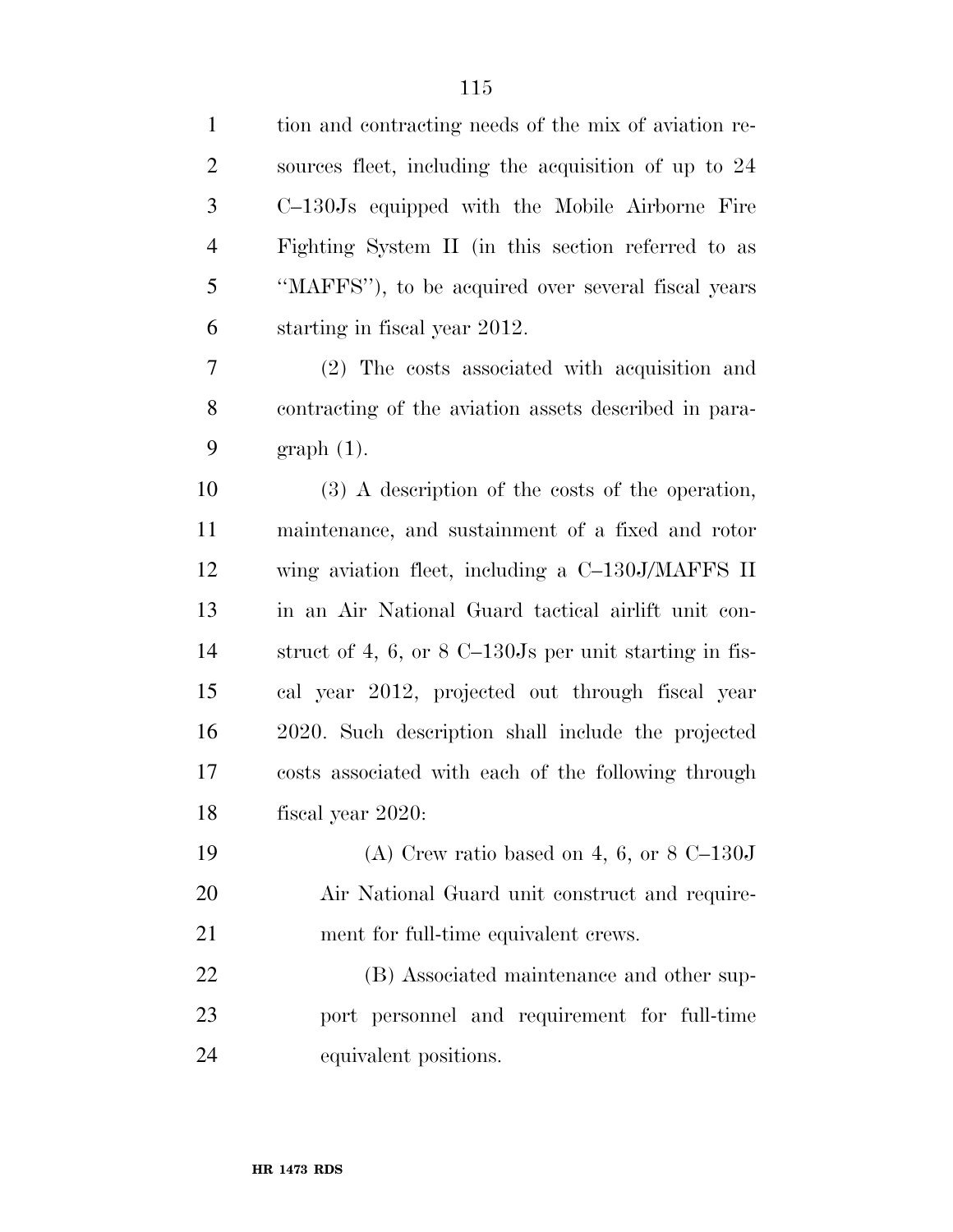tion and contracting needs of the mix of aviation resources fleet, including the acquisition of up to 24 C–130Js equipped with the Mobile Airborne Fire Fighting System II (in this section referred to as ''MAFFS''), to be acquired over several fiscal years starting in fiscal year 2012.

(2) The costs associated with acquisition and contracting of the aviation assets described in paragraph (1).

(3) A description of the costs of the operation, maintenance, and sustainment of a fixed and rotor wing aviation fleet, including a C–130J/MAFFS II in an Air National Guard tactical airlift unit construct of 4, 6, or 8 C–130Js per unit starting in fiscal year 2012, projected out through fiscal year 2020. Such description shall include the projected costs associated with each of the following through fiscal year 2020:

(A) Crew ratio based on 4, 6, or 8 C–130J Air National Guard unit construct and requirement for full-time equivalent crews.

(B) Associated maintenance and other support personnel and requirement for full-time equivalent positions.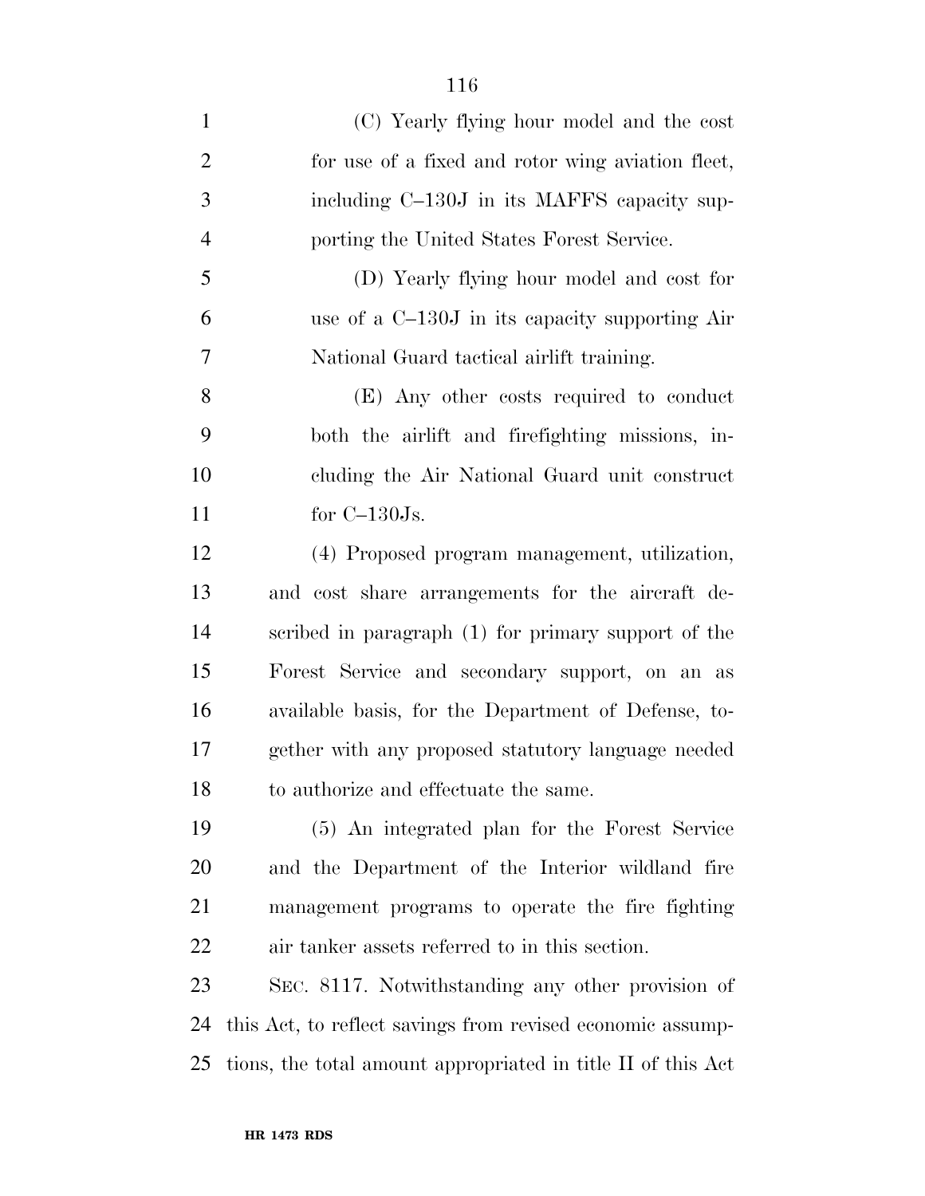(C) Yearly flying hour model and the cost for use of a fixed and rotor wing aviation fleet, including C–130J in its MAFFS capacity supporting the United States Forest Service.

(D) Yearly flying hour model and cost for use of a C–130J in its capacity supporting Air National Guard tactical airlift training.

(E) Any other costs required to conduct both the airlift and firefighting missions, including the Air National Guard unit construct for C–130Js.

(4) Proposed program management, utilization, and cost share arrangements for the aircraft described in paragraph (1) for primary support of the Forest Service and secondary support, on an as available basis, for the Department of Defense, together with any proposed statutory language needed to authorize and effectuate the same.

(5) An integrated plan for the Forest Service and the Department of the Interior wildland fire management programs to operate the fire fighting air tanker assets referred to in this section.

SEC. 8117. Notwithstanding any other provision of this Act, to reflect savings from revised economic assumptions, the total amount appropriated in title II of this Act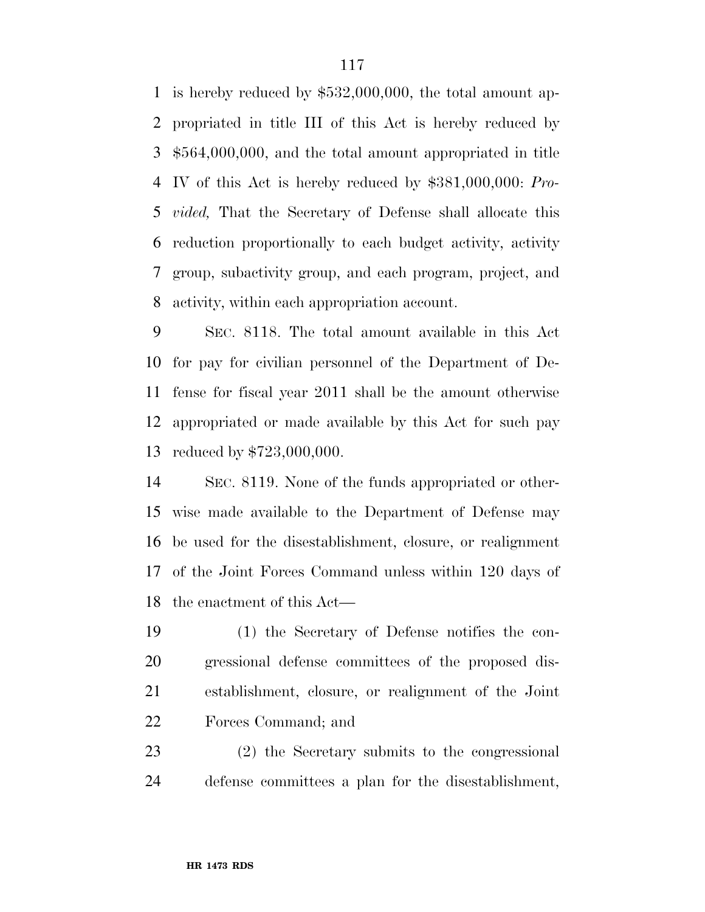is hereby reduced by $532,000,000, the total amount appropriated in title III of this Act is hereby reduced by $564,000,000, and the total amount appropriated in title IV of this Act is hereby reduced by $381,000,000: *Provided,* That the Secretary of Defense shall allocate this reduction proportionally to each budget activity, activity group, subactivity group, and each program, project, and activity, within each appropriation account.

SEC. 8118. The total amount available in this Act for pay for civilian personnel of the Department of Defense for fiscal year 2011 shall be the amount otherwise appropriated or made available by this Act for such pay reduced by $723,000,000.

SEC. 8119. None of the funds appropriated or otherwise made available to the Department of Defense may be used for the disestablishment, closure, or realignment of the Joint Forces Command unless within 120 days of the enactment of this Act—

(1) the Secretary of Defense notifies the congressional defense committees of the proposed disestablishment, closure, or realignment of the Joint Forces Command; and

(2) the Secretary submits to the congressional defense committees a plan for the disestablishment,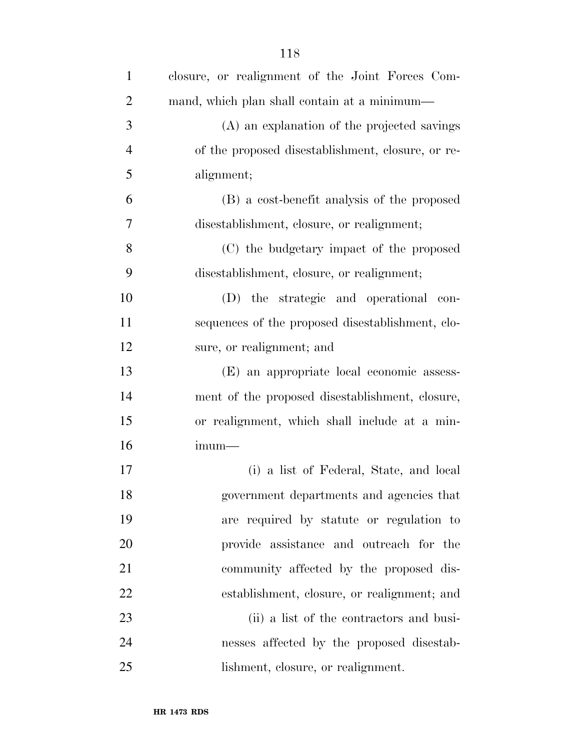closure, or realignment of the Joint Forces Command, which plan shall contain at a minimum—

(A) an explanation of the projected savings of the proposed disestablishment, closure, or realignment;

(B) a cost-benefit analysis of the proposed disestablishment, closure, or realignment;

(C) the budgetary impact of the proposed disestablishment, closure, or realignment;

(D) the strategic and operational consequences of the proposed disestablishment, closure, or realignment; and

(E) an appropriate local economic assessment of the proposed disestablishment, closure, or realignment, which shall include at a minimum—

(i) a list of Federal, State, and local government departments and agencies that are required by statute or regulation to provide assistance and outreach for the community affected by the proposed disestablishment, closure, or realignment; and

(ii) a list of the contractors and businesses affected by the proposed disestablishment, closure, or realignment.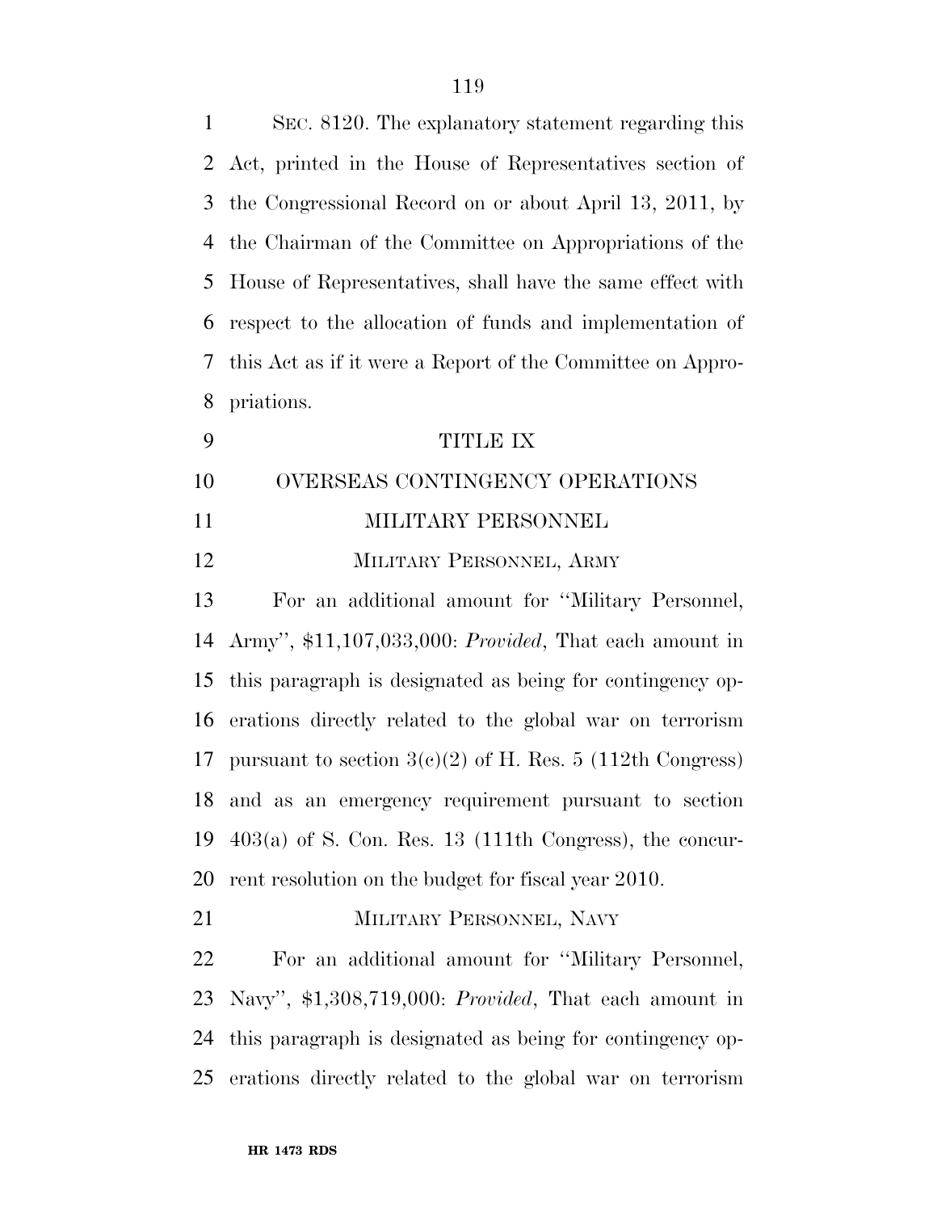SEC. 8120. The explanatory statement regarding this Act, printed in the House of Representatives section of the Congressional Record on or about April 13, 2011, by the Chairman of the Committee on Appropriations of the House of Representatives, shall have the same effect with respect to the allocation of funds and implementation of this Act as if it were a Report of the Committee on Appropriations.

# TITLE IX

## OVERSEAS CONTINGENCY OPERATIONS

## MILITARY PERSONNEL

### MILITARY PERSONNEL, ARMY

For an additional amount for ''Military Personnel, Army'', $11,107,033,000: *Provided*, That each amount in this paragraph is designated as being for contingency operations directly related to the global war on terrorism pursuant to section 3(c)(2) of H. Res. 5 (112th Congress) and as an emergency requirement pursuant to section 403(a) of S. Con. Res. 13 (111th Congress), the concurrent resolution on the budget for fiscal year 2010.

### MILITARY PERSONNEL, NAVY

For an additional amount for ''Military Personnel, Navy'', $1,308,719,000: *Provided*, That each amount in this paragraph is designated as being for contingency operations directly related to the global war on terrorism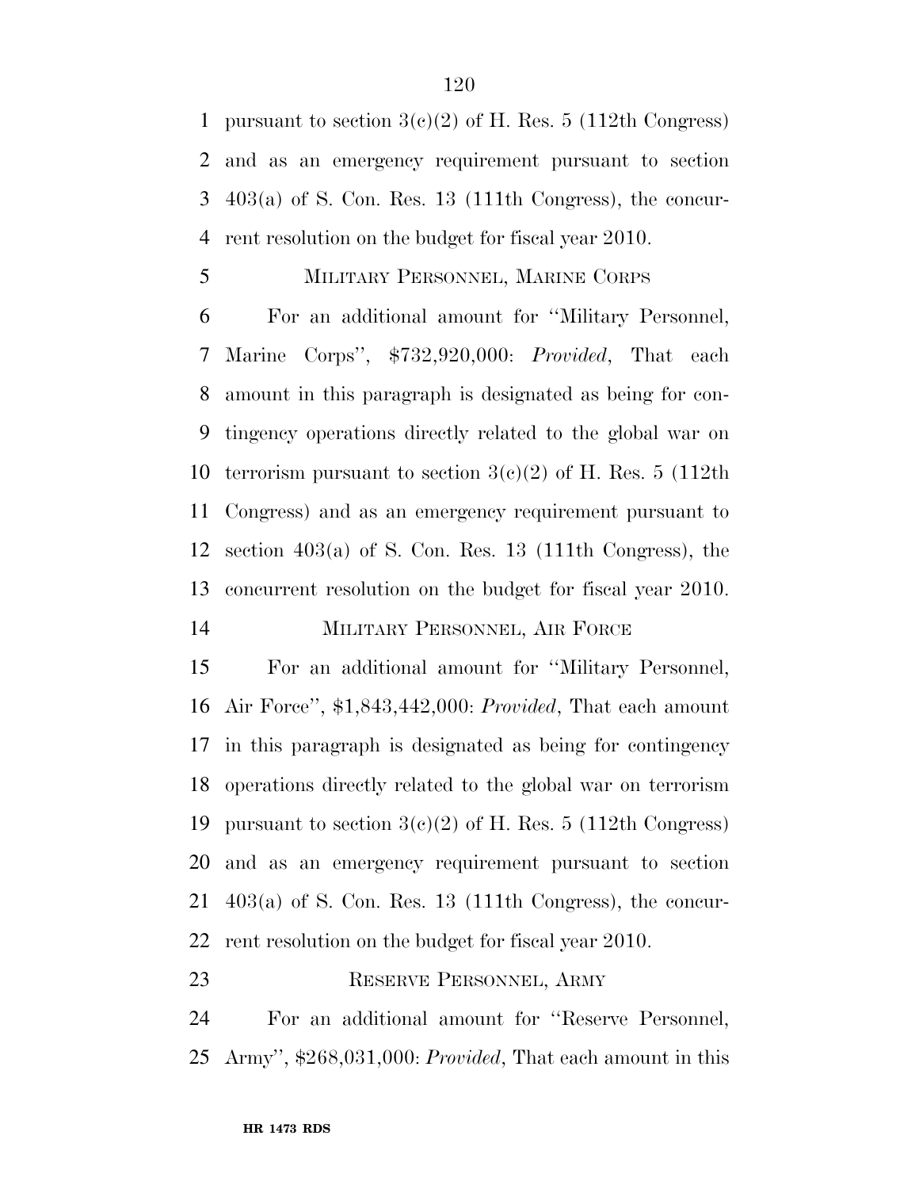pursuant to section 3(c)(2) of H. Res. 5 (112th Congress) and as an emergency requirement pursuant to section 403(a) of S. Con. Res. 13 (111th Congress), the concurrent resolution on the budget for fiscal year 2010.

MILITARY PERSONNEL, MARINE CORPS

For an additional amount for ''Military Personnel, Marine Corps'', $732,920,000: *Provided*, That each amount in this paragraph is designated as being for contingency operations directly related to the global war on terrorism pursuant to section 3(c)(2) of H. Res. 5 (112th Congress) and as an emergency requirement pursuant to section 403(a) of S. Con. Res. 13 (111th Congress), the concurrent resolution on the budget for fiscal year 2010.

MILITARY PERSONNEL, AIR FORCE

For an additional amount for ''Military Personnel, Air Force'', $1,843,442,000: *Provided*, That each amount in this paragraph is designated as being for contingency operations directly related to the global war on terrorism pursuant to section 3(c)(2) of H. Res. 5 (112th Congress) and as an emergency requirement pursuant to section 403(a) of S. Con. Res. 13 (111th Congress), the concurrent resolution on the budget for fiscal year 2010.

RESERVE PERSONNEL, ARMY

For an additional amount for ''Reserve Personnel, Army'', $268,031,000: *Provided*, That each amount in this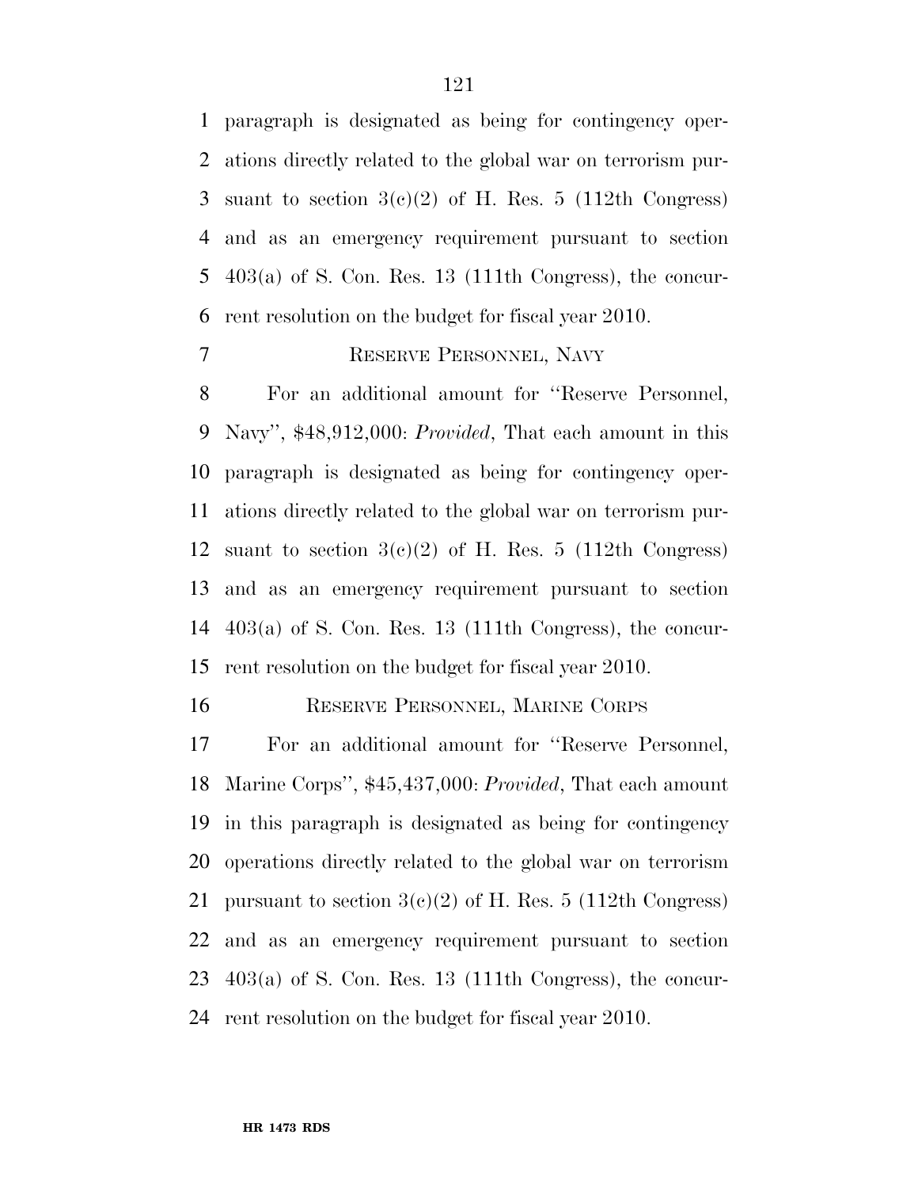paragraph is designated as being for contingency operations directly related to the global war on terrorism pursuant to section 3(c)(2) of H. Res. 5 (112th Congress) and as an emergency requirement pursuant to section 403(a) of S. Con. Res. 13 (111th Congress), the concurrent resolution on the budget for fiscal year 2010.

### RESERVE PERSONNEL, NAVY

For an additional amount for ''Reserve Personnel, Navy'', $48,912,000: *Provided*, That each amount in this paragraph is designated as being for contingency operations directly related to the global war on terrorism pursuant to section 3(c)(2) of H. Res. 5 (112th Congress) and as an emergency requirement pursuant to section 403(a) of S. Con. Res. 13 (111th Congress), the concurrent resolution on the budget for fiscal year 2010.

### RESERVE PERSONNEL, MARINE CORPS

For an additional amount for ''Reserve Personnel, Marine Corps'', $45,437,000: *Provided*, That each amount in this paragraph is designated as being for contingency operations directly related to the global war on terrorism pursuant to section 3(c)(2) of H. Res. 5 (112th Congress) and as an emergency requirement pursuant to section 403(a) of S. Con. Res. 13 (111th Congress), the concurrent resolution on the budget for fiscal year 2010.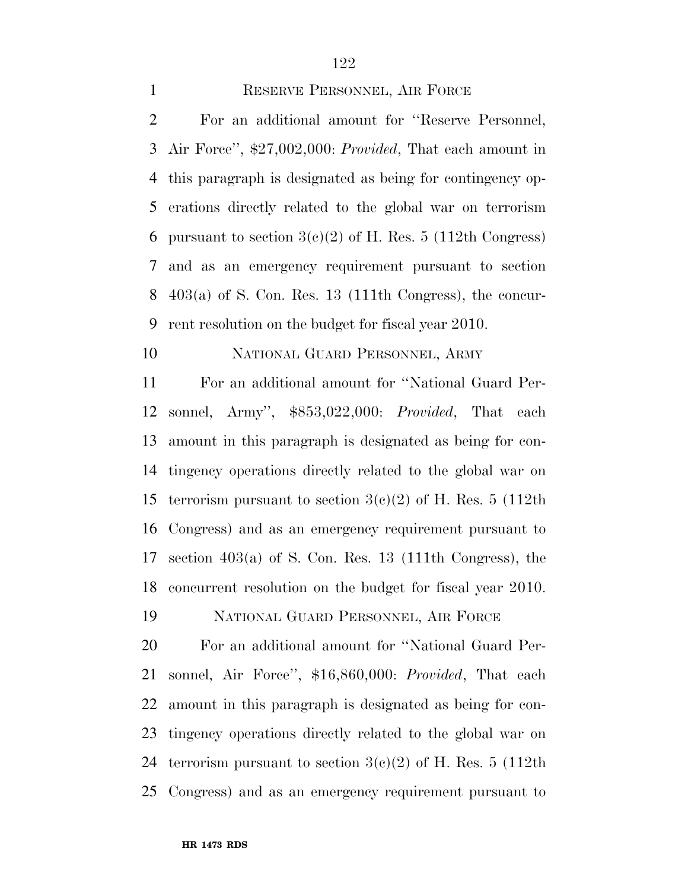### RESERVE PERSONNEL, AIR FORCE

For an additional amount for "Reserve Personnel, Air Force", $27,002,000: *Provided*, That each amount in this paragraph is designated as being for contingency operations directly related to the global war on terrorism pursuant to section 3(c)(2) of H. Res. 5 (112th Congress) and as an emergency requirement pursuant to section 403(a) of S. Con. Res. 13 (111th Congress), the concurrent resolution on the budget for fiscal year 2010.

### NATIONAL GUARD PERSONNEL, ARMY

For an additional amount for "National Guard Personnel, Army", $853,022,000: *Provided*, That each amount in this paragraph is designated as being for contingency operations directly related to the global war on terrorism pursuant to section 3(c)(2) of H. Res. 5 (112th Congress) and as an emergency requirement pursuant to section 403(a) of S. Con. Res. 13 (111th Congress), the concurrent resolution on the budget for fiscal year 2010.

### NATIONAL GUARD PERSONNEL, AIR FORCE

For an additional amount for "National Guard Personnel, Air Force", $16,860,000: *Provided*, That each amount in this paragraph is designated as being for contingency operations directly related to the global war on terrorism pursuant to section 3(c)(2) of H. Res. 5 (112th Congress) and as an emergency requirement pursuant to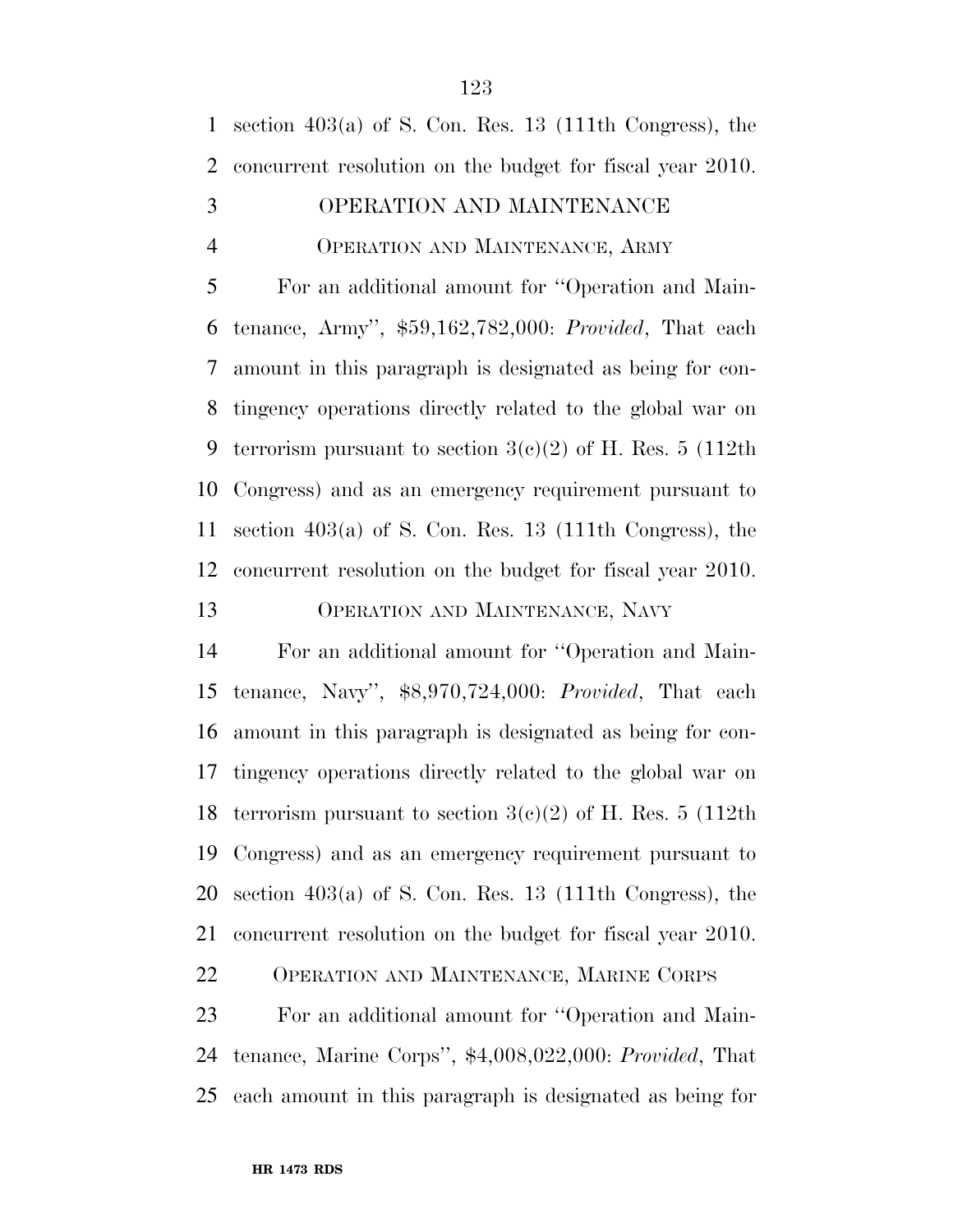section 403(a) of S. Con. Res. 13 (111th Congress), the concurrent resolution on the budget for fiscal year 2010.

### OPERATION AND MAINTENANCE

#### OPERATION AND MAINTENANCE, ARMY

For an additional amount for ''Operation and Maintenance, Army'', $59,162,782,000: *Provided*, That each amount in this paragraph is designated as being for contingency operations directly related to the global war on terrorism pursuant to section 3(c)(2) of H. Res. 5 (112th Congress) and as an emergency requirement pursuant to section 403(a) of S. Con. Res. 13 (111th Congress), the concurrent resolution on the budget for fiscal year 2010.

#### OPERATION AND MAINTENANCE, NAVY

For an additional amount for ''Operation and Maintenance, Navy'', $8,970,724,000: *Provided*, That each amount in this paragraph is designated as being for contingency operations directly related to the global war on terrorism pursuant to section 3(c)(2) of H. Res. 5 (112th Congress) and as an emergency requirement pursuant to section 403(a) of S. Con. Res. 13 (111th Congress), the concurrent resolution on the budget for fiscal year 2010.

#### OPERATION AND MAINTENANCE, MARINE CORPS

For an additional amount for ''Operation and Maintenance, Marine Corps'', $4,008,022,000: *Provided*, That each amount in this paragraph is designated as being for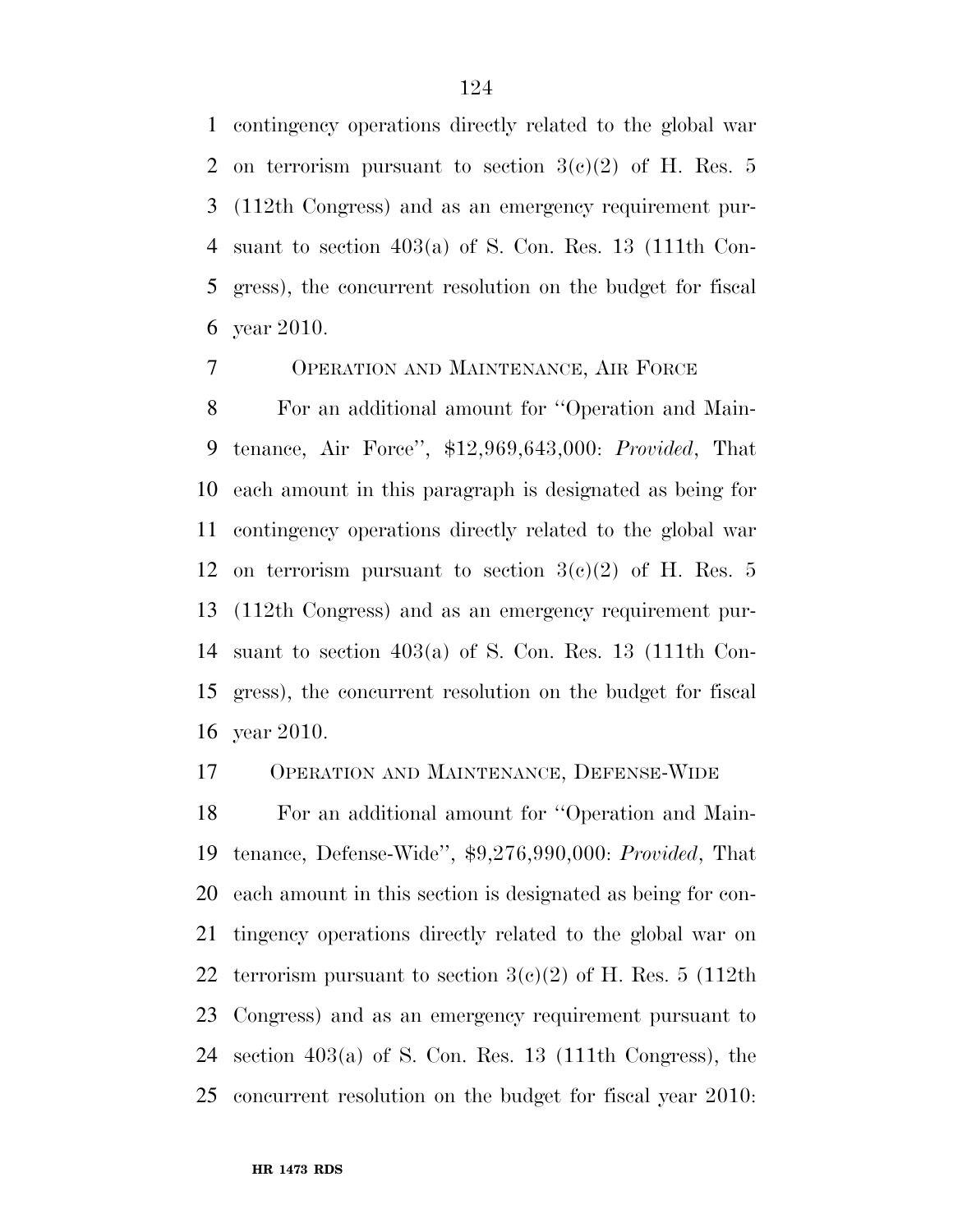contingency operations directly related to the global war on terrorism pursuant to section 3(c)(2) of H. Res. 5 (112th Congress) and as an emergency requirement pursuant to section 403(a) of S. Con. Res. 13 (111th Congress), the concurrent resolution on the budget for fiscal year 2010.

OPERATION AND MAINTENANCE, AIR FORCE

For an additional amount for ''Operation and Maintenance, Air Force'', $12,969,643,000: *Provided*, That each amount in this paragraph is designated as being for contingency operations directly related to the global war on terrorism pursuant to section 3(c)(2) of H. Res. 5 (112th Congress) and as an emergency requirement pursuant to section 403(a) of S. Con. Res. 13 (111th Congress), the concurrent resolution on the budget for fiscal year 2010.

OPERATION AND MAINTENANCE, DEFENSE-WIDE

For an additional amount for ''Operation and Maintenance, Defense-Wide'', $9,276,990,000: *Provided*, That each amount in this section is designated as being for contingency operations directly related to the global war on terrorism pursuant to section 3(c)(2) of H. Res. 5 (112th Congress) and as an emergency requirement pursuant to section 403(a) of S. Con. Res. 13 (111th Congress), the concurrent resolution on the budget for fiscal year 2010: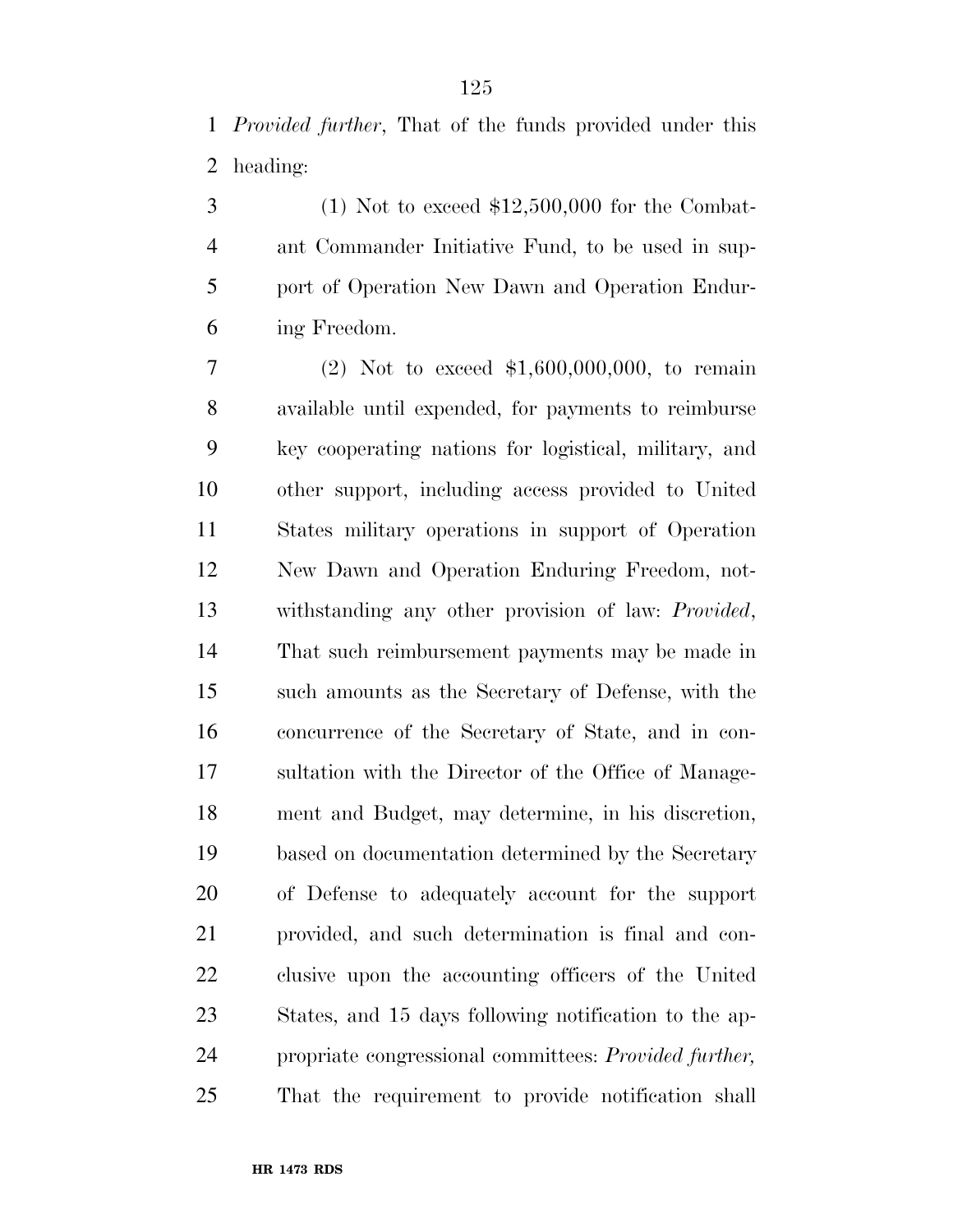*Provided further*, That of the funds provided under this heading:

(1) Not to exceed $12,500,000 for the Combatant Commander Initiative Fund, to be used in support of Operation New Dawn and Operation Enduring Freedom.

(2) Not to exceed $1,600,000,000, to remain available until expended, for payments to reimburse key cooperating nations for logistical, military, and other support, including access provided to United States military operations in support of Operation New Dawn and Operation Enduring Freedom, notwithstanding any other provision of law: *Provided*, That such reimbursement payments may be made in such amounts as the Secretary of Defense, with the concurrence of the Secretary of State, and in consultation with the Director of the Office of Management and Budget, may determine, in his discretion, based on documentation determined by the Secretary of Defense to adequately account for the support provided, and such determination is final and conclusive upon the accounting officers of the United States, and 15 days following notification to the appropriate congressional committees: *Provided further,* That the requirement to provide notification shall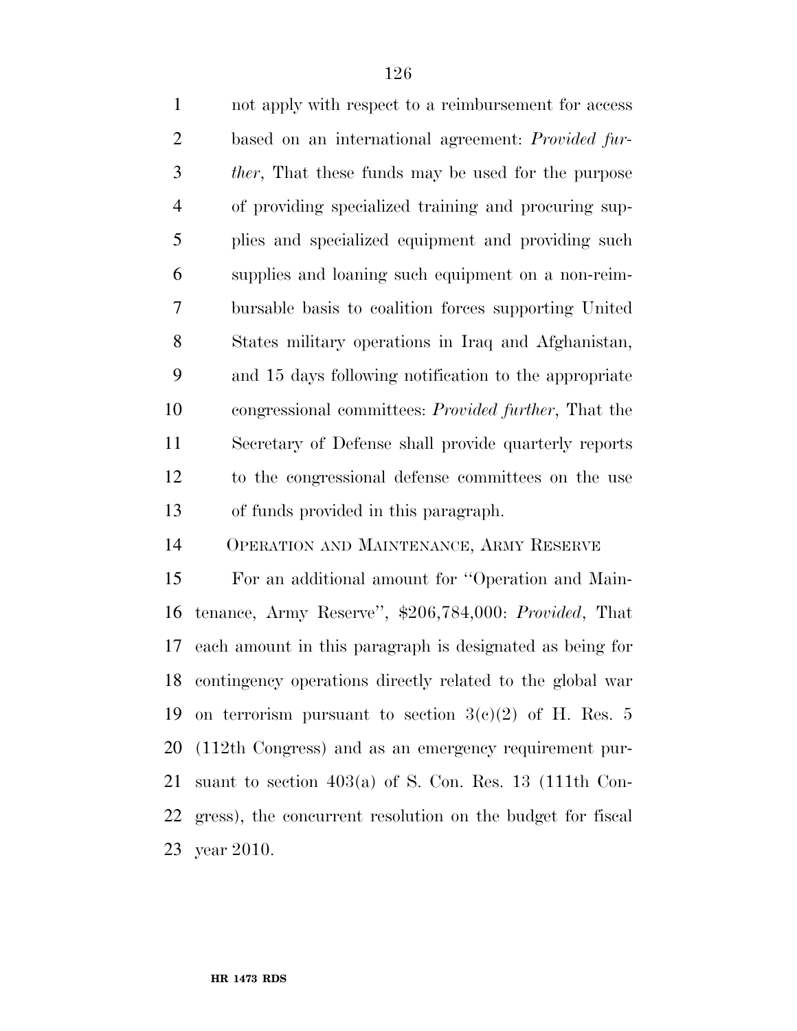not apply with respect to a reimbursement for access based on an international agreement: *Provided further*, That these funds may be used for the purpose of providing specialized training and procuring supplies and specialized equipment and providing such supplies and loaning such equipment on a non-reimbursable basis to coalition forces supporting United States military operations in Iraq and Afghanistan, and 15 days following notification to the appropriate congressional committees: *Provided further*, That the Secretary of Defense shall provide quarterly reports to the congressional defense committees on the use of funds provided in this paragraph.

OPERATION AND MAINTENANCE, ARMY RESERVE

For an additional amount for ''Operation and Maintenance, Army Reserve'', $206,784,000: *Provided*, That each amount in this paragraph is designated as being for contingency operations directly related to the global war on terrorism pursuant to section 3(c)(2) of H. Res. 5 (112th Congress) and as an emergency requirement pursuant to section 403(a) of S. Con. Res. 13 (111th Congress), the concurrent resolution on the budget for fiscal year 2010.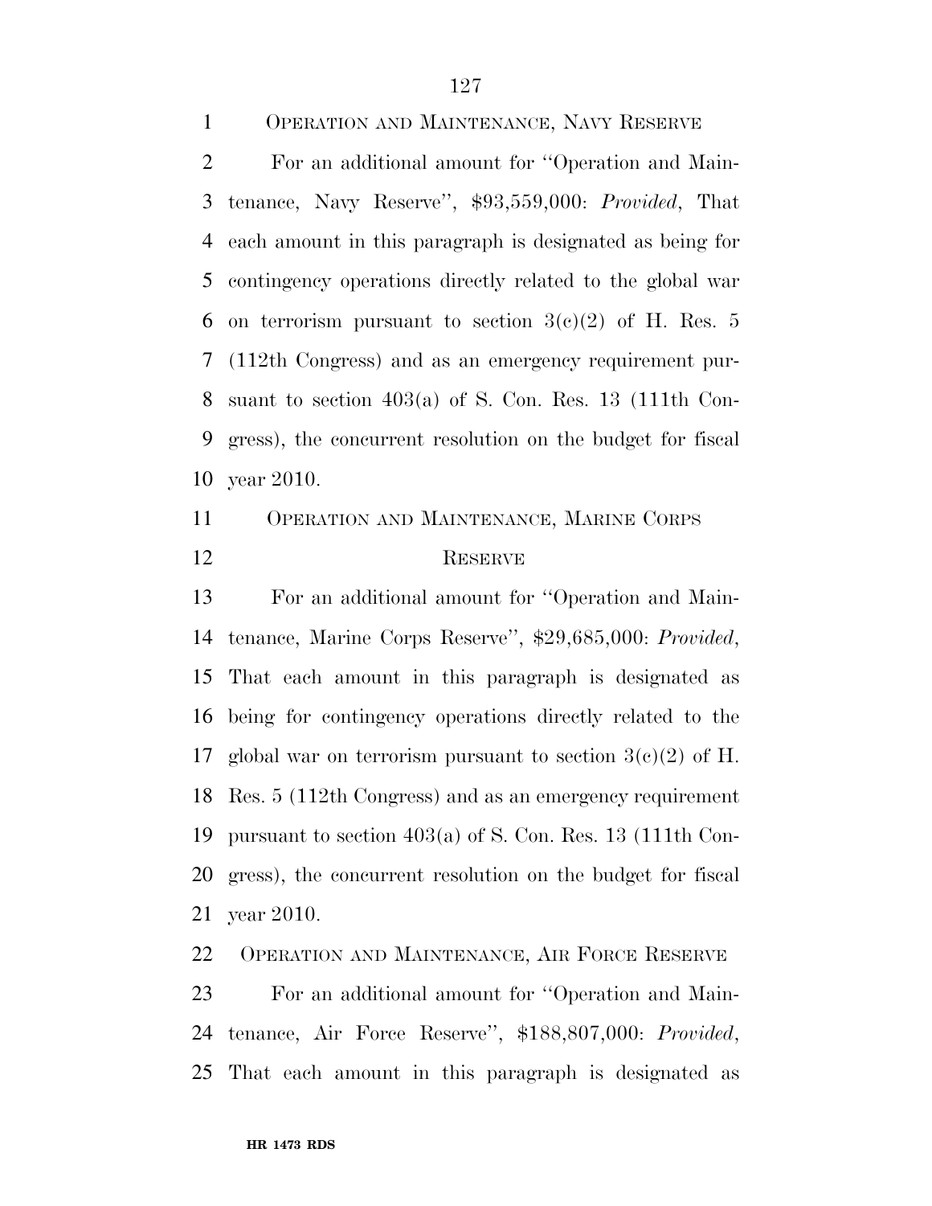OPERATION AND MAINTENANCE, NAVY RESERVE

For an additional amount for ''Operation and Maintenance, Navy Reserve'', $93,559,000: *Provided*, That each amount in this paragraph is designated as being for contingency operations directly related to the global war on terrorism pursuant to section 3(c)(2) of H. Res. 5 (112th Congress) and as an emergency requirement pursuant to section 403(a) of S. Con. Res. 13 (111th Congress), the concurrent resolution on the budget for fiscal year 2010.

OPERATION AND MAINTENANCE, MARINE CORPS RESERVE

For an additional amount for ''Operation and Maintenance, Marine Corps Reserve'', $29,685,000: *Provided*, That each amount in this paragraph is designated as being for contingency operations directly related to the global war on terrorism pursuant to section 3(c)(2) of H. Res. 5 (112th Congress) and as an emergency requirement pursuant to section 403(a) of S. Con. Res. 13 (111th Congress), the concurrent resolution on the budget for fiscal year 2010.

OPERATION AND MAINTENANCE, AIR FORCE RESERVE

For an additional amount for ''Operation and Maintenance, Air Force Reserve'', $188,807,000: *Provided*, That each amount in this paragraph is designated as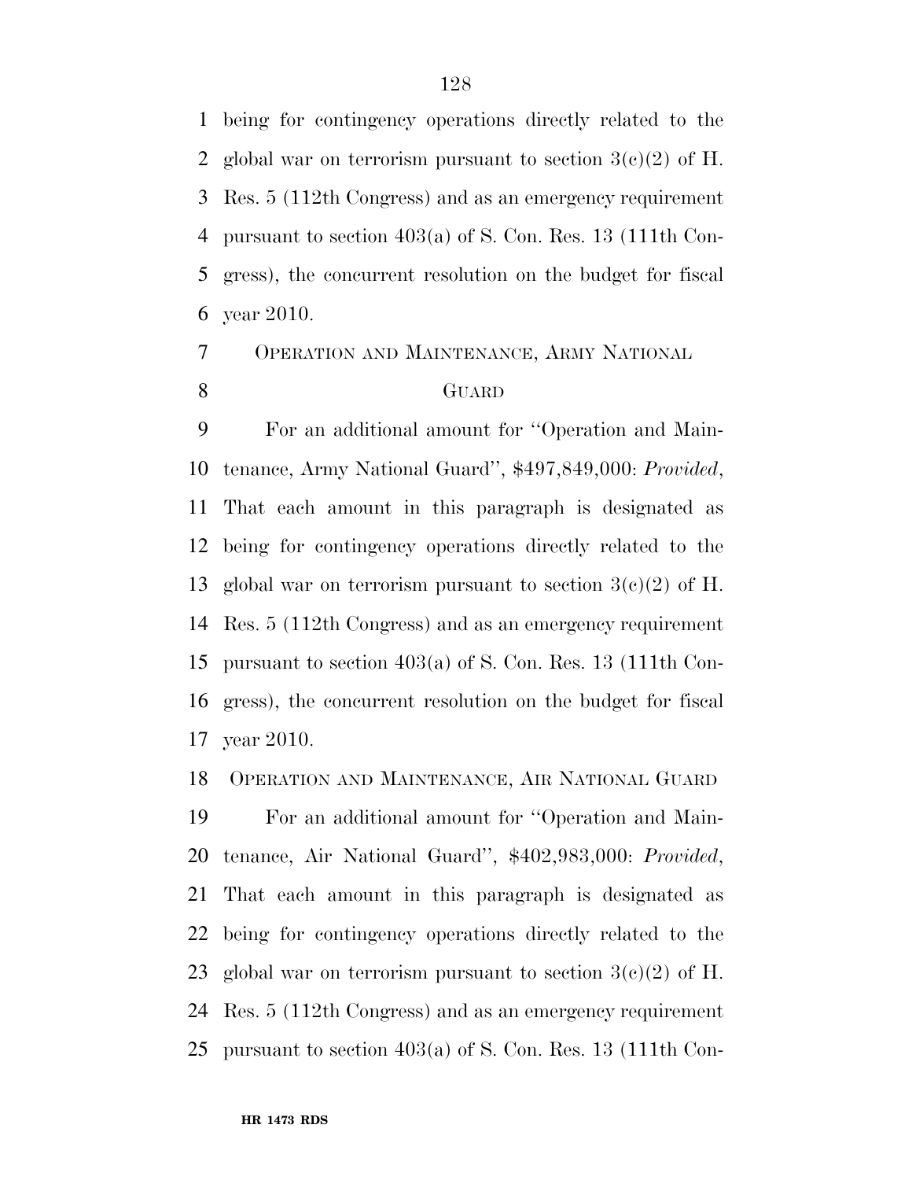being for contingency operations directly related to the global war on terrorism pursuant to section 3(c)(2) of H. Res. 5 (112th Congress) and as an emergency requirement pursuant to section 403(a) of S. Con. Res. 13 (111th Congress), the concurrent resolution on the budget for fiscal year 2010.

OPERATION AND MAINTENANCE, ARMY NATIONAL GUARD

For an additional amount for ''Operation and Maintenance, Army National Guard'', $497,849,000: *Provided*, That each amount in this paragraph is designated as being for contingency operations directly related to the global war on terrorism pursuant to section 3(c)(2) of H. Res. 5 (112th Congress) and as an emergency requirement pursuant to section 403(a) of S. Con. Res. 13 (111th Congress), the concurrent resolution on the budget for fiscal year 2010.

OPERATION AND MAINTENANCE, AIR NATIONAL GUARD

For an additional amount for ''Operation and Maintenance, Air National Guard'', $402,983,000: *Provided*, That each amount in this paragraph is designated as being for contingency operations directly related to the global war on terrorism pursuant to section 3(c)(2) of H. Res. 5 (112th Congress) and as an emergency requirement pursuant to section 403(a) of S. Con. Res. 13 (111th Con-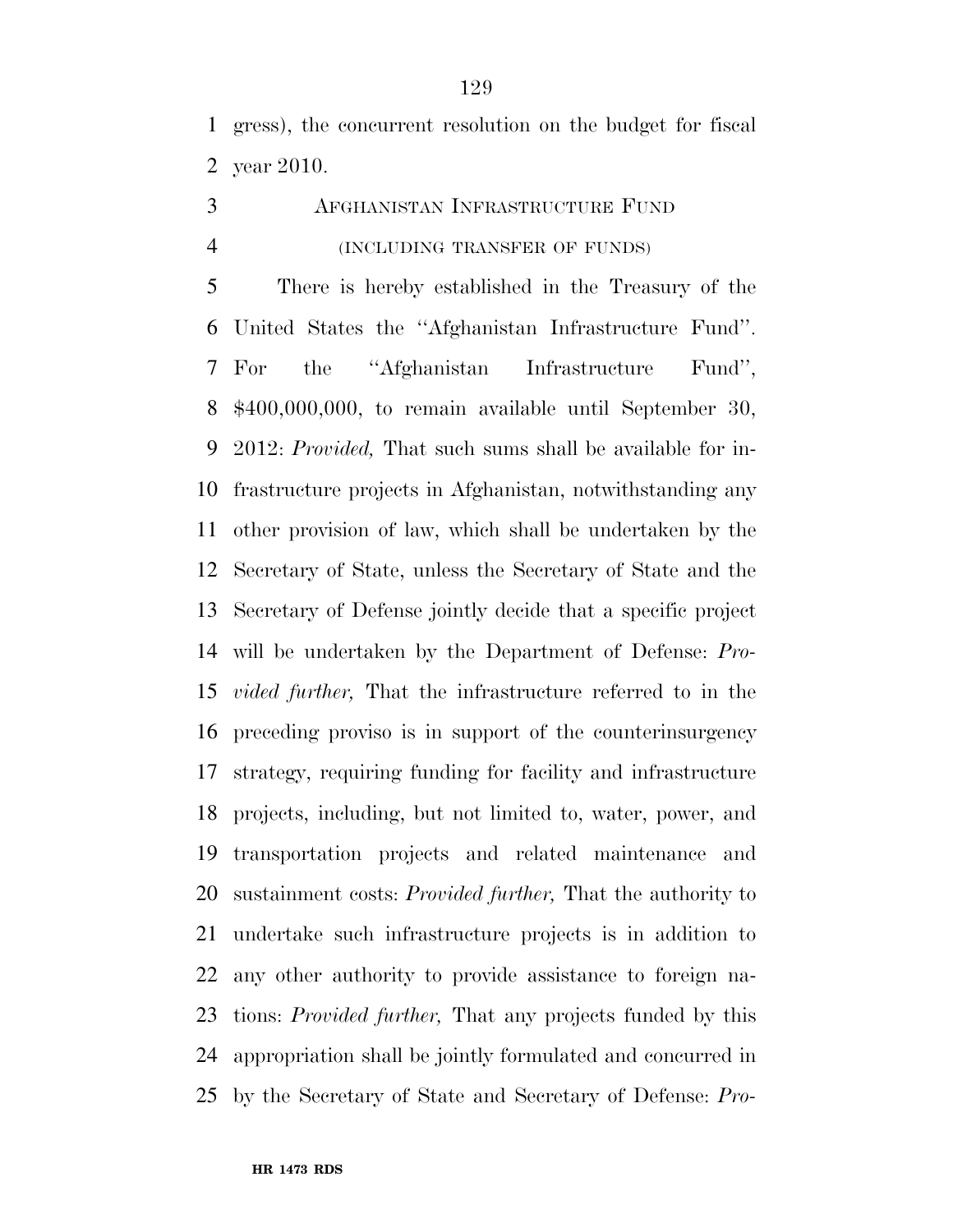gress), the concurrent resolution on the budget for fiscal year 2010.

AFGHANISTAN INFRASTRUCTURE FUND

(INCLUDING TRANSFER OF FUNDS)

There is hereby established in the Treasury of the United States the ''Afghanistan Infrastructure Fund''. For the ''Afghanistan Infrastructure Fund'', $400,000,000, to remain available until September 30, 2012: *Provided,* That such sums shall be available for infrastructure projects in Afghanistan, notwithstanding any other provision of law, which shall be undertaken by the Secretary of State, unless the Secretary of State and the Secretary of Defense jointly decide that a specific project will be undertaken by the Department of Defense: *Provided further,* That the infrastructure referred to in the preceding proviso is in support of the counterinsurgency strategy, requiring funding for facility and infrastructure projects, including, but not limited to, water, power, and transportation projects and related maintenance and sustainment costs: *Provided further,* That the authority to undertake such infrastructure projects is in addition to any other authority to provide assistance to foreign nations: *Provided further,* That any projects funded by this appropriation shall be jointly formulated and concurred in by the Secretary of State and Secretary of Defense: *Pro-*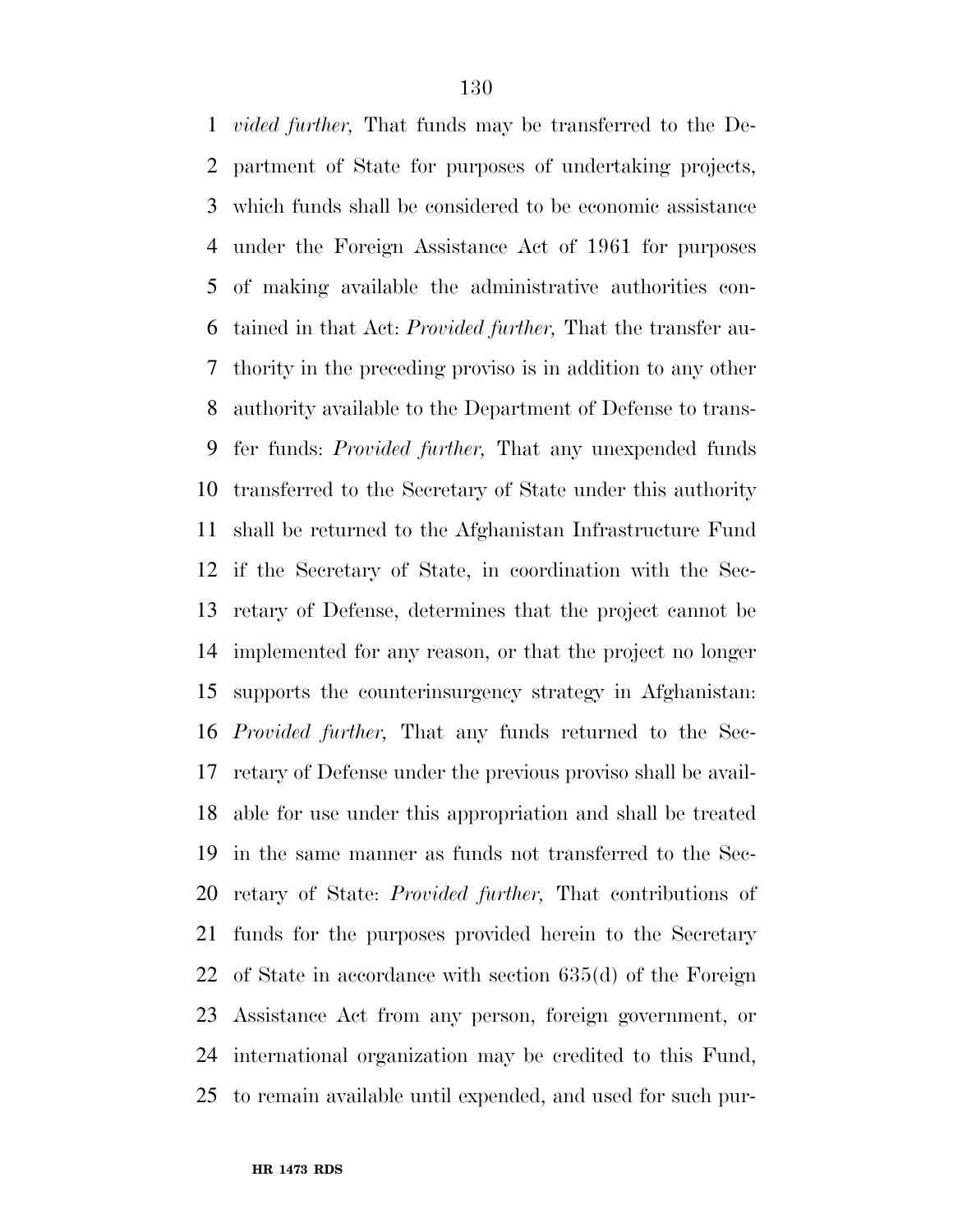*vided further,* That funds may be transferred to the Department of State for purposes of undertaking projects, which funds shall be considered to be economic assistance under the Foreign Assistance Act of 1961 for purposes of making available the administrative authorities contained in that Act: *Provided further,* That the transfer authority in the preceding proviso is in addition to any other authority available to the Department of Defense to transfer funds: *Provided further,* That any unexpended funds transferred to the Secretary of State under this authority shall be returned to the Afghanistan Infrastructure Fund if the Secretary of State, in coordination with the Secretary of Defense, determines that the project cannot be implemented for any reason, or that the project no longer supports the counterinsurgency strategy in Afghanistan: *Provided further,* That any funds returned to the Secretary of Defense under the previous proviso shall be available for use under this appropriation and shall be treated in the same manner as funds not transferred to the Secretary of State: *Provided further,* That contributions of funds for the purposes provided herein to the Secretary of State in accordance with section 635(d) of the Foreign Assistance Act from any person, foreign government, or international organization may be credited to this Fund, to remain available until expended, and used for such pur-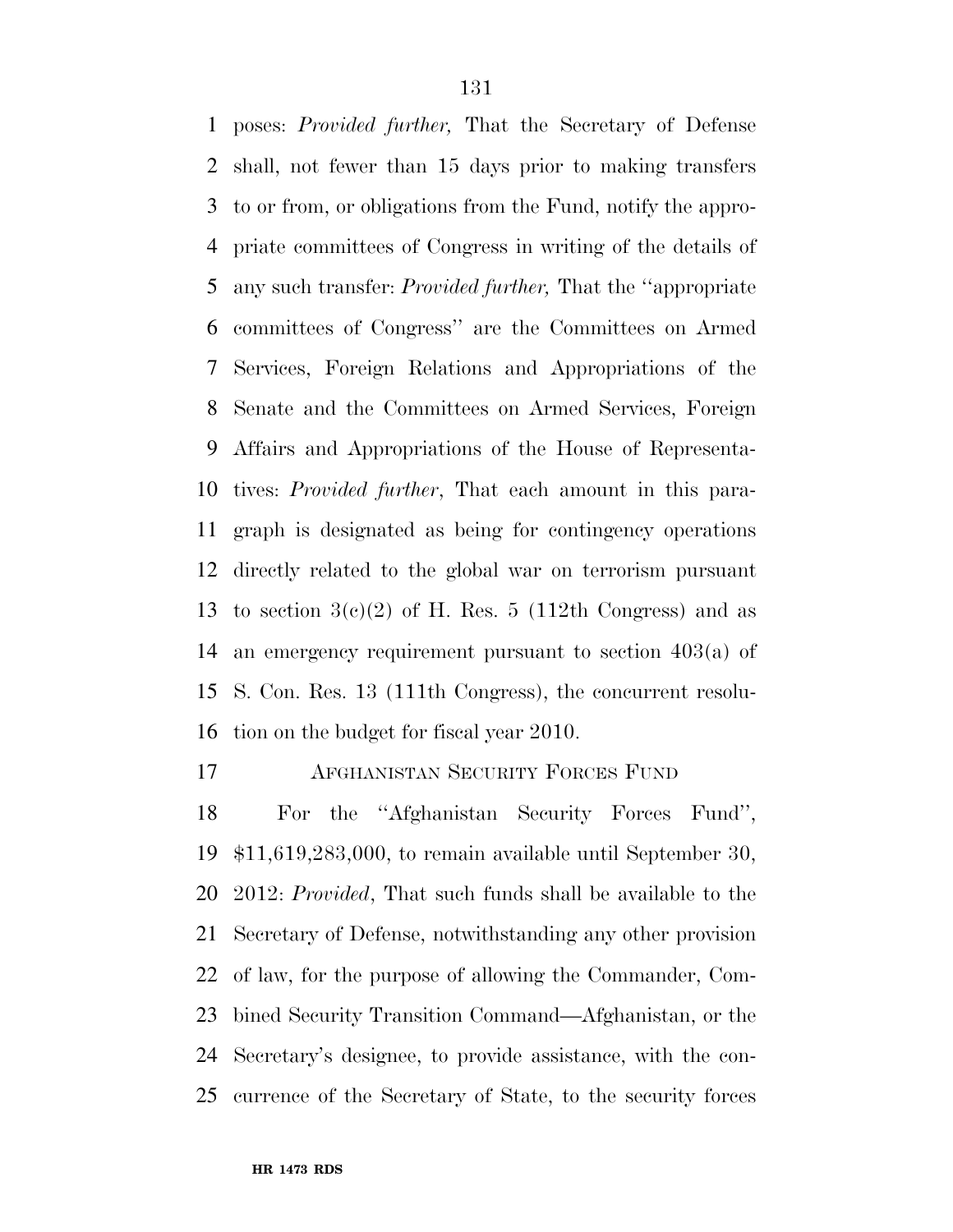poses: *Provided further,* That the Secretary of Defense shall, not fewer than 15 days prior to making transfers to or from, or obligations from the Fund, notify the appropriate committees of Congress in writing of the details of any such transfer: *Provided further,* That the ''appropriate committees of Congress'' are the Committees on Armed Services, Foreign Relations and Appropriations of the Senate and the Committees on Armed Services, Foreign Affairs and Appropriations of the House of Representatives: *Provided further*, That each amount in this paragraph is designated as being for contingency operations directly related to the global war on terrorism pursuant to section 3(c)(2) of H. Res. 5 (112th Congress) and as an emergency requirement pursuant to section 403(a) of S. Con. Res. 13 (111th Congress), the concurrent resolution on the budget for fiscal year 2010.

AFGHANISTAN SECURITY FORCES FUND

For the ''Afghanistan Security Forces Fund'', $11,619,283,000, to remain available until September 30, 2012: *Provided*, That such funds shall be available to the Secretary of Defense, notwithstanding any other provision of law, for the purpose of allowing the Commander, Combined Security Transition Command—Afghanistan, or the Secretary's designee, to provide assistance, with the concurrence of the Secretary of State, to the security forces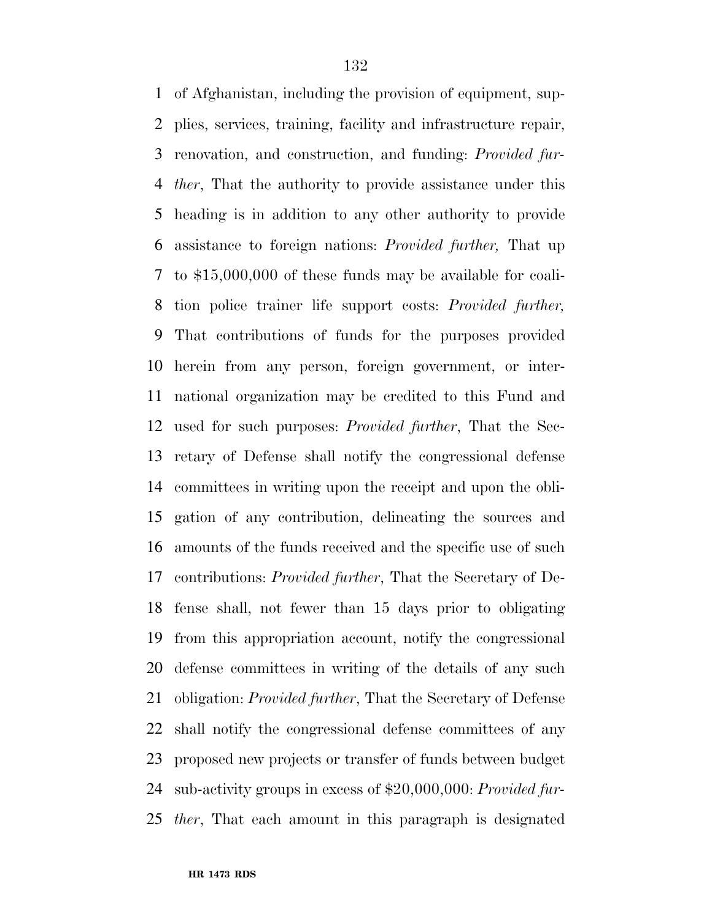of Afghanistan, including the provision of equipment, supplies, services, training, facility and infrastructure repair, renovation, and construction, and funding: *Provided further*, That the authority to provide assistance under this heading is in addition to any other authority to provide assistance to foreign nations: *Provided further,* That up to $15,000,000 of these funds may be available for coalition police trainer life support costs: *Provided further,* That contributions of funds for the purposes provided herein from any person, foreign government, or international organization may be credited to this Fund and used for such purposes: *Provided further*, That the Secretary of Defense shall notify the congressional defense committees in writing upon the receipt and upon the obligation of any contribution, delineating the sources and amounts of the funds received and the specific use of such contributions: *Provided further*, That the Secretary of Defense shall, not fewer than 15 days prior to obligating from this appropriation account, notify the congressional defense committees in writing of the details of any such obligation: *Provided further*, That the Secretary of Defense shall notify the congressional defense committees of any proposed new projects or transfer of funds between budget sub-activity groups in excess of $20,000,000: *Provided further*, That each amount in this paragraph is designated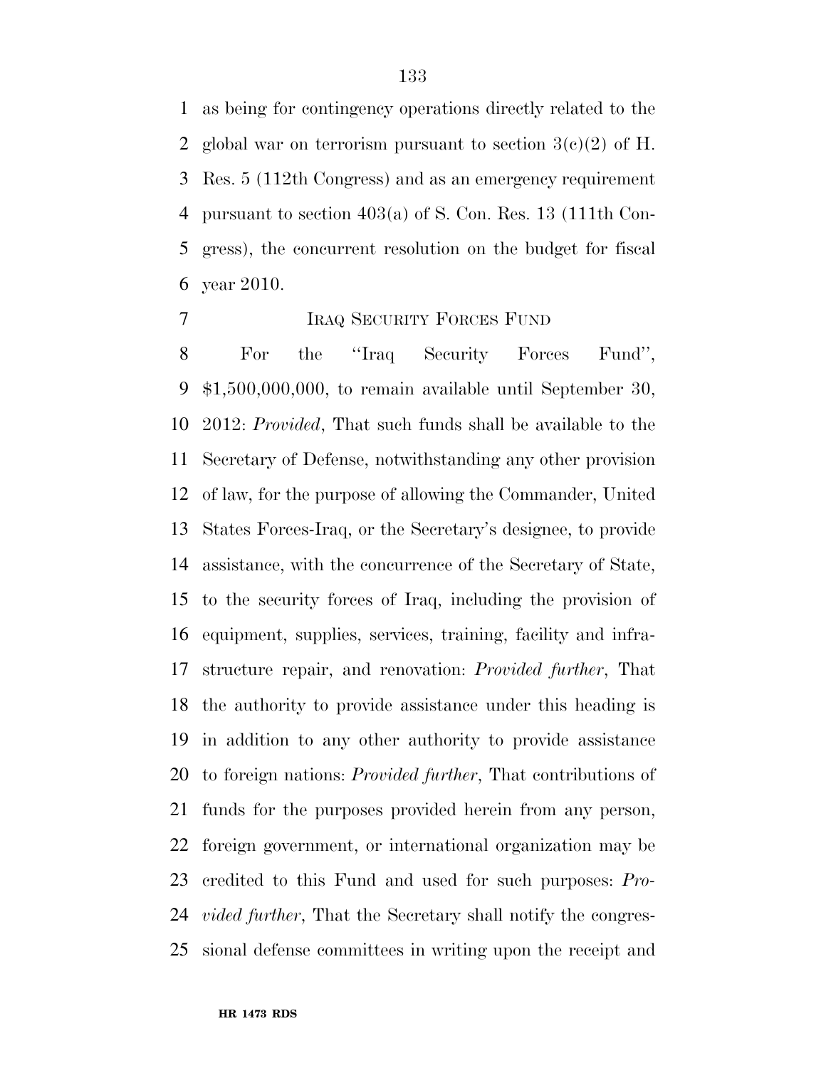as being for contingency operations directly related to the global war on terrorism pursuant to section 3(c)(2) of H. Res. 5 (112th Congress) and as an emergency requirement pursuant to section 403(a) of S. Con. Res. 13 (111th Congress), the concurrent resolution on the budget for fiscal year 2010.

IRAQ SECURITY FORCES FUND

For the ''Iraq Security Forces Fund'', $1,500,000,000, to remain available until September 30, 2012: *Provided*, That such funds shall be available to the Secretary of Defense, notwithstanding any other provision of law, for the purpose of allowing the Commander, United States Forces-Iraq, or the Secretary's designee, to provide assistance, with the concurrence of the Secretary of State, to the security forces of Iraq, including the provision of equipment, supplies, services, training, facility and infrastructure repair, and renovation: *Provided further*, That the authority to provide assistance under this heading is in addition to any other authority to provide assistance to foreign nations: *Provided further*, That contributions of funds for the purposes provided herein from any person, foreign government, or international organization may be credited to this Fund and used for such purposes: *Provided further*, That the Secretary shall notify the congressional defense committees in writing upon the receipt and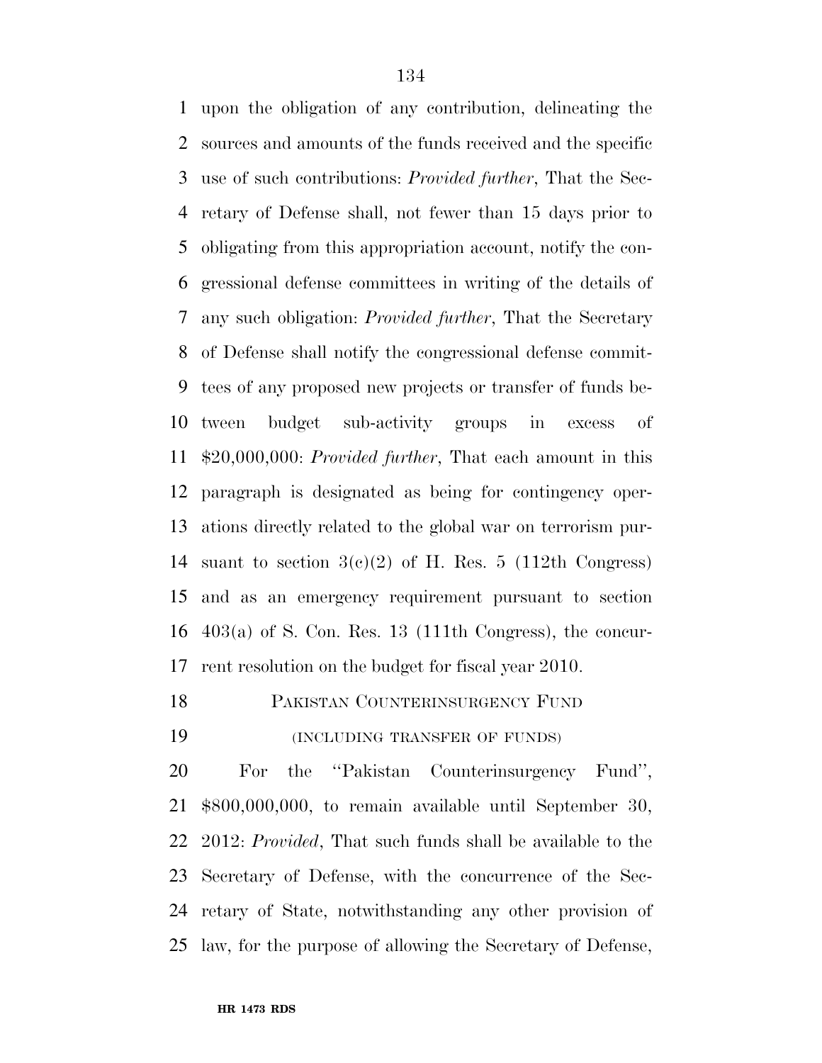upon the obligation of any contribution, delineating the sources and amounts of the funds received and the specific use of such contributions: *Provided further*, That the Secretary of Defense shall, not fewer than 15 days prior to obligating from this appropriation account, notify the congressional defense committees in writing of the details of any such obligation: *Provided further*, That the Secretary of Defense shall notify the congressional defense committees of any proposed new projects or transfer of funds between budget sub-activity groups in excess of $20,000,000: *Provided further*, That each amount in this paragraph is designated as being for contingency operations directly related to the global war on terrorism pursuant to section 3(c)(2) of H. Res. 5 (112th Congress) and as an emergency requirement pursuant to section 403(a) of S. Con. Res. 13 (111th Congress), the concurrent resolution on the budget for fiscal year 2010.

PAKISTAN COUNTERINSURGENCY FUND

(INCLUDING TRANSFER OF FUNDS)

For the ''Pakistan Counterinsurgency Fund'', $800,000,000, to remain available until September 30, 2012: *Provided*, That such funds shall be available to the Secretary of Defense, with the concurrence of the Secretary of State, notwithstanding any other provision of law, for the purpose of allowing the Secretary of Defense,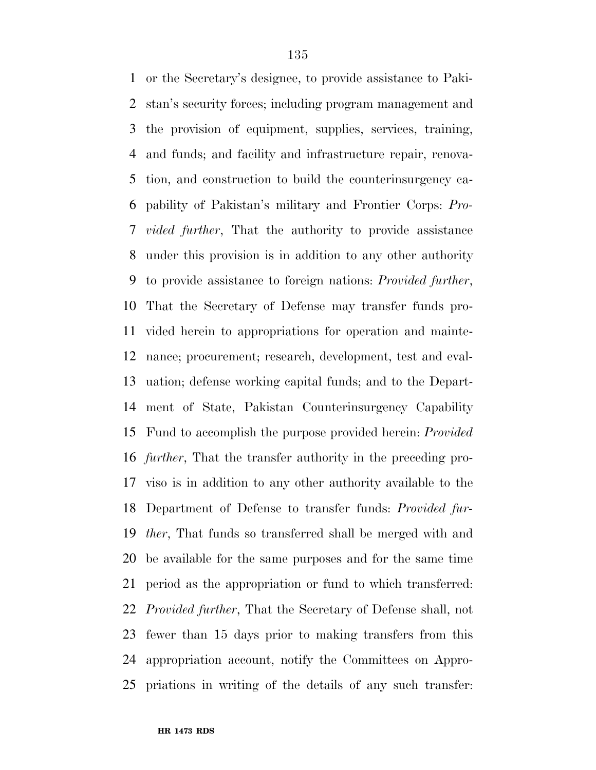or the Secretary's designee, to provide assistance to Pakistan's security forces; including program management and the provision of equipment, supplies, services, training, and funds; and facility and infrastructure repair, renovation, and construction to build the counterinsurgency capability of Pakistan's military and Frontier Corps: *Provided further*, That the authority to provide assistance under this provision is in addition to any other authority to provide assistance to foreign nations: *Provided further*, That the Secretary of Defense may transfer funds provided herein to appropriations for operation and maintenance; procurement; research, development, test and evaluation; defense working capital funds; and to the Department of State, Pakistan Counterinsurgency Capability Fund to accomplish the purpose provided herein: *Provided further*, That the transfer authority in the preceding proviso is in addition to any other authority available to the Department of Defense to transfer funds: *Provided further*, That funds so transferred shall be merged with and be available for the same purposes and for the same time period as the appropriation or fund to which transferred: *Provided further*, That the Secretary of Defense shall, not fewer than 15 days prior to making transfers from this appropriation account, notify the Committees on Appropriations in writing of the details of any such transfer: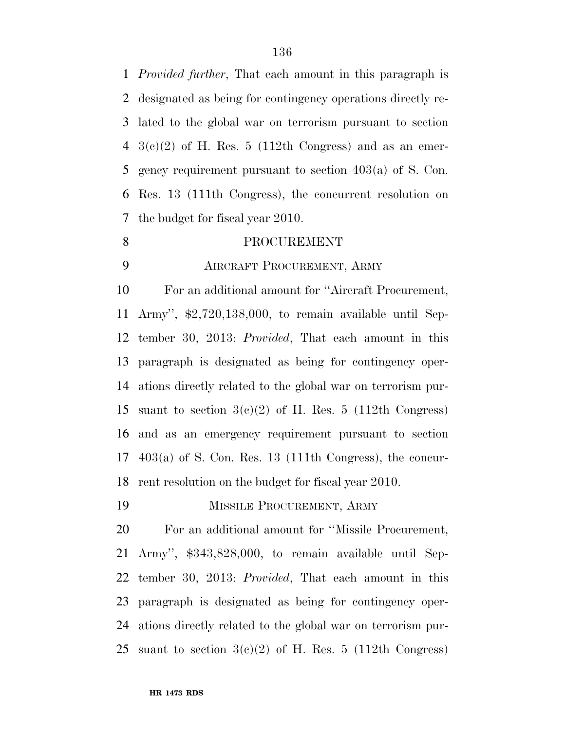*Provided further*, That each amount in this paragraph is designated as being for contingency operations directly related to the global war on terrorism pursuant to section 3(c)(2) of H. Res. 5 (112th Congress) and as an emergency requirement pursuant to section 403(a) of S. Con. Res. 13 (111th Congress), the concurrent resolution on the budget for fiscal year 2010.

## PROCUREMENT

### AIRCRAFT PROCUREMENT, ARMY

For an additional amount for "Aircraft Procurement, Army", $2,720,138,000, to remain available until September 30, 2013: *Provided*, That each amount in this paragraph is designated as being for contingency operations directly related to the global war on terrorism pursuant to section 3(c)(2) of H. Res. 5 (112th Congress) and as an emergency requirement pursuant to section 403(a) of S. Con. Res. 13 (111th Congress), the concurrent resolution on the budget for fiscal year 2010.

### MISSILE PROCUREMENT, ARMY

For an additional amount for "Missile Procurement, Army", $343,828,000, to remain available until September 30, 2013: *Provided*, That each amount in this paragraph is designated as being for contingency operations directly related to the global war on terrorism pursuant to section 3(c)(2) of H. Res. 5 (112th Congress)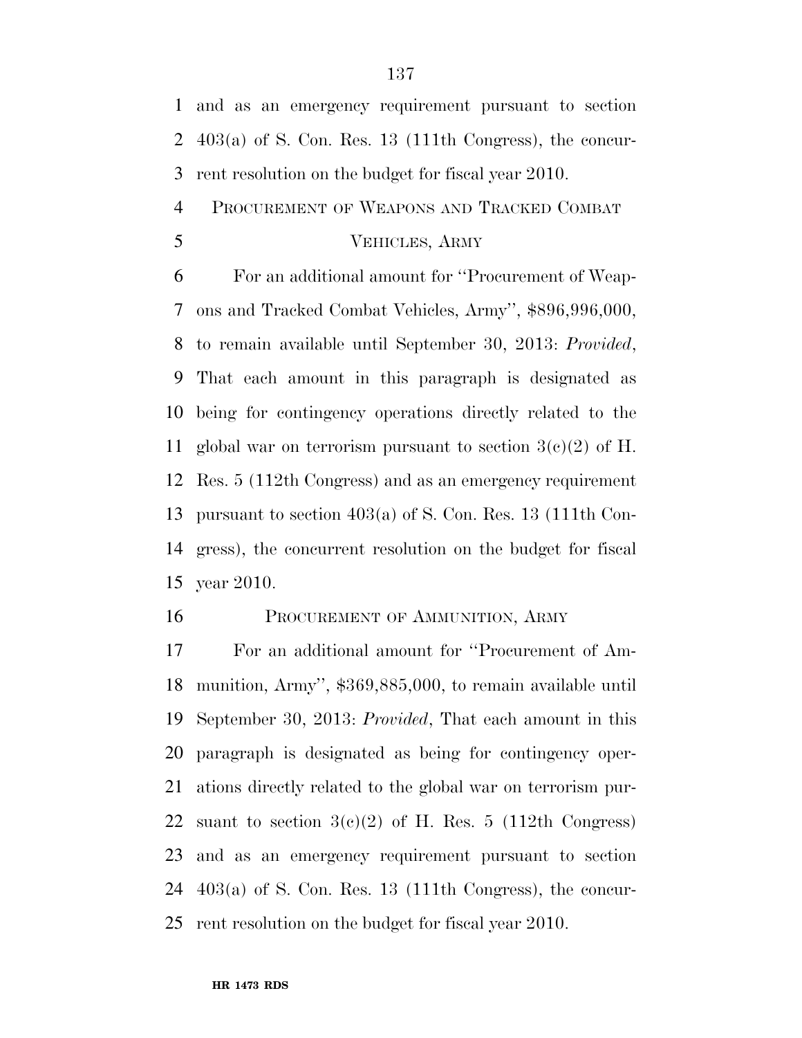and as an emergency requirement pursuant to section 403(a) of S. Con. Res. 13 (111th Congress), the concurrent resolution on the budget for fiscal year 2010.

PROCUREMENT OF WEAPONS AND TRACKED COMBAT VEHICLES, ARMY

For an additional amount for ''Procurement of Weapons and Tracked Combat Vehicles, Army'', $896,996,000, to remain available until September 30, 2013: *Provided*, That each amount in this paragraph is designated as being for contingency operations directly related to the global war on terrorism pursuant to section 3(c)(2) of H. Res. 5 (112th Congress) and as an emergency requirement pursuant to section 403(a) of S. Con. Res. 13 (111th Congress), the concurrent resolution on the budget for fiscal year 2010.

PROCUREMENT OF AMMUNITION, ARMY

For an additional amount for ''Procurement of Ammunition, Army'', $369,885,000, to remain available until September 30, 2013: *Provided*, That each amount in this paragraph is designated as being for contingency operations directly related to the global war on terrorism pursuant to section 3(c)(2) of H. Res. 5 (112th Congress) and as an emergency requirement pursuant to section 403(a) of S. Con. Res. 13 (111th Congress), the concurrent resolution on the budget for fiscal year 2010.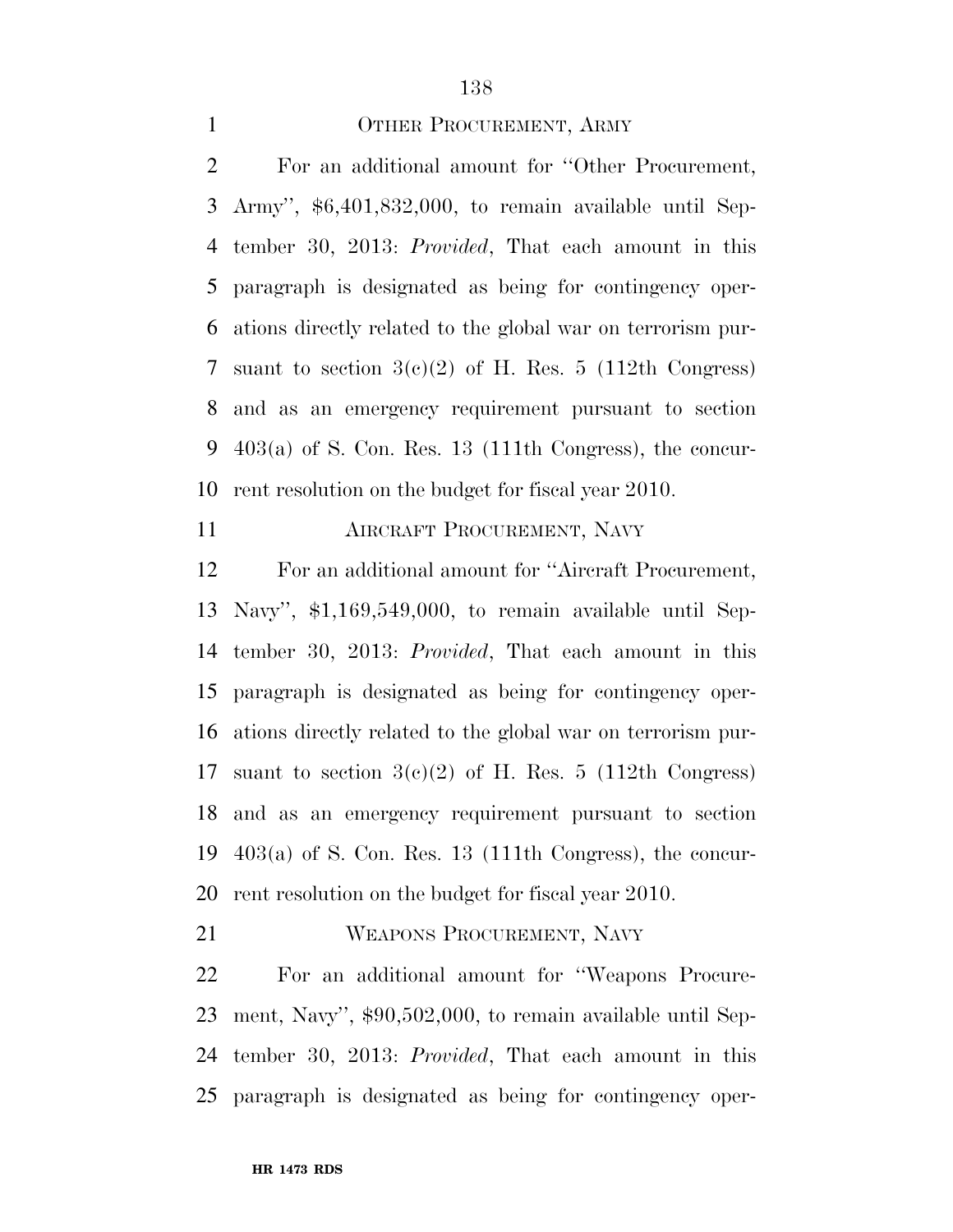## OTHER PROCUREMENT, ARMY

For an additional amount for ''Other Procurement, Army'', $6,401,832,000, to remain available until September 30, 2013: *Provided*, That each amount in this paragraph is designated as being for contingency operations directly related to the global war on terrorism pursuant to section 3(c)(2) of H. Res. 5 (112th Congress) and as an emergency requirement pursuant to section 403(a) of S. Con. Res. 13 (111th Congress), the concurrent resolution on the budget for fiscal year 2010.

## AIRCRAFT PROCUREMENT, NAVY

For an additional amount for ''Aircraft Procurement, Navy'', $1,169,549,000, to remain available until September 30, 2013: *Provided*, That each amount in this paragraph is designated as being for contingency operations directly related to the global war on terrorism pursuant to section 3(c)(2) of H. Res. 5 (112th Congress) and as an emergency requirement pursuant to section 403(a) of S. Con. Res. 13 (111th Congress), the concurrent resolution on the budget for fiscal year 2010.

## WEAPONS PROCUREMENT, NAVY

For an additional amount for ''Weapons Procurement, Navy'', $90,502,000, to remain available until September 30, 2013: *Provided*, That each amount in this paragraph is designated as being for contingency oper-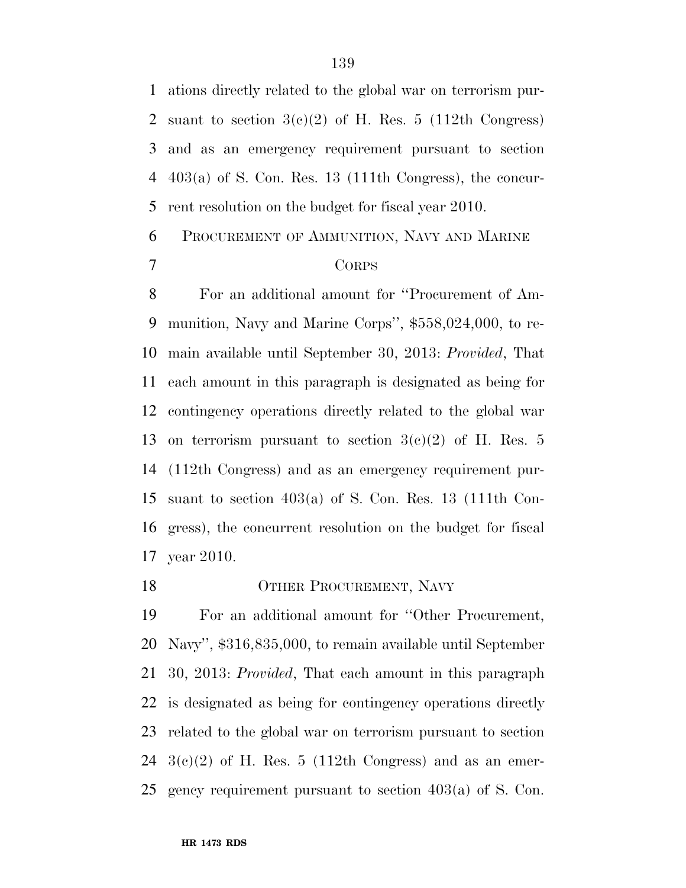ations directly related to the global war on terrorism pursuant to section 3(c)(2) of H. Res. 5 (112th Congress) and as an emergency requirement pursuant to section 403(a) of S. Con. Res. 13 (111th Congress), the concurrent resolution on the budget for fiscal year 2010.

PROCUREMENT OF AMMUNITION, NAVY AND MARINE CORPS

For an additional amount for ''Procurement of Ammunition, Navy and Marine Corps'', $558,024,000, to remain available until September 30, 2013: *Provided*, That each amount in this paragraph is designated as being for contingency operations directly related to the global war on terrorism pursuant to section 3(c)(2) of H. Res. 5 (112th Congress) and as an emergency requirement pursuant to section 403(a) of S. Con. Res. 13 (111th Congress), the concurrent resolution on the budget for fiscal year 2010.

OTHER PROCUREMENT, NAVY

For an additional amount for ''Other Procurement, Navy'', $316,835,000, to remain available until September 30, 2013: *Provided*, That each amount in this paragraph is designated as being for contingency operations directly related to the global war on terrorism pursuant to section 3(c)(2) of H. Res. 5 (112th Congress) and as an emergency requirement pursuant to section 403(a) of S. Con.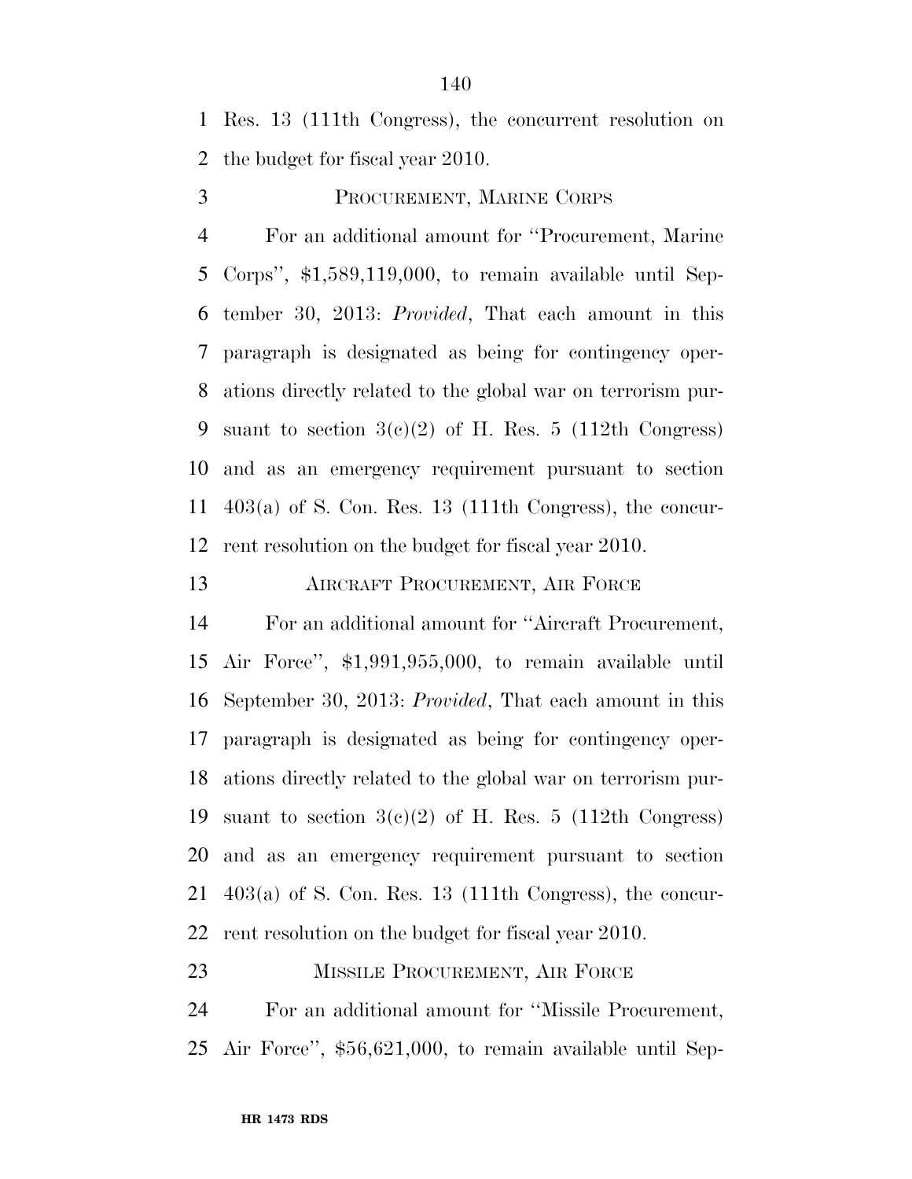Res. 13 (111th Congress), the concurrent resolution on the budget for fiscal year 2010.

PROCUREMENT, MARINE CORPS

For an additional amount for ''Procurement, Marine Corps'', $1,589,119,000, to remain available until September 30, 2013: *Provided*, That each amount in this paragraph is designated as being for contingency operations directly related to the global war on terrorism pursuant to section 3(c)(2) of H. Res. 5 (112th Congress) and as an emergency requirement pursuant to section 403(a) of S. Con. Res. 13 (111th Congress), the concurrent resolution on the budget for fiscal year 2010.

AIRCRAFT PROCUREMENT, AIR FORCE

For an additional amount for ''Aircraft Procurement, Air Force'', $1,991,955,000, to remain available until September 30, 2013: *Provided*, That each amount in this paragraph is designated as being for contingency operations directly related to the global war on terrorism pursuant to section 3(c)(2) of H. Res. 5 (112th Congress) and as an emergency requirement pursuant to section 403(a) of S. Con. Res. 13 (111th Congress), the concurrent resolution on the budget for fiscal year 2010.

MISSILE PROCUREMENT, AIR FORCE

For an additional amount for ''Missile Procurement, Air Force'', $56,621,000, to remain available until Sep-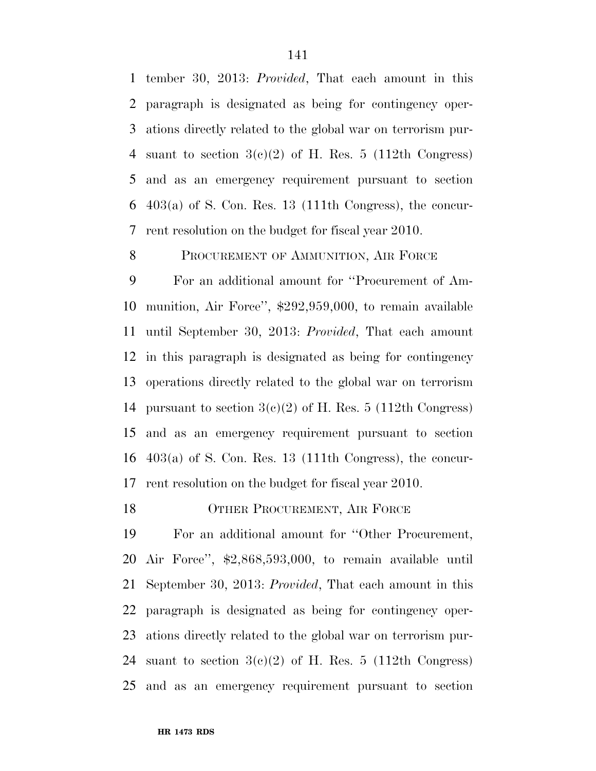tember 30, 2013: *Provided*, That each amount in this paragraph is designated as being for contingency operations directly related to the global war on terrorism pursuant to section 3(c)(2) of H. Res. 5 (112th Congress) and as an emergency requirement pursuant to section 403(a) of S. Con. Res. 13 (111th Congress), the concurrent resolution on the budget for fiscal year 2010.

PROCUREMENT OF AMMUNITION, AIR FORCE

For an additional amount for ''Procurement of Ammunition, Air Force'', $292,959,000, to remain available until September 30, 2013: *Provided*, That each amount in this paragraph is designated as being for contingency operations directly related to the global war on terrorism pursuant to section 3(c)(2) of H. Res. 5 (112th Congress) and as an emergency requirement pursuant to section 403(a) of S. Con. Res. 13 (111th Congress), the concurrent resolution on the budget for fiscal year 2010.

OTHER PROCUREMENT, AIR FORCE

For an additional amount for ''Other Procurement, Air Force'', $2,868,593,000, to remain available until September 30, 2013: *Provided*, That each amount in this paragraph is designated as being for contingency operations directly related to the global war on terrorism pursuant to section 3(c)(2) of H. Res. 5 (112th Congress) and as an emergency requirement pursuant to section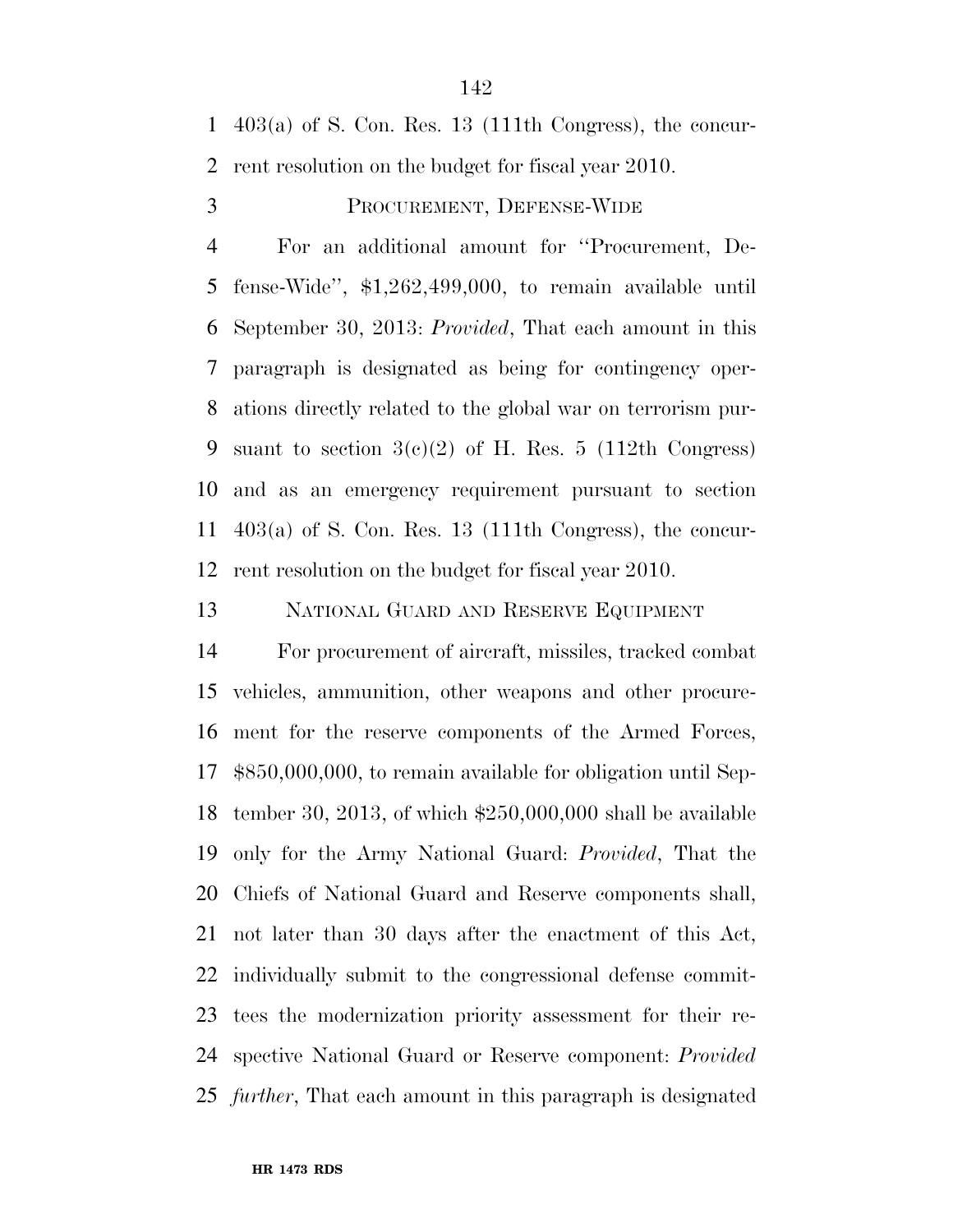403(a) of S. Con. Res. 13 (111th Congress), the concurrent resolution on the budget for fiscal year 2010.

PROCUREMENT, DEFENSE-WIDE

For an additional amount for "Procurement, Defense-Wide", $1,262,499,000, to remain available until September 30, 2013: *Provided*, That each amount in this paragraph is designated as being for contingency operations directly related to the global war on terrorism pursuant to section 3(c)(2) of H. Res. 5 (112th Congress) and as an emergency requirement pursuant to section 403(a) of S. Con. Res. 13 (111th Congress), the concurrent resolution on the budget for fiscal year 2010.

NATIONAL GUARD AND RESERVE EQUIPMENT

For procurement of aircraft, missiles, tracked combat vehicles, ammunition, other weapons and other procurement for the reserve components of the Armed Forces, $850,000,000, to remain available for obligation until September 30, 2013, of which $250,000,000 shall be available only for the Army National Guard: *Provided*, That the Chiefs of National Guard and Reserve components shall, not later than 30 days after the enactment of this Act, individually submit to the congressional defense committees the modernization priority assessment for their respective National Guard or Reserve component: *Provided further*, That each amount in this paragraph is designated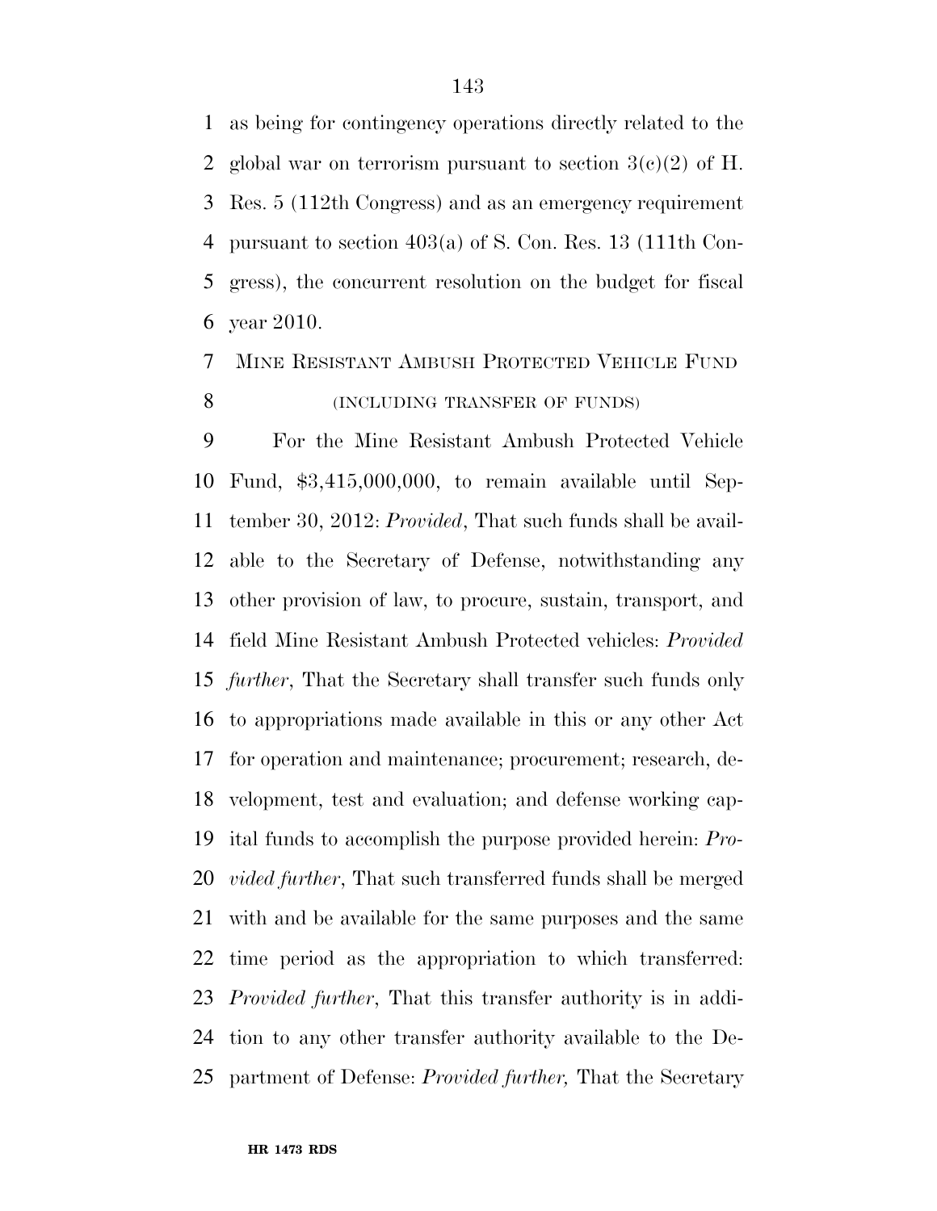as being for contingency operations directly related to the global war on terrorism pursuant to section 3(c)(2) of H. Res. 5 (112th Congress) and as an emergency requirement pursuant to section 403(a) of S. Con. Res. 13 (111th Congress), the concurrent resolution on the budget for fiscal year 2010.

MINE RESISTANT AMBUSH PROTECTED VEHICLE FUND

(INCLUDING TRANSFER OF FUNDS)

For the Mine Resistant Ambush Protected Vehicle Fund, $3,415,000,000, to remain available until September 30, 2012: *Provided*, That such funds shall be available to the Secretary of Defense, notwithstanding any other provision of law, to procure, sustain, transport, and field Mine Resistant Ambush Protected vehicles: *Provided further*, That the Secretary shall transfer such funds only to appropriations made available in this or any other Act for operation and maintenance; procurement; research, development, test and evaluation; and defense working capital funds to accomplish the purpose provided herein: *Provided further*, That such transferred funds shall be merged with and be available for the same purposes and the same time period as the appropriation to which transferred: *Provided further*, That this transfer authority is in addition to any other transfer authority available to the Department of Defense: *Provided further,* That the Secretary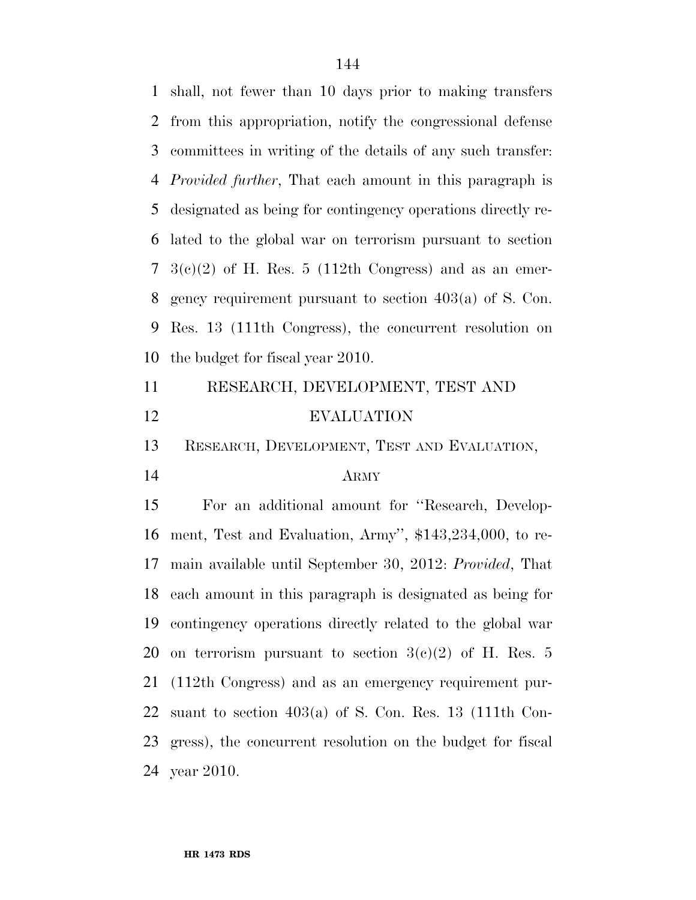shall, not fewer than 10 days prior to making transfers from this appropriation, notify the congressional defense committees in writing of the details of any such transfer: *Provided further*, That each amount in this paragraph is designated as being for contingency operations directly related to the global war on terrorism pursuant to section 3(c)(2) of H. Res. 5 (112th Congress) and as an emergency requirement pursuant to section 403(a) of S. Con. Res. 13 (111th Congress), the concurrent resolution on the budget for fiscal year 2010.

## RESEARCH, DEVELOPMENT, TEST AND EVALUATION

### RESEARCH, DEVELOPMENT, TEST AND EVALUATION, ARMY

For an additional amount for ''Research, Development, Test and Evaluation, Army'', $143,234,000, to remain available until September 30, 2012: *Provided*, That each amount in this paragraph is designated as being for contingency operations directly related to the global war on terrorism pursuant to section 3(c)(2) of H. Res. 5 (112th Congress) and as an emergency requirement pursuant to section 403(a) of S. Con. Res. 13 (111th Congress), the concurrent resolution on the budget for fiscal year 2010.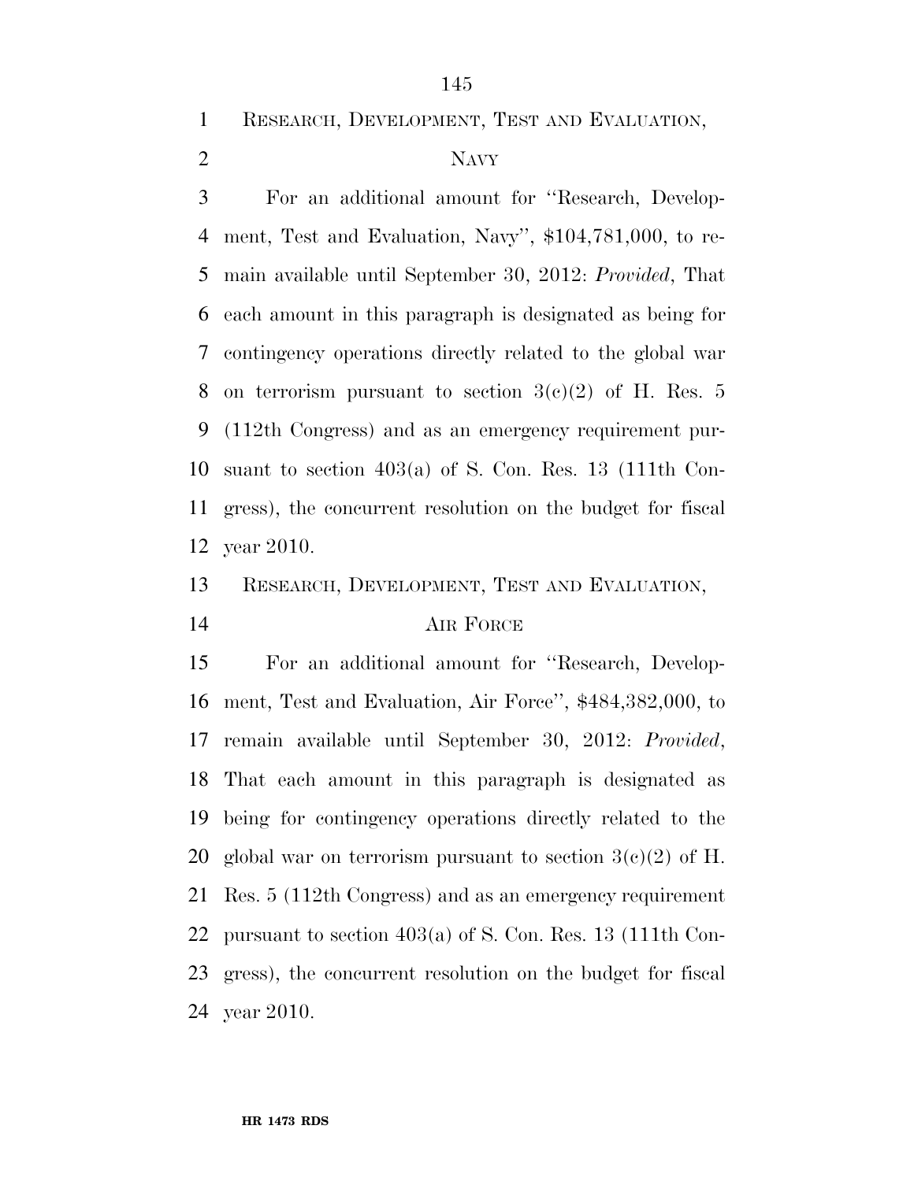RESEARCH, DEVELOPMENT, TEST AND EVALUATION, NAVY

For an additional amount for ''Research, Development, Test and Evaluation, Navy'', $104,781,000, to remain available until September 30, 2012: *Provided*, That each amount in this paragraph is designated as being for contingency operations directly related to the global war on terrorism pursuant to section 3(c)(2) of H. Res. 5 (112th Congress) and as an emergency requirement pursuant to section 403(a) of S. Con. Res. 13 (111th Congress), the concurrent resolution on the budget for fiscal year 2010.

RESEARCH, DEVELOPMENT, TEST AND EVALUATION, AIR FORCE

For an additional amount for ''Research, Development, Test and Evaluation, Air Force'', $484,382,000, to remain available until September 30, 2012: *Provided*, That each amount in this paragraph is designated as being for contingency operations directly related to the global war on terrorism pursuant to section 3(c)(2) of H. Res. 5 (112th Congress) and as an emergency requirement pursuant to section 403(a) of S. Con. Res. 13 (111th Congress), the concurrent resolution on the budget for fiscal year 2010.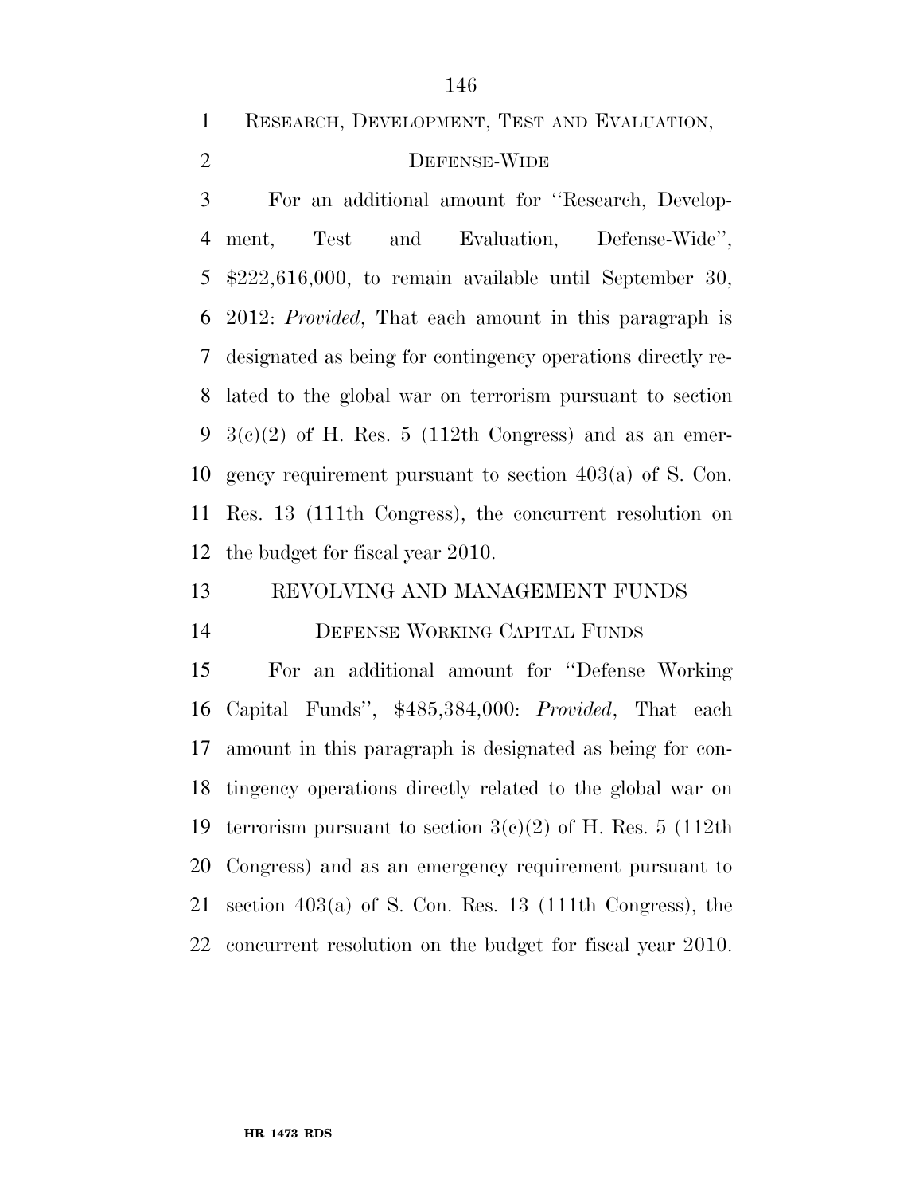RESEARCH, DEVELOPMENT, TEST AND EVALUATION, DEFENSE-WIDE

For an additional amount for ''Research, Development, Test and Evaluation, Defense-Wide'', $222,616,000, to remain available until September 30, 2012: *Provided*, That each amount in this paragraph is designated as being for contingency operations directly related to the global war on terrorism pursuant to section 3(c)(2) of H. Res. 5 (112th Congress) and as an emergency requirement pursuant to section 403(a) of S. Con. Res. 13 (111th Congress), the concurrent resolution on the budget for fiscal year 2010.

REVOLVING AND MANAGEMENT FUNDS

DEFENSE WORKING CAPITAL FUNDS

For an additional amount for ''Defense Working Capital Funds'', $485,384,000: *Provided*, That each amount in this paragraph is designated as being for contingency operations directly related to the global war on terrorism pursuant to section 3(c)(2) of H. Res. 5 (112th Congress) and as an emergency requirement pursuant to section 403(a) of S. Con. Res. 13 (111th Congress), the concurrent resolution on the budget for fiscal year 2010.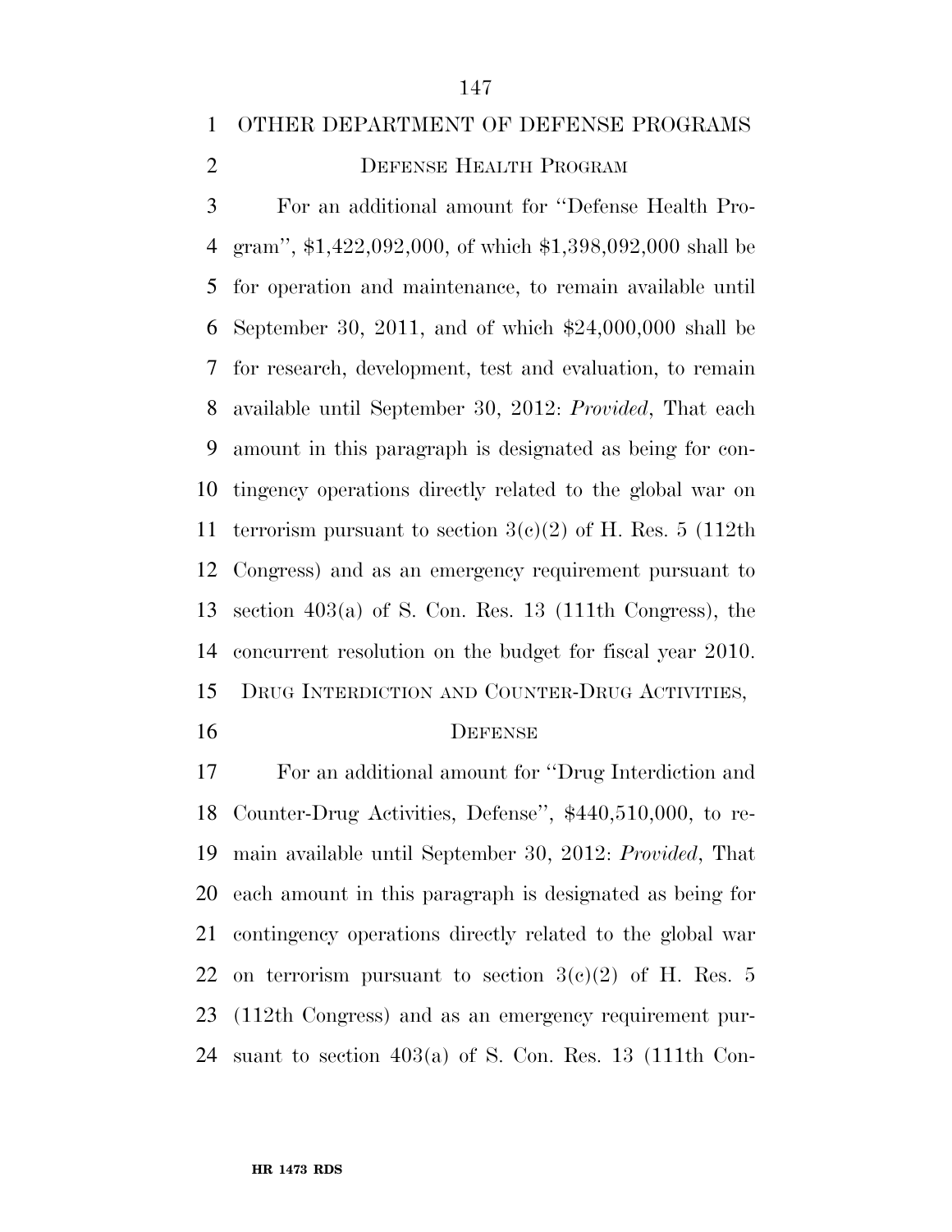OTHER DEPARTMENT OF DEFENSE PROGRAMS

DEFENSE HEALTH PROGRAM

For an additional amount for ''Defense Health Program'', $1,422,092,000, of which $1,398,092,000 shall be for operation and maintenance, to remain available until September 30, 2011, and of which $24,000,000 shall be for research, development, test and evaluation, to remain available until September 30, 2012: *Provided*, That each amount in this paragraph is designated as being for contingency operations directly related to the global war on terrorism pursuant to section 3(c)(2) of H. Res. 5 (112th Congress) and as an emergency requirement pursuant to section 403(a) of S. Con. Res. 13 (111th Congress), the concurrent resolution on the budget for fiscal year 2010.

DRUG INTERDICTION AND COUNTER-DRUG ACTIVITIES, DEFENSE

For an additional amount for ''Drug Interdiction and Counter-Drug Activities, Defense'', $440,510,000, to remain available until September 30, 2012: *Provided*, That each amount in this paragraph is designated as being for contingency operations directly related to the global war on terrorism pursuant to section 3(c)(2) of H. Res. 5 (112th Congress) and as an emergency requirement pursuant to section 403(a) of S. Con. Res. 13 (111th Con-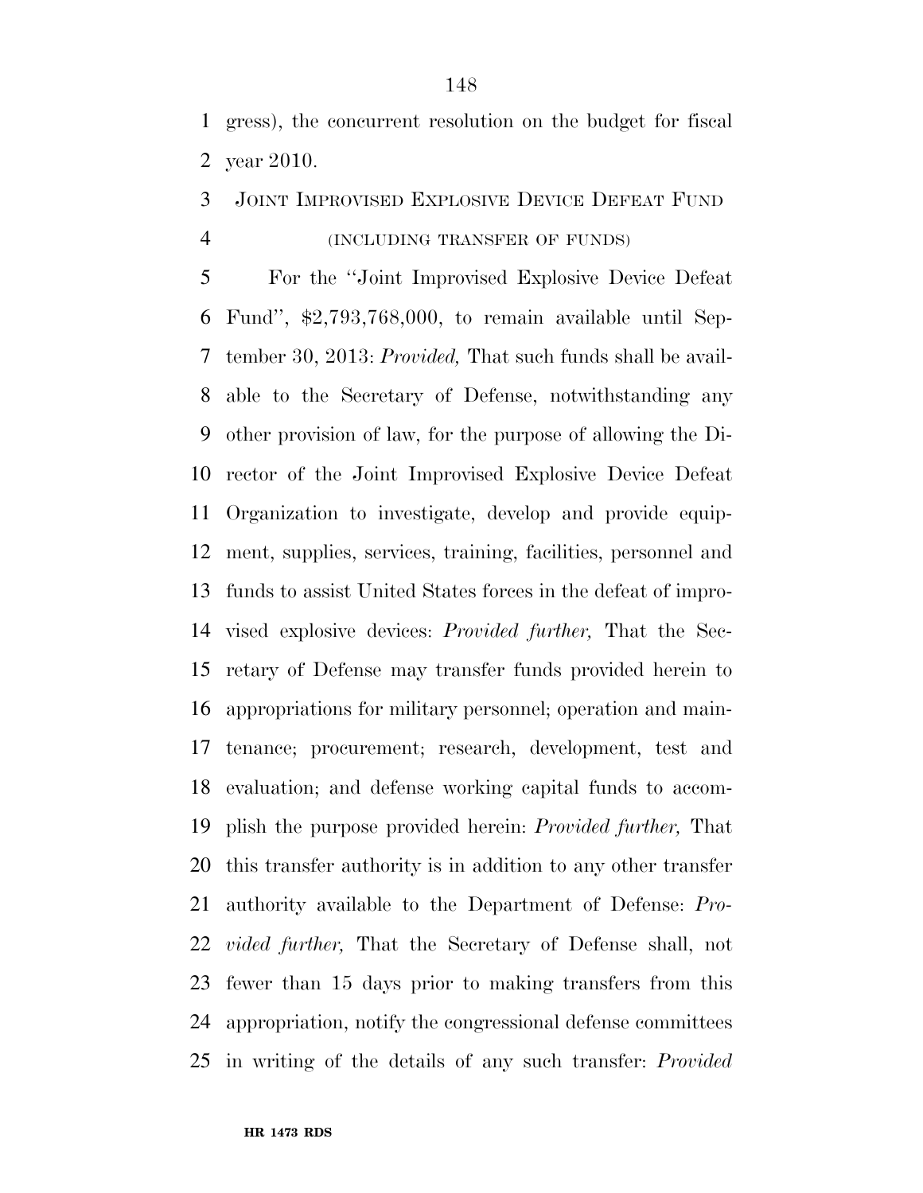gress), the concurrent resolution on the budget for fiscal year 2010.

JOINT IMPROVISED EXPLOSIVE DEVICE DEFEAT FUND

(INCLUDING TRANSFER OF FUNDS)

For the ''Joint Improvised Explosive Device Defeat Fund'', $2,793,768,000, to remain available until September 30, 2013: *Provided,* That such funds shall be available to the Secretary of Defense, notwithstanding any other provision of law, for the purpose of allowing the Director of the Joint Improvised Explosive Device Defeat Organization to investigate, develop and provide equipment, supplies, services, training, facilities, personnel and funds to assist United States forces in the defeat of improvised explosive devices: *Provided further,* That the Secretary of Defense may transfer funds provided herein to appropriations for military personnel; operation and maintenance; procurement; research, development, test and evaluation; and defense working capital funds to accomplish the purpose provided herein: *Provided further,* That this transfer authority is in addition to any other transfer authority available to the Department of Defense: *Provided further,* That the Secretary of Defense shall, not fewer than 15 days prior to making transfers from this appropriation, notify the congressional defense committees in writing of the details of any such transfer: *Provided*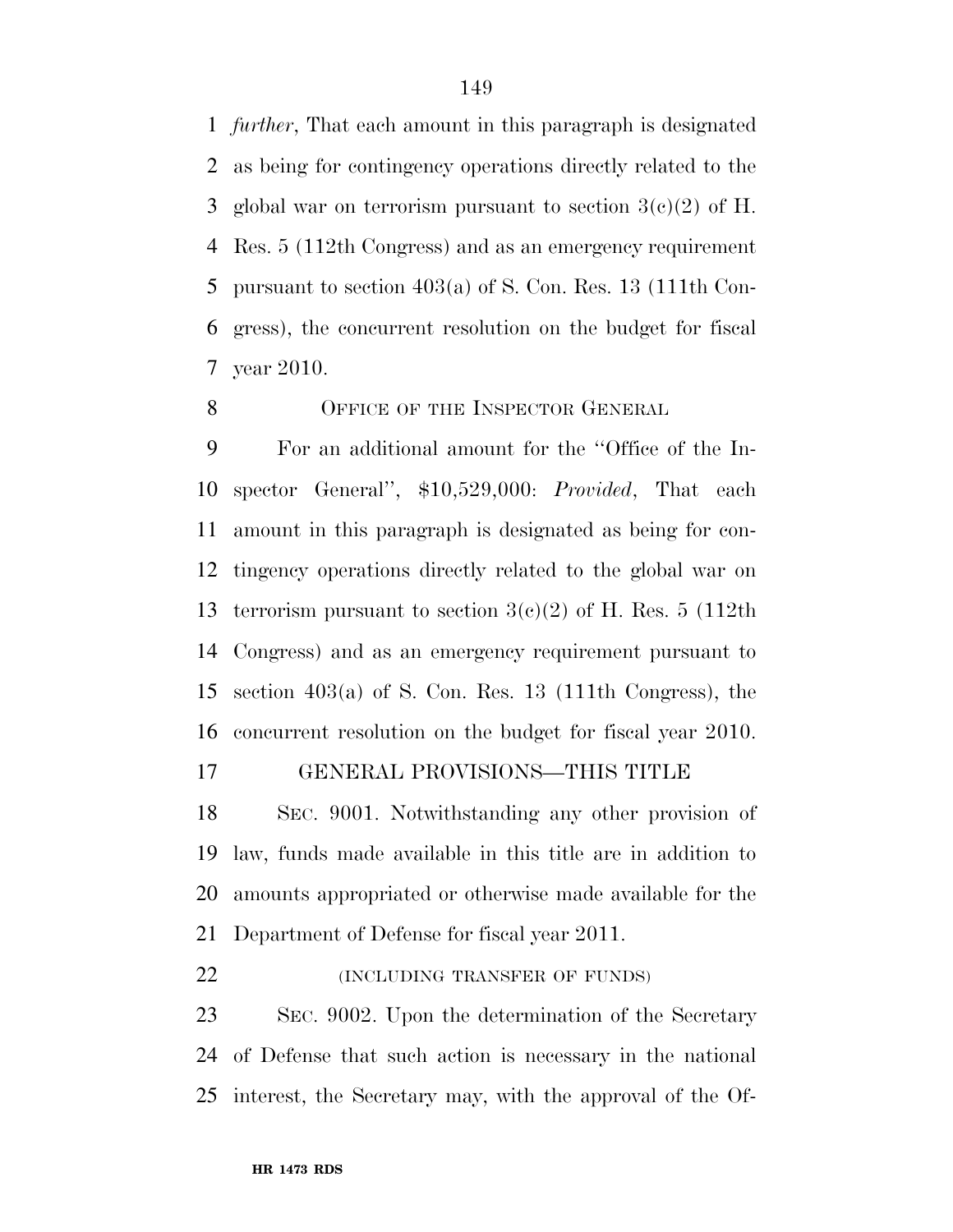*further*, That each amount in this paragraph is designated as being for contingency operations directly related to the global war on terrorism pursuant to section 3(c)(2) of H. Res. 5 (112th Congress) and as an emergency requirement pursuant to section 403(a) of S. Con. Res. 13 (111th Congress), the concurrent resolution on the budget for fiscal year 2010.

OFFICE OF THE INSPECTOR GENERAL

For an additional amount for the ''Office of the Inspector General'', $10,529,000: *Provided*, That each amount in this paragraph is designated as being for contingency operations directly related to the global war on terrorism pursuant to section 3(c)(2) of H. Res. 5 (112th Congress) and as an emergency requirement pursuant to section 403(a) of S. Con. Res. 13 (111th Congress), the concurrent resolution on the budget for fiscal year 2010.

GENERAL PROVISIONS—THIS TITLE

SEC. 9001. Notwithstanding any other provision of law, funds made available in this title are in addition to amounts appropriated or otherwise made available for the Department of Defense for fiscal year 2011.

(INCLUDING TRANSFER OF FUNDS)

SEC. 9002. Upon the determination of the Secretary of Defense that such action is necessary in the national interest, the Secretary may, with the approval of the Of-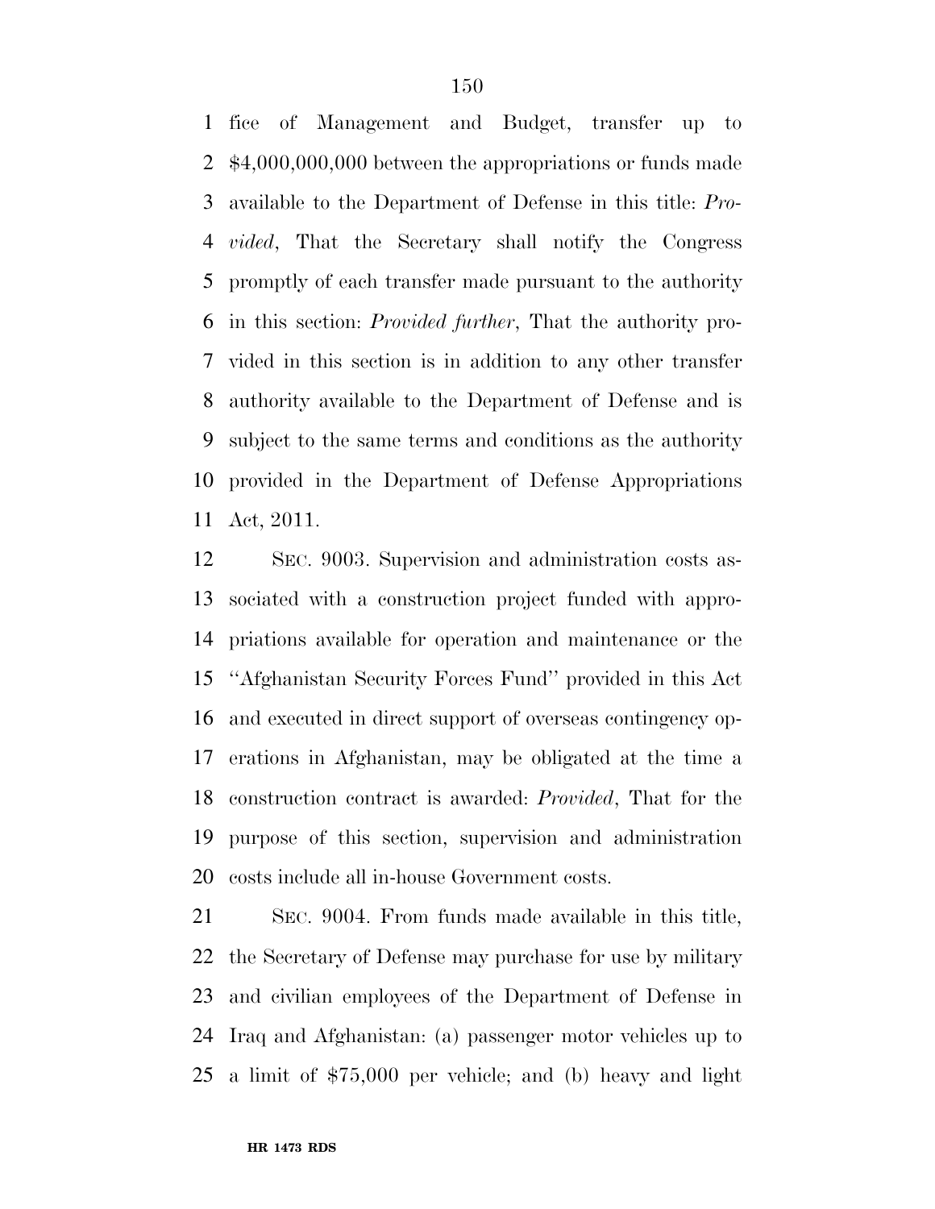fice of Management and Budget, transfer up to $4,000,000,000 between the appropriations or funds made available to the Department of Defense in this title: *Provided*, That the Secretary shall notify the Congress promptly of each transfer made pursuant to the authority in this section: *Provided further*, That the authority provided in this section is in addition to any other transfer authority available to the Department of Defense and is subject to the same terms and conditions as the authority provided in the Department of Defense Appropriations Act, 2011.

SEC. 9003. Supervision and administration costs associated with a construction project funded with appropriations available for operation and maintenance or the ''Afghanistan Security Forces Fund'' provided in this Act and executed in direct support of overseas contingency operations in Afghanistan, may be obligated at the time a construction contract is awarded: *Provided*, That for the purpose of this section, supervision and administration costs include all in-house Government costs.

SEC. 9004. From funds made available in this title, the Secretary of Defense may purchase for use by military and civilian employees of the Department of Defense in Iraq and Afghanistan: (a) passenger motor vehicles up to a limit of $75,000 per vehicle; and (b) heavy and light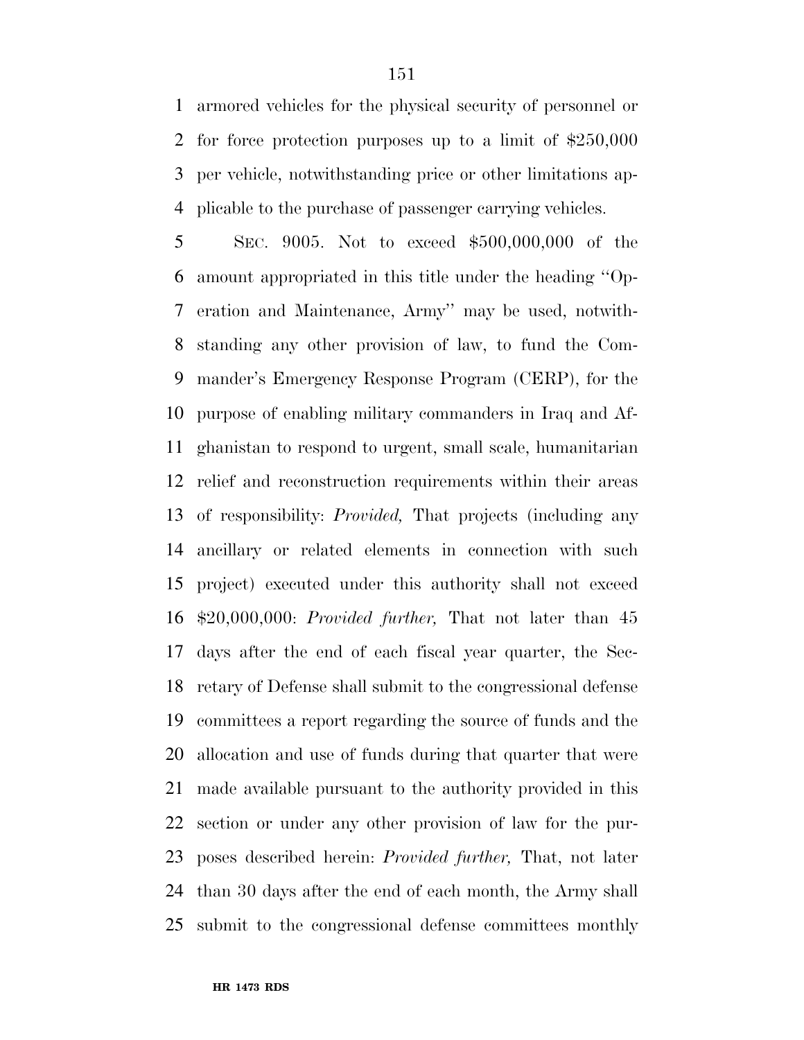armored vehicles for the physical security of personnel or for force protection purposes up to a limit of $250,000 per vehicle, notwithstanding price or other limitations applicable to the purchase of passenger carrying vehicles.

SEC. 9005. Not to exceed $500,000,000 of the amount appropriated in this title under the heading ''Operation and Maintenance, Army'' may be used, notwithstanding any other provision of law, to fund the Commander's Emergency Response Program (CERP), for the purpose of enabling military commanders in Iraq and Afghanistan to respond to urgent, small scale, humanitarian relief and reconstruction requirements within their areas of responsibility: *Provided,* That projects (including any ancillary or related elements in connection with such project) executed under this authority shall not exceed $20,000,000: *Provided further,* That not later than 45 days after the end of each fiscal year quarter, the Secretary of Defense shall submit to the congressional defense committees a report regarding the source of funds and the allocation and use of funds during that quarter that were made available pursuant to the authority provided in this section or under any other provision of law for the purposes described herein: *Provided further,* That, not later than 30 days after the end of each month, the Army shall submit to the congressional defense committees monthly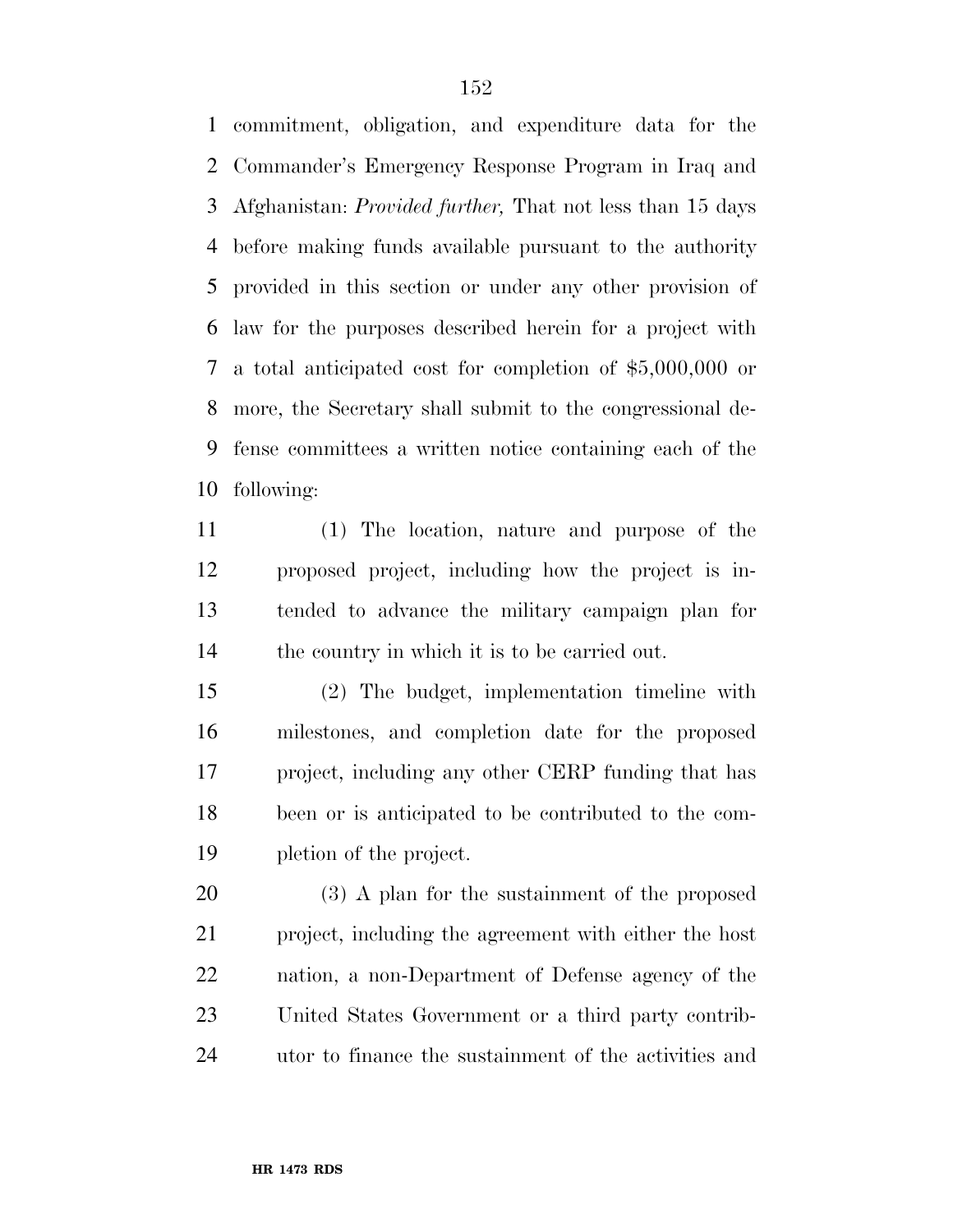commitment, obligation, and expenditure data for the Commander's Emergency Response Program in Iraq and Afghanistan: *Provided further,* That not less than 15 days before making funds available pursuant to the authority provided in this section or under any other provision of law for the purposes described herein for a project with a total anticipated cost for completion of $5,000,000 or more, the Secretary shall submit to the congressional defense committees a written notice containing each of the following:

(1) The location, nature and purpose of the proposed project, including how the project is intended to advance the military campaign plan for the country in which it is to be carried out.

(2) The budget, implementation timeline with milestones, and completion date for the proposed project, including any other CERP funding that has been or is anticipated to be contributed to the completion of the project.

(3) A plan for the sustainment of the proposed project, including the agreement with either the host nation, a non-Department of Defense agency of the United States Government or a third party contributor to finance the sustainment of the activities and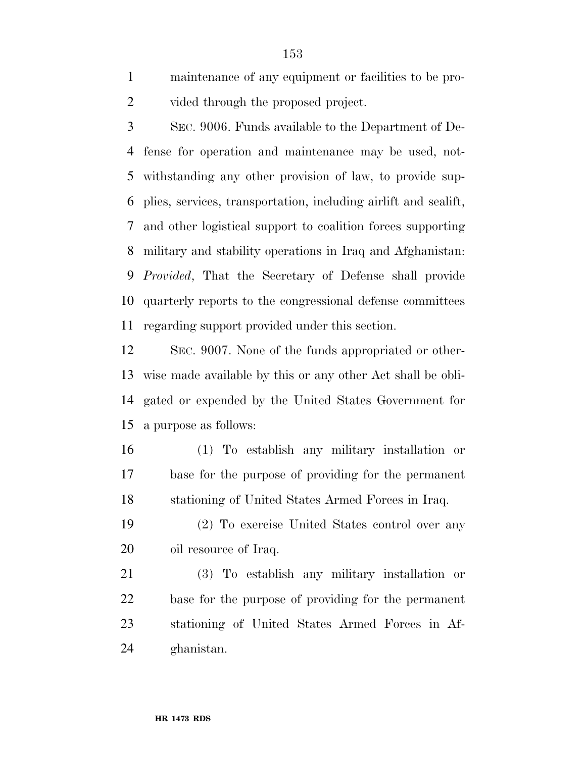maintenance of any equipment or facilities to be provided through the proposed project.

SEC. 9006. Funds available to the Department of Defense for operation and maintenance may be used, notwithstanding any other provision of law, to provide supplies, services, transportation, including airlift and sealift, and other logistical support to coalition forces supporting military and stability operations in Iraq and Afghanistan: *Provided*, That the Secretary of Defense shall provide quarterly reports to the congressional defense committees regarding support provided under this section.

SEC. 9007. None of the funds appropriated or otherwise made available by this or any other Act shall be obligated or expended by the United States Government for a purpose as follows:

(1) To establish any military installation or base for the purpose of providing for the permanent stationing of United States Armed Forces in Iraq.

(2) To exercise United States control over any oil resource of Iraq.

(3) To establish any military installation or base for the purpose of providing for the permanent stationing of United States Armed Forces in Afghanistan.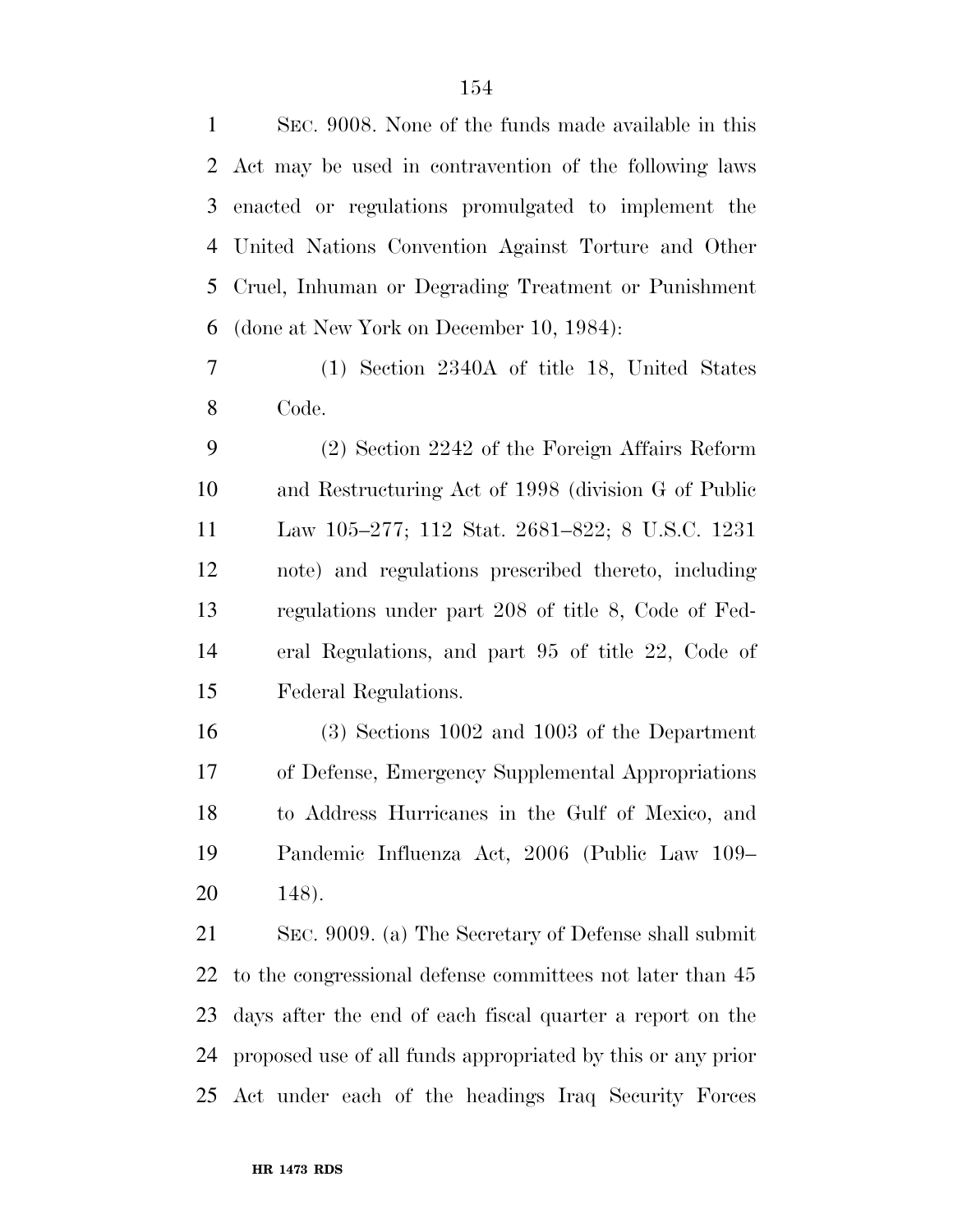SEC. 9008. None of the funds made available in this Act may be used in contravention of the following laws enacted or regulations promulgated to implement the United Nations Convention Against Torture and Other Cruel, Inhuman or Degrading Treatment or Punishment (done at New York on December 10, 1984):

(1) Section 2340A of title 18, United States Code.

(2) Section 2242 of the Foreign Affairs Reform and Restructuring Act of 1998 (division G of Public Law 105–277; 112 Stat. 2681–822; 8 U.S.C. 1231 note) and regulations prescribed thereto, including regulations under part 208 of title 8, Code of Federal Regulations, and part 95 of title 22, Code of Federal Regulations.

(3) Sections 1002 and 1003 of the Department of Defense, Emergency Supplemental Appropriations to Address Hurricanes in the Gulf of Mexico, and Pandemic Influenza Act, 2006 (Public Law 109–148).

SEC. 9009. (a) The Secretary of Defense shall submit to the congressional defense committees not later than 45 days after the end of each fiscal quarter a report on the proposed use of all funds appropriated by this or any prior Act under each of the headings Iraq Security Forces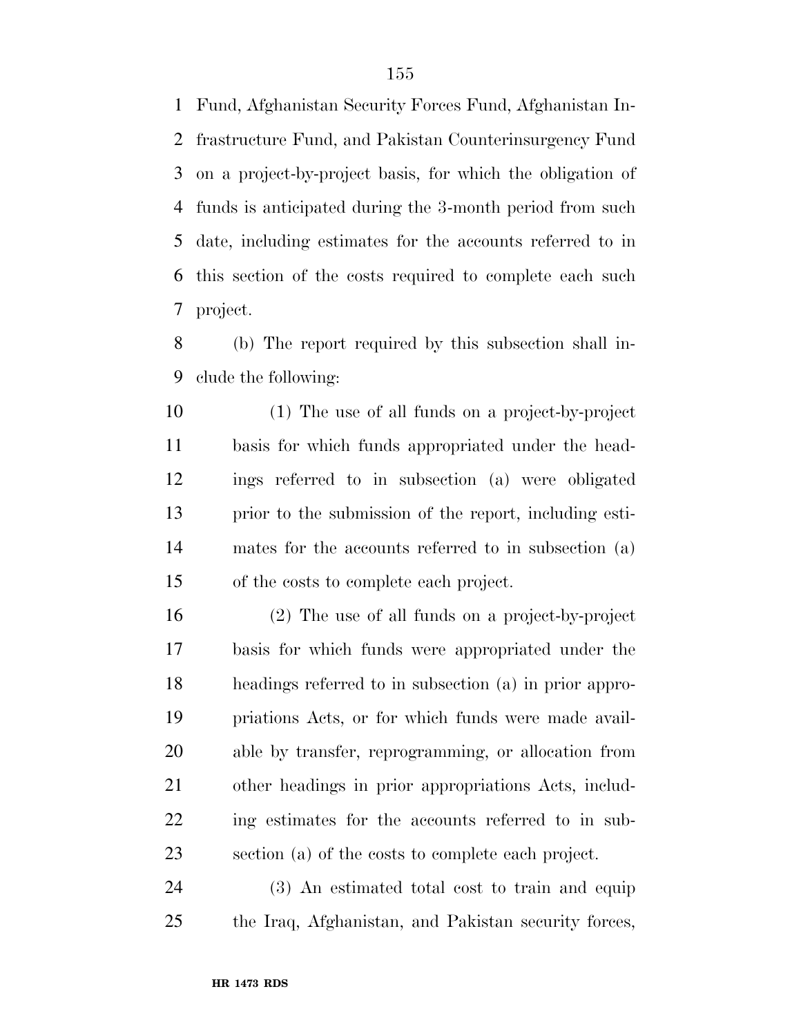Fund, Afghanistan Security Forces Fund, Afghanistan Infrastructure Fund, and Pakistan Counterinsurgency Fund on a project-by-project basis, for which the obligation of funds is anticipated during the 3-month period from such date, including estimates for the accounts referred to in this section of the costs required to complete each such project.

(b) The report required by this subsection shall include the following:

(1) The use of all funds on a project-by-project basis for which funds appropriated under the headings referred to in subsection (a) were obligated prior to the submission of the report, including estimates for the accounts referred to in subsection (a) of the costs to complete each project.

(2) The use of all funds on a project-by-project basis for which funds were appropriated under the headings referred to in subsection (a) in prior appropriations Acts, or for which funds were made available by transfer, reprogramming, or allocation from other headings in prior appropriations Acts, including estimates for the accounts referred to in subsection (a) of the costs to complete each project.

(3) An estimated total cost to train and equip the Iraq, Afghanistan, and Pakistan security forces,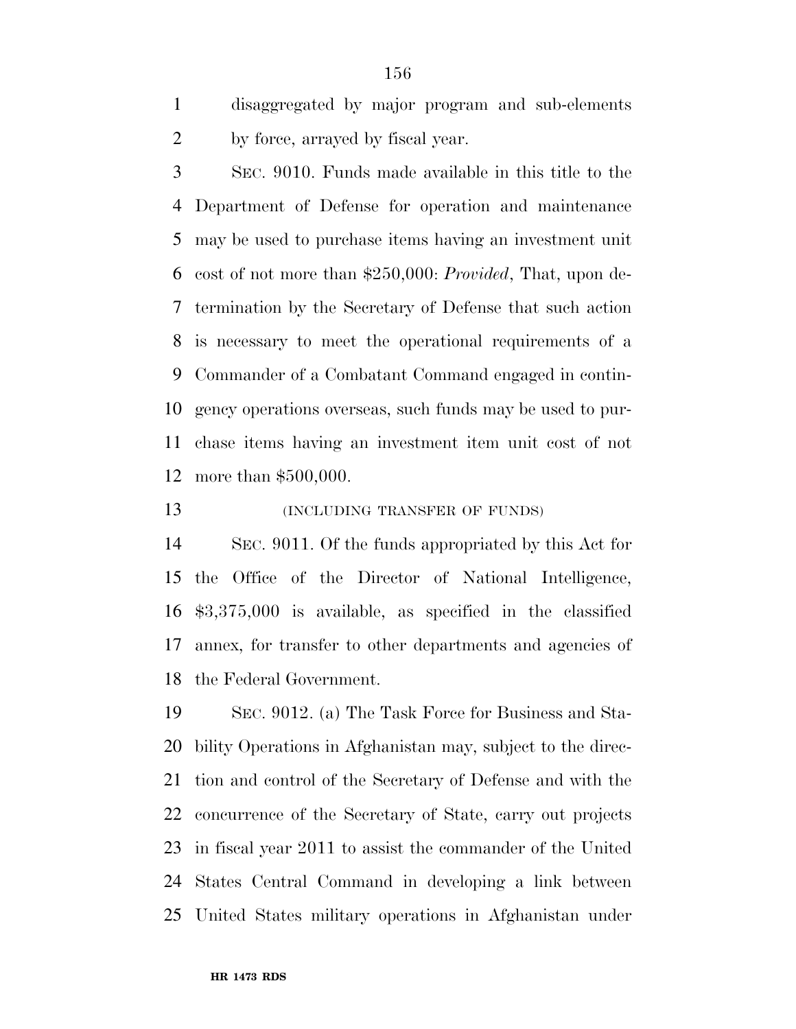disaggregated by major program and sub-elements by force, arrayed by fiscal year.

SEC. 9010. Funds made available in this title to the Department of Defense for operation and maintenance may be used to purchase items having an investment unit cost of not more than $250,000: *Provided*, That, upon determination by the Secretary of Defense that such action is necessary to meet the operational requirements of a Commander of a Combatant Command engaged in contingency operations overseas, such funds may be used to purchase items having an investment item unit cost of not more than $500,000.

(INCLUDING TRANSFER OF FUNDS)

SEC. 9011. Of the funds appropriated by this Act for the Office of the Director of National Intelligence, $3,375,000 is available, as specified in the classified annex, for transfer to other departments and agencies of the Federal Government.

SEC. 9012. (a) The Task Force for Business and Stability Operations in Afghanistan may, subject to the direction and control of the Secretary of Defense and with the concurrence of the Secretary of State, carry out projects in fiscal year 2011 to assist the commander of the United States Central Command in developing a link between United States military operations in Afghanistan under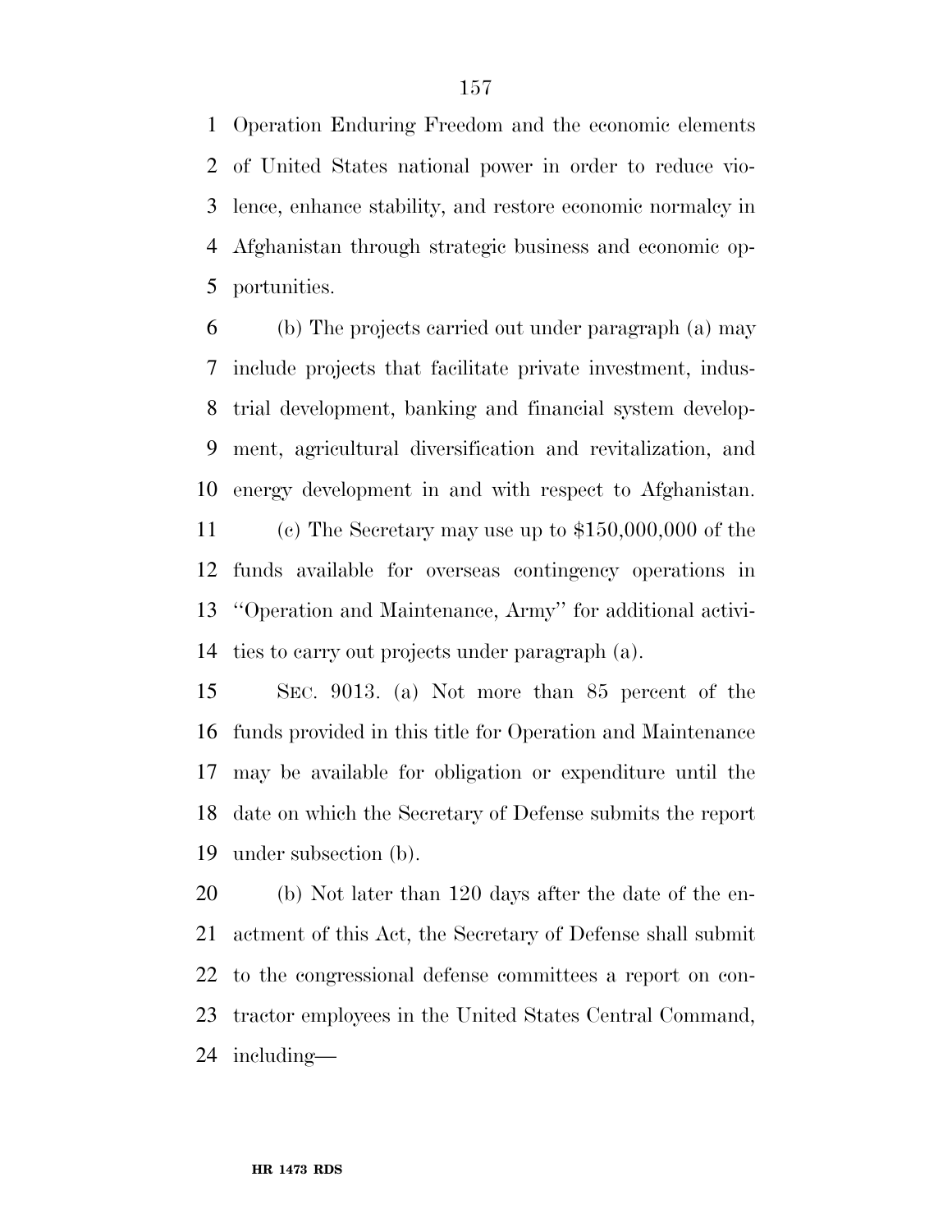Operation Enduring Freedom and the economic elements of United States national power in order to reduce violence, enhance stability, and restore economic normalcy in Afghanistan through strategic business and economic opportunities.

(b) The projects carried out under paragraph (a) may include projects that facilitate private investment, industrial development, banking and financial system development, agricultural diversification and revitalization, and energy development in and with respect to Afghanistan.

(c) The Secretary may use up to $150,000,000 of the funds available for overseas contingency operations in ''Operation and Maintenance, Army'' for additional activities to carry out projects under paragraph (a).

SEC. 9013. (a) Not more than 85 percent of the funds provided in this title for Operation and Maintenance may be available for obligation or expenditure until the date on which the Secretary of Defense submits the report under subsection (b).

(b) Not later than 120 days after the date of the enactment of this Act, the Secretary of Defense shall submit to the congressional defense committees a report on contractor employees in the United States Central Command, including—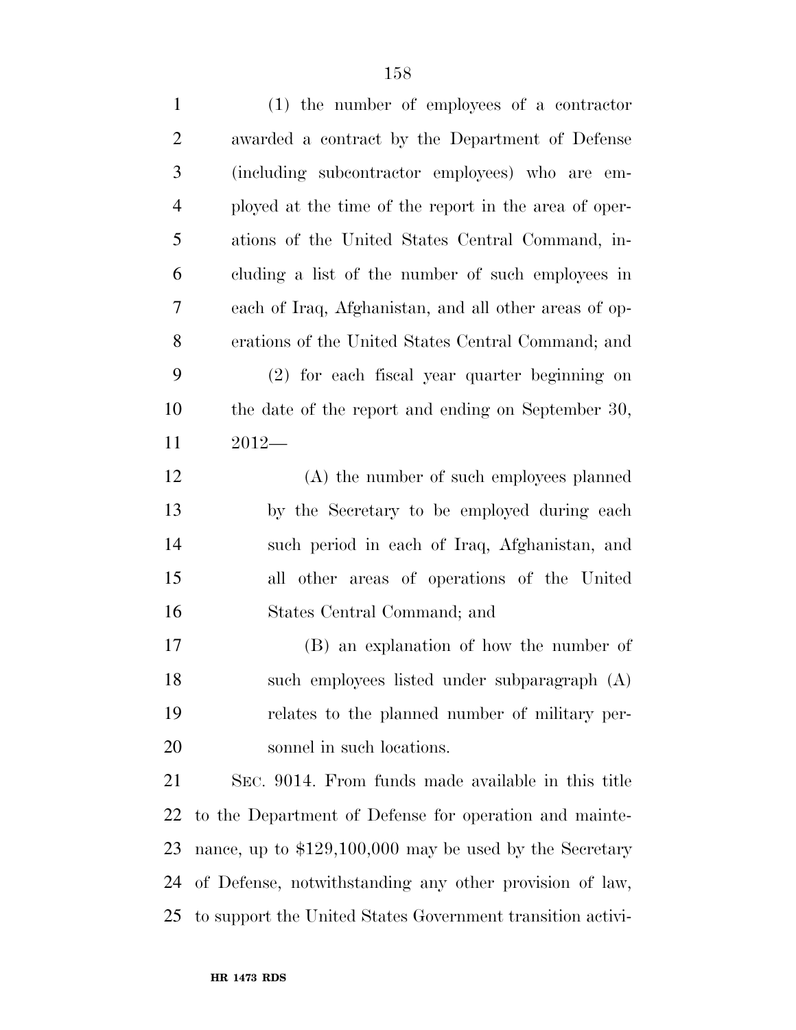(1) the number of employees of a contractor awarded a contract by the Department of Defense (including subcontractor employees) who are employed at the time of the report in the area of operations of the United States Central Command, including a list of the number of such employees in each of Iraq, Afghanistan, and all other areas of operations of the United States Central Command; and

(2) for each fiscal year quarter beginning on the date of the report and ending on September 30, 2012—

(A) the number of such employees planned by the Secretary to be employed during each such period in each of Iraq, Afghanistan, and all other areas of operations of the United States Central Command; and

(B) an explanation of how the number of such employees listed under subparagraph (A) relates to the planned number of military personnel in such locations.

SEC. 9014. From funds made available in this title to the Department of Defense for operation and maintenance, up to $129,100,000 may be used by the Secretary of Defense, notwithstanding any other provision of law, to support the United States Government transition activi-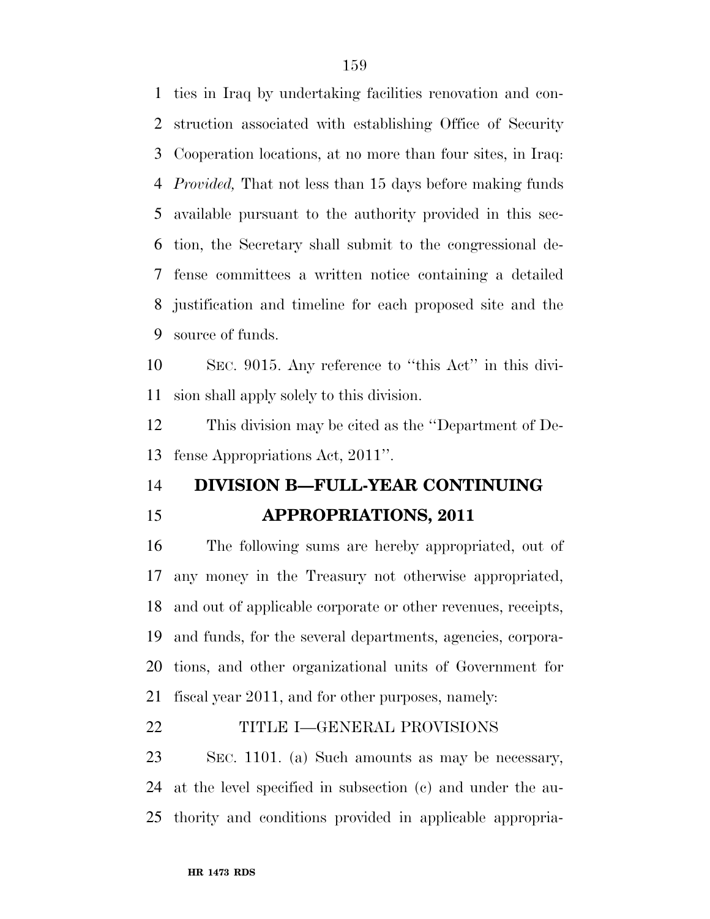ties in Iraq by undertaking facilities renovation and construction associated with establishing Office of Security Cooperation locations, at no more than four sites, in Iraq: *Provided,* That not less than 15 days before making funds available pursuant to the authority provided in this section, the Secretary shall submit to the congressional defense committees a written notice containing a detailed justification and timeline for each proposed site and the source of funds.

SEC. 9015. Any reference to ''this Act'' in this division shall apply solely to this division.

This division may be cited as the ''Department of Defense Appropriations Act, 2011''.

# DIVISION B—FULL-YEAR CONTINUING APPROPRIATIONS, 2011

The following sums are hereby appropriated, out of any money in the Treasury not otherwise appropriated, and out of applicable corporate or other revenues, receipts, and funds, for the several departments, agencies, corporations, and other organizational units of Government for fiscal year 2011, and for other purposes, namely:

## TITLE I—GENERAL PROVISIONS

SEC. 1101. (a) Such amounts as may be necessary, at the level specified in subsection (c) and under the authority and conditions provided in applicable appropria-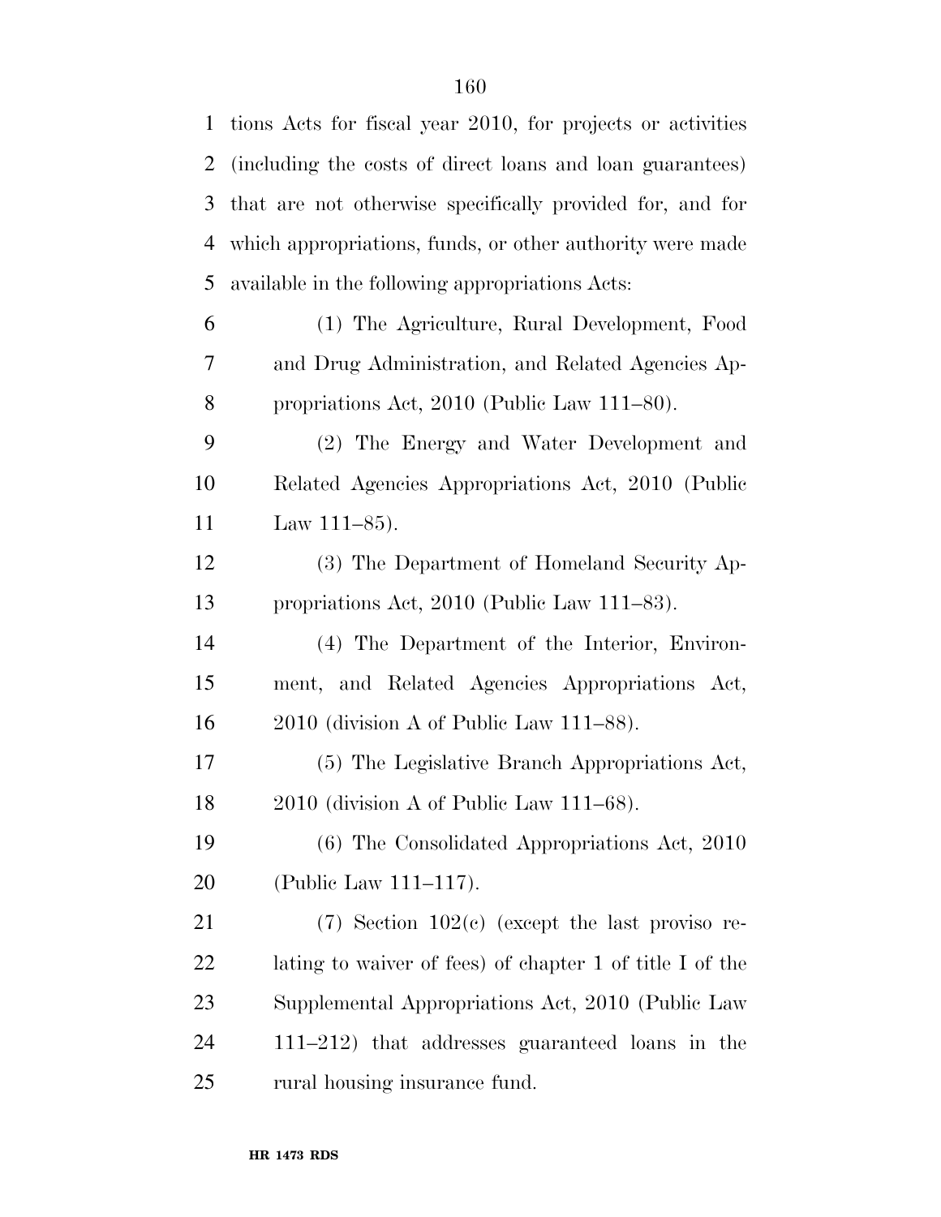tions Acts for fiscal year 2010, for projects or activities (including the costs of direct loans and loan guarantees) that are not otherwise specifically provided for, and for which appropriations, funds, or other authority were made available in the following appropriations Acts:

(1) The Agriculture, Rural Development, Food and Drug Administration, and Related Agencies Appropriations Act, 2010 (Public Law 111–80).

(2) The Energy and Water Development and Related Agencies Appropriations Act, 2010 (Public Law 111–85).

(3) The Department of Homeland Security Appropriations Act, 2010 (Public Law 111–83).

(4) The Department of the Interior, Environment, and Related Agencies Appropriations Act, 2010 (division A of Public Law 111–88).

(5) The Legislative Branch Appropriations Act, 2010 (division A of Public Law 111–68).

(6) The Consolidated Appropriations Act, 2010 (Public Law 111–117).

(7) Section 102(c) (except the last proviso relating to waiver of fees) of chapter 1 of title I of the Supplemental Appropriations Act, 2010 (Public Law 111–212) that addresses guaranteed loans in the rural housing insurance fund.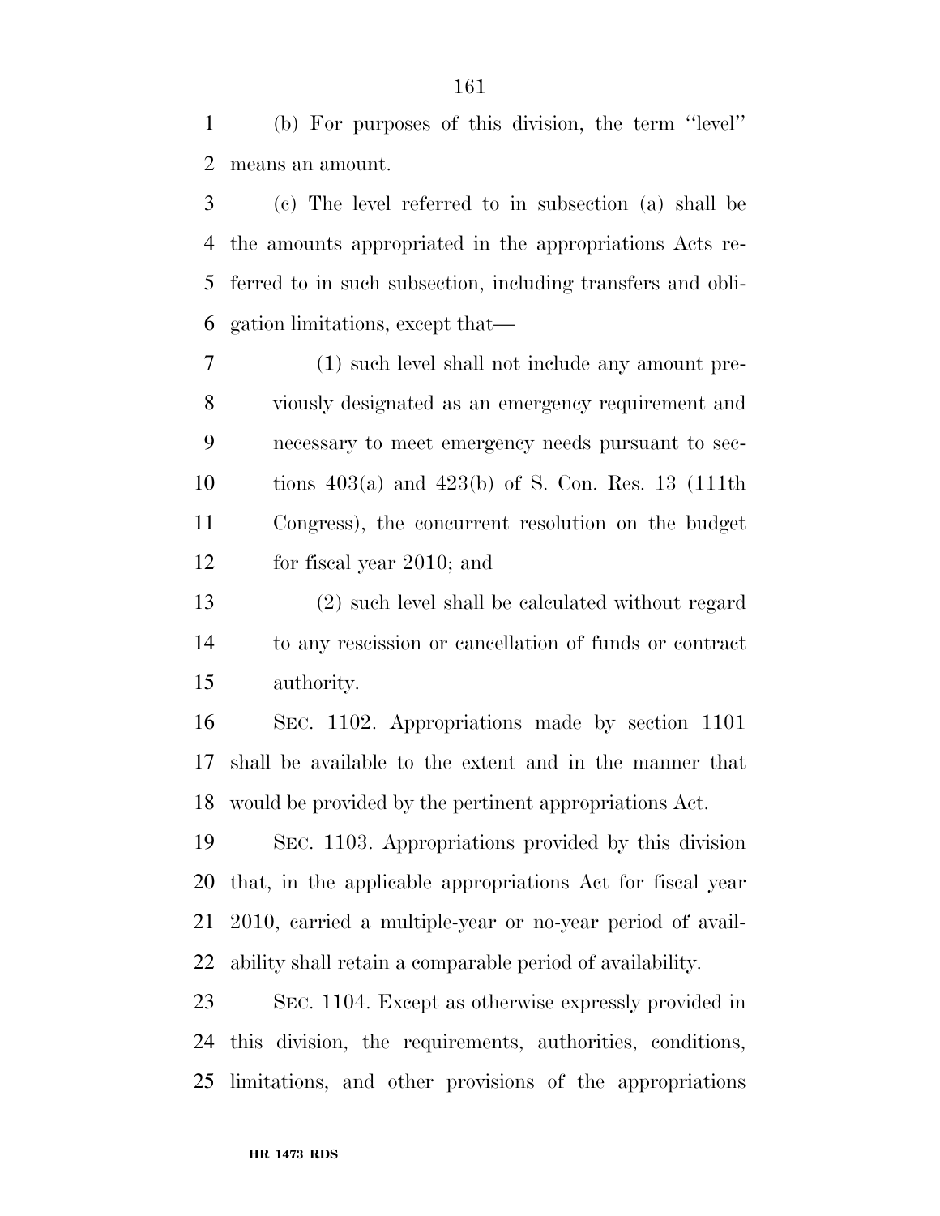(b) For purposes of this division, the term ''level'' means an amount.

(c) The level referred to in subsection (a) shall be the amounts appropriated in the appropriations Acts referred to in such subsection, including transfers and obligation limitations, except that—

(1) such level shall not include any amount previously designated as an emergency requirement and necessary to meet emergency needs pursuant to sections 403(a) and 423(b) of S. Con. Res. 13 (111th Congress), the concurrent resolution on the budget for fiscal year 2010; and

(2) such level shall be calculated without regard to any rescission or cancellation of funds or contract authority.

SEC. 1102. Appropriations made by section 1101 shall be available to the extent and in the manner that would be provided by the pertinent appropriations Act.

SEC. 1103. Appropriations provided by this division that, in the applicable appropriations Act for fiscal year 2010, carried a multiple-year or no-year period of availability shall retain a comparable period of availability.

SEC. 1104. Except as otherwise expressly provided in this division, the requirements, authorities, conditions, limitations, and other provisions of the appropriations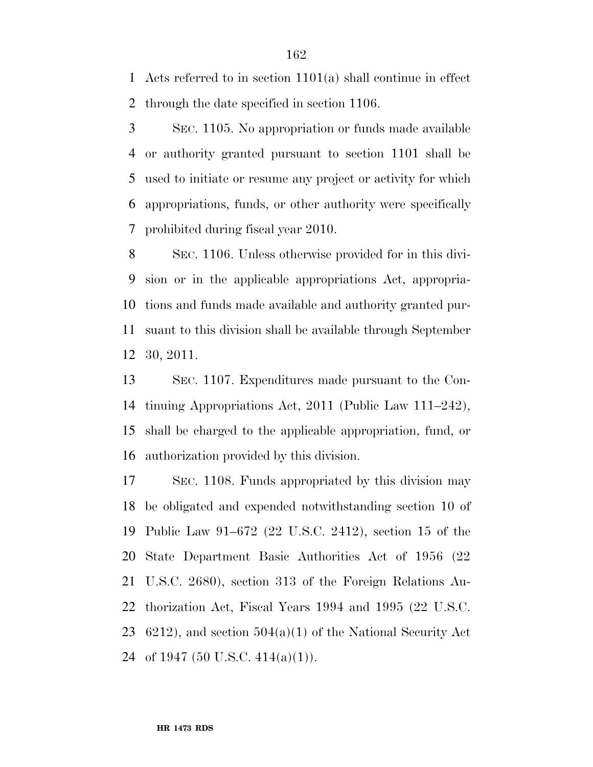Acts referred to in section 1101(a) shall continue in effect through the date specified in section 1106.

SEC. 1105. No appropriation or funds made available or authority granted pursuant to section 1101 shall be used to initiate or resume any project or activity for which appropriations, funds, or other authority were specifically prohibited during fiscal year 2010.

SEC. 1106. Unless otherwise provided for in this division or in the applicable appropriations Act, appropriations and funds made available and authority granted pursuant to this division shall be available through September 30, 2011.

SEC. 1107. Expenditures made pursuant to the Continuing Appropriations Act, 2011 (Public Law 111–242), shall be charged to the applicable appropriation, fund, or authorization provided by this division.

SEC. 1108. Funds appropriated by this division may be obligated and expended notwithstanding section 10 of Public Law 91–672 (22 U.S.C. 2412), section 15 of the State Department Basic Authorities Act of 1956 (22 U.S.C. 2680), section 313 of the Foreign Relations Authorization Act, Fiscal Years 1994 and 1995 (22 U.S.C. 6212), and section 504(a)(1) of the National Security Act of 1947 (50 U.S.C. 414(a)(1)).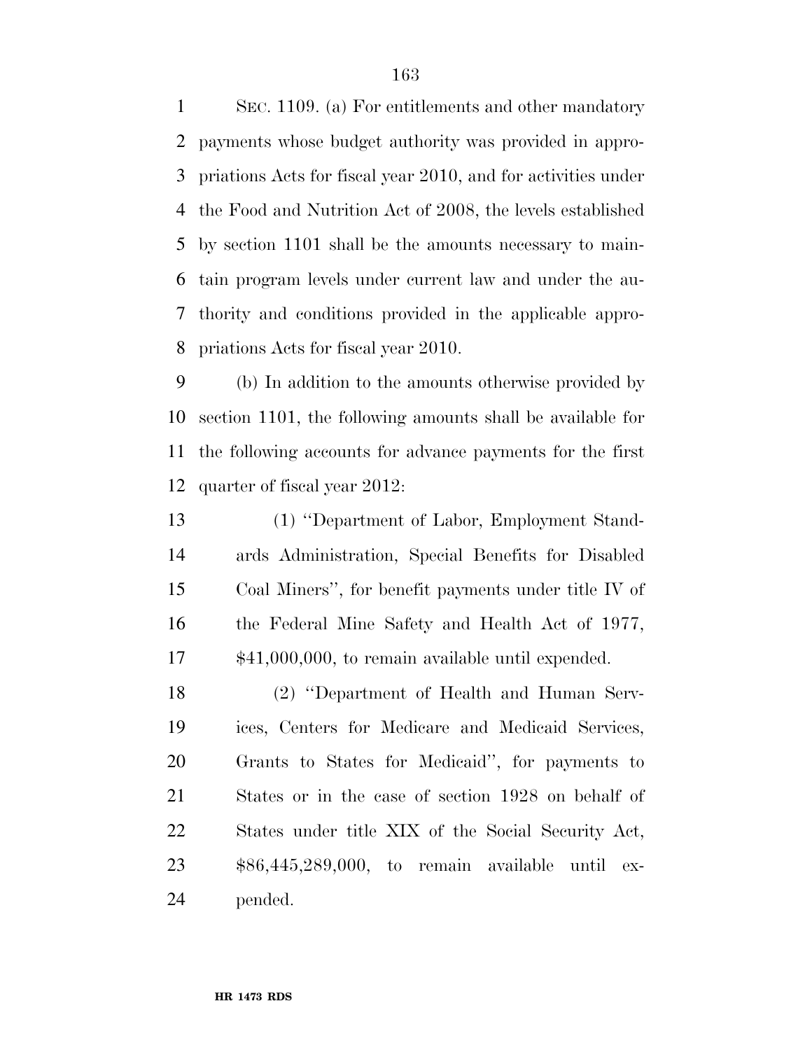SEC. 1109. (a) For entitlements and other mandatory payments whose budget authority was provided in appropriations Acts for fiscal year 2010, and for activities under the Food and Nutrition Act of 2008, the levels established by section 1101 shall be the amounts necessary to maintain program levels under current law and under the authority and conditions provided in the applicable appropriations Acts for fiscal year 2010.

(b) In addition to the amounts otherwise provided by section 1101, the following amounts shall be available for the following accounts for advance payments for the first quarter of fiscal year 2012:

(1) ''Department of Labor, Employment Standards Administration, Special Benefits for Disabled Coal Miners'', for benefit payments under title IV of the Federal Mine Safety and Health Act of 1977, $41,000,000, to remain available until expended.

(2) ''Department of Health and Human Services, Centers for Medicare and Medicaid Services, Grants to States for Medicaid'', for payments to States or in the case of section 1928 on behalf of States under title XIX of the Social Security Act, $86,445,289,000, to remain available until expended.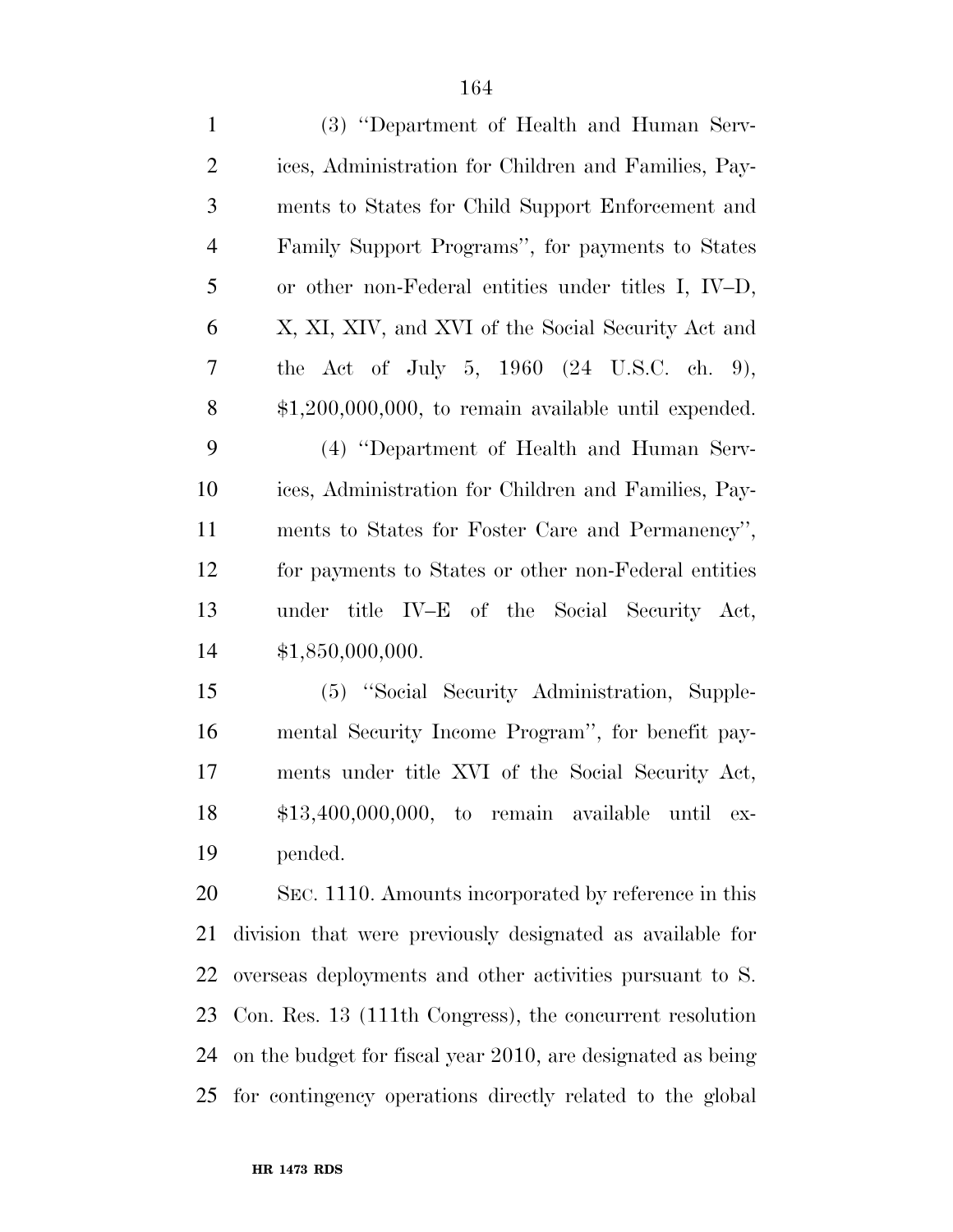(3) "Department of Health and Human Services, Administration for Children and Families, Payments to States for Child Support Enforcement and Family Support Programs", for payments to States or other non-Federal entities under titles I, IV–D, X, XI, XIV, and XVI of the Social Security Act and the Act of July 5, 1960 (24 U.S.C. ch. 9), $1,200,000,000, to remain available until expended.

(4) "Department of Health and Human Services, Administration for Children and Families, Payments to States for Foster Care and Permanency", for payments to States or other non-Federal entities under title IV–E of the Social Security Act, $1,850,000,000.

(5) "Social Security Administration, Supplemental Security Income Program", for benefit payments under title XVI of the Social Security Act, $13,400,000,000, to remain available until expended.

SEC. 1110. Amounts incorporated by reference in this division that were previously designated as available for overseas deployments and other activities pursuant to S. Con. Res. 13 (111th Congress), the concurrent resolution on the budget for fiscal year 2010, are designated as being for contingency operations directly related to the global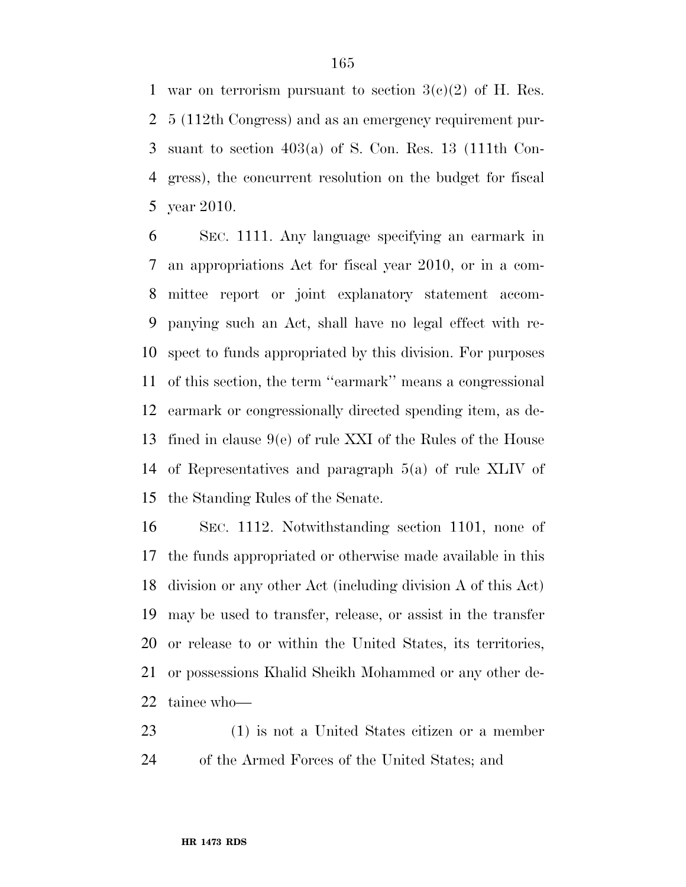war on terrorism pursuant to section 3(c)(2) of H. Res. 5 (112th Congress) and as an emergency requirement pursuant to section 403(a) of S. Con. Res. 13 (111th Congress), the concurrent resolution on the budget for fiscal year 2010.

SEC. 1111. Any language specifying an earmark in an appropriations Act for fiscal year 2010, or in a committee report or joint explanatory statement accompanying such an Act, shall have no legal effect with respect to funds appropriated by this division. For purposes of this section, the term ''earmark'' means a congressional earmark or congressionally directed spending item, as defined in clause 9(e) of rule XXI of the Rules of the House of Representatives and paragraph 5(a) of rule XLIV of the Standing Rules of the Senate.

SEC. 1112. Notwithstanding section 1101, none of the funds appropriated or otherwise made available in this division or any other Act (including division A of this Act) may be used to transfer, release, or assist in the transfer or release to or within the United States, its territories, or possessions Khalid Sheikh Mohammed or any other detainee who—

(1) is not a United States citizen or a member of the Armed Forces of the United States; and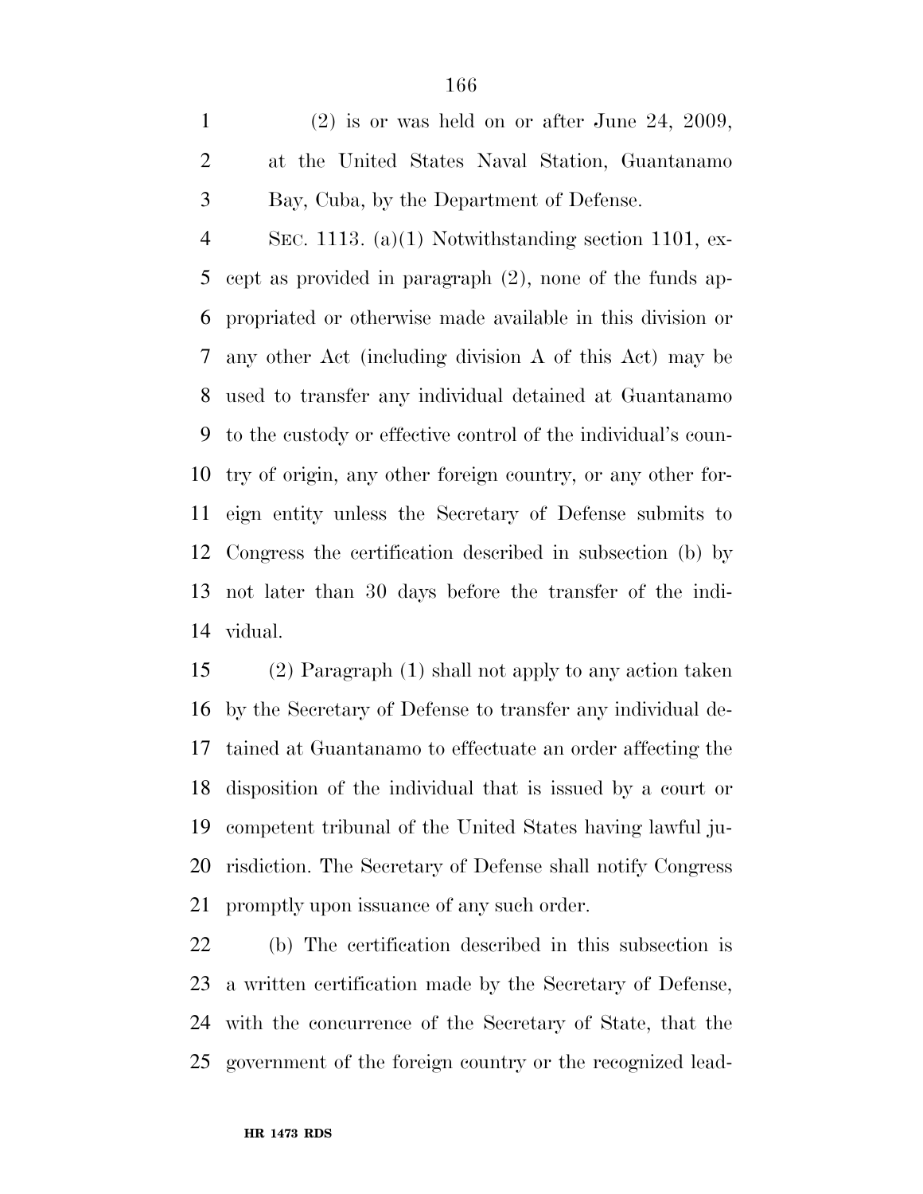(2) is or was held on or after June 24, 2009, at the United States Naval Station, Guantanamo Bay, Cuba, by the Department of Defense.

SEC. 1113. (a)(1) Notwithstanding section 1101, except as provided in paragraph (2), none of the funds appropriated or otherwise made available in this division or any other Act (including division A of this Act) may be used to transfer any individual detained at Guantanamo to the custody or effective control of the individual's country of origin, any other foreign country, or any other foreign entity unless the Secretary of Defense submits to Congress the certification described in subsection (b) by not later than 30 days before the transfer of the individual.

(2) Paragraph (1) shall not apply to any action taken by the Secretary of Defense to transfer any individual detained at Guantanamo to effectuate an order affecting the disposition of the individual that is issued by a court or competent tribunal of the United States having lawful jurisdiction. The Secretary of Defense shall notify Congress promptly upon issuance of any such order.

(b) The certification described in this subsection is a written certification made by the Secretary of Defense, with the concurrence of the Secretary of State, that the government of the foreign country or the recognized lead-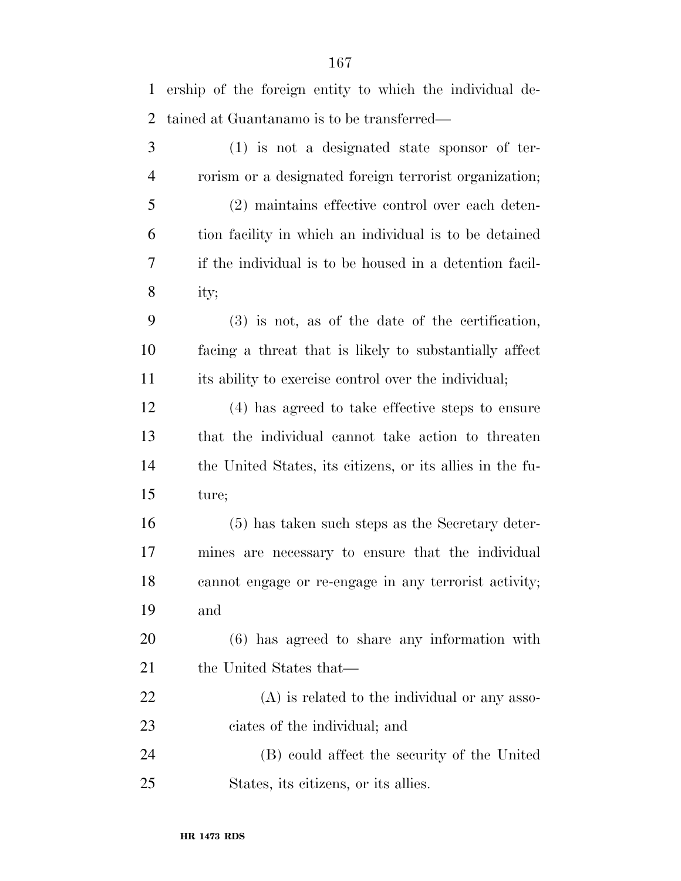ership of the foreign entity to which the individual detained at Guantanamo is to be transferred—

(1) is not a designated state sponsor of terrorism or a designated foreign terrorist organization;

(2) maintains effective control over each detention facility in which an individual is to be detained if the individual is to be housed in a detention facility;

(3) is not, as of the date of the certification, facing a threat that is likely to substantially affect its ability to exercise control over the individual;

(4) has agreed to take effective steps to ensure that the individual cannot take action to threaten the United States, its citizens, or its allies in the future;

(5) has taken such steps as the Secretary determines are necessary to ensure that the individual cannot engage or re-engage in any terrorist activity; and

(6) has agreed to share any information with the United States that—

(A) is related to the individual or any associates of the individual; and

(B) could affect the security of the United States, its citizens, or its allies.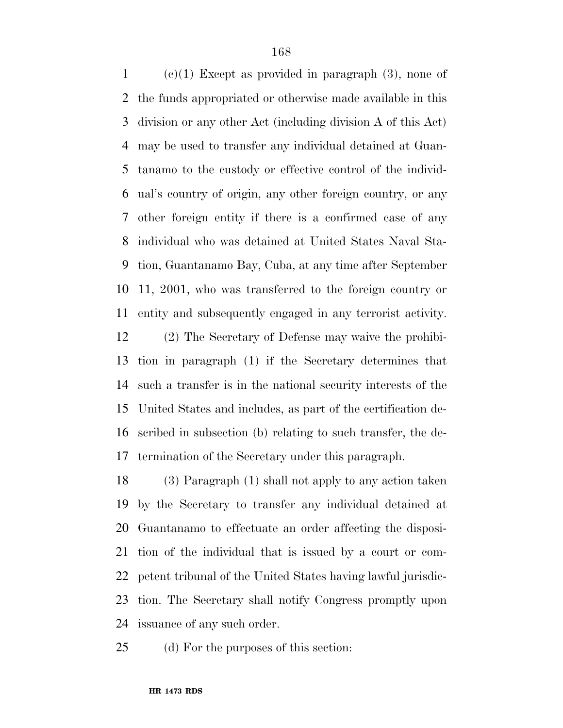(c)(1) Except as provided in paragraph (3), none of the funds appropriated or otherwise made available in this division or any other Act (including division A of this Act) may be used to transfer any individual detained at Guantanamo to the custody or effective control of the individual's country of origin, any other foreign country, or any other foreign entity if there is a confirmed case of any individual who was detained at United States Naval Station, Guantanamo Bay, Cuba, at any time after September 11, 2001, who was transferred to the foreign country or entity and subsequently engaged in any terrorist activity.

(2) The Secretary of Defense may waive the prohibition in paragraph (1) if the Secretary determines that such a transfer is in the national security interests of the United States and includes, as part of the certification described in subsection (b) relating to such transfer, the determination of the Secretary under this paragraph.

(3) Paragraph (1) shall not apply to any action taken by the Secretary to transfer any individual detained at Guantanamo to effectuate an order affecting the disposition of the individual that is issued by a court or competent tribunal of the United States having lawful jurisdiction. The Secretary shall notify Congress promptly upon issuance of any such order.

(d) For the purposes of this section: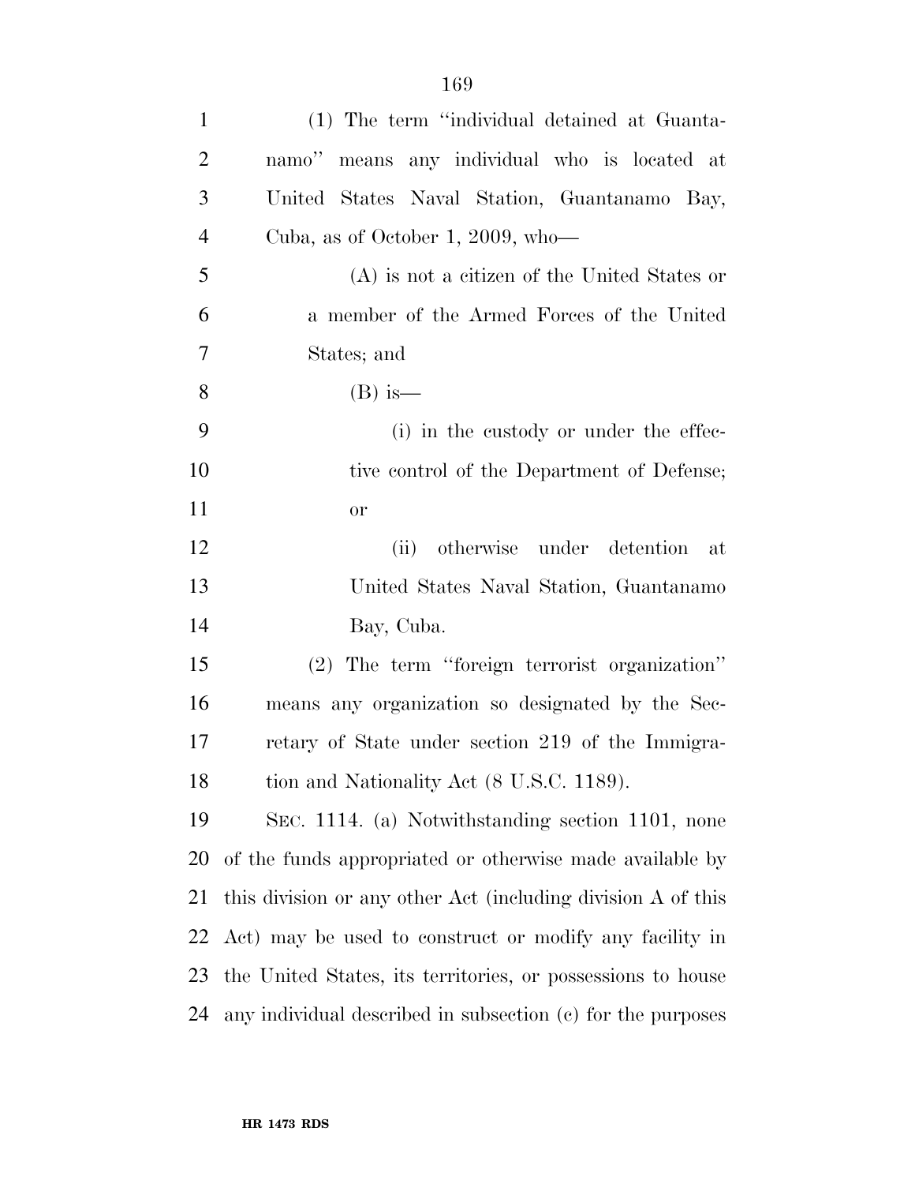(1) The term "individual detained at Guantanamo" means any individual who is located at United States Naval Station, Guantanamo Bay, Cuba, as of October 1, 2009, who—

(A) is not a citizen of the United States or a member of the Armed Forces of the United States; and

(B) is—

(i) in the custody or under the effective control of the Department of Defense; or

(ii) otherwise under detention at United States Naval Station, Guantanamo Bay, Cuba.

(2) The term "foreign terrorist organization" means any organization so designated by the Secretary of State under section 219 of the Immigration and Nationality Act (8 U.S.C. 1189).

SEC. 1114. (a) Notwithstanding section 1101, none of the funds appropriated or otherwise made available by this division or any other Act (including division A of this Act) may be used to construct or modify any facility in the United States, its territories, or possessions to house any individual described in subsection (c) for the purposes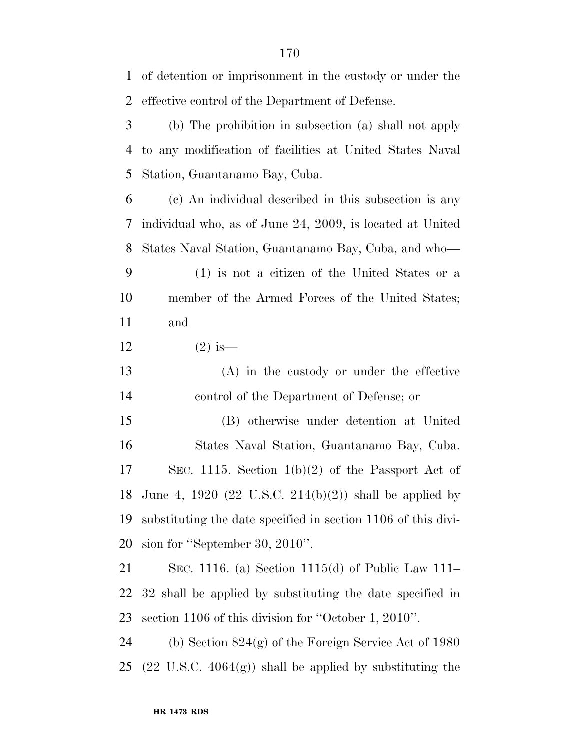of detention or imprisonment in the custody or under the effective control of the Department of Defense.

(b) The prohibition in subsection (a) shall not apply to any modification of facilities at United States Naval Station, Guantanamo Bay, Cuba.

(c) An individual described in this subsection is any individual who, as of June 24, 2009, is located at United States Naval Station, Guantanamo Bay, Cuba, and who—

(1) is not a citizen of the United States or a member of the Armed Forces of the United States; and

(2) is—

(A) in the custody or under the effective control of the Department of Defense; or

(B) otherwise under detention at United States Naval Station, Guantanamo Bay, Cuba.

SEC. 1115. Section 1(b)(2) of the Passport Act of June 4, 1920 (22 U.S.C. 214(b)(2)) shall be applied by substituting the date specified in section 1106 of this division for ''September 30, 2010''.

SEC. 1116. (a) Section 1115(d) of Public Law 111–32 shall be applied by substituting the date specified in section 1106 of this division for ''October 1, 2010''.

(b) Section 824(g) of the Foreign Service Act of 1980 (22 U.S.C. 4064(g)) shall be applied by substituting the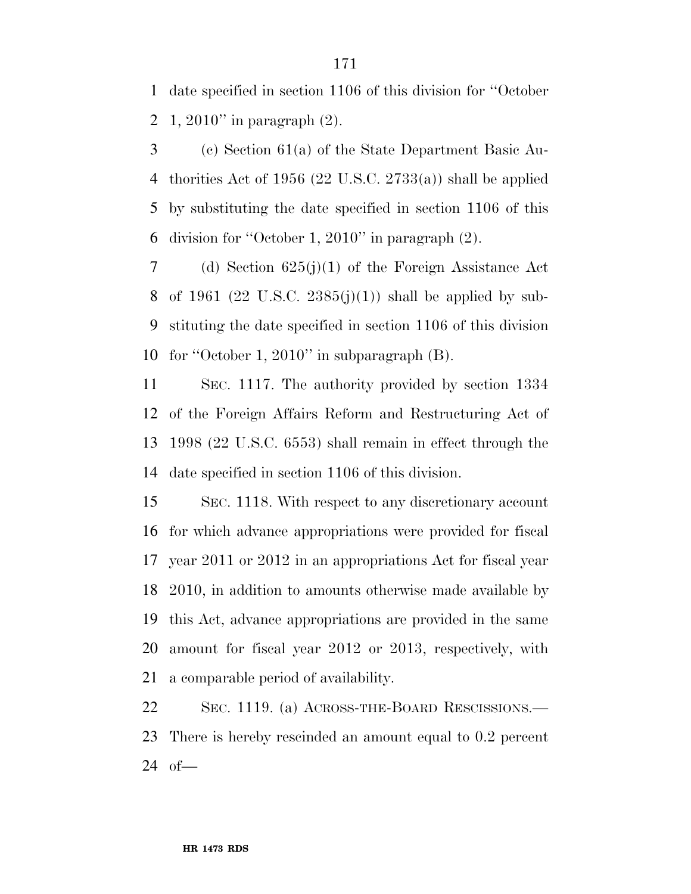date specified in section 1106 of this division for ''October 1, 2010'' in paragraph (2).

(c) Section 61(a) of the State Department Basic Authorities Act of 1956 (22 U.S.C. 2733(a)) shall be applied by substituting the date specified in section 1106 of this division for ''October 1, 2010'' in paragraph (2).

(d) Section 625(j)(1) of the Foreign Assistance Act of 1961 (22 U.S.C. 2385(j)(1)) shall be applied by substituting the date specified in section 1106 of this division for ''October 1, 2010'' in subparagraph (B).

SEC. 1117. The authority provided by section 1334 of the Foreign Affairs Reform and Restructuring Act of 1998 (22 U.S.C. 6553) shall remain in effect through the date specified in section 1106 of this division.

SEC. 1118. With respect to any discretionary account for which advance appropriations were provided for fiscal year 2011 or 2012 in an appropriations Act for fiscal year 2010, in addition to amounts otherwise made available by this Act, advance appropriations are provided in the same amount for fiscal year 2012 or 2013, respectively, with a comparable period of availability.

SEC. 1119. (a) ACROSS-THE-BOARD RESCISSIONS.—There is hereby rescinded an amount equal to 0.2 percent of—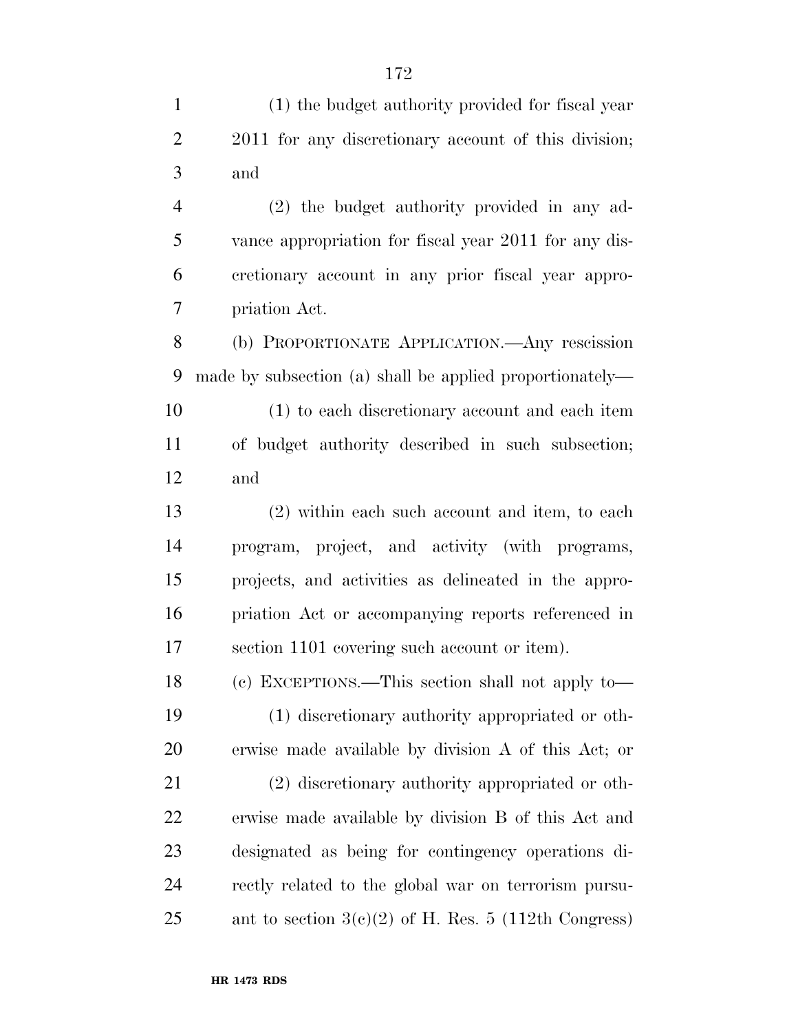(1) the budget authority provided for fiscal year 2011 for any discretionary account of this division; and

(2) the budget authority provided in any advance appropriation for fiscal year 2011 for any discretionary account in any prior fiscal year appropriation Act.

(b) PROPORTIONATE APPLICATION.—Any rescission made by subsection (a) shall be applied proportionately—

(1) to each discretionary account and each item of budget authority described in such subsection; and

(2) within each such account and item, to each program, project, and activity (with programs, projects, and activities as delineated in the appropriation Act or accompanying reports referenced in section 1101 covering such account or item).

(c) EXCEPTIONS.—This section shall not apply to—

(1) discretionary authority appropriated or otherwise made available by division A of this Act; or

(2) discretionary authority appropriated or otherwise made available by division B of this Act and designated as being for contingency operations directly related to the global war on terrorism pursuant to section 3(c)(2) of H. Res. 5 (112th Congress)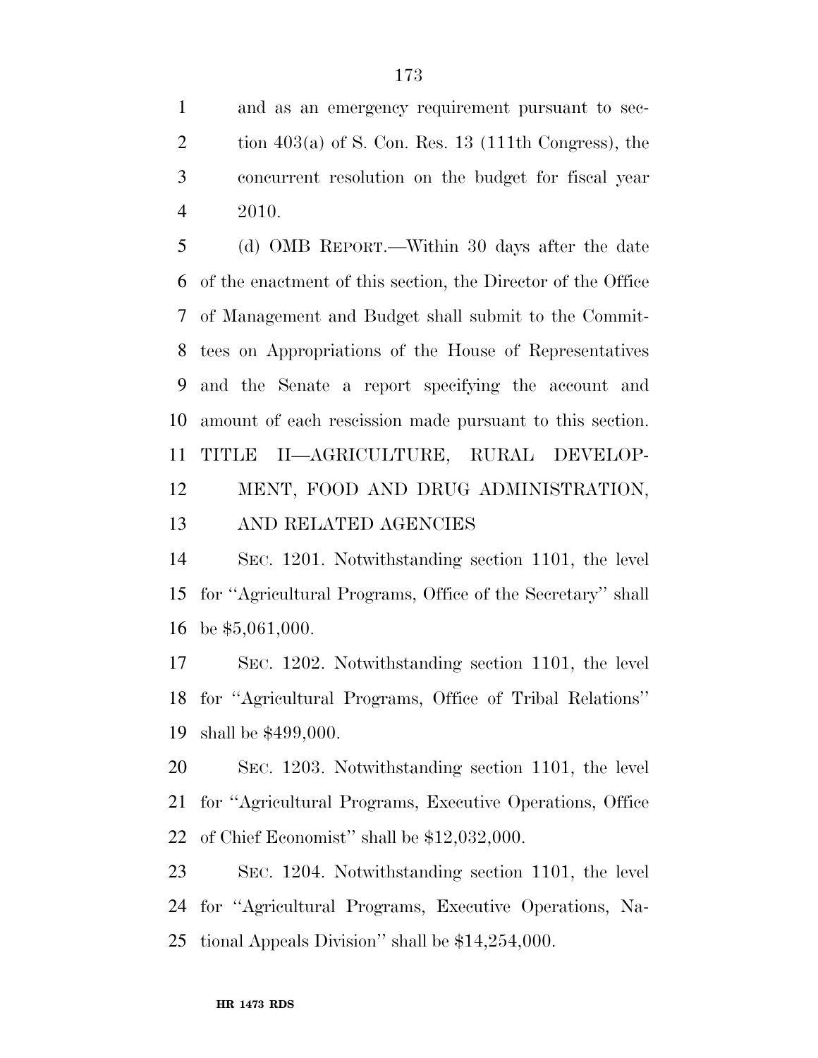and as an emergency requirement pursuant to section 403(a) of S. Con. Res. 13 (111th Congress), the concurrent resolution on the budget for fiscal year 2010.

(d) OMB REPORT.—Within 30 days after the date of the enactment of this section, the Director of the Office of Management and Budget shall submit to the Committees on Appropriations of the House of Representatives and the Senate a report specifying the account and amount of each rescission made pursuant to this section.

## TITLE II—AGRICULTURE, RURAL DEVELOPMENT, FOOD AND DRUG ADMINISTRATION, AND RELATED AGENCIES

SEC. 1201. Notwithstanding section 1101, the level for ''Agricultural Programs, Office of the Secretary'' shall be $5,061,000.

SEC. 1202. Notwithstanding section 1101, the level for ''Agricultural Programs, Office of Tribal Relations'' shall be $499,000.

SEC. 1203. Notwithstanding section 1101, the level for ''Agricultural Programs, Executive Operations, Office of Chief Economist'' shall be $12,032,000.

SEC. 1204. Notwithstanding section 1101, the level for ''Agricultural Programs, Executive Operations, National Appeals Division'' shall be $14,254,000.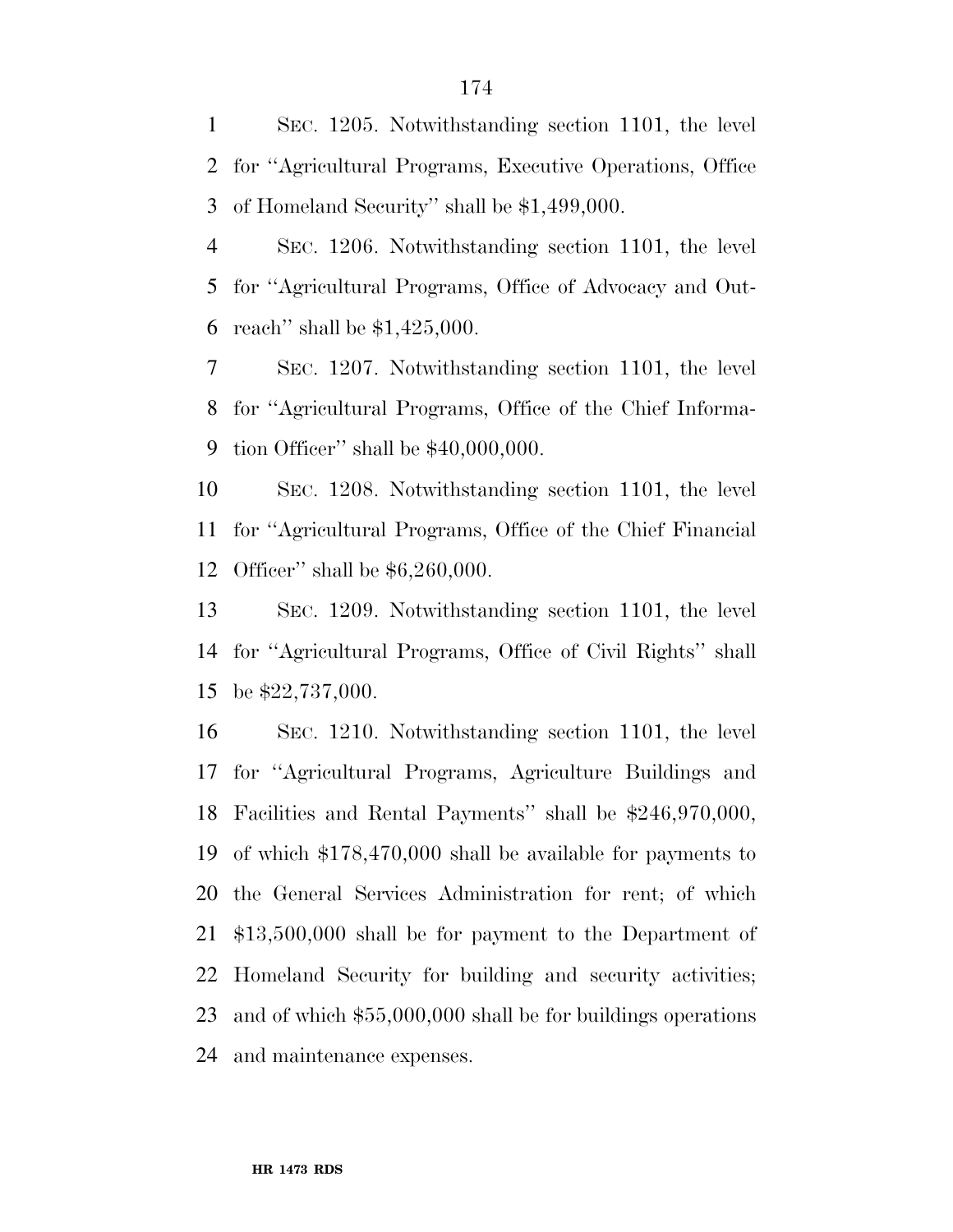SEC. 1205. Notwithstanding section 1101, the level for ''Agricultural Programs, Executive Operations, Office of Homeland Security'' shall be $1,499,000.

SEC. 1206. Notwithstanding section 1101, the level for ''Agricultural Programs, Office of Advocacy and Outreach'' shall be $1,425,000.

SEC. 1207. Notwithstanding section 1101, the level for ''Agricultural Programs, Office of the Chief Information Officer'' shall be $40,000,000.

SEC. 1208. Notwithstanding section 1101, the level for ''Agricultural Programs, Office of the Chief Financial Officer'' shall be $6,260,000.

SEC. 1209. Notwithstanding section 1101, the level for ''Agricultural Programs, Office of Civil Rights'' shall be $22,737,000.

SEC. 1210. Notwithstanding section 1101, the level for ''Agricultural Programs, Agriculture Buildings and Facilities and Rental Payments'' shall be $246,970,000, of which $178,470,000 shall be available for payments to the General Services Administration for rent; of which $13,500,000 shall be for payment to the Department of Homeland Security for building and security activities; and of which $55,000,000 shall be for buildings operations and maintenance expenses.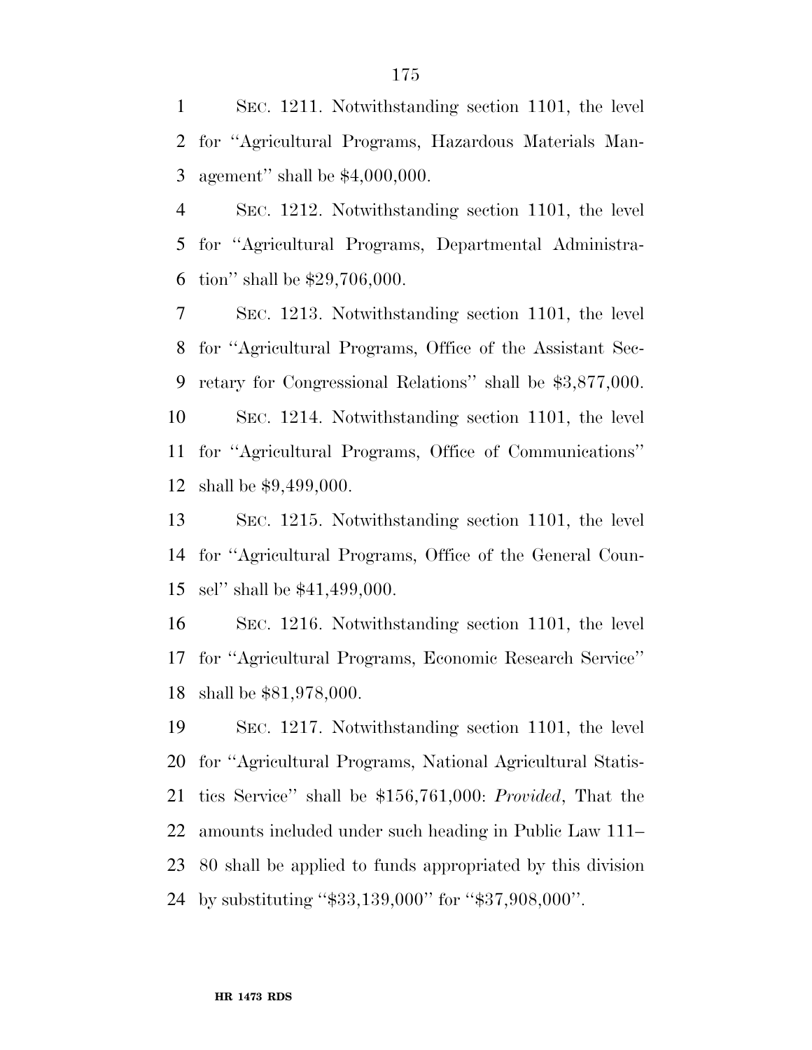SEC. 1211. Notwithstanding section 1101, the level for ''Agricultural Programs, Hazardous Materials Management'' shall be $4,000,000.

SEC. 1212. Notwithstanding section 1101, the level for ''Agricultural Programs, Departmental Administration'' shall be $29,706,000.

SEC. 1213. Notwithstanding section 1101, the level for ''Agricultural Programs, Office of the Assistant Secretary for Congressional Relations'' shall be $3,877,000.

SEC. 1214. Notwithstanding section 1101, the level for ''Agricultural Programs, Office of Communications'' shall be $9,499,000.

SEC. 1215. Notwithstanding section 1101, the level for ''Agricultural Programs, Office of the General Counsel'' shall be $41,499,000.

SEC. 1216. Notwithstanding section 1101, the level for ''Agricultural Programs, Economic Research Service'' shall be $81,978,000.

SEC. 1217. Notwithstanding section 1101, the level for ''Agricultural Programs, National Agricultural Statistics Service'' shall be $156,761,000: *Provided*, That the amounts included under such heading in Public Law 111–80 shall be applied to funds appropriated by this division by substituting ''$33,139,000'' for ''$37,908,000''.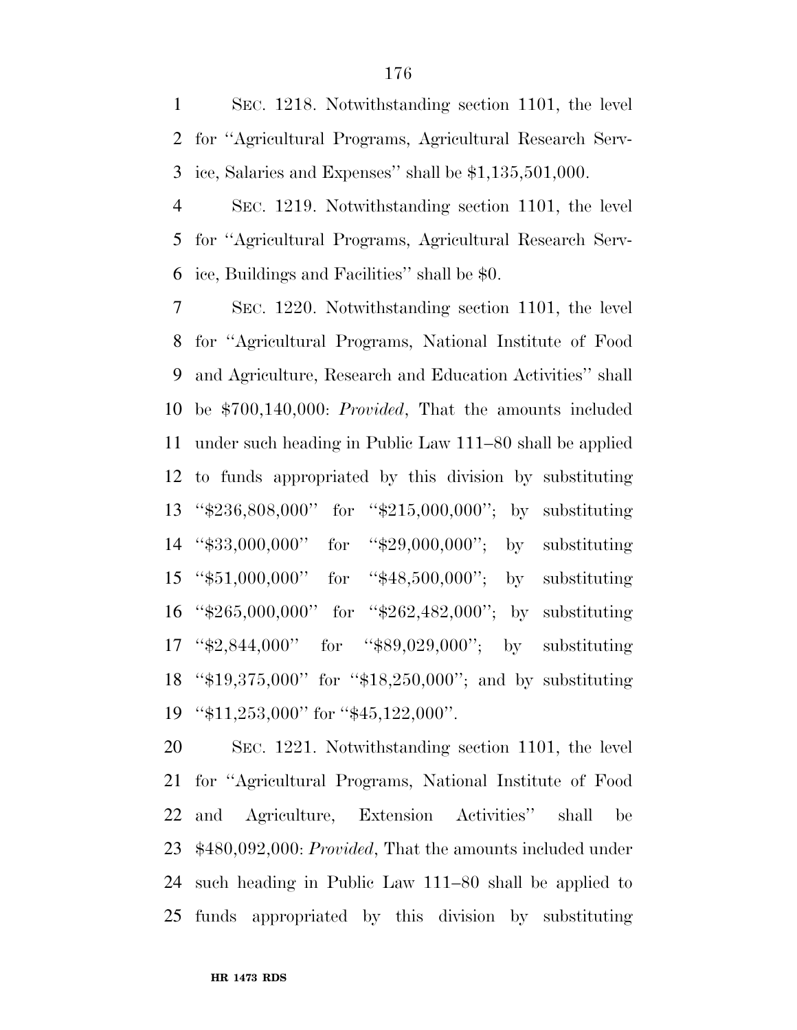SEC. 1218. Notwithstanding section 1101, the level for ''Agricultural Programs, Agricultural Research Service, Salaries and Expenses'' shall be $1,135,501,000.

SEC. 1219. Notwithstanding section 1101, the level for ''Agricultural Programs, Agricultural Research Service, Buildings and Facilities'' shall be $0.

SEC. 1220. Notwithstanding section 1101, the level for ''Agricultural Programs, National Institute of Food and Agriculture, Research and Education Activities'' shall be $700,140,000: *Provided*, That the amounts included under such heading in Public Law 111–80 shall be applied to funds appropriated by this division by substituting ''$236,808,000'' for ''$215,000,000''; by substituting ''$33,000,000'' for ''$29,000,000''; by substituting ''$51,000,000'' for ''$48,500,000''; by substituting ''$265,000,000'' for ''$262,482,000''; by substituting ''$2,844,000'' for ''$89,029,000''; by substituting ''$19,375,000'' for ''$18,250,000''; and by substituting ''$11,253,000'' for ''$45,122,000''.

SEC. 1221. Notwithstanding section 1101, the level for ''Agricultural Programs, National Institute of Food and Agriculture, Extension Activities'' shall be $480,092,000: *Provided*, That the amounts included under such heading in Public Law 111–80 shall be applied to funds appropriated by this division by substituting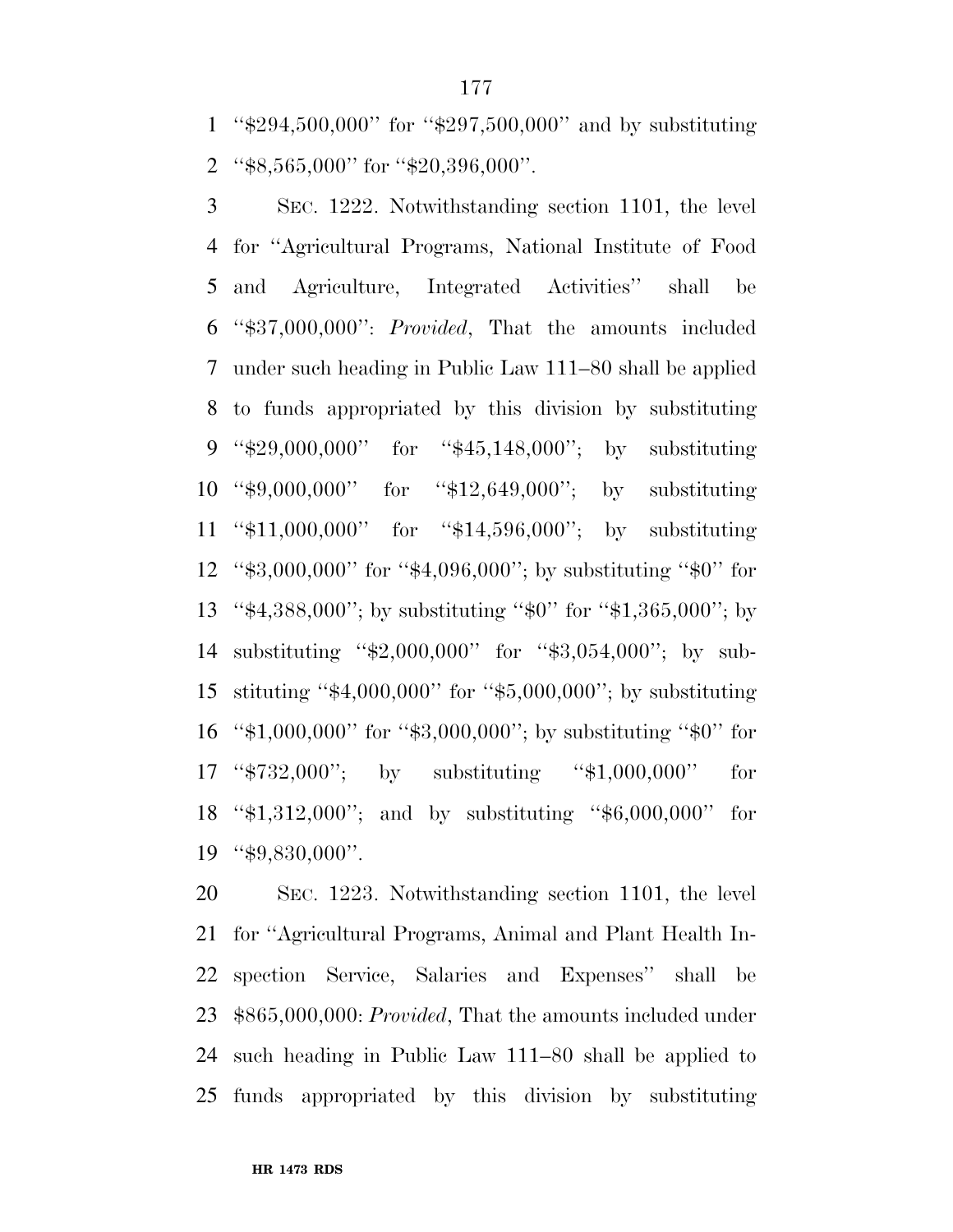"$294,500,000" for "$297,500,000" and by substituting "$8,565,000" for "$20,396,000".

SEC. 1222. Notwithstanding section 1101, the level for "Agricultural Programs, National Institute of Food and Agriculture, Integrated Activities" shall be "$37,000,000": *Provided*, That the amounts included under such heading in Public Law 111–80 shall be applied to funds appropriated by this division by substituting "$29,000,000" for "$45,148,000"; by substituting "$9,000,000" for "$12,649,000"; by substituting "$11,000,000" for "$14,596,000"; by substituting "$3,000,000" for "$4,096,000"; by substituting "$0" for "$4,388,000"; by substituting "$0" for "$1,365,000"; by substituting "$2,000,000" for "$3,054,000"; by substituting "$4,000,000" for "$5,000,000"; by substituting "$1,000,000" for "$3,000,000"; by substituting "$0" for "$732,000"; by substituting "$1,000,000" for "$1,312,000"; and by substituting "$6,000,000" for "$9,830,000".

SEC. 1223. Notwithstanding section 1101, the level for "Agricultural Programs, Animal and Plant Health Inspection Service, Salaries and Expenses" shall be $865,000,000: *Provided*, That the amounts included under such heading in Public Law 111–80 shall be applied to funds appropriated by this division by substituting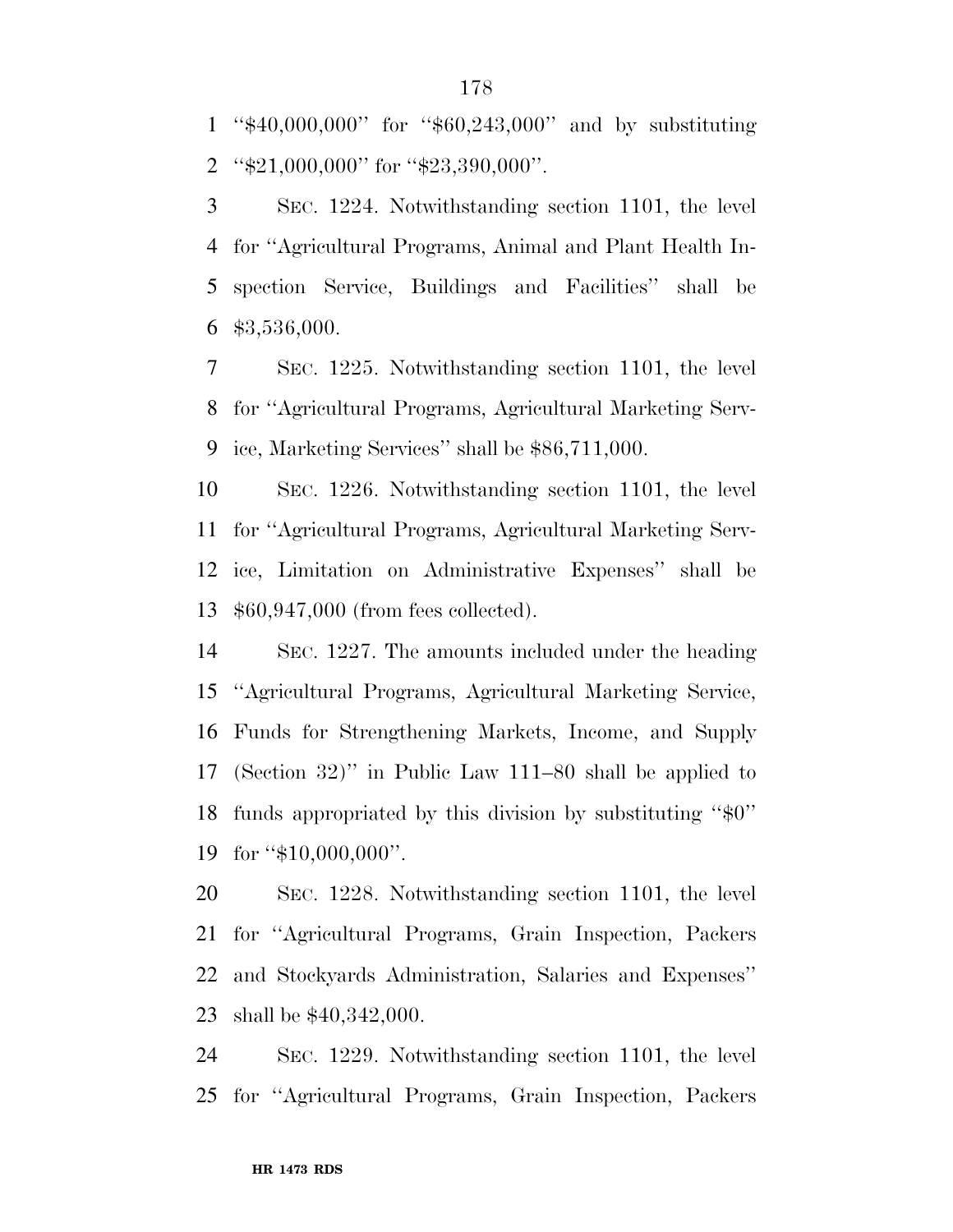''$40,000,000'' for ''$60,243,000'' and by substituting ''$21,000,000'' for ''$23,390,000''.

SEC. 1224. Notwithstanding section 1101, the level for ''Agricultural Programs, Animal and Plant Health Inspection Service, Buildings and Facilities'' shall be $3,536,000.

SEC. 1225. Notwithstanding section 1101, the level for ''Agricultural Programs, Agricultural Marketing Service, Marketing Services'' shall be $86,711,000.

SEC. 1226. Notwithstanding section 1101, the level for ''Agricultural Programs, Agricultural Marketing Service, Limitation on Administrative Expenses'' shall be $60,947,000 (from fees collected).

SEC. 1227. The amounts included under the heading ''Agricultural Programs, Agricultural Marketing Service, Funds for Strengthening Markets, Income, and Supply (Section 32)'' in Public Law 111–80 shall be applied to funds appropriated by this division by substituting ''$0'' for ''$10,000,000''.

SEC. 1228. Notwithstanding section 1101, the level for ''Agricultural Programs, Grain Inspection, Packers and Stockyards Administration, Salaries and Expenses'' shall be $40,342,000.

SEC. 1229. Notwithstanding section 1101, the level for ''Agricultural Programs, Grain Inspection, Packers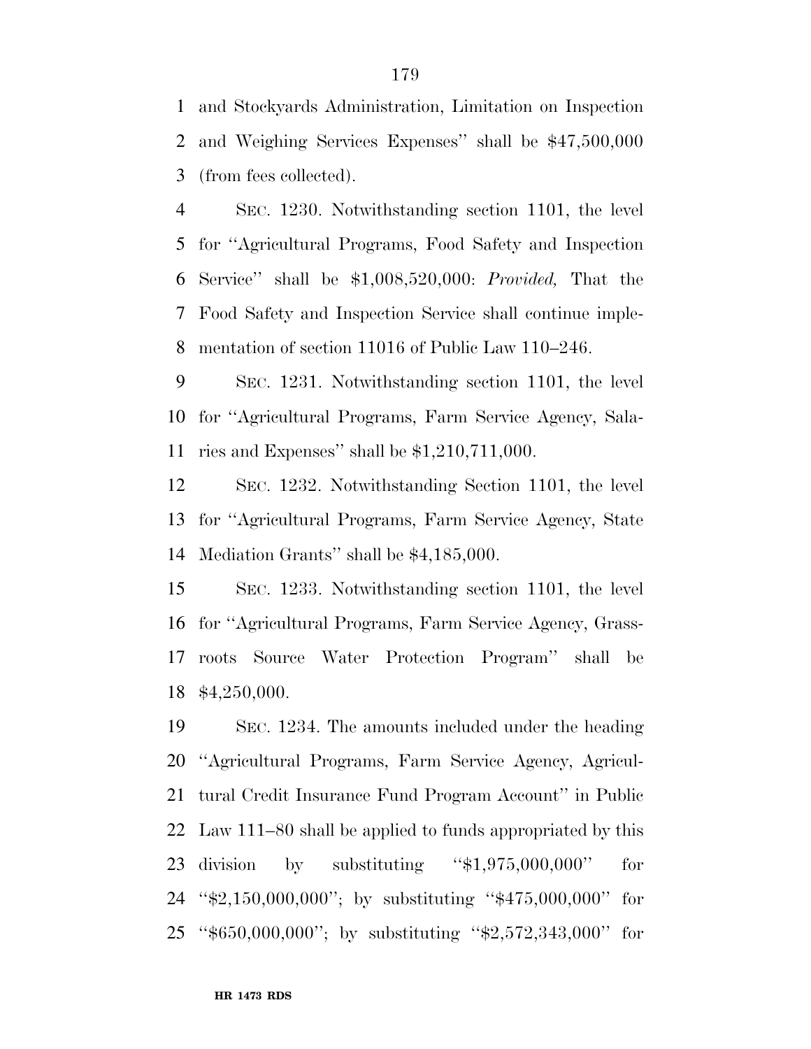and Stockyards Administration, Limitation on Inspection and Weighing Services Expenses'' shall be $47,500,000 (from fees collected).

SEC. 1230. Notwithstanding section 1101, the level for ''Agricultural Programs, Food Safety and Inspection Service'' shall be $1,008,520,000: *Provided,* That the Food Safety and Inspection Service shall continue implementation of section 11016 of Public Law 110–246.

SEC. 1231. Notwithstanding section 1101, the level for ''Agricultural Programs, Farm Service Agency, Salaries and Expenses'' shall be $1,210,711,000.

SEC. 1232. Notwithstanding Section 1101, the level for ''Agricultural Programs, Farm Service Agency, State Mediation Grants'' shall be $4,185,000.

SEC. 1233. Notwithstanding section 1101, the level for ''Agricultural Programs, Farm Service Agency, Grassroots Source Water Protection Program'' shall be $4,250,000.

SEC. 1234. The amounts included under the heading ''Agricultural Programs, Farm Service Agency, Agricultural Credit Insurance Fund Program Account'' in Public Law 111–80 shall be applied to funds appropriated by this division by substituting ''$1,975,000,000'' for ''$2,150,000,000''; by substituting ''$475,000,000'' for ''$650,000,000''; by substituting ''$2,572,343,000'' for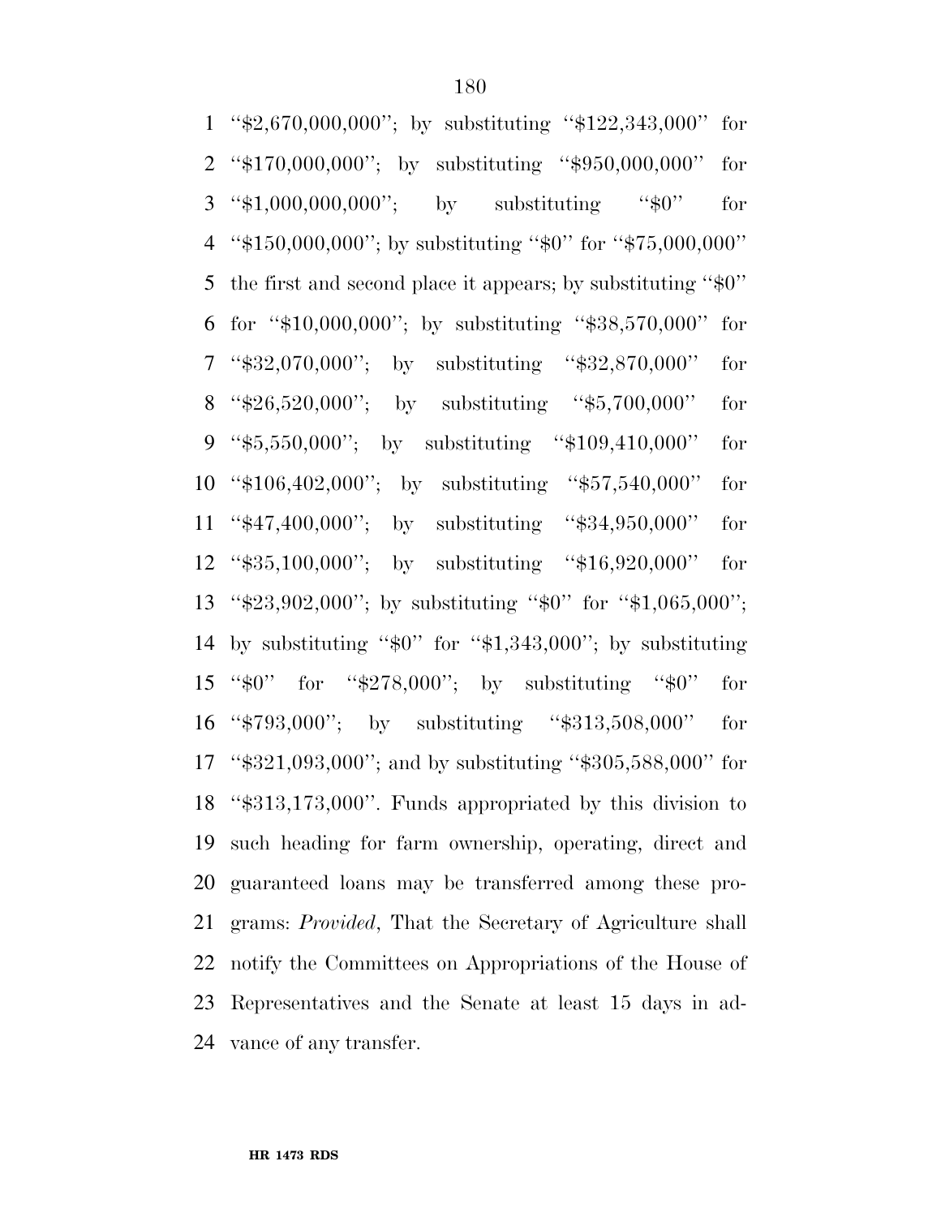''$2,670,000,000''; by substituting ''$122,343,000'' for ''$170,000,000''; by substituting ''$950,000,000'' for ''$1,000,000,000''; by substituting ''$0'' for ''$150,000,000''; by substituting ''$0'' for ''$75,000,000'' the first and second place it appears; by substituting ''$0'' for ''$10,000,000''; by substituting ''$38,570,000'' for ''$32,070,000''; by substituting ''$32,870,000'' for ''$26,520,000''; by substituting ''$5,700,000'' for ''$5,550,000''; by substituting ''$109,410,000'' for ''$106,402,000''; by substituting ''$57,540,000'' for ''$47,400,000''; by substituting ''$34,950,000'' for ''$35,100,000''; by substituting ''$16,920,000'' for ''$23,902,000''; by substituting ''$0'' for ''$1,065,000''; by substituting ''$0'' for ''$1,343,000''; by substituting ''$0'' for ''$278,000''; by substituting ''$0'' for ''$793,000''; by substituting ''$313,508,000'' for ''$321,093,000''; and by substituting ''$305,588,000'' for ''$313,173,000''. Funds appropriated by this division to such heading for farm ownership, operating, direct and guaranteed loans may be transferred among these programs: *Provided*, That the Secretary of Agriculture shall notify the Committees on Appropriations of the House of Representatives and the Senate at least 15 days in advance of any transfer.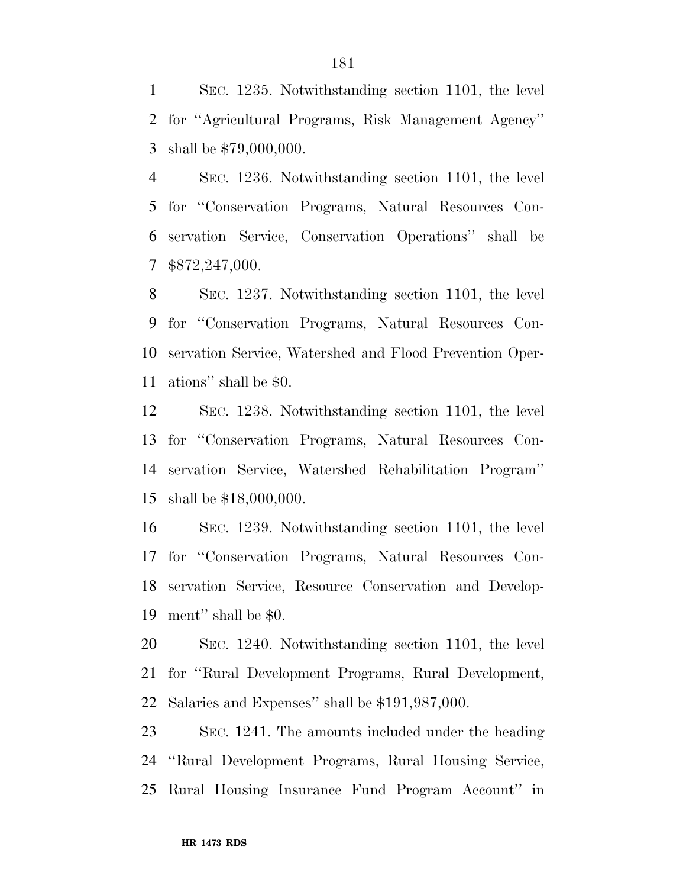SEC. 1235. Notwithstanding section 1101, the level for ''Agricultural Programs, Risk Management Agency'' shall be $79,000,000.

SEC. 1236. Notwithstanding section 1101, the level for ''Conservation Programs, Natural Resources Conservation Service, Conservation Operations'' shall be $872,247,000.

SEC. 1237. Notwithstanding section 1101, the level for ''Conservation Programs, Natural Resources Conservation Service, Watershed and Flood Prevention Operations'' shall be $0.

SEC. 1238. Notwithstanding section 1101, the level for ''Conservation Programs, Natural Resources Conservation Service, Watershed Rehabilitation Program'' shall be $18,000,000.

SEC. 1239. Notwithstanding section 1101, the level for ''Conservation Programs, Natural Resources Conservation Service, Resource Conservation and Development'' shall be $0.

SEC. 1240. Notwithstanding section 1101, the level for ''Rural Development Programs, Rural Development, Salaries and Expenses'' shall be $191,987,000.

SEC. 1241. The amounts included under the heading ''Rural Development Programs, Rural Housing Service, Rural Housing Insurance Fund Program Account'' in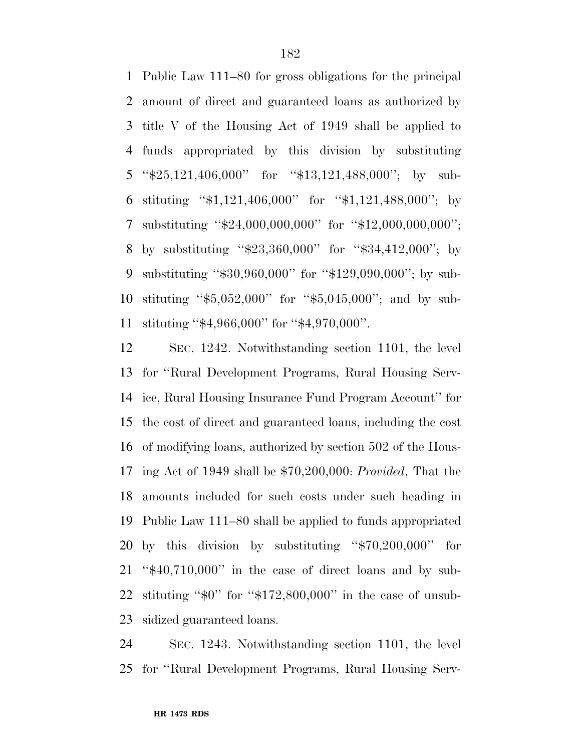Public Law 111–80 for gross obligations for the principal amount of direct and guaranteed loans as authorized by title V of the Housing Act of 1949 shall be applied to funds appropriated by this division by substituting ''$25,121,406,000'' for ''$13,121,488,000''; by substituting ''$1,121,406,000'' for ''$1,121,488,000''; by substituting ''$24,000,000,000'' for ''$12,000,000,000''; by substituting ''$23,360,000'' for ''$34,412,000''; by substituting ''$30,960,000'' for ''$129,090,000''; by substituting ''$5,052,000'' for ''$5,045,000''; and by substituting ''$4,966,000'' for ''$4,970,000''.

SEC. 1242. Notwithstanding section 1101, the level for ''Rural Development Programs, Rural Housing Service, Rural Housing Insurance Fund Program Account'' for the cost of direct and guaranteed loans, including the cost of modifying loans, authorized by section 502 of the Housing Act of 1949 shall be $70,200,000: *Provided*, That the amounts included for such costs under such heading in Public Law 111–80 shall be applied to funds appropriated by this division by substituting ''$70,200,000'' for ''$40,710,000'' in the case of direct loans and by substituting ''$0'' for ''$172,800,000'' in the case of unsubsidized guaranteed loans.

SEC. 1243. Notwithstanding section 1101, the level for ''Rural Development Programs, Rural Housing Serv-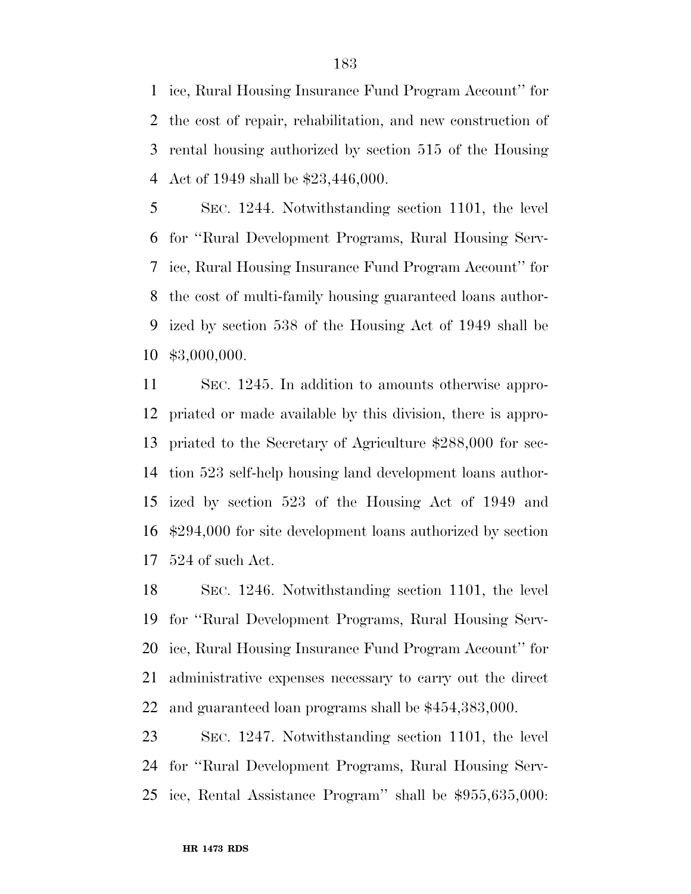ice, Rural Housing Insurance Fund Program Account'' for the cost of repair, rehabilitation, and new construction of rental housing authorized by section 515 of the Housing Act of 1949 shall be $23,446,000.

SEC. 1244. Notwithstanding section 1101, the level for ''Rural Development Programs, Rural Housing Service, Rural Housing Insurance Fund Program Account'' for the cost of multi-family housing guaranteed loans authorized by section 538 of the Housing Act of 1949 shall be $3,000,000.

SEC. 1245. In addition to amounts otherwise appropriated or made available by this division, there is appropriated to the Secretary of Agriculture $288,000 for section 523 self-help housing land development loans authorized by section 523 of the Housing Act of 1949 and $294,000 for site development loans authorized by section 524 of such Act.

SEC. 1246. Notwithstanding section 1101, the level for ''Rural Development Programs, Rural Housing Service, Rural Housing Insurance Fund Program Account'' for administrative expenses necessary to carry out the direct and guaranteed loan programs shall be $454,383,000.

SEC. 1247. Notwithstanding section 1101, the level for ''Rural Development Programs, Rural Housing Service, Rental Assistance Program'' shall be $955,635,000: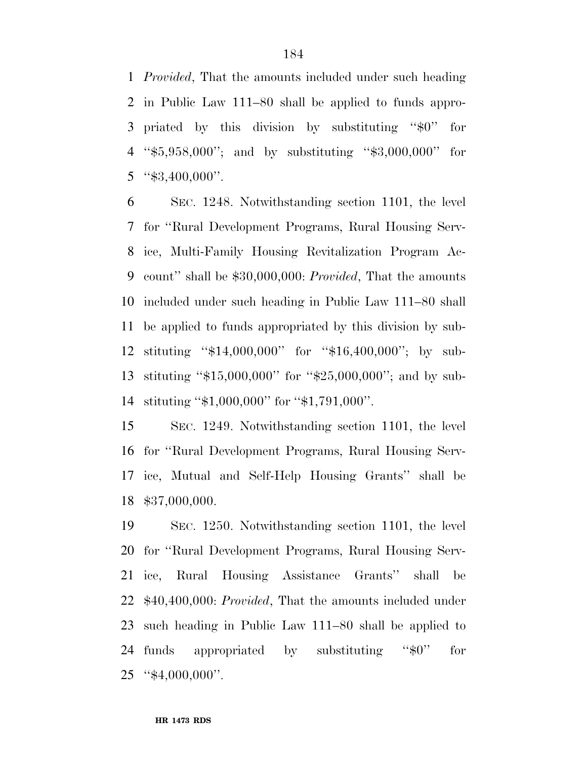*Provided*, That the amounts included under such heading in Public Law 111–80 shall be applied to funds appropriated by this division by substituting ''$0'' for ''$5,958,000''; and by substituting ''$3,000,000'' for ''$3,400,000''.

SEC. 1248. Notwithstanding section 1101, the level for ''Rural Development Programs, Rural Housing Service, Multi-Family Housing Revitalization Program Account'' shall be $30,000,000: *Provided*, That the amounts included under such heading in Public Law 111–80 shall be applied to funds appropriated by this division by substituting ''$14,000,000'' for ''$16,400,000''; by substituting ''$15,000,000'' for ''$25,000,000''; and by substituting ''$1,000,000'' for ''$1,791,000''.

SEC. 1249. Notwithstanding section 1101, the level for ''Rural Development Programs, Rural Housing Service, Mutual and Self-Help Housing Grants'' shall be $37,000,000.

SEC. 1250. Notwithstanding section 1101, the level for ''Rural Development Programs, Rural Housing Service, Rural Housing Assistance Grants'' shall be $40,400,000: *Provided*, That the amounts included under such heading in Public Law 111–80 shall be applied to funds appropriated by substituting ''$0'' for ''$4,000,000''.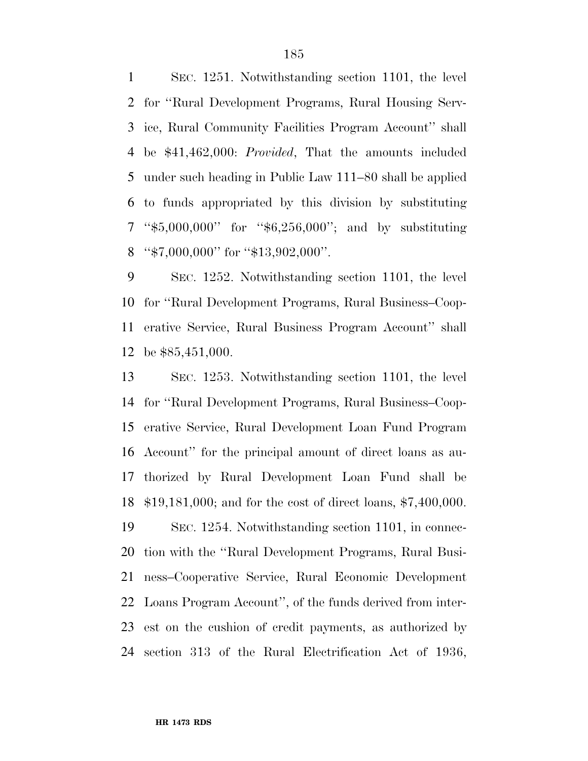SEC. 1251. Notwithstanding section 1101, the level for ''Rural Development Programs, Rural Housing Service, Rural Community Facilities Program Account'' shall be $41,462,000: *Provided*, That the amounts included under such heading in Public Law 111–80 shall be applied to funds appropriated by this division by substituting ''$5,000,000'' for ''$6,256,000''; and by substituting ''$7,000,000'' for ''$13,902,000''.

SEC. 1252. Notwithstanding section 1101, the level for ''Rural Development Programs, Rural Business–Cooperative Service, Rural Business Program Account'' shall be $85,451,000.

SEC. 1253. Notwithstanding section 1101, the level for ''Rural Development Programs, Rural Business–Cooperative Service, Rural Development Loan Fund Program Account'' for the principal amount of direct loans as authorized by Rural Development Loan Fund shall be $19,181,000; and for the cost of direct loans, $7,400,000.

SEC. 1254. Notwithstanding section 1101, in connection with the ''Rural Development Programs, Rural Business–Cooperative Service, Rural Economic Development Loans Program Account'', of the funds derived from interest on the cushion of credit payments, as authorized by section 313 of the Rural Electrification Act of 1936,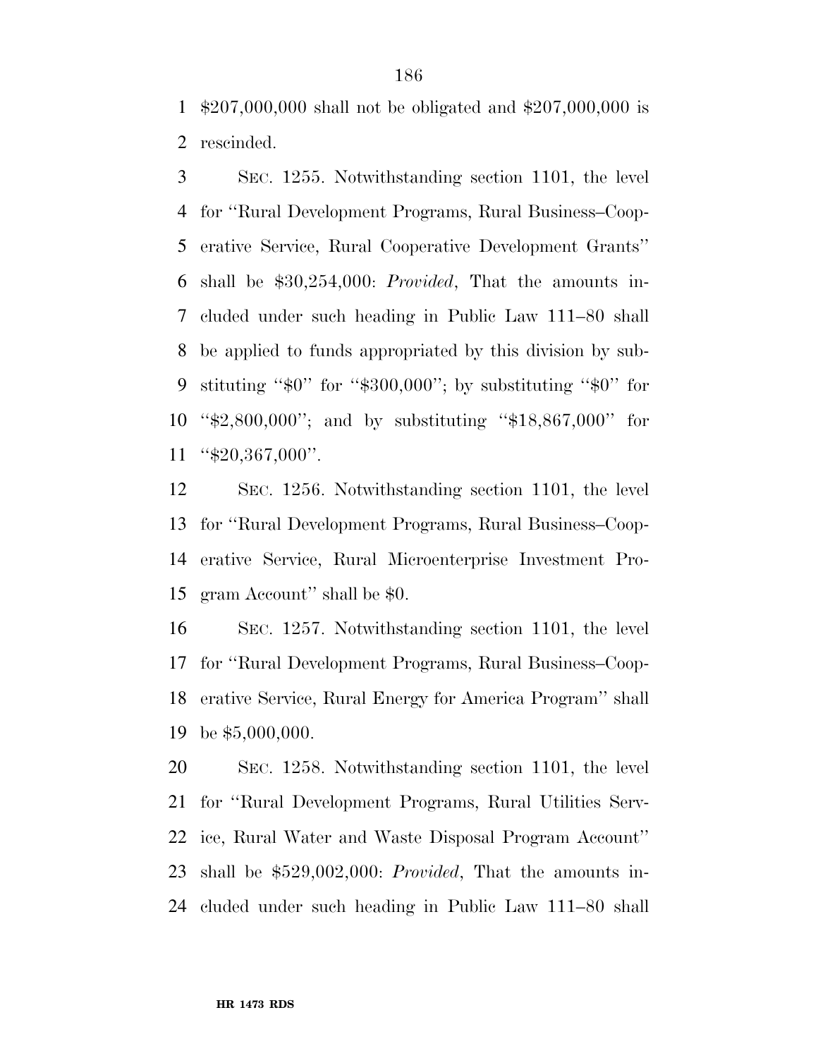$207,000,000 shall not be obligated and $207,000,000 is rescinded.

SEC. 1255. Notwithstanding section 1101, the level for ''Rural Development Programs, Rural Business–Cooperative Service, Rural Cooperative Development Grants'' shall be $30,254,000: *Provided*, That the amounts included under such heading in Public Law 111–80 shall be applied to funds appropriated by this division by substituting ''$0'' for ''$300,000''; by substituting ''$0'' for ''$2,800,000''; and by substituting ''$18,867,000'' for ''$20,367,000''.

SEC. 1256. Notwithstanding section 1101, the level for ''Rural Development Programs, Rural Business–Cooperative Service, Rural Microenterprise Investment Program Account'' shall be $0.

SEC. 1257. Notwithstanding section 1101, the level for ''Rural Development Programs, Rural Business–Cooperative Service, Rural Energy for America Program'' shall be $5,000,000.

SEC. 1258. Notwithstanding section 1101, the level for ''Rural Development Programs, Rural Utilities Service, Rural Water and Waste Disposal Program Account'' shall be $529,002,000: *Provided*, That the amounts included under such heading in Public Law 111–80 shall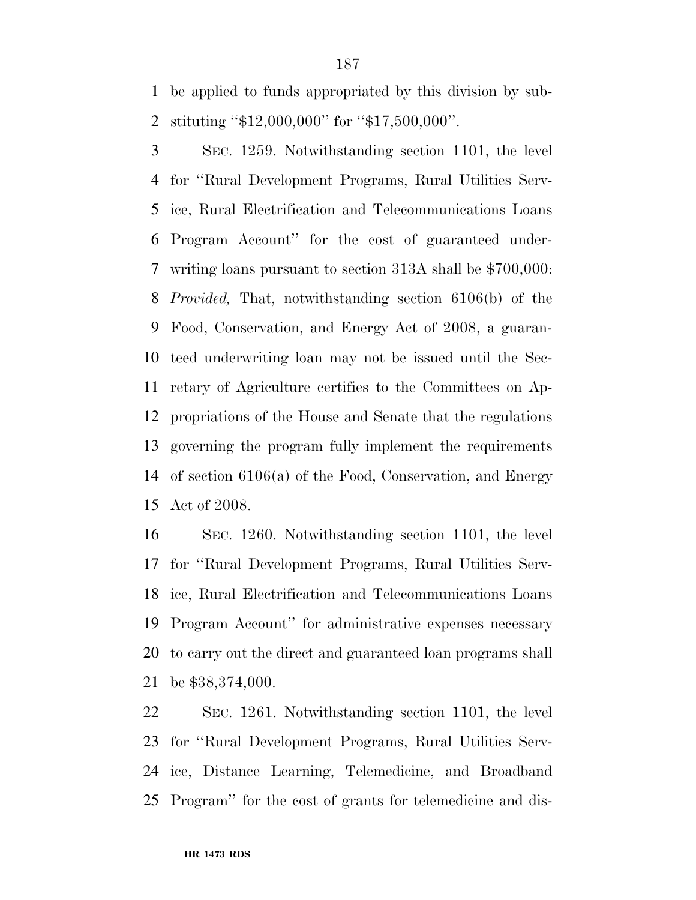be applied to funds appropriated by this division by substituting ''$12,000,000'' for ''$17,500,000''.

SEC. 1259. Notwithstanding section 1101, the level for ''Rural Development Programs, Rural Utilities Service, Rural Electrification and Telecommunications Loans Program Account'' for the cost of guaranteed underwriting loans pursuant to section 313A shall be $700,000: *Provided,* That, notwithstanding section 6106(b) of the Food, Conservation, and Energy Act of 2008, a guaranteed underwriting loan may not be issued until the Secretary of Agriculture certifies to the Committees on Appropriations of the House and Senate that the regulations governing the program fully implement the requirements of section 6106(a) of the Food, Conservation, and Energy Act of 2008.

SEC. 1260. Notwithstanding section 1101, the level for ''Rural Development Programs, Rural Utilities Service, Rural Electrification and Telecommunications Loans Program Account'' for administrative expenses necessary to carry out the direct and guaranteed loan programs shall be $38,374,000.

SEC. 1261. Notwithstanding section 1101, the level for ''Rural Development Programs, Rural Utilities Service, Distance Learning, Telemedicine, and Broadband Program'' for the cost of grants for telemedicine and dis-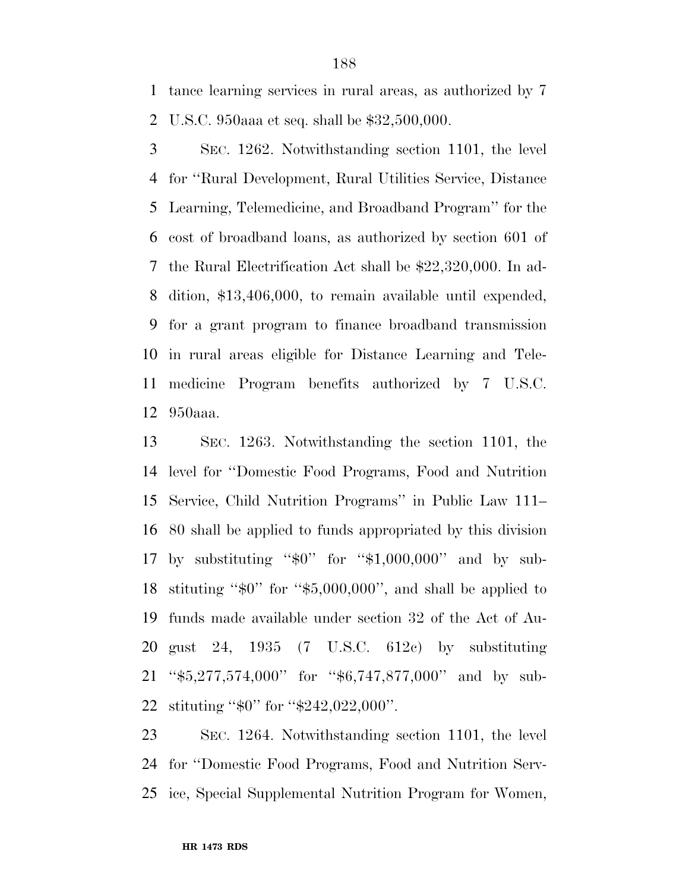tance learning services in rural areas, as authorized by 7 U.S.C. 950aaa et seq. shall be $32,500,000.

SEC. 1262. Notwithstanding section 1101, the level for ''Rural Development, Rural Utilities Service, Distance Learning, Telemedicine, and Broadband Program'' for the cost of broadband loans, as authorized by section 601 of the Rural Electrification Act shall be $22,320,000. In addition, $13,406,000, to remain available until expended, for a grant program to finance broadband transmission in rural areas eligible for Distance Learning and Telemedicine Program benefits authorized by 7 U.S.C. 950aaa.

SEC. 1263. Notwithstanding the section 1101, the level for ''Domestic Food Programs, Food and Nutrition Service, Child Nutrition Programs'' in Public Law 111–80 shall be applied to funds appropriated by this division by substituting ''$0'' for ''$1,000,000'' and by substituting ''$0'' for ''$5,000,000'', and shall be applied to funds made available under section 32 of the Act of August 24, 1935 (7 U.S.C. 612c) by substituting ''$5,277,574,000'' for ''$6,747,877,000'' and by substituting ''$0'' for ''$242,022,000''.

SEC. 1264. Notwithstanding section 1101, the level for ''Domestic Food Programs, Food and Nutrition Service, Special Supplemental Nutrition Program for Women,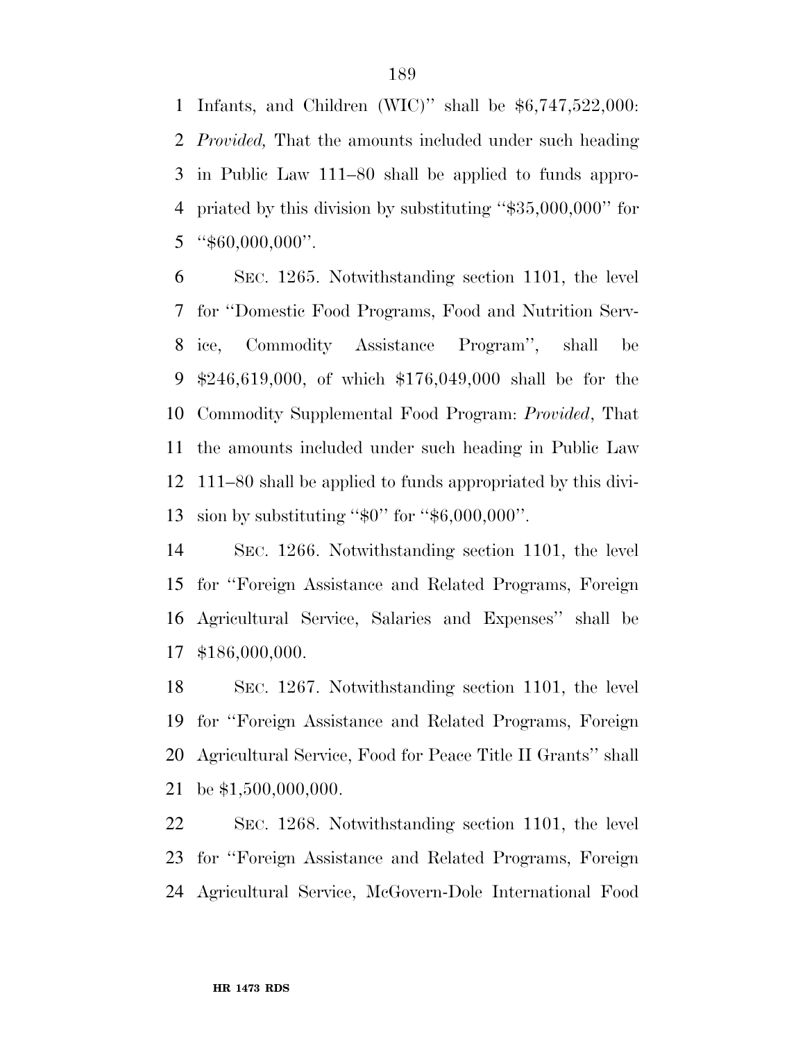Infants, and Children (WIC)'' shall be $6,747,522,000: *Provided,* That the amounts included under such heading in Public Law 111–80 shall be applied to funds appropriated by this division by substituting ''$35,000,000'' for ''$60,000,000''.

SEC. 1265. Notwithstanding section 1101, the level for ''Domestic Food Programs, Food and Nutrition Service, Commodity Assistance Program'', shall be $246,619,000, of which $176,049,000 shall be for the Commodity Supplemental Food Program: *Provided*, That the amounts included under such heading in Public Law 111–80 shall be applied to funds appropriated by this division by substituting ''$0'' for ''$6,000,000''.

SEC. 1266. Notwithstanding section 1101, the level for ''Foreign Assistance and Related Programs, Foreign Agricultural Service, Salaries and Expenses'' shall be $186,000,000.

SEC. 1267. Notwithstanding section 1101, the level for ''Foreign Assistance and Related Programs, Foreign Agricultural Service, Food for Peace Title II Grants'' shall be $1,500,000,000.

SEC. 1268. Notwithstanding section 1101, the level for ''Foreign Assistance and Related Programs, Foreign Agricultural Service, McGovern-Dole International Food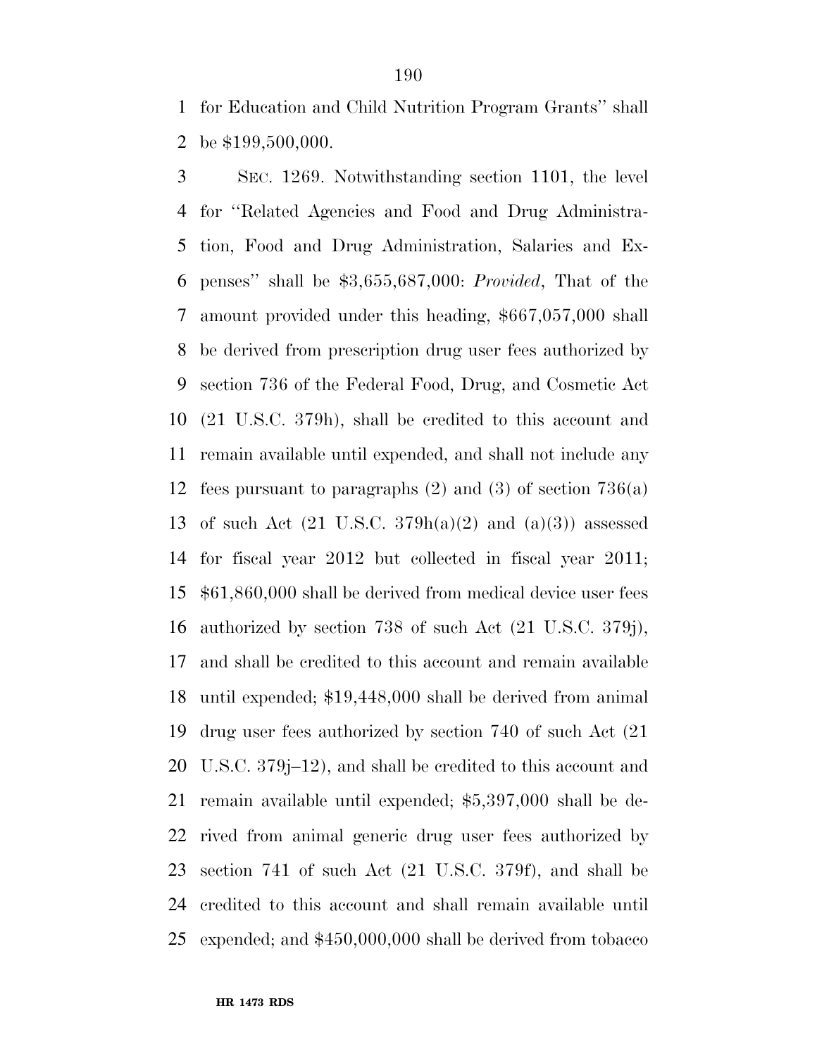for Education and Child Nutrition Program Grants'' shall be $199,500,000.

SEC. 1269. Notwithstanding section 1101, the level for ''Related Agencies and Food and Drug Administration, Food and Drug Administration, Salaries and Expenses'' shall be $3,655,687,000: *Provided*, That of the amount provided under this heading, $667,057,000 shall be derived from prescription drug user fees authorized by section 736 of the Federal Food, Drug, and Cosmetic Act (21 U.S.C. 379h), shall be credited to this account and remain available until expended, and shall not include any fees pursuant to paragraphs (2) and (3) of section 736(a) of such Act (21 U.S.C. 379h(a)(2) and (a)(3)) assessed for fiscal year 2012 but collected in fiscal year 2011; $61,860,000 shall be derived from medical device user fees authorized by section 738 of such Act (21 U.S.C. 379j), and shall be credited to this account and remain available until expended; $19,448,000 shall be derived from animal drug user fees authorized by section 740 of such Act (21 U.S.C. 379j–12), and shall be credited to this account and remain available until expended; $5,397,000 shall be derived from animal generic drug user fees authorized by section 741 of such Act (21 U.S.C. 379f), and shall be credited to this account and shall remain available until expended; and $450,000,000 shall be derived from tobacco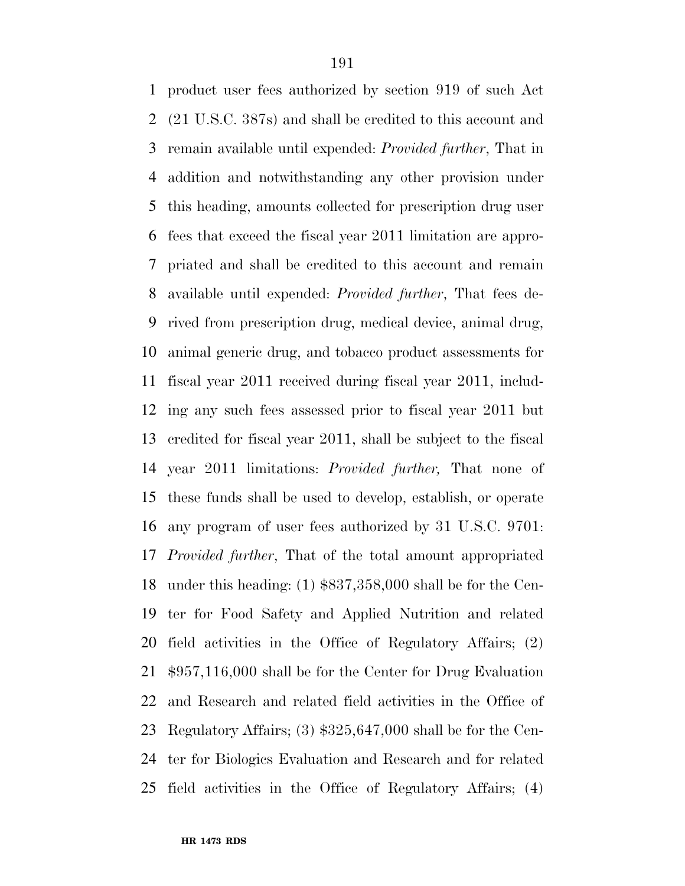product user fees authorized by section 919 of such Act (21 U.S.C. 387s) and shall be credited to this account and remain available until expended: *Provided further*, That in addition and notwithstanding any other provision under this heading, amounts collected for prescription drug user fees that exceed the fiscal year 2011 limitation are appropriated and shall be credited to this account and remain available until expended: *Provided further*, That fees derived from prescription drug, medical device, animal drug, animal generic drug, and tobacco product assessments for fiscal year 2011 received during fiscal year 2011, including any such fees assessed prior to fiscal year 2011 but credited for fiscal year 2011, shall be subject to the fiscal year 2011 limitations: *Provided further,* That none of these funds shall be used to develop, establish, or operate any program of user fees authorized by 31 U.S.C. 9701: *Provided further*, That of the total amount appropriated under this heading: (1) $837,358,000 shall be for the Center for Food Safety and Applied Nutrition and related field activities in the Office of Regulatory Affairs; (2) $957,116,000 shall be for the Center for Drug Evaluation and Research and related field activities in the Office of Regulatory Affairs; (3) $325,647,000 shall be for the Center for Biologics Evaluation and Research and for related field activities in the Office of Regulatory Affairs; (4)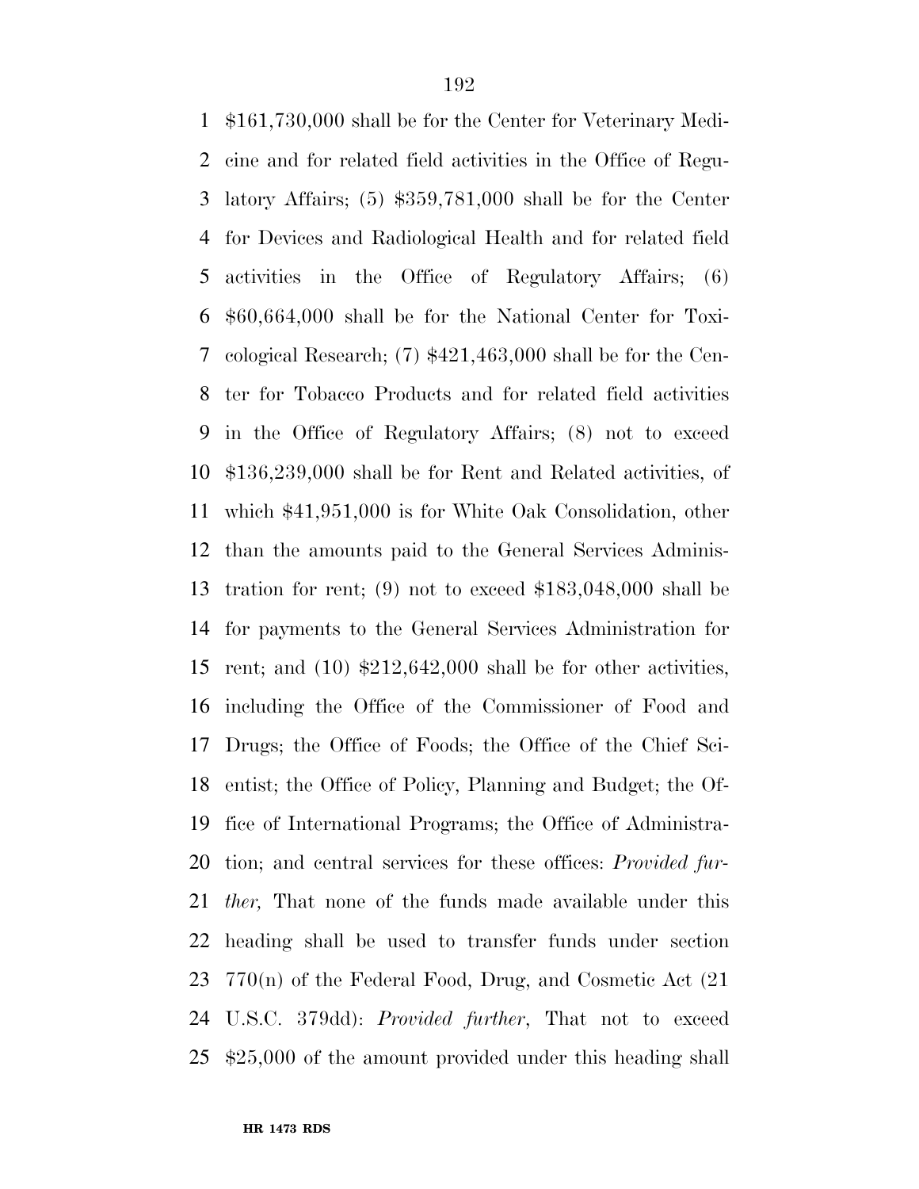$161,730,000 shall be for the Center for Veterinary Medicine and for related field activities in the Office of Regulatory Affairs; (5) $359,781,000 shall be for the Center for Devices and Radiological Health and for related field activities in the Office of Regulatory Affairs; (6) $60,664,000 shall be for the National Center for Toxicological Research; (7) $421,463,000 shall be for the Center for Tobacco Products and for related field activities in the Office of Regulatory Affairs; (8) not to exceed $136,239,000 shall be for Rent and Related activities, of which $41,951,000 is for White Oak Consolidation, other than the amounts paid to the General Services Administration for rent; (9) not to exceed $183,048,000 shall be for payments to the General Services Administration for rent; and (10) $212,642,000 shall be for other activities, including the Office of the Commissioner of Food and Drugs; the Office of Foods; the Office of the Chief Scientist; the Office of Policy, Planning and Budget; the Office of International Programs; the Office of Administration; and central services for these offices: *Provided further,* That none of the funds made available under this heading shall be used to transfer funds under section 770(n) of the Federal Food, Drug, and Cosmetic Act (21 U.S.C. 379dd): *Provided further*, That not to exceed $25,000 of the amount provided under this heading shall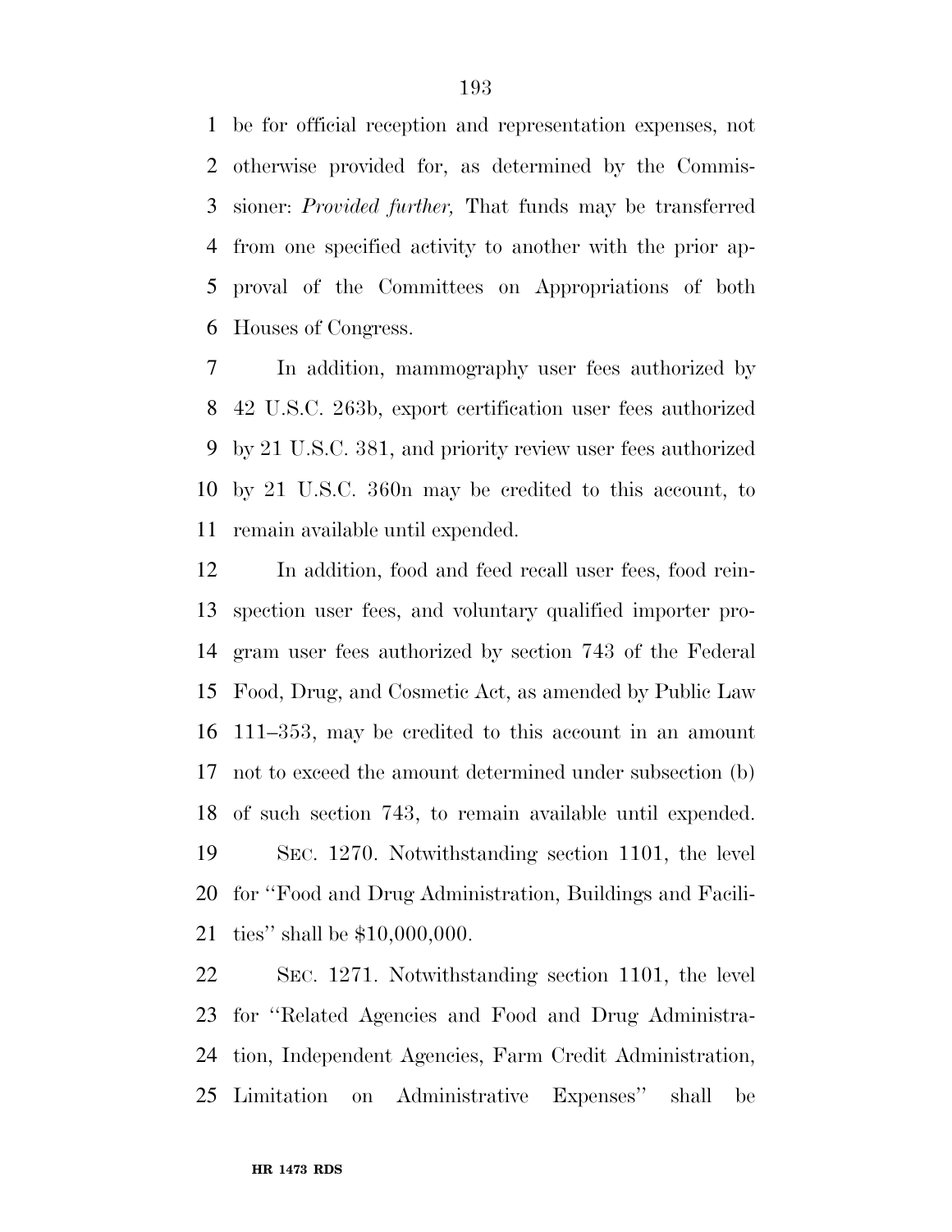be for official reception and representation expenses, not otherwise provided for, as determined by the Commissioner: *Provided further,* That funds may be transferred from one specified activity to another with the prior approval of the Committees on Appropriations of both Houses of Congress.

In addition, mammography user fees authorized by 42 U.S.C. 263b, export certification user fees authorized by 21 U.S.C. 381, and priority review user fees authorized by 21 U.S.C. 360n may be credited to this account, to remain available until expended.

In addition, food and feed recall user fees, food reinspection user fees, and voluntary qualified importer program user fees authorized by section 743 of the Federal Food, Drug, and Cosmetic Act, as amended by Public Law 111–353, may be credited to this account in an amount not to exceed the amount determined under subsection (b) of such section 743, to remain available until expended.

SEC. 1270. Notwithstanding section 1101, the level for "Food and Drug Administration, Buildings and Facilities" shall be $10,000,000.

SEC. 1271. Notwithstanding section 1101, the level for "Related Agencies and Food and Drug Administration, Independent Agencies, Farm Credit Administration, Limitation on Administrative Expenses" shall be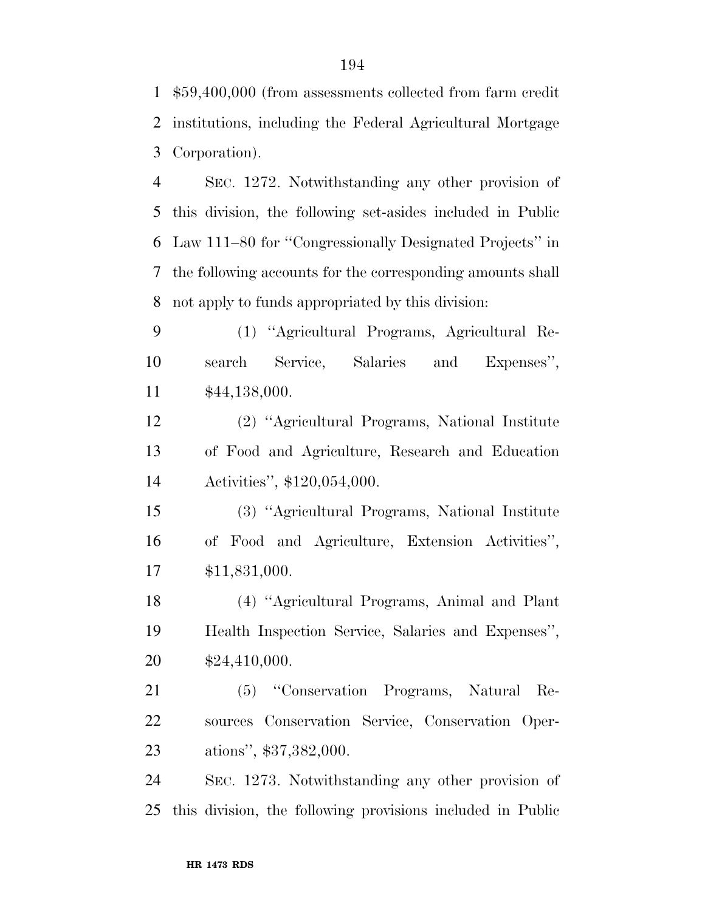$59,400,000 (from assessments collected from farm credit institutions, including the Federal Agricultural Mortgage Corporation).

SEC. 1272. Notwithstanding any other provision of this division, the following set-asides included in Public Law 111–80 for ''Congressionally Designated Projects'' in the following accounts for the corresponding amounts shall not apply to funds appropriated by this division:

(1) ''Agricultural Programs, Agricultural Research Service, Salaries and Expenses'', $44,138,000.

(2) ''Agricultural Programs, National Institute of Food and Agriculture, Research and Education Activities'', $120,054,000.

(3) ''Agricultural Programs, National Institute of Food and Agriculture, Extension Activities'', $11,831,000.

(4) ''Agricultural Programs, Animal and Plant Health Inspection Service, Salaries and Expenses'', $24,410,000.

(5) ''Conservation Programs, Natural Resources Conservation Service, Conservation Operations'', $37,382,000.

SEC. 1273. Notwithstanding any other provision of this division, the following provisions included in Public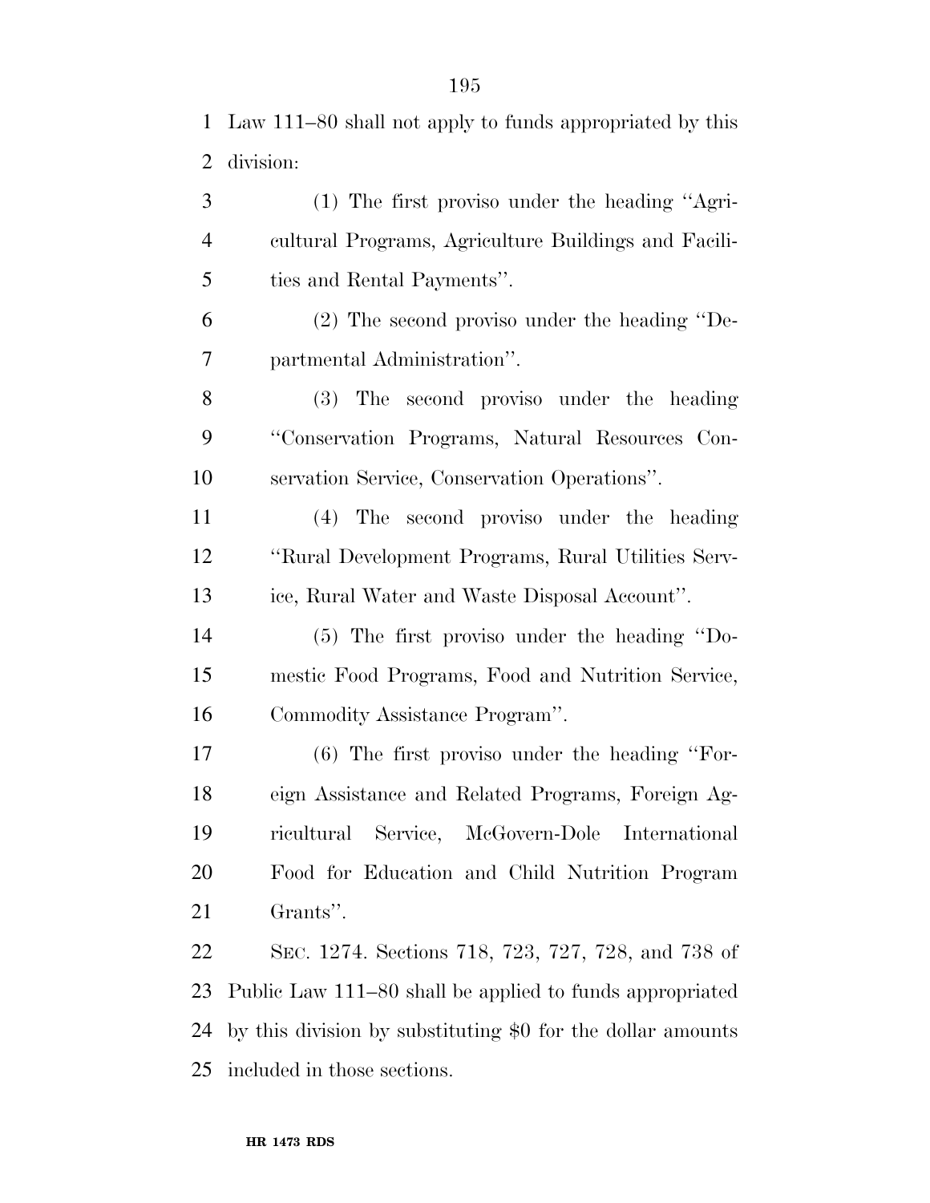Law 111–80 shall not apply to funds appropriated by this division:

(1) The first proviso under the heading ''Agricultural Programs, Agriculture Buildings and Facilities and Rental Payments''.

(2) The second proviso under the heading ''Departmental Administration''.

(3) The second proviso under the heading ''Conservation Programs, Natural Resources Conservation Service, Conservation Operations''.

(4) The second proviso under the heading ''Rural Development Programs, Rural Utilities Service, Rural Water and Waste Disposal Account''.

(5) The first proviso under the heading ''Domestic Food Programs, Food and Nutrition Service, Commodity Assistance Program''.

(6) The first proviso under the heading ''Foreign Assistance and Related Programs, Foreign Agricultural Service, McGovern-Dole International Food for Education and Child Nutrition Program Grants''.

SEC. 1274. Sections 718, 723, 727, 728, and 738 of Public Law 111–80 shall be applied to funds appropriated by this division by substituting $0 for the dollar amounts included in those sections.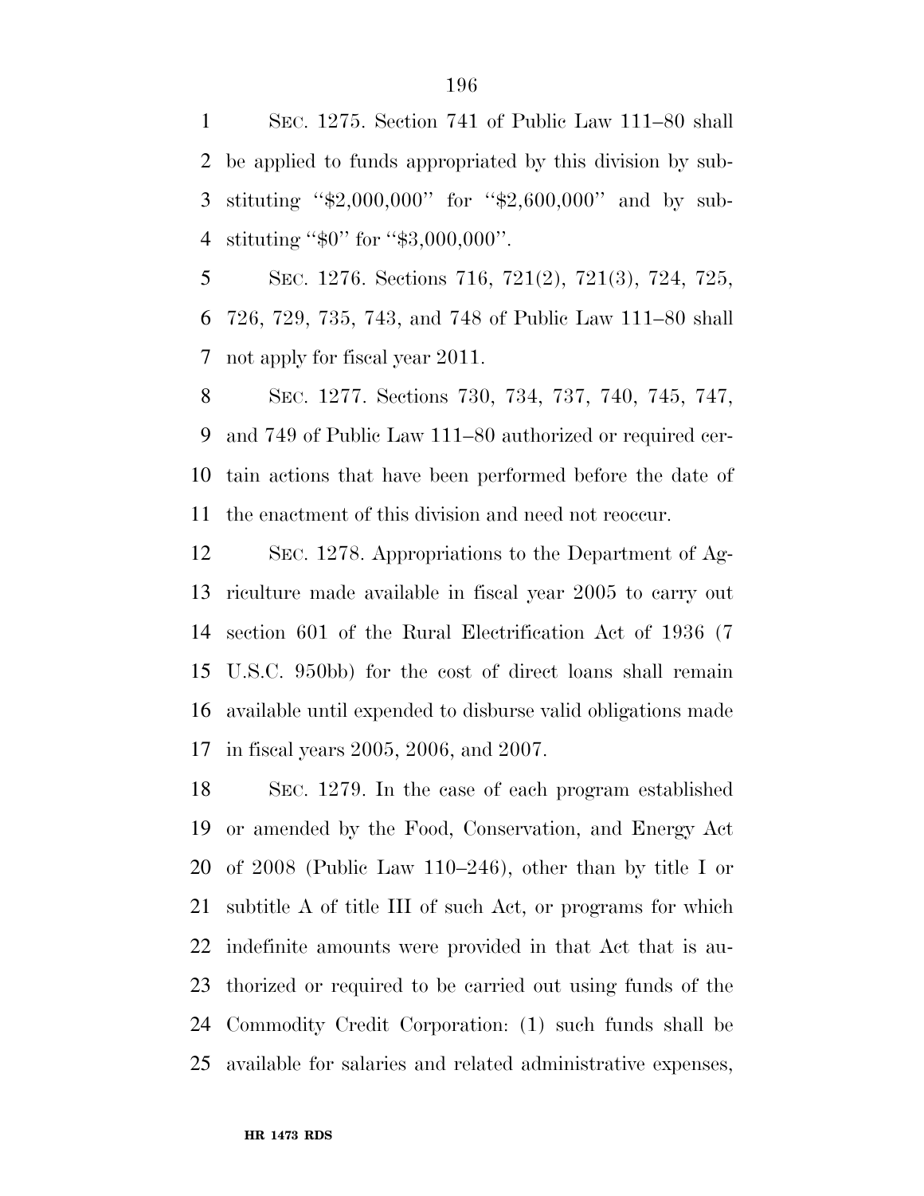SEC. 1275. Section 741 of Public Law 111–80 shall be applied to funds appropriated by this division by substituting ''$2,000,000'' for ''$2,600,000'' and by substituting ''$0'' for ''$3,000,000''.

SEC. 1276. Sections 716, 721(2), 721(3), 724, 725, 726, 729, 735, 743, and 748 of Public Law 111–80 shall not apply for fiscal year 2011.

SEC. 1277. Sections 730, 734, 737, 740, 745, 747, and 749 of Public Law 111–80 authorized or required certain actions that have been performed before the date of the enactment of this division and need not reoccur.

SEC. 1278. Appropriations to the Department of Agriculture made available in fiscal year 2005 to carry out section 601 of the Rural Electrification Act of 1936 (7 U.S.C. 950bb) for the cost of direct loans shall remain available until expended to disburse valid obligations made in fiscal years 2005, 2006, and 2007.

SEC. 1279. In the case of each program established or amended by the Food, Conservation, and Energy Act of 2008 (Public Law 110–246), other than by title I or subtitle A of title III of such Act, or programs for which indefinite amounts were provided in that Act that is authorized or required to be carried out using funds of the Commodity Credit Corporation: (1) such funds shall be available for salaries and related administrative expenses,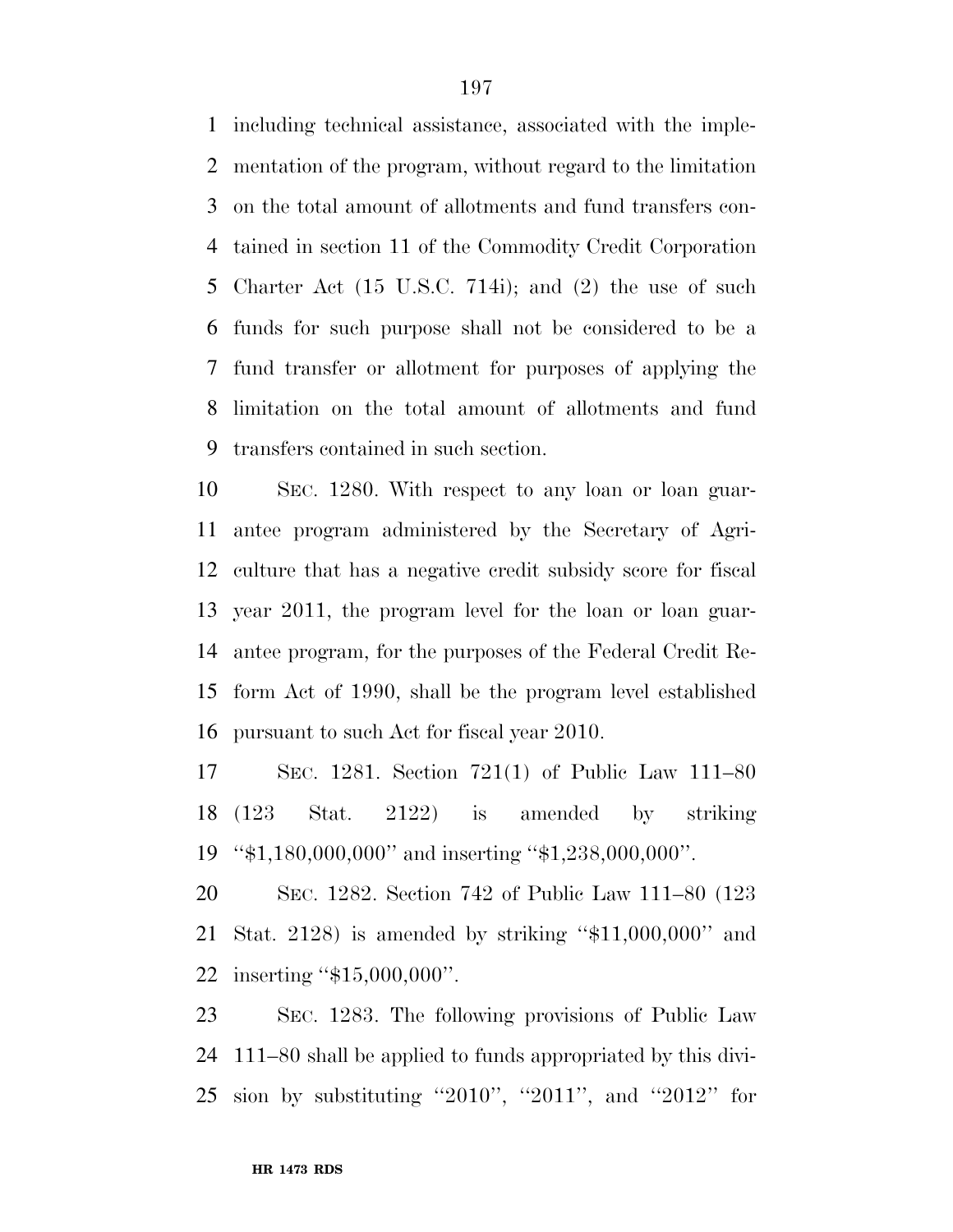including technical assistance, associated with the implementation of the program, without regard to the limitation on the total amount of allotments and fund transfers contained in section 11 of the Commodity Credit Corporation Charter Act (15 U.S.C. 714i); and (2) the use of such funds for such purpose shall not be considered to be a fund transfer or allotment for purposes of applying the limitation on the total amount of allotments and fund transfers contained in such section.

SEC. 1280. With respect to any loan or loan guarantee program administered by the Secretary of Agriculture that has a negative credit subsidy score for fiscal year 2011, the program level for the loan or loan guarantee program, for the purposes of the Federal Credit Reform Act of 1990, shall be the program level established pursuant to such Act for fiscal year 2010.

SEC. 1281. Section 721(1) of Public Law 111–80 (123 Stat. 2122) is amended by striking ''$1,180,000,000'' and inserting ''$1,238,000,000''.

SEC. 1282. Section 742 of Public Law 111–80 (123 Stat. 2128) is amended by striking ''$11,000,000'' and inserting ''$15,000,000''.

SEC. 1283. The following provisions of Public Law 111–80 shall be applied to funds appropriated by this division by substituting ''2010'', ''2011'', and ''2012'' for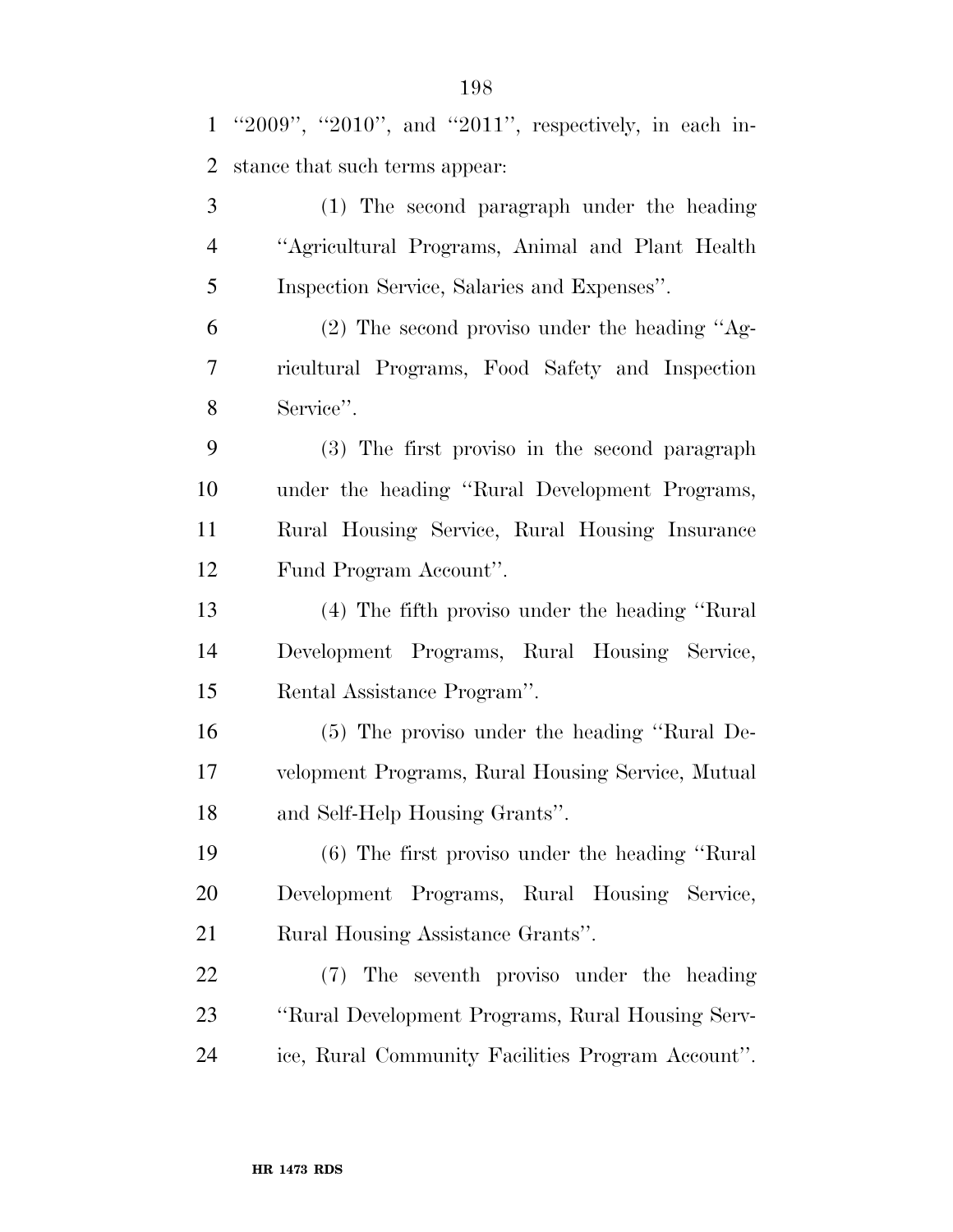''2009'', ''2010'', and ''2011'', respectively, in each instance that such terms appear:

(1) The second paragraph under the heading ''Agricultural Programs, Animal and Plant Health Inspection Service, Salaries and Expenses''.

(2) The second proviso under the heading ''Agricultural Programs, Food Safety and Inspection Service''.

(3) The first proviso in the second paragraph under the heading ''Rural Development Programs, Rural Housing Service, Rural Housing Insurance Fund Program Account''.

(4) The fifth proviso under the heading ''Rural Development Programs, Rural Housing Service, Rental Assistance Program''.

(5) The proviso under the heading ''Rural Development Programs, Rural Housing Service, Mutual and Self-Help Housing Grants''.

(6) The first proviso under the heading ''Rural Development Programs, Rural Housing Service, Rural Housing Assistance Grants''.

(7) The seventh proviso under the heading ''Rural Development Programs, Rural Housing Service, Rural Community Facilities Program Account''.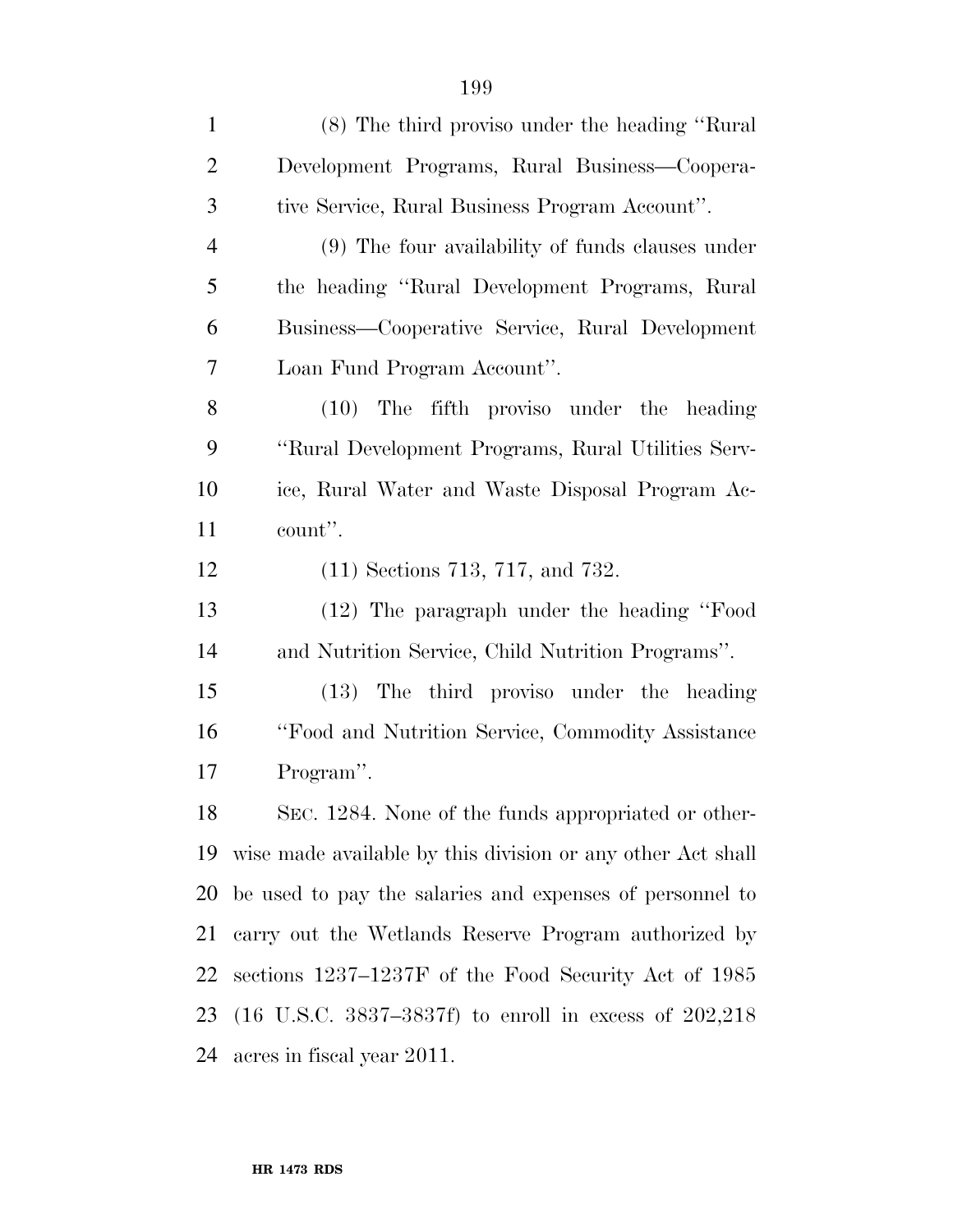(8) The third proviso under the heading ''Rural Development Programs, Rural Business—Cooperative Service, Rural Business Program Account''.

(9) The four availability of funds clauses under the heading ''Rural Development Programs, Rural Business—Cooperative Service, Rural Development Loan Fund Program Account''.

(10) The fifth proviso under the heading ''Rural Development Programs, Rural Utilities Service, Rural Water and Waste Disposal Program Account''.

(11) Sections 713, 717, and 732.

(12) The paragraph under the heading ''Food and Nutrition Service, Child Nutrition Programs''.

(13) The third proviso under the heading ''Food and Nutrition Service, Commodity Assistance Program''.

SEC. 1284. None of the funds appropriated or otherwise made available by this division or any other Act shall be used to pay the salaries and expenses of personnel to carry out the Wetlands Reserve Program authorized by sections 1237–1237F of the Food Security Act of 1985 (16 U.S.C. 3837–3837f) to enroll in excess of 202,218 acres in fiscal year 2011.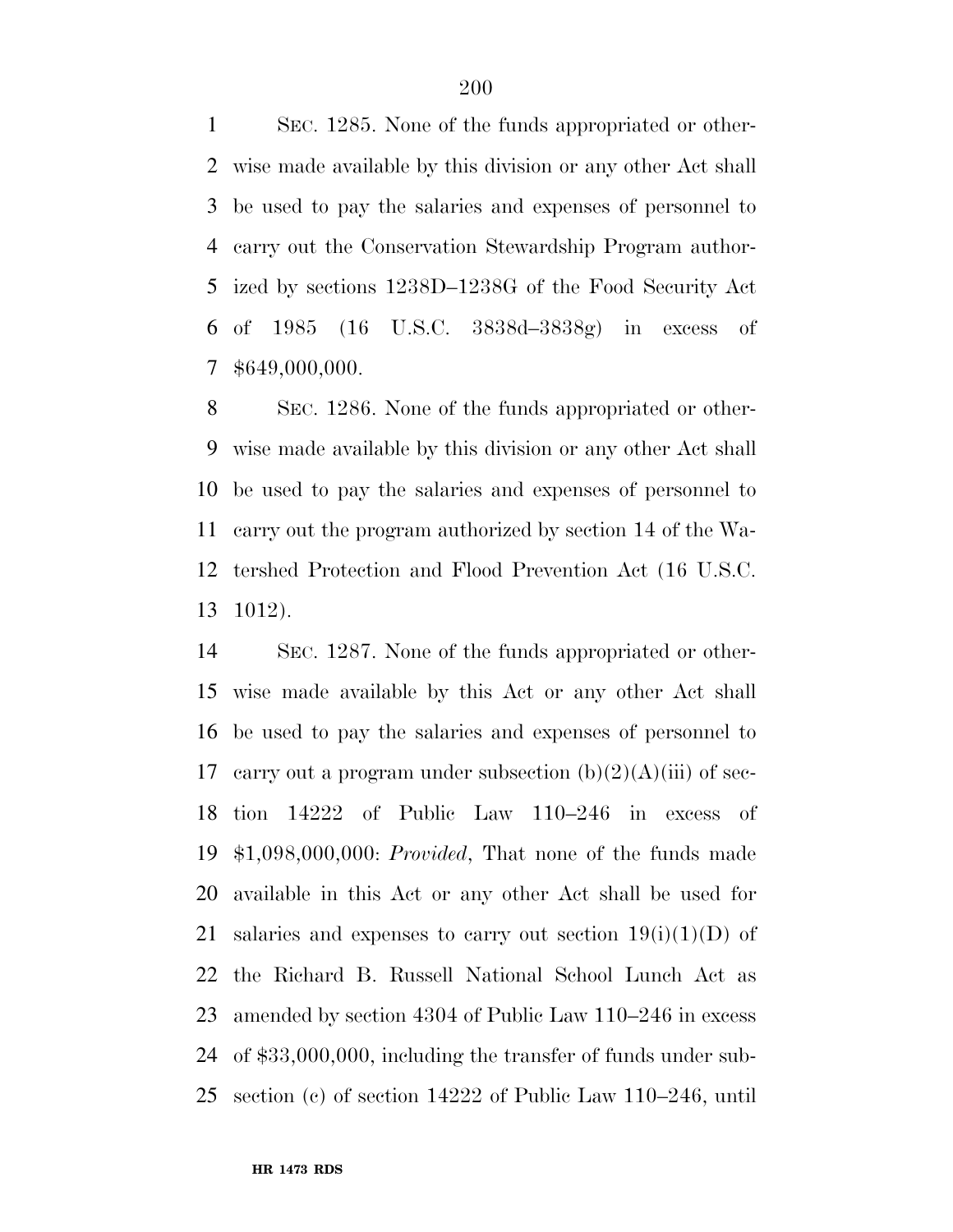SEC. 1285. None of the funds appropriated or otherwise made available by this division or any other Act shall be used to pay the salaries and expenses of personnel to carry out the Conservation Stewardship Program authorized by sections 1238D–1238G of the Food Security Act of 1985 (16 U.S.C. 3838d–3838g) in excess of $649,000,000.

SEC. 1286. None of the funds appropriated or otherwise made available by this division or any other Act shall be used to pay the salaries and expenses of personnel to carry out the program authorized by section 14 of the Watershed Protection and Flood Prevention Act (16 U.S.C. 1012).

SEC. 1287. None of the funds appropriated or otherwise made available by this Act or any other Act shall be used to pay the salaries and expenses of personnel to carry out a program under subsection (b)(2)(A)(iii) of section 14222 of Public Law 110–246 in excess of $1,098,000,000: *Provided*, That none of the funds made available in this Act or any other Act shall be used for salaries and expenses to carry out section 19(i)(1)(D) of the Richard B. Russell National School Lunch Act as amended by section 4304 of Public Law 110–246 in excess of $33,000,000, including the transfer of funds under subsection (c) of section 14222 of Public Law 110–246, until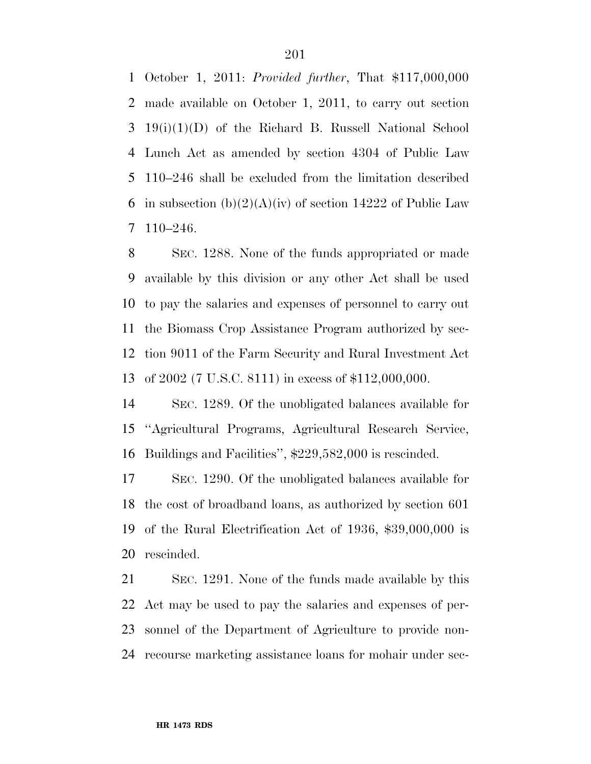October 1, 2011: *Provided further*, That $117,000,000 made available on October 1, 2011, to carry out section 19(i)(1)(D) of the Richard B. Russell National School Lunch Act as amended by section 4304 of Public Law 110–246 shall be excluded from the limitation described in subsection (b)(2)(A)(iv) of section 14222 of Public Law 110–246.

SEC. 1288. None of the funds appropriated or made available by this division or any other Act shall be used to pay the salaries and expenses of personnel to carry out the Biomass Crop Assistance Program authorized by section 9011 of the Farm Security and Rural Investment Act of 2002 (7 U.S.C. 8111) in excess of $112,000,000.

SEC. 1289. Of the unobligated balances available for "Agricultural Programs, Agricultural Research Service, Buildings and Facilities", $229,582,000 is rescinded.

SEC. 1290. Of the unobligated balances available for the cost of broadband loans, as authorized by section 601 of the Rural Electrification Act of 1936, $39,000,000 is rescinded.

SEC. 1291. None of the funds made available by this Act may be used to pay the salaries and expenses of personnel of the Department of Agriculture to provide non-recourse marketing assistance loans for mohair under sec-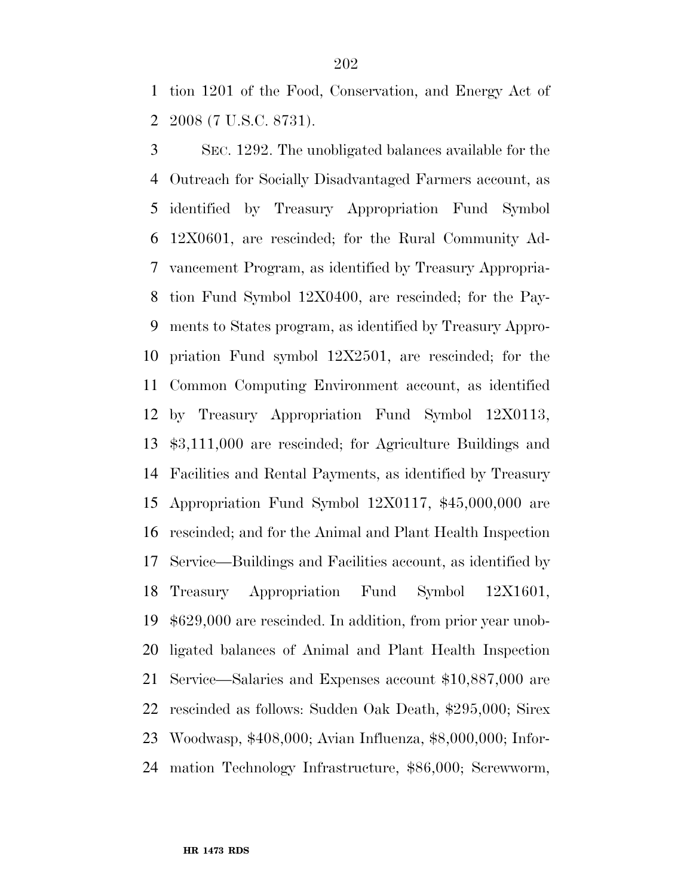tion 1201 of the Food, Conservation, and Energy Act of 2008 (7 U.S.C. 8731).

SEC. 1292. The unobligated balances available for the Outreach for Socially Disadvantaged Farmers account, as identified by Treasury Appropriation Fund Symbol 12X0601, are rescinded; for the Rural Community Advancement Program, as identified by Treasury Appropriation Fund Symbol 12X0400, are rescinded; for the Payments to States program, as identified by Treasury Appropriation Fund symbol 12X2501, are rescinded; for the Common Computing Environment account, as identified by Treasury Appropriation Fund Symbol 12X0113, $3,111,000 are rescinded; for Agriculture Buildings and Facilities and Rental Payments, as identified by Treasury Appropriation Fund Symbol 12X0117, $45,000,000 are rescinded; and for the Animal and Plant Health Inspection Service—Buildings and Facilities account, as identified by Treasury Appropriation Fund Symbol 12X1601, $629,000 are rescinded. In addition, from prior year unobligated balances of Animal and Plant Health Inspection Service—Salaries and Expenses account $10,887,000 are rescinded as follows: Sudden Oak Death, $295,000; Sirex Woodwasp, $408,000; Avian Influenza, $8,000,000; Information Technology Infrastructure, $86,000; Screwworm,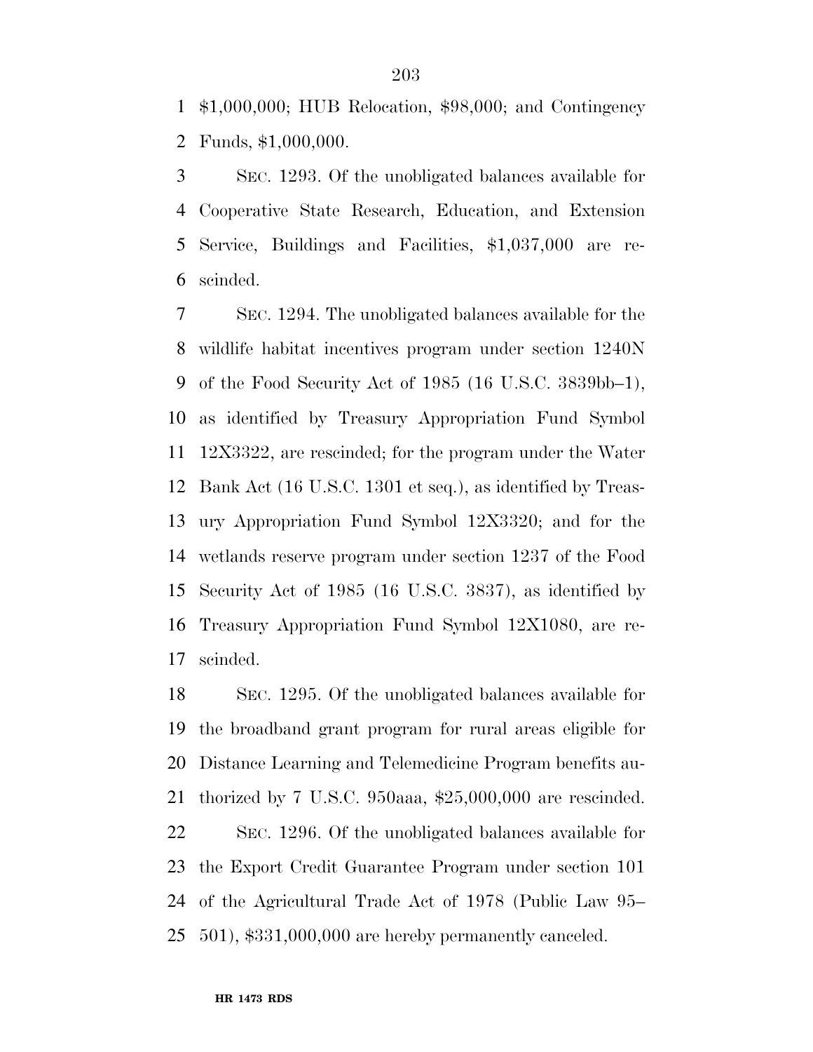$1,000,000; HUB Relocation, $98,000; and Contingency Funds, $1,000,000.

SEC. 1293. Of the unobligated balances available for Cooperative State Research, Education, and Extension Service, Buildings and Facilities, $1,037,000 are rescinded.

SEC. 1294. The unobligated balances available for the wildlife habitat incentives program under section 1240N of the Food Security Act of 1985 (16 U.S.C. 3839bb–1), as identified by Treasury Appropriation Fund Symbol 12X3322, are rescinded; for the program under the Water Bank Act (16 U.S.C. 1301 et seq.), as identified by Treasury Appropriation Fund Symbol 12X3320; and for the wetlands reserve program under section 1237 of the Food Security Act of 1985 (16 U.S.C. 3837), as identified by Treasury Appropriation Fund Symbol 12X1080, are rescinded.

SEC. 1295. Of the unobligated balances available for the broadband grant program for rural areas eligible for Distance Learning and Telemedicine Program benefits authorized by 7 U.S.C. 950aaa, $25,000,000 are rescinded.

SEC. 1296. Of the unobligated balances available for the Export Credit Guarantee Program under section 101 of the Agricultural Trade Act of 1978 (Public Law 95–501), $331,000,000 are hereby permanently canceled.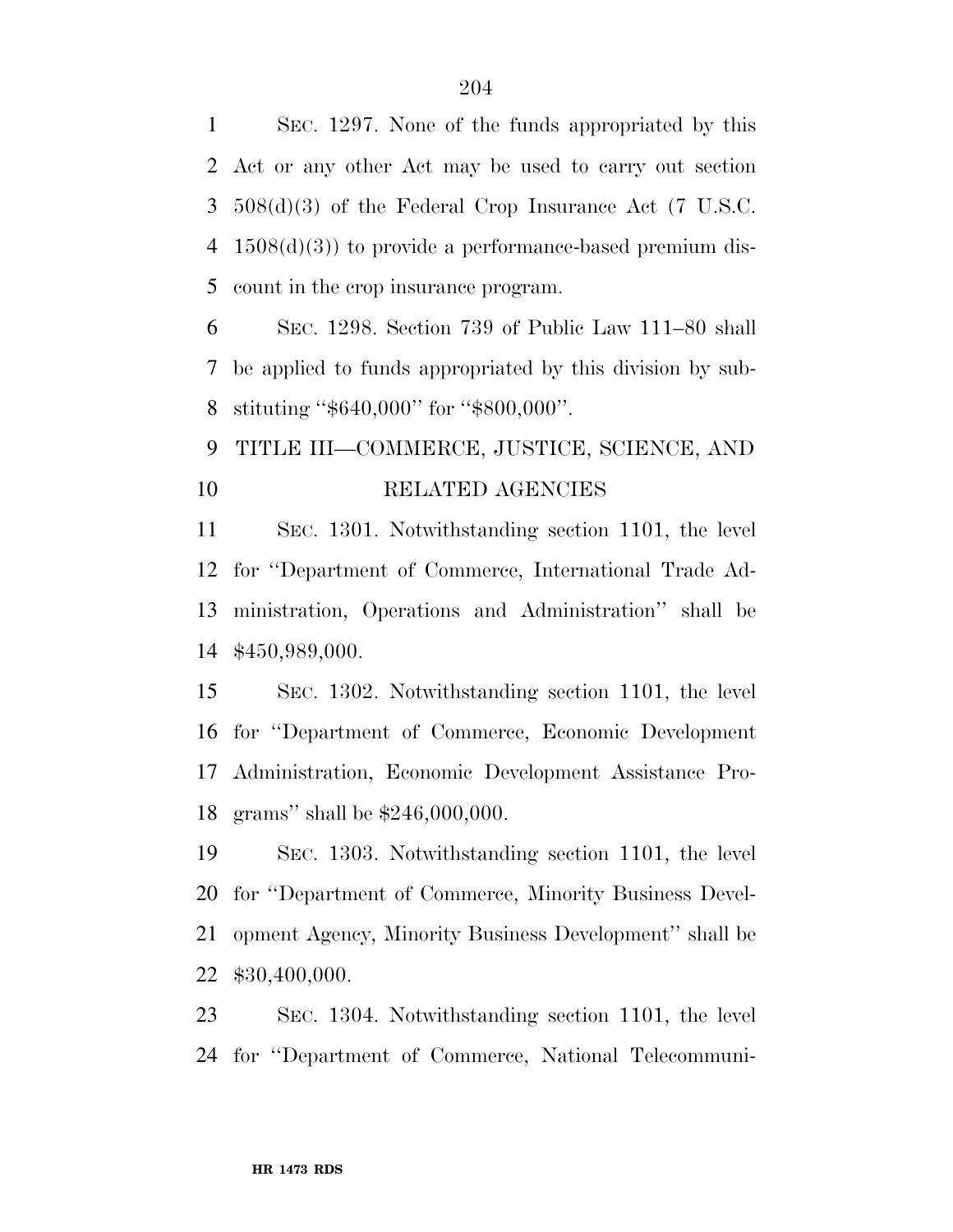SEC. 1297. None of the funds appropriated by this Act or any other Act may be used to carry out section 508(d)(3) of the Federal Crop Insurance Act (7 U.S.C. 1508(d)(3)) to provide a performance-based premium discount in the crop insurance program.

SEC. 1298. Section 739 of Public Law 111–80 shall be applied to funds appropriated by this division by substituting ''$640,000'' for ''$800,000''.

## TITLE III—COMMERCE, JUSTICE, SCIENCE, AND RELATED AGENCIES

SEC. 1301. Notwithstanding section 1101, the level for ''Department of Commerce, International Trade Administration, Operations and Administration'' shall be $450,989,000.

SEC. 1302. Notwithstanding section 1101, the level for ''Department of Commerce, Economic Development Administration, Economic Development Assistance Programs'' shall be $246,000,000.

SEC. 1303. Notwithstanding section 1101, the level for ''Department of Commerce, Minority Business Development Agency, Minority Business Development'' shall be $30,400,000.

SEC. 1304. Notwithstanding section 1101, the level for ''Department of Commerce, National Telecommuni-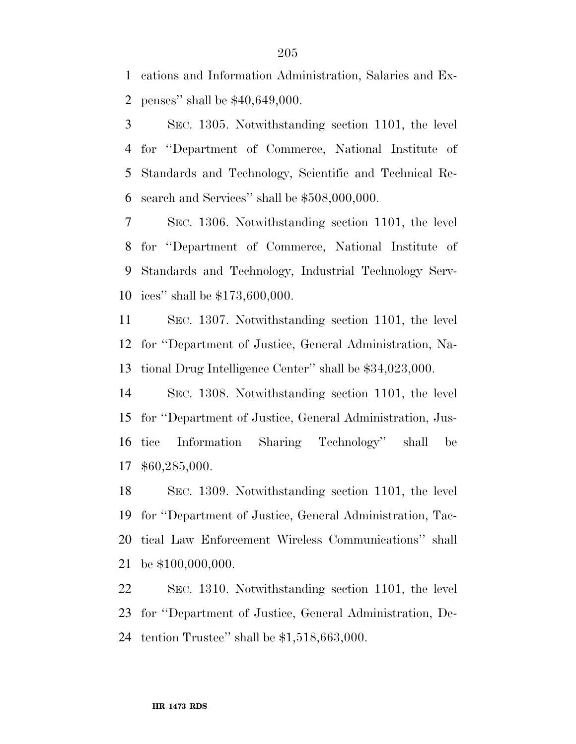cations and Information Administration, Salaries and Expenses'' shall be $40,649,000.

SEC. 1305. Notwithstanding section 1101, the level for ''Department of Commerce, National Institute of Standards and Technology, Scientific and Technical Research and Services'' shall be $508,000,000.

SEC. 1306. Notwithstanding section 1101, the level for ''Department of Commerce, National Institute of Standards and Technology, Industrial Technology Services'' shall be $173,600,000.

SEC. 1307. Notwithstanding section 1101, the level for ''Department of Justice, General Administration, National Drug Intelligence Center'' shall be $34,023,000.

SEC. 1308. Notwithstanding section 1101, the level for ''Department of Justice, General Administration, Justice Information Sharing Technology'' shall be $60,285,000.

SEC. 1309. Notwithstanding section 1101, the level for ''Department of Justice, General Administration, Tactical Law Enforcement Wireless Communications'' shall be $100,000,000.

SEC. 1310. Notwithstanding section 1101, the level for ''Department of Justice, General Administration, Detention Trustee'' shall be $1,518,663,000.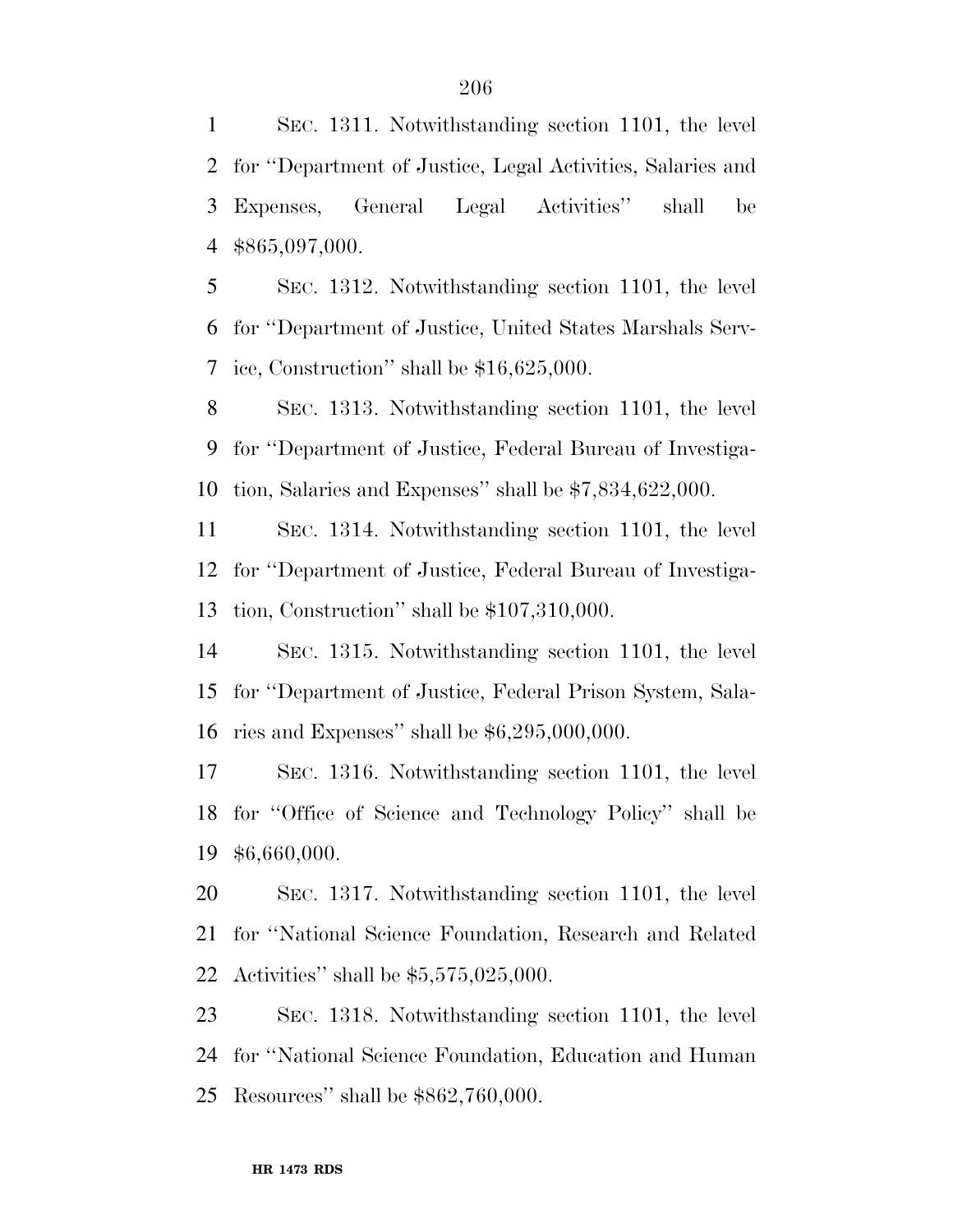SEC. 1311. Notwithstanding section 1101, the level for ''Department of Justice, Legal Activities, Salaries and Expenses, General Legal Activities'' shall be $865,097,000.

SEC. 1312. Notwithstanding section 1101, the level for ''Department of Justice, United States Marshals Service, Construction'' shall be $16,625,000.

SEC. 1313. Notwithstanding section 1101, the level for ''Department of Justice, Federal Bureau of Investigation, Salaries and Expenses'' shall be $7,834,622,000.

SEC. 1314. Notwithstanding section 1101, the level for ''Department of Justice, Federal Bureau of Investigation, Construction'' shall be $107,310,000.

SEC. 1315. Notwithstanding section 1101, the level for ''Department of Justice, Federal Prison System, Salaries and Expenses'' shall be $6,295,000,000.

SEC. 1316. Notwithstanding section 1101, the level for ''Office of Science and Technology Policy'' shall be $6,660,000.

SEC. 1317. Notwithstanding section 1101, the level for ''National Science Foundation, Research and Related Activities'' shall be $5,575,025,000.

SEC. 1318. Notwithstanding section 1101, the level for ''National Science Foundation, Education and Human Resources'' shall be $862,760,000.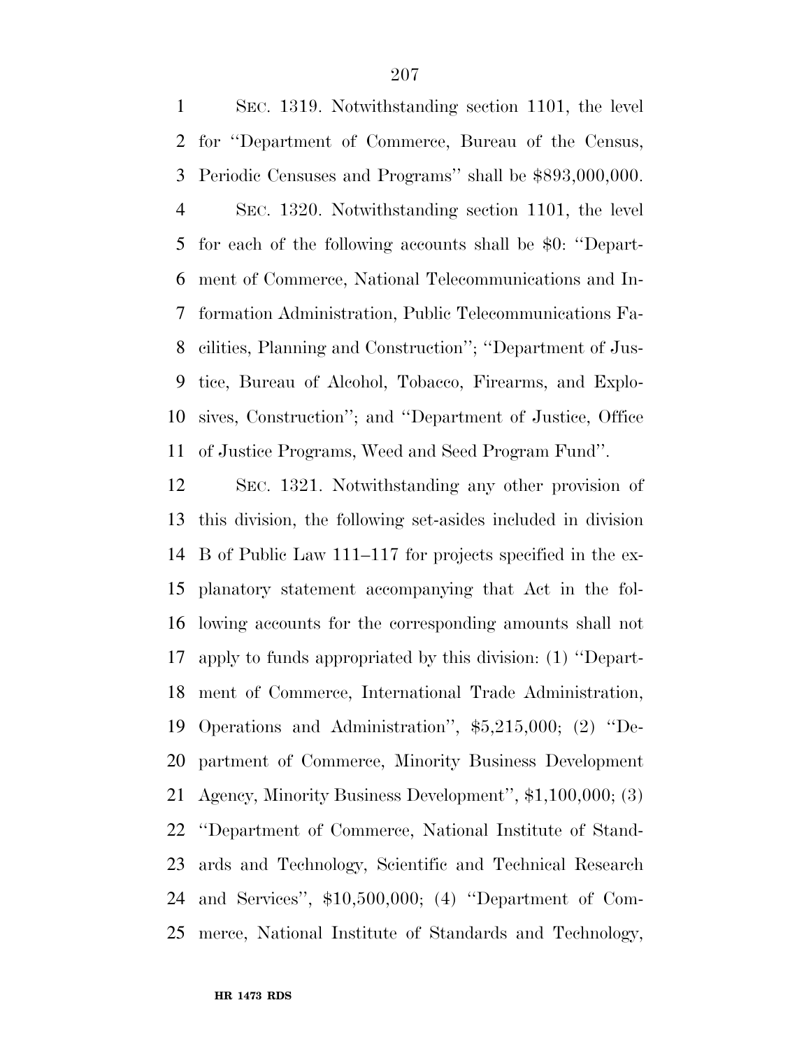SEC. 1319. Notwithstanding section 1101, the level for ''Department of Commerce, Bureau of the Census, Periodic Censuses and Programs'' shall be $893,000,000.

SEC. 1320. Notwithstanding section 1101, the level for each of the following accounts shall be $0: ''Department of Commerce, National Telecommunications and Information Administration, Public Telecommunications Facilities, Planning and Construction''; ''Department of Justice, Bureau of Alcohol, Tobacco, Firearms, and Explosives, Construction''; and ''Department of Justice, Office of Justice Programs, Weed and Seed Program Fund''.

SEC. 1321. Notwithstanding any other provision of this division, the following set-asides included in division B of Public Law 111–117 for projects specified in the explanatory statement accompanying that Act in the following accounts for the corresponding amounts shall not apply to funds appropriated by this division: (1) ''Department of Commerce, International Trade Administration, Operations and Administration'', $5,215,000; (2) ''Department of Commerce, Minority Business Development Agency, Minority Business Development'', $1,100,000; (3) ''Department of Commerce, National Institute of Standards and Technology, Scientific and Technical Research and Services'', $10,500,000; (4) ''Department of Commerce, National Institute of Standards and Technology,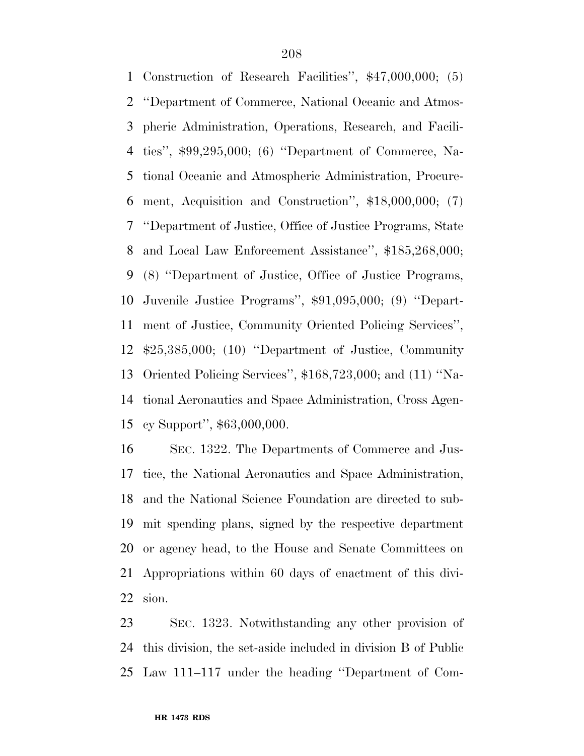Construction of Research Facilities'', $47,000,000; (5) ''Department of Commerce, National Oceanic and Atmospheric Administration, Operations, Research, and Facilities'', $99,295,000; (6) ''Department of Commerce, National Oceanic and Atmospheric Administration, Procurement, Acquisition and Construction'', $18,000,000; (7) ''Department of Justice, Office of Justice Programs, State and Local Law Enforcement Assistance'', $185,268,000; (8) ''Department of Justice, Office of Justice Programs, Juvenile Justice Programs'', $91,095,000; (9) ''Department of Justice, Community Oriented Policing Services'', $25,385,000; (10) ''Department of Justice, Community Oriented Policing Services'', $168,723,000; and (11) ''National Aeronautics and Space Administration, Cross Agency Support'', $63,000,000.

SEC. 1322. The Departments of Commerce and Justice, the National Aeronautics and Space Administration, and the National Science Foundation are directed to submit spending plans, signed by the respective department or agency head, to the House and Senate Committees on Appropriations within 60 days of enactment of this division.

SEC. 1323. Notwithstanding any other provision of this division, the set-aside included in division B of Public Law 111–117 under the heading ''Department of Com-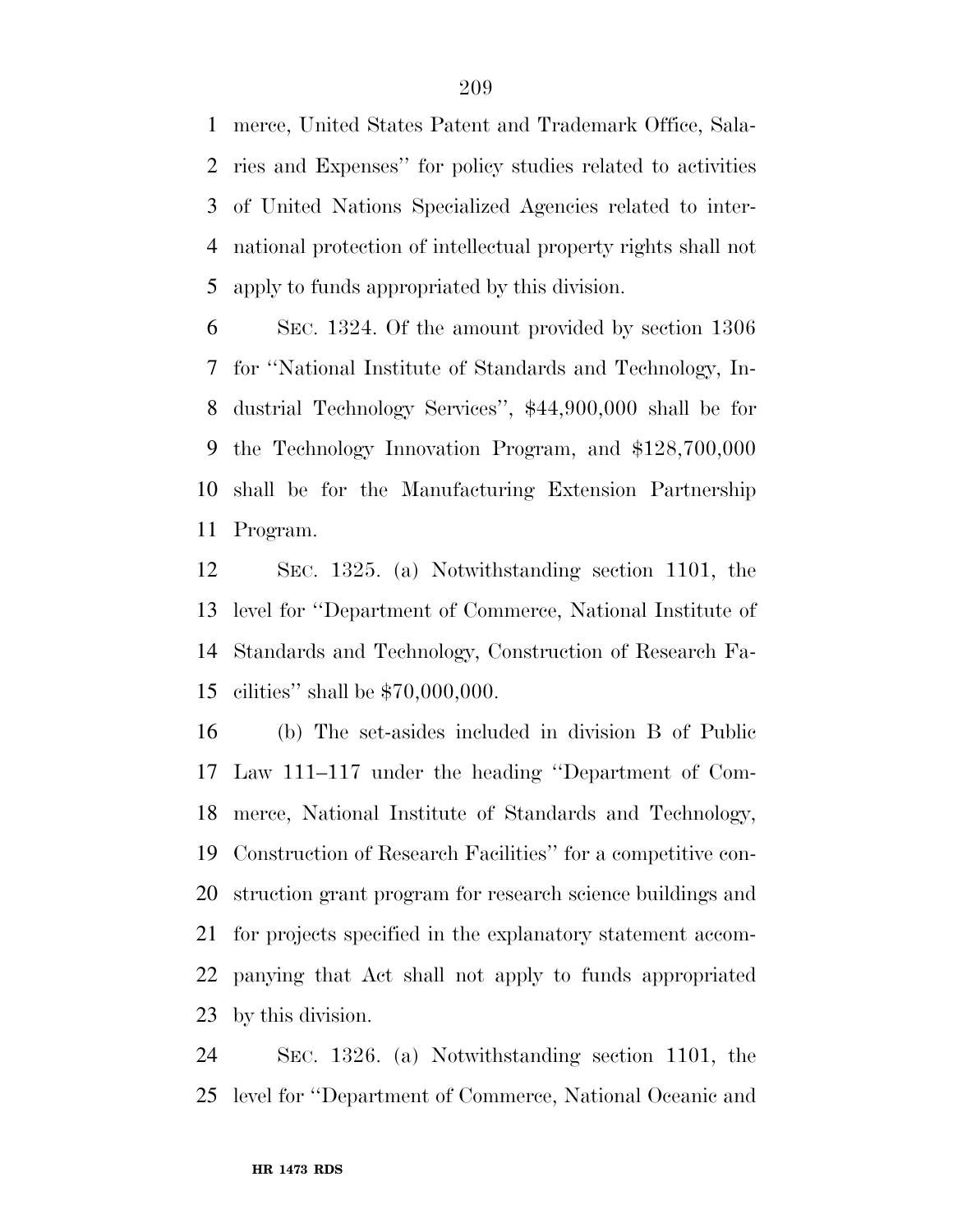merce, United States Patent and Trademark Office, Salaries and Expenses'' for policy studies related to activities of United Nations Specialized Agencies related to international protection of intellectual property rights shall not apply to funds appropriated by this division.

SEC. 1324. Of the amount provided by section 1306 for ''National Institute of Standards and Technology, Industrial Technology Services'', $44,900,000 shall be for the Technology Innovation Program, and $128,700,000 shall be for the Manufacturing Extension Partnership Program.

SEC. 1325. (a) Notwithstanding section 1101, the level for ''Department of Commerce, National Institute of Standards and Technology, Construction of Research Facilities'' shall be $70,000,000.

(b) The set-asides included in division B of Public Law 111–117 under the heading ''Department of Commerce, National Institute of Standards and Technology, Construction of Research Facilities'' for a competitive construction grant program for research science buildings and for projects specified in the explanatory statement accompanying that Act shall not apply to funds appropriated by this division.

SEC. 1326. (a) Notwithstanding section 1101, the level for ''Department of Commerce, National Oceanic and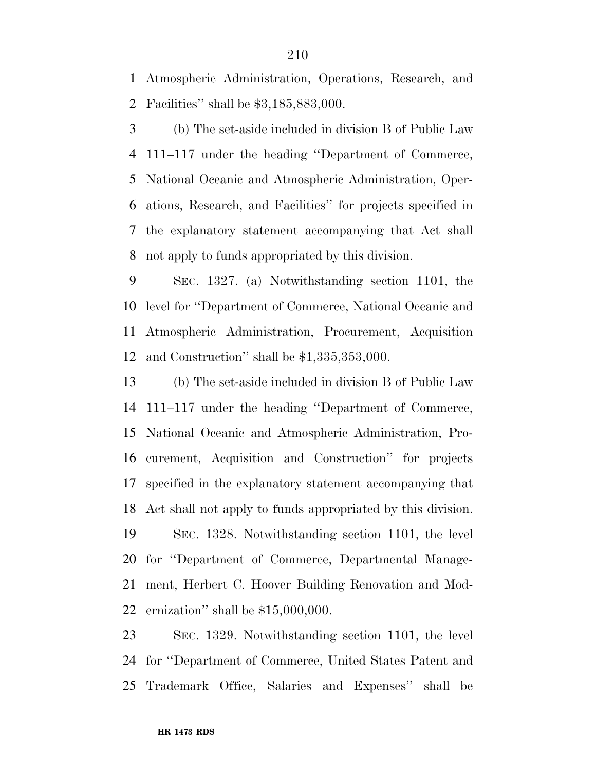Atmospheric Administration, Operations, Research, and Facilities'' shall be $3,185,883,000.

(b) The set-aside included in division B of Public Law 111–117 under the heading ''Department of Commerce, National Oceanic and Atmospheric Administration, Operations, Research, and Facilities'' for projects specified in the explanatory statement accompanying that Act shall not apply to funds appropriated by this division.

SEC. 1327. (a) Notwithstanding section 1101, the level for ''Department of Commerce, National Oceanic and Atmospheric Administration, Procurement, Acquisition and Construction'' shall be $1,335,353,000.

(b) The set-aside included in division B of Public Law 111–117 under the heading ''Department of Commerce, National Oceanic and Atmospheric Administration, Procurement, Acquisition and Construction'' for projects specified in the explanatory statement accompanying that Act shall not apply to funds appropriated by this division.

SEC. 1328. Notwithstanding section 1101, the level for ''Department of Commerce, Departmental Management, Herbert C. Hoover Building Renovation and Modernization'' shall be $15,000,000.

SEC. 1329. Notwithstanding section 1101, the level for ''Department of Commerce, United States Patent and Trademark Office, Salaries and Expenses'' shall be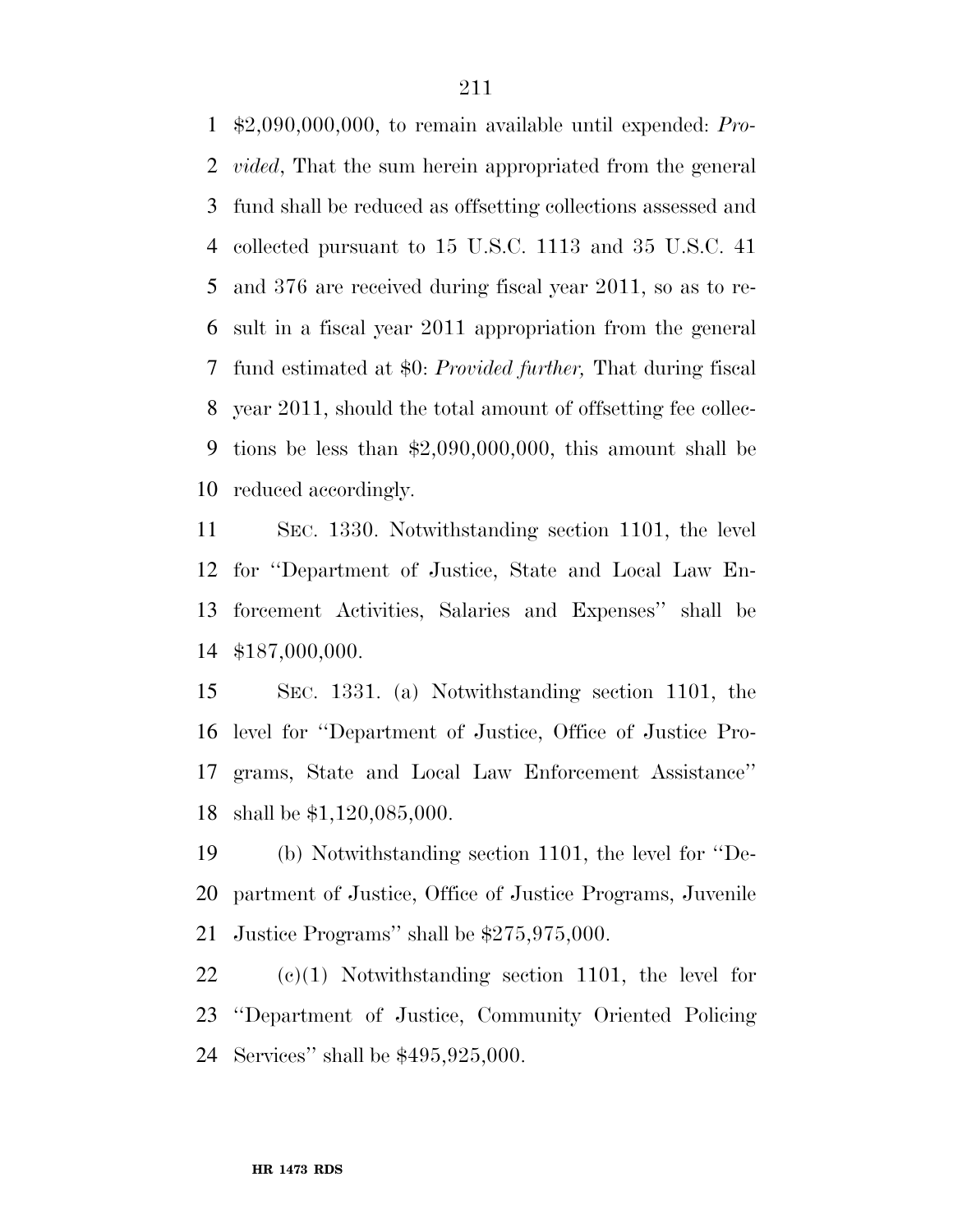$2,090,000,000, to remain available until expended: *Provided*, That the sum herein appropriated from the general fund shall be reduced as offsetting collections assessed and collected pursuant to 15 U.S.C. 1113 and 35 U.S.C. 41 and 376 are received during fiscal year 2011, so as to result in a fiscal year 2011 appropriation from the general fund estimated at $0: *Provided further,* That during fiscal year 2011, should the total amount of offsetting fee collections be less than $2,090,000,000, this amount shall be reduced accordingly.

SEC. 1330. Notwithstanding section 1101, the level for ''Department of Justice, State and Local Law Enforcement Activities, Salaries and Expenses'' shall be $187,000,000.

SEC. 1331. (a) Notwithstanding section 1101, the level for ''Department of Justice, Office of Justice Programs, State and Local Law Enforcement Assistance'' shall be $1,120,085,000.

(b) Notwithstanding section 1101, the level for ''Department of Justice, Office of Justice Programs, Juvenile Justice Programs'' shall be $275,975,000.

(c)(1) Notwithstanding section 1101, the level for ''Department of Justice, Community Oriented Policing Services'' shall be $495,925,000.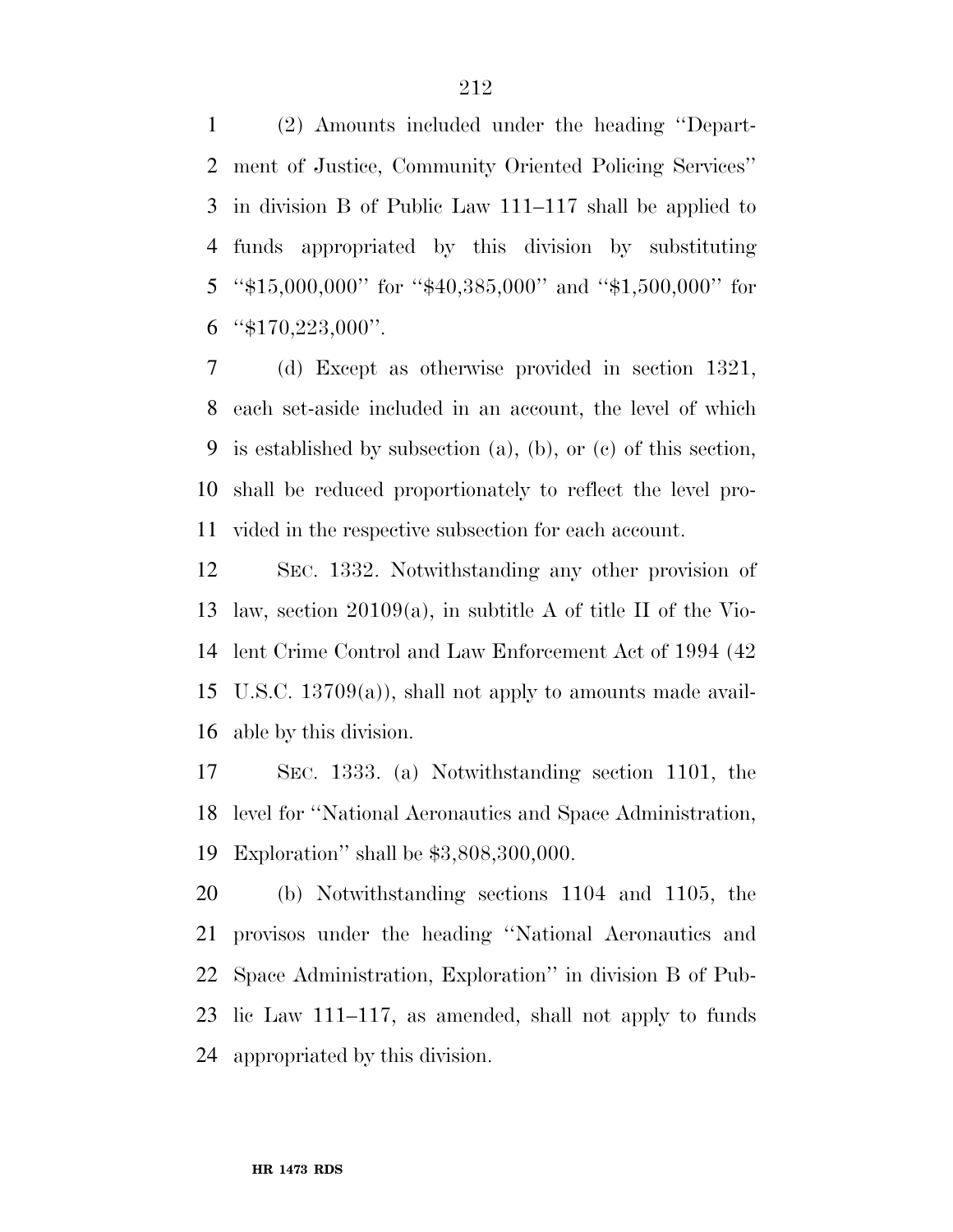(2) Amounts included under the heading ''Department of Justice, Community Oriented Policing Services'' in division B of Public Law 111–117 shall be applied to funds appropriated by this division by substituting ''$15,000,000'' for ''$40,385,000'' and ''$1,500,000'' for ''$170,223,000''.

(d) Except as otherwise provided in section 1321, each set-aside included in an account, the level of which is established by subsection (a), (b), or (c) of this section, shall be reduced proportionately to reflect the level provided in the respective subsection for each account.

SEC. 1332. Notwithstanding any other provision of law, section 20109(a), in subtitle A of title II of the Violent Crime Control and Law Enforcement Act of 1994 (42 U.S.C. 13709(a)), shall not apply to amounts made available by this division.

SEC. 1333. (a) Notwithstanding section 1101, the level for ''National Aeronautics and Space Administration, Exploration'' shall be $3,808,300,000.

(b) Notwithstanding sections 1104 and 1105, the provisos under the heading ''National Aeronautics and Space Administration, Exploration'' in division B of Public Law 111–117, as amended, shall not apply to funds appropriated by this division.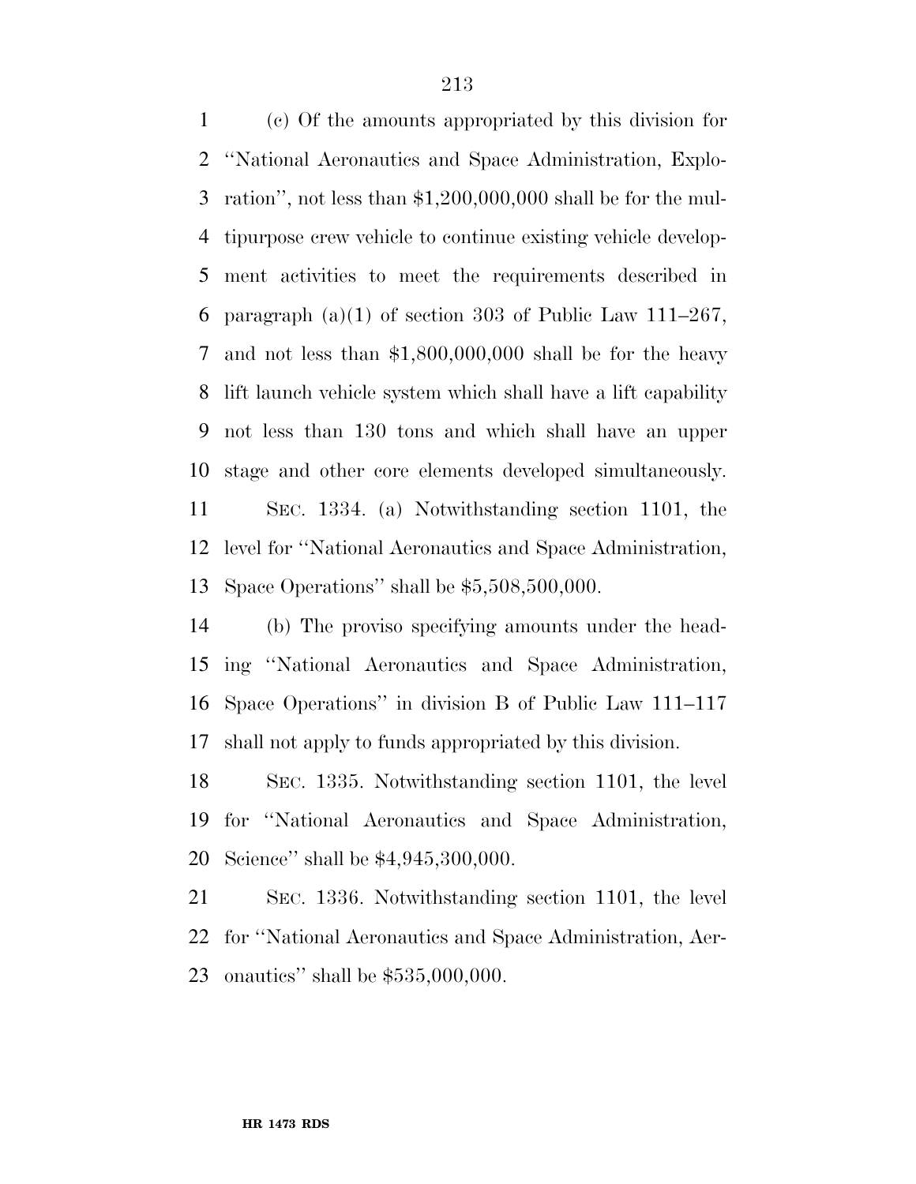(c) Of the amounts appropriated by this division for "National Aeronautics and Space Administration, Exploration", not less than $1,200,000,000 shall be for the multipurpose crew vehicle to continue existing vehicle development activities to meet the requirements described in paragraph (a)(1) of section 303 of Public Law 111–267, and not less than $1,800,000,000 shall be for the heavy lift launch vehicle system which shall have a lift capability not less than 130 tons and which shall have an upper stage and other core elements developed simultaneously.

SEC. 1334. (a) Notwithstanding section 1101, the level for "National Aeronautics and Space Administration, Space Operations" shall be $5,508,500,000.

(b) The proviso specifying amounts under the heading "National Aeronautics and Space Administration, Space Operations" in division B of Public Law 111–117 shall not apply to funds appropriated by this division.

SEC. 1335. Notwithstanding section 1101, the level for "National Aeronautics and Space Administration, Science" shall be $4,945,300,000.

SEC. 1336. Notwithstanding section 1101, the level for "National Aeronautics and Space Administration, Aeronautics" shall be $535,000,000.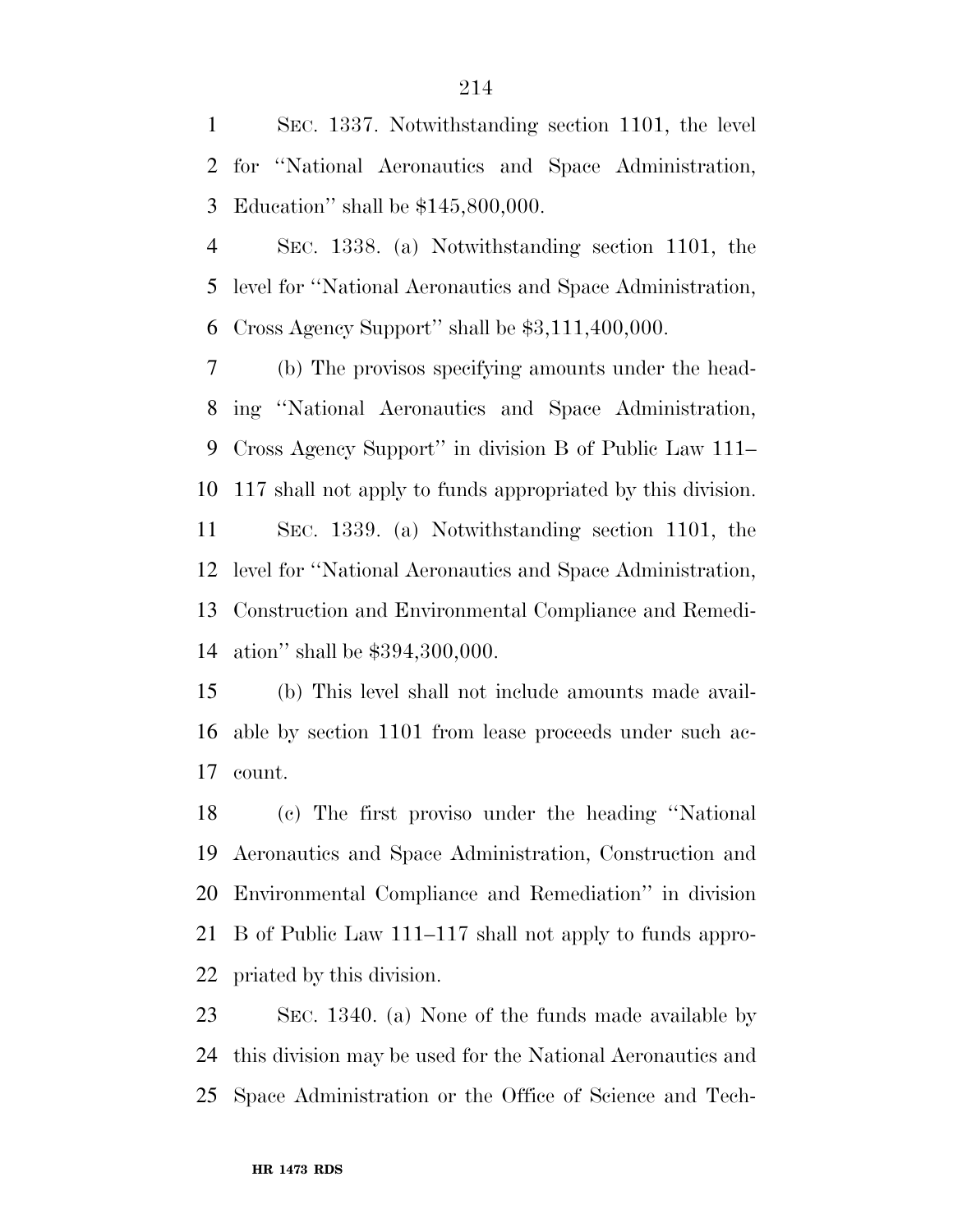SEC. 1337. Notwithstanding section 1101, the level for ''National Aeronautics and Space Administration, Education'' shall be $145,800,000.

SEC. 1338. (a) Notwithstanding section 1101, the level for ''National Aeronautics and Space Administration, Cross Agency Support'' shall be $3,111,400,000.

(b) The provisos specifying amounts under the heading ''National Aeronautics and Space Administration, Cross Agency Support'' in division B of Public Law 111–117 shall not apply to funds appropriated by this division.

SEC. 1339. (a) Notwithstanding section 1101, the level for ''National Aeronautics and Space Administration, Construction and Environmental Compliance and Remediation'' shall be $394,300,000.

(b) This level shall not include amounts made available by section 1101 from lease proceeds under such account.

(c) The first proviso under the heading ''National Aeronautics and Space Administration, Construction and Environmental Compliance and Remediation'' in division B of Public Law 111–117 shall not apply to funds appropriated by this division.

SEC. 1340. (a) None of the funds made available by this division may be used for the National Aeronautics and Space Administration or the Office of Science and Tech-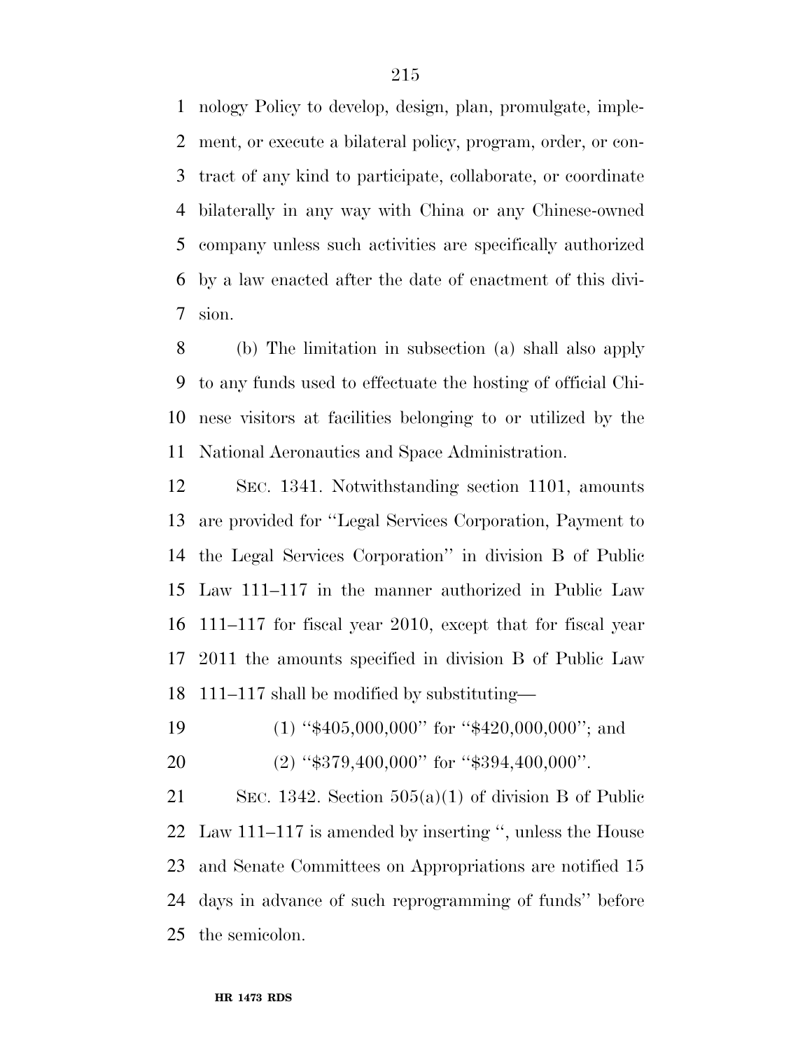nology Policy to develop, design, plan, promulgate, implement, or execute a bilateral policy, program, order, or contract of any kind to participate, collaborate, or coordinate bilaterally in any way with China or any Chinese-owned company unless such activities are specifically authorized by a law enacted after the date of enactment of this division.

(b) The limitation in subsection (a) shall also apply to any funds used to effectuate the hosting of official Chinese visitors at facilities belonging to or utilized by the National Aeronautics and Space Administration.

SEC. 1341. Notwithstanding section 1101, amounts are provided for ''Legal Services Corporation, Payment to the Legal Services Corporation'' in division B of Public Law 111–117 in the manner authorized in Public Law 111–117 for fiscal year 2010, except that for fiscal year 2011 the amounts specified in division B of Public Law 111–117 shall be modified by substituting—

(1) ''$405,000,000'' for ''$420,000,000''; and

(2) ''$379,400,000'' for ''$394,400,000''.

SEC. 1342. Section 505(a)(1) of division B of Public Law 111–117 is amended by inserting '', unless the House and Senate Committees on Appropriations are notified 15 days in advance of such reprogramming of funds'' before the semicolon.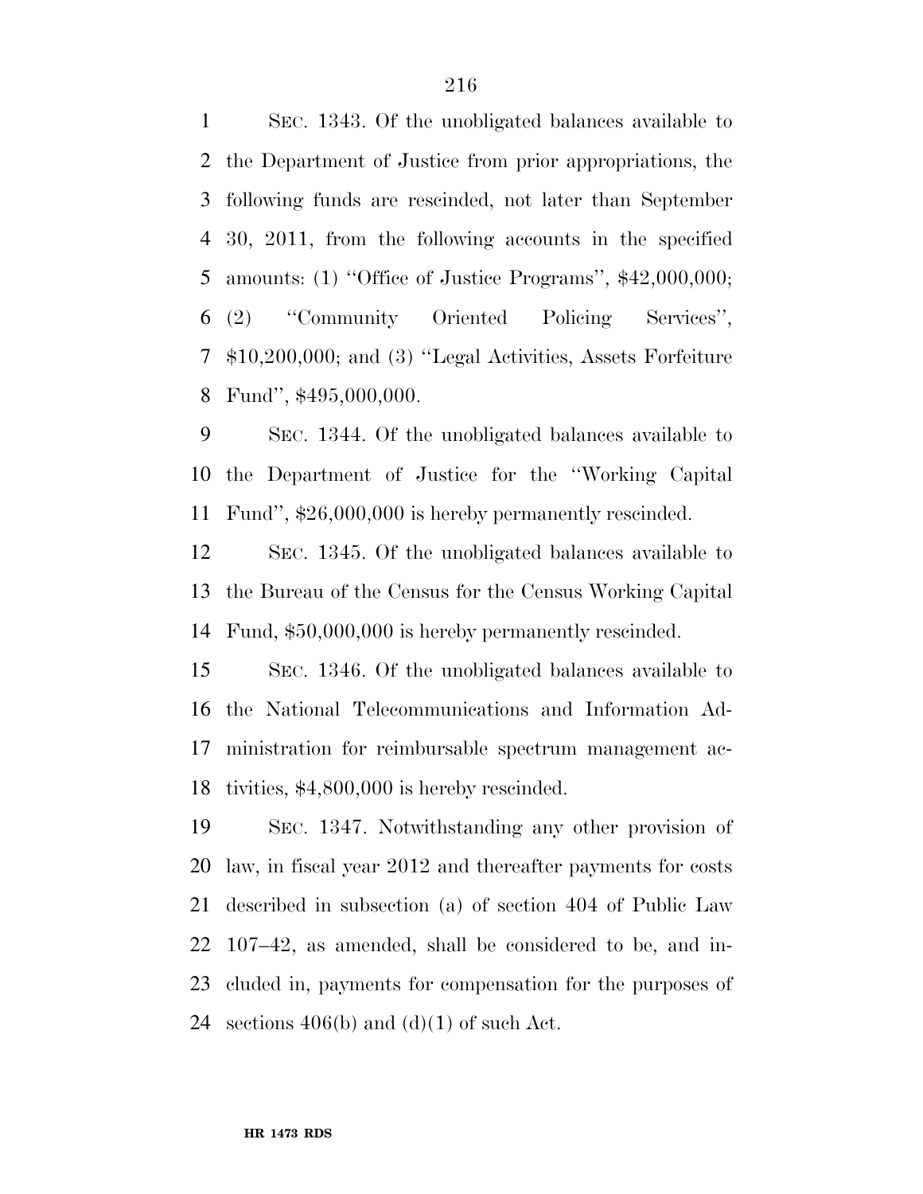SEC. 1343. Of the unobligated balances available to the Department of Justice from prior appropriations, the following funds are rescinded, not later than September 30, 2011, from the following accounts in the specified amounts: (1) ''Office of Justice Programs'', $42,000,000; (2) ''Community Oriented Policing Services'', $10,200,000; and (3) ''Legal Activities, Assets Forfeiture Fund'', $495,000,000.

SEC. 1344. Of the unobligated balances available to the Department of Justice for the ''Working Capital Fund'', $26,000,000 is hereby permanently rescinded.

SEC. 1345. Of the unobligated balances available to the Bureau of the Census for the Census Working Capital Fund, $50,000,000 is hereby permanently rescinded.

SEC. 1346. Of the unobligated balances available to the National Telecommunications and Information Administration for reimbursable spectrum management activities, $4,800,000 is hereby rescinded.

SEC. 1347. Notwithstanding any other provision of law, in fiscal year 2012 and thereafter payments for costs described in subsection (a) of section 404 of Public Law 107–42, as amended, shall be considered to be, and included in, payments for compensation for the purposes of sections 406(b) and (d)(1) of such Act.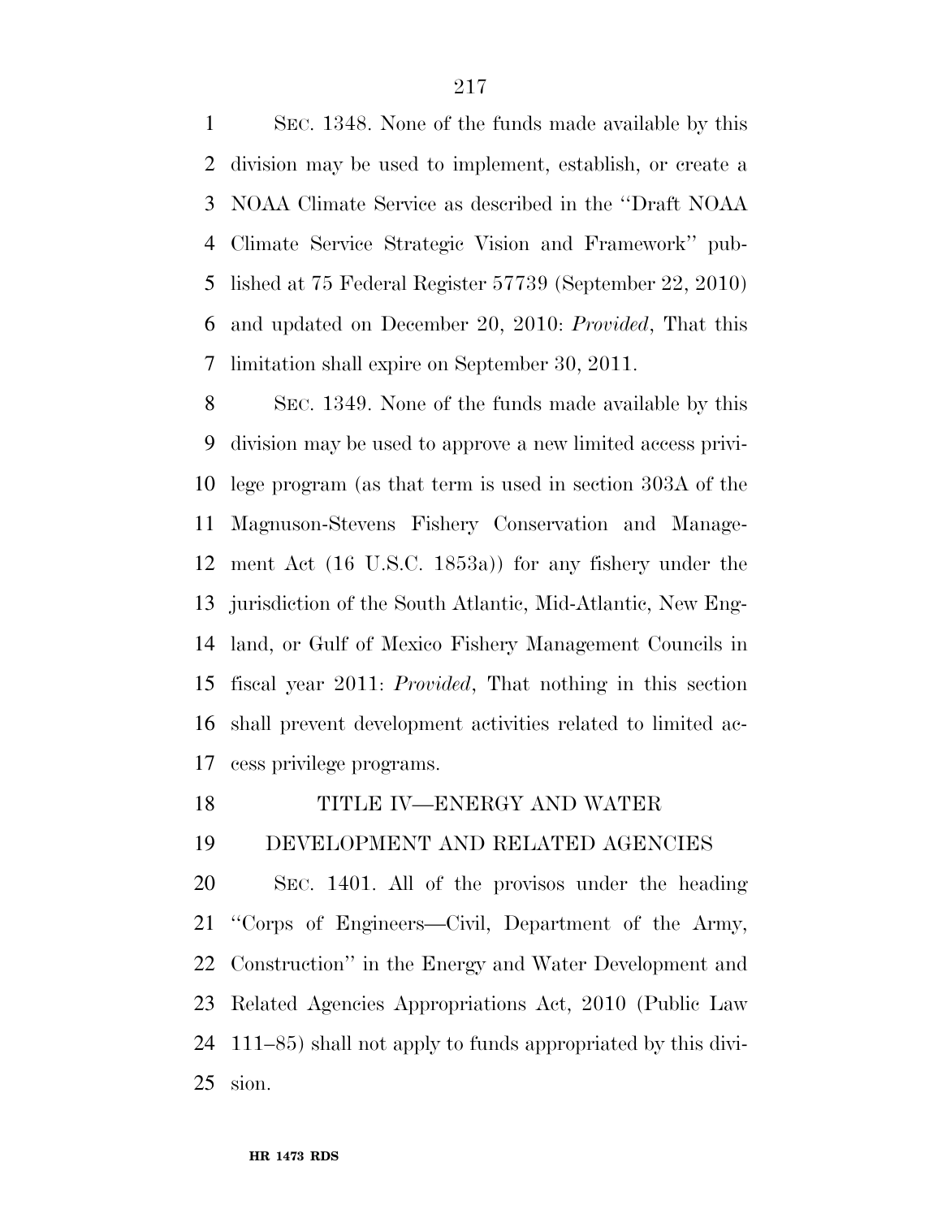SEC. 1348. None of the funds made available by this division may be used to implement, establish, or create a NOAA Climate Service as described in the ''Draft NOAA Climate Service Strategic Vision and Framework'' published at 75 Federal Register 57739 (September 22, 2010) and updated on December 20, 2010: *Provided*, That this limitation shall expire on September 30, 2011.

SEC. 1349. None of the funds made available by this division may be used to approve a new limited access privilege program (as that term is used in section 303A of the Magnuson-Stevens Fishery Conservation and Management Act (16 U.S.C. 1853a)) for any fishery under the jurisdiction of the South Atlantic, Mid-Atlantic, New England, or Gulf of Mexico Fishery Management Councils in fiscal year 2011: *Provided*, That nothing in this section shall prevent development activities related to limited access privilege programs.

## TITLE IV—ENERGY AND WATER DEVELOPMENT AND RELATED AGENCIES

SEC. 1401. All of the provisos under the heading ''Corps of Engineers—Civil, Department of the Army, Construction'' in the Energy and Water Development and Related Agencies Appropriations Act, 2010 (Public Law 111–85) shall not apply to funds appropriated by this division.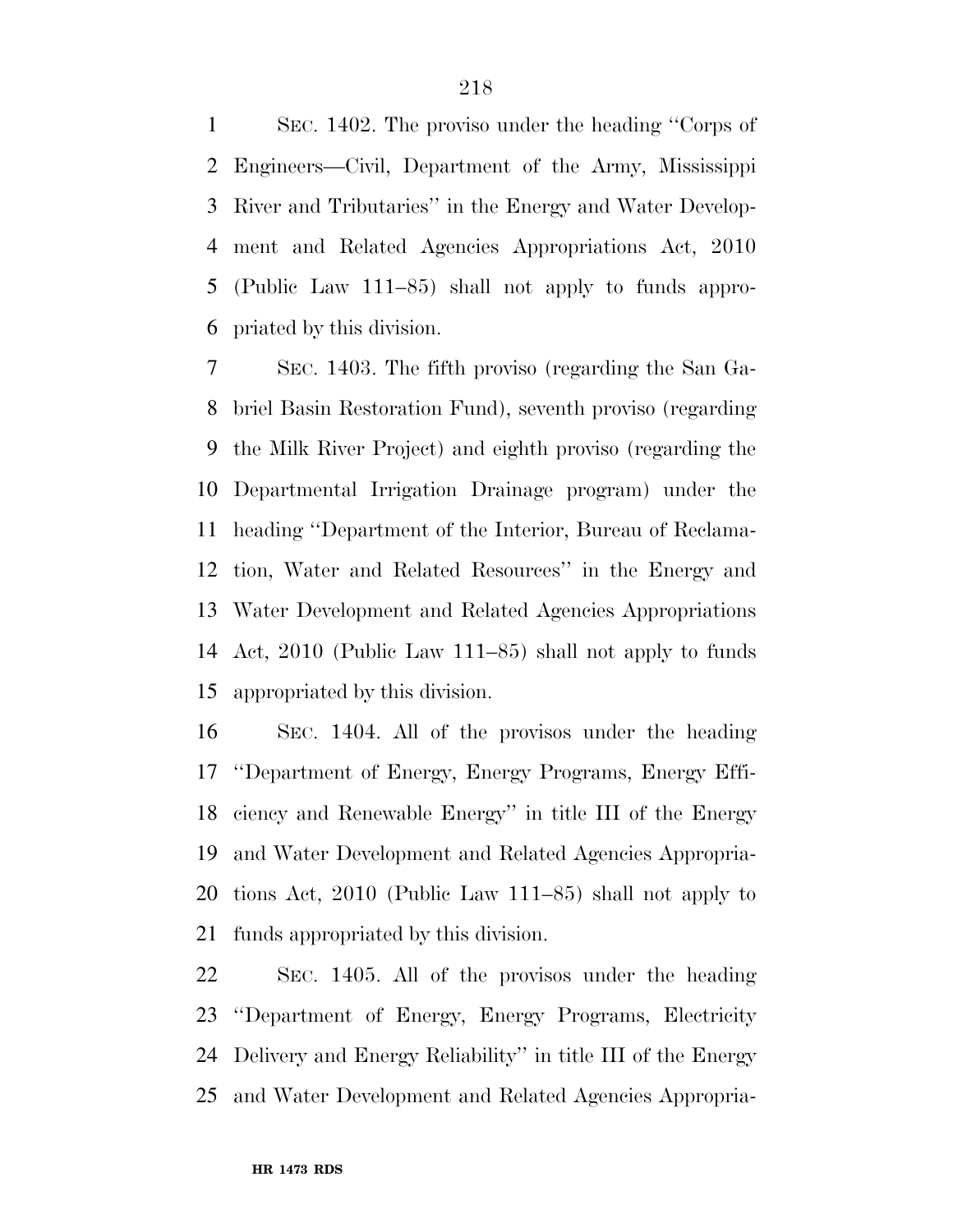SEC. 1402. The proviso under the heading "Corps of Engineers—Civil, Department of the Army, Mississippi River and Tributaries" in the Energy and Water Development and Related Agencies Appropriations Act, 2010 (Public Law 111–85) shall not apply to funds appropriated by this division.

SEC. 1403. The fifth proviso (regarding the San Gabriel Basin Restoration Fund), seventh proviso (regarding the Milk River Project) and eighth proviso (regarding the Departmental Irrigation Drainage program) under the heading "Department of the Interior, Bureau of Reclamation, Water and Related Resources" in the Energy and Water Development and Related Agencies Appropriations Act, 2010 (Public Law 111–85) shall not apply to funds appropriated by this division.

SEC. 1404. All of the provisos under the heading "Department of Energy, Energy Programs, Energy Efficiency and Renewable Energy" in title III of the Energy and Water Development and Related Agencies Appropriations Act, 2010 (Public Law 111–85) shall not apply to funds appropriated by this division.

SEC. 1405. All of the provisos under the heading "Department of Energy, Energy Programs, Electricity Delivery and Energy Reliability" in title III of the Energy and Water Development and Related Agencies Appropria-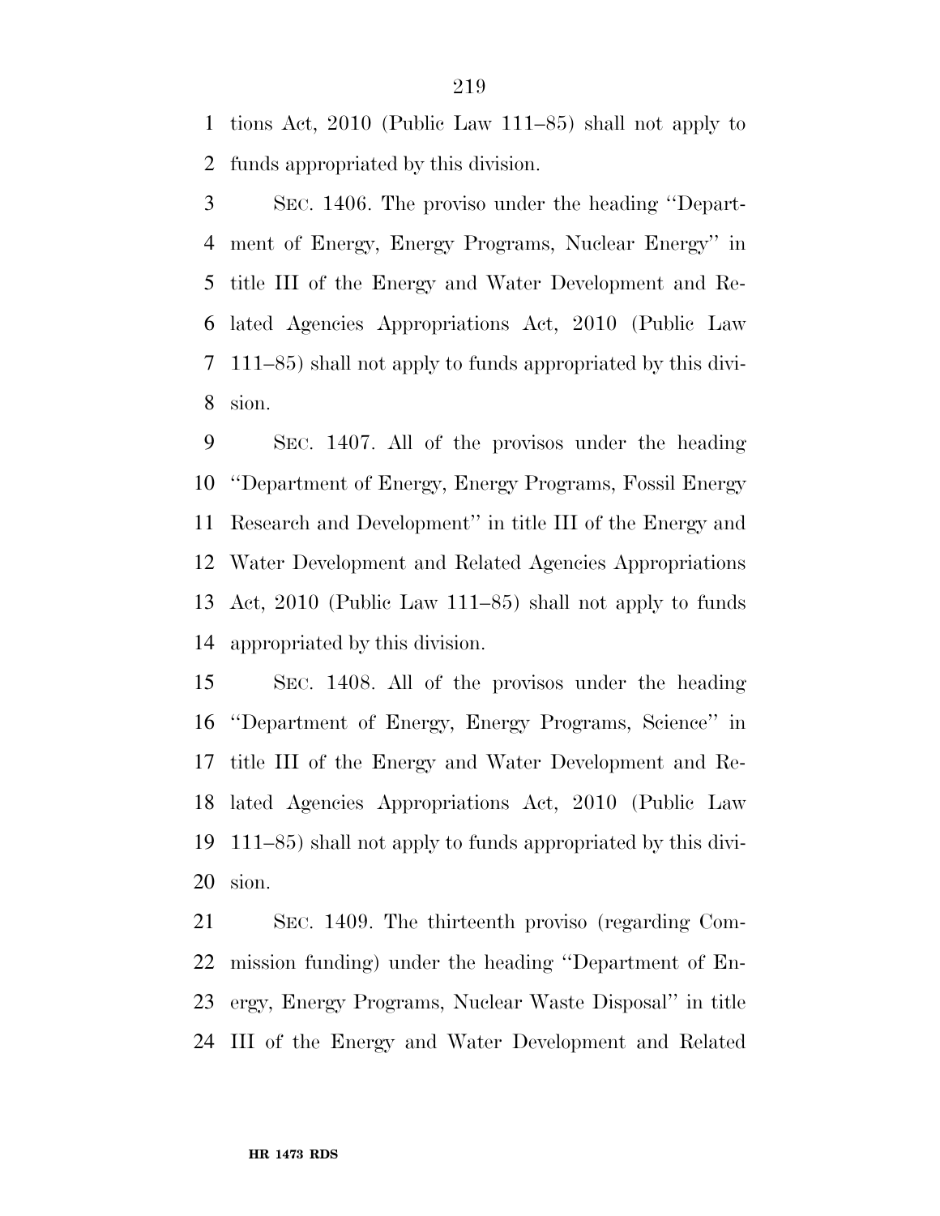tions Act, 2010 (Public Law 111–85) shall not apply to funds appropriated by this division.

SEC. 1406. The proviso under the heading ''Department of Energy, Energy Programs, Nuclear Energy'' in title III of the Energy and Water Development and Related Agencies Appropriations Act, 2010 (Public Law 111–85) shall not apply to funds appropriated by this division.

SEC. 1407. All of the provisos under the heading ''Department of Energy, Energy Programs, Fossil Energy Research and Development'' in title III of the Energy and Water Development and Related Agencies Appropriations Act, 2010 (Public Law 111–85) shall not apply to funds appropriated by this division.

SEC. 1408. All of the provisos under the heading ''Department of Energy, Energy Programs, Science'' in title III of the Energy and Water Development and Related Agencies Appropriations Act, 2010 (Public Law 111–85) shall not apply to funds appropriated by this division.

SEC. 1409. The thirteenth proviso (regarding Commission funding) under the heading ''Department of Energy, Energy Programs, Nuclear Waste Disposal'' in title III of the Energy and Water Development and Related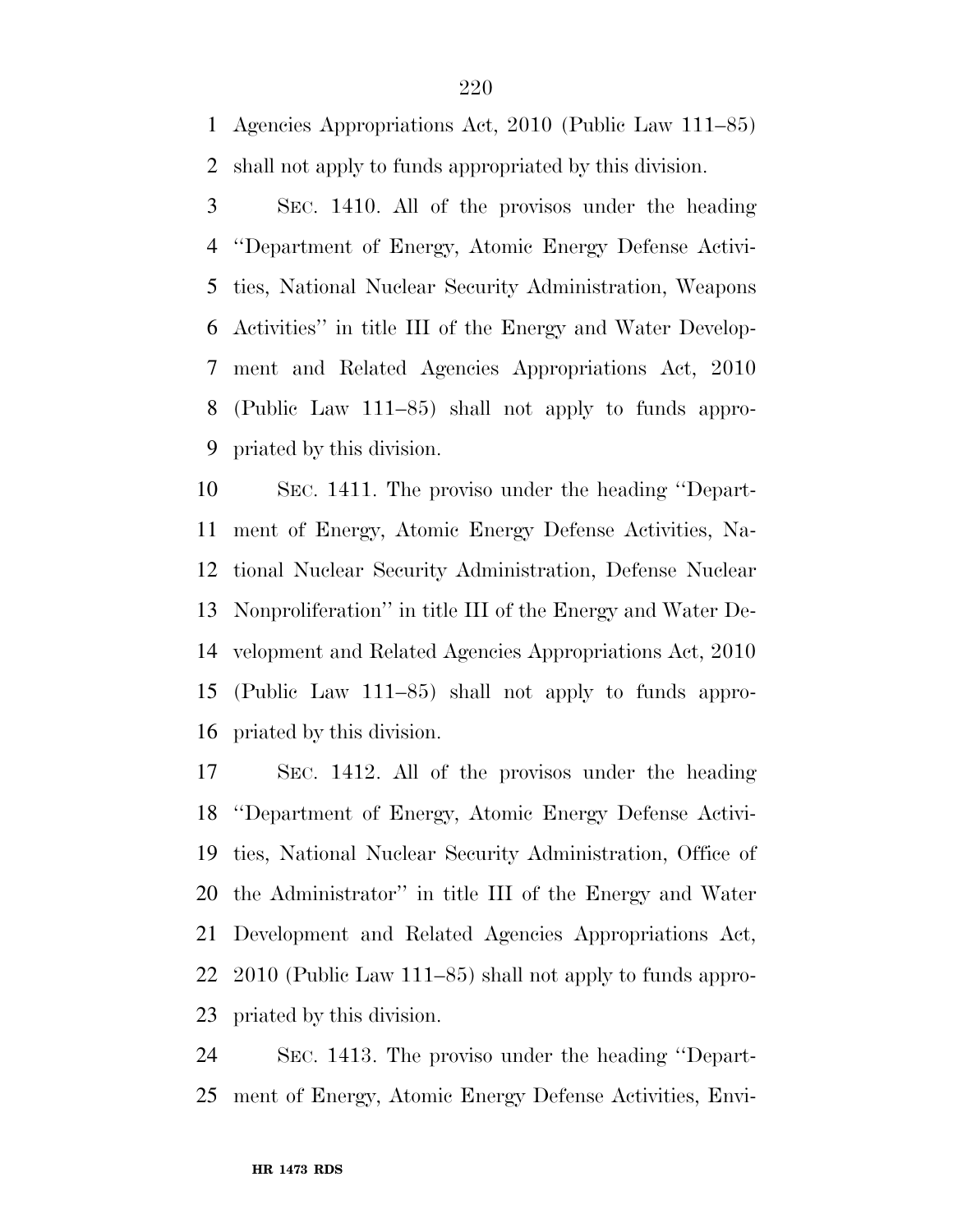Agencies Appropriations Act, 2010 (Public Law 111–85) shall not apply to funds appropriated by this division.

SEC. 1410. All of the provisos under the heading ''Department of Energy, Atomic Energy Defense Activities, National Nuclear Security Administration, Weapons Activities'' in title III of the Energy and Water Development and Related Agencies Appropriations Act, 2010 (Public Law 111–85) shall not apply to funds appropriated by this division.

SEC. 1411. The proviso under the heading ''Department of Energy, Atomic Energy Defense Activities, National Nuclear Security Administration, Defense Nuclear Nonproliferation'' in title III of the Energy and Water Development and Related Agencies Appropriations Act, 2010 (Public Law 111–85) shall not apply to funds appropriated by this division.

SEC. 1412. All of the provisos under the heading ''Department of Energy, Atomic Energy Defense Activities, National Nuclear Security Administration, Office of the Administrator'' in title III of the Energy and Water Development and Related Agencies Appropriations Act, 2010 (Public Law 111–85) shall not apply to funds appropriated by this division.

SEC. 1413. The proviso under the heading ''Department of Energy, Atomic Energy Defense Activities, Envi-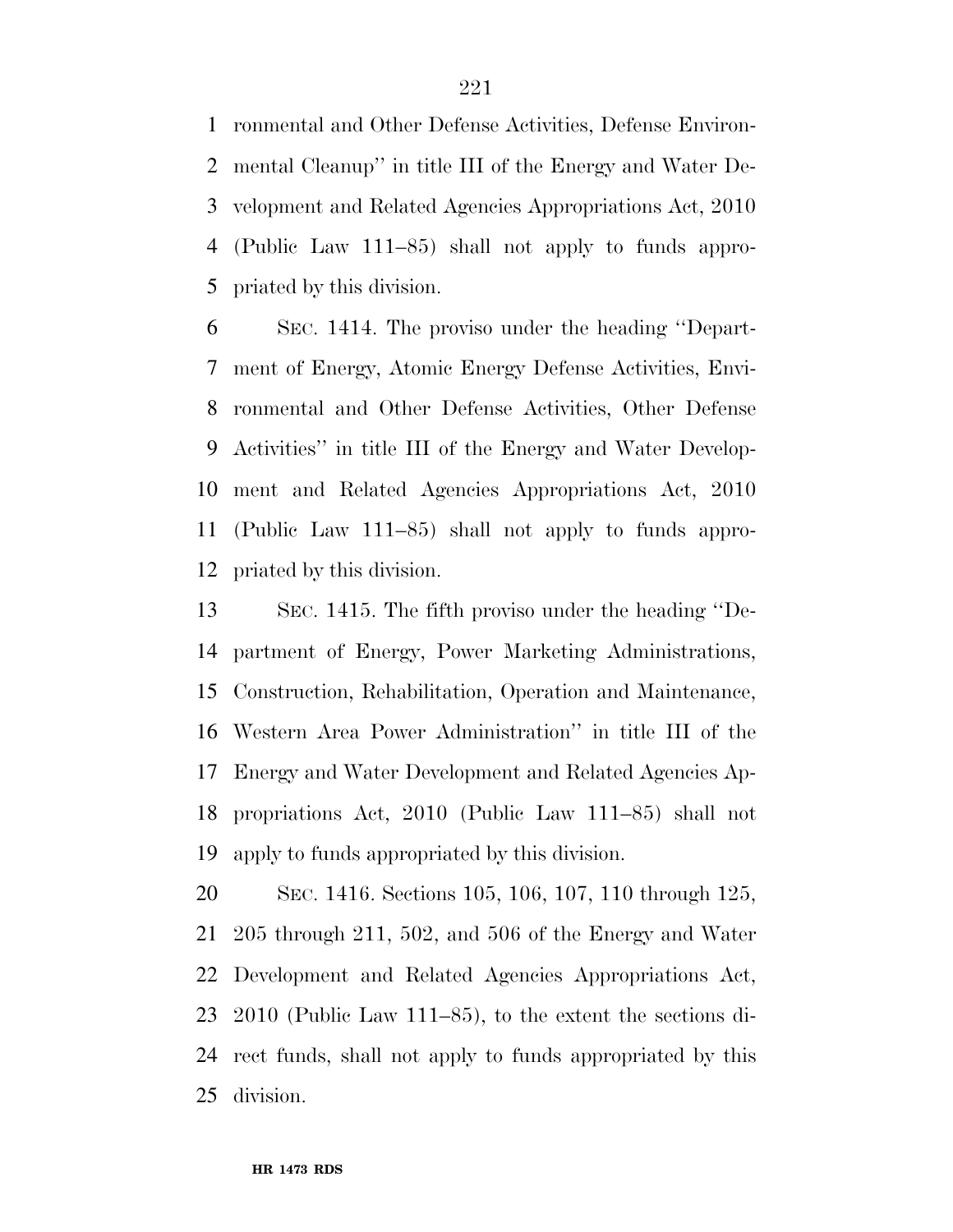ronmental and Other Defense Activities, Defense Environmental Cleanup'' in title III of the Energy and Water Development and Related Agencies Appropriations Act, 2010 (Public Law 111–85) shall not apply to funds appropriated by this division.

SEC. 1414. The proviso under the heading ''Department of Energy, Atomic Energy Defense Activities, Environmental and Other Defense Activities, Other Defense Activities'' in title III of the Energy and Water Development and Related Agencies Appropriations Act, 2010 (Public Law 111–85) shall not apply to funds appropriated by this division.

SEC. 1415. The fifth proviso under the heading ''Department of Energy, Power Marketing Administrations, Construction, Rehabilitation, Operation and Maintenance, Western Area Power Administration'' in title III of the Energy and Water Development and Related Agencies Appropriations Act, 2010 (Public Law 111–85) shall not apply to funds appropriated by this division.

SEC. 1416. Sections 105, 106, 107, 110 through 125, 205 through 211, 502, and 506 of the Energy and Water Development and Related Agencies Appropriations Act, 2010 (Public Law 111–85), to the extent the sections direct funds, shall not apply to funds appropriated by this division.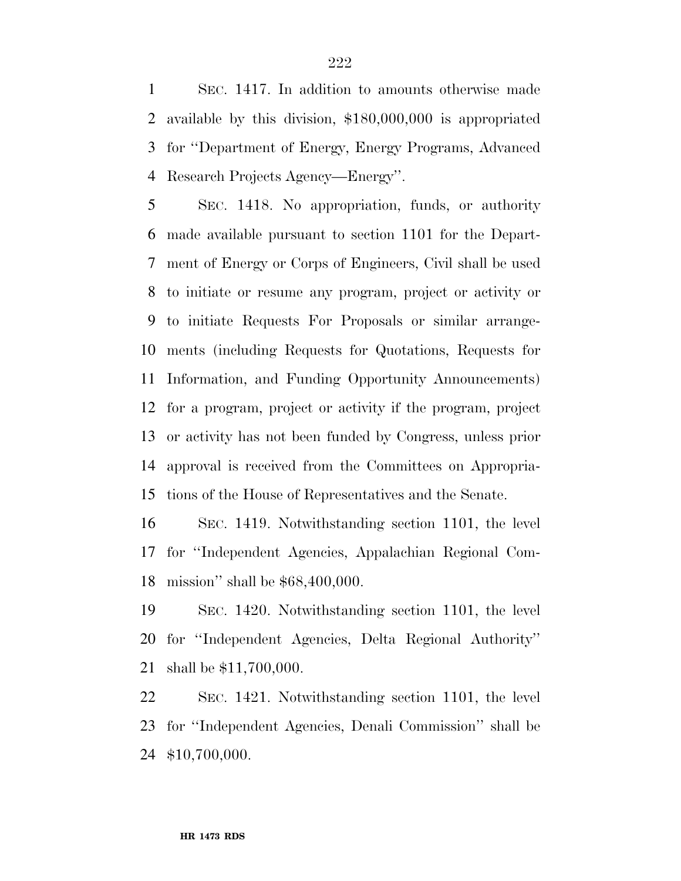SEC. 1417. In addition to amounts otherwise made available by this division, $180,000,000 is appropriated for ''Department of Energy, Energy Programs, Advanced Research Projects Agency—Energy''.

SEC. 1418. No appropriation, funds, or authority made available pursuant to section 1101 for the Department of Energy or Corps of Engineers, Civil shall be used to initiate or resume any program, project or activity or to initiate Requests For Proposals or similar arrangements (including Requests for Quotations, Requests for Information, and Funding Opportunity Announcements) for a program, project or activity if the program, project or activity has not been funded by Congress, unless prior approval is received from the Committees on Appropriations of the House of Representatives and the Senate.

SEC. 1419. Notwithstanding section 1101, the level for ''Independent Agencies, Appalachian Regional Commission'' shall be $68,400,000.

SEC. 1420. Notwithstanding section 1101, the level for ''Independent Agencies, Delta Regional Authority'' shall be $11,700,000.

SEC. 1421. Notwithstanding section 1101, the level for ''Independent Agencies, Denali Commission'' shall be $10,700,000.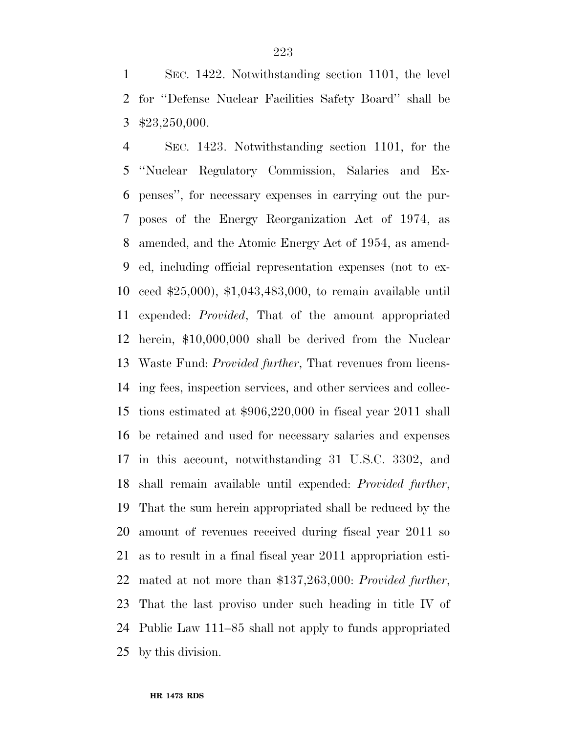SEC. 1422. Notwithstanding section 1101, the level for ''Defense Nuclear Facilities Safety Board'' shall be $23,250,000.

SEC. 1423. Notwithstanding section 1101, for the ''Nuclear Regulatory Commission, Salaries and Expenses'', for necessary expenses in carrying out the purposes of the Energy Reorganization Act of 1974, as amended, and the Atomic Energy Act of 1954, as amended, including official representation expenses (not to exceed $25,000), $1,043,483,000, to remain available until expended: *Provided*, That of the amount appropriated herein, $10,000,000 shall be derived from the Nuclear Waste Fund: *Provided further*, That revenues from licensing fees, inspection services, and other services and collections estimated at $906,220,000 in fiscal year 2011 shall be retained and used for necessary salaries and expenses in this account, notwithstanding 31 U.S.C. 3302, and shall remain available until expended: *Provided further*, That the sum herein appropriated shall be reduced by the amount of revenues received during fiscal year 2011 so as to result in a final fiscal year 2011 appropriation estimated at not more than $137,263,000: *Provided further*, That the last proviso under such heading in title IV of Public Law 111–85 shall not apply to funds appropriated by this division.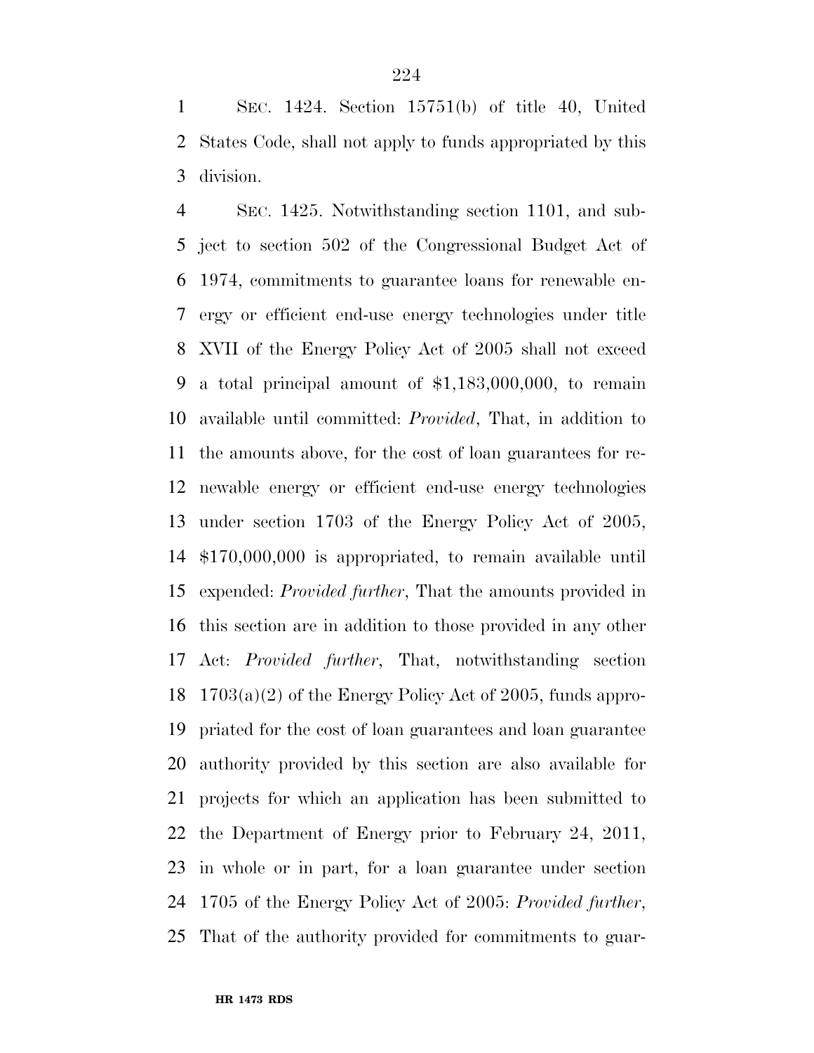SEC. 1424. Section 15751(b) of title 40, United States Code, shall not apply to funds appropriated by this division.

SEC. 1425. Notwithstanding section 1101, and subject to section 502 of the Congressional Budget Act of 1974, commitments to guarantee loans for renewable energy or efficient end-use energy technologies under title XVII of the Energy Policy Act of 2005 shall not exceed a total principal amount of $1,183,000,000, to remain available until committed: *Provided*, That, in addition to the amounts above, for the cost of loan guarantees for renewable energy or efficient end-use energy technologies under section 1703 of the Energy Policy Act of 2005, $170,000,000 is appropriated, to remain available until expended: *Provided further*, That the amounts provided in this section are in addition to those provided in any other Act: *Provided further*, That, notwithstanding section 1703(a)(2) of the Energy Policy Act of 2005, funds appropriated for the cost of loan guarantees and loan guarantee authority provided by this section are also available for projects for which an application has been submitted to the Department of Energy prior to February 24, 2011, in whole or in part, for a loan guarantee under section 1705 of the Energy Policy Act of 2005: *Provided further*, That of the authority provided for commitments to guar-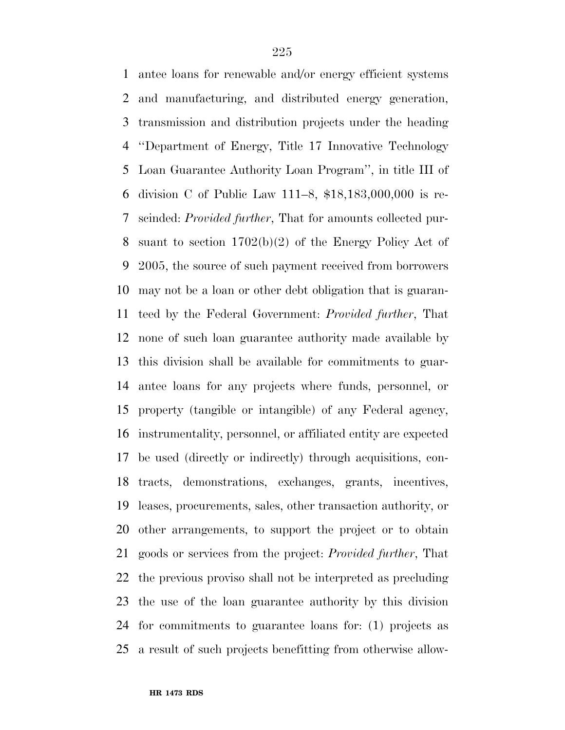antee loans for renewable and/or energy efficient systems and manufacturing, and distributed energy generation, transmission and distribution projects under the heading ''Department of Energy, Title 17 Innovative Technology Loan Guarantee Authority Loan Program'', in title III of division C of Public Law 111–8, $18,183,000,000 is rescinded: *Provided further*, That for amounts collected pursuant to section 1702(b)(2) of the Energy Policy Act of 2005, the source of such payment received from borrowers may not be a loan or other debt obligation that is guaranteed by the Federal Government: *Provided further*, That none of such loan guarantee authority made available by this division shall be available for commitments to guarantee loans for any projects where funds, personnel, or property (tangible or intangible) of any Federal agency, instrumentality, personnel, or affiliated entity are expected be used (directly or indirectly) through acquisitions, contracts, demonstrations, exchanges, grants, incentives, leases, procurements, sales, other transaction authority, or other arrangements, to support the project or to obtain goods or services from the project: *Provided further*, That the previous proviso shall not be interpreted as precluding the use of the loan guarantee authority by this division for commitments to guarantee loans for: (1) projects as a result of such projects benefitting from otherwise allow-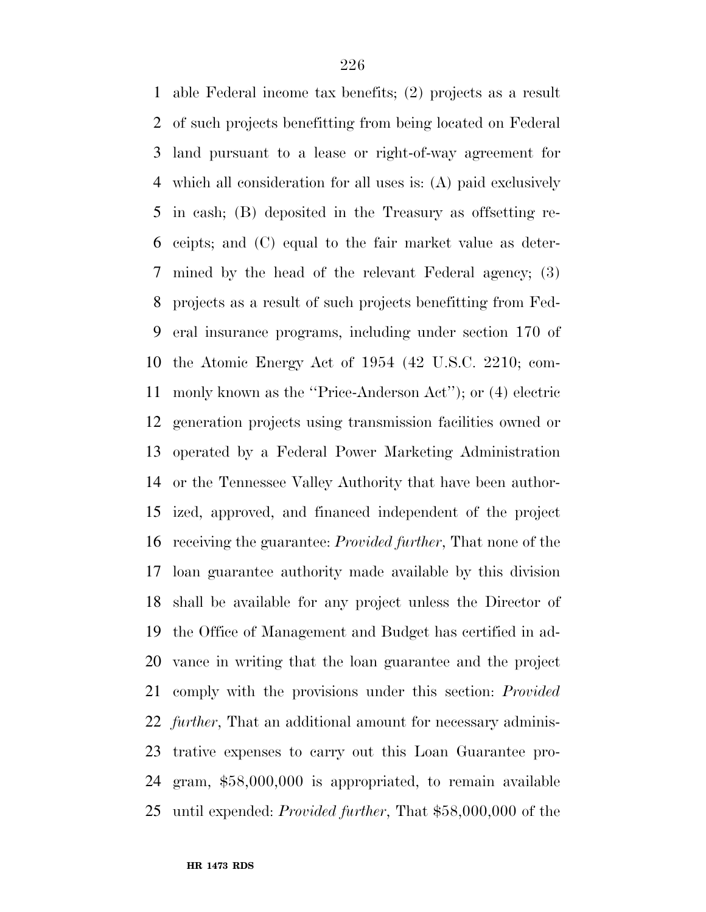able Federal income tax benefits; (2) projects as a result of such projects benefitting from being located on Federal land pursuant to a lease or right-of-way agreement for which all consideration for all uses is: (A) paid exclusively in cash; (B) deposited in the Treasury as offsetting receipts; and (C) equal to the fair market value as determined by the head of the relevant Federal agency; (3) projects as a result of such projects benefitting from Federal insurance programs, including under section 170 of the Atomic Energy Act of 1954 (42 U.S.C. 2210; commonly known as the ''Price-Anderson Act''); or (4) electric generation projects using transmission facilities owned or operated by a Federal Power Marketing Administration or the Tennessee Valley Authority that have been authorized, approved, and financed independent of the project receiving the guarantee: *Provided further*, That none of the loan guarantee authority made available by this division shall be available for any project unless the Director of the Office of Management and Budget has certified in advance in writing that the loan guarantee and the project comply with the provisions under this section: *Provided further*, That an additional amount for necessary administrative expenses to carry out this Loan Guarantee program, $58,000,000 is appropriated, to remain available until expended: *Provided further*, That $58,000,000 of the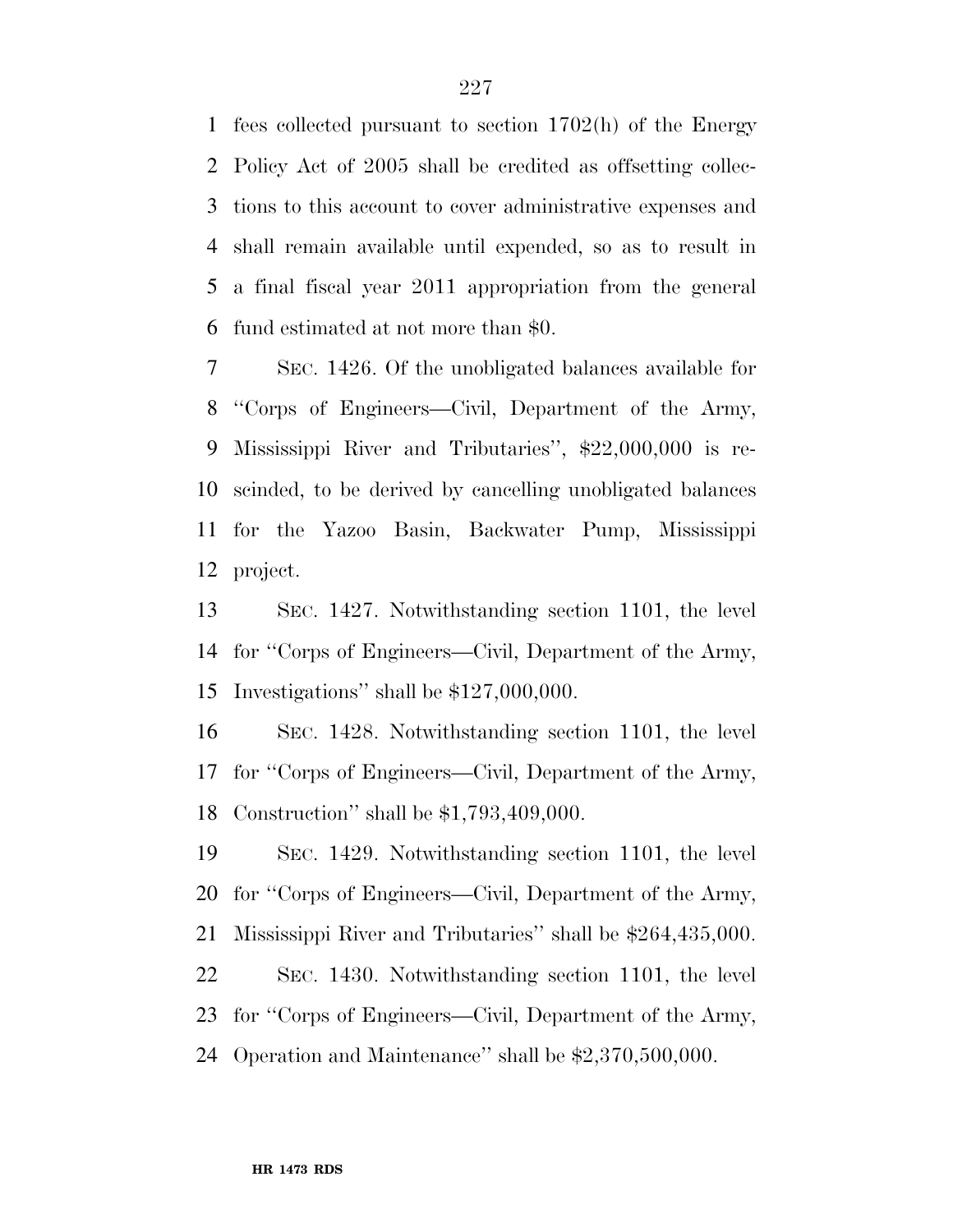fees collected pursuant to section 1702(h) of the Energy Policy Act of 2005 shall be credited as offsetting collections to this account to cover administrative expenses and shall remain available until expended, so as to result in a final fiscal year 2011 appropriation from the general fund estimated at not more than $0.

SEC. 1426. Of the unobligated balances available for ''Corps of Engineers—Civil, Department of the Army, Mississippi River and Tributaries'', $22,000,000 is rescinded, to be derived by cancelling unobligated balances for the Yazoo Basin, Backwater Pump, Mississippi project.

SEC. 1427. Notwithstanding section 1101, the level for ''Corps of Engineers—Civil, Department of the Army, Investigations'' shall be $127,000,000.

SEC. 1428. Notwithstanding section 1101, the level for ''Corps of Engineers—Civil, Department of the Army, Construction'' shall be $1,793,409,000.

SEC. 1429. Notwithstanding section 1101, the level for ''Corps of Engineers—Civil, Department of the Army, Mississippi River and Tributaries'' shall be $264,435,000.

SEC. 1430. Notwithstanding section 1101, the level for ''Corps of Engineers—Civil, Department of the Army, Operation and Maintenance'' shall be $2,370,500,000.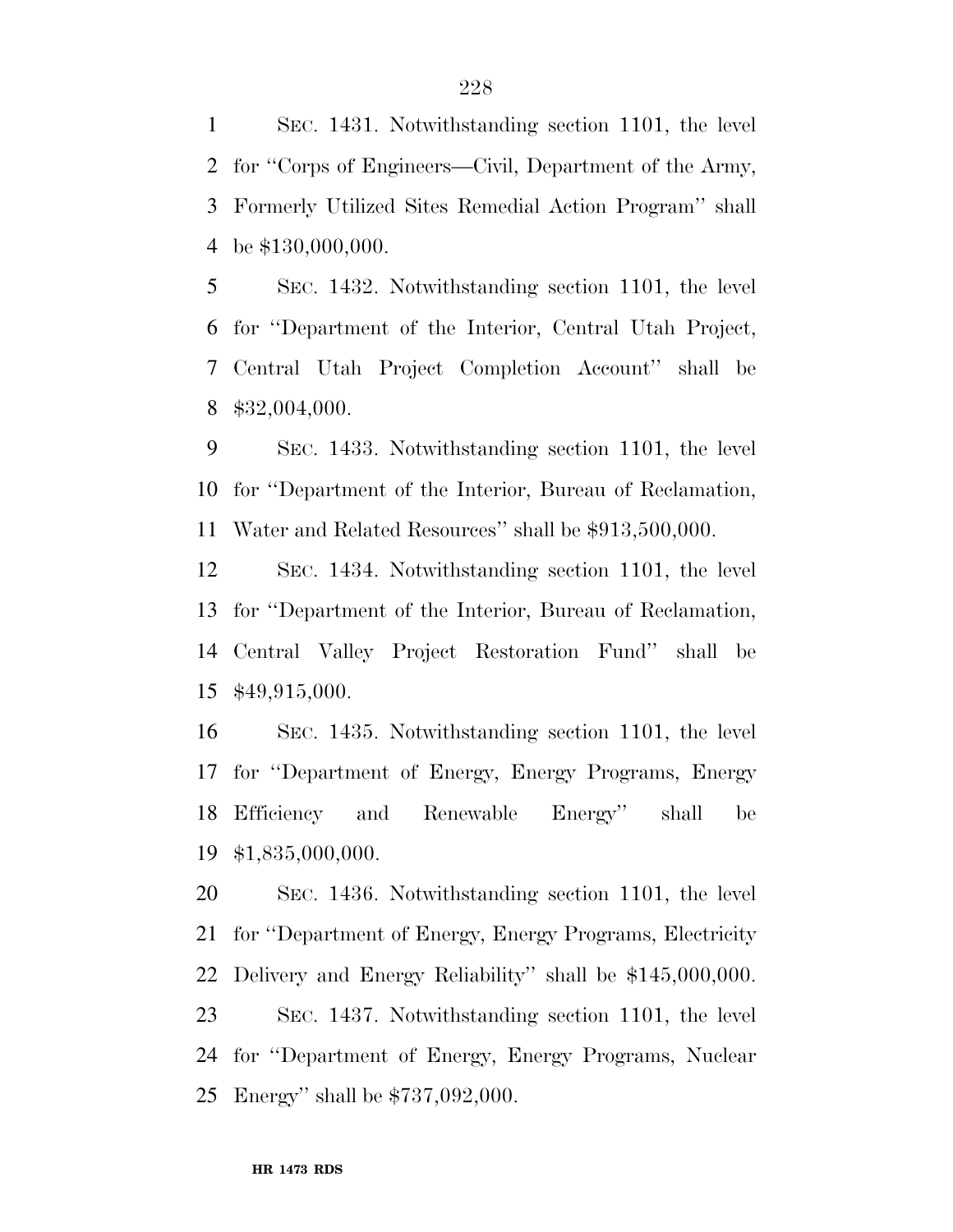SEC. 1431. Notwithstanding section 1101, the level for ''Corps of Engineers—Civil, Department of the Army, Formerly Utilized Sites Remedial Action Program'' shall be $130,000,000.

SEC. 1432. Notwithstanding section 1101, the level for ''Department of the Interior, Central Utah Project, Central Utah Project Completion Account'' shall be $32,004,000.

SEC. 1433. Notwithstanding section 1101, the level for ''Department of the Interior, Bureau of Reclamation, Water and Related Resources'' shall be $913,500,000.

SEC. 1434. Notwithstanding section 1101, the level for ''Department of the Interior, Bureau of Reclamation, Central Valley Project Restoration Fund'' shall be $49,915,000.

SEC. 1435. Notwithstanding section 1101, the level for ''Department of Energy, Energy Programs, Energy Efficiency and Renewable Energy'' shall be $1,835,000,000.

SEC. 1436. Notwithstanding section 1101, the level for ''Department of Energy, Energy Programs, Electricity Delivery and Energy Reliability'' shall be $145,000,000.

SEC. 1437. Notwithstanding section 1101, the level for ''Department of Energy, Energy Programs, Nuclear Energy'' shall be $737,092,000.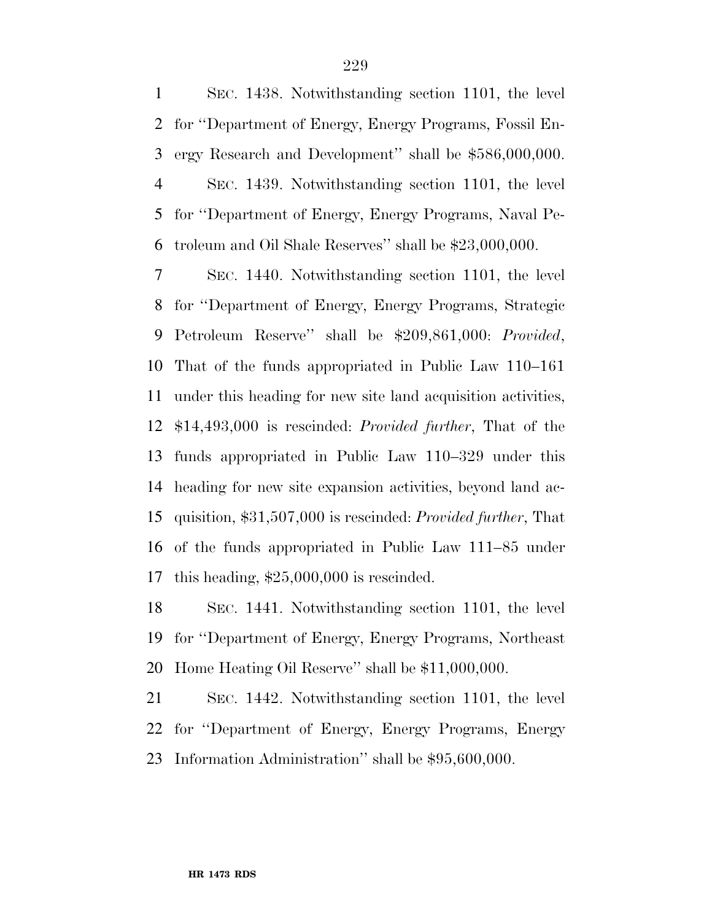SEC. 1438. Notwithstanding section 1101, the level for ''Department of Energy, Energy Programs, Fossil Energy Research and Development'' shall be $586,000,000.

SEC. 1439. Notwithstanding section 1101, the level for ''Department of Energy, Energy Programs, Naval Petroleum and Oil Shale Reserves'' shall be $23,000,000.

SEC. 1440. Notwithstanding section 1101, the level for ''Department of Energy, Energy Programs, Strategic Petroleum Reserve'' shall be $209,861,000: *Provided*, That of the funds appropriated in Public Law 110–161 under this heading for new site land acquisition activities, $14,493,000 is rescinded: *Provided further*, That of the funds appropriated in Public Law 110–329 under this heading for new site expansion activities, beyond land acquisition, $31,507,000 is rescinded: *Provided further*, That of the funds appropriated in Public Law 111–85 under this heading, $25,000,000 is rescinded.

SEC. 1441. Notwithstanding section 1101, the level for ''Department of Energy, Energy Programs, Northeast Home Heating Oil Reserve'' shall be $11,000,000.

SEC. 1442. Notwithstanding section 1101, the level for ''Department of Energy, Energy Programs, Energy Information Administration'' shall be $95,600,000.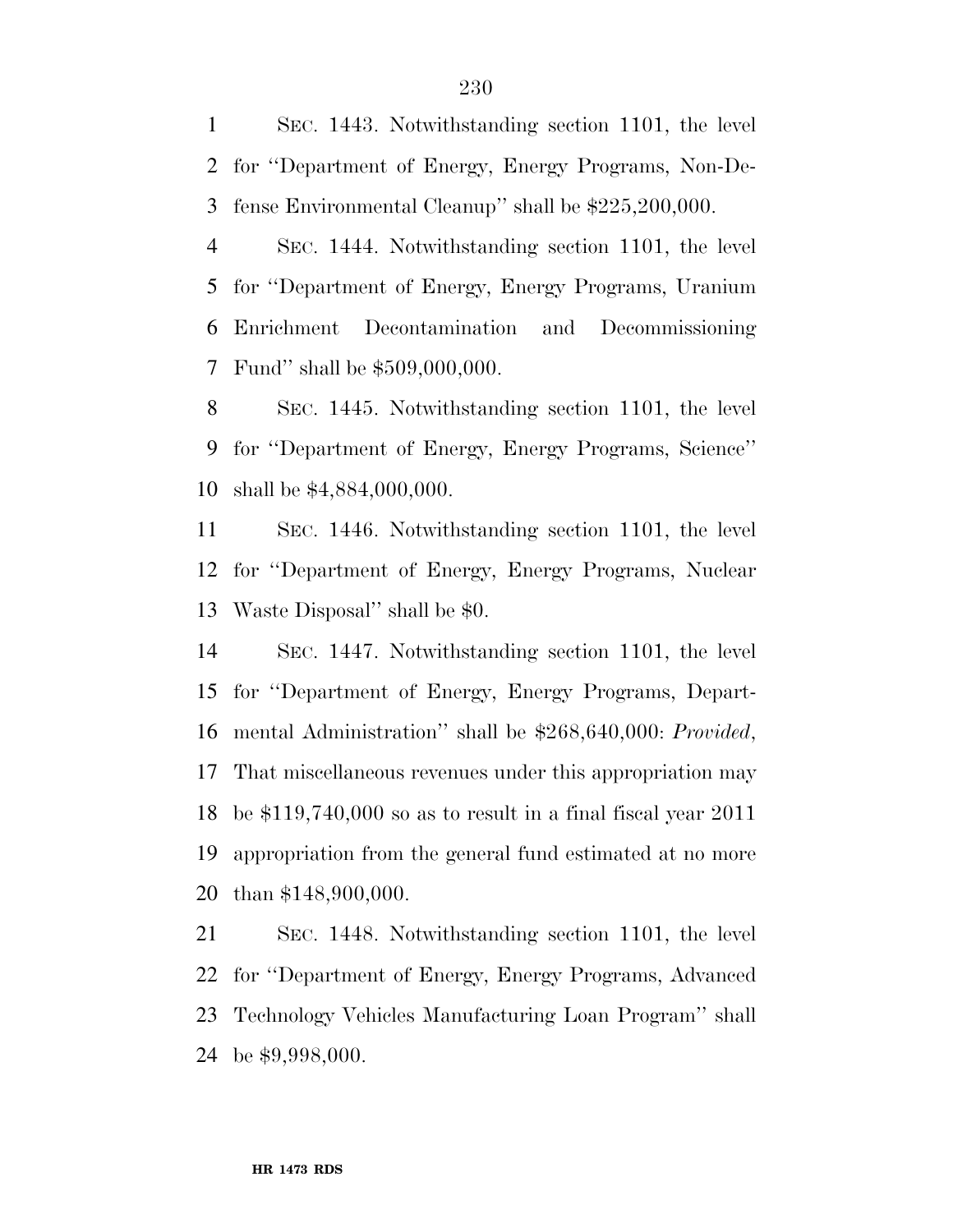SEC. 1443. Notwithstanding section 1101, the level for ''Department of Energy, Energy Programs, Non-Defense Environmental Cleanup'' shall be $225,200,000.

SEC. 1444. Notwithstanding section 1101, the level for ''Department of Energy, Energy Programs, Uranium Enrichment Decontamination and Decommissioning Fund'' shall be $509,000,000.

SEC. 1445. Notwithstanding section 1101, the level for ''Department of Energy, Energy Programs, Science'' shall be $4,884,000,000.

SEC. 1446. Notwithstanding section 1101, the level for ''Department of Energy, Energy Programs, Nuclear Waste Disposal'' shall be $0.

SEC. 1447. Notwithstanding section 1101, the level for ''Department of Energy, Energy Programs, Departmental Administration'' shall be $268,640,000: *Provided*, That miscellaneous revenues under this appropriation may be $119,740,000 so as to result in a final fiscal year 2011 appropriation from the general fund estimated at no more than $148,900,000.

SEC. 1448. Notwithstanding section 1101, the level for ''Department of Energy, Energy Programs, Advanced Technology Vehicles Manufacturing Loan Program'' shall be $9,998,000.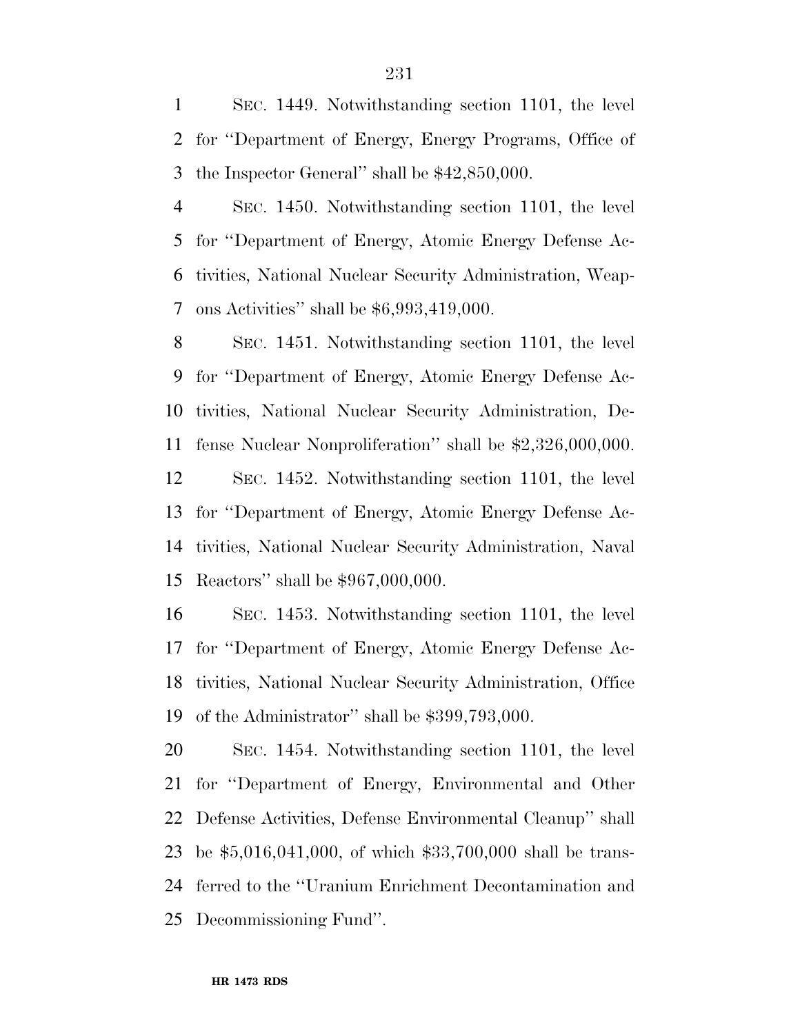SEC. 1449. Notwithstanding section 1101, the level for ''Department of Energy, Energy Programs, Office of the Inspector General'' shall be $42,850,000.

SEC. 1450. Notwithstanding section 1101, the level for ''Department of Energy, Atomic Energy Defense Activities, National Nuclear Security Administration, Weapons Activities'' shall be $6,993,419,000.

SEC. 1451. Notwithstanding section 1101, the level for ''Department of Energy, Atomic Energy Defense Activities, National Nuclear Security Administration, Defense Nuclear Nonproliferation'' shall be $2,326,000,000.

SEC. 1452. Notwithstanding section 1101, the level for ''Department of Energy, Atomic Energy Defense Activities, National Nuclear Security Administration, Naval Reactors'' shall be $967,000,000.

SEC. 1453. Notwithstanding section 1101, the level for ''Department of Energy, Atomic Energy Defense Activities, National Nuclear Security Administration, Office of the Administrator'' shall be $399,793,000.

SEC. 1454. Notwithstanding section 1101, the level for ''Department of Energy, Environmental and Other Defense Activities, Defense Environmental Cleanup'' shall be $5,016,041,000, of which $33,700,000 shall be transferred to the ''Uranium Enrichment Decontamination and Decommissioning Fund''.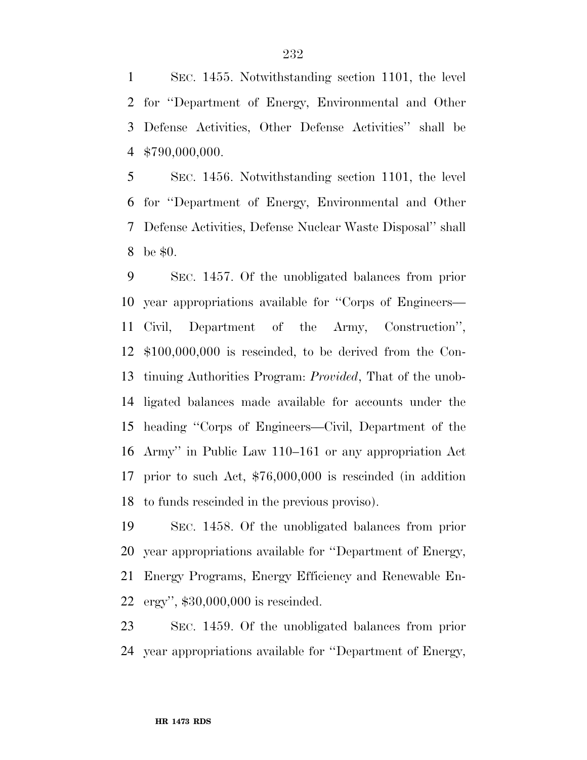SEC. 1455. Notwithstanding section 1101, the level for ''Department of Energy, Environmental and Other Defense Activities, Other Defense Activities'' shall be $790,000,000.

SEC. 1456. Notwithstanding section 1101, the level for ''Department of Energy, Environmental and Other Defense Activities, Defense Nuclear Waste Disposal'' shall be $0.

SEC. 1457. Of the unobligated balances from prior year appropriations available for ''Corps of Engineers—Civil, Department of the Army, Construction'', $100,000,000 is rescinded, to be derived from the Continuing Authorities Program: *Provided*, That of the unobligated balances made available for accounts under the heading ''Corps of Engineers—Civil, Department of the Army'' in Public Law 110–161 or any appropriation Act prior to such Act, $76,000,000 is rescinded (in addition to funds rescinded in the previous proviso).

SEC. 1458. Of the unobligated balances from prior year appropriations available for ''Department of Energy, Energy Programs, Energy Efficiency and Renewable Energy'', $30,000,000 is rescinded.

SEC. 1459. Of the unobligated balances from prior year appropriations available for ''Department of Energy,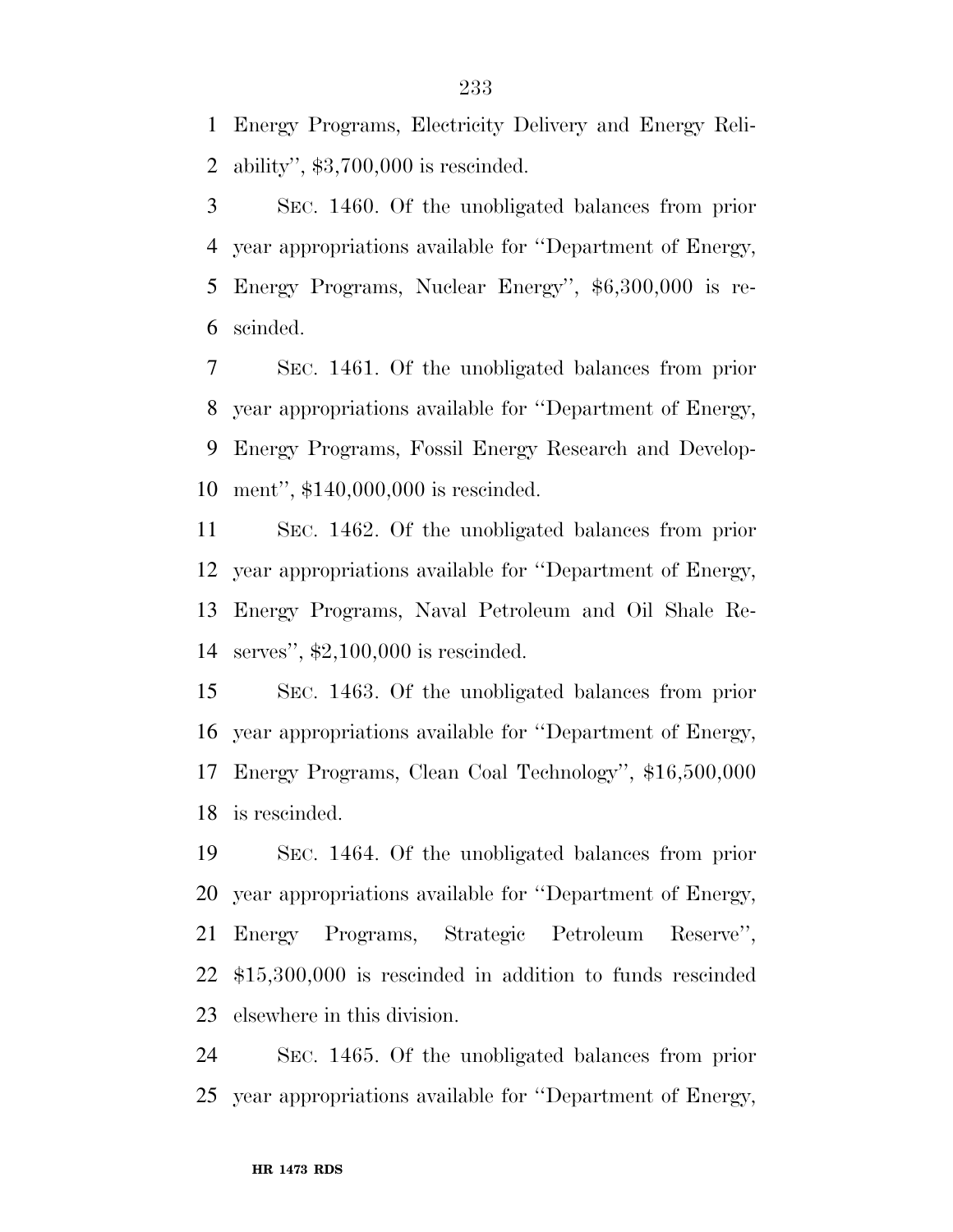Energy Programs, Electricity Delivery and Energy Reliability'', $3,700,000 is rescinded.

SEC. 1460. Of the unobligated balances from prior year appropriations available for ''Department of Energy, Energy Programs, Nuclear Energy'', $6,300,000 is rescinded.

SEC. 1461. Of the unobligated balances from prior year appropriations available for ''Department of Energy, Energy Programs, Fossil Energy Research and Development'', $140,000,000 is rescinded.

SEC. 1462. Of the unobligated balances from prior year appropriations available for ''Department of Energy, Energy Programs, Naval Petroleum and Oil Shale Reserves'', $2,100,000 is rescinded.

SEC. 1463. Of the unobligated balances from prior year appropriations available for ''Department of Energy, Energy Programs, Clean Coal Technology'', $16,500,000 is rescinded.

SEC. 1464. Of the unobligated balances from prior year appropriations available for ''Department of Energy, Energy Programs, Strategic Petroleum Reserve'', $15,300,000 is rescinded in addition to funds rescinded elsewhere in this division.

SEC. 1465. Of the unobligated balances from prior year appropriations available for ''Department of Energy,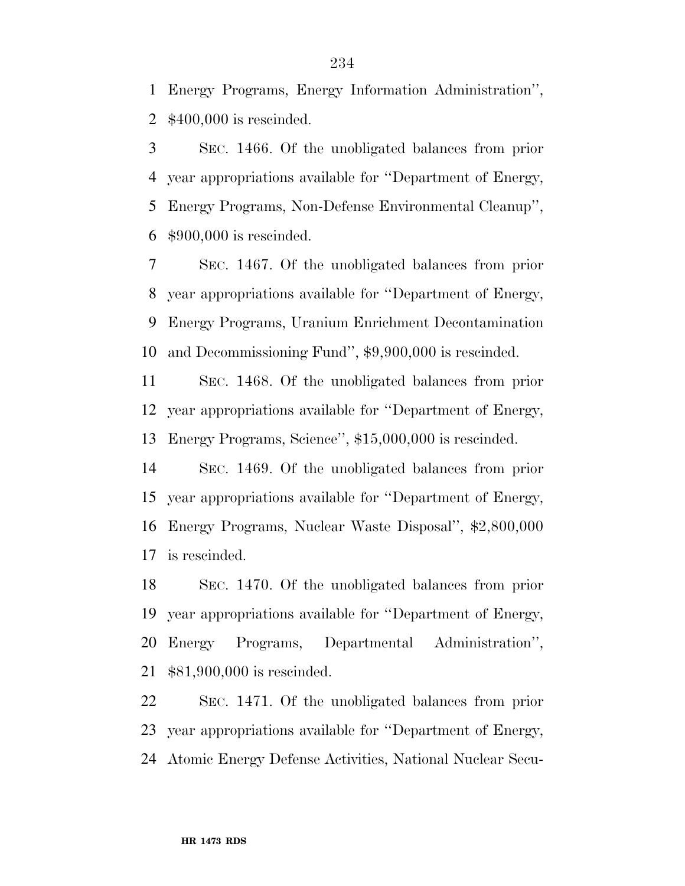Energy Programs, Energy Information Administration'', $400,000 is rescinded.

SEC. 1466. Of the unobligated balances from prior year appropriations available for ''Department of Energy, Energy Programs, Non-Defense Environmental Cleanup'', $900,000 is rescinded.

SEC. 1467. Of the unobligated balances from prior year appropriations available for ''Department of Energy, Energy Programs, Uranium Enrichment Decontamination and Decommissioning Fund'', $9,900,000 is rescinded.

SEC. 1468. Of the unobligated balances from prior year appropriations available for ''Department of Energy, Energy Programs, Science'', $15,000,000 is rescinded.

SEC. 1469. Of the unobligated balances from prior year appropriations available for ''Department of Energy, Energy Programs, Nuclear Waste Disposal'', $2,800,000 is rescinded.

SEC. 1470. Of the unobligated balances from prior year appropriations available for ''Department of Energy, Energy Programs, Departmental Administration'', $81,900,000 is rescinded.

SEC. 1471. Of the unobligated balances from prior year appropriations available for ''Department of Energy, Atomic Energy Defense Activities, National Nuclear Secu-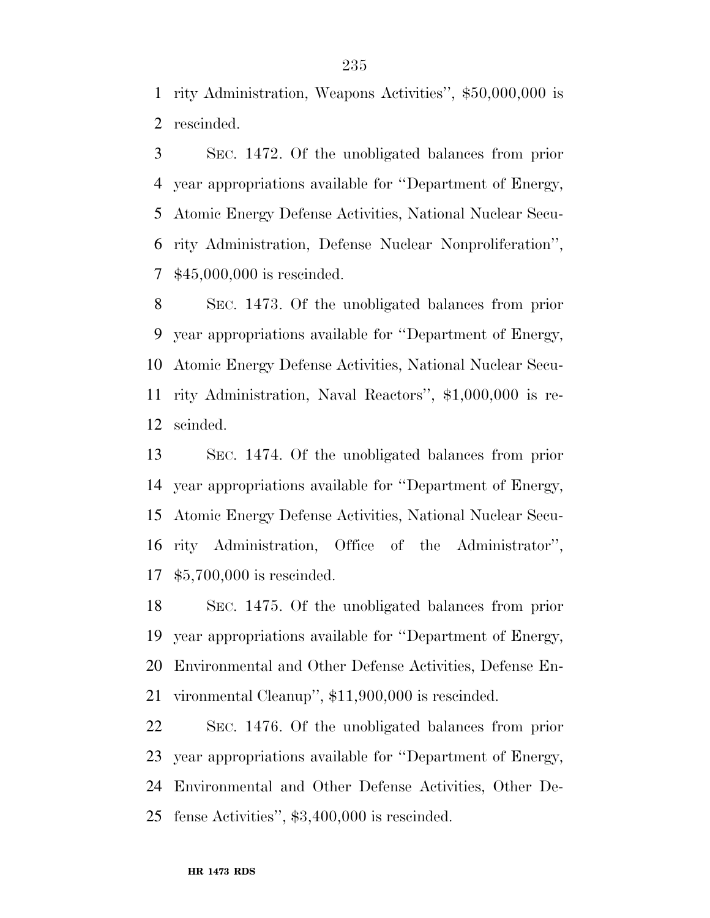rity Administration, Weapons Activities'', $50,000,000 is rescinded.

SEC. 1472. Of the unobligated balances from prior year appropriations available for ''Department of Energy, Atomic Energy Defense Activities, National Nuclear Security Administration, Defense Nuclear Nonproliferation'', $45,000,000 is rescinded.

SEC. 1473. Of the unobligated balances from prior year appropriations available for ''Department of Energy, Atomic Energy Defense Activities, National Nuclear Security Administration, Naval Reactors'', $1,000,000 is rescinded.

SEC. 1474. Of the unobligated balances from prior year appropriations available for ''Department of Energy, Atomic Energy Defense Activities, National Nuclear Security Administration, Office of the Administrator'', $5,700,000 is rescinded.

SEC. 1475. Of the unobligated balances from prior year appropriations available for ''Department of Energy, Environmental and Other Defense Activities, Defense Environmental Cleanup'', $11,900,000 is rescinded.

SEC. 1476. Of the unobligated balances from prior year appropriations available for ''Department of Energy, Environmental and Other Defense Activities, Other Defense Activities'', $3,400,000 is rescinded.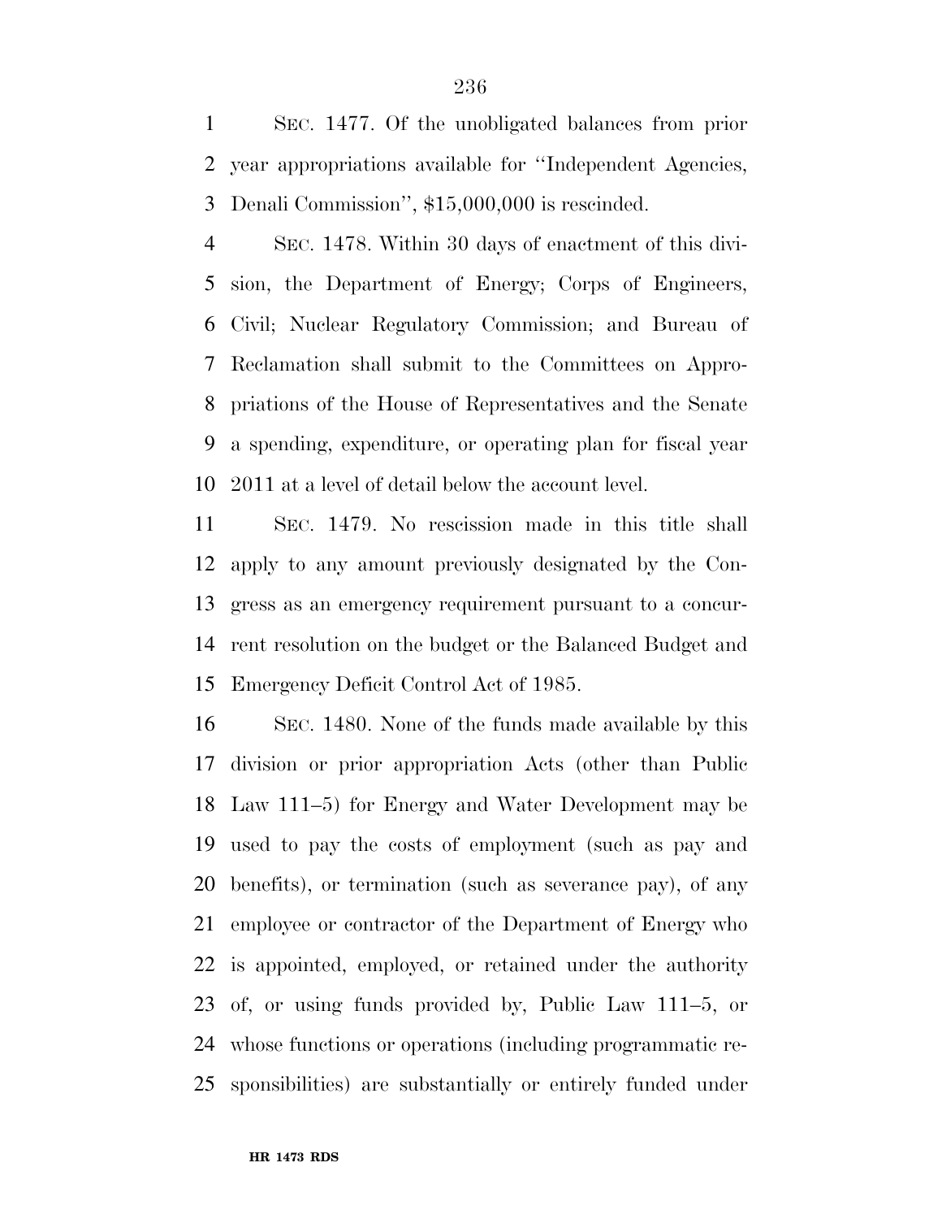SEC. 1477. Of the unobligated balances from prior year appropriations available for ''Independent Agencies, Denali Commission'', $15,000,000 is rescinded.

SEC. 1478. Within 30 days of enactment of this division, the Department of Energy; Corps of Engineers, Civil; Nuclear Regulatory Commission; and Bureau of Reclamation shall submit to the Committees on Appropriations of the House of Representatives and the Senate a spending, expenditure, or operating plan for fiscal year 2011 at a level of detail below the account level.

SEC. 1479. No rescission made in this title shall apply to any amount previously designated by the Congress as an emergency requirement pursuant to a concurrent resolution on the budget or the Balanced Budget and Emergency Deficit Control Act of 1985.

SEC. 1480. None of the funds made available by this division or prior appropriation Acts (other than Public Law 111–5) for Energy and Water Development may be used to pay the costs of employment (such as pay and benefits), or termination (such as severance pay), of any employee or contractor of the Department of Energy who is appointed, employed, or retained under the authority of, or using funds provided by, Public Law 111–5, or whose functions or operations (including programmatic responsibilities) are substantially or entirely funded under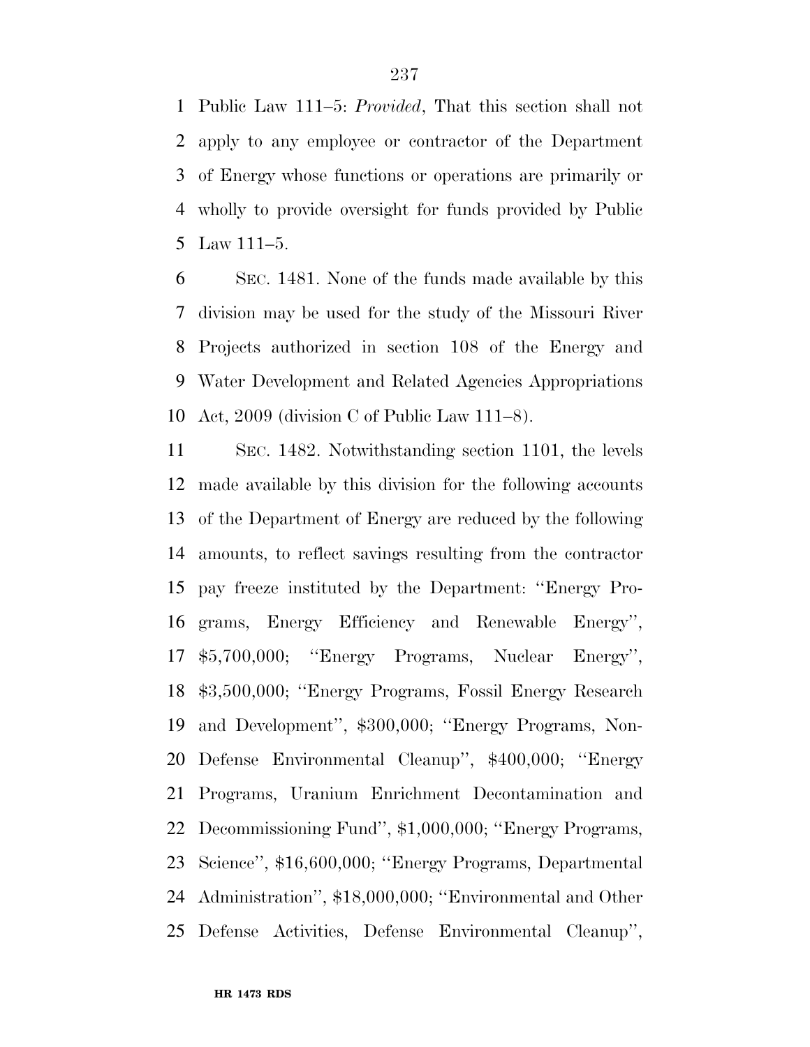Public Law 111–5: *Provided*, That this section shall not apply to any employee or contractor of the Department of Energy whose functions or operations are primarily or wholly to provide oversight for funds provided by Public Law 111–5.

SEC. 1481. None of the funds made available by this division may be used for the study of the Missouri River Projects authorized in section 108 of the Energy and Water Development and Related Agencies Appropriations Act, 2009 (division C of Public Law 111–8).

SEC. 1482. Notwithstanding section 1101, the levels made available by this division for the following accounts of the Department of Energy are reduced by the following amounts, to reflect savings resulting from the contractor pay freeze instituted by the Department: ''Energy Programs, Energy Efficiency and Renewable Energy'', $5,700,000; ''Energy Programs, Nuclear Energy'', $3,500,000; ''Energy Programs, Fossil Energy Research and Development'', $300,000; ''Energy Programs, Non-Defense Environmental Cleanup'', $400,000; ''Energy Programs, Uranium Enrichment Decontamination and Decommissioning Fund'', $1,000,000; ''Energy Programs, Science'', $16,600,000; ''Energy Programs, Departmental Administration'', $18,000,000; ''Environmental and Other Defense Activities, Defense Environmental Cleanup'',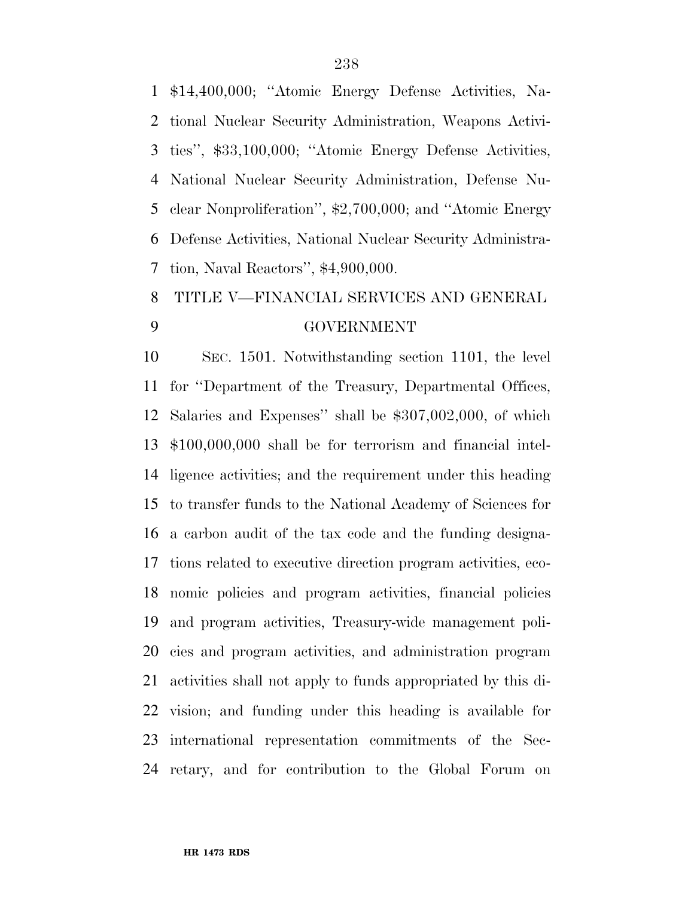$14,400,000; ''Atomic Energy Defense Activities, National Nuclear Security Administration, Weapons Activities'', $33,100,000; ''Atomic Energy Defense Activities, National Nuclear Security Administration, Defense Nuclear Nonproliferation'', $2,700,000; and ''Atomic Energy Defense Activities, National Nuclear Security Administration, Naval Reactors'', $4,900,000.

## TITLE V—FINANCIAL SERVICES AND GENERAL GOVERNMENT

SEC. 1501. Notwithstanding section 1101, the level for ''Department of the Treasury, Departmental Offices, Salaries and Expenses'' shall be $307,002,000, of which $100,000,000 shall be for terrorism and financial intelligence activities; and the requirement under this heading to transfer funds to the National Academy of Sciences for a carbon audit of the tax code and the funding designations related to executive direction program activities, economic policies and program activities, financial policies and program activities, Treasury-wide management policies and program activities, and administration program activities shall not apply to funds appropriated by this division; and funding under this heading is available for international representation commitments of the Secretary, and for contribution to the Global Forum on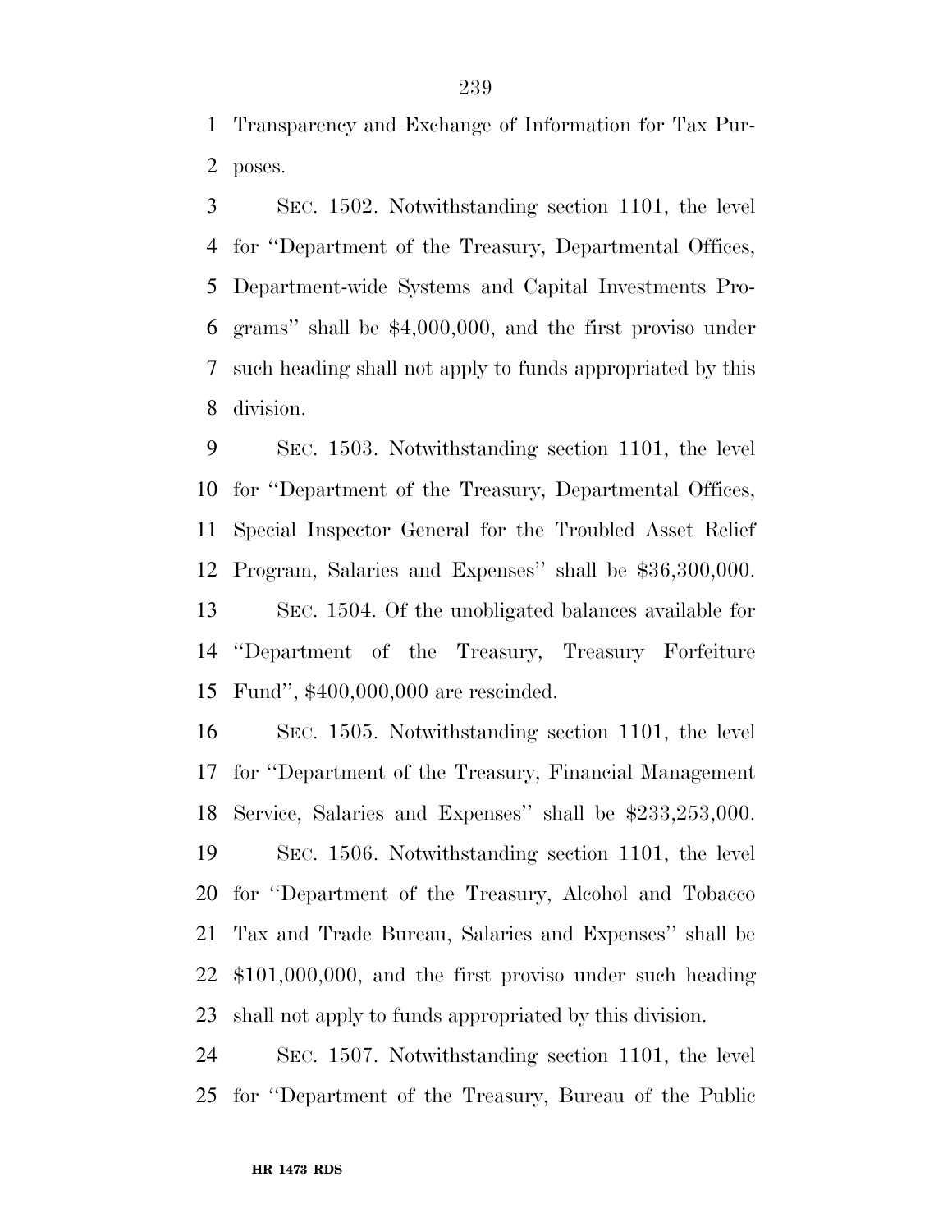Transparency and Exchange of Information for Tax Purposes.

SEC. 1502. Notwithstanding section 1101, the level for ''Department of the Treasury, Departmental Offices, Department-wide Systems and Capital Investments Programs'' shall be $4,000,000, and the first proviso under such heading shall not apply to funds appropriated by this division.

SEC. 1503. Notwithstanding section 1101, the level for ''Department of the Treasury, Departmental Offices, Special Inspector General for the Troubled Asset Relief Program, Salaries and Expenses'' shall be $36,300,000.

SEC. 1504. Of the unobligated balances available for ''Department of the Treasury, Treasury Forfeiture Fund'', $400,000,000 are rescinded.

SEC. 1505. Notwithstanding section 1101, the level for ''Department of the Treasury, Financial Management Service, Salaries and Expenses'' shall be $233,253,000.

SEC. 1506. Notwithstanding section 1101, the level for ''Department of the Treasury, Alcohol and Tobacco Tax and Trade Bureau, Salaries and Expenses'' shall be $101,000,000, and the first proviso under such heading shall not apply to funds appropriated by this division.

SEC. 1507. Notwithstanding section 1101, the level for ''Department of the Treasury, Bureau of the Public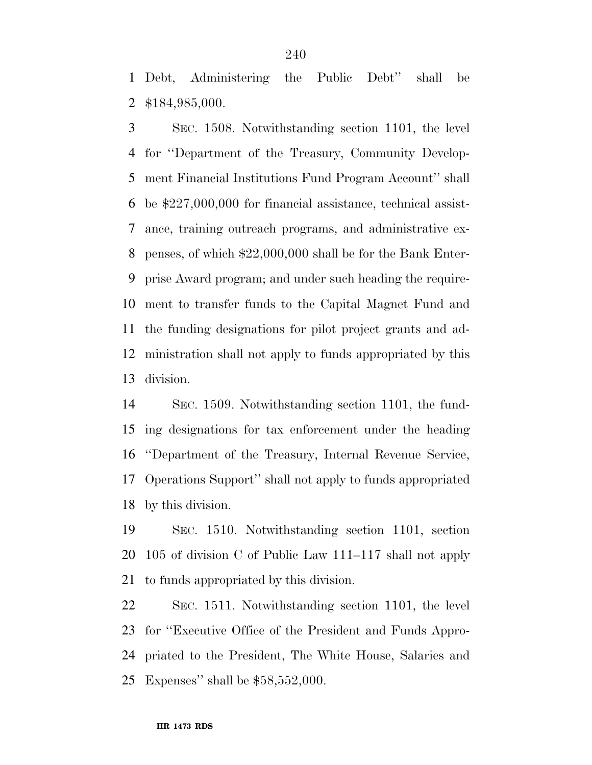Debt, Administering the Public Debt'' shall be $184,985,000.

SEC. 1508. Notwithstanding section 1101, the level for ''Department of the Treasury, Community Development Financial Institutions Fund Program Account'' shall be $227,000,000 for financial assistance, technical assistance, training outreach programs, and administrative expenses, of which $22,000,000 shall be for the Bank Enterprise Award program; and under such heading the requirement to transfer funds to the Capital Magnet Fund and the funding designations for pilot project grants and administration shall not apply to funds appropriated by this division.

SEC. 1509. Notwithstanding section 1101, the funding designations for tax enforcement under the heading ''Department of the Treasury, Internal Revenue Service, Operations Support'' shall not apply to funds appropriated by this division.

SEC. 1510. Notwithstanding section 1101, section 105 of division C of Public Law 111–117 shall not apply to funds appropriated by this division.

SEC. 1511. Notwithstanding section 1101, the level for ''Executive Office of the President and Funds Appropriated to the President, The White House, Salaries and Expenses'' shall be $58,552,000.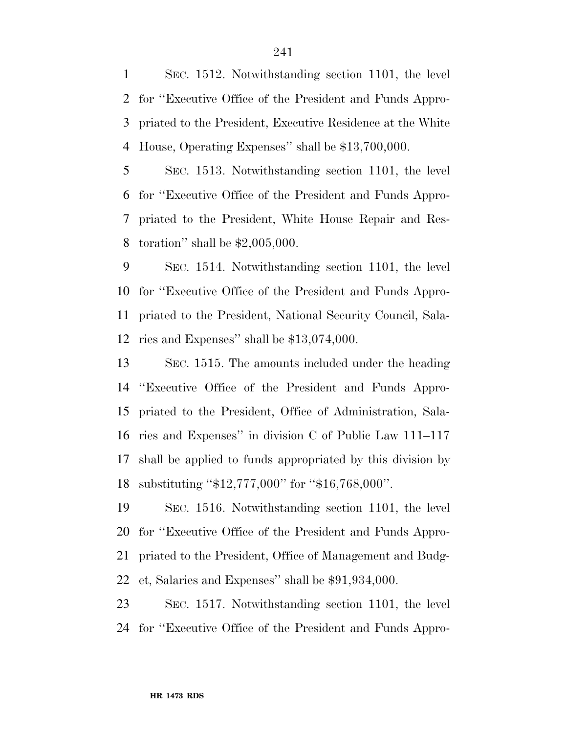SEC. 1512. Notwithstanding section 1101, the level for ''Executive Office of the President and Funds Appropriated to the President, Executive Residence at the White House, Operating Expenses'' shall be $13,700,000.

SEC. 1513. Notwithstanding section 1101, the level for ''Executive Office of the President and Funds Appropriated to the President, White House Repair and Restoration'' shall be $2,005,000.

SEC. 1514. Notwithstanding section 1101, the level for ''Executive Office of the President and Funds Appropriated to the President, National Security Council, Salaries and Expenses'' shall be $13,074,000.

SEC. 1515. The amounts included under the heading ''Executive Office of the President and Funds Appropriated to the President, Office of Administration, Salaries and Expenses'' in division C of Public Law 111–117 shall be applied to funds appropriated by this division by substituting ''$12,777,000'' for ''$16,768,000''.

SEC. 1516. Notwithstanding section 1101, the level for ''Executive Office of the President and Funds Appropriated to the President, Office of Management and Budget, Salaries and Expenses'' shall be $91,934,000.

SEC. 1517. Notwithstanding section 1101, the level for ''Executive Office of the President and Funds Appro-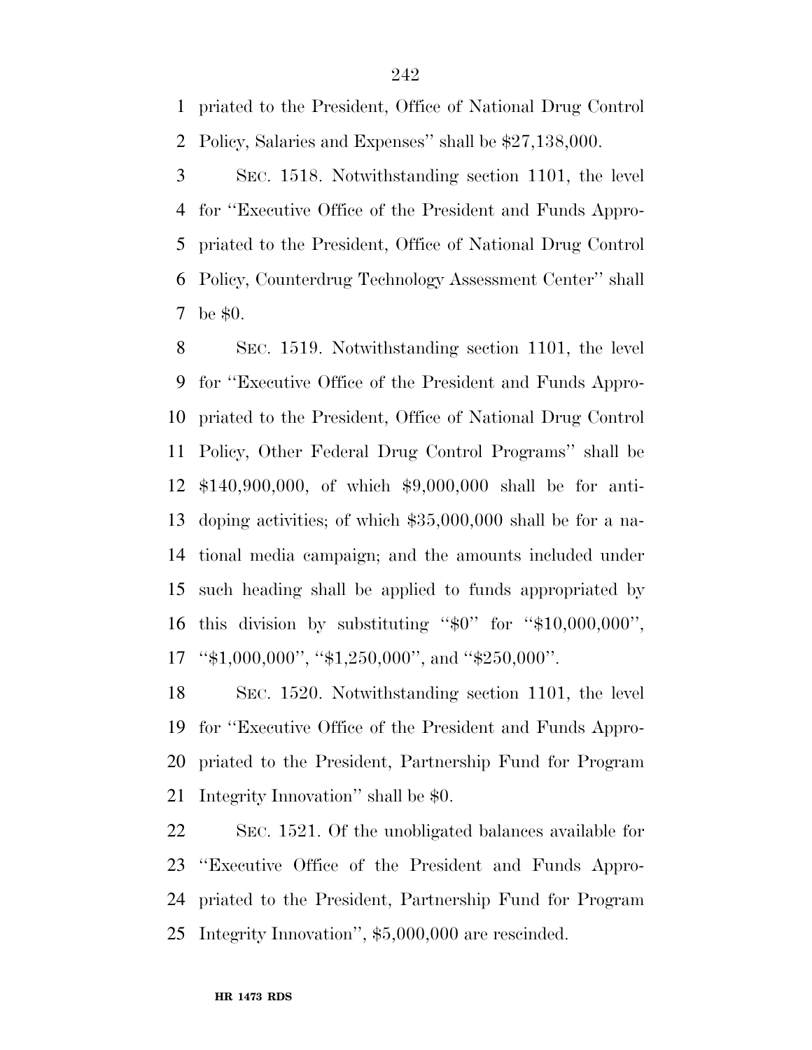priated to the President, Office of National Drug Control Policy, Salaries and Expenses'' shall be $27,138,000.

SEC. 1518. Notwithstanding section 1101, the level for ''Executive Office of the President and Funds Appropriated to the President, Office of National Drug Control Policy, Counterdrug Technology Assessment Center'' shall be $0.

SEC. 1519. Notwithstanding section 1101, the level for ''Executive Office of the President and Funds Appropriated to the President, Office of National Drug Control Policy, Other Federal Drug Control Programs'' shall be $140,900,000, of which $9,000,000 shall be for anti-doping activities; of which $35,000,000 shall be for a national media campaign; and the amounts included under such heading shall be applied to funds appropriated by this division by substituting ''$0'' for ''$10,000,000'', ''$1,000,000'', ''$1,250,000'', and ''$250,000''.

SEC. 1520. Notwithstanding section 1101, the level for ''Executive Office of the President and Funds Appropriated to the President, Partnership Fund for Program Integrity Innovation'' shall be $0.

SEC. 1521. Of the unobligated balances available for ''Executive Office of the President and Funds Appropriated to the President, Partnership Fund for Program Integrity Innovation'', $5,000,000 are rescinded.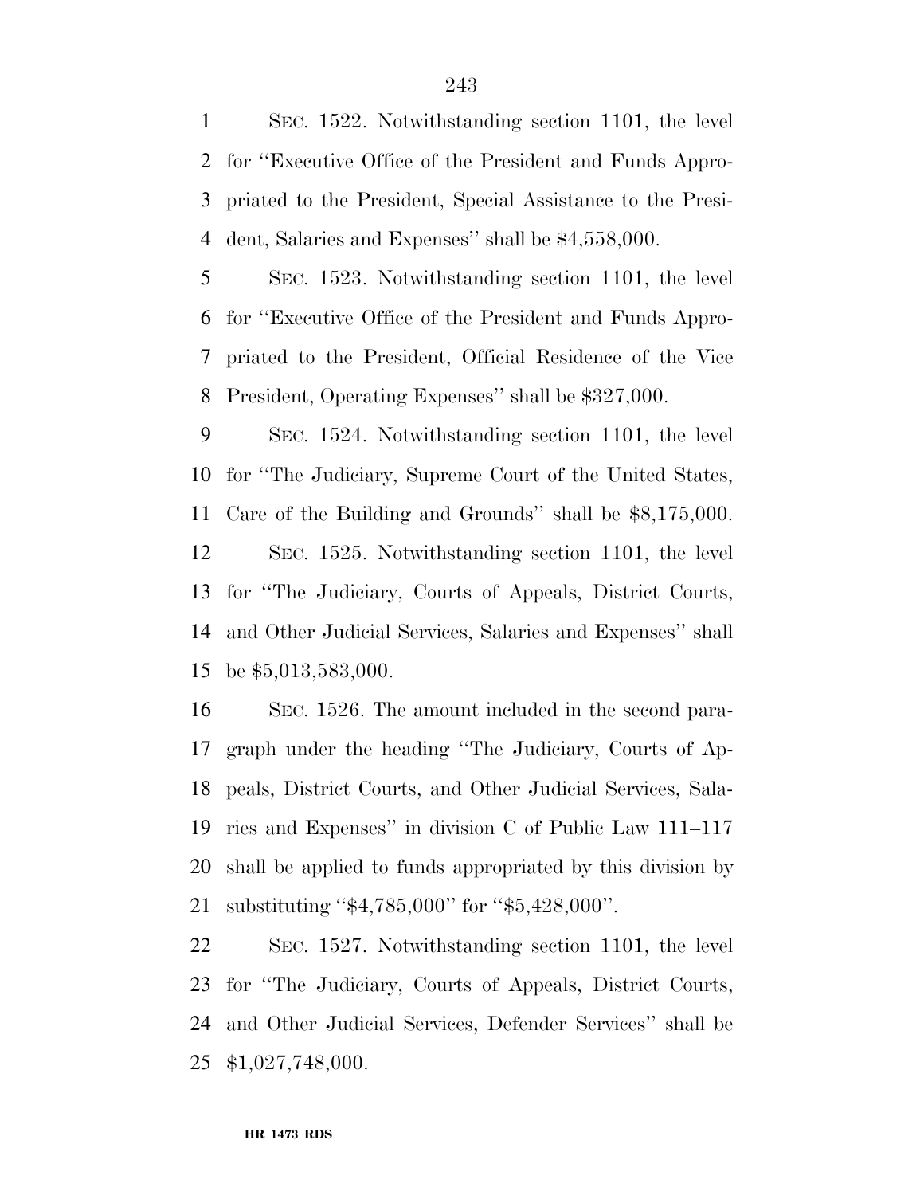SEC. 1522. Notwithstanding section 1101, the level for ''Executive Office of the President and Funds Appropriated to the President, Special Assistance to the President, Salaries and Expenses'' shall be $4,558,000.

SEC. 1523. Notwithstanding section 1101, the level for ''Executive Office of the President and Funds Appropriated to the President, Official Residence of the Vice President, Operating Expenses'' shall be $327,000.

SEC. 1524. Notwithstanding section 1101, the level for ''The Judiciary, Supreme Court of the United States, Care of the Building and Grounds'' shall be $8,175,000.

SEC. 1525. Notwithstanding section 1101, the level for ''The Judiciary, Courts of Appeals, District Courts, and Other Judicial Services, Salaries and Expenses'' shall be $5,013,583,000.

SEC. 1526. The amount included in the second paragraph under the heading ''The Judiciary, Courts of Appeals, District Courts, and Other Judicial Services, Salaries and Expenses'' in division C of Public Law 111–117 shall be applied to funds appropriated by this division by substituting ''$4,785,000'' for ''$5,428,000''.

SEC. 1527. Notwithstanding section 1101, the level for ''The Judiciary, Courts of Appeals, District Courts, and Other Judicial Services, Defender Services'' shall be $1,027,748,000.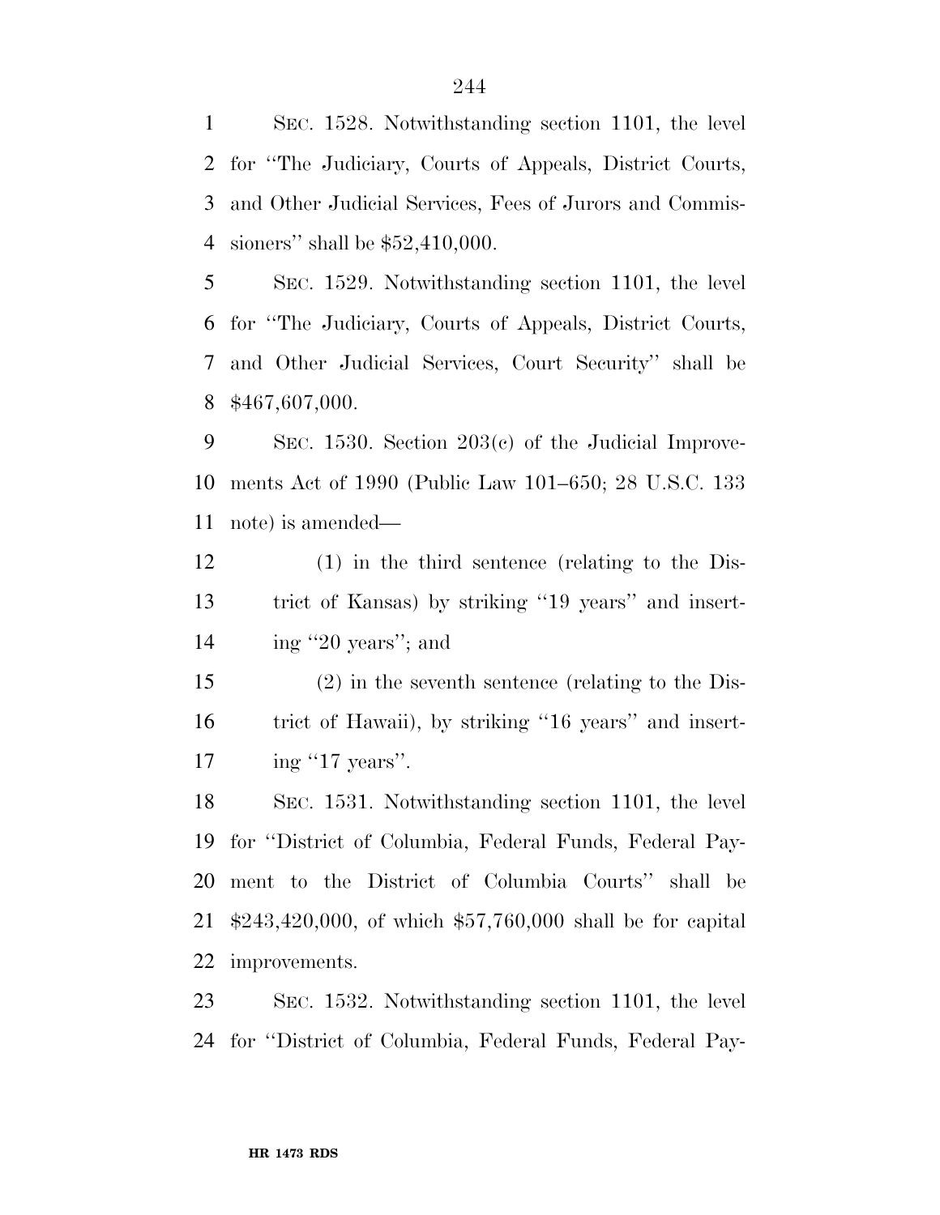SEC. 1528. Notwithstanding section 1101, the level for ''The Judiciary, Courts of Appeals, District Courts, and Other Judicial Services, Fees of Jurors and Commissioners'' shall be $52,410,000.

SEC. 1529. Notwithstanding section 1101, the level for ''The Judiciary, Courts of Appeals, District Courts, and Other Judicial Services, Court Security'' shall be $467,607,000.

SEC. 1530. Section 203(c) of the Judicial Improvements Act of 1990 (Public Law 101–650; 28 U.S.C. 133 note) is amended—

(1) in the third sentence (relating to the District of Kansas) by striking ''19 years'' and inserting ''20 years''; and

(2) in the seventh sentence (relating to the District of Hawaii), by striking ''16 years'' and inserting ''17 years''.

SEC. 1531. Notwithstanding section 1101, the level for ''District of Columbia, Federal Funds, Federal Payment to the District of Columbia Courts'' shall be $243,420,000, of which $57,760,000 shall be for capital improvements.

SEC. 1532. Notwithstanding section 1101, the level for ''District of Columbia, Federal Funds, Federal Pay-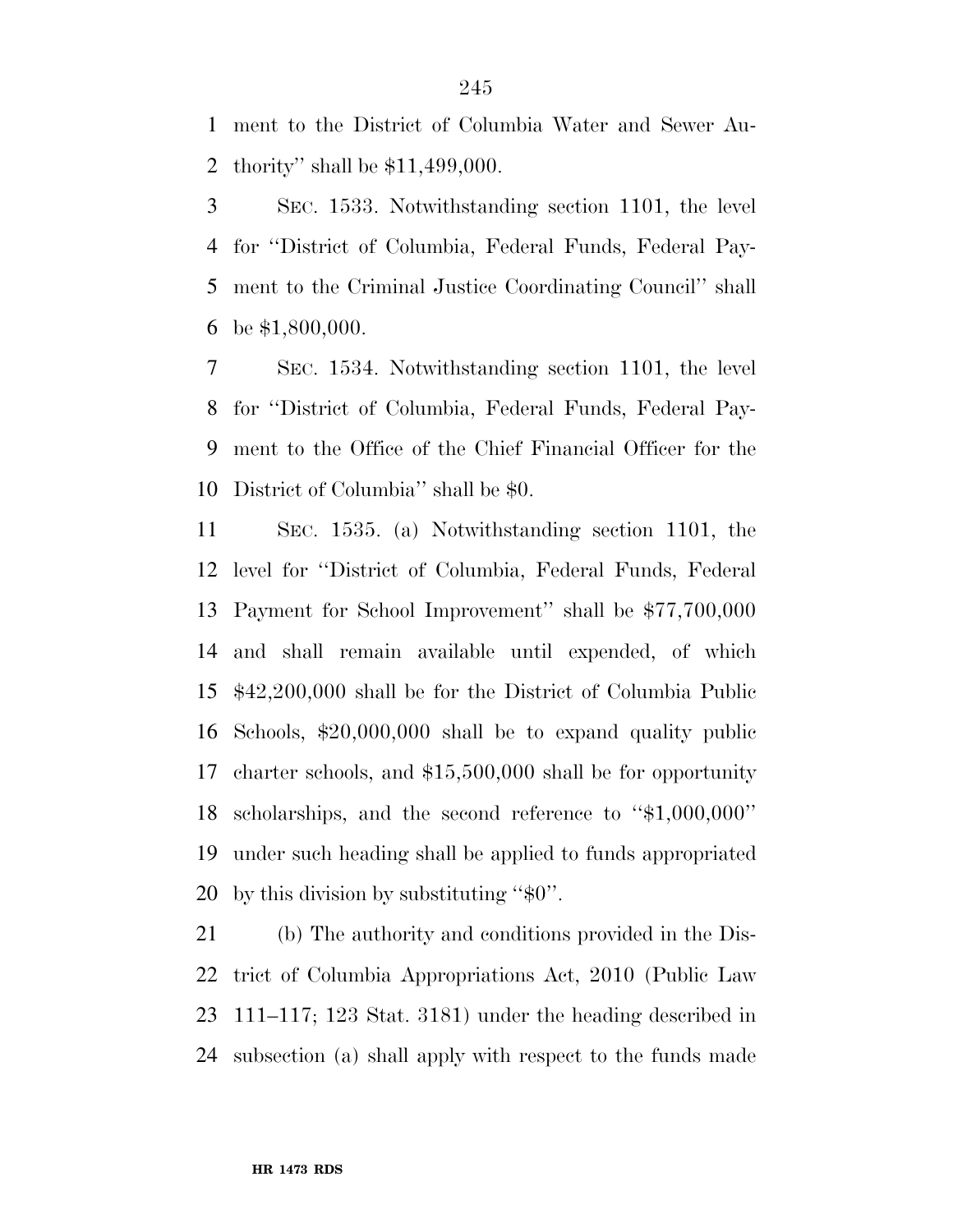ment to the District of Columbia Water and Sewer Authority'' shall be $11,499,000.

SEC. 1533. Notwithstanding section 1101, the level for ''District of Columbia, Federal Funds, Federal Payment to the Criminal Justice Coordinating Council'' shall be $1,800,000.

SEC. 1534. Notwithstanding section 1101, the level for ''District of Columbia, Federal Funds, Federal Payment to the Office of the Chief Financial Officer for the District of Columbia'' shall be $0.

SEC. 1535. (a) Notwithstanding section 1101, the level for ''District of Columbia, Federal Funds, Federal Payment for School Improvement'' shall be $77,700,000 and shall remain available until expended, of which $42,200,000 shall be for the District of Columbia Public Schools, $20,000,000 shall be to expand quality public charter schools, and $15,500,000 shall be for opportunity scholarships, and the second reference to ''$1,000,000'' under such heading shall be applied to funds appropriated by this division by substituting ''$0''.

(b) The authority and conditions provided in the District of Columbia Appropriations Act, 2010 (Public Law 111–117; 123 Stat. 3181) under the heading described in subsection (a) shall apply with respect to the funds made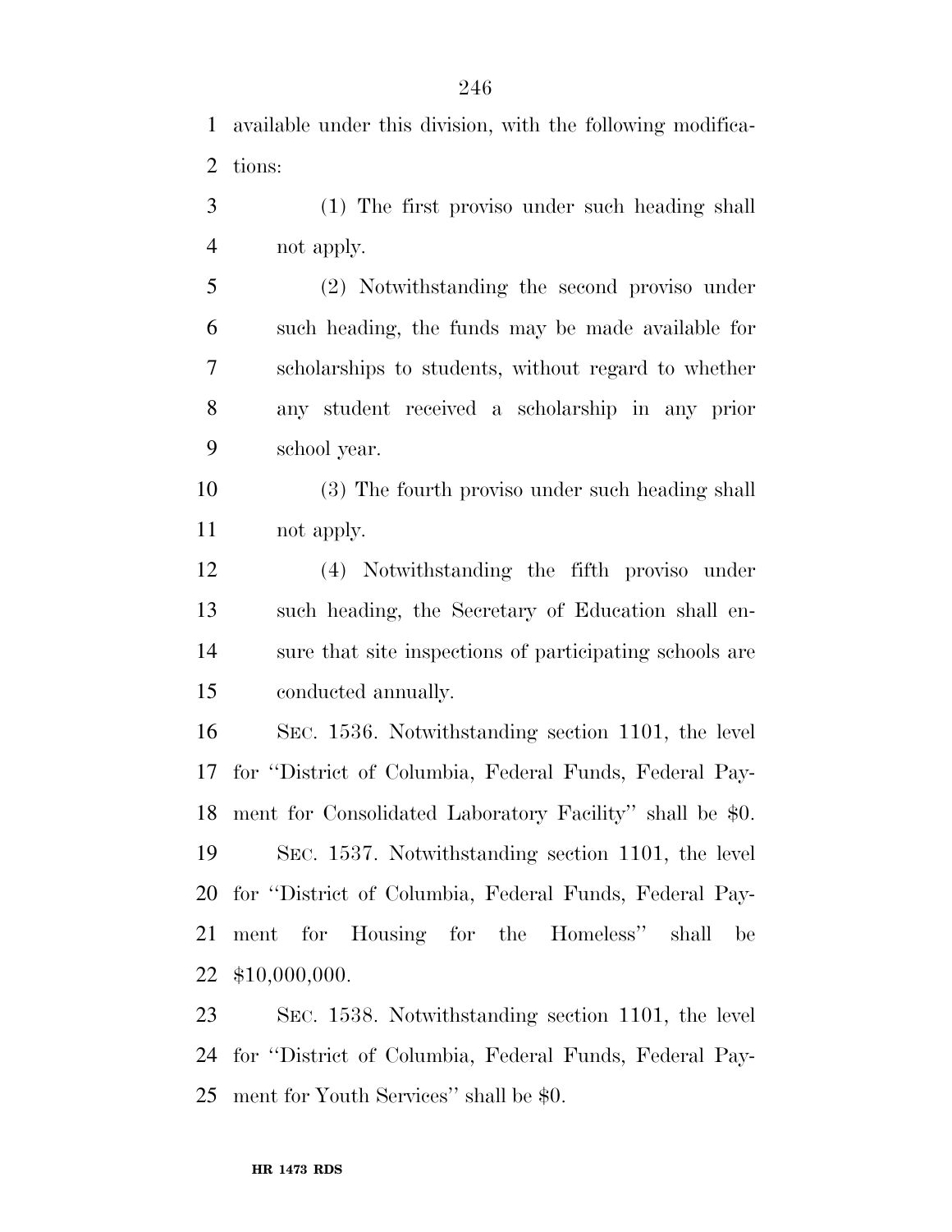available under this division, with the following modifications:

(1) The first proviso under such heading shall not apply.

(2) Notwithstanding the second proviso under such heading, the funds may be made available for scholarships to students, without regard to whether any student received a scholarship in any prior school year.

(3) The fourth proviso under such heading shall not apply.

(4) Notwithstanding the fifth proviso under such heading, the Secretary of Education shall ensure that site inspections of participating schools are conducted annually.

SEC. 1536. Notwithstanding section 1101, the level for ''District of Columbia, Federal Funds, Federal Payment for Consolidated Laboratory Facility'' shall be $0.

SEC. 1537. Notwithstanding section 1101, the level for ''District of Columbia, Federal Funds, Federal Payment for Housing for the Homeless'' shall be $10,000,000.

SEC. 1538. Notwithstanding section 1101, the level for ''District of Columbia, Federal Funds, Federal Payment for Youth Services'' shall be $0.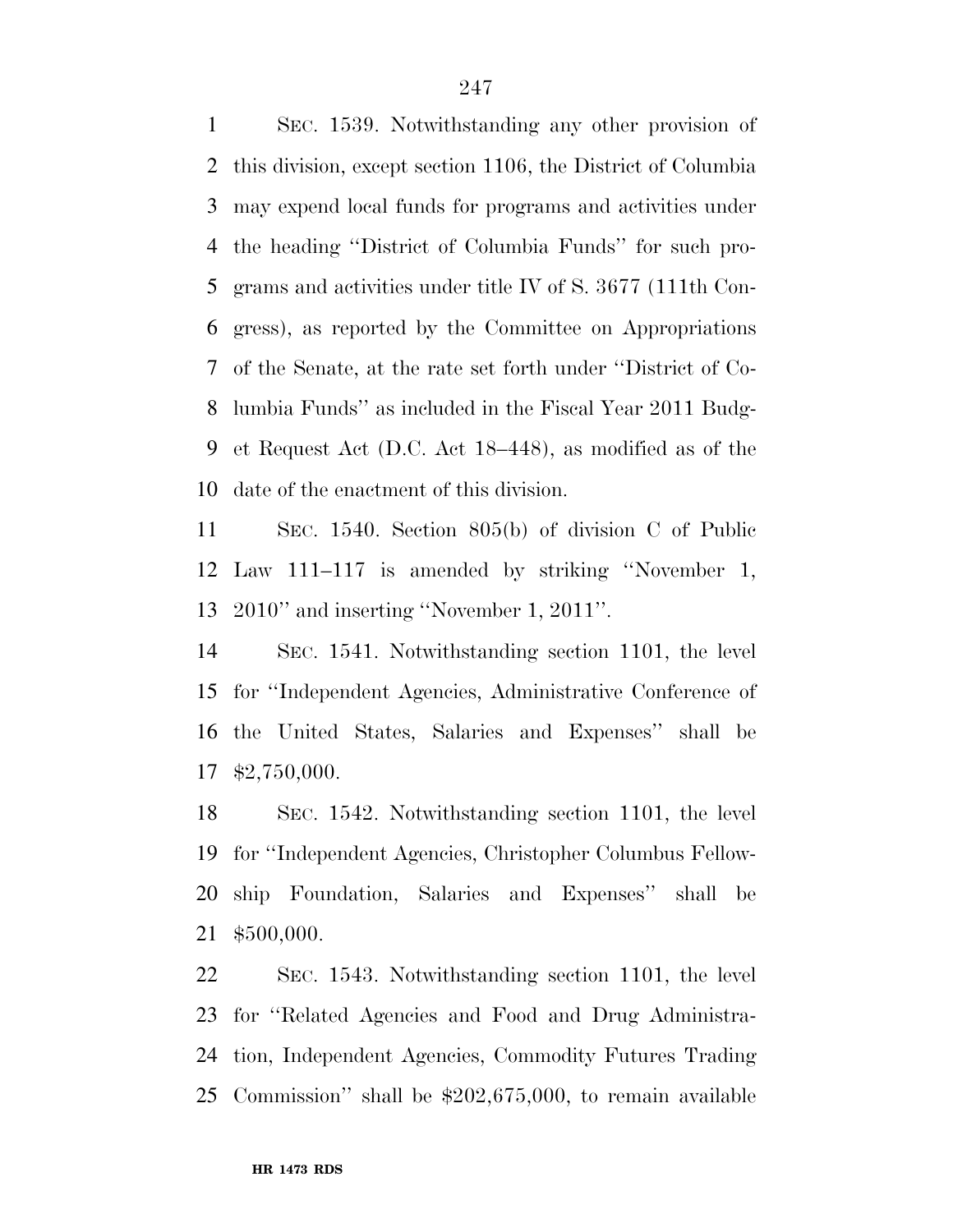SEC. 1539. Notwithstanding any other provision of this division, except section 1106, the District of Columbia may expend local funds for programs and activities under the heading ''District of Columbia Funds'' for such programs and activities under title IV of S. 3677 (111th Congress), as reported by the Committee on Appropriations of the Senate, at the rate set forth under ''District of Columbia Funds'' as included in the Fiscal Year 2011 Budget Request Act (D.C. Act 18–448), as modified as of the date of the enactment of this division.

SEC. 1540. Section 805(b) of division C of Public Law 111–117 is amended by striking ''November 1, 2010'' and inserting ''November 1, 2011''.

SEC. 1541. Notwithstanding section 1101, the level for ''Independent Agencies, Administrative Conference of the United States, Salaries and Expenses'' shall be $2,750,000.

SEC. 1542. Notwithstanding section 1101, the level for ''Independent Agencies, Christopher Columbus Fellowship Foundation, Salaries and Expenses'' shall be $500,000.

SEC. 1543. Notwithstanding section 1101, the level for ''Related Agencies and Food and Drug Administration, Independent Agencies, Commodity Futures Trading Commission'' shall be $202,675,000, to remain available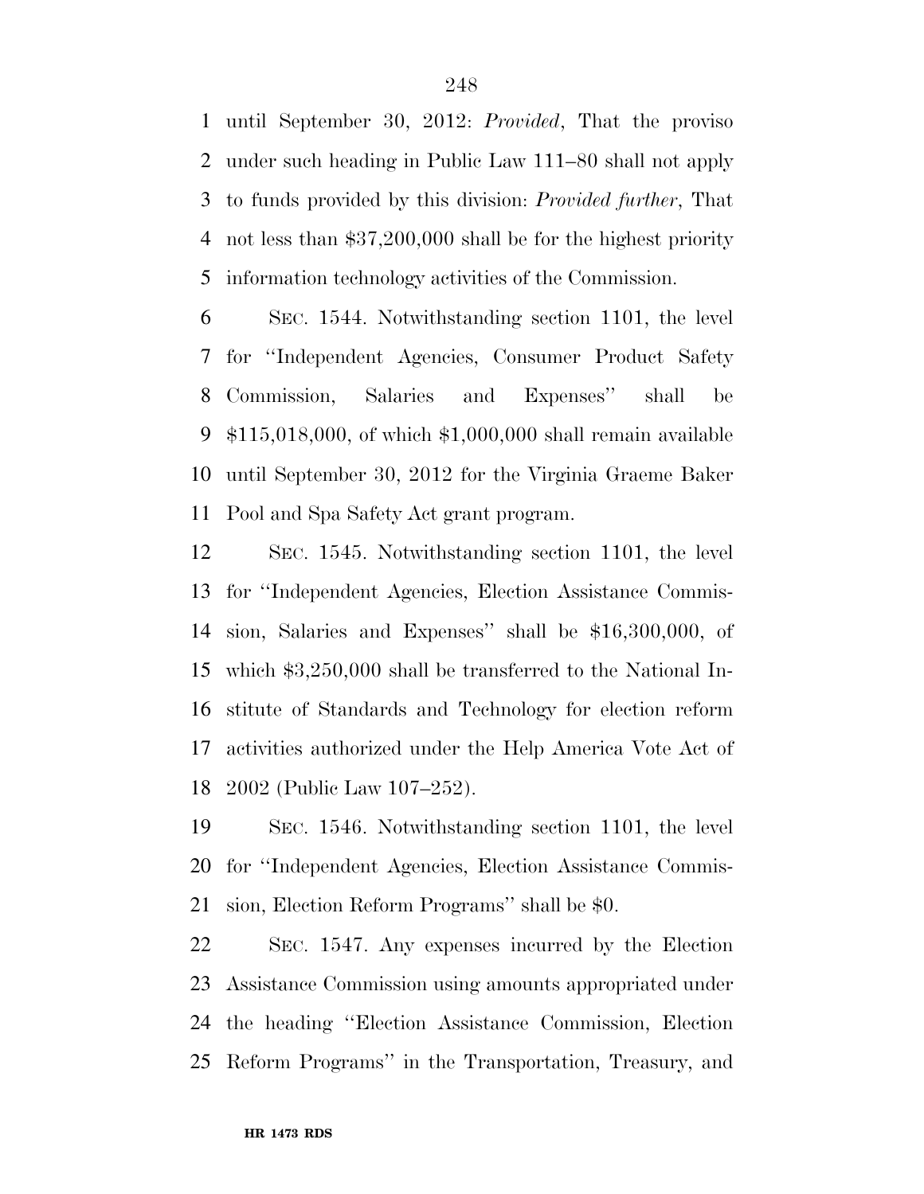until September 30, 2012: *Provided*, That the proviso under such heading in Public Law 111–80 shall not apply to funds provided by this division: *Provided further*, That not less than $37,200,000 shall be for the highest priority information technology activities of the Commission.

SEC. 1544. Notwithstanding section 1101, the level for ''Independent Agencies, Consumer Product Safety Commission, Salaries and Expenses'' shall be $115,018,000, of which $1,000,000 shall remain available until September 30, 2012 for the Virginia Graeme Baker Pool and Spa Safety Act grant program.

SEC. 1545. Notwithstanding section 1101, the level for ''Independent Agencies, Election Assistance Commission, Salaries and Expenses'' shall be $16,300,000, of which $3,250,000 shall be transferred to the National Institute of Standards and Technology for election reform activities authorized under the Help America Vote Act of 2002 (Public Law 107–252).

SEC. 1546. Notwithstanding section 1101, the level for ''Independent Agencies, Election Assistance Commission, Election Reform Programs'' shall be $0.

SEC. 1547. Any expenses incurred by the Election Assistance Commission using amounts appropriated under the heading ''Election Assistance Commission, Election Reform Programs'' in the Transportation, Treasury, and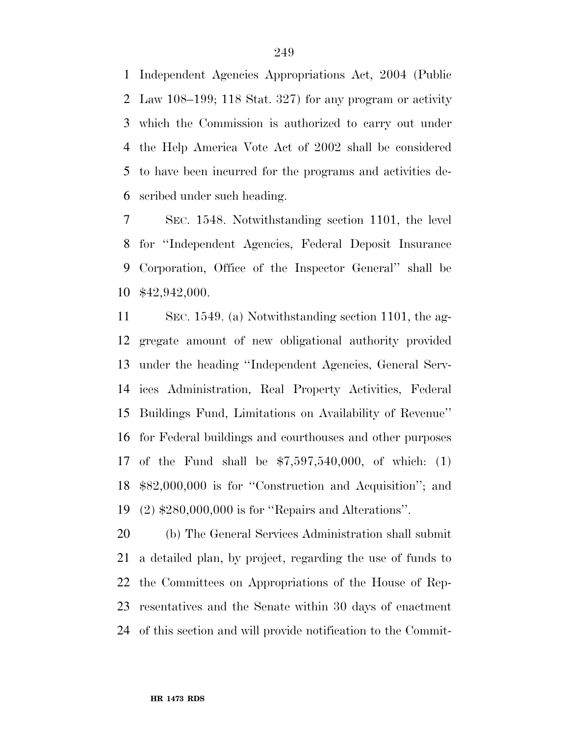Independent Agencies Appropriations Act, 2004 (Public Law 108–199; 118 Stat. 327) for any program or activity which the Commission is authorized to carry out under the Help America Vote Act of 2002 shall be considered to have been incurred for the programs and activities described under such heading.

SEC. 1548. Notwithstanding section 1101, the level for ''Independent Agencies, Federal Deposit Insurance Corporation, Office of the Inspector General'' shall be $42,942,000.

SEC. 1549. (a) Notwithstanding section 1101, the aggregate amount of new obligational authority provided under the heading ''Independent Agencies, General Services Administration, Real Property Activities, Federal Buildings Fund, Limitations on Availability of Revenue'' for Federal buildings and courthouses and other purposes of the Fund shall be $7,597,540,000, of which: (1) $82,000,000 is for ''Construction and Acquisition''; and (2) $280,000,000 is for ''Repairs and Alterations''.

(b) The General Services Administration shall submit a detailed plan, by project, regarding the use of funds to the Committees on Appropriations of the House of Representatives and the Senate within 30 days of enactment of this section and will provide notification to the Commit-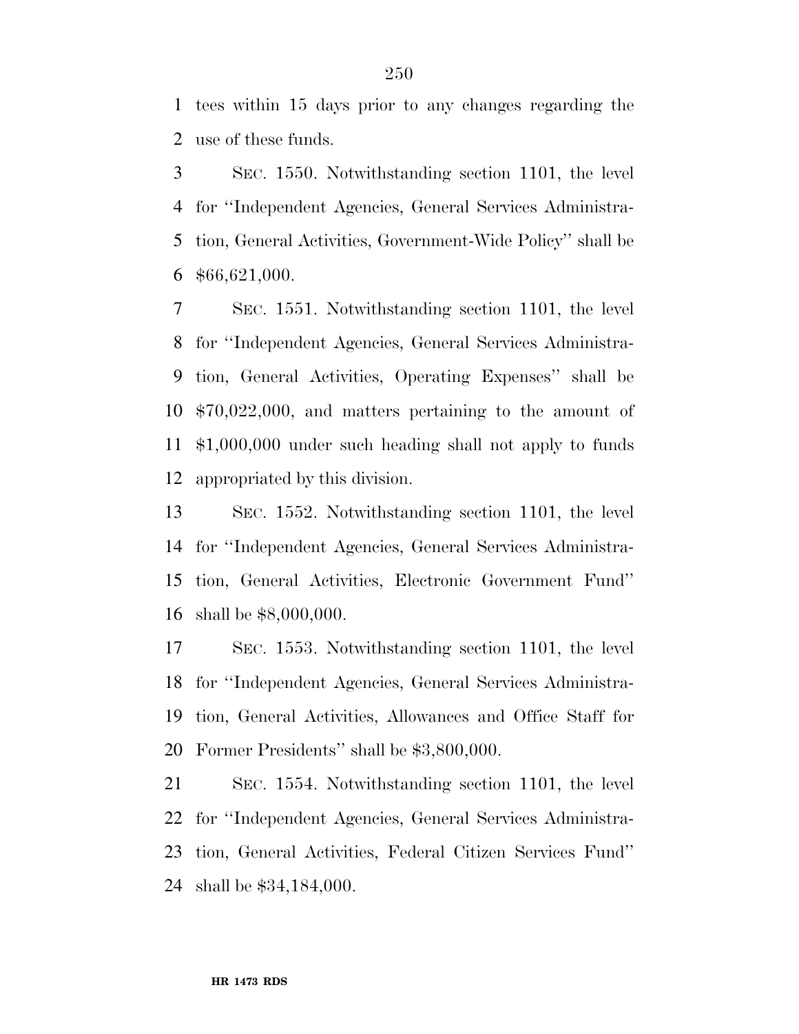tees within 15 days prior to any changes regarding the use of these funds.

SEC. 1550. Notwithstanding section 1101, the level for ''Independent Agencies, General Services Administration, General Activities, Government-Wide Policy'' shall be $66,621,000.

SEC. 1551. Notwithstanding section 1101, the level for ''Independent Agencies, General Services Administration, General Activities, Operating Expenses'' shall be $70,022,000, and matters pertaining to the amount of $1,000,000 under such heading shall not apply to funds appropriated by this division.

SEC. 1552. Notwithstanding section 1101, the level for ''Independent Agencies, General Services Administration, General Activities, Electronic Government Fund'' shall be $8,000,000.

SEC. 1553. Notwithstanding section 1101, the level for ''Independent Agencies, General Services Administration, General Activities, Allowances and Office Staff for Former Presidents'' shall be $3,800,000.

SEC. 1554. Notwithstanding section 1101, the level for ''Independent Agencies, General Services Administration, General Activities, Federal Citizen Services Fund'' shall be $34,184,000.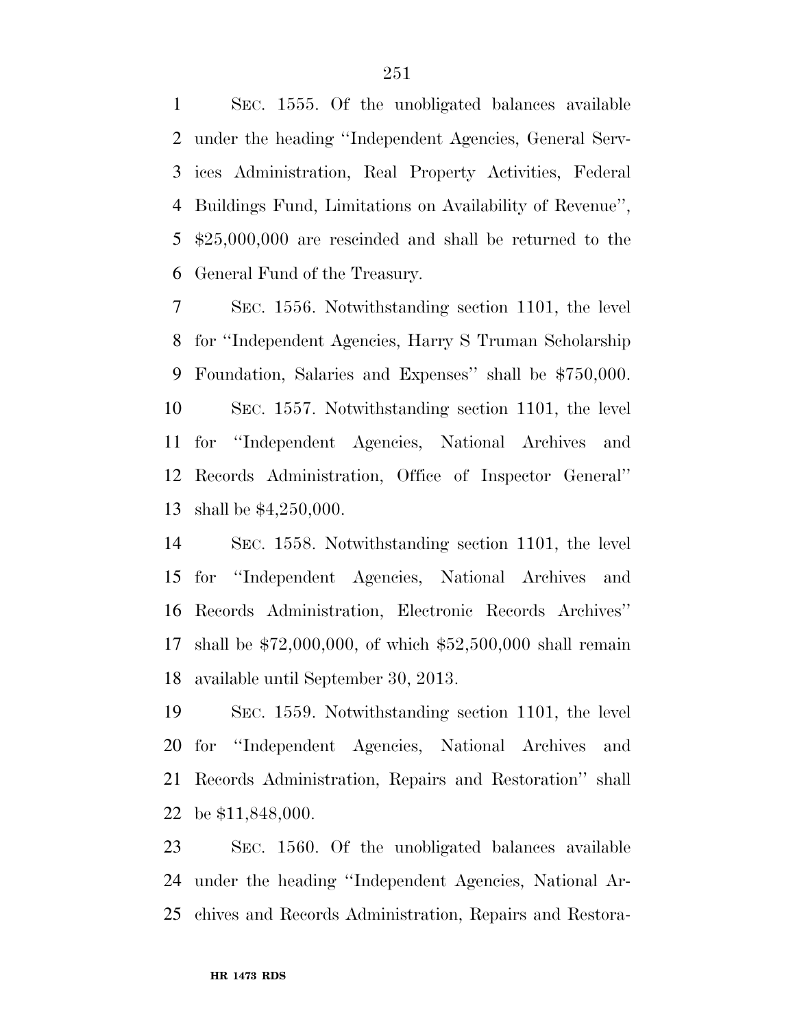SEC. 1555. Of the unobligated balances available under the heading ''Independent Agencies, General Services Administration, Real Property Activities, Federal Buildings Fund, Limitations on Availability of Revenue'', $25,000,000 are rescinded and shall be returned to the General Fund of the Treasury.

SEC. 1556. Notwithstanding section 1101, the level for ''Independent Agencies, Harry S Truman Scholarship Foundation, Salaries and Expenses'' shall be $750,000.

SEC. 1557. Notwithstanding section 1101, the level for ''Independent Agencies, National Archives and Records Administration, Office of Inspector General'' shall be $4,250,000.

SEC. 1558. Notwithstanding section 1101, the level for ''Independent Agencies, National Archives and Records Administration, Electronic Records Archives'' shall be $72,000,000, of which $52,500,000 shall remain available until September 30, 2013.

SEC. 1559. Notwithstanding section 1101, the level for ''Independent Agencies, National Archives and Records Administration, Repairs and Restoration'' shall be $11,848,000.

SEC. 1560. Of the unobligated balances available under the heading ''Independent Agencies, National Archives and Records Administration, Repairs and Restora-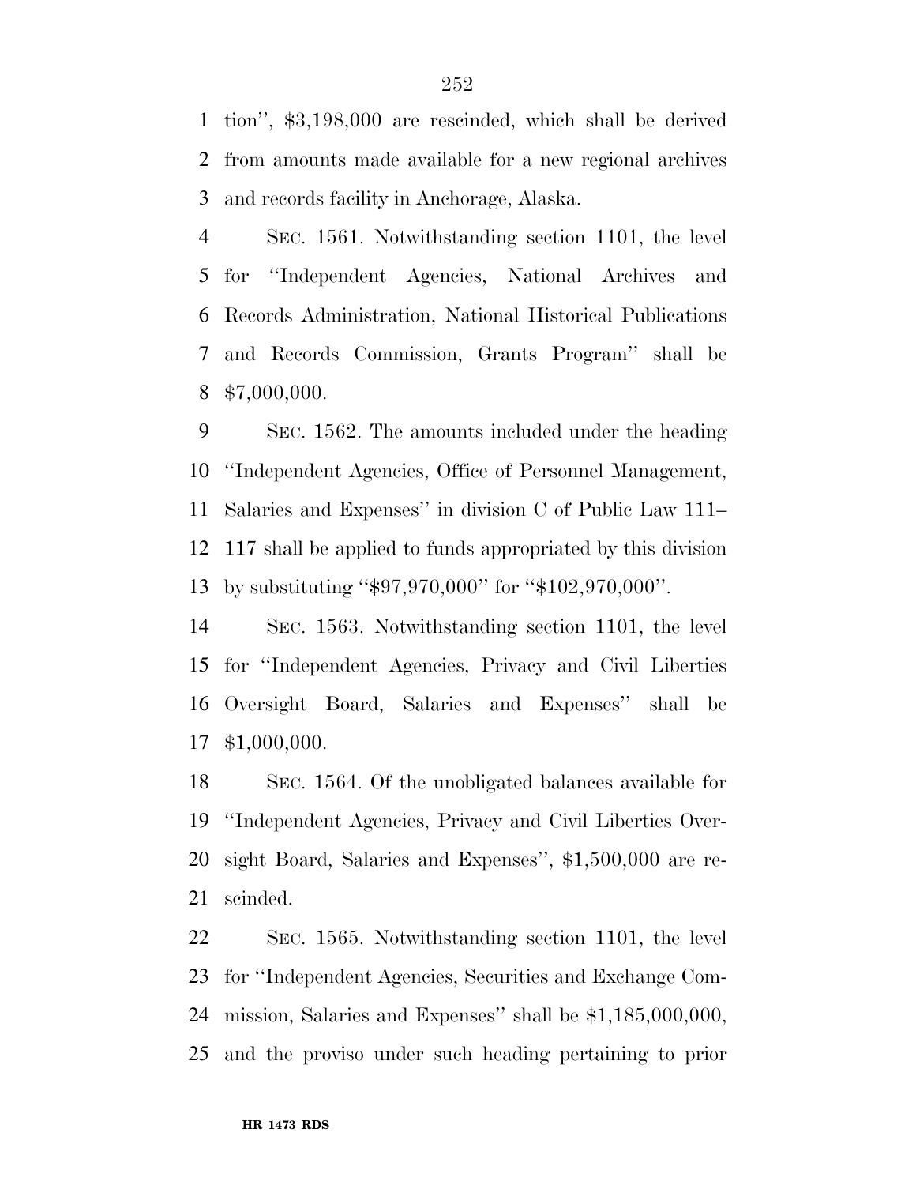tion'', $3,198,000 are rescinded, which shall be derived from amounts made available for a new regional archives and records facility in Anchorage, Alaska.

SEC. 1561. Notwithstanding section 1101, the level for ''Independent Agencies, National Archives and Records Administration, National Historical Publications and Records Commission, Grants Program'' shall be $7,000,000.

SEC. 1562. The amounts included under the heading ''Independent Agencies, Office of Personnel Management, Salaries and Expenses'' in division C of Public Law 111–117 shall be applied to funds appropriated by this division by substituting ''$97,970,000'' for ''$102,970,000''.

SEC. 1563. Notwithstanding section 1101, the level for ''Independent Agencies, Privacy and Civil Liberties Oversight Board, Salaries and Expenses'' shall be $1,000,000.

SEC. 1564. Of the unobligated balances available for ''Independent Agencies, Privacy and Civil Liberties Oversight Board, Salaries and Expenses'', $1,500,000 are rescinded.

SEC. 1565. Notwithstanding section 1101, the level for ''Independent Agencies, Securities and Exchange Commission, Salaries and Expenses'' shall be $1,185,000,000, and the proviso under such heading pertaining to prior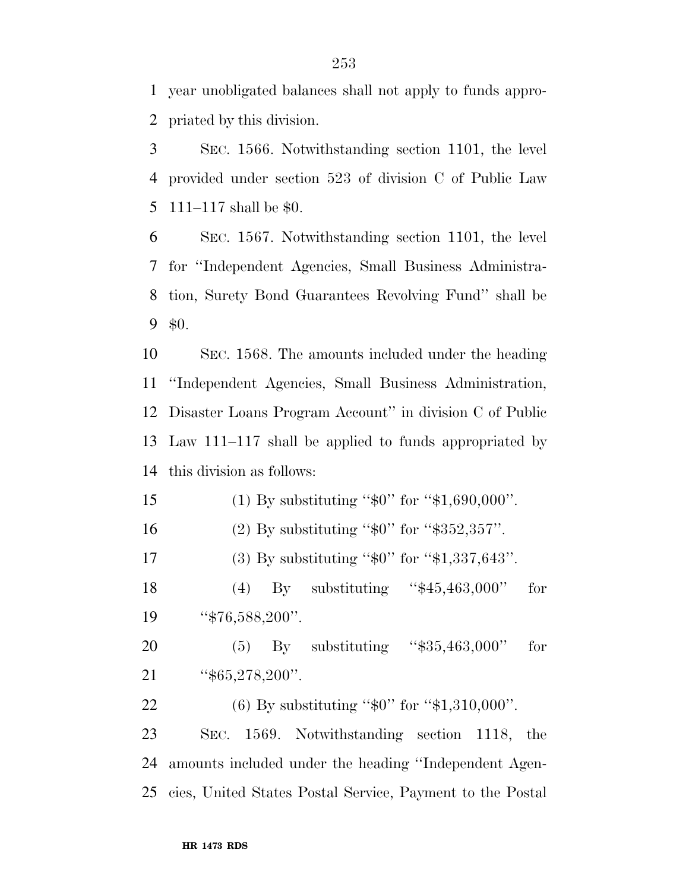year unobligated balances shall not apply to funds appropriated by this division.

SEC. 1566. Notwithstanding section 1101, the level provided under section 523 of division C of Public Law 111–117 shall be $0.

SEC. 1567. Notwithstanding section 1101, the level for ''Independent Agencies, Small Business Administration, Surety Bond Guarantees Revolving Fund'' shall be $0.

SEC. 1568. The amounts included under the heading ''Independent Agencies, Small Business Administration, Disaster Loans Program Account'' in division C of Public Law 111–117 shall be applied to funds appropriated by this division as follows:

(1) By substituting ''$0'' for ''$1,690,000''.

(2) By substituting ''$0'' for ''$352,357''.

(3) By substituting ''$0'' for ''$1,337,643''.

(4) By substituting ''$45,463,000'' for ''$76,588,200''.

(5) By substituting ''$35,463,000'' for ''$65,278,200''.

(6) By substituting ''$0'' for ''$1,310,000''.

SEC. 1569. Notwithstanding section 1118, the amounts included under the heading ''Independent Agencies, United States Postal Service, Payment to the Postal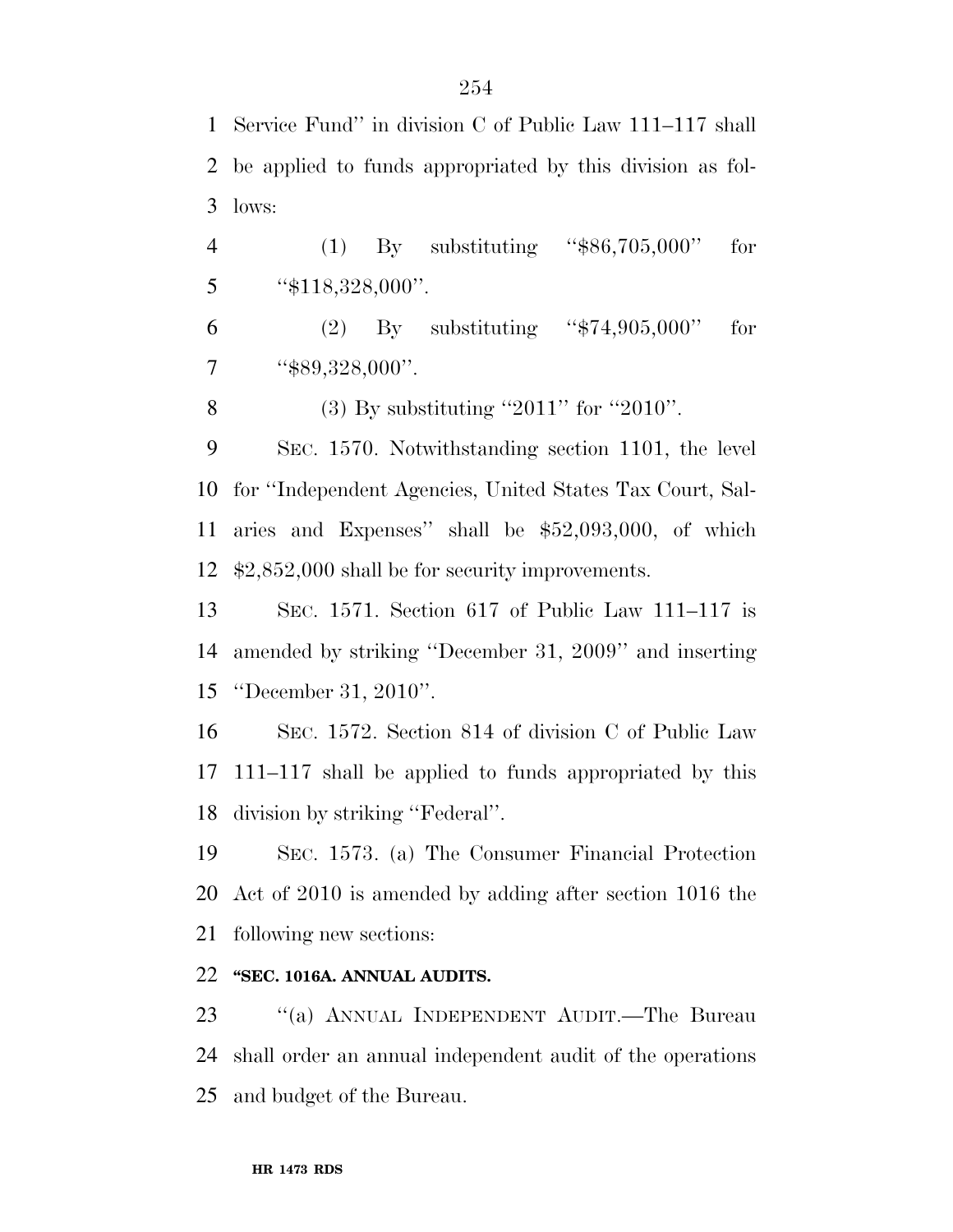Service Fund'' in division C of Public Law 111–117 shall be applied to funds appropriated by this division as follows:

(1) By substituting ''$86,705,000'' for ''$118,328,000''.

(2) By substituting ''$74,905,000'' for ''$89,328,000''.

(3) By substituting ''2011'' for ''2010''.

SEC. 1570. Notwithstanding section 1101, the level for ''Independent Agencies, United States Tax Court, Salaries and Expenses'' shall be $52,093,000, of which $2,852,000 shall be for security improvements.

SEC. 1571. Section 617 of Public Law 111–117 is amended by striking ''December 31, 2009'' and inserting ''December 31, 2010''.

SEC. 1572. Section 814 of division C of Public Law 111–117 shall be applied to funds appropriated by this division by striking ''Federal''.

SEC. 1573. (a) The Consumer Financial Protection Act of 2010 is amended by adding after section 1016 the following new sections:

**''SEC. 1016A. ANNUAL AUDITS.**

''(a) ANNUAL INDEPENDENT AUDIT.—The Bureau shall order an annual independent audit of the operations and budget of the Bureau.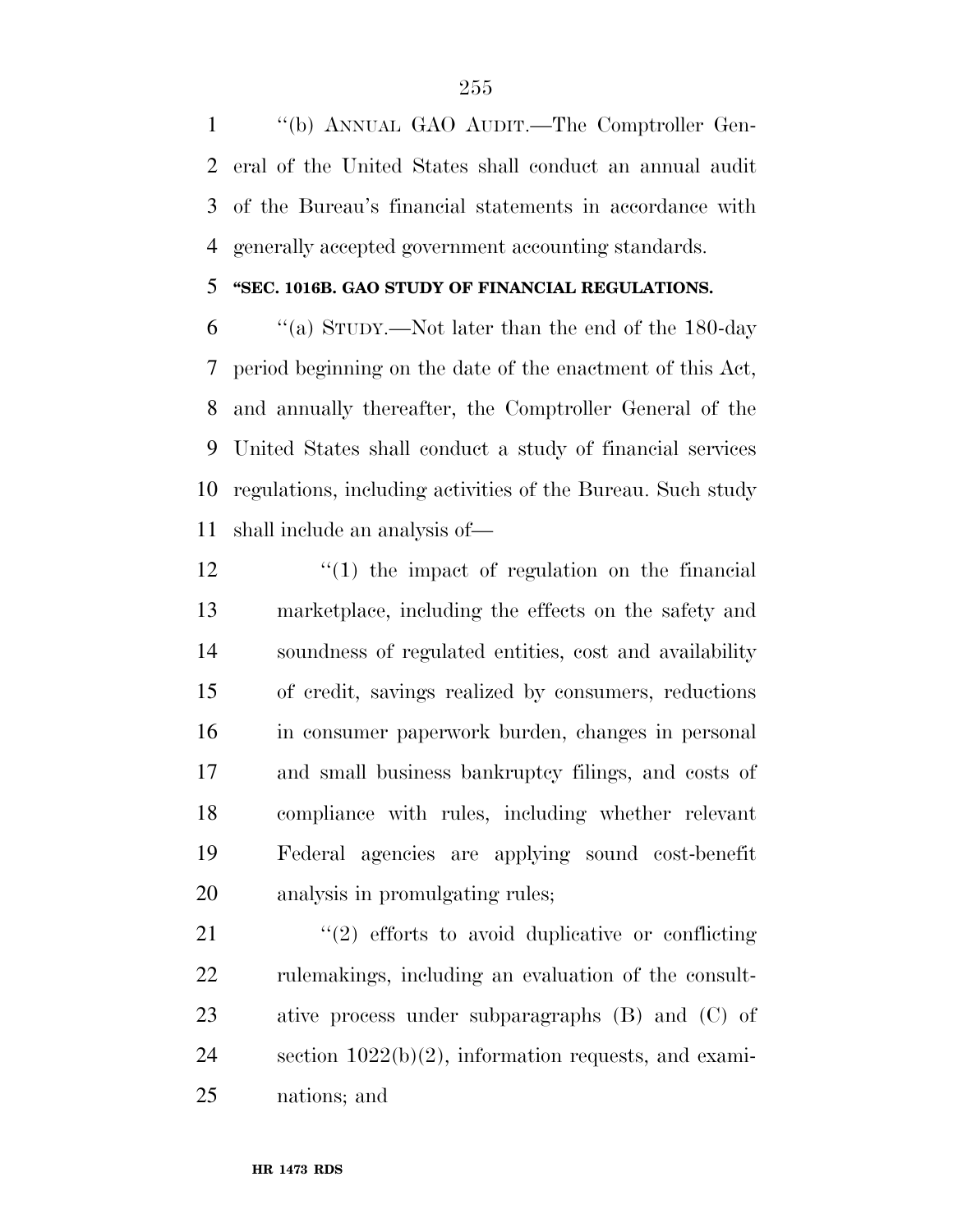"(b) ANNUAL GAO AUDIT.—The Comptroller General of the United States shall conduct an annual audit of the Bureau's financial statements in accordance with generally accepted government accounting standards.

**"SEC. 1016B. GAO STUDY OF FINANCIAL REGULATIONS.**

"(a) STUDY.—Not later than the end of the 180-day period beginning on the date of the enactment of this Act, and annually thereafter, the Comptroller General of the United States shall conduct a study of financial services regulations, including activities of the Bureau. Such study shall include an analysis of—

"(1) the impact of regulation on the financial marketplace, including the effects on the safety and soundness of regulated entities, cost and availability of credit, savings realized by consumers, reductions in consumer paperwork burden, changes in personal and small business bankruptcy filings, and costs of compliance with rules, including whether relevant Federal agencies are applying sound cost-benefit analysis in promulgating rules;

"(2) efforts to avoid duplicative or conflicting rulemakings, including an evaluation of the consultative process under subparagraphs (B) and (C) of section 1022(b)(2), information requests, and examinations; and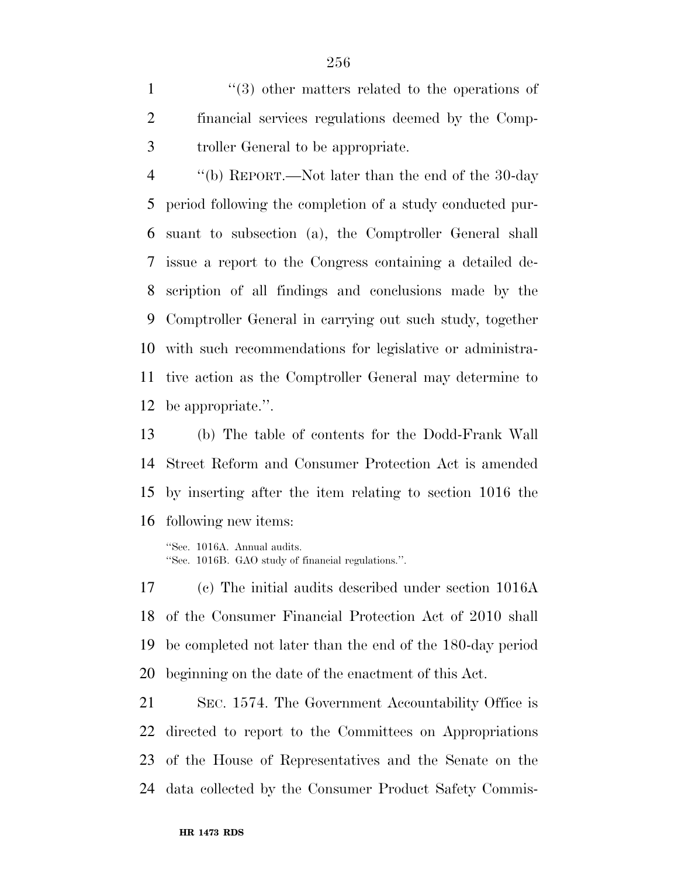''(3) other matters related to the operations of financial services regulations deemed by the Comptroller General to be appropriate.

''(b) REPORT.—Not later than the end of the 30-day period following the completion of a study conducted pursuant to subsection (a), the Comptroller General shall issue a report to the Congress containing a detailed description of all findings and conclusions made by the Comptroller General in carrying out such study, together with such recommendations for legislative or administrative action as the Comptroller General may determine to be appropriate.''.

(b) The table of contents for the Dodd-Frank Wall Street Reform and Consumer Protection Act is amended by inserting after the item relating to section 1016 the following new items:

''Sec. 1016A. Annual audits.
''Sec. 1016B. GAO study of financial regulations.''.

(c) The initial audits described under section 1016A of the Consumer Financial Protection Act of 2010 shall be completed not later than the end of the 180-day period beginning on the date of the enactment of this Act.

SEC. 1574. The Government Accountability Office is directed to report to the Committees on Appropriations of the House of Representatives and the Senate on the data collected by the Consumer Product Safety Commis-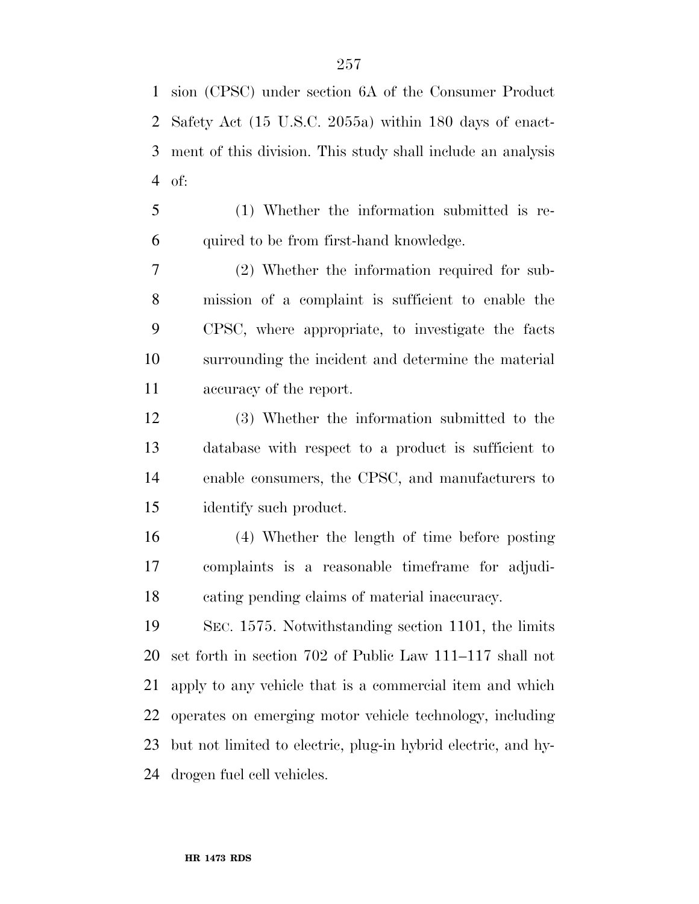sion (CPSC) under section 6A of the Consumer Product Safety Act (15 U.S.C. 2055a) within 180 days of enactment of this division. This study shall include an analysis of:

(1) Whether the information submitted is required to be from first-hand knowledge.

(2) Whether the information required for submission of a complaint is sufficient to enable the CPSC, where appropriate, to investigate the facts surrounding the incident and determine the material accuracy of the report.

(3) Whether the information submitted to the database with respect to a product is sufficient to enable consumers, the CPSC, and manufacturers to identify such product.

(4) Whether the length of time before posting complaints is a reasonable timeframe for adjudicating pending claims of material inaccuracy.

SEC. 1575. Notwithstanding section 1101, the limits set forth in section 702 of Public Law 111–117 shall not apply to any vehicle that is a commercial item and which operates on emerging motor vehicle technology, including but not limited to electric, plug-in hybrid electric, and hydrogen fuel cell vehicles.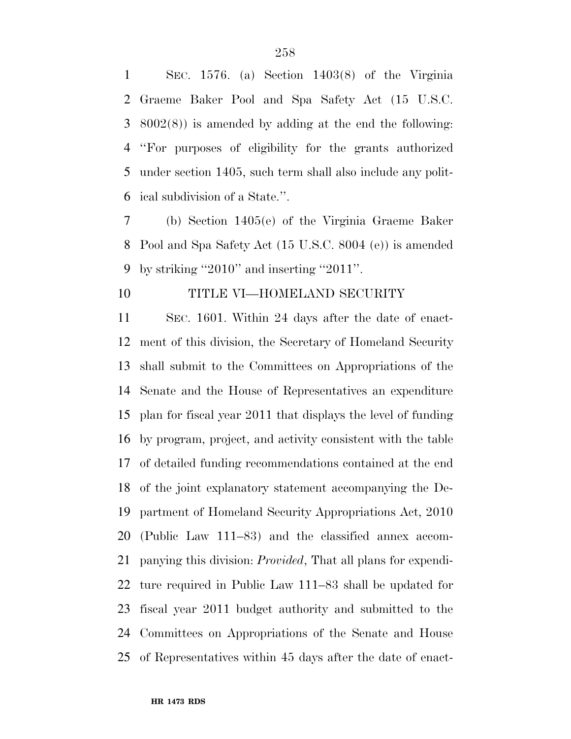SEC. 1576. (a) Section 1403(8) of the Virginia Graeme Baker Pool and Spa Safety Act (15 U.S.C. 8002(8)) is amended by adding at the end the following: ''For purposes of eligibility for the grants authorized under section 1405, such term shall also include any political subdivision of a State.''.

(b) Section 1405(e) of the Virginia Graeme Baker Pool and Spa Safety Act (15 U.S.C. 8004 (e)) is amended by striking ''2010'' and inserting ''2011''.

## TITLE VI—HOMELAND SECURITY

SEC. 1601. Within 24 days after the date of enactment of this division, the Secretary of Homeland Security shall submit to the Committees on Appropriations of the Senate and the House of Representatives an expenditure plan for fiscal year 2011 that displays the level of funding by program, project, and activity consistent with the table of detailed funding recommendations contained at the end of the joint explanatory statement accompanying the Department of Homeland Security Appropriations Act, 2010 (Public Law 111–83) and the classified annex accompanying this division: *Provided*, That all plans for expenditure required in Public Law 111–83 shall be updated for fiscal year 2011 budget authority and submitted to the Committees on Appropriations of the Senate and House of Representatives within 45 days after the date of enact-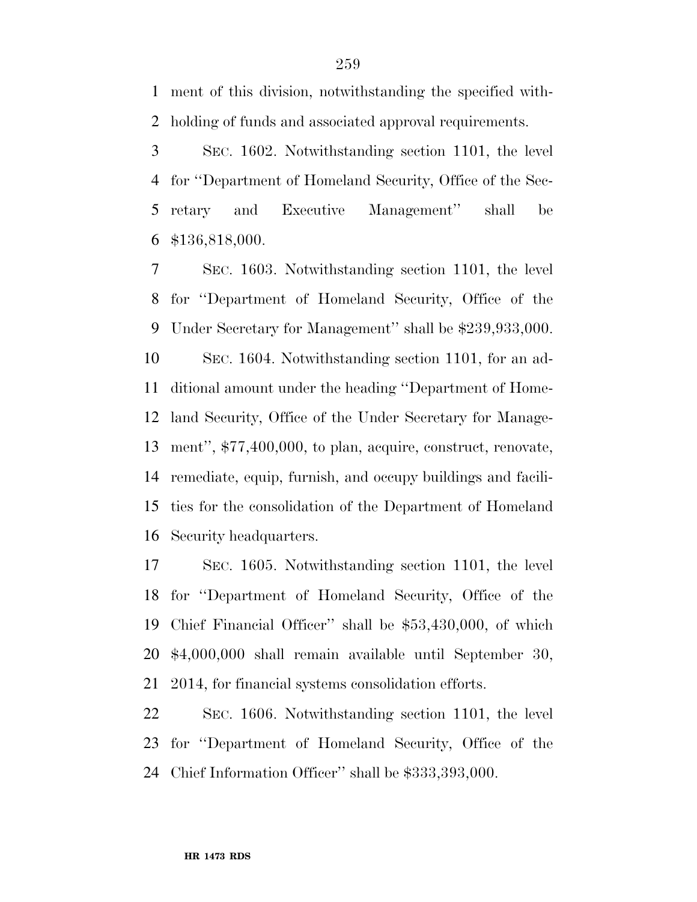ment of this division, notwithstanding the specified withholding of funds and associated approval requirements.

SEC. 1602. Notwithstanding section 1101, the level for ''Department of Homeland Security, Office of the Secretary and Executive Management'' shall be $136,818,000.

SEC. 1603. Notwithstanding section 1101, the level for ''Department of Homeland Security, Office of the Under Secretary for Management'' shall be $239,933,000.

SEC. 1604. Notwithstanding section 1101, for an additional amount under the heading ''Department of Homeland Security, Office of the Under Secretary for Management'', $77,400,000, to plan, acquire, construct, renovate, remediate, equip, furnish, and occupy buildings and facilities for the consolidation of the Department of Homeland Security headquarters.

SEC. 1605. Notwithstanding section 1101, the level for ''Department of Homeland Security, Office of the Chief Financial Officer'' shall be $53,430,000, of which $4,000,000 shall remain available until September 30, 2014, for financial systems consolidation efforts.

SEC. 1606. Notwithstanding section 1101, the level for ''Department of Homeland Security, Office of the Chief Information Officer'' shall be $333,393,000.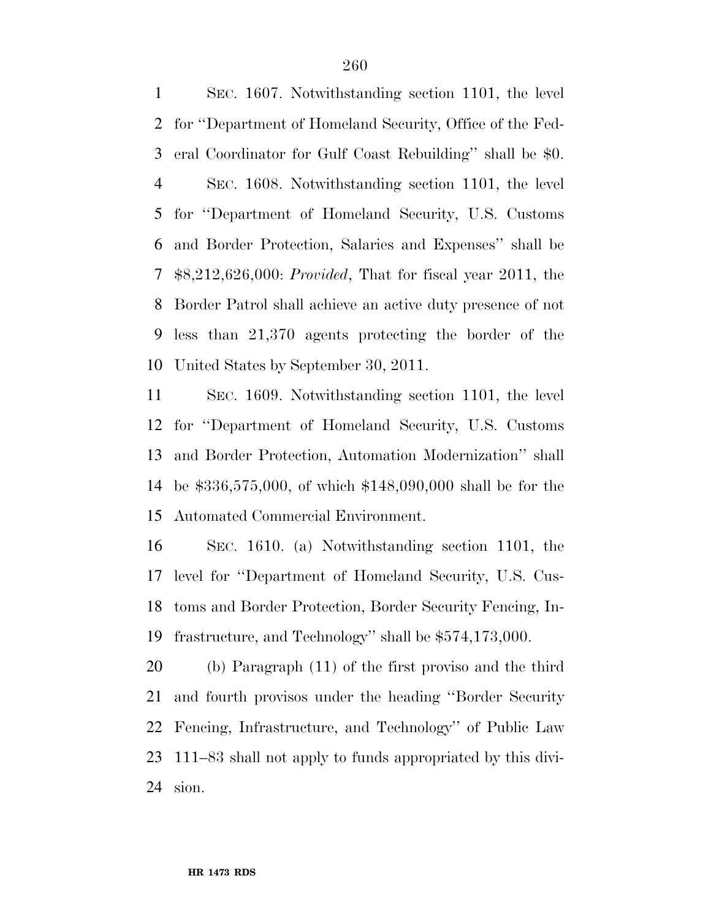SEC. 1607. Notwithstanding section 1101, the level for ''Department of Homeland Security, Office of the Federal Coordinator for Gulf Coast Rebuilding'' shall be $0.

SEC. 1608. Notwithstanding section 1101, the level for ''Department of Homeland Security, U.S. Customs and Border Protection, Salaries and Expenses'' shall be $8,212,626,000: *Provided*, That for fiscal year 2011, the Border Patrol shall achieve an active duty presence of not less than 21,370 agents protecting the border of the United States by September 30, 2011.

SEC. 1609. Notwithstanding section 1101, the level for ''Department of Homeland Security, U.S. Customs and Border Protection, Automation Modernization'' shall be $336,575,000, of which $148,090,000 shall be for the Automated Commercial Environment.

SEC. 1610. (a) Notwithstanding section 1101, the level for ''Department of Homeland Security, U.S. Customs and Border Protection, Border Security Fencing, Infrastructure, and Technology'' shall be $574,173,000.

(b) Paragraph (11) of the first proviso and the third and fourth provisos under the heading ''Border Security Fencing, Infrastructure, and Technology'' of Public Law 111–83 shall not apply to funds appropriated by this division.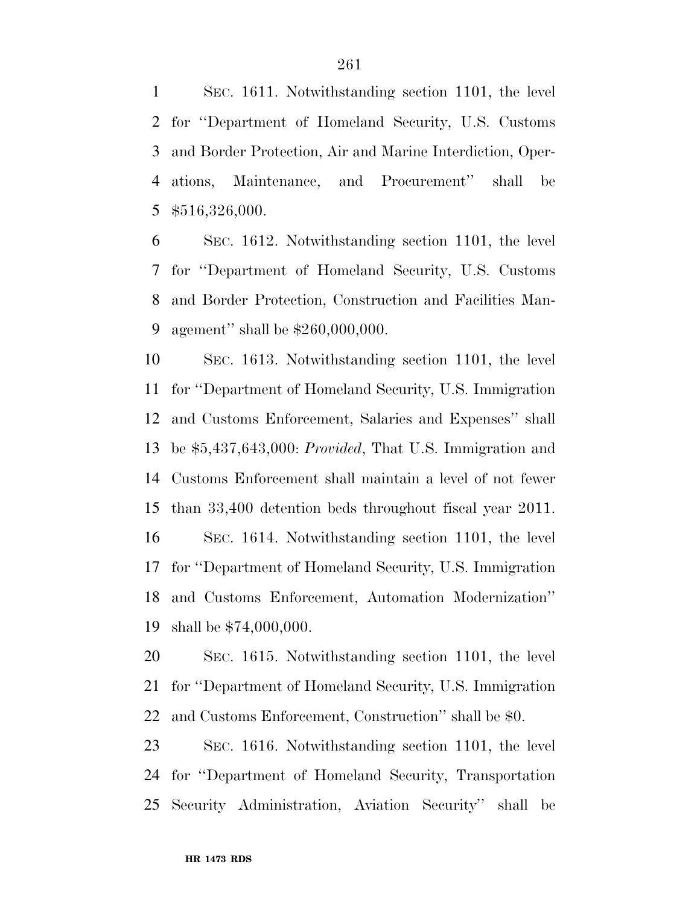SEC. 1611. Notwithstanding section 1101, the level for ''Department of Homeland Security, U.S. Customs and Border Protection, Air and Marine Interdiction, Operations, Maintenance, and Procurement'' shall be $516,326,000.

SEC. 1612. Notwithstanding section 1101, the level for ''Department of Homeland Security, U.S. Customs and Border Protection, Construction and Facilities Management'' shall be $260,000,000.

SEC. 1613. Notwithstanding section 1101, the level for ''Department of Homeland Security, U.S. Immigration and Customs Enforcement, Salaries and Expenses'' shall be $5,437,643,000: *Provided*, That U.S. Immigration and Customs Enforcement shall maintain a level of not fewer than 33,400 detention beds throughout fiscal year 2011.

SEC. 1614. Notwithstanding section 1101, the level for ''Department of Homeland Security, U.S. Immigration and Customs Enforcement, Automation Modernization'' shall be $74,000,000.

SEC. 1615. Notwithstanding section 1101, the level for ''Department of Homeland Security, U.S. Immigration and Customs Enforcement, Construction'' shall be $0.

SEC. 1616. Notwithstanding section 1101, the level for ''Department of Homeland Security, Transportation Security Administration, Aviation Security'' shall be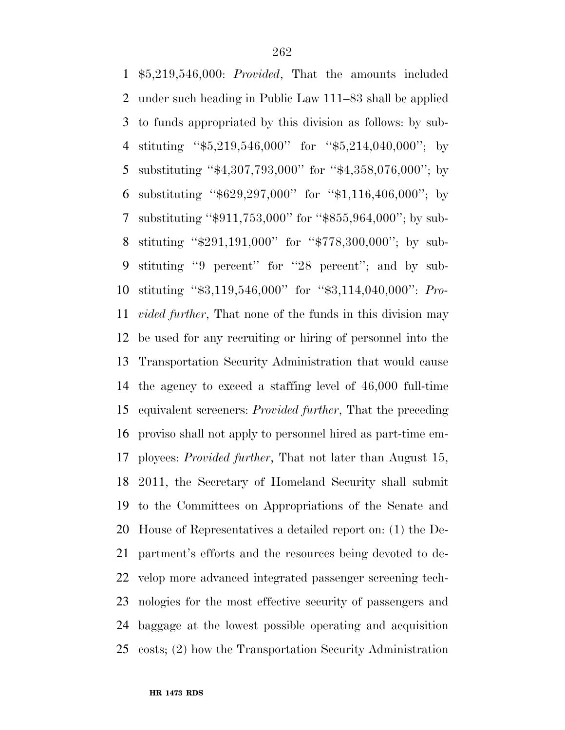$5,219,546,000: *Provided*, That the amounts included under such heading in Public Law 111–83 shall be applied to funds appropriated by this division as follows: by substituting ''$5,219,546,000'' for ''$5,214,040,000''; by substituting ''$4,307,793,000'' for ''$4,358,076,000''; by substituting ''$629,297,000'' for ''$1,116,406,000''; by substituting ''$911,753,000'' for ''$855,964,000''; by substituting ''$291,191,000'' for ''$778,300,000''; by substituting ''9 percent'' for ''28 percent''; and by substituting ''$3,119,546,000'' for ''$3,114,040,000'': *Provided further*, That none of the funds in this division may be used for any recruiting or hiring of personnel into the Transportation Security Administration that would cause the agency to exceed a staffing level of 46,000 full-time equivalent screeners: *Provided further*, That the preceding proviso shall not apply to personnel hired as part-time employees: *Provided further*, That not later than August 15, 2011, the Secretary of Homeland Security shall submit to the Committees on Appropriations of the Senate and House of Representatives a detailed report on: (1) the Department's efforts and the resources being devoted to develop more advanced integrated passenger screening technologies for the most effective security of passengers and baggage at the lowest possible operating and acquisition costs; (2) how the Transportation Security Administration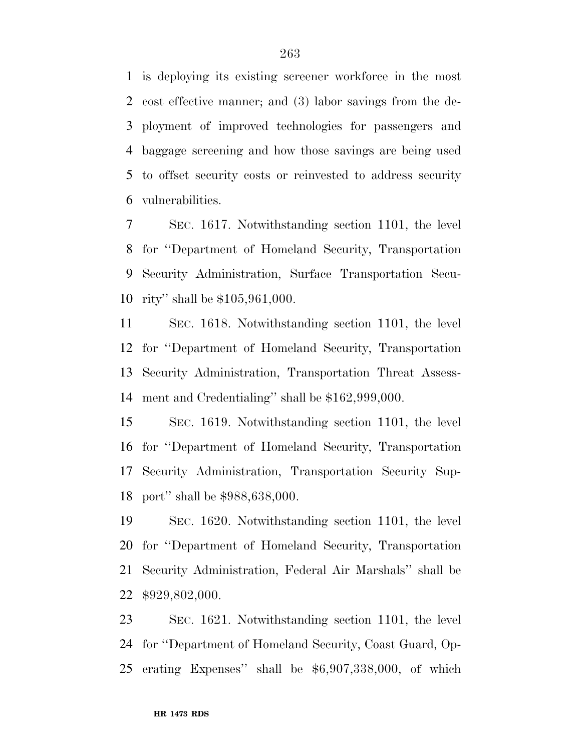is deploying its existing screener workforce in the most cost effective manner; and (3) labor savings from the deployment of improved technologies for passengers and baggage screening and how those savings are being used to offset security costs or reinvested to address security vulnerabilities.

SEC. 1617. Notwithstanding section 1101, the level for ''Department of Homeland Security, Transportation Security Administration, Surface Transportation Security'' shall be $105,961,000.

SEC. 1618. Notwithstanding section 1101, the level for ''Department of Homeland Security, Transportation Security Administration, Transportation Threat Assessment and Credentialing'' shall be $162,999,000.

SEC. 1619. Notwithstanding section 1101, the level for ''Department of Homeland Security, Transportation Security Administration, Transportation Security Support'' shall be $988,638,000.

SEC. 1620. Notwithstanding section 1101, the level for ''Department of Homeland Security, Transportation Security Administration, Federal Air Marshals'' shall be $929,802,000.

SEC. 1621. Notwithstanding section 1101, the level for ''Department of Homeland Security, Coast Guard, Operating Expenses'' shall be $6,907,338,000, of which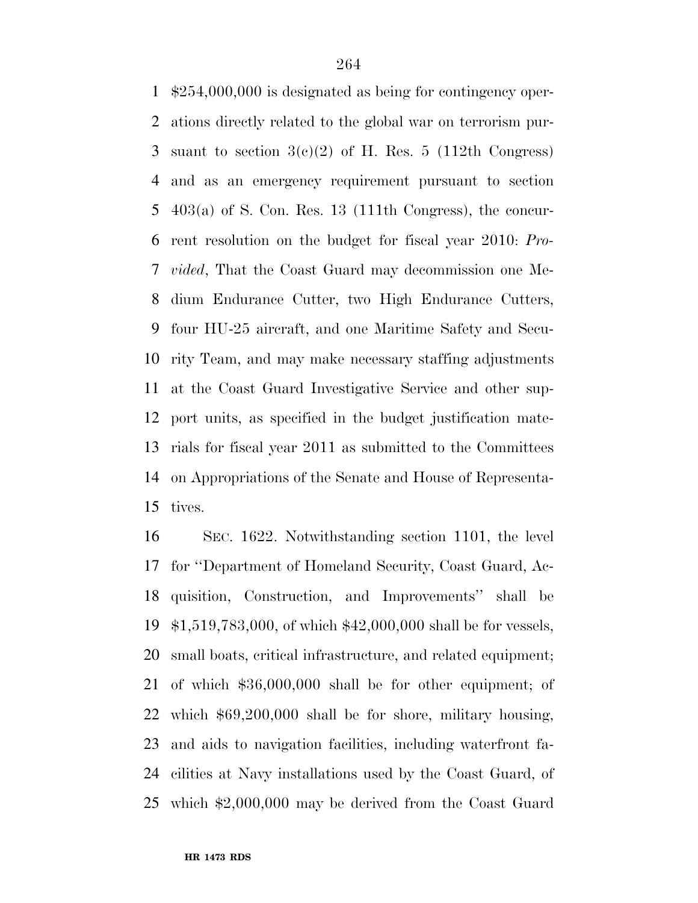$254,000,000 is designated as being for contingency operations directly related to the global war on terrorism pursuant to section 3(c)(2) of H. Res. 5 (112th Congress) and as an emergency requirement pursuant to section 403(a) of S. Con. Res. 13 (111th Congress), the concurrent resolution on the budget for fiscal year 2010: *Provided*, That the Coast Guard may decommission one Medium Endurance Cutter, two High Endurance Cutters, four HU-25 aircraft, and one Maritime Safety and Security Team, and may make necessary staffing adjustments at the Coast Guard Investigative Service and other support units, as specified in the budget justification materials for fiscal year 2011 as submitted to the Committees on Appropriations of the Senate and House of Representatives.

SEC. 1622. Notwithstanding section 1101, the level for ''Department of Homeland Security, Coast Guard, Acquisition, Construction, and Improvements'' shall be $1,519,783,000, of which $42,000,000 shall be for vessels, small boats, critical infrastructure, and related equipment; of which $36,000,000 shall be for other equipment; of which $69,200,000 shall be for shore, military housing, and aids to navigation facilities, including waterfront facilities at Navy installations used by the Coast Guard, of which $2,000,000 may be derived from the Coast Guard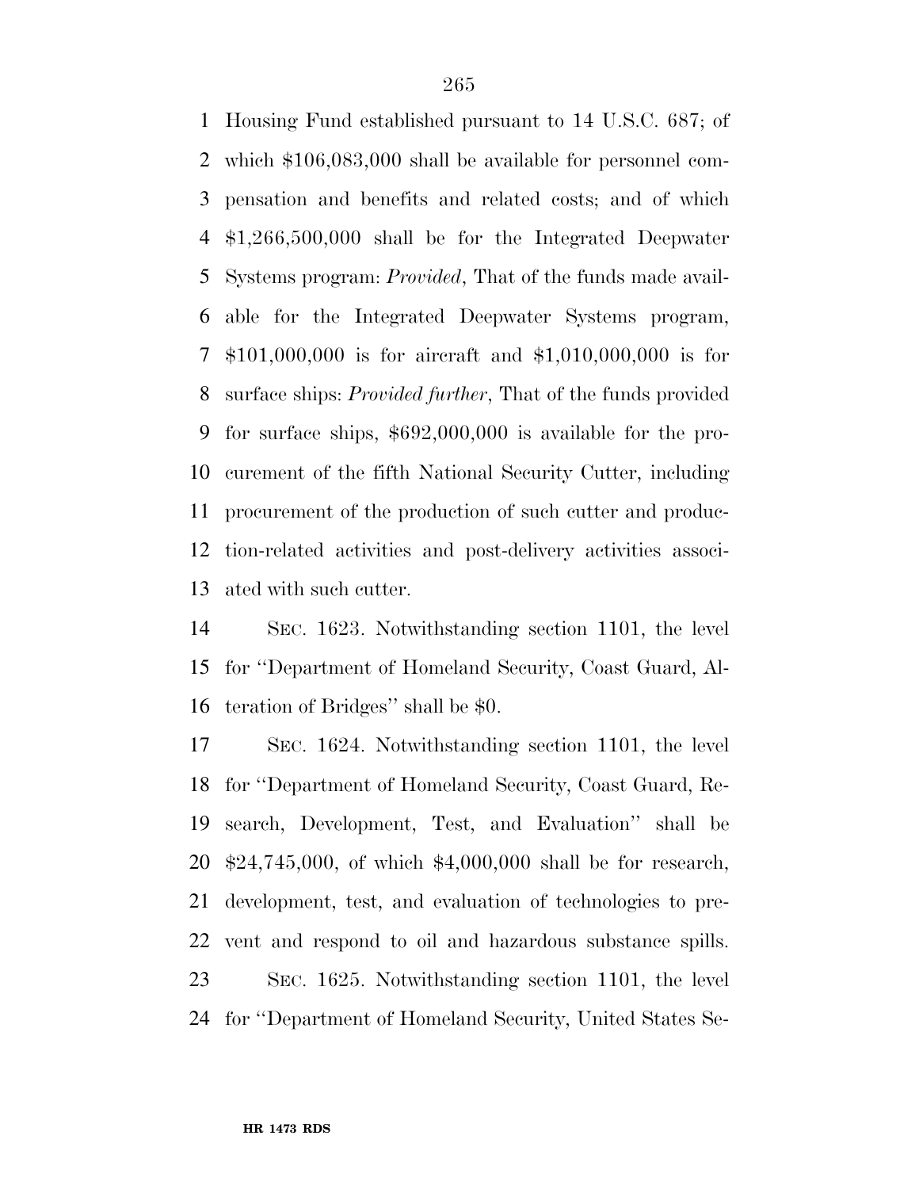Housing Fund established pursuant to 14 U.S.C. 687; of which $106,083,000 shall be available for personnel compensation and benefits and related costs; and of which $1,266,500,000 shall be for the Integrated Deepwater Systems program: *Provided*, That of the funds made available for the Integrated Deepwater Systems program, $101,000,000 is for aircraft and $1,010,000,000 is for surface ships: *Provided further*, That of the funds provided for surface ships, $692,000,000 is available for the procurement of the fifth National Security Cutter, including procurement of the production of such cutter and production-related activities and post-delivery activities associated with such cutter.

SEC. 1623. Notwithstanding section 1101, the level for ''Department of Homeland Security, Coast Guard, Alteration of Bridges'' shall be $0.

SEC. 1624. Notwithstanding section 1101, the level for ''Department of Homeland Security, Coast Guard, Research, Development, Test, and Evaluation'' shall be $24,745,000, of which $4,000,000 shall be for research, development, test, and evaluation of technologies to prevent and respond to oil and hazardous substance spills.

SEC. 1625. Notwithstanding section 1101, the level for ''Department of Homeland Security, United States Se-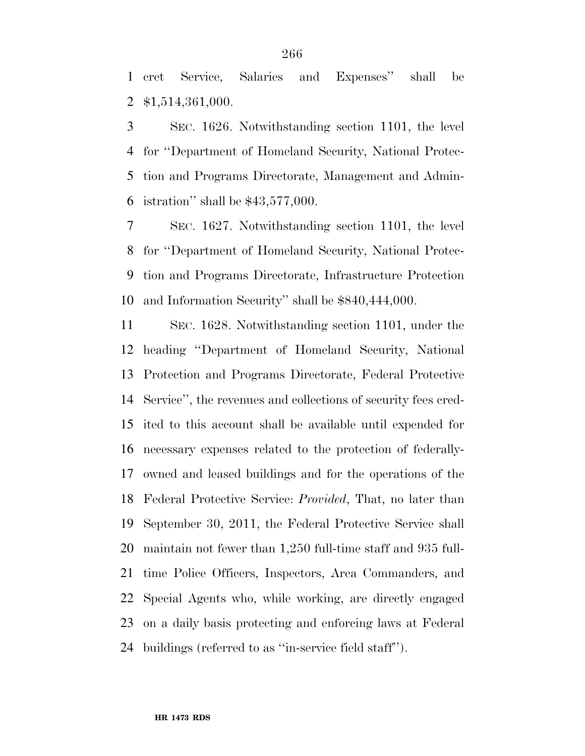cret Service, Salaries and Expenses'' shall be $1,514,361,000.

SEC. 1626. Notwithstanding section 1101, the level for ''Department of Homeland Security, National Protection and Programs Directorate, Management and Administration'' shall be $43,577,000.

SEC. 1627. Notwithstanding section 1101, the level for ''Department of Homeland Security, National Protection and Programs Directorate, Infrastructure Protection and Information Security'' shall be $840,444,000.

SEC. 1628. Notwithstanding section 1101, under the heading ''Department of Homeland Security, National Protection and Programs Directorate, Federal Protective Service'', the revenues and collections of security fees credited to this account shall be available until expended for necessary expenses related to the protection of federally-owned and leased buildings and for the operations of the Federal Protective Service: *Provided*, That, no later than September 30, 2011, the Federal Protective Service shall maintain not fewer than 1,250 full-time staff and 935 full-time Police Officers, Inspectors, Area Commanders, and Special Agents who, while working, are directly engaged on a daily basis protecting and enforcing laws at Federal buildings (referred to as ''in-service field staff'').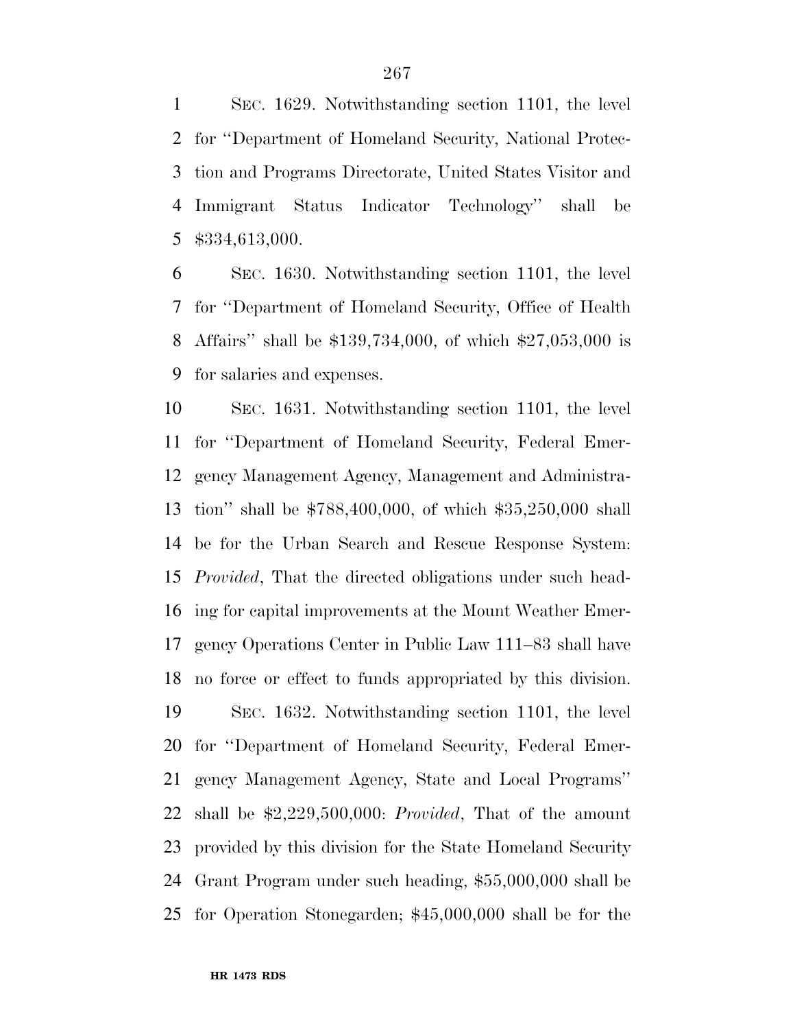SEC. 1629. Notwithstanding section 1101, the level for ''Department of Homeland Security, National Protection and Programs Directorate, United States Visitor and Immigrant Status Indicator Technology'' shall be $334,613,000.

SEC. 1630. Notwithstanding section 1101, the level for ''Department of Homeland Security, Office of Health Affairs'' shall be $139,734,000, of which $27,053,000 is for salaries and expenses.

SEC. 1631. Notwithstanding section 1101, the level for ''Department of Homeland Security, Federal Emergency Management Agency, Management and Administration'' shall be $788,400,000, of which $35,250,000 shall be for the Urban Search and Rescue Response System: *Provided*, That the directed obligations under such heading for capital improvements at the Mount Weather Emergency Operations Center in Public Law 111–83 shall have no force or effect to funds appropriated by this division.

SEC. 1632. Notwithstanding section 1101, the level for ''Department of Homeland Security, Federal Emergency Management Agency, State and Local Programs'' shall be $2,229,500,000: *Provided*, That of the amount provided by this division for the State Homeland Security Grant Program under such heading, $55,000,000 shall be for Operation Stonegarden; $45,000,000 shall be for the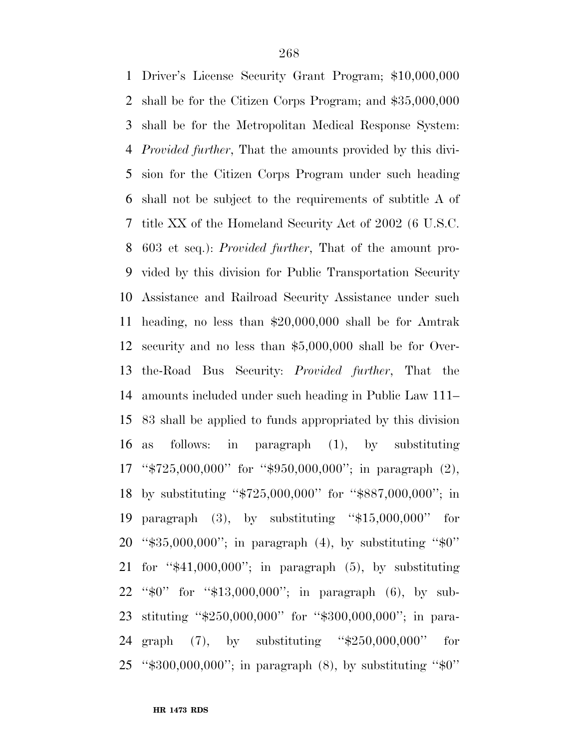Driver's License Security Grant Program; $10,000,000 shall be for the Citizen Corps Program; and $35,000,000 shall be for the Metropolitan Medical Response System: *Provided further*, That the amounts provided by this division for the Citizen Corps Program under such heading shall not be subject to the requirements of subtitle A of title XX of the Homeland Security Act of 2002 (6 U.S.C. 603 et seq.): *Provided further*, That of the amount provided by this division for Public Transportation Security Assistance and Railroad Security Assistance under such heading, no less than $20,000,000 shall be for Amtrak security and no less than $5,000,000 shall be for Over-the-Road Bus Security: *Provided further*, That the amounts included under such heading in Public Law 111–83 shall be applied to funds appropriated by this division as follows: in paragraph (1), by substituting ''$725,000,000'' for ''$950,000,000''; in paragraph (2), by substituting ''$725,000,000'' for ''$887,000,000''; in paragraph (3), by substituting ''$15,000,000'' for ''$35,000,000''; in paragraph (4), by substituting ''$0'' for ''$41,000,000''; in paragraph (5), by substituting ''$0'' for ''$13,000,000''; in paragraph (6), by substituting ''$250,000,000'' for ''$300,000,000''; in paragraph (7), by substituting ''$250,000,000'' for ''$300,000,000''; in paragraph (8), by substituting ''$0''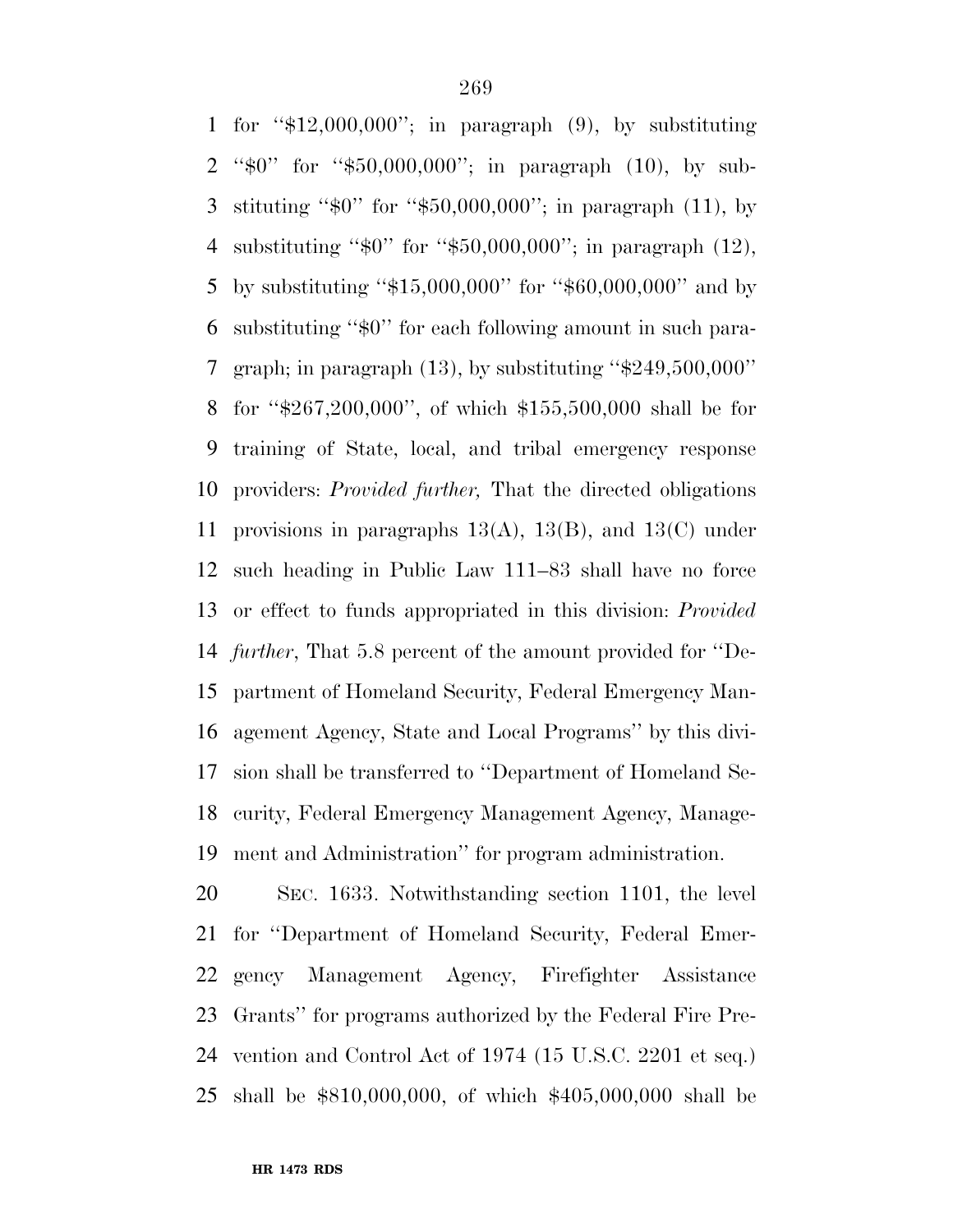for ''$12,000,000''; in paragraph (9), by substituting ''$0'' for ''$50,000,000''; in paragraph (10), by substituting ''$0'' for ''$50,000,000''; in paragraph (11), by substituting ''$0'' for ''$50,000,000''; in paragraph (12), by substituting ''$15,000,000'' for ''$60,000,000'' and by substituting ''$0'' for each following amount in such paragraph; in paragraph (13), by substituting ''$249,500,000'' for ''$267,200,000'', of which $155,500,000 shall be for training of State, local, and tribal emergency response providers: *Provided further,* That the directed obligations provisions in paragraphs 13(A), 13(B), and 13(C) under such heading in Public Law 111–83 shall have no force or effect to funds appropriated in this division: *Provided further*, That 5.8 percent of the amount provided for ''Department of Homeland Security, Federal Emergency Management Agency, State and Local Programs'' by this division shall be transferred to ''Department of Homeland Security, Federal Emergency Management Agency, Management and Administration'' for program administration.

SEC. 1633. Notwithstanding section 1101, the level for ''Department of Homeland Security, Federal Emergency Management Agency, Firefighter Assistance Grants'' for programs authorized by the Federal Fire Prevention and Control Act of 1974 (15 U.S.C. 2201 et seq.) shall be $810,000,000, of which $405,000,000 shall be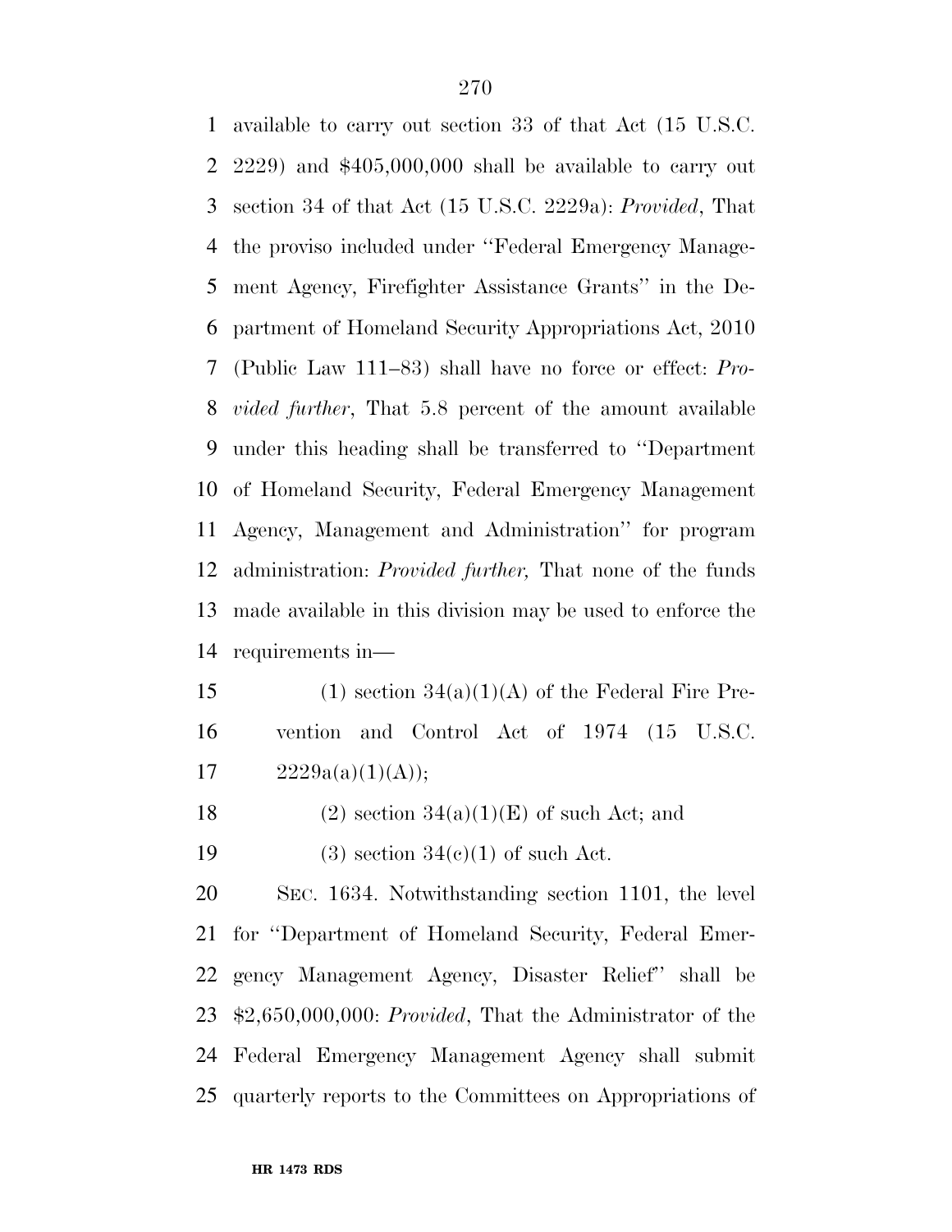available to carry out section 33 of that Act (15 U.S.C. 2229) and $405,000,000 shall be available to carry out section 34 of that Act (15 U.S.C. 2229a): *Provided*, That the proviso included under ''Federal Emergency Management Agency, Firefighter Assistance Grants'' in the Department of Homeland Security Appropriations Act, 2010 (Public Law 111–83) shall have no force or effect: *Provided further*, That 5.8 percent of the amount available under this heading shall be transferred to ''Department of Homeland Security, Federal Emergency Management Agency, Management and Administration'' for program administration: *Provided further,* That none of the funds made available in this division may be used to enforce the requirements in—

(1) section 34(a)(1)(A) of the Federal Fire Prevention and Control Act of 1974 (15 U.S.C. 2229a(a)(1)(A));

(2) section 34(a)(1)(E) of such Act; and

(3) section 34(c)(1) of such Act.

SEC. 1634. Notwithstanding section 1101, the level for ''Department of Homeland Security, Federal Emergency Management Agency, Disaster Relief'' shall be $2,650,000,000: *Provided*, That the Administrator of the Federal Emergency Management Agency shall submit quarterly reports to the Committees on Appropriations of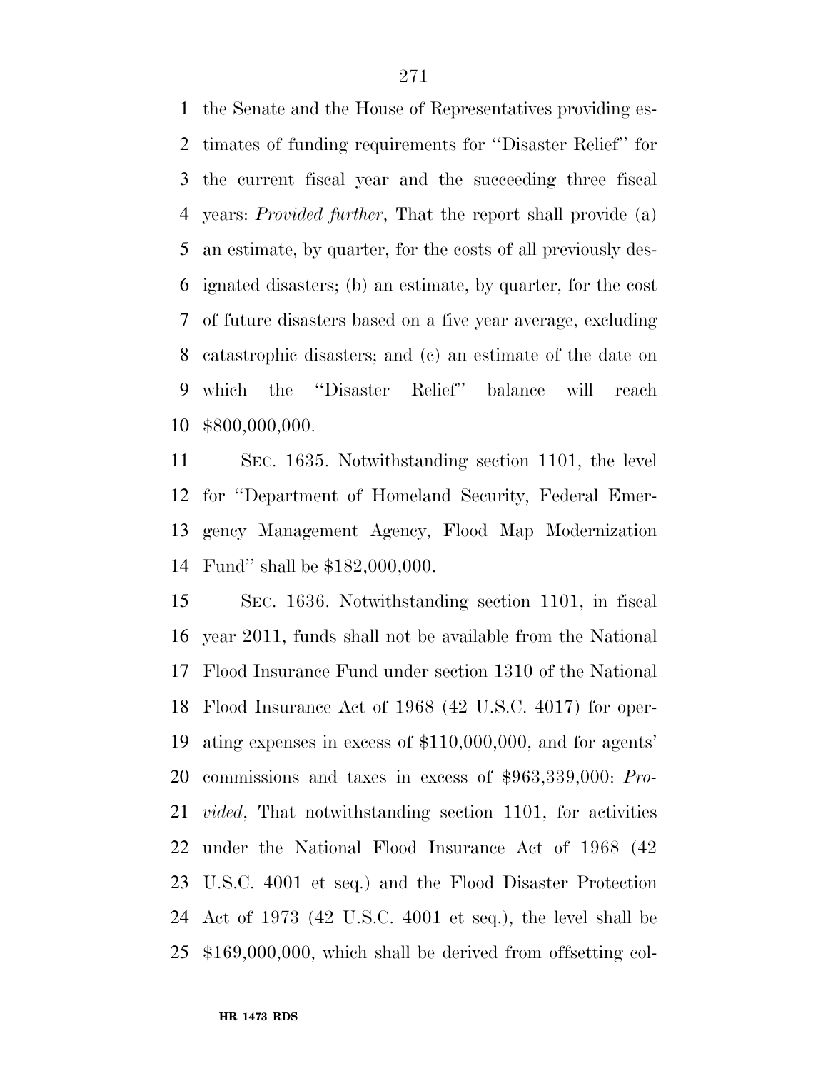the Senate and the House of Representatives providing estimates of funding requirements for ''Disaster Relief'' for the current fiscal year and the succeeding three fiscal years: *Provided further*, That the report shall provide (a) an estimate, by quarter, for the costs of all previously designated disasters; (b) an estimate, by quarter, for the cost of future disasters based on a five year average, excluding catastrophic disasters; and (c) an estimate of the date on which the ''Disaster Relief'' balance will reach $800,000,000.

SEC. 1635. Notwithstanding section 1101, the level for ''Department of Homeland Security, Federal Emergency Management Agency, Flood Map Modernization Fund'' shall be $182,000,000.

SEC. 1636. Notwithstanding section 1101, in fiscal year 2011, funds shall not be available from the National Flood Insurance Fund under section 1310 of the National Flood Insurance Act of 1968 (42 U.S.C. 4017) for operating expenses in excess of $110,000,000, and for agents' commissions and taxes in excess of $963,339,000: *Provided*, That notwithstanding section 1101, for activities under the National Flood Insurance Act of 1968 (42 U.S.C. 4001 et seq.) and the Flood Disaster Protection Act of 1973 (42 U.S.C. 4001 et seq.), the level shall be $169,000,000, which shall be derived from offsetting col-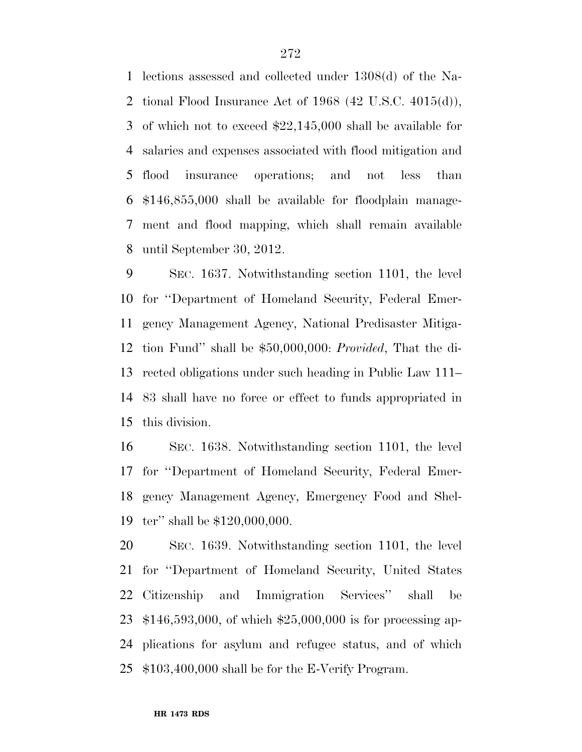lections assessed and collected under 1308(d) of the National Flood Insurance Act of 1968 (42 U.S.C. 4015(d)), of which not to exceed $22,145,000 shall be available for salaries and expenses associated with flood mitigation and flood insurance operations; and not less than $146,855,000 shall be available for floodplain management and flood mapping, which shall remain available until September 30, 2012.

SEC. 1637. Notwithstanding section 1101, the level for ''Department of Homeland Security, Federal Emergency Management Agency, National Predisaster Mitigation Fund'' shall be $50,000,000: *Provided*, That the directed obligations under such heading in Public Law 111–83 shall have no force or effect to funds appropriated in this division.

SEC. 1638. Notwithstanding section 1101, the level for ''Department of Homeland Security, Federal Emergency Management Agency, Emergency Food and Shelter'' shall be $120,000,000.

SEC. 1639. Notwithstanding section 1101, the level for ''Department of Homeland Security, United States Citizenship and Immigration Services'' shall be $146,593,000, of which $25,000,000 is for processing applications for asylum and refugee status, and of which $103,400,000 shall be for the E-Verify Program.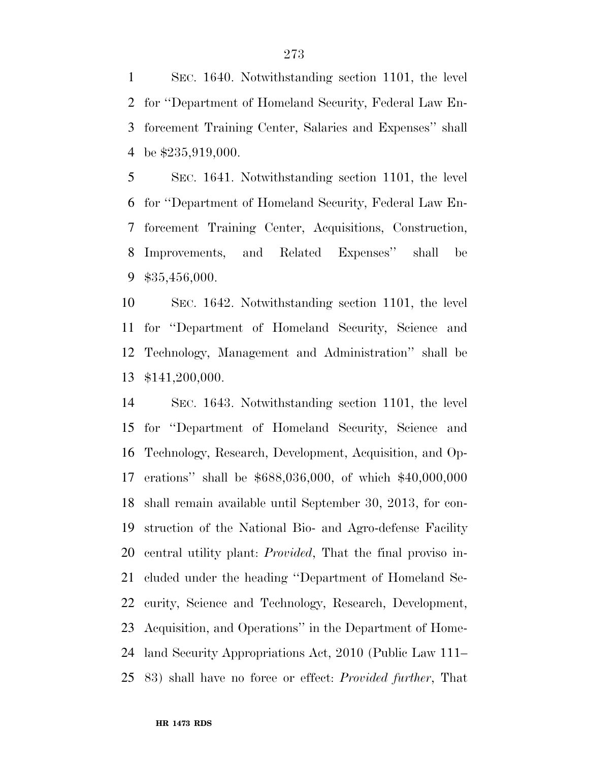SEC. 1640. Notwithstanding section 1101, the level for ''Department of Homeland Security, Federal Law Enforcement Training Center, Salaries and Expenses'' shall be $235,919,000.

SEC. 1641. Notwithstanding section 1101, the level for ''Department of Homeland Security, Federal Law Enforcement Training Center, Acquisitions, Construction, Improvements, and Related Expenses'' shall be $35,456,000.

SEC. 1642. Notwithstanding section 1101, the level for ''Department of Homeland Security, Science and Technology, Management and Administration'' shall be $141,200,000.

SEC. 1643. Notwithstanding section 1101, the level for ''Department of Homeland Security, Science and Technology, Research, Development, Acquisition, and Operations'' shall be $688,036,000, of which $40,000,000 shall remain available until September 30, 2013, for construction of the National Bio- and Agro-defense Facility central utility plant: *Provided*, That the final proviso included under the heading ''Department of Homeland Security, Science and Technology, Research, Development, Acquisition, and Operations'' in the Department of Homeland Security Appropriations Act, 2010 (Public Law 111–83) shall have no force or effect: *Provided further*, That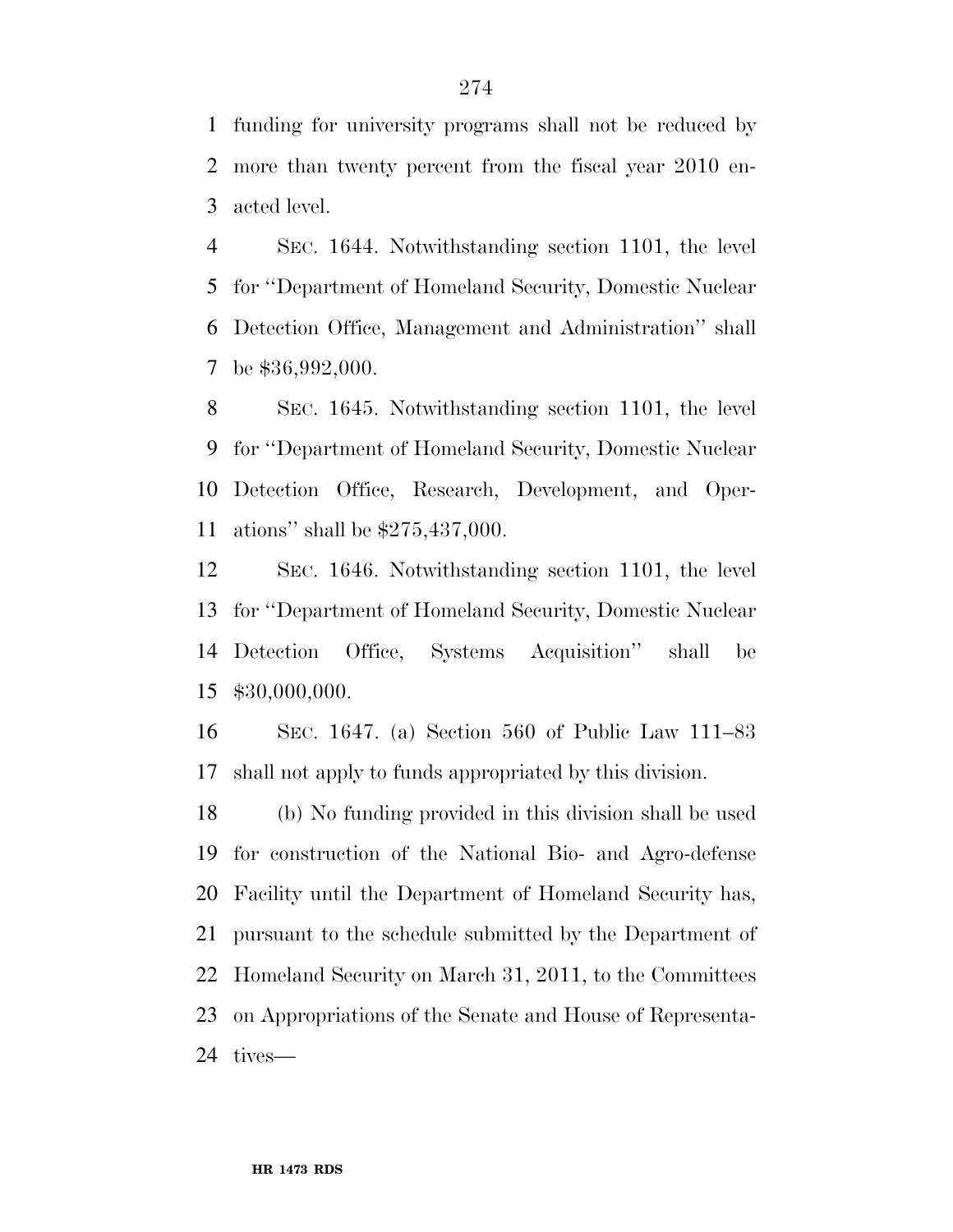funding for university programs shall not be reduced by more than twenty percent from the fiscal year 2010 enacted level.

SEC. 1644. Notwithstanding section 1101, the level for ''Department of Homeland Security, Domestic Nuclear Detection Office, Management and Administration'' shall be $36,992,000.

SEC. 1645. Notwithstanding section 1101, the level for ''Department of Homeland Security, Domestic Nuclear Detection Office, Research, Development, and Operations'' shall be $275,437,000.

SEC. 1646. Notwithstanding section 1101, the level for ''Department of Homeland Security, Domestic Nuclear Detection Office, Systems Acquisition'' shall be $30,000,000.

SEC. 1647. (a) Section 560 of Public Law 111–83 shall not apply to funds appropriated by this division.

(b) No funding provided in this division shall be used for construction of the National Bio- and Agro-defense Facility until the Department of Homeland Security has, pursuant to the schedule submitted by the Department of Homeland Security on March 31, 2011, to the Committees on Appropriations of the Senate and House of Representatives—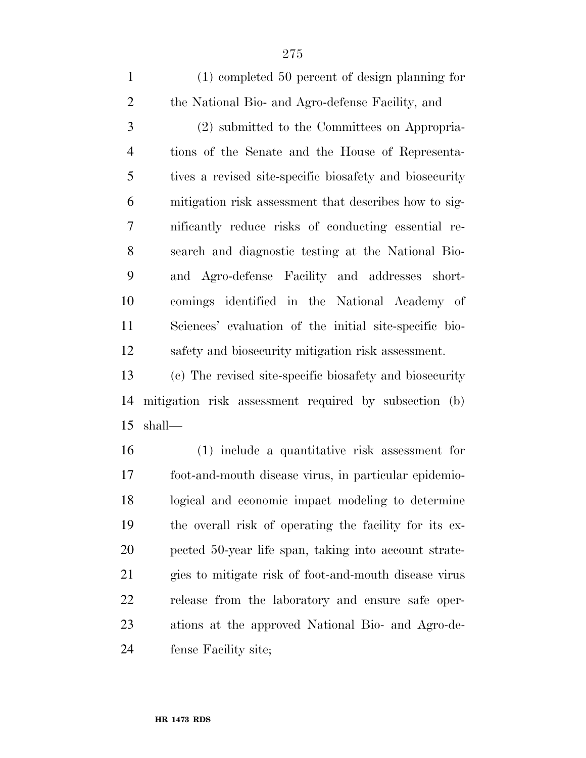(1) completed 50 percent of design planning for the National Bio- and Agro-defense Facility, and

(2) submitted to the Committees on Appropriations of the Senate and the House of Representatives a revised site-specific biosafety and biosecurity mitigation risk assessment that describes how to significantly reduce risks of conducting essential research and diagnostic testing at the National Bio- and Agro-defense Facility and addresses shortcomings identified in the National Academy of Sciences' evaluation of the initial site-specific biosafety and biosecurity mitigation risk assessment.

(c) The revised site-specific biosafety and biosecurity mitigation risk assessment required by subsection (b) shall—

(1) include a quantitative risk assessment for foot-and-mouth disease virus, in particular epidemiological and economic impact modeling to determine the overall risk of operating the facility for its expected 50-year life span, taking into account strategies to mitigate risk of foot-and-mouth disease virus release from the laboratory and ensure safe operations at the approved National Bio- and Agro-defense Facility site;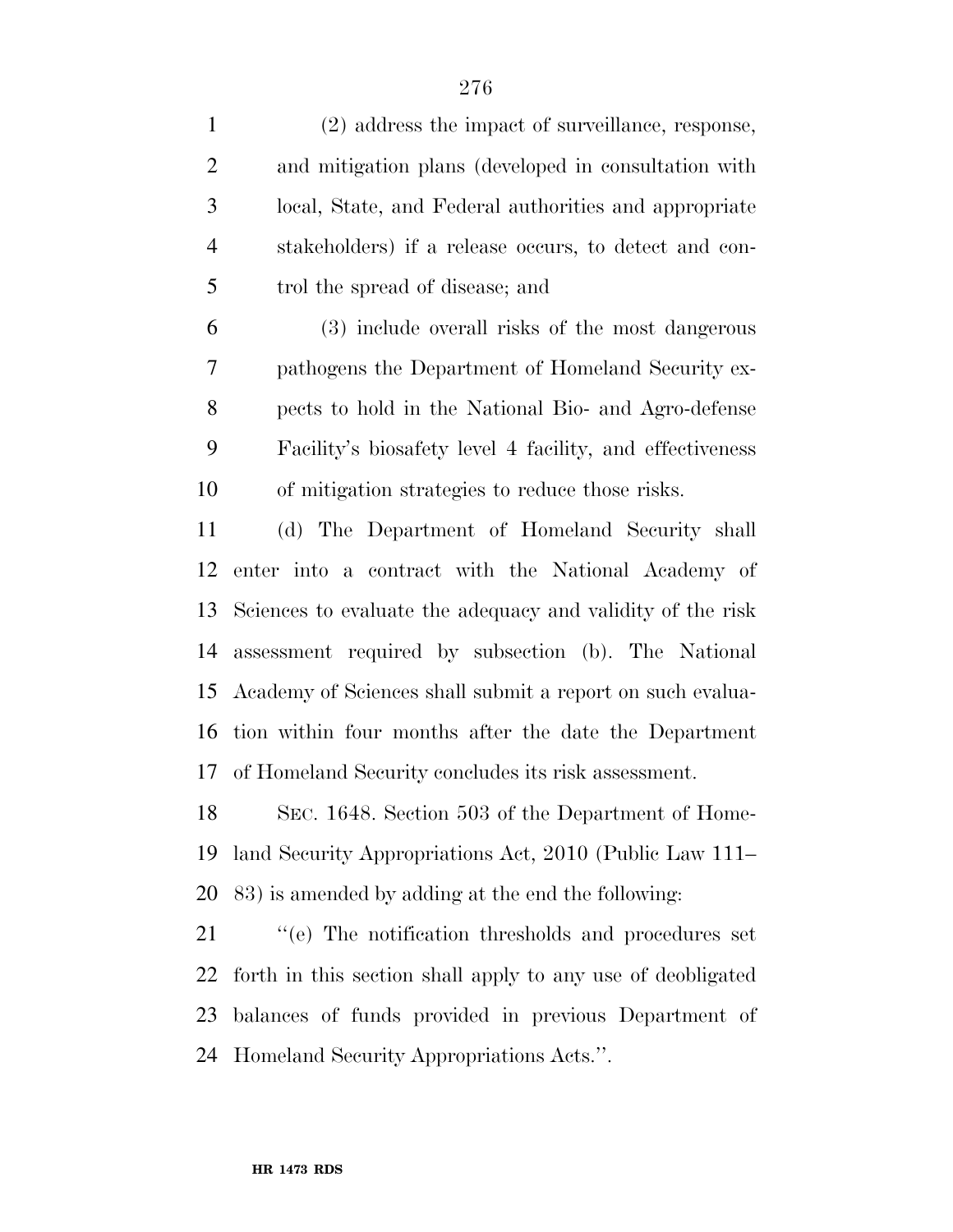(2) address the impact of surveillance, response, and mitigation plans (developed in consultation with local, State, and Federal authorities and appropriate stakeholders) if a release occurs, to detect and control the spread of disease; and

(3) include overall risks of the most dangerous pathogens the Department of Homeland Security expects to hold in the National Bio- and Agro-defense Facility's biosafety level 4 facility, and effectiveness of mitigation strategies to reduce those risks.

(d) The Department of Homeland Security shall enter into a contract with the National Academy of Sciences to evaluate the adequacy and validity of the risk assessment required by subsection (b). The National Academy of Sciences shall submit a report on such evaluation within four months after the date the Department of Homeland Security concludes its risk assessment.

SEC. 1648. Section 503 of the Department of Homeland Security Appropriations Act, 2010 (Public Law 111–83) is amended by adding at the end the following:

''(e) The notification thresholds and procedures set forth in this section shall apply to any use of deobligated balances of funds provided in previous Department of Homeland Security Appropriations Acts.''.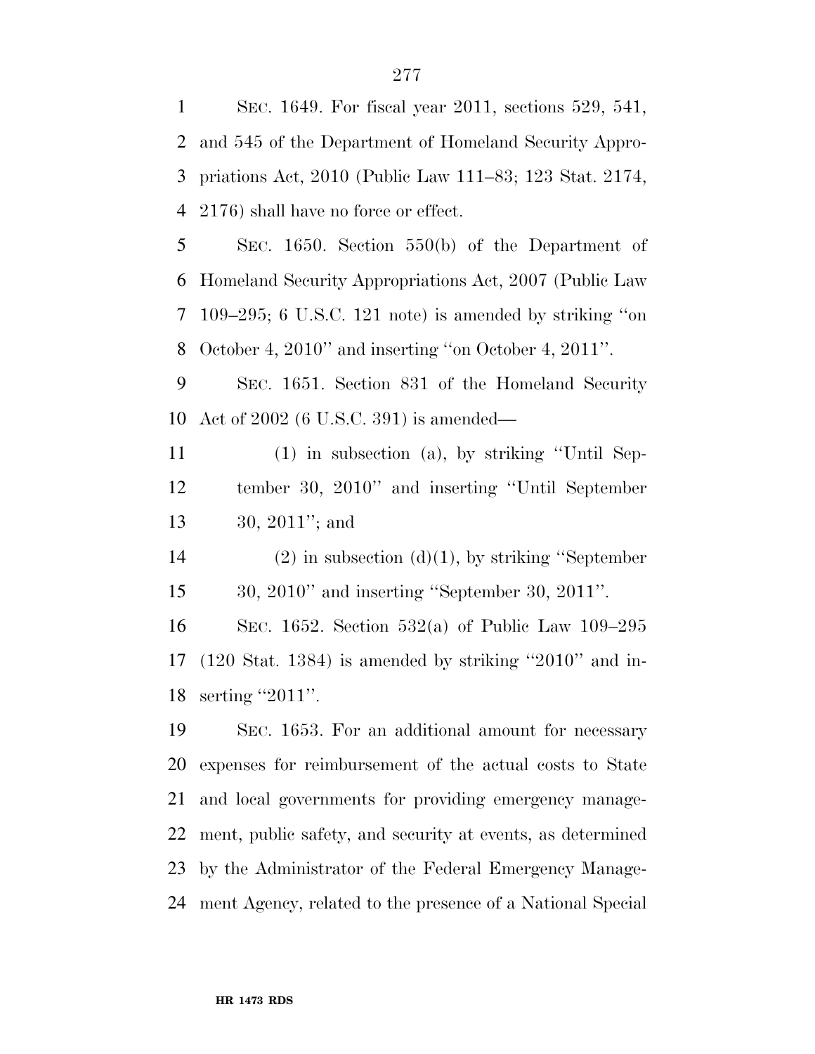SEC. 1649. For fiscal year 2011, sections 529, 541, and 545 of the Department of Homeland Security Appropriations Act, 2010 (Public Law 111–83; 123 Stat. 2174, 2176) shall have no force or effect.

SEC. 1650. Section 550(b) of the Department of Homeland Security Appropriations Act, 2007 (Public Law 109–295; 6 U.S.C. 121 note) is amended by striking ''on October 4, 2010'' and inserting ''on October 4, 2011''.

SEC. 1651. Section 831 of the Homeland Security Act of 2002 (6 U.S.C. 391) is amended—

(1) in subsection (a), by striking ''Until September 30, 2010'' and inserting ''Until September 30, 2011''; and

(2) in subsection (d)(1), by striking ''September 30, 2010'' and inserting ''September 30, 2011''.

SEC. 1652. Section 532(a) of Public Law 109–295 (120 Stat. 1384) is amended by striking ''2010'' and inserting ''2011''.

SEC. 1653. For an additional amount for necessary expenses for reimbursement of the actual costs to State and local governments for providing emergency management, public safety, and security at events, as determined by the Administrator of the Federal Emergency Management Agency, related to the presence of a National Special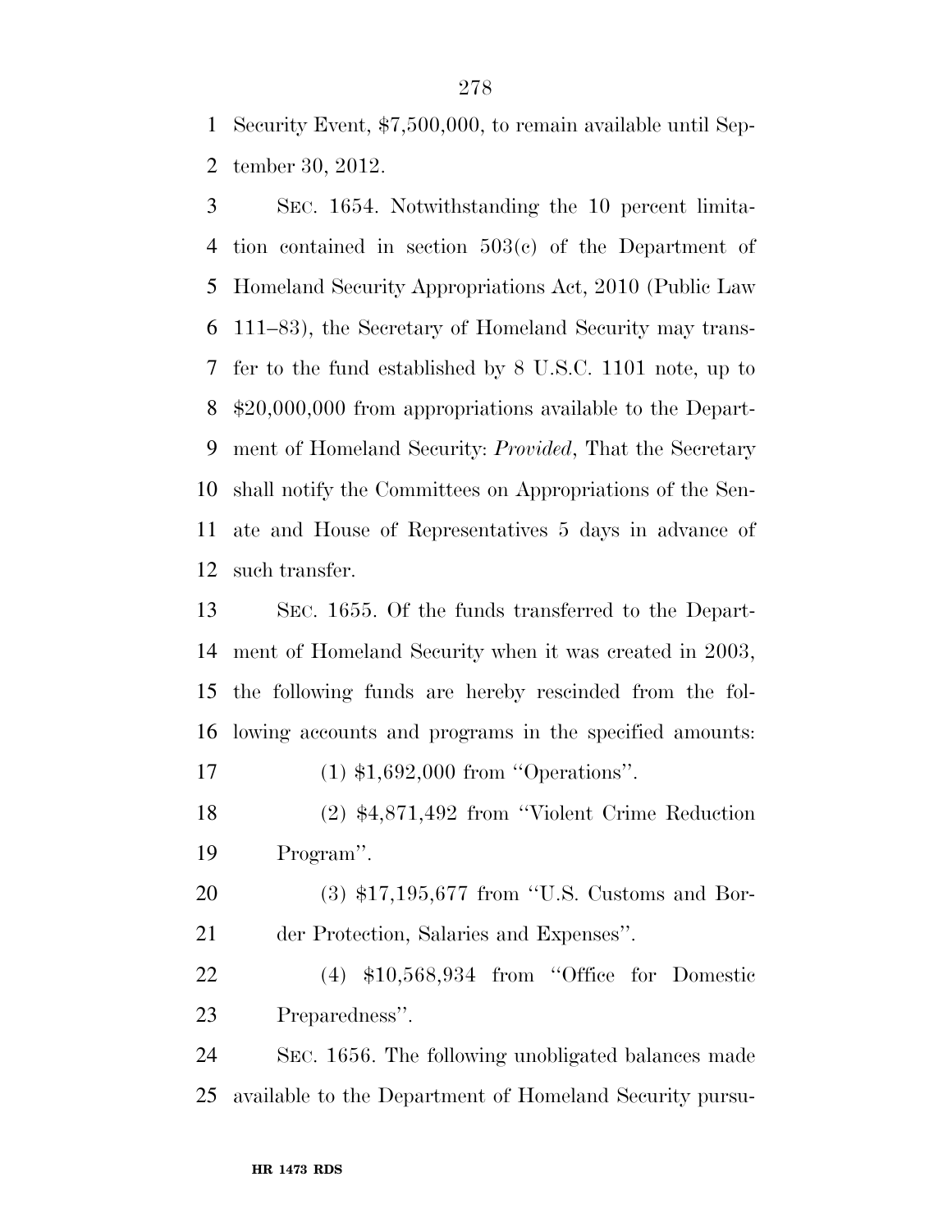Security Event, $7,500,000, to remain available until September 30, 2012.

SEC. 1654. Notwithstanding the 10 percent limitation contained in section 503(c) of the Department of Homeland Security Appropriations Act, 2010 (Public Law 111–83), the Secretary of Homeland Security may transfer to the fund established by 8 U.S.C. 1101 note, up to $20,000,000 from appropriations available to the Department of Homeland Security: *Provided*, That the Secretary shall notify the Committees on Appropriations of the Senate and House of Representatives 5 days in advance of such transfer.

SEC. 1655. Of the funds transferred to the Department of Homeland Security when it was created in 2003, the following funds are hereby rescinded from the following accounts and programs in the specified amounts:

(1) $1,692,000 from ''Operations''.

(2) $4,871,492 from ''Violent Crime Reduction Program''.

(3) $17,195,677 from ''U.S. Customs and Border Protection, Salaries and Expenses''.

(4) $10,568,934 from ''Office for Domestic Preparedness''.

SEC. 1656. The following unobligated balances made available to the Department of Homeland Security pursu-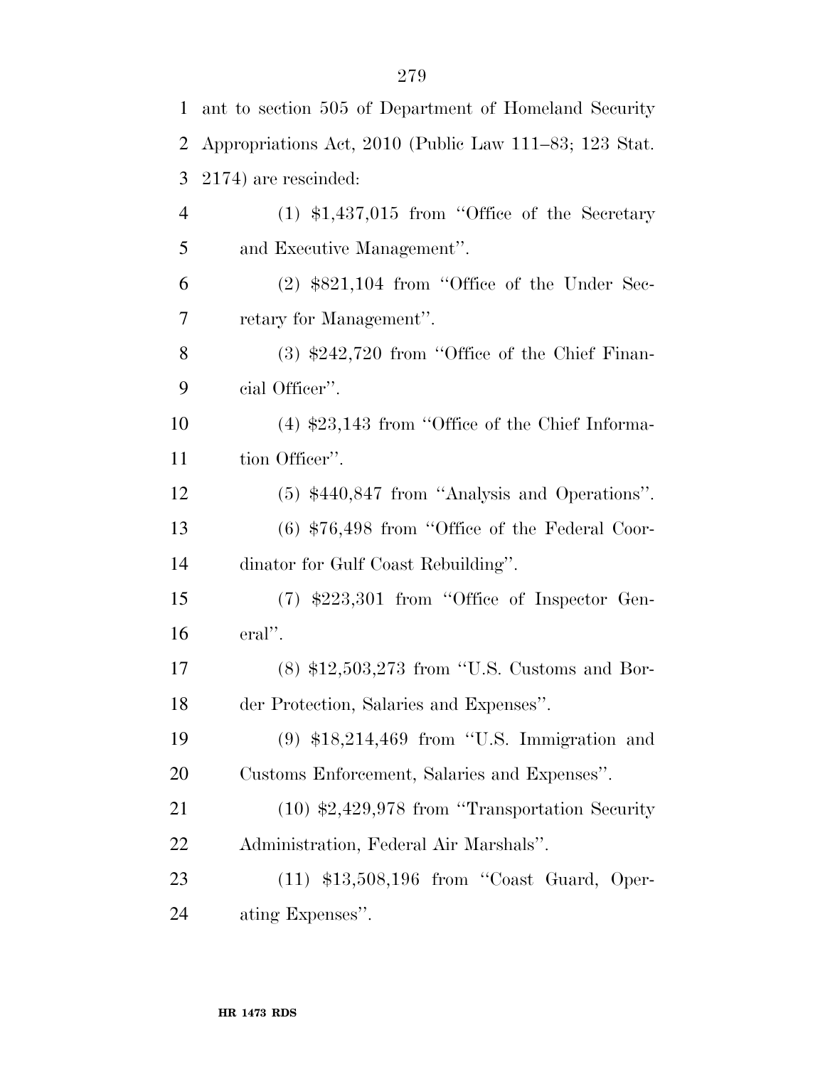ant to section 505 of Department of Homeland Security Appropriations Act, 2010 (Public Law 111–83; 123 Stat. 2174) are rescinded:

(1) $1,437,015 from ''Office of the Secretary and Executive Management''.

(2) $821,104 from ''Office of the Under Secretary for Management''.

(3) $242,720 from ''Office of the Chief Financial Officer''.

(4) $23,143 from ''Office of the Chief Information Officer''.

(5) $440,847 from ''Analysis and Operations''.

(6) $76,498 from ''Office of the Federal Coordinator for Gulf Coast Rebuilding''.

(7) $223,301 from ''Office of Inspector General''.

(8) $12,503,273 from ''U.S. Customs and Border Protection, Salaries and Expenses''.

(9) $18,214,469 from ''U.S. Immigration and Customs Enforcement, Salaries and Expenses''.

(10) $2,429,978 from ''Transportation Security Administration, Federal Air Marshals''.

(11) $13,508,196 from ''Coast Guard, Operating Expenses''.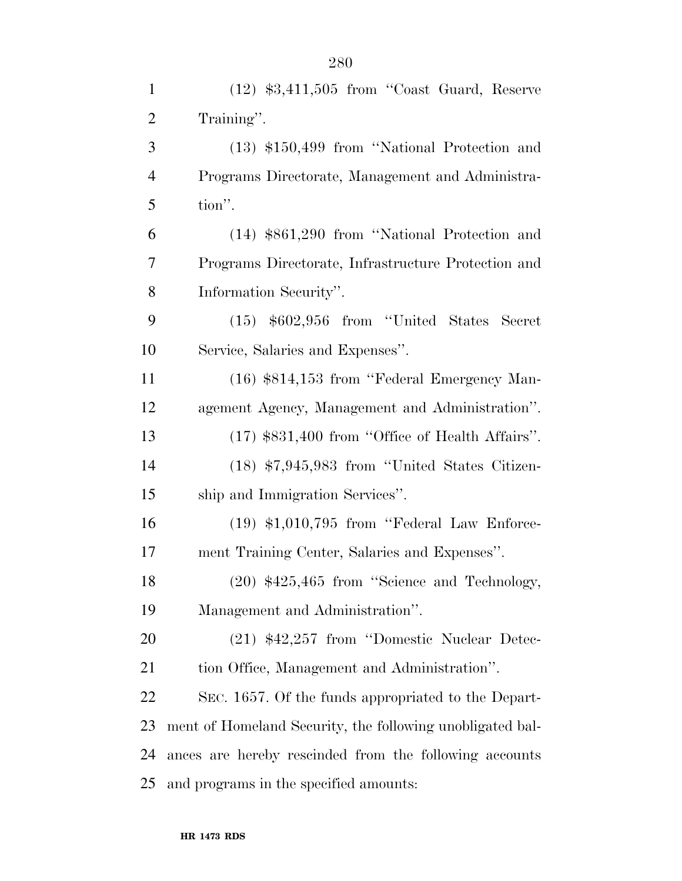(12) $3,411,505 from ''Coast Guard, Reserve Training''.

(13) $150,499 from ''National Protection and Programs Directorate, Management and Administration''.

(14) $861,290 from ''National Protection and Programs Directorate, Infrastructure Protection and Information Security''.

(15) $602,956 from ''United States Secret Service, Salaries and Expenses''.

(16) $814,153 from ''Federal Emergency Management Agency, Management and Administration''.

(17) $831,400 from ''Office of Health Affairs''.

(18) $7,945,983 from ''United States Citizenship and Immigration Services''.

(19) $1,010,795 from ''Federal Law Enforcement Training Center, Salaries and Expenses''.

(20) $425,465 from ''Science and Technology, Management and Administration''.

(21) $42,257 from ''Domestic Nuclear Detection Office, Management and Administration''.

SEC. 1657. Of the funds appropriated to the Department of Homeland Security, the following unobligated balances are hereby rescinded from the following accounts and programs in the specified amounts: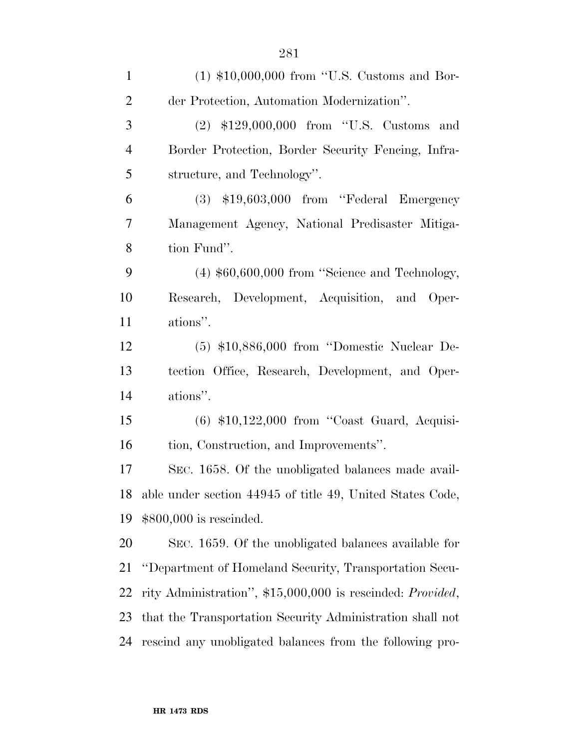(1) $10,000,000 from ''U.S. Customs and Border Protection, Automation Modernization''.

(2) $129,000,000 from ''U.S. Customs and Border Protection, Border Security Fencing, Infrastructure, and Technology''.

(3) $19,603,000 from ''Federal Emergency Management Agency, National Predisaster Mitigation Fund''.

(4) $60,600,000 from ''Science and Technology, Research, Development, Acquisition, and Operations''.

(5) $10,886,000 from ''Domestic Nuclear Detection Office, Research, Development, and Operations''.

(6) $10,122,000 from ''Coast Guard, Acquisition, Construction, and Improvements''.

SEC. 1658. Of the unobligated balances made available under section 44945 of title 49, United States Code, $800,000 is rescinded.

SEC. 1659. Of the unobligated balances available for ''Department of Homeland Security, Transportation Security Administration'', $15,000,000 is rescinded: *Provided*, that the Transportation Security Administration shall not rescind any unobligated balances from the following pro-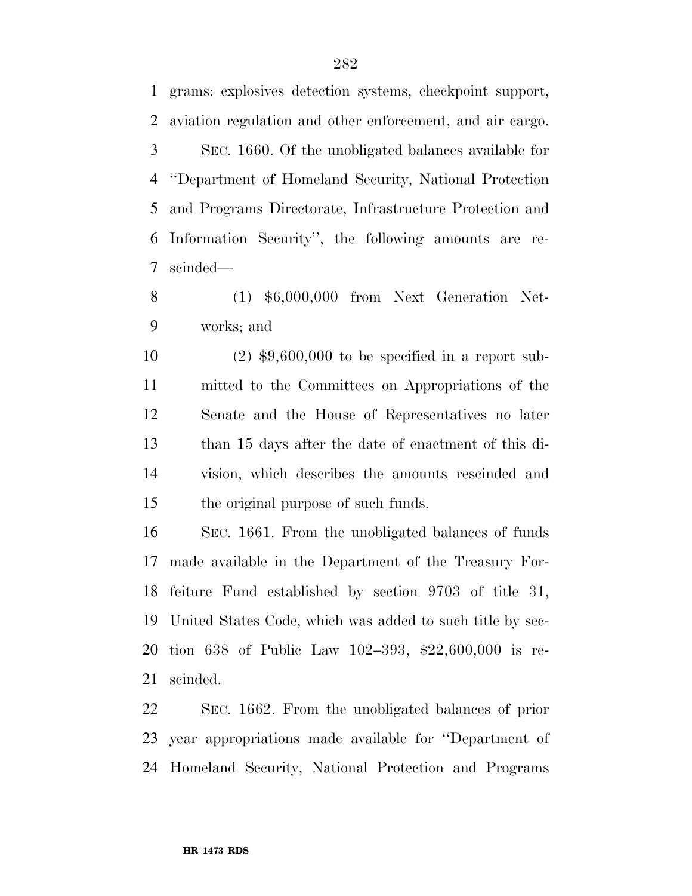grams: explosives detection systems, checkpoint support, aviation regulation and other enforcement, and air cargo.

SEC. 1660. Of the unobligated balances available for ''Department of Homeland Security, National Protection and Programs Directorate, Infrastructure Protection and Information Security'', the following amounts are rescinded—

(1) $6,000,000 from Next Generation Networks; and

(2) $9,600,000 to be specified in a report submitted to the Committees on Appropriations of the Senate and the House of Representatives no later than 15 days after the date of enactment of this division, which describes the amounts rescinded and the original purpose of such funds.

SEC. 1661. From the unobligated balances of funds made available in the Department of the Treasury Forfeiture Fund established by section 9703 of title 31, United States Code, which was added to such title by section 638 of Public Law 102–393, $22,600,000 is rescinded.

SEC. 1662. From the unobligated balances of prior year appropriations made available for ''Department of Homeland Security, National Protection and Programs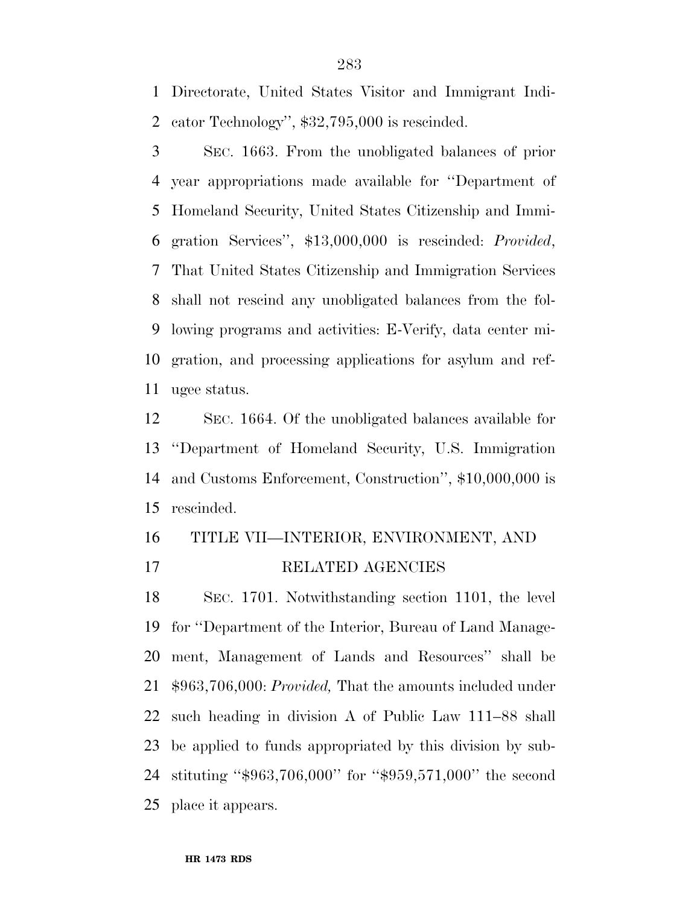Directorate, United States Visitor and Immigrant Indicator Technology'', $32,795,000 is rescinded.

SEC. 1663. From the unobligated balances of prior year appropriations made available for ''Department of Homeland Security, United States Citizenship and Immigration Services'', $13,000,000 is rescinded: *Provided*, That United States Citizenship and Immigration Services shall not rescind any unobligated balances from the following programs and activities: E-Verify, data center migration, and processing applications for asylum and refugee status.

SEC. 1664. Of the unobligated balances available for ''Department of Homeland Security, U.S. Immigration and Customs Enforcement, Construction'', $10,000,000 is rescinded.

## TITLE VII—INTERIOR, ENVIRONMENT, AND RELATED AGENCIES

SEC. 1701. Notwithstanding section 1101, the level for ''Department of the Interior, Bureau of Land Management, Management of Lands and Resources'' shall be $963,706,000: *Provided,* That the amounts included under such heading in division A of Public Law 111–88 shall be applied to funds appropriated by this division by substituting ''$963,706,000'' for ''$959,571,000'' the second place it appears.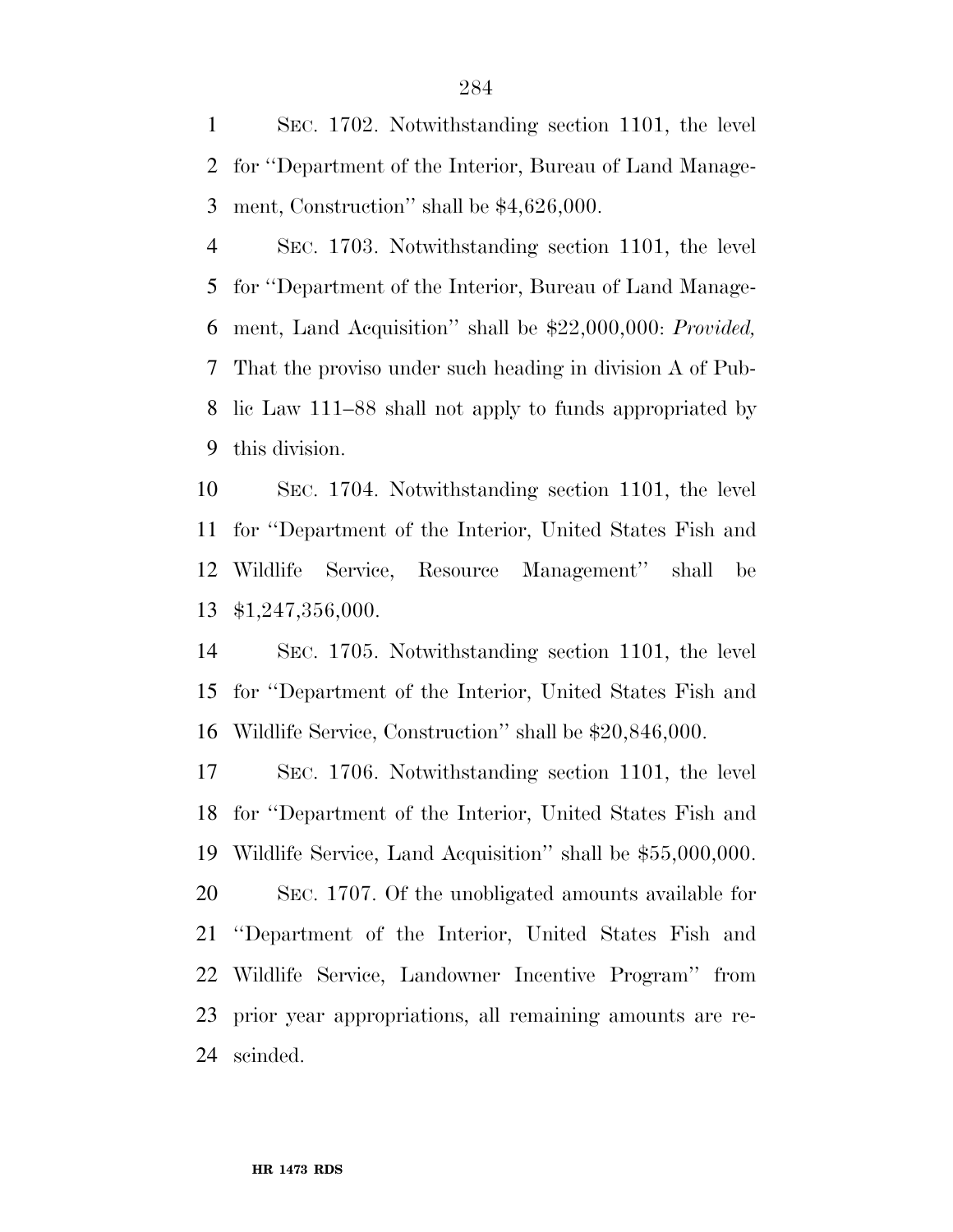SEC. 1702. Notwithstanding section 1101, the level for ''Department of the Interior, Bureau of Land Management, Construction'' shall be $4,626,000.

SEC. 1703. Notwithstanding section 1101, the level for ''Department of the Interior, Bureau of Land Management, Land Acquisition'' shall be $22,000,000: *Provided,* That the proviso under such heading in division A of Public Law 111–88 shall not apply to funds appropriated by this division.

SEC. 1704. Notwithstanding section 1101, the level for ''Department of the Interior, United States Fish and Wildlife Service, Resource Management'' shall be $1,247,356,000.

SEC. 1705. Notwithstanding section 1101, the level for ''Department of the Interior, United States Fish and Wildlife Service, Construction'' shall be $20,846,000.

SEC. 1706. Notwithstanding section 1101, the level for ''Department of the Interior, United States Fish and Wildlife Service, Land Acquisition'' shall be $55,000,000.

SEC. 1707. Of the unobligated amounts available for ''Department of the Interior, United States Fish and Wildlife Service, Landowner Incentive Program'' from prior year appropriations, all remaining amounts are rescinded.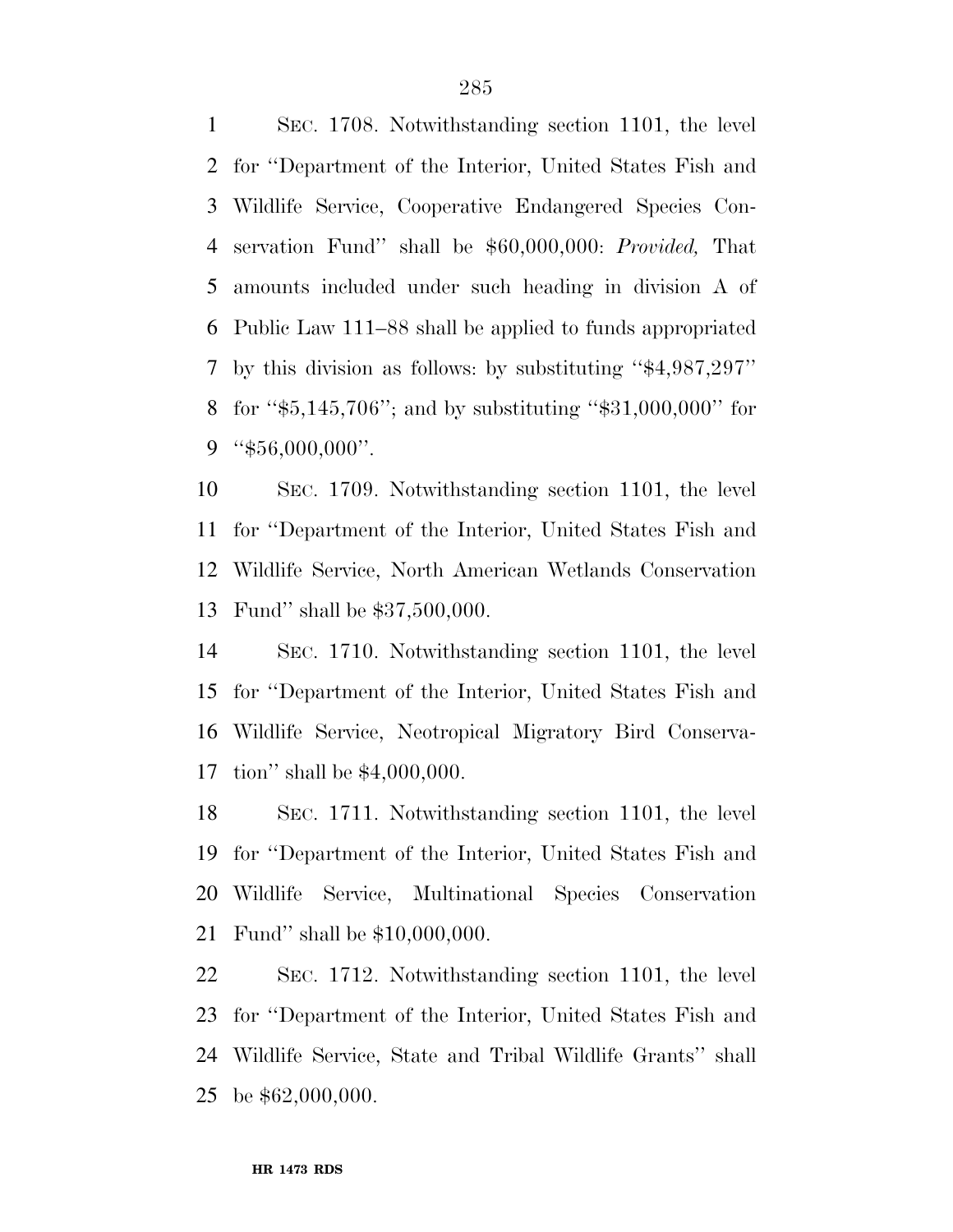SEC. 1708. Notwithstanding section 1101, the level for ''Department of the Interior, United States Fish and Wildlife Service, Cooperative Endangered Species Conservation Fund'' shall be $60,000,000: *Provided,* That amounts included under such heading in division A of Public Law 111–88 shall be applied to funds appropriated by this division as follows: by substituting ''$4,987,297'' for ''$5,145,706''; and by substituting ''$31,000,000'' for ''$56,000,000''.

SEC. 1709. Notwithstanding section 1101, the level for ''Department of the Interior, United States Fish and Wildlife Service, North American Wetlands Conservation Fund'' shall be $37,500,000.

SEC. 1710. Notwithstanding section 1101, the level for ''Department of the Interior, United States Fish and Wildlife Service, Neotropical Migratory Bird Conservation'' shall be $4,000,000.

SEC. 1711. Notwithstanding section 1101, the level for ''Department of the Interior, United States Fish and Wildlife Service, Multinational Species Conservation Fund'' shall be $10,000,000.

SEC. 1712. Notwithstanding section 1101, the level for ''Department of the Interior, United States Fish and Wildlife Service, State and Tribal Wildlife Grants'' shall be $62,000,000.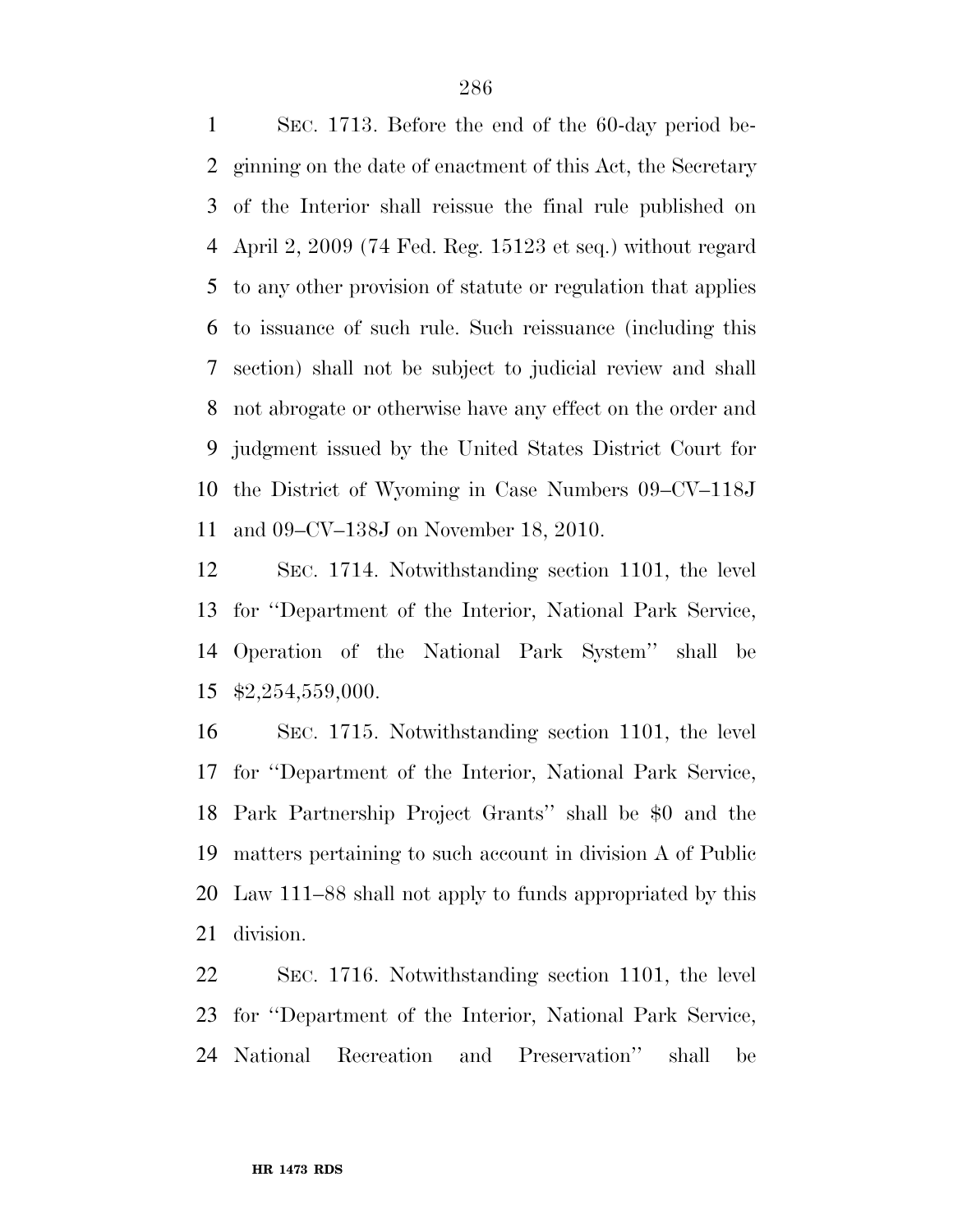SEC. 1713. Before the end of the 60-day period beginning on the date of enactment of this Act, the Secretary of the Interior shall reissue the final rule published on April 2, 2009 (74 Fed. Reg. 15123 et seq.) without regard to any other provision of statute or regulation that applies to issuance of such rule. Such reissuance (including this section) shall not be subject to judicial review and shall not abrogate or otherwise have any effect on the order and judgment issued by the United States District Court for the District of Wyoming in Case Numbers 09–CV–118J and 09–CV–138J on November 18, 2010.

SEC. 1714. Notwithstanding section 1101, the level for ''Department of the Interior, National Park Service, Operation of the National Park System'' shall be $2,254,559,000.

SEC. 1715. Notwithstanding section 1101, the level for ''Department of the Interior, National Park Service, Park Partnership Project Grants'' shall be $0 and the matters pertaining to such account in division A of Public Law 111–88 shall not apply to funds appropriated by this division.

SEC. 1716. Notwithstanding section 1101, the level for ''Department of the Interior, National Park Service, National Recreation and Preservation'' shall be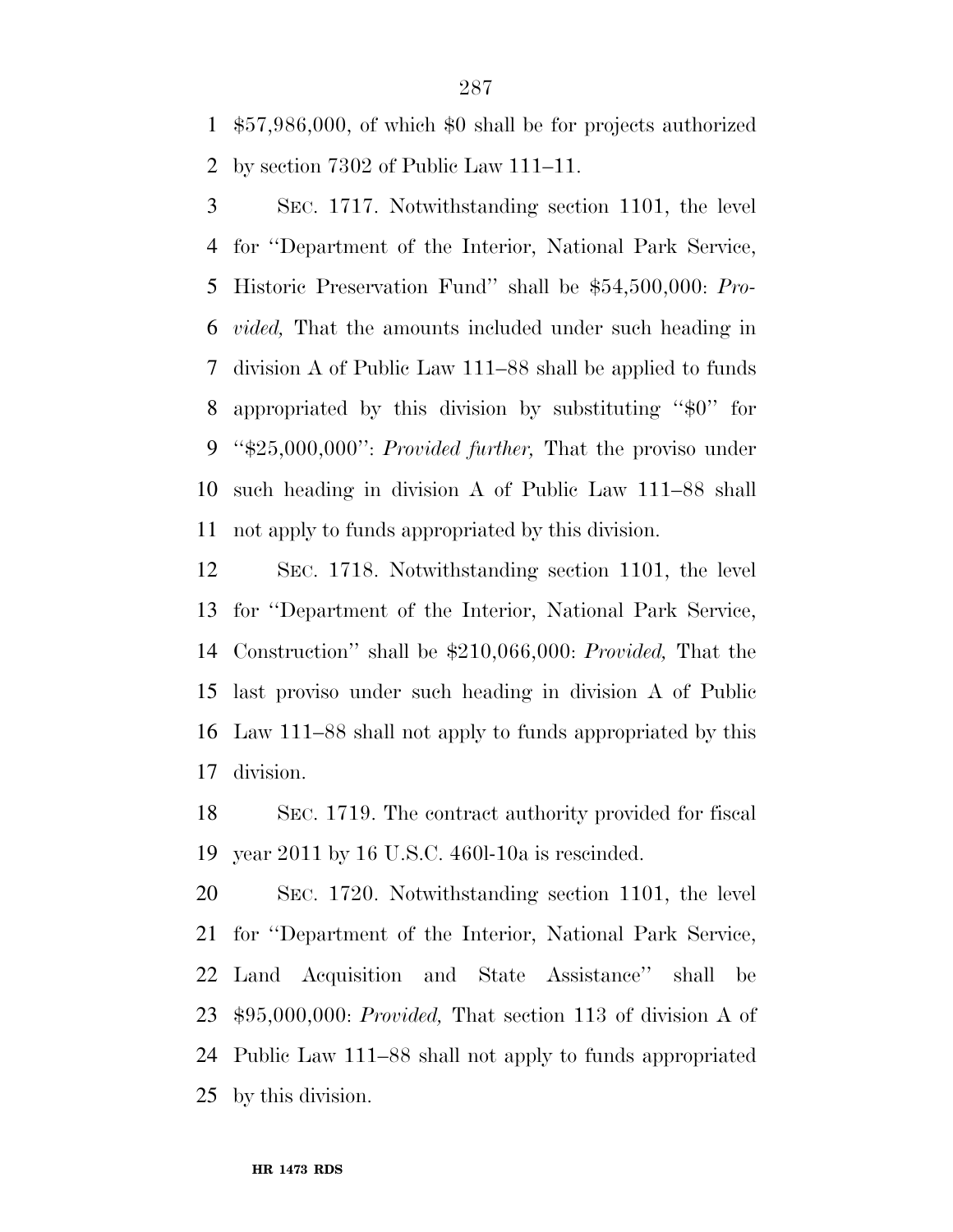$57,986,000, of which $0 shall be for projects authorized by section 7302 of Public Law 111–11.

SEC. 1717. Notwithstanding section 1101, the level for ''Department of the Interior, National Park Service, Historic Preservation Fund'' shall be $54,500,000: *Provided,* That the amounts included under such heading in division A of Public Law 111–88 shall be applied to funds appropriated by this division by substituting ''$0'' for ''$25,000,000'': *Provided further,* That the proviso under such heading in division A of Public Law 111–88 shall not apply to funds appropriated by this division.

SEC. 1718. Notwithstanding section 1101, the level for ''Department of the Interior, National Park Service, Construction'' shall be $210,066,000: *Provided,* That the last proviso under such heading in division A of Public Law 111–88 shall not apply to funds appropriated by this division.

SEC. 1719. The contract authority provided for fiscal year 2011 by 16 U.S.C. 460l-10a is rescinded.

SEC. 1720. Notwithstanding section 1101, the level for ''Department of the Interior, National Park Service, Land Acquisition and State Assistance'' shall be $95,000,000: *Provided,* That section 113 of division A of Public Law 111–88 shall not apply to funds appropriated by this division.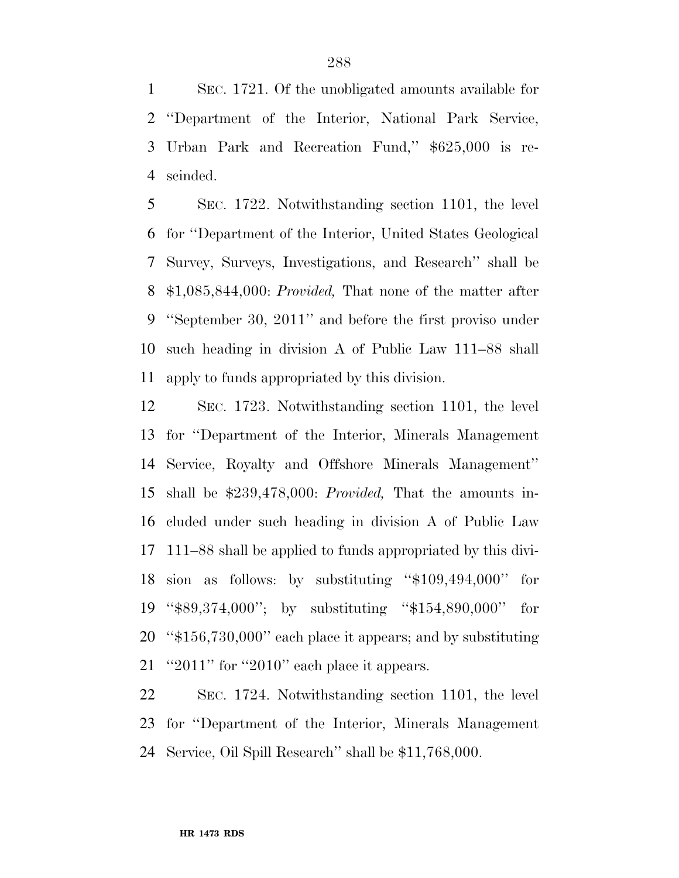SEC. 1721. Of the unobligated amounts available for ''Department of the Interior, National Park Service, Urban Park and Recreation Fund,'' $625,000 is rescinded.

SEC. 1722. Notwithstanding section 1101, the level for ''Department of the Interior, United States Geological Survey, Surveys, Investigations, and Research'' shall be $1,085,844,000: *Provided,* That none of the matter after ''September 30, 2011'' and before the first proviso under such heading in division A of Public Law 111–88 shall apply to funds appropriated by this division.

SEC. 1723. Notwithstanding section 1101, the level for ''Department of the Interior, Minerals Management Service, Royalty and Offshore Minerals Management'' shall be $239,478,000: *Provided,* That the amounts included under such heading in division A of Public Law 111–88 shall be applied to funds appropriated by this division as follows: by substituting ''$109,494,000'' for ''$89,374,000''; by substituting ''$154,890,000'' for ''$156,730,000'' each place it appears; and by substituting ''2011'' for ''2010'' each place it appears.

SEC. 1724. Notwithstanding section 1101, the level for ''Department of the Interior, Minerals Management Service, Oil Spill Research'' shall be $11,768,000.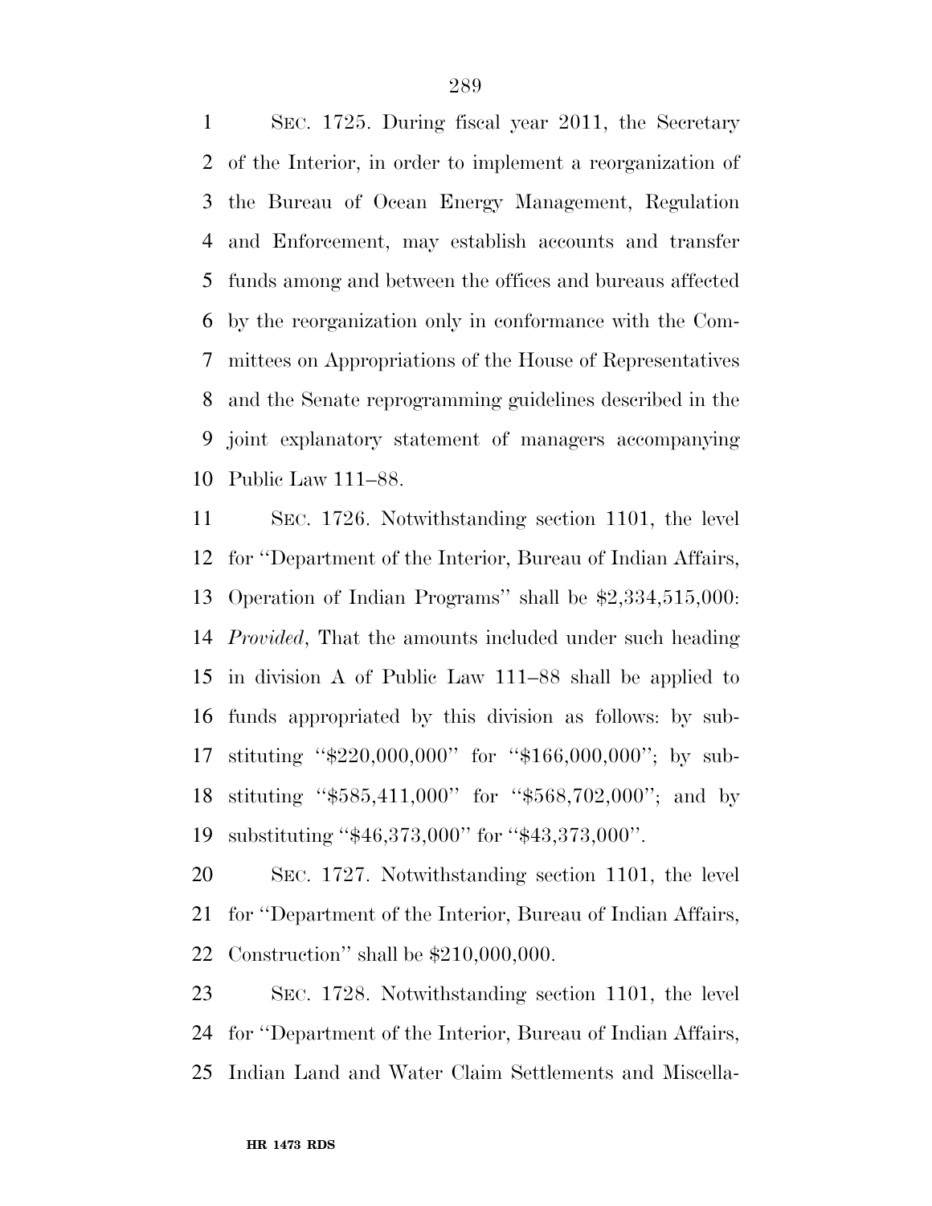SEC. 1725. During fiscal year 2011, the Secretary of the Interior, in order to implement a reorganization of the Bureau of Ocean Energy Management, Regulation and Enforcement, may establish accounts and transfer funds among and between the offices and bureaus affected by the reorganization only in conformance with the Committees on Appropriations of the House of Representatives and the Senate reprogramming guidelines described in the joint explanatory statement of managers accompanying Public Law 111–88.

SEC. 1726. Notwithstanding section 1101, the level for ''Department of the Interior, Bureau of Indian Affairs, Operation of Indian Programs'' shall be $2,334,515,000: *Provided*, That the amounts included under such heading in division A of Public Law 111–88 shall be applied to funds appropriated by this division as follows: by substituting ''$220,000,000'' for ''$166,000,000''; by substituting ''$585,411,000'' for ''$568,702,000''; and by substituting ''$46,373,000'' for ''$43,373,000''.

SEC. 1727. Notwithstanding section 1101, the level for ''Department of the Interior, Bureau of Indian Affairs, Construction'' shall be $210,000,000.

SEC. 1728. Notwithstanding section 1101, the level for ''Department of the Interior, Bureau of Indian Affairs, Indian Land and Water Claim Settlements and Miscella-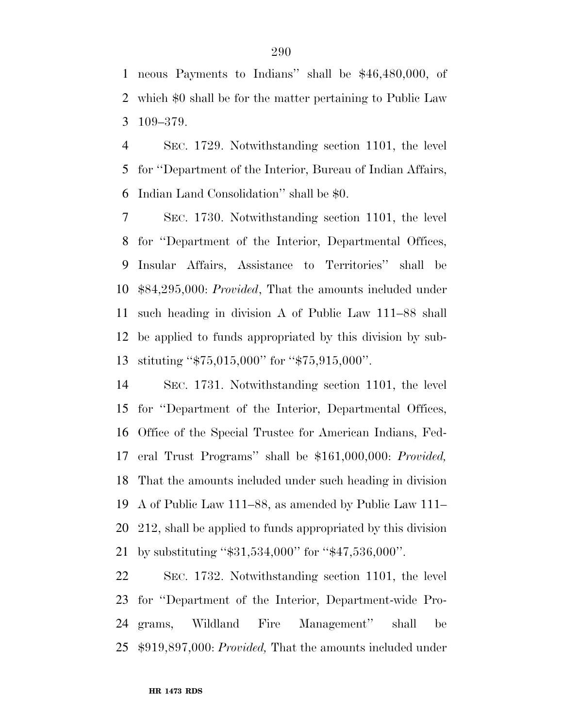neous Payments to Indians'' shall be $46,480,000, of which $0 shall be for the matter pertaining to Public Law 109–379.

SEC. 1729. Notwithstanding section 1101, the level for ''Department of the Interior, Bureau of Indian Affairs, Indian Land Consolidation'' shall be $0.

SEC. 1730. Notwithstanding section 1101, the level for ''Department of the Interior, Departmental Offices, Insular Affairs, Assistance to Territories'' shall be $84,295,000: *Provided*, That the amounts included under such heading in division A of Public Law 111–88 shall be applied to funds appropriated by this division by substituting ''$75,015,000'' for ''$75,915,000''.

SEC. 1731. Notwithstanding section 1101, the level for ''Department of the Interior, Departmental Offices, Office of the Special Trustee for American Indians, Federal Trust Programs'' shall be $161,000,000: *Provided,* That the amounts included under such heading in division A of Public Law 111–88, as amended by Public Law 111–212, shall be applied to funds appropriated by this division by substituting ''$31,534,000'' for ''$47,536,000''.

SEC. 1732. Notwithstanding section 1101, the level for ''Department of the Interior, Department-wide Programs, Wildland Fire Management'' shall be $919,897,000: *Provided,* That the amounts included under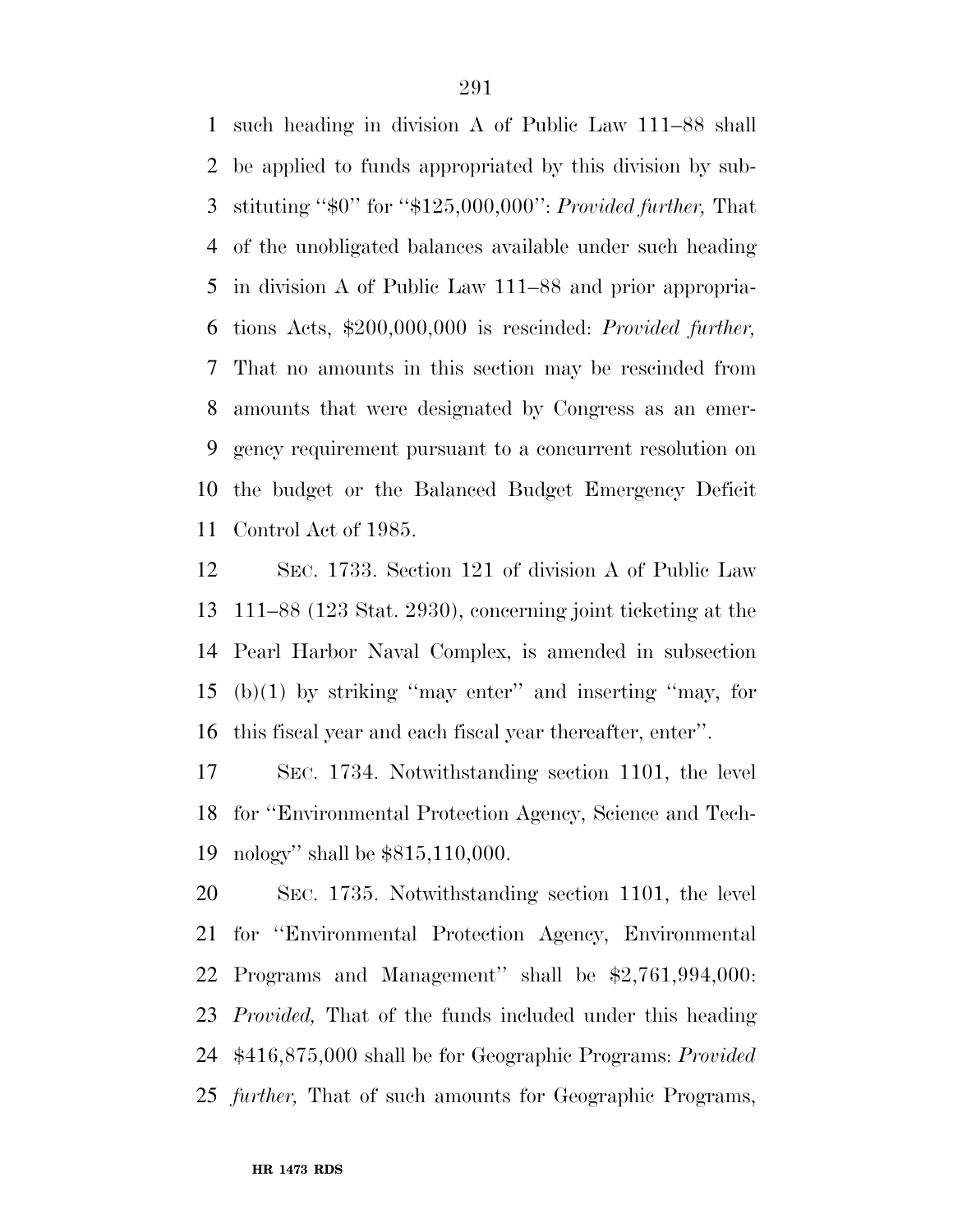such heading in division A of Public Law 111–88 shall be applied to funds appropriated by this division by substituting ''$0'' for ''$125,000,000'': *Provided further,* That of the unobligated balances available under such heading in division A of Public Law 111–88 and prior appropriations Acts, $200,000,000 is rescinded: *Provided further,* That no amounts in this section may be rescinded from amounts that were designated by Congress as an emergency requirement pursuant to a concurrent resolution on the budget or the Balanced Budget Emergency Deficit Control Act of 1985.

SEC. 1733. Section 121 of division A of Public Law 111–88 (123 Stat. 2930), concerning joint ticketing at the Pearl Harbor Naval Complex, is amended in subsection (b)(1) by striking ''may enter'' and inserting ''may, for this fiscal year and each fiscal year thereafter, enter''.

SEC. 1734. Notwithstanding section 1101, the level for ''Environmental Protection Agency, Science and Technology'' shall be $815,110,000.

SEC. 1735. Notwithstanding section 1101, the level for ''Environmental Protection Agency, Environmental Programs and Management'' shall be $2,761,994,000: *Provided,* That of the funds included under this heading $416,875,000 shall be for Geographic Programs: *Provided further,* That of such amounts for Geographic Programs,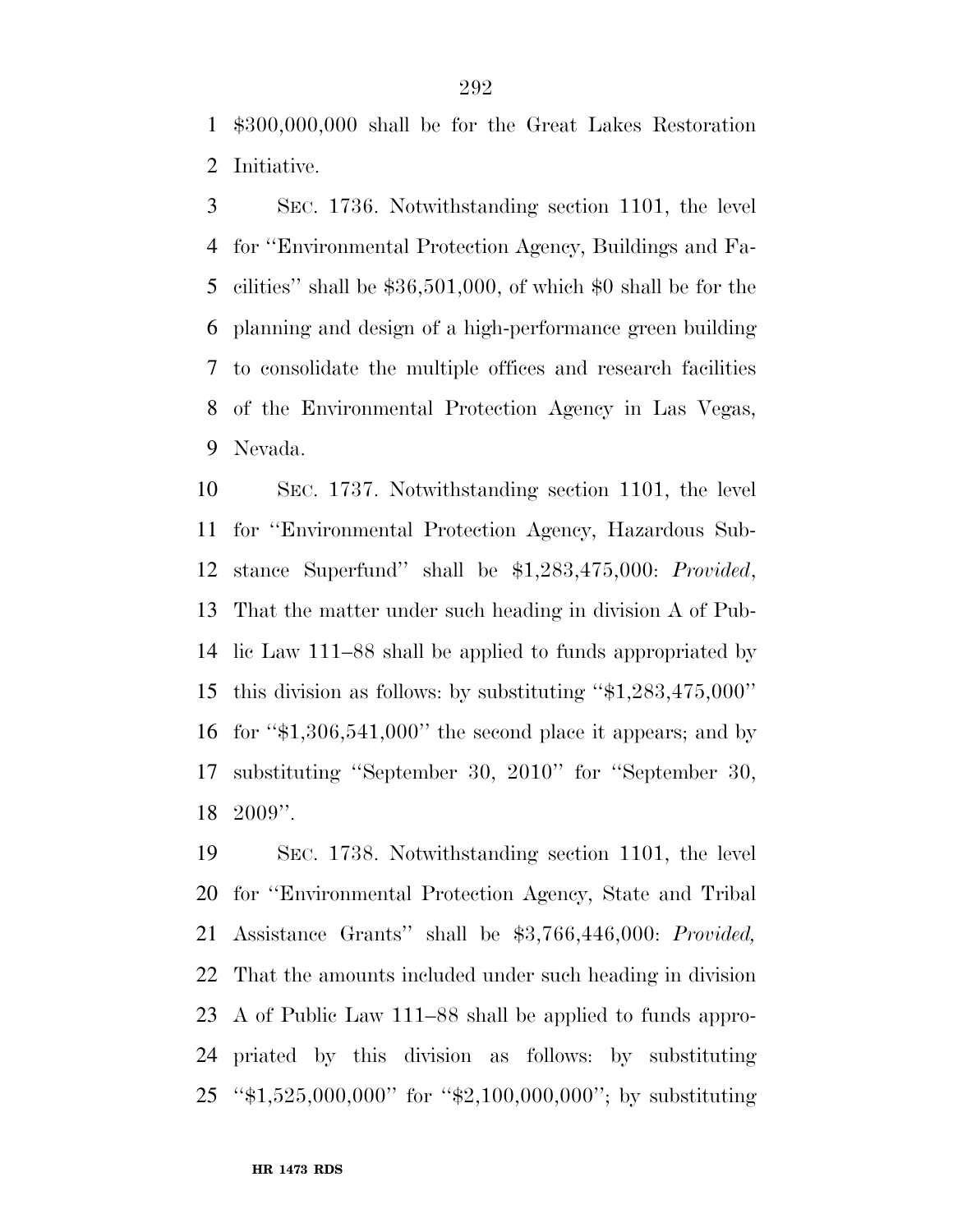$300,000,000 shall be for the Great Lakes Restoration Initiative.

SEC. 1736. Notwithstanding section 1101, the level for ''Environmental Protection Agency, Buildings and Facilities'' shall be $36,501,000, of which $0 shall be for the planning and design of a high-performance green building to consolidate the multiple offices and research facilities of the Environmental Protection Agency in Las Vegas, Nevada.

SEC. 1737. Notwithstanding section 1101, the level for ''Environmental Protection Agency, Hazardous Substance Superfund'' shall be $1,283,475,000: *Provided*, That the matter under such heading in division A of Public Law 111–88 shall be applied to funds appropriated by this division as follows: by substituting ''$1,283,475,000'' for ''$1,306,541,000'' the second place it appears; and by substituting ''September 30, 2010'' for ''September 30, 2009''.

SEC. 1738. Notwithstanding section 1101, the level for ''Environmental Protection Agency, State and Tribal Assistance Grants'' shall be $3,766,446,000: *Provided,* That the amounts included under such heading in division A of Public Law 111–88 shall be applied to funds appropriated by this division as follows: by substituting ''$1,525,000,000'' for ''$2,100,000,000''; by substituting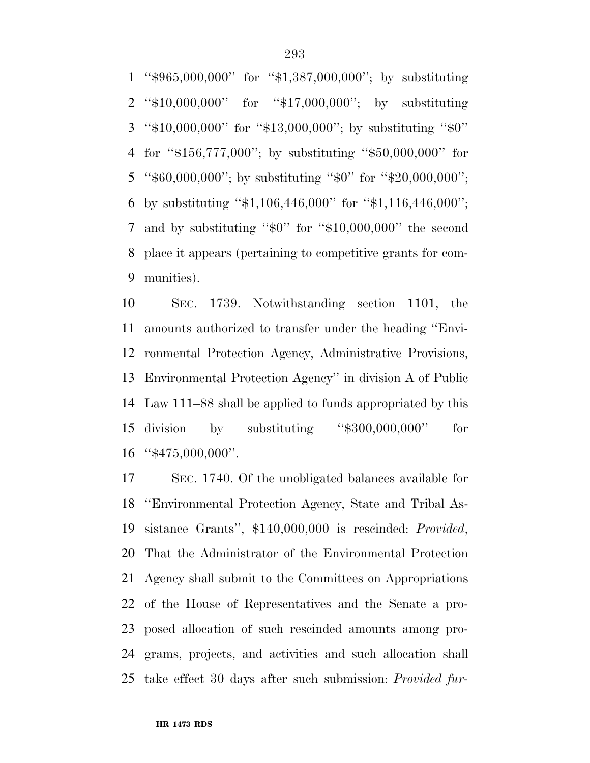''$965,000,000'' for ''$1,387,000,000''; by substituting ''$10,000,000'' for ''$17,000,000''; by substituting ''$10,000,000'' for ''$13,000,000''; by substituting ''$0'' for ''$156,777,000''; by substituting ''$50,000,000'' for ''$60,000,000''; by substituting ''$0'' for ''$20,000,000''; by substituting ''$1,106,446,000'' for ''$1,116,446,000''; and by substituting ''$0'' for ''$10,000,000'' the second place it appears (pertaining to competitive grants for communities).

SEC. 1739. Notwithstanding section 1101, the amounts authorized to transfer under the heading ''Environmental Protection Agency, Administrative Provisions, Environmental Protection Agency'' in division A of Public Law 111–88 shall be applied to funds appropriated by this division by substituting ''$300,000,000'' for ''$475,000,000''.

SEC. 1740. Of the unobligated balances available for ''Environmental Protection Agency, State and Tribal Assistance Grants'', $140,000,000 is rescinded: *Provided*, That the Administrator of the Environmental Protection Agency shall submit to the Committees on Appropriations of the House of Representatives and the Senate a proposed allocation of such rescinded amounts among programs, projects, and activities and such allocation shall take effect 30 days after such submission: *Provided fur-*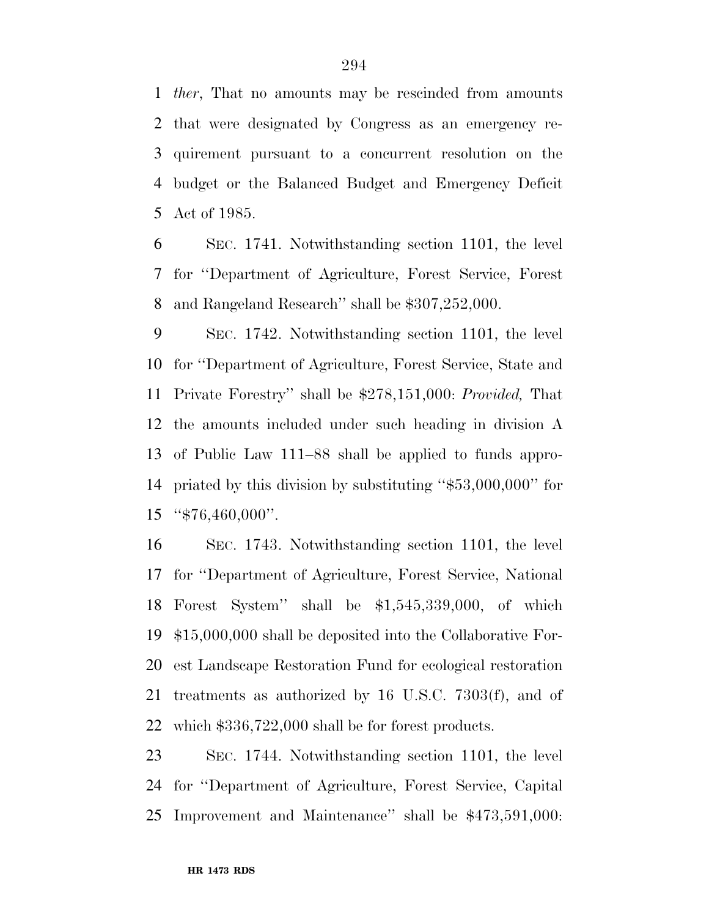*ther*, That no amounts may be rescinded from amounts that were designated by Congress as an emergency requirement pursuant to a concurrent resolution on the budget or the Balanced Budget and Emergency Deficit Act of 1985.

SEC. 1741. Notwithstanding section 1101, the level for ''Department of Agriculture, Forest Service, Forest and Rangeland Research'' shall be $307,252,000.

SEC. 1742. Notwithstanding section 1101, the level for ''Department of Agriculture, Forest Service, State and Private Forestry'' shall be $278,151,000: *Provided,* That the amounts included under such heading in division A of Public Law 111–88 shall be applied to funds appropriated by this division by substituting ''$53,000,000'' for ''$76,460,000''.

SEC. 1743. Notwithstanding section 1101, the level for ''Department of Agriculture, Forest Service, National Forest System'' shall be $1,545,339,000, of which $15,000,000 shall be deposited into the Collaborative Forest Landscape Restoration Fund for ecological restoration treatments as authorized by 16 U.S.C. 7303(f), and of which $336,722,000 shall be for forest products.

SEC. 1744. Notwithstanding section 1101, the level for ''Department of Agriculture, Forest Service, Capital Improvement and Maintenance'' shall be $473,591,000: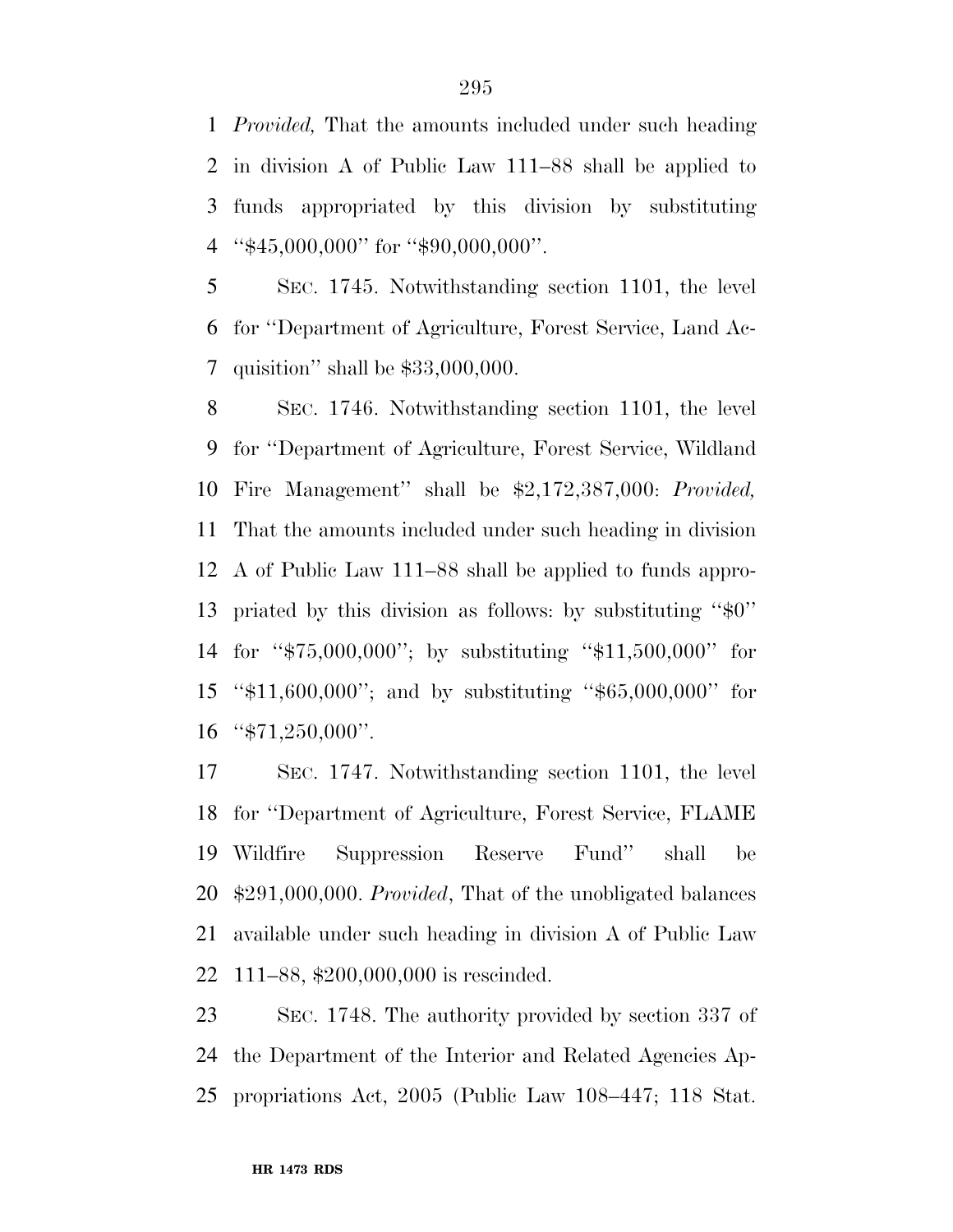*Provided,* That the amounts included under such heading in division A of Public Law 111–88 shall be applied to funds appropriated by this division by substituting "$45,000,000" for "$90,000,000".

SEC. 1745. Notwithstanding section 1101, the level for "Department of Agriculture, Forest Service, Land Acquisition" shall be $33,000,000.

SEC. 1746. Notwithstanding section 1101, the level for "Department of Agriculture, Forest Service, Wildland Fire Management" shall be $2,172,387,000: *Provided,* That the amounts included under such heading in division A of Public Law 111–88 shall be applied to funds appropriated by this division as follows: by substituting "$0" for "$75,000,000"; by substituting "$11,500,000" for "$11,600,000"; and by substituting "$65,000,000" for "$71,250,000".

SEC. 1747. Notwithstanding section 1101, the level for "Department of Agriculture, Forest Service, FLAME Wildfire Suppression Reserve Fund" shall be $291,000,000. *Provided*, That of the unobligated balances available under such heading in division A of Public Law 111–88, $200,000,000 is rescinded.

SEC. 1748. The authority provided by section 337 of the Department of the Interior and Related Agencies Appropriations Act, 2005 (Public Law 108–447; 118 Stat.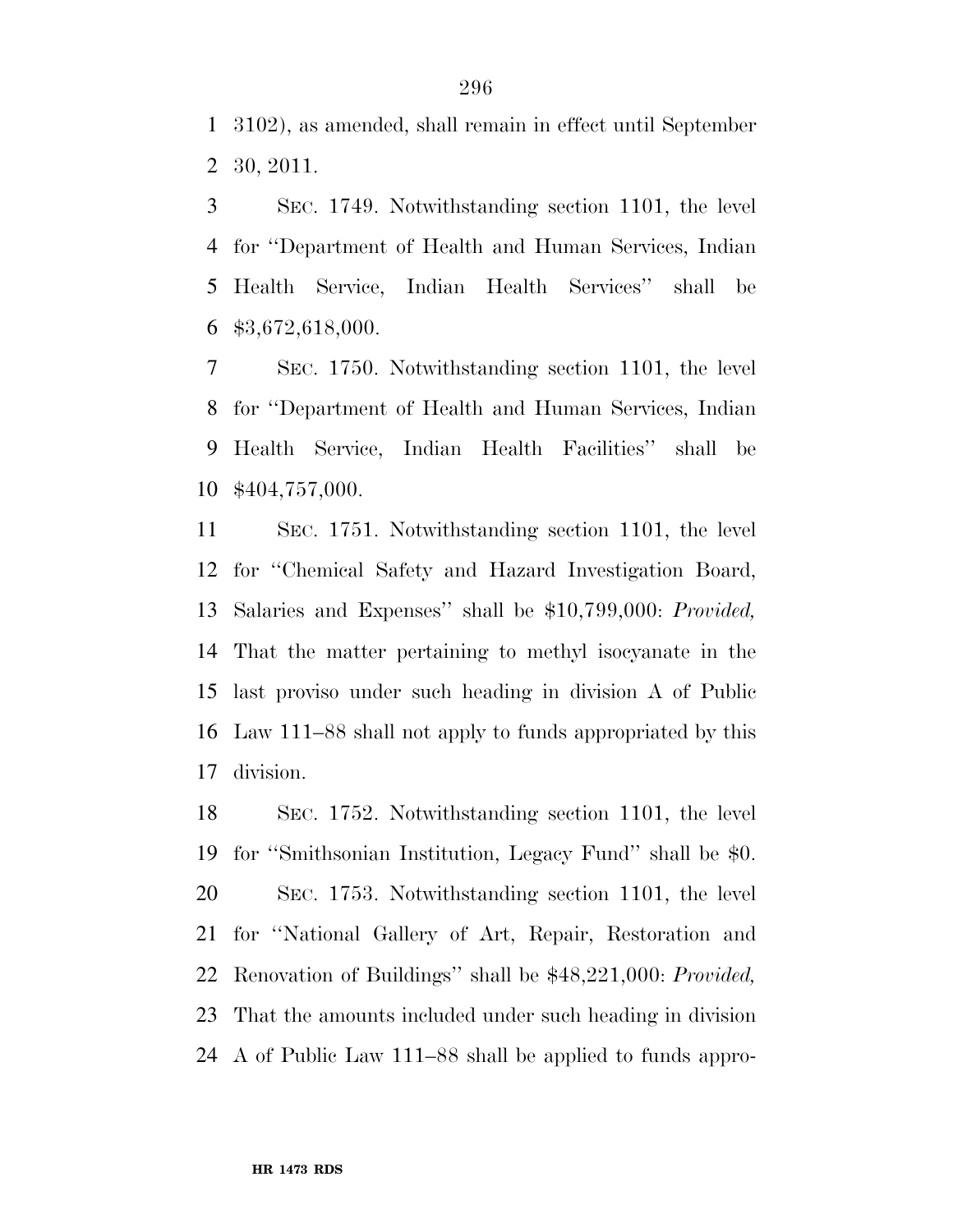3102), as amended, shall remain in effect until September 30, 2011.

SEC. 1749. Notwithstanding section 1101, the level for ''Department of Health and Human Services, Indian Health Service, Indian Health Services'' shall be $3,672,618,000.

SEC. 1750. Notwithstanding section 1101, the level for ''Department of Health and Human Services, Indian Health Service, Indian Health Facilities'' shall be $404,757,000.

SEC. 1751. Notwithstanding section 1101, the level for ''Chemical Safety and Hazard Investigation Board, Salaries and Expenses'' shall be $10,799,000: *Provided,* That the matter pertaining to methyl isocyanate in the last proviso under such heading in division A of Public Law 111–88 shall not apply to funds appropriated by this division.

SEC. 1752. Notwithstanding section 1101, the level for ''Smithsonian Institution, Legacy Fund'' shall be $0.

SEC. 1753. Notwithstanding section 1101, the level for ''National Gallery of Art, Repair, Restoration and Renovation of Buildings'' shall be $48,221,000: *Provided,* That the amounts included under such heading in division A of Public Law 111–88 shall be applied to funds appro-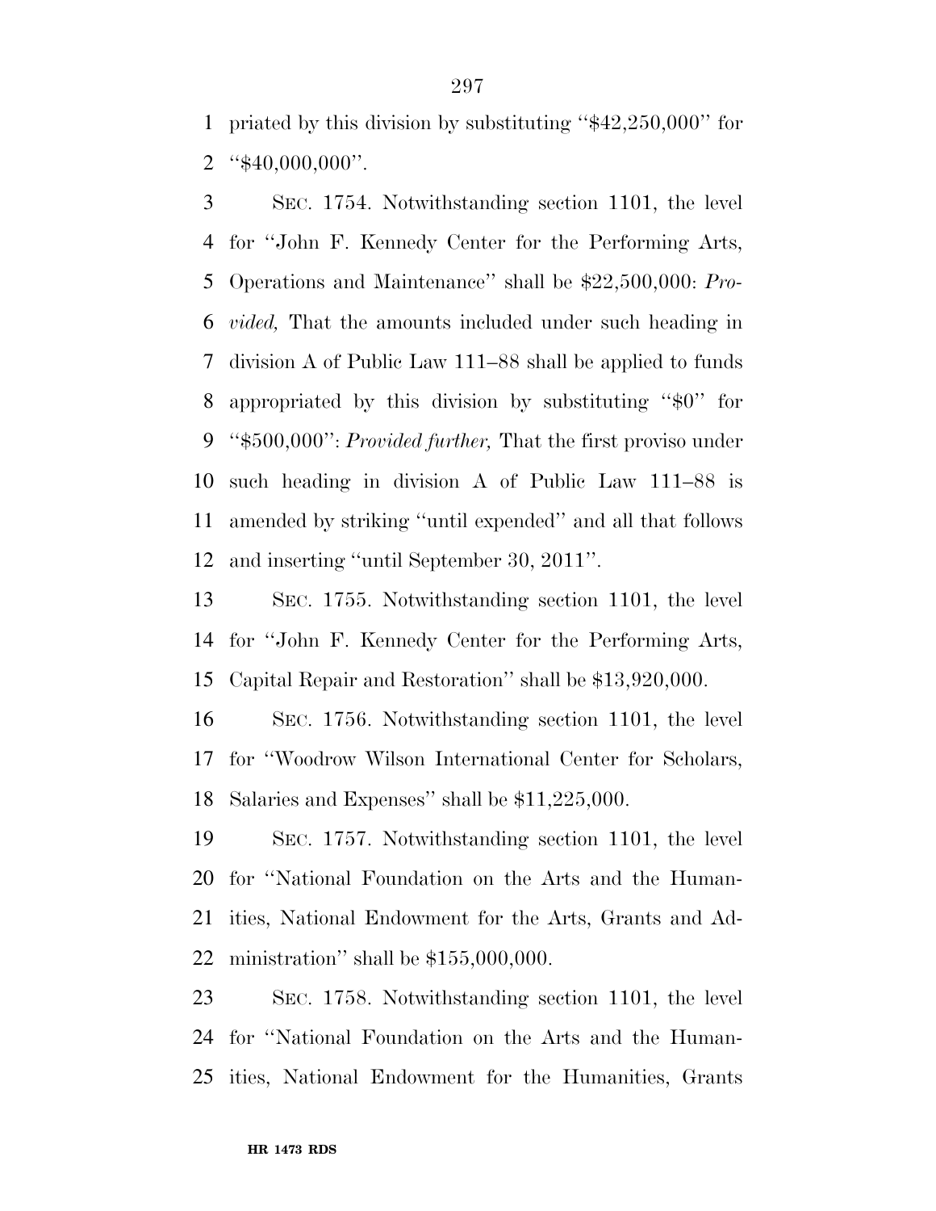priated by this division by substituting ''$42,250,000'' for ''$40,000,000''.

SEC. 1754. Notwithstanding section 1101, the level for ''John F. Kennedy Center for the Performing Arts, Operations and Maintenance'' shall be $22,500,000: *Provided,* That the amounts included under such heading in division A of Public Law 111–88 shall be applied to funds appropriated by this division by substituting ''$0'' for ''$500,000'': *Provided further,* That the first proviso under such heading in division A of Public Law 111–88 is amended by striking ''until expended'' and all that follows and inserting ''until September 30, 2011''.

SEC. 1755. Notwithstanding section 1101, the level for ''John F. Kennedy Center for the Performing Arts, Capital Repair and Restoration'' shall be $13,920,000.

SEC. 1756. Notwithstanding section 1101, the level for ''Woodrow Wilson International Center for Scholars, Salaries and Expenses'' shall be $11,225,000.

SEC. 1757. Notwithstanding section 1101, the level for ''National Foundation on the Arts and the Humanities, National Endowment for the Arts, Grants and Administration'' shall be $155,000,000.

SEC. 1758. Notwithstanding section 1101, the level for ''National Foundation on the Arts and the Humanities, National Endowment for the Humanities, Grants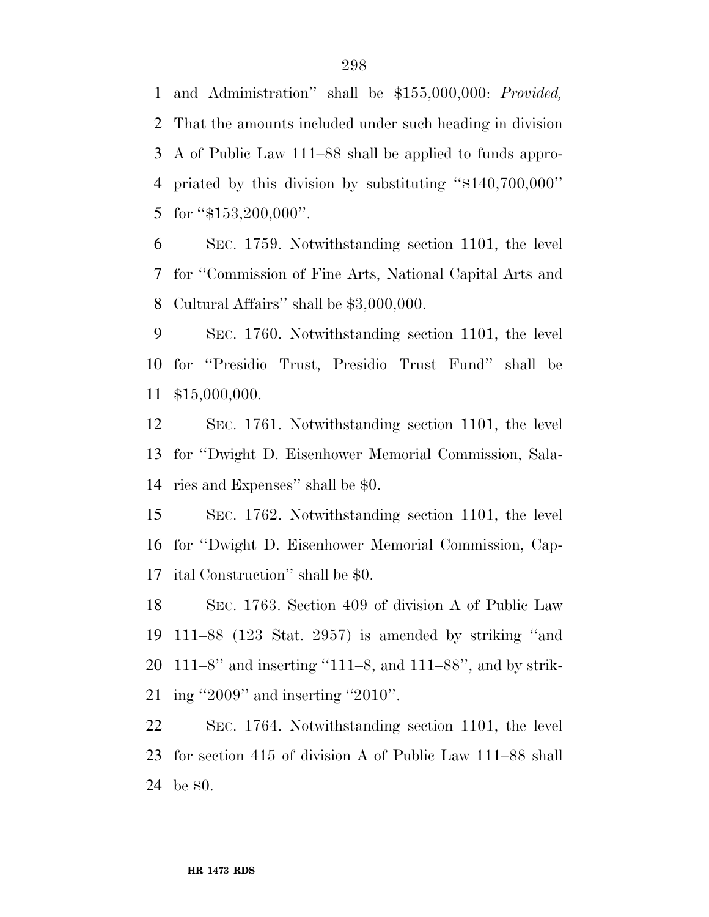and Administration'' shall be $155,000,000: *Provided,* That the amounts included under such heading in division A of Public Law 111–88 shall be applied to funds appropriated by this division by substituting ''$140,700,000'' for ''$153,200,000''.

SEC. 1759. Notwithstanding section 1101, the level for ''Commission of Fine Arts, National Capital Arts and Cultural Affairs'' shall be $3,000,000.

SEC. 1760. Notwithstanding section 1101, the level for ''Presidio Trust, Presidio Trust Fund'' shall be $15,000,000.

SEC. 1761. Notwithstanding section 1101, the level for ''Dwight D. Eisenhower Memorial Commission, Salaries and Expenses'' shall be $0.

SEC. 1762. Notwithstanding section 1101, the level for ''Dwight D. Eisenhower Memorial Commission, Capital Construction'' shall be $0.

SEC. 1763. Section 409 of division A of Public Law 111–88 (123 Stat. 2957) is amended by striking ''and 111–8'' and inserting ''111–8, and 111–88'', and by striking ''2009'' and inserting ''2010''.

SEC. 1764. Notwithstanding section 1101, the level for section 415 of division A of Public Law 111–88 shall be $0.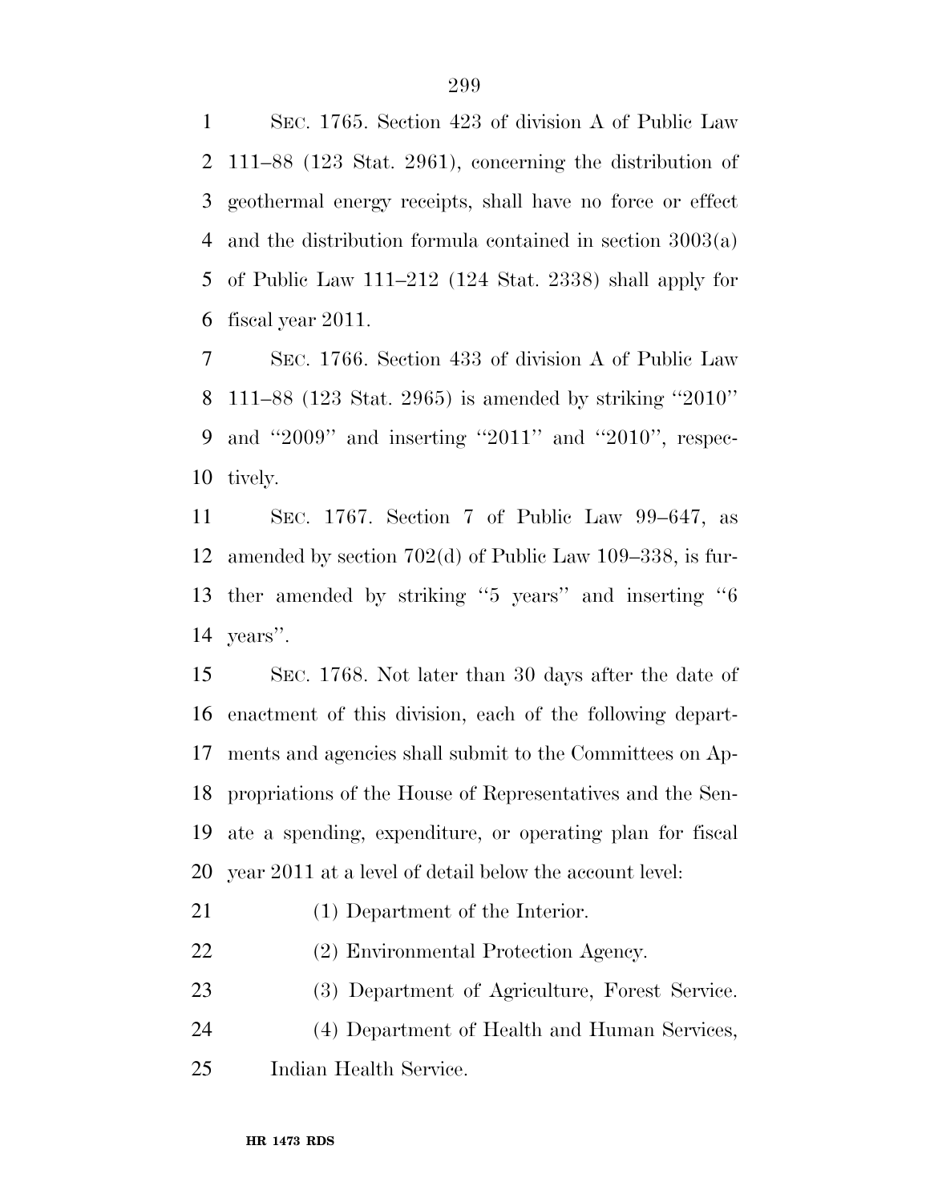SEC. 1765. Section 423 of division A of Public Law 111–88 (123 Stat. 2961), concerning the distribution of geothermal energy receipts, shall have no force or effect and the distribution formula contained in section 3003(a) of Public Law 111–212 (124 Stat. 2338) shall apply for fiscal year 2011.

SEC. 1766. Section 433 of division A of Public Law 111–88 (123 Stat. 2965) is amended by striking ''2010'' and ''2009'' and inserting ''2011'' and ''2010'', respectively.

SEC. 1767. Section 7 of Public Law 99–647, as amended by section 702(d) of Public Law 109–338, is further amended by striking ''5 years'' and inserting ''6 years''.

SEC. 1768. Not later than 30 days after the date of enactment of this division, each of the following departments and agencies shall submit to the Committees on Appropriations of the House of Representatives and the Senate a spending, expenditure, or operating plan for fiscal year 2011 at a level of detail below the account level:

(1) Department of the Interior.

(2) Environmental Protection Agency.

(3) Department of Agriculture, Forest Service.

(4) Department of Health and Human Services, Indian Health Service.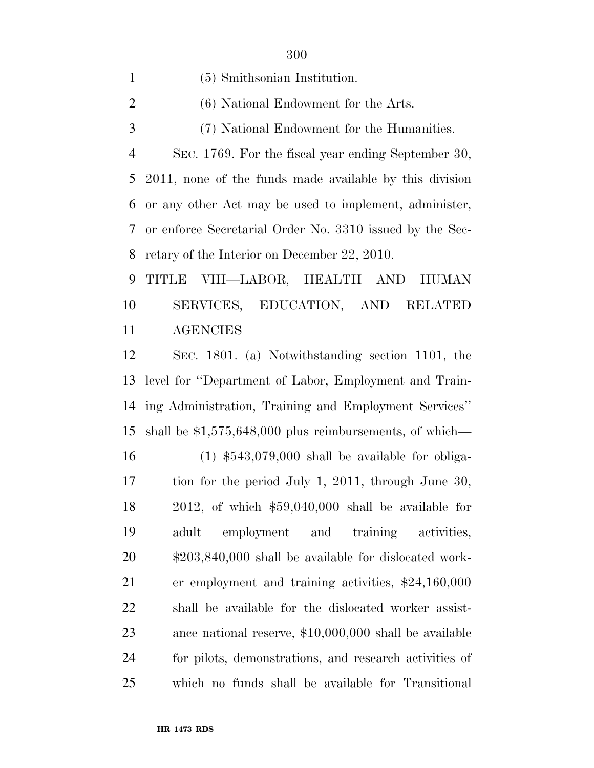(5) Smithsonian Institution.

(6) National Endowment for the Arts.

(7) National Endowment for the Humanities.

SEC. 1769. For the fiscal year ending September 30, 2011, none of the funds made available by this division or any other Act may be used to implement, administer, or enforce Secretarial Order No. 3310 issued by the Secretary of the Interior on December 22, 2010.

## TITLE VIII—LABOR, HEALTH AND HUMAN SERVICES, EDUCATION, AND RELATED AGENCIES

SEC. 1801. (a) Notwithstanding section 1101, the level for ''Department of Labor, Employment and Training Administration, Training and Employment Services'' shall be $1,575,648,000 plus reimbursements, of which—

(1) $543,079,000 shall be available for obligation for the period July 1, 2011, through June 30, 2012, of which $59,040,000 shall be available for adult employment and training activities, $203,840,000 shall be available for dislocated worker employment and training activities, $24,160,000 shall be available for the dislocated worker assistance national reserve, $10,000,000 shall be available for pilots, demonstrations, and research activities of which no funds shall be available for Transitional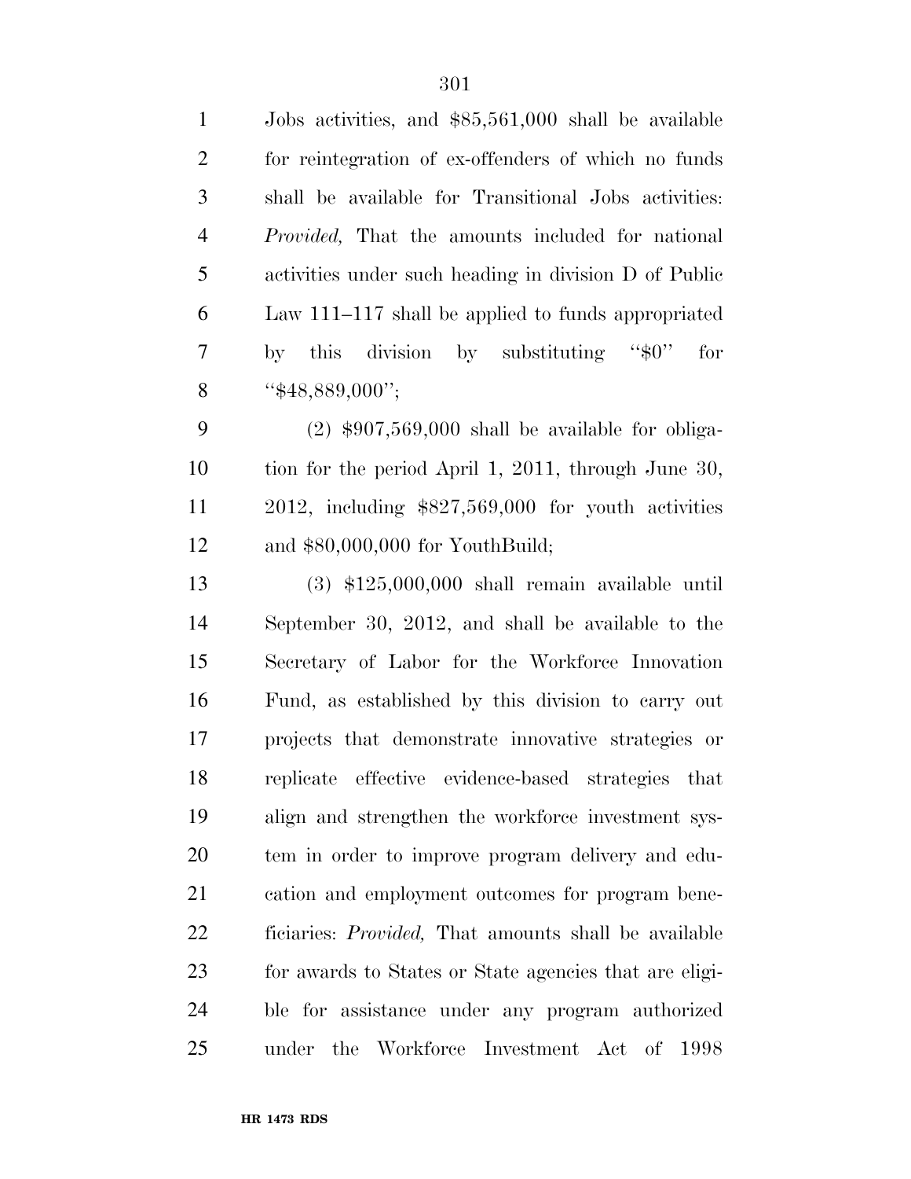Jobs activities, and \$85,561,000 shall be available for reintegration of ex-offenders of which no funds shall be available for Transitional Jobs activities: *Provided,* That the amounts included for national activities under such heading in division D of Public Law 111–117 shall be applied to funds appropriated by this division by substituting ''\$0'' for ''\$48,889,000'';

(2) \$907,569,000 shall be available for obligation for the period April 1, 2011, through June 30, 2012, including \$827,569,000 for youth activities and \$80,000,000 for YouthBuild;

(3) \$125,000,000 shall remain available until September 30, 2012, and shall be available to the Secretary of Labor for the Workforce Innovation Fund, as established by this division to carry out projects that demonstrate innovative strategies or replicate effective evidence-based strategies that align and strengthen the workforce investment system in order to improve program delivery and education and employment outcomes for program beneficiaries: *Provided,* That amounts shall be available for awards to States or State agencies that are eligible for assistance under any program authorized under the Workforce Investment Act of 1998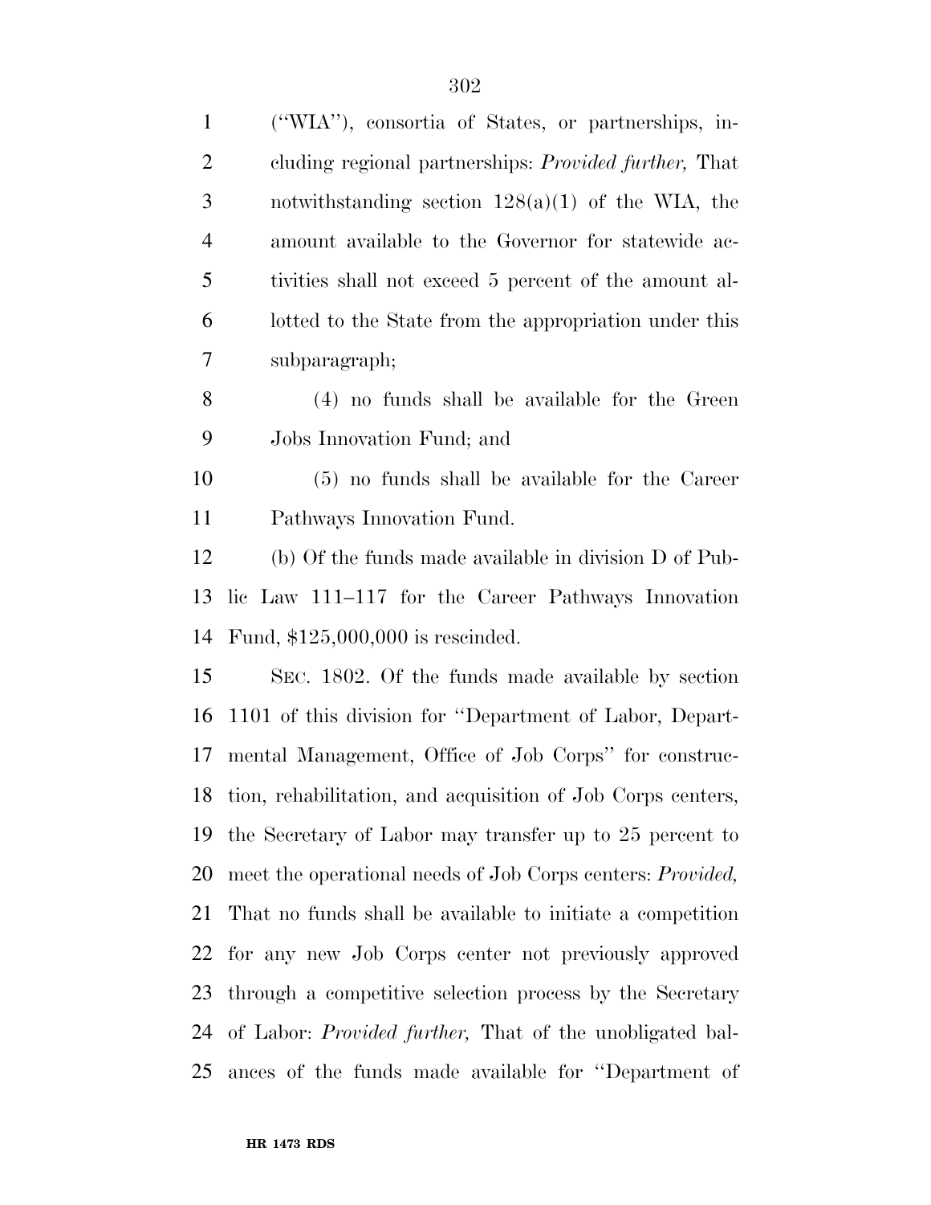("WIA"), consortia of States, or partnerships, including regional partnerships: *Provided further,* That notwithstanding section 128(a)(1) of the WIA, the amount available to the Governor for statewide activities shall not exceed 5 percent of the amount allotted to the State from the appropriation under this subparagraph;

(4) no funds shall be available for the Green Jobs Innovation Fund; and

(5) no funds shall be available for the Career Pathways Innovation Fund.

(b) Of the funds made available in division D of Public Law 111–117 for the Career Pathways Innovation Fund, $125,000,000 is rescinded.

SEC. 1802. Of the funds made available by section 1101 of this division for "Department of Labor, Departmental Management, Office of Job Corps" for construction, rehabilitation, and acquisition of Job Corps centers, the Secretary of Labor may transfer up to 25 percent to meet the operational needs of Job Corps centers: *Provided,* That no funds shall be available to initiate a competition for any new Job Corps center not previously approved through a competitive selection process by the Secretary of Labor: *Provided further,* That of the unobligated balances of the funds made available for "Department of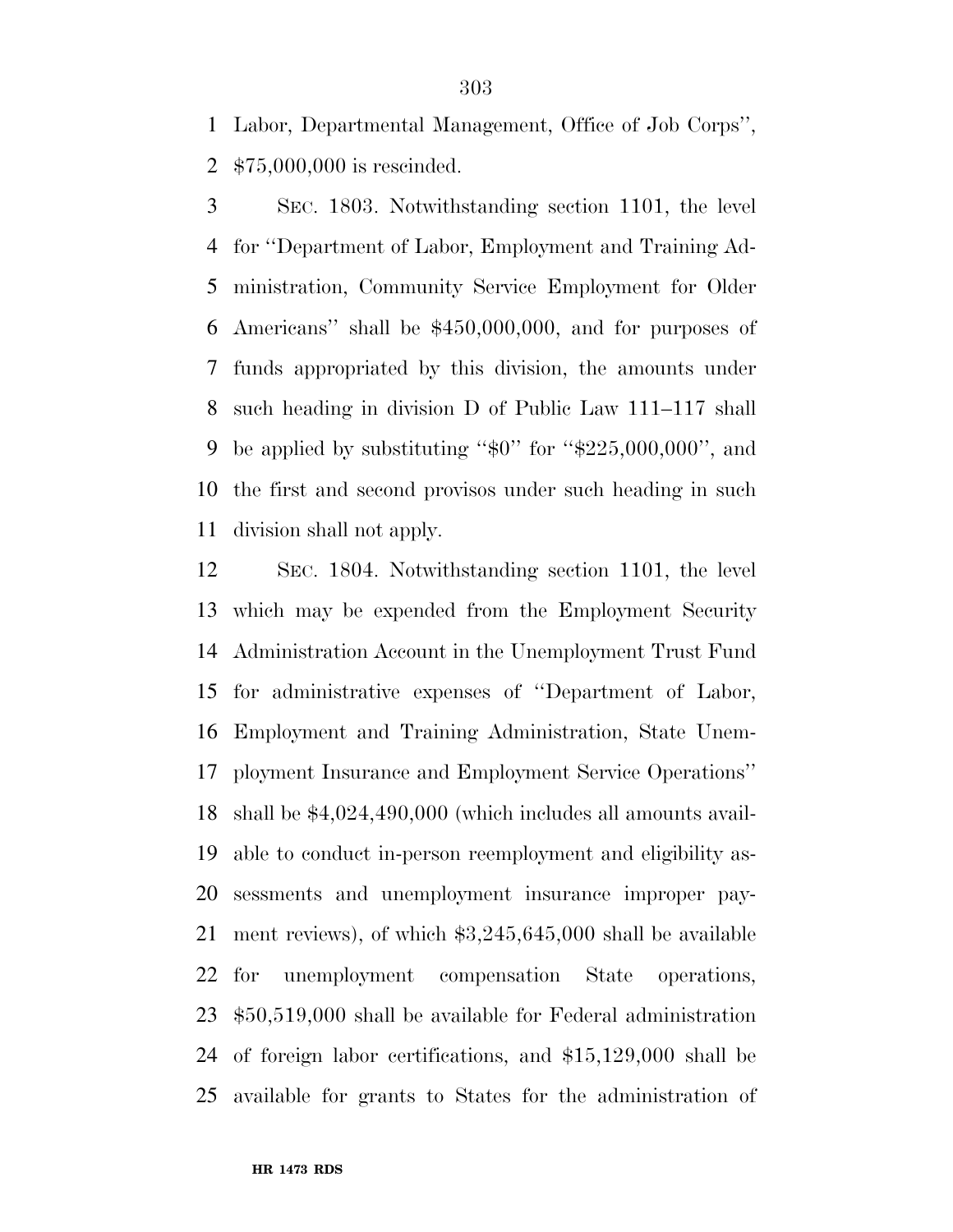Labor, Departmental Management, Office of Job Corps'', $75,000,000 is rescinded.

SEC. 1803. Notwithstanding section 1101, the level for ''Department of Labor, Employment and Training Administration, Community Service Employment for Older Americans'' shall be $450,000,000, and for purposes of funds appropriated by this division, the amounts under such heading in division D of Public Law 111–117 shall be applied by substituting ''$0'' for ''$225,000,000'', and the first and second provisos under such heading in such division shall not apply.

SEC. 1804. Notwithstanding section 1101, the level which may be expended from the Employment Security Administration Account in the Unemployment Trust Fund for administrative expenses of ''Department of Labor, Employment and Training Administration, State Unemployment Insurance and Employment Service Operations'' shall be $4,024,490,000 (which includes all amounts available to conduct in-person reemployment and eligibility assessments and unemployment insurance improper payment reviews), of which $3,245,645,000 shall be available for unemployment compensation State operations, $50,519,000 shall be available for Federal administration of foreign labor certifications, and $15,129,000 shall be available for grants to States for the administration of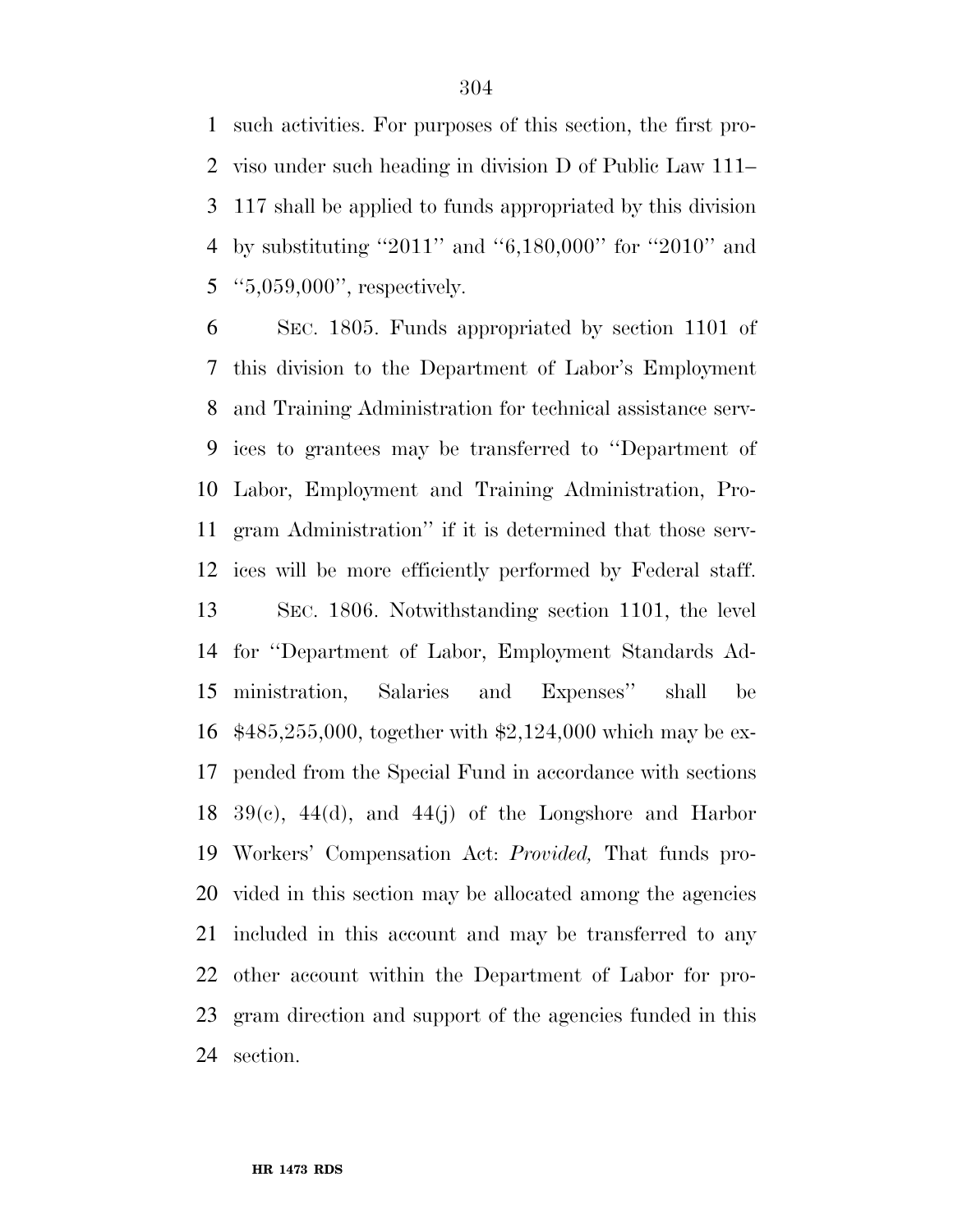such activities. For purposes of this section, the first proviso under such heading in division D of Public Law 111–117 shall be applied to funds appropriated by this division by substituting ''2011'' and ''6,180,000'' for ''2010'' and ''5,059,000'', respectively.

SEC. 1805. Funds appropriated by section 1101 of this division to the Department of Labor's Employment and Training Administration for technical assistance services to grantees may be transferred to ''Department of Labor, Employment and Training Administration, Program Administration'' if it is determined that those services will be more efficiently performed by Federal staff.

SEC. 1806. Notwithstanding section 1101, the level for ''Department of Labor, Employment Standards Administration, Salaries and Expenses'' shall be $485,255,000, together with $2,124,000 which may be expended from the Special Fund in accordance with sections 39(c), 44(d), and 44(j) of the Longshore and Harbor Workers' Compensation Act: *Provided,* That funds provided in this section may be allocated among the agencies included in this account and may be transferred to any other account within the Department of Labor for program direction and support of the agencies funded in this section.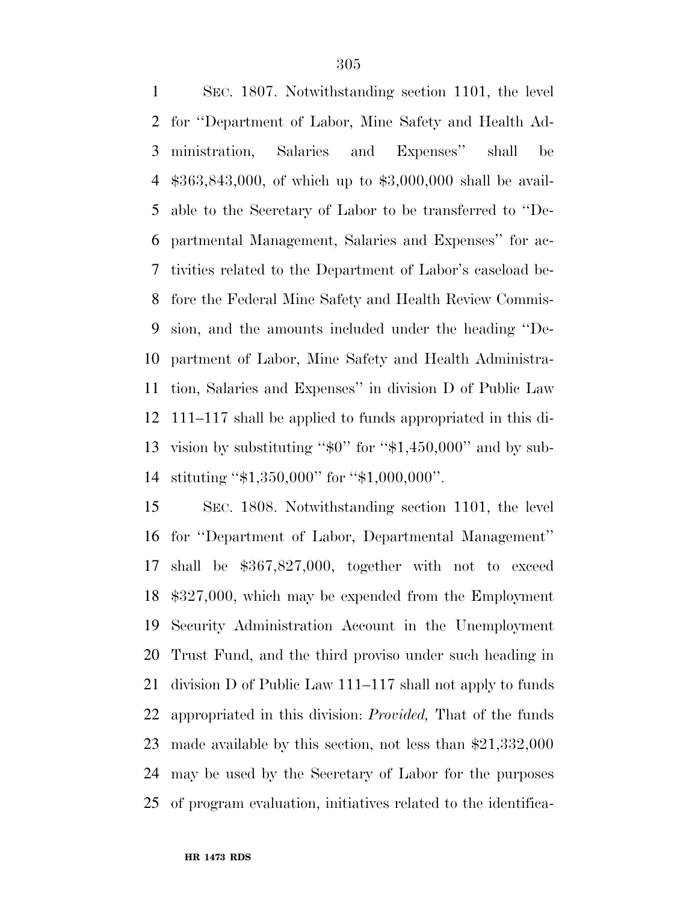SEC. 1807. Notwithstanding section 1101, the level for ''Department of Labor, Mine Safety and Health Administration, Salaries and Expenses'' shall be $363,843,000, of which up to $3,000,000 shall be available to the Secretary of Labor to be transferred to ''Departmental Management, Salaries and Expenses'' for activities related to the Department of Labor's caseload before the Federal Mine Safety and Health Review Commission, and the amounts included under the heading ''Department of Labor, Mine Safety and Health Administration, Salaries and Expenses'' in division D of Public Law 111–117 shall be applied to funds appropriated in this division by substituting ''$0'' for ''$1,450,000'' and by substituting ''$1,350,000'' for ''$1,000,000''.

SEC. 1808. Notwithstanding section 1101, the level for ''Department of Labor, Departmental Management'' shall be $367,827,000, together with not to exceed $327,000, which may be expended from the Employment Security Administration Account in the Unemployment Trust Fund, and the third proviso under such heading in division D of Public Law 111–117 shall not apply to funds appropriated in this division: *Provided,* That of the funds made available by this section, not less than $21,332,000 may be used by the Secretary of Labor for the purposes of program evaluation, initiatives related to the identifica-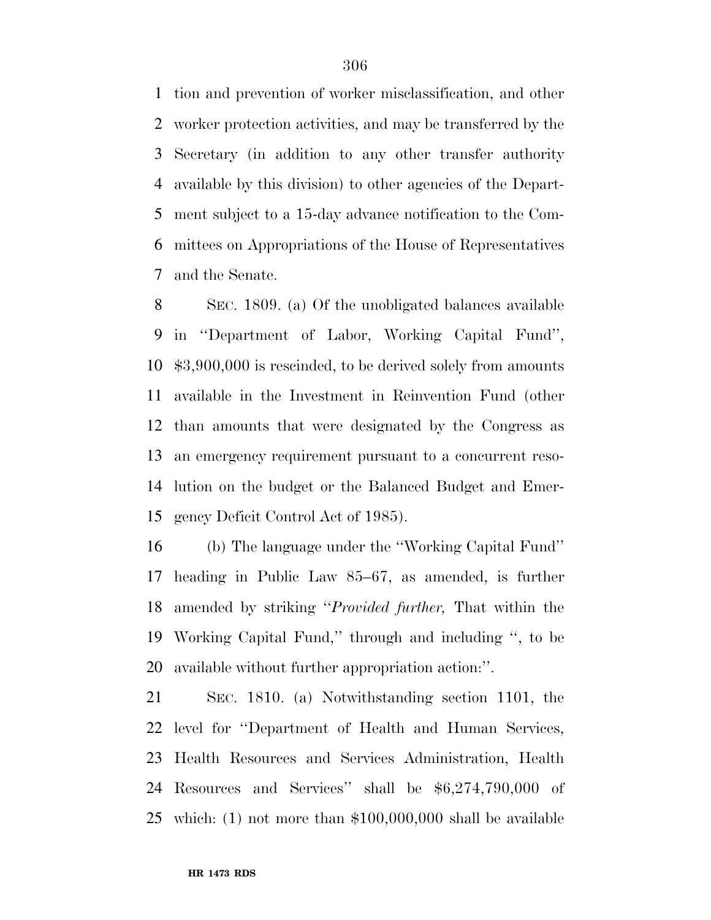tion and prevention of worker misclassification, and other worker protection activities, and may be transferred by the Secretary (in addition to any other transfer authority available by this division) to other agencies of the Department subject to a 15-day advance notification to the Committees on Appropriations of the House of Representatives and the Senate.

SEC. 1809. (a) Of the unobligated balances available in ''Department of Labor, Working Capital Fund'', $3,900,000 is rescinded, to be derived solely from amounts available in the Investment in Reinvention Fund (other than amounts that were designated by the Congress as an emergency requirement pursuant to a concurrent resolution on the budget or the Balanced Budget and Emergency Deficit Control Act of 1985).

(b) The language under the ''Working Capital Fund'' heading in Public Law 85–67, as amended, is further amended by striking ''*Provided further,* That within the Working Capital Fund,'' through and including '', to be available without further appropriation action:''.

SEC. 1810. (a) Notwithstanding section 1101, the level for ''Department of Health and Human Services, Health Resources and Services Administration, Health Resources and Services'' shall be $6,274,790,000 of which: (1) not more than $100,000,000 shall be available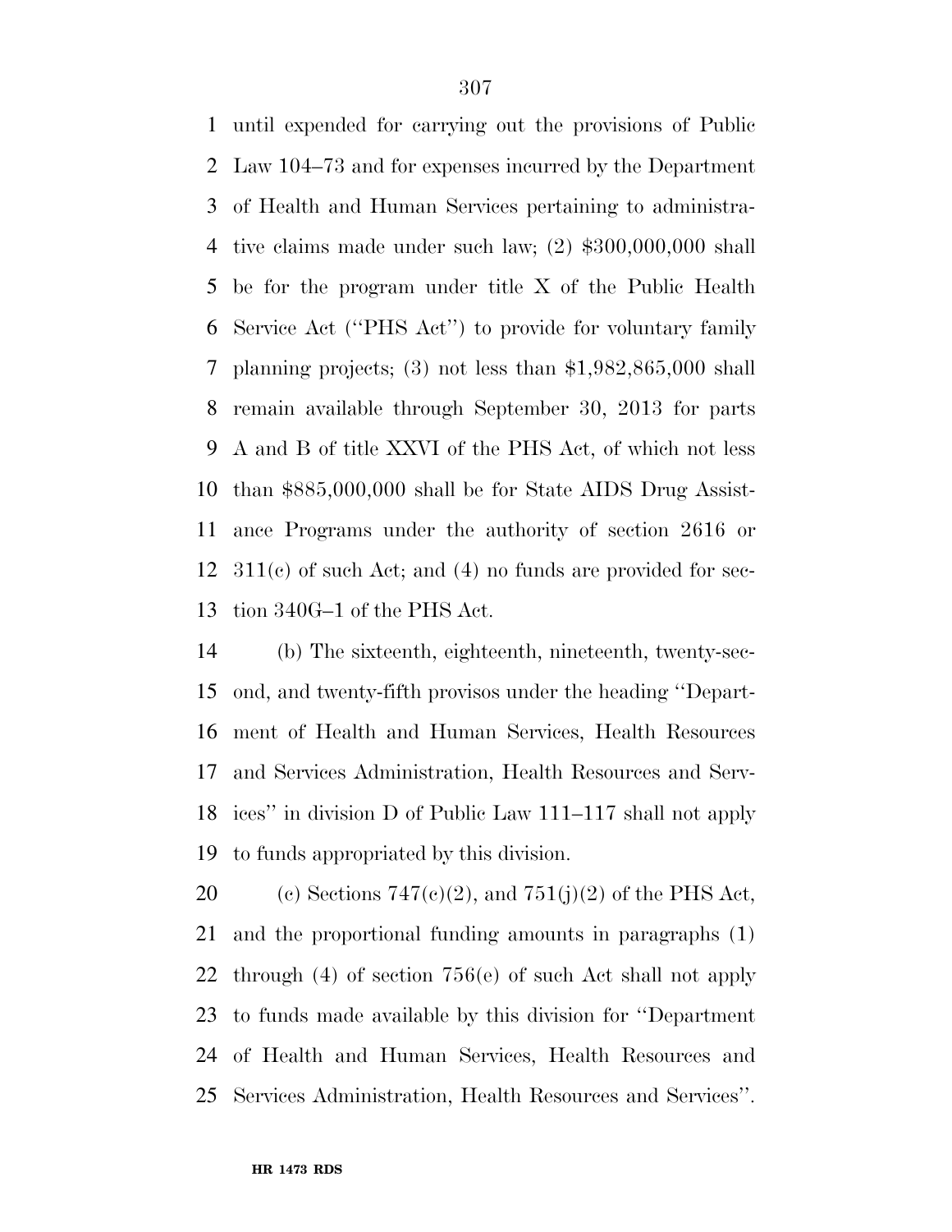until expended for carrying out the provisions of Public Law 104–73 and for expenses incurred by the Department of Health and Human Services pertaining to administrative claims made under such law; (2) $300,000,000 shall be for the program under title X of the Public Health Service Act (''PHS Act'') to provide for voluntary family planning projects; (3) not less than $1,982,865,000 shall remain available through September 30, 2013 for parts A and B of title XXVI of the PHS Act, of which not less than $885,000,000 shall be for State AIDS Drug Assistance Programs under the authority of section 2616 or 311(c) of such Act; and (4) no funds are provided for section 340G–1 of the PHS Act.

(b) The sixteenth, eighteenth, nineteenth, twenty-second, and twenty-fifth provisos under the heading ''Department of Health and Human Services, Health Resources and Services Administration, Health Resources and Services'' in division D of Public Law 111–117 shall not apply to funds appropriated by this division.

(c) Sections 747(c)(2), and 751(j)(2) of the PHS Act, and the proportional funding amounts in paragraphs (1) through (4) of section 756(e) of such Act shall not apply to funds made available by this division for ''Department of Health and Human Services, Health Resources and Services Administration, Health Resources and Services''.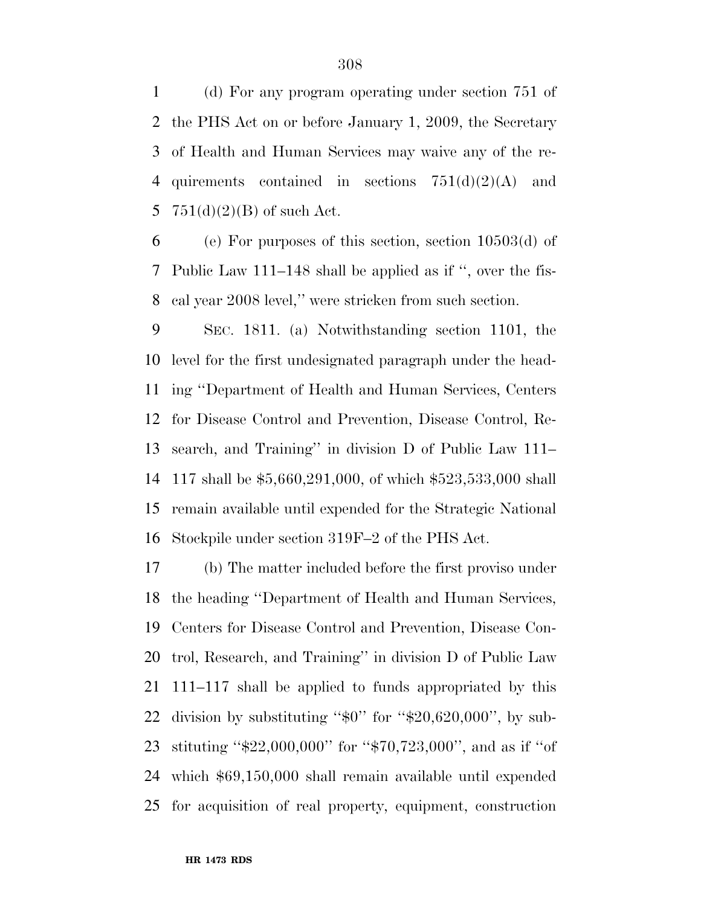(d) For any program operating under section 751 of the PHS Act on or before January 1, 2009, the Secretary of Health and Human Services may waive any of the requirements contained in sections 751(d)(2)(A) and 751(d)(2)(B) of such Act.

(e) For purposes of this section, section 10503(d) of Public Law 111–148 shall be applied as if '', over the fiscal year 2008 level,'' were stricken from such section.

SEC. 1811. (a) Notwithstanding section 1101, the level for the first undesignated paragraph under the heading ''Department of Health and Human Services, Centers for Disease Control and Prevention, Disease Control, Research, and Training'' in division D of Public Law 111–117 shall be $5,660,291,000, of which $523,533,000 shall remain available until expended for the Strategic National Stockpile under section 319F–2 of the PHS Act.

(b) The matter included before the first proviso under the heading ''Department of Health and Human Services, Centers for Disease Control and Prevention, Disease Control, Research, and Training'' in division D of Public Law 111–117 shall be applied to funds appropriated by this division by substituting ''$0'' for ''$20,620,000'', by substituting ''$22,000,000'' for ''$70,723,000'', and as if ''of which $69,150,000 shall remain available until expended for acquisition of real property, equipment, construction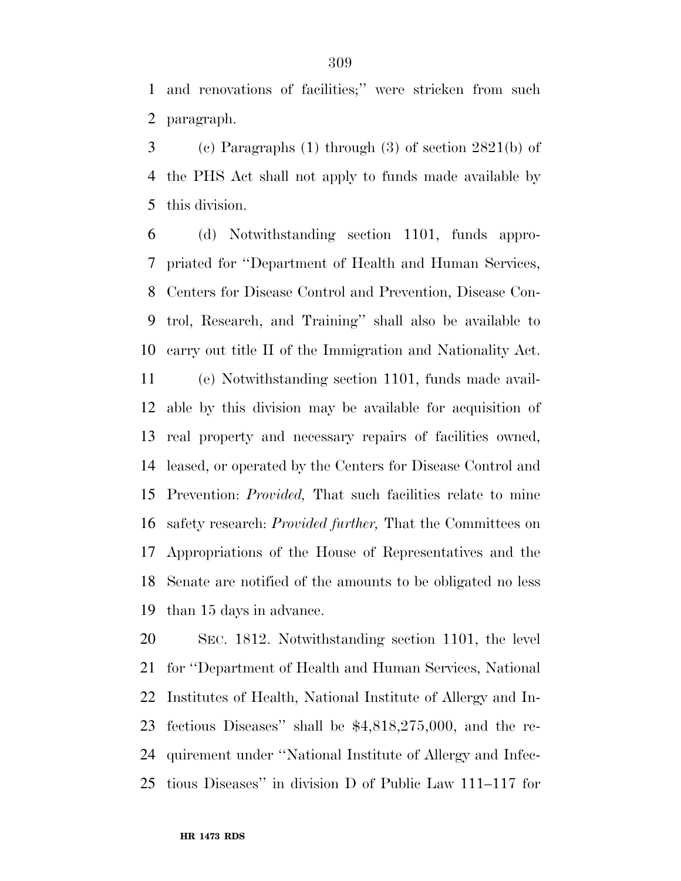and renovations of facilities;'' were stricken from such paragraph.

(c) Paragraphs (1) through (3) of section 2821(b) of the PHS Act shall not apply to funds made available by this division.

(d) Notwithstanding section 1101, funds appropriated for ''Department of Health and Human Services, Centers for Disease Control and Prevention, Disease Control, Research, and Training'' shall also be available to carry out title II of the Immigration and Nationality Act.

(e) Notwithstanding section 1101, funds made available by this division may be available for acquisition of real property and necessary repairs of facilities owned, leased, or operated by the Centers for Disease Control and Prevention: *Provided,* That such facilities relate to mine safety research: *Provided further,* That the Committees on Appropriations of the House of Representatives and the Senate are notified of the amounts to be obligated no less than 15 days in advance.

SEC. 1812. Notwithstanding section 1101, the level for ''Department of Health and Human Services, National Institutes of Health, National Institute of Allergy and Infectious Diseases'' shall be $4,818,275,000, and the requirement under ''National Institute of Allergy and Infectious Diseases'' in division D of Public Law 111–117 for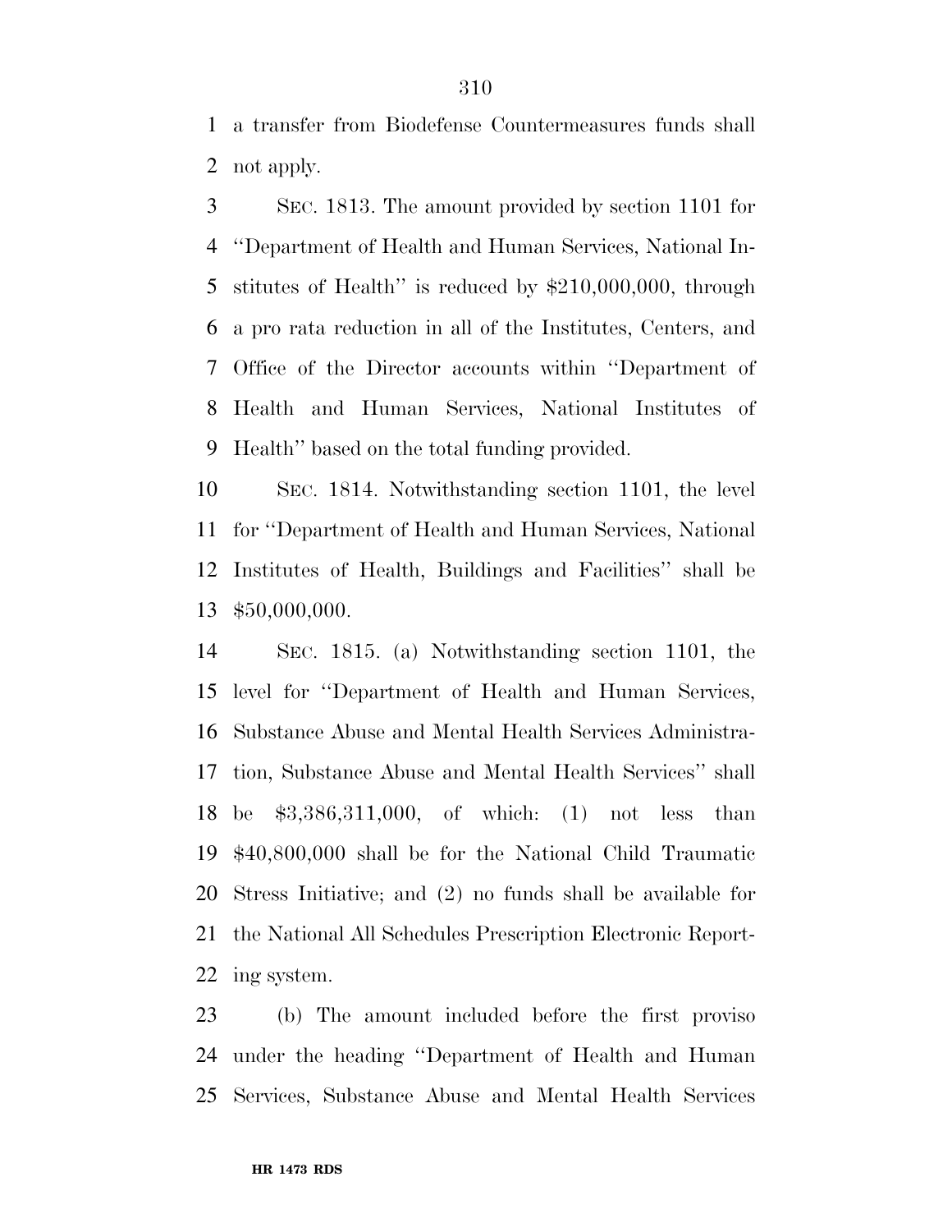a transfer from Biodefense Countermeasures funds shall not apply.

SEC. 1813. The amount provided by section 1101 for ''Department of Health and Human Services, National Institutes of Health'' is reduced by $210,000,000, through a pro rata reduction in all of the Institutes, Centers, and Office of the Director accounts within ''Department of Health and Human Services, National Institutes of Health'' based on the total funding provided.

SEC. 1814. Notwithstanding section 1101, the level for ''Department of Health and Human Services, National Institutes of Health, Buildings and Facilities'' shall be $50,000,000.

SEC. 1815. (a) Notwithstanding section 1101, the level for ''Department of Health and Human Services, Substance Abuse and Mental Health Services Administration, Substance Abuse and Mental Health Services'' shall be $3,386,311,000, of which: (1) not less than $40,800,000 shall be for the National Child Traumatic Stress Initiative; and (2) no funds shall be available for the National All Schedules Prescription Electronic Reporting system.

(b) The amount included before the first proviso under the heading ''Department of Health and Human Services, Substance Abuse and Mental Health Services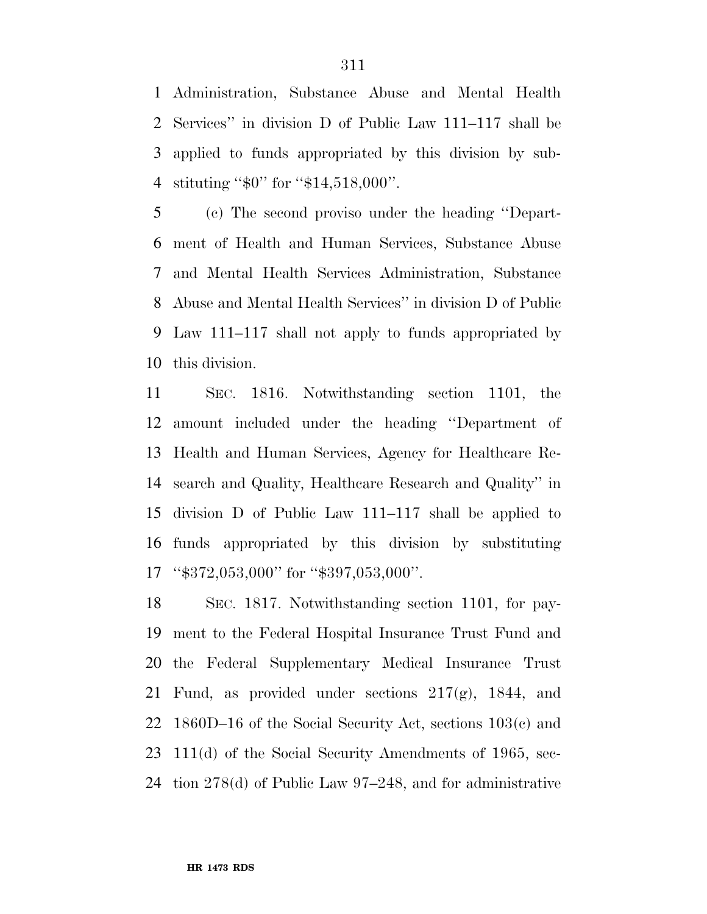Administration, Substance Abuse and Mental Health Services'' in division D of Public Law 111–117 shall be applied to funds appropriated by this division by substituting ''$0'' for ''$14,518,000''.

(c) The second proviso under the heading ''Department of Health and Human Services, Substance Abuse and Mental Health Services Administration, Substance Abuse and Mental Health Services'' in division D of Public Law 111–117 shall not apply to funds appropriated by this division.

SEC. 1816. Notwithstanding section 1101, the amount included under the heading ''Department of Health and Human Services, Agency for Healthcare Research and Quality, Healthcare Research and Quality'' in division D of Public Law 111–117 shall be applied to funds appropriated by this division by substituting ''$372,053,000'' for ''$397,053,000''.

SEC. 1817. Notwithstanding section 1101, for payment to the Federal Hospital Insurance Trust Fund and the Federal Supplementary Medical Insurance Trust Fund, as provided under sections 217(g), 1844, and 1860D–16 of the Social Security Act, sections 103(c) and 111(d) of the Social Security Amendments of 1965, section 278(d) of Public Law 97–248, and for administrative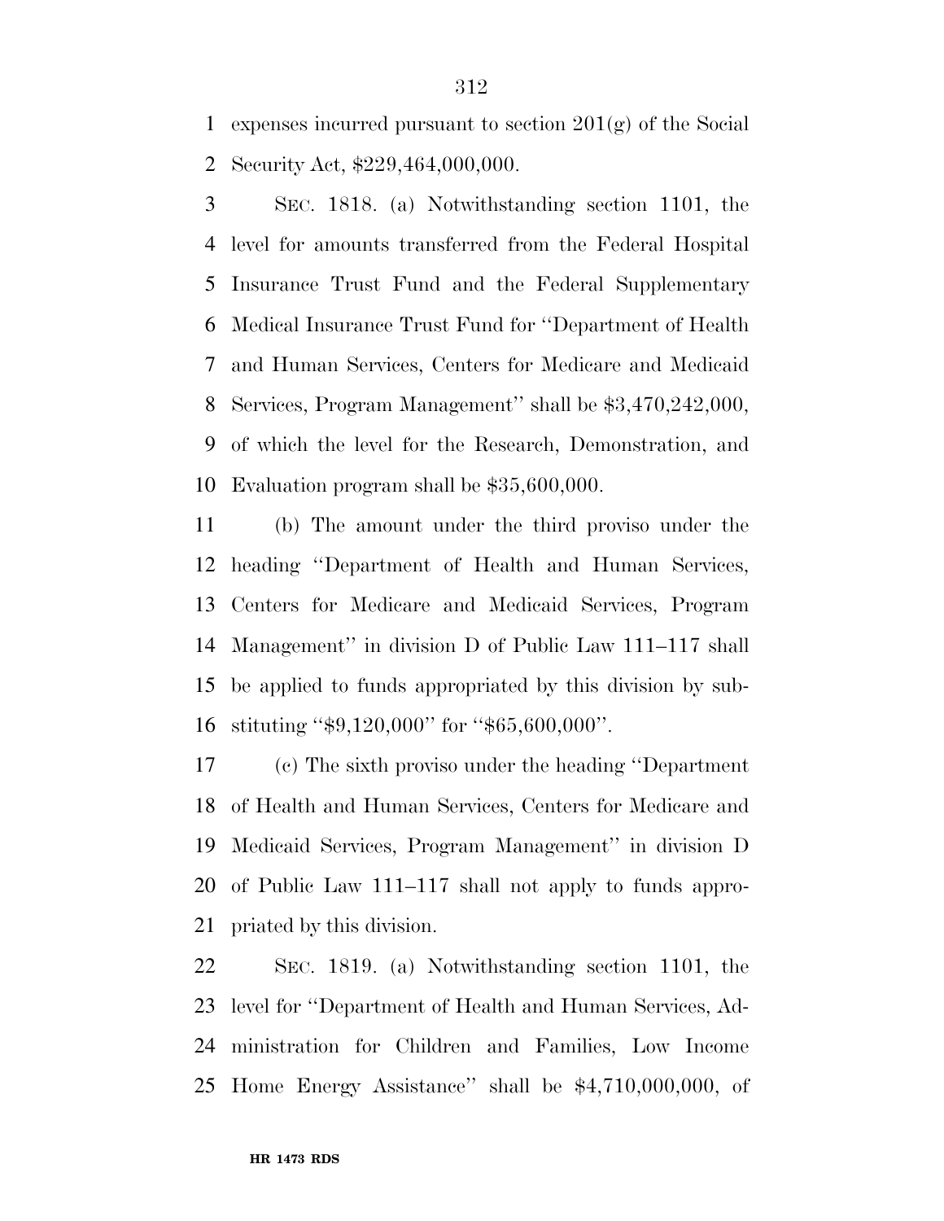expenses incurred pursuant to section 201(g) of the Social Security Act, $229,464,000,000.

SEC. 1818. (a) Notwithstanding section 1101, the level for amounts transferred from the Federal Hospital Insurance Trust Fund and the Federal Supplementary Medical Insurance Trust Fund for ''Department of Health and Human Services, Centers for Medicare and Medicaid Services, Program Management'' shall be $3,470,242,000, of which the level for the Research, Demonstration, and Evaluation program shall be $35,600,000.

(b) The amount under the third proviso under the heading ''Department of Health and Human Services, Centers for Medicare and Medicaid Services, Program Management'' in division D of Public Law 111–117 shall be applied to funds appropriated by this division by substituting ''$9,120,000'' for ''$65,600,000''.

(c) The sixth proviso under the heading ''Department of Health and Human Services, Centers for Medicare and Medicaid Services, Program Management'' in division D of Public Law 111–117 shall not apply to funds appropriated by this division.

SEC. 1819. (a) Notwithstanding section 1101, the level for ''Department of Health and Human Services, Administration for Children and Families, Low Income Home Energy Assistance'' shall be $4,710,000,000, of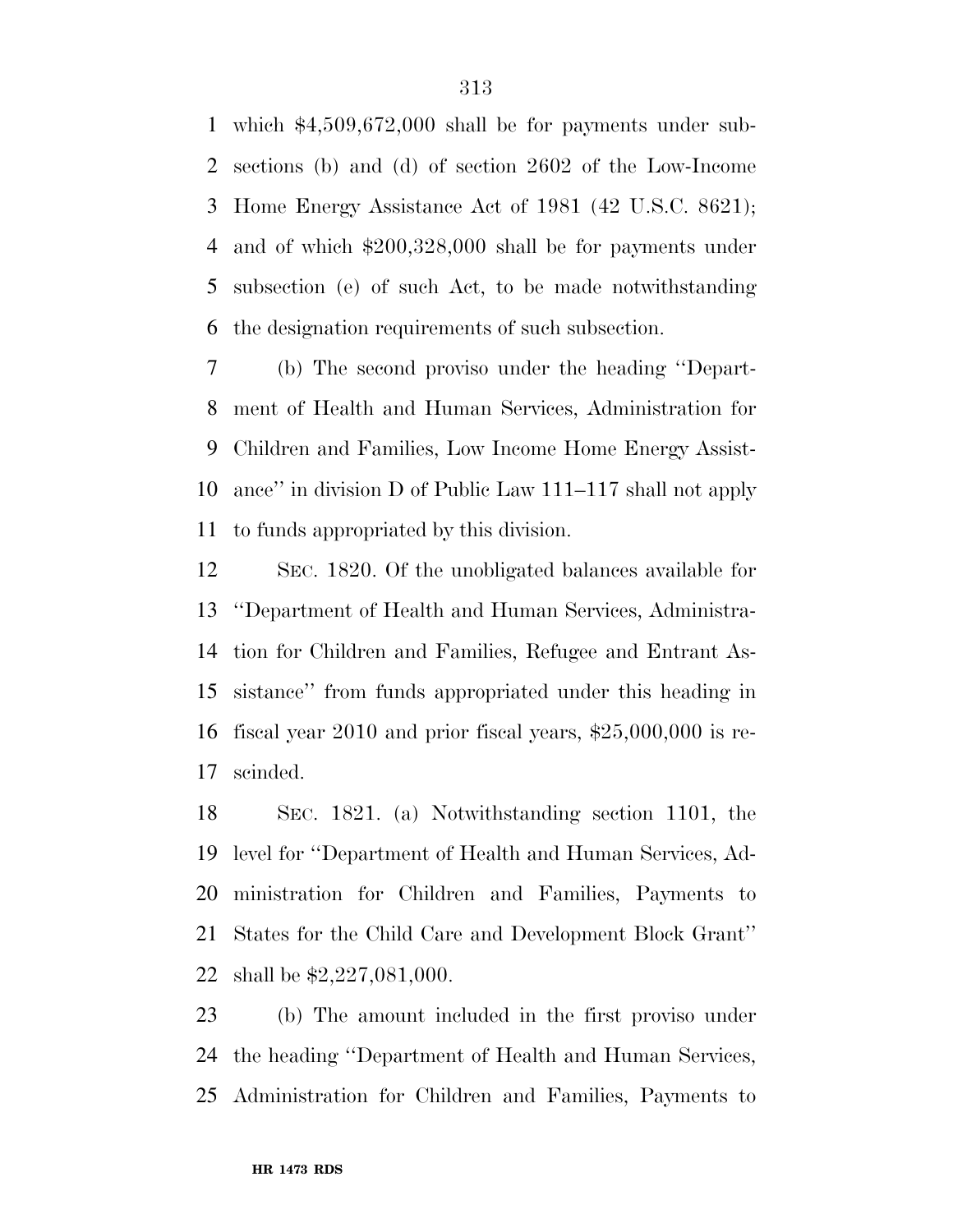which $4,509,672,000 shall be for payments under subsections (b) and (d) of section 2602 of the Low-Income Home Energy Assistance Act of 1981 (42 U.S.C. 8621); and of which $200,328,000 shall be for payments under subsection (e) of such Act, to be made notwithstanding the designation requirements of such subsection.

(b) The second proviso under the heading ''Department of Health and Human Services, Administration for Children and Families, Low Income Home Energy Assistance'' in division D of Public Law 111–117 shall not apply to funds appropriated by this division.

SEC. 1820. Of the unobligated balances available for ''Department of Health and Human Services, Administration for Children and Families, Refugee and Entrant Assistance'' from funds appropriated under this heading in fiscal year 2010 and prior fiscal years, $25,000,000 is rescinded.

SEC. 1821. (a) Notwithstanding section 1101, the level for ''Department of Health and Human Services, Administration for Children and Families, Payments to States for the Child Care and Development Block Grant'' shall be $2,227,081,000.

(b) The amount included in the first proviso under the heading ''Department of Health and Human Services, Administration for Children and Families, Payments to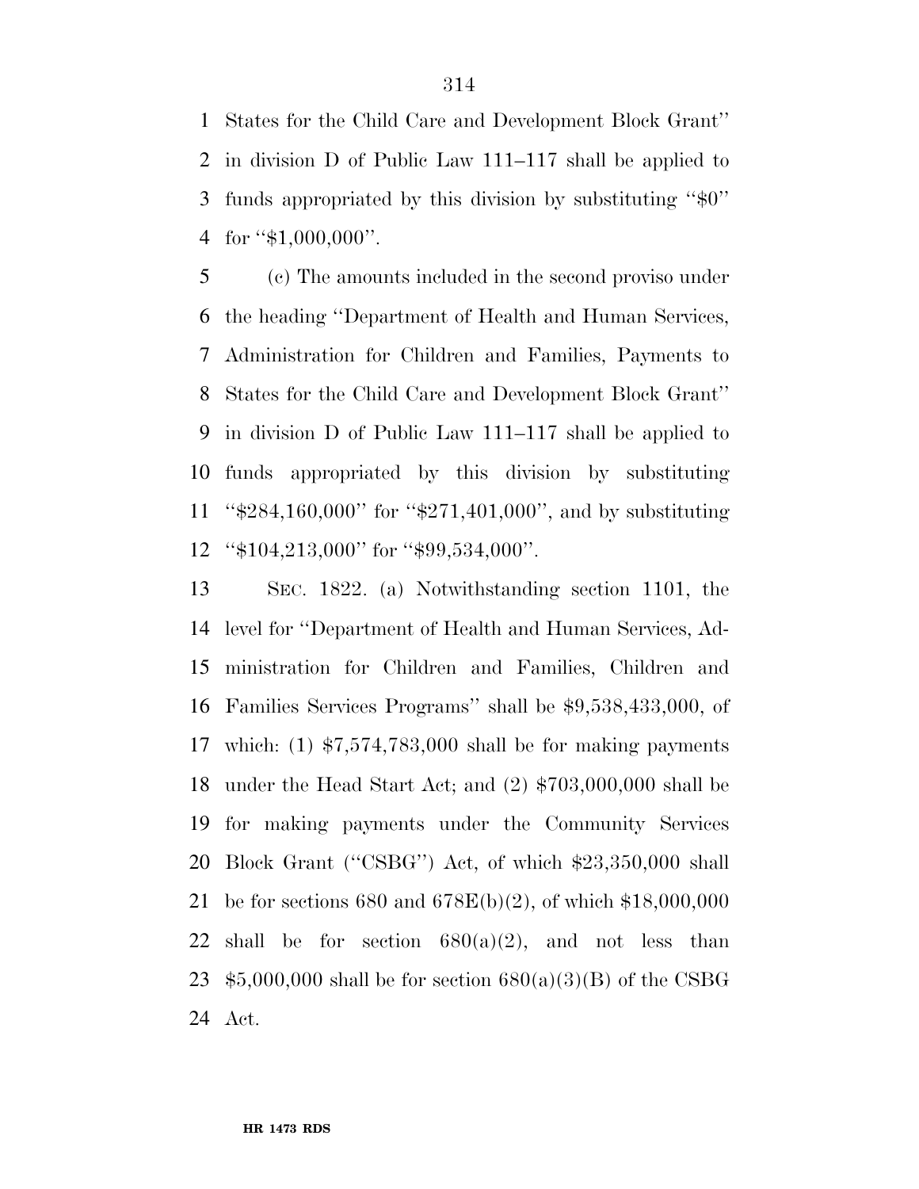States for the Child Care and Development Block Grant'' in division D of Public Law 111–117 shall be applied to funds appropriated by this division by substituting ''$0'' for ''$1,000,000''.

(c) The amounts included in the second proviso under the heading ''Department of Health and Human Services, Administration for Children and Families, Payments to States for the Child Care and Development Block Grant'' in division D of Public Law 111–117 shall be applied to funds appropriated by this division by substituting ''$284,160,000'' for ''$271,401,000'', and by substituting ''$104,213,000'' for ''$99,534,000''.

SEC. 1822. (a) Notwithstanding section 1101, the level for ''Department of Health and Human Services, Administration for Children and Families, Children and Families Services Programs'' shall be $9,538,433,000, of which: (1) $7,574,783,000 shall be for making payments under the Head Start Act; and (2) $703,000,000 shall be for making payments under the Community Services Block Grant (''CSBG'') Act, of which $23,350,000 shall be for sections 680 and 678E(b)(2), of which $18,000,000 shall be for section 680(a)(2), and not less than $5,000,000 shall be for section 680(a)(3)(B) of the CSBG Act.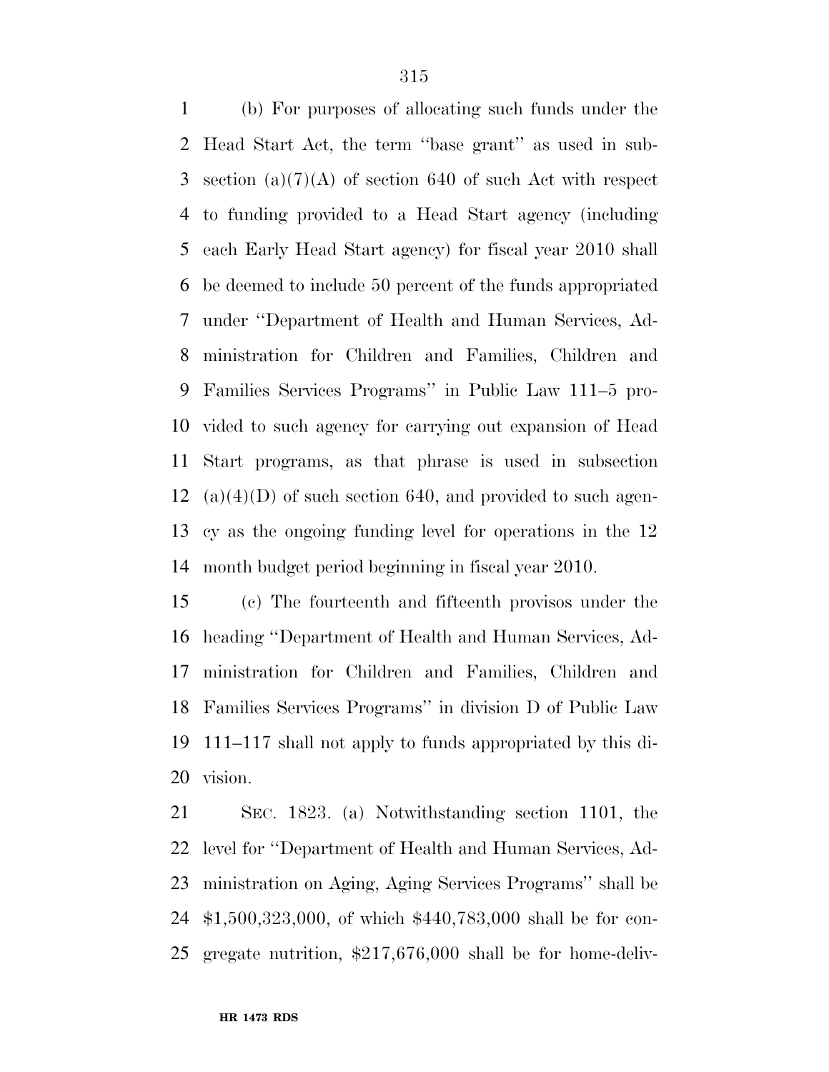(b) For purposes of allocating such funds under the Head Start Act, the term ''base grant'' as used in subsection (a)(7)(A) of section 640 of such Act with respect to funding provided to a Head Start agency (including each Early Head Start agency) for fiscal year 2010 shall be deemed to include 50 percent of the funds appropriated under ''Department of Health and Human Services, Administration for Children and Families, Children and Families Services Programs'' in Public Law 111–5 provided to such agency for carrying out expansion of Head Start programs, as that phrase is used in subsection (a)(4)(D) of such section 640, and provided to such agency as the ongoing funding level for operations in the 12 month budget period beginning in fiscal year 2010.

(c) The fourteenth and fifteenth provisos under the heading ''Department of Health and Human Services, Administration for Children and Families, Children and Families Services Programs'' in division D of Public Law 111–117 shall not apply to funds appropriated by this division.

SEC. 1823. (a) Notwithstanding section 1101, the level for ''Department of Health and Human Services, Administration on Aging, Aging Services Programs'' shall be $1,500,323,000, of which $440,783,000 shall be for congregate nutrition, $217,676,000 shall be for home-deliv-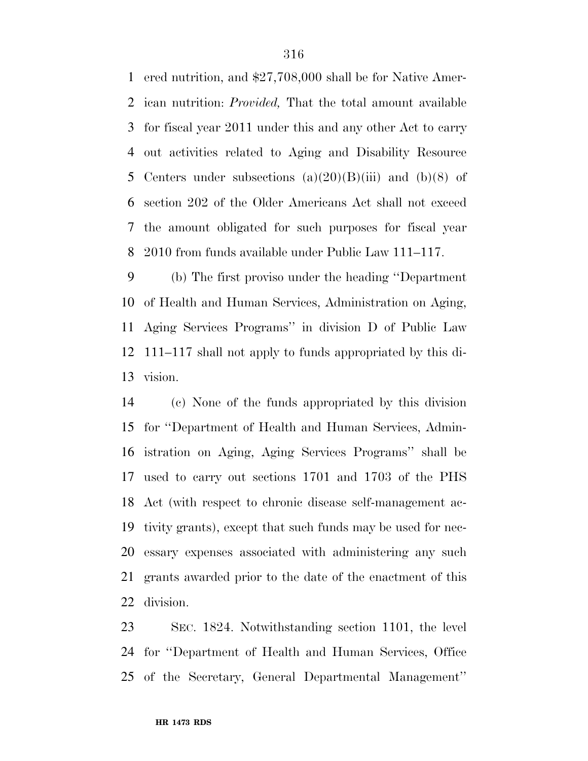ered nutrition, and $27,708,000 shall be for Native American nutrition: *Provided,* That the total amount available for fiscal year 2011 under this and any other Act to carry out activities related to Aging and Disability Resource Centers under subsections (a)(20)(B)(iii) and (b)(8) of section 202 of the Older Americans Act shall not exceed the amount obligated for such purposes for fiscal year 2010 from funds available under Public Law 111–117.

(b) The first proviso under the heading ''Department of Health and Human Services, Administration on Aging, Aging Services Programs'' in division D of Public Law 111–117 shall not apply to funds appropriated by this division.

(c) None of the funds appropriated by this division for ''Department of Health and Human Services, Administration on Aging, Aging Services Programs'' shall be used to carry out sections 1701 and 1703 of the PHS Act (with respect to chronic disease self-management activity grants), except that such funds may be used for necessary expenses associated with administering any such grants awarded prior to the date of the enactment of this division.

SEC. 1824. Notwithstanding section 1101, the level for ''Department of Health and Human Services, Office of the Secretary, General Departmental Management''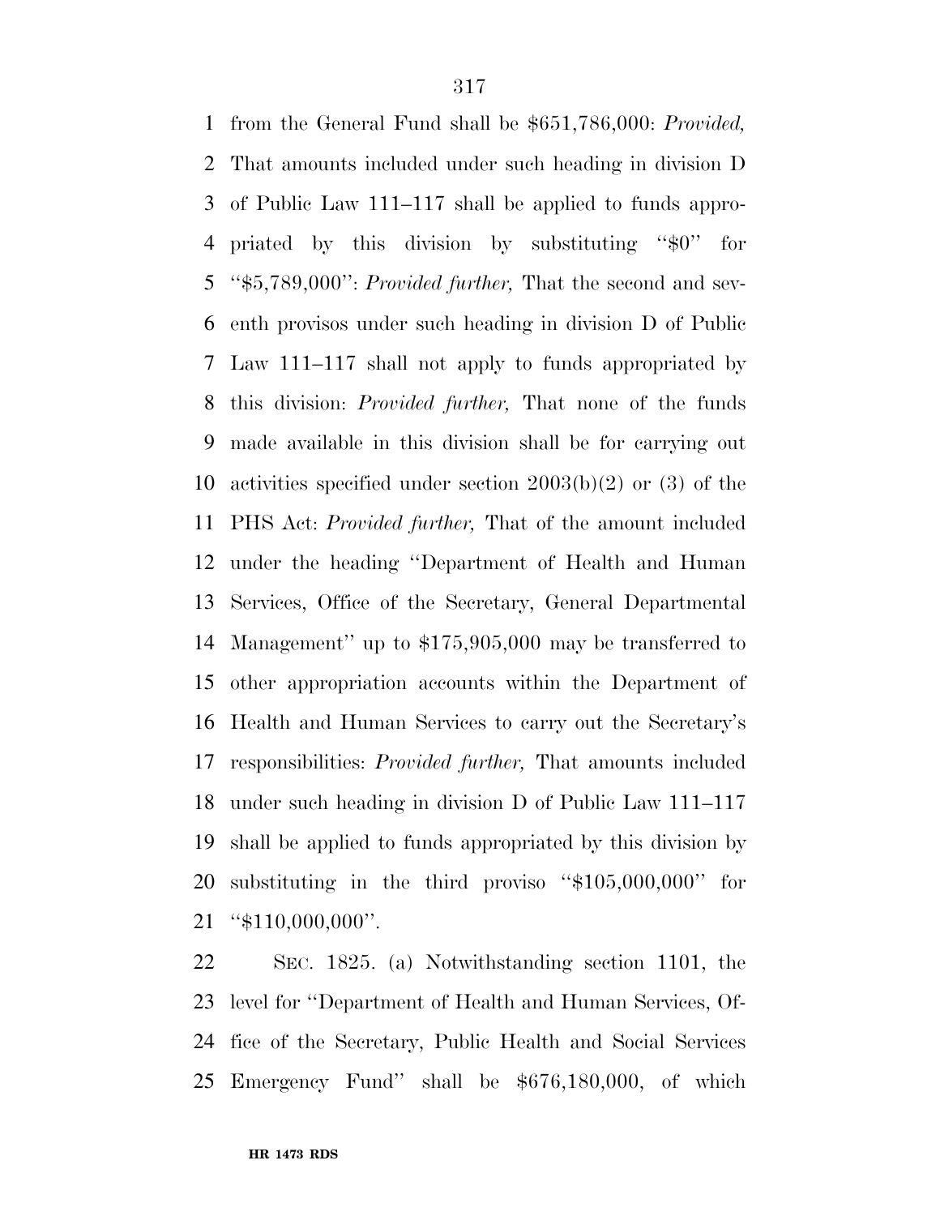from the General Fund shall be $651,786,000: *Provided,* That amounts included under such heading in division D of Public Law 111–117 shall be applied to funds appropriated by this division by substituting ''$0'' for ''$5,789,000'': *Provided further,* That the second and seventh provisos under such heading in division D of Public Law 111–117 shall not apply to funds appropriated by this division: *Provided further,* That none of the funds made available in this division shall be for carrying out activities specified under section 2003(b)(2) or (3) of the PHS Act: *Provided further,* That of the amount included under the heading ''Department of Health and Human Services, Office of the Secretary, General Departmental Management'' up to $175,905,000 may be transferred to other appropriation accounts within the Department of Health and Human Services to carry out the Secretary's responsibilities: *Provided further,* That amounts included under such heading in division D of Public Law 111–117 shall be applied to funds appropriated by this division by substituting in the third proviso ''$105,000,000'' for ''$110,000,000''.

SEC. 1825. (a) Notwithstanding section 1101, the level for ''Department of Health and Human Services, Office of the Secretary, Public Health and Social Services Emergency Fund'' shall be $676,180,000, of which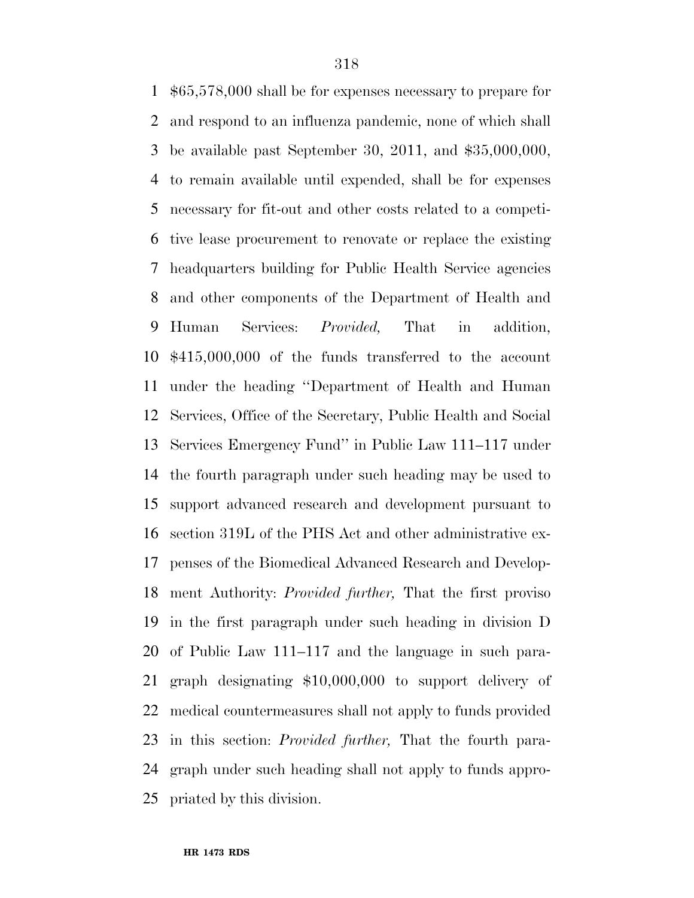$65,578,000 shall be for expenses necessary to prepare for and respond to an influenza pandemic, none of which shall be available past September 30, 2011, and $35,000,000, to remain available until expended, shall be for expenses necessary for fit-out and other costs related to a competitive lease procurement to renovate or replace the existing headquarters building for Public Health Service agencies and other components of the Department of Health and Human Services: *Provided,* That in addition, $415,000,000 of the funds transferred to the account under the heading ''Department of Health and Human Services, Office of the Secretary, Public Health and Social Services Emergency Fund'' in Public Law 111–117 under the fourth paragraph under such heading may be used to support advanced research and development pursuant to section 319L of the PHS Act and other administrative expenses of the Biomedical Advanced Research and Development Authority: *Provided further,* That the first proviso in the first paragraph under such heading in division D of Public Law 111–117 and the language in such paragraph designating $10,000,000 to support delivery of medical countermeasures shall not apply to funds provided in this section: *Provided further,* That the fourth paragraph under such heading shall not apply to funds appropriated by this division.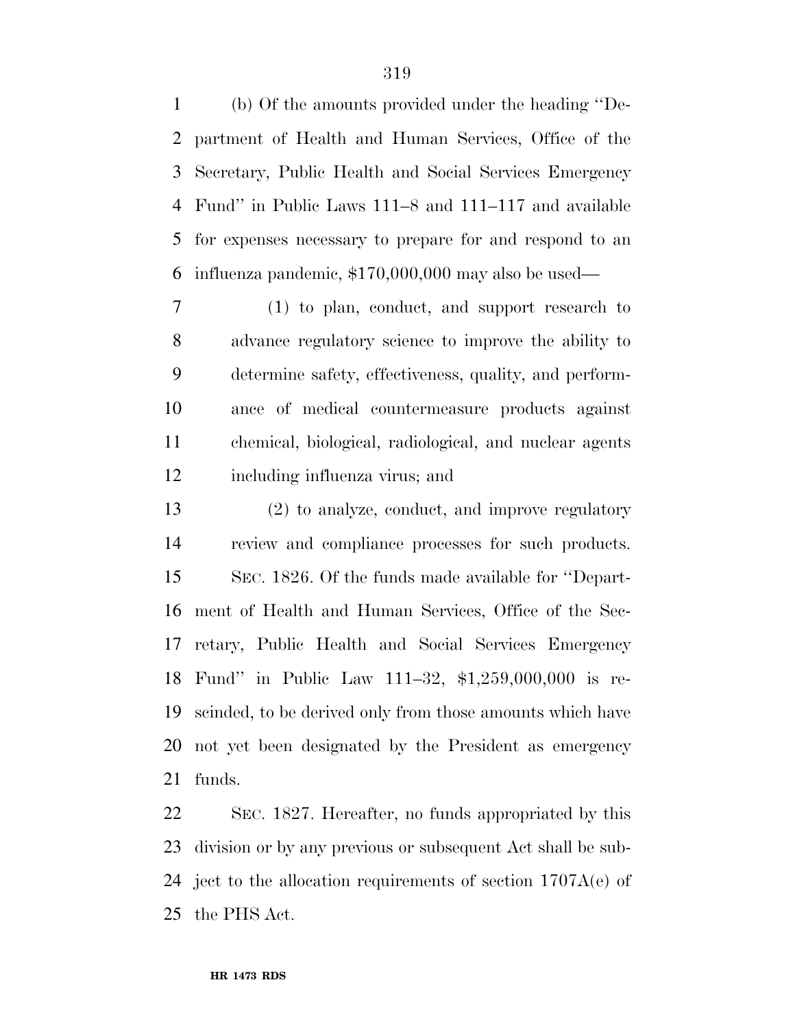(b) Of the amounts provided under the heading ''Department of Health and Human Services, Office of the Secretary, Public Health and Social Services Emergency Fund'' in Public Laws 111–8 and 111–117 and available for expenses necessary to prepare for and respond to an influenza pandemic, $170,000,000 may also be used—

(1) to plan, conduct, and support research to advance regulatory science to improve the ability to determine safety, effectiveness, quality, and performance of medical countermeasure products against chemical, biological, radiological, and nuclear agents including influenza virus; and

(2) to analyze, conduct, and improve regulatory review and compliance processes for such products.

SEC. 1826. Of the funds made available for ''Department of Health and Human Services, Office of the Secretary, Public Health and Social Services Emergency Fund'' in Public Law 111–32, $1,259,000,000 is rescinded, to be derived only from those amounts which have not yet been designated by the President as emergency funds.

SEC. 1827. Hereafter, no funds appropriated by this division or by any previous or subsequent Act shall be subject to the allocation requirements of section 1707A(e) of the PHS Act.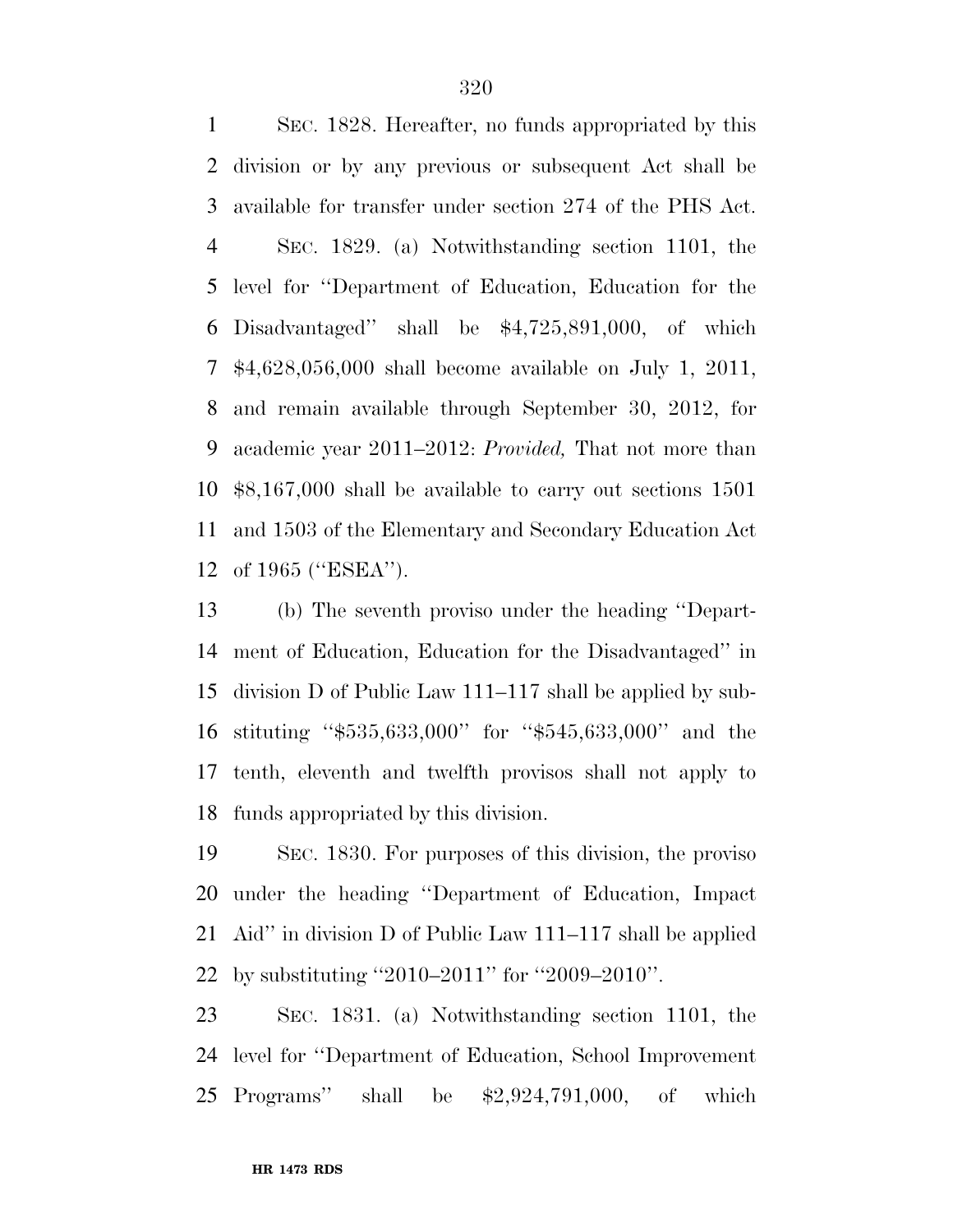SEC. 1828. Hereafter, no funds appropriated by this division or by any previous or subsequent Act shall be available for transfer under section 274 of the PHS Act.

SEC. 1829. (a) Notwithstanding section 1101, the level for ''Department of Education, Education for the Disadvantaged'' shall be $4,725,891,000, of which $4,628,056,000 shall become available on July 1, 2011, and remain available through September 30, 2012, for academic year 2011–2012: *Provided,* That not more than $8,167,000 shall be available to carry out sections 1501 and 1503 of the Elementary and Secondary Education Act of 1965 (''ESEA'').

(b) The seventh proviso under the heading ''Department of Education, Education for the Disadvantaged'' in division D of Public Law 111–117 shall be applied by substituting ''$535,633,000'' for ''$545,633,000'' and the tenth, eleventh and twelfth provisos shall not apply to funds appropriated by this division.

SEC. 1830. For purposes of this division, the proviso under the heading ''Department of Education, Impact Aid'' in division D of Public Law 111–117 shall be applied by substituting ''2010–2011'' for ''2009–2010''.

SEC. 1831. (a) Notwithstanding section 1101, the level for ''Department of Education, School Improvement Programs'' shall be $2,924,791,000, of which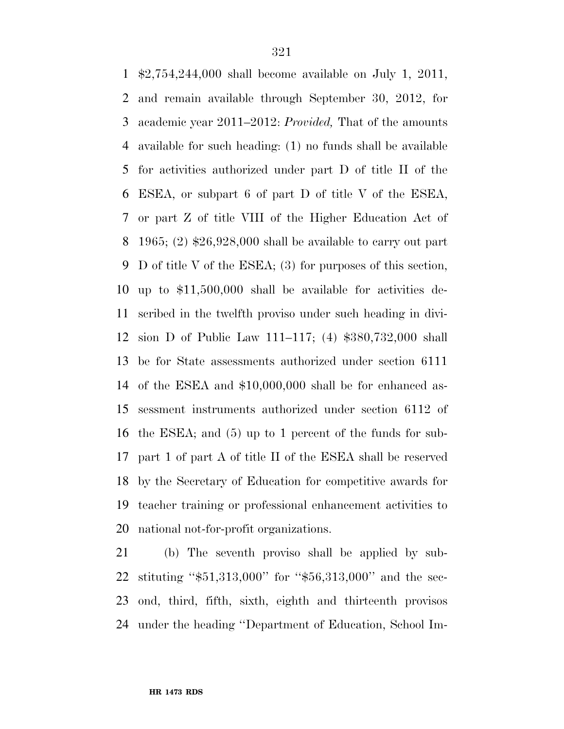$2,754,244,000 shall become available on July 1, 2011, and remain available through September 30, 2012, for academic year 2011–2012: *Provided,* That of the amounts available for such heading: (1) no funds shall be available for activities authorized under part D of title II of the ESEA, or subpart 6 of part D of title V of the ESEA, or part Z of title VIII of the Higher Education Act of 1965; (2) $26,928,000 shall be available to carry out part D of title V of the ESEA; (3) for purposes of this section, up to $11,500,000 shall be available for activities described in the twelfth proviso under such heading in division D of Public Law 111–117; (4) $380,732,000 shall be for State assessments authorized under section 6111 of the ESEA and $10,000,000 shall be for enhanced assessment instruments authorized under section 6112 of the ESEA; and (5) up to 1 percent of the funds for subpart 1 of part A of title II of the ESEA shall be reserved by the Secretary of Education for competitive awards for teacher training or professional enhancement activities to national not-for-profit organizations.

(b) The seventh proviso shall be applied by substituting ''$51,313,000'' for ''$56,313,000'' and the second, third, fifth, sixth, eighth and thirteenth provisos under the heading ''Department of Education, School Im-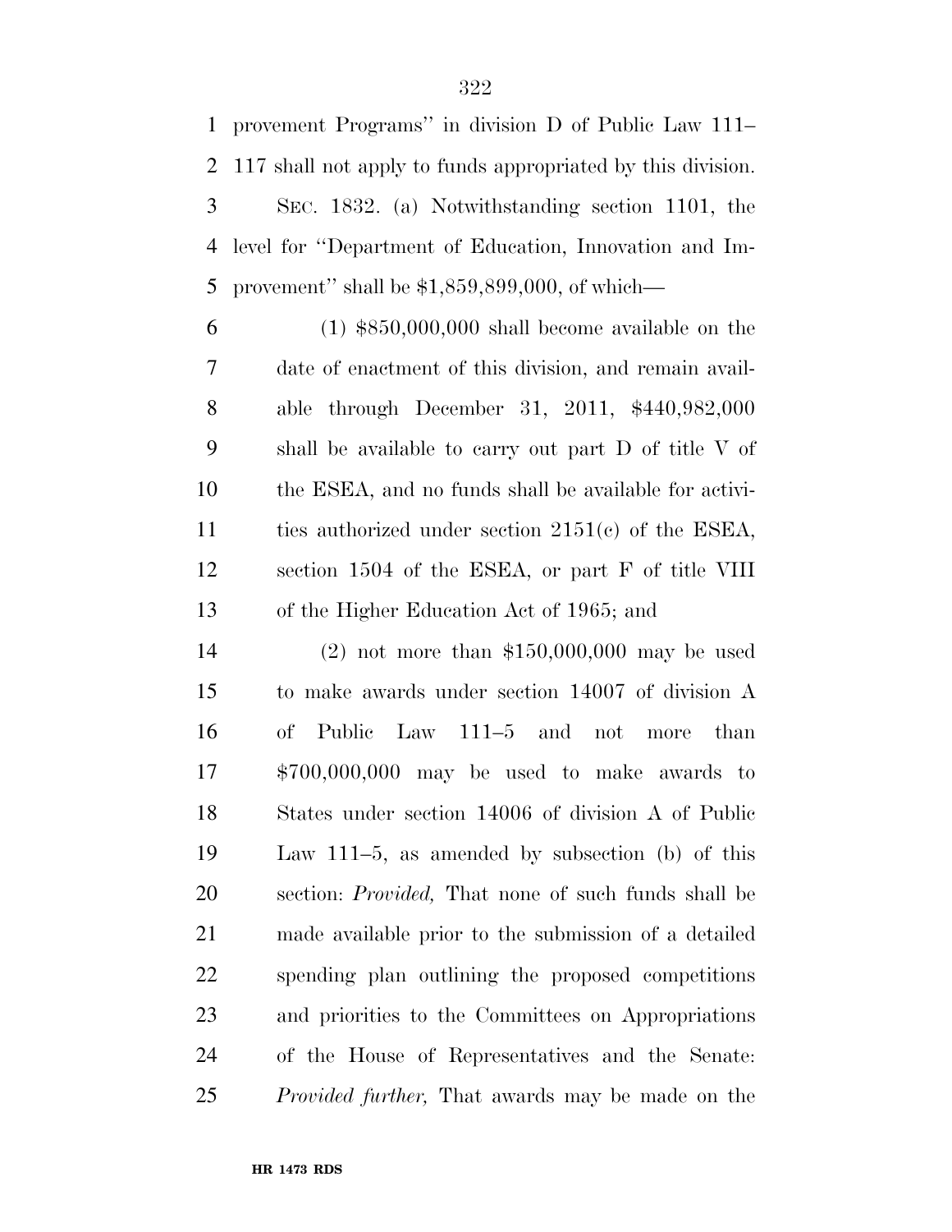provement Programs'' in division D of Public Law 111–117 shall not apply to funds appropriated by this division.

SEC. 1832. (a) Notwithstanding section 1101, the level for ''Department of Education, Innovation and Improvement'' shall be $1,859,899,000, of which—

(1) $850,000,000 shall become available on the date of enactment of this division, and remain available through December 31, 2011, $440,982,000 shall be available to carry out part D of title V of the ESEA, and no funds shall be available for activities authorized under section 2151(c) of the ESEA, section 1504 of the ESEA, or part F of title VIII of the Higher Education Act of 1965; and

(2) not more than $150,000,000 may be used to make awards under section 14007 of division A of Public Law 111–5 and not more than $700,000,000 may be used to make awards to States under section 14006 of division A of Public Law 111–5, as amended by subsection (b) of this section: *Provided,* That none of such funds shall be made available prior to the submission of a detailed spending plan outlining the proposed competitions and priorities to the Committees on Appropriations of the House of Representatives and the Senate: *Provided further,* That awards may be made on the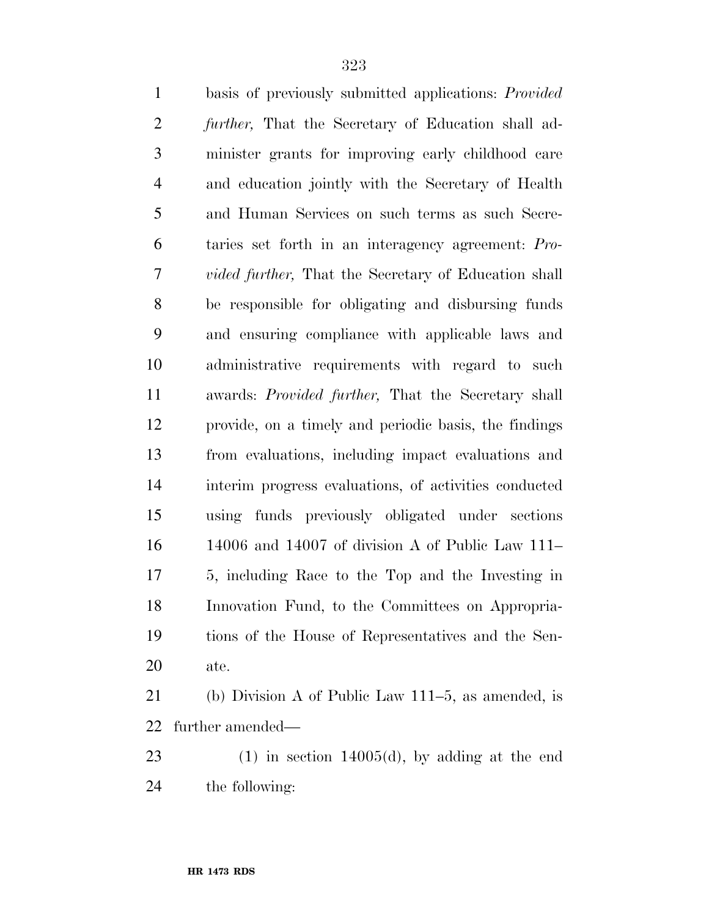basis of previously submitted applications: *Provided further,* That the Secretary of Education shall administer grants for improving early childhood care and education jointly with the Secretary of Health and Human Services on such terms as such Secretaries set forth in an interagency agreement: *Provided further,* That the Secretary of Education shall be responsible for obligating and disbursing funds and ensuring compliance with applicable laws and administrative requirements with regard to such awards: *Provided further,* That the Secretary shall provide, on a timely and periodic basis, the findings from evaluations, including impact evaluations and interim progress evaluations, of activities conducted using funds previously obligated under sections 14006 and 14007 of division A of Public Law 111–5, including Race to the Top and the Investing in Innovation Fund, to the Committees on Appropriations of the House of Representatives and the Senate.

(b) Division A of Public Law 111–5, as amended, is further amended—

(1) in section 14005(d), by adding at the end the following: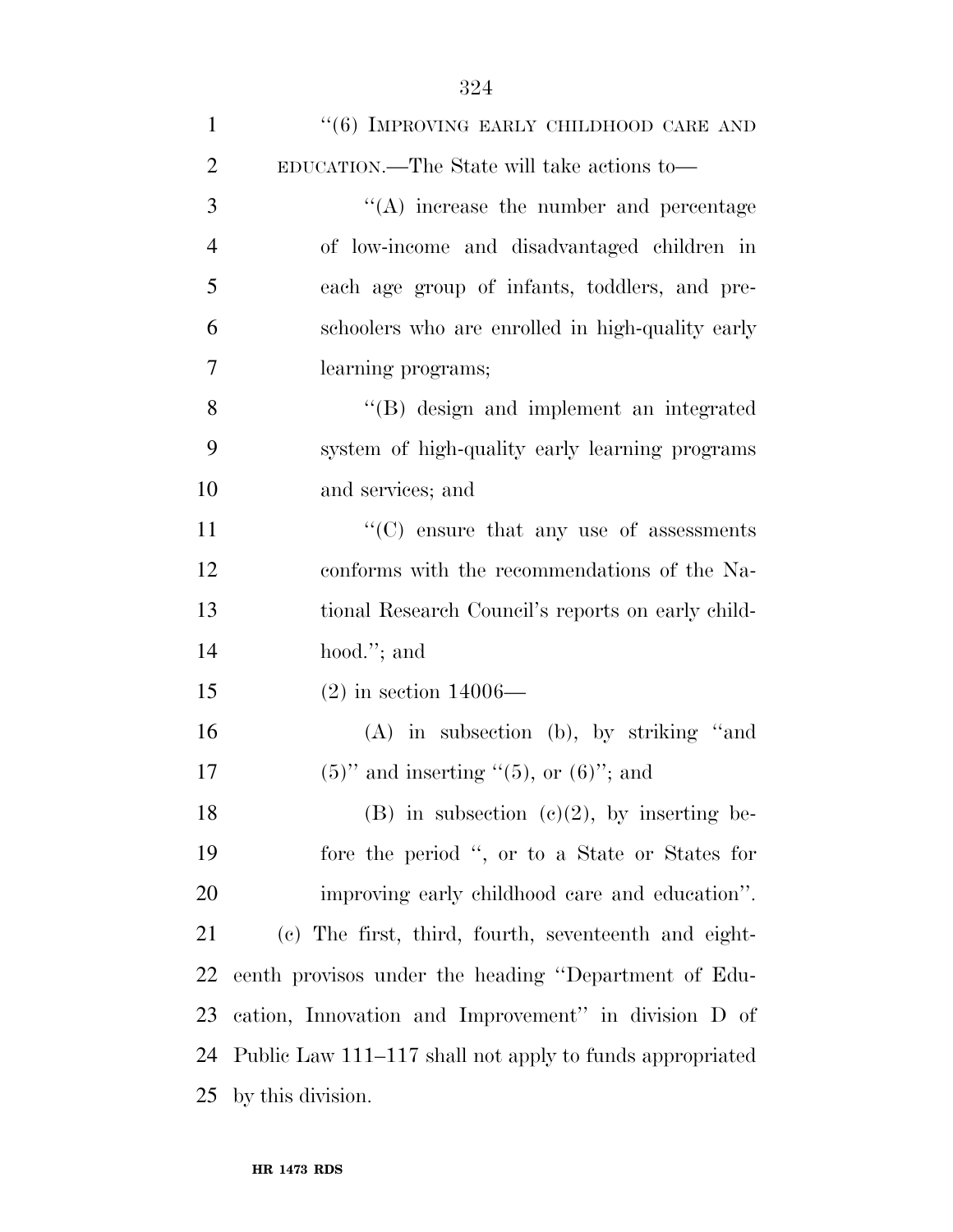''(6) IMPROVING EARLY CHILDHOOD CARE AND EDUCATION.—The State will take actions to—

''(A) increase the number and percentage of low-income and disadvantaged children in each age group of infants, toddlers, and preschoolers who are enrolled in high-quality early learning programs;

''(B) design and implement an integrated system of high-quality early learning programs and services; and

''(C) ensure that any use of assessments conforms with the recommendations of the National Research Council's reports on early childhood.''; and

(2) in section 14006—

(A) in subsection (b), by striking ''and (5)'' and inserting ''(5), or (6)''; and

(B) in subsection (c)(2), by inserting before the period '', or to a State or States for improving early childhood care and education''.

(c) The first, third, fourth, seventeenth and eighteenth provisos under the heading ''Department of Education, Innovation and Improvement'' in division D of Public Law 111–117 shall not apply to funds appropriated by this division.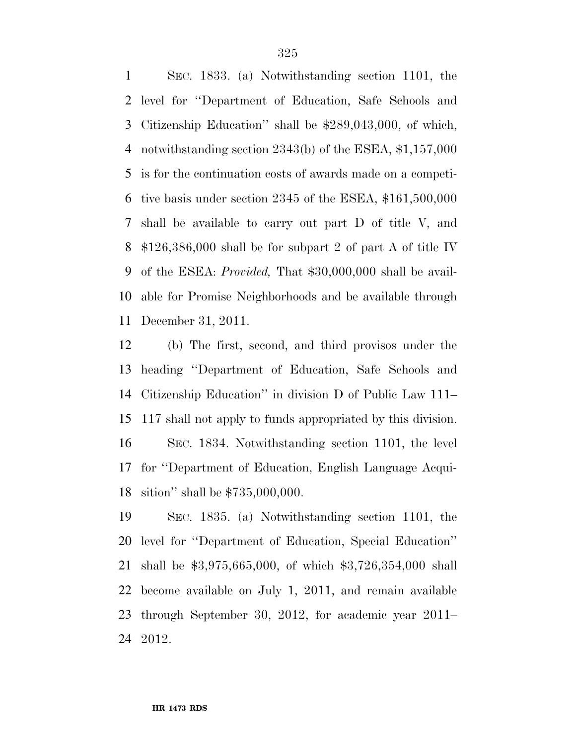SEC. 1833. (a) Notwithstanding section 1101, the level for ''Department of Education, Safe Schools and Citizenship Education'' shall be $289,043,000, of which, notwithstanding section 2343(b) of the ESEA, $1,157,000 is for the continuation costs of awards made on a competitive basis under section 2345 of the ESEA, $161,500,000 shall be available to carry out part D of title V, and $126,386,000 shall be for subpart 2 of part A of title IV of the ESEA: *Provided,* That $30,000,000 shall be available for Promise Neighborhoods and be available through December 31, 2011.

(b) The first, second, and third provisos under the heading ''Department of Education, Safe Schools and Citizenship Education'' in division D of Public Law 111–117 shall not apply to funds appropriated by this division.

SEC. 1834. Notwithstanding section 1101, the level for ''Department of Education, English Language Acquisition'' shall be $735,000,000.

SEC. 1835. (a) Notwithstanding section 1101, the level for ''Department of Education, Special Education'' shall be $3,975,665,000, of which $3,726,354,000 shall become available on July 1, 2011, and remain available through September 30, 2012, for academic year 2011–2012.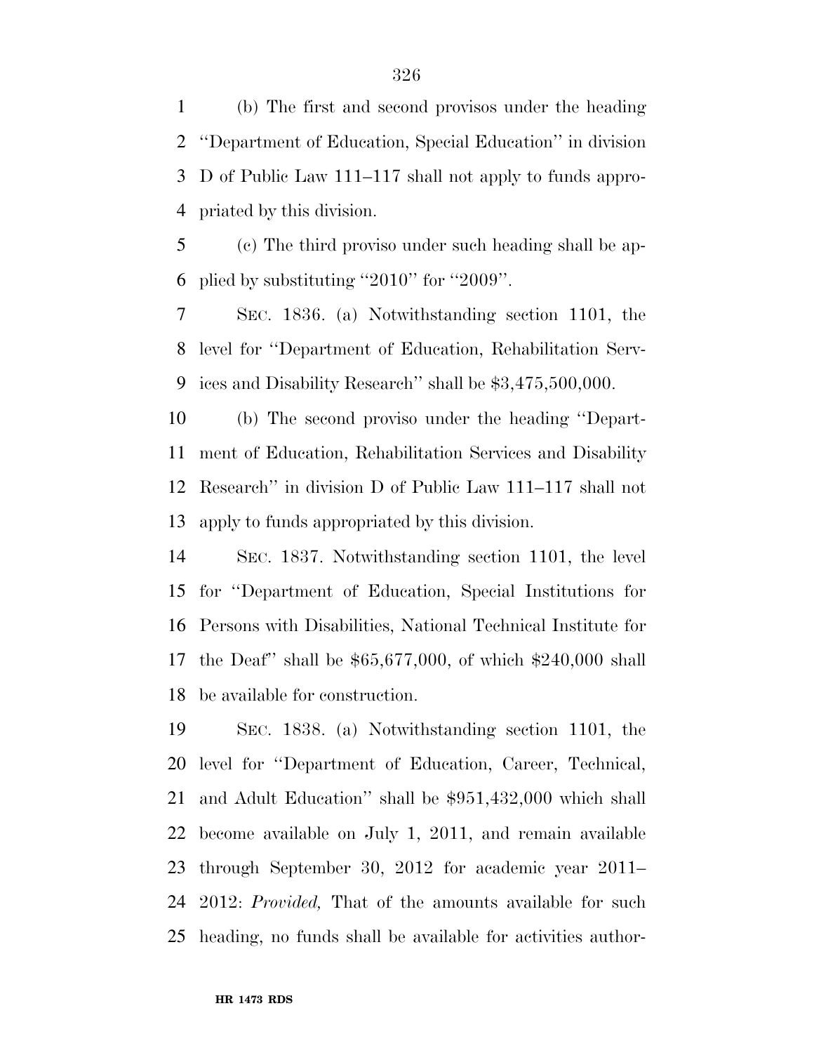(b) The first and second provisos under the heading ''Department of Education, Special Education'' in division D of Public Law 111–117 shall not apply to funds appropriated by this division.

(c) The third proviso under such heading shall be applied by substituting ''2010'' for ''2009''.

SEC. 1836. (a) Notwithstanding section 1101, the level for ''Department of Education, Rehabilitation Services and Disability Research'' shall be $3,475,500,000.

(b) The second proviso under the heading ''Department of Education, Rehabilitation Services and Disability Research'' in division D of Public Law 111–117 shall not apply to funds appropriated by this division.

SEC. 1837. Notwithstanding section 1101, the level for ''Department of Education, Special Institutions for Persons with Disabilities, National Technical Institute for the Deaf'' shall be $65,677,000, of which $240,000 shall be available for construction.

SEC. 1838. (a) Notwithstanding section 1101, the level for ''Department of Education, Career, Technical, and Adult Education'' shall be $951,432,000 which shall become available on July 1, 2011, and remain available through September 30, 2012 for academic year 2011–2012: *Provided,* That of the amounts available for such heading, no funds shall be available for activities author-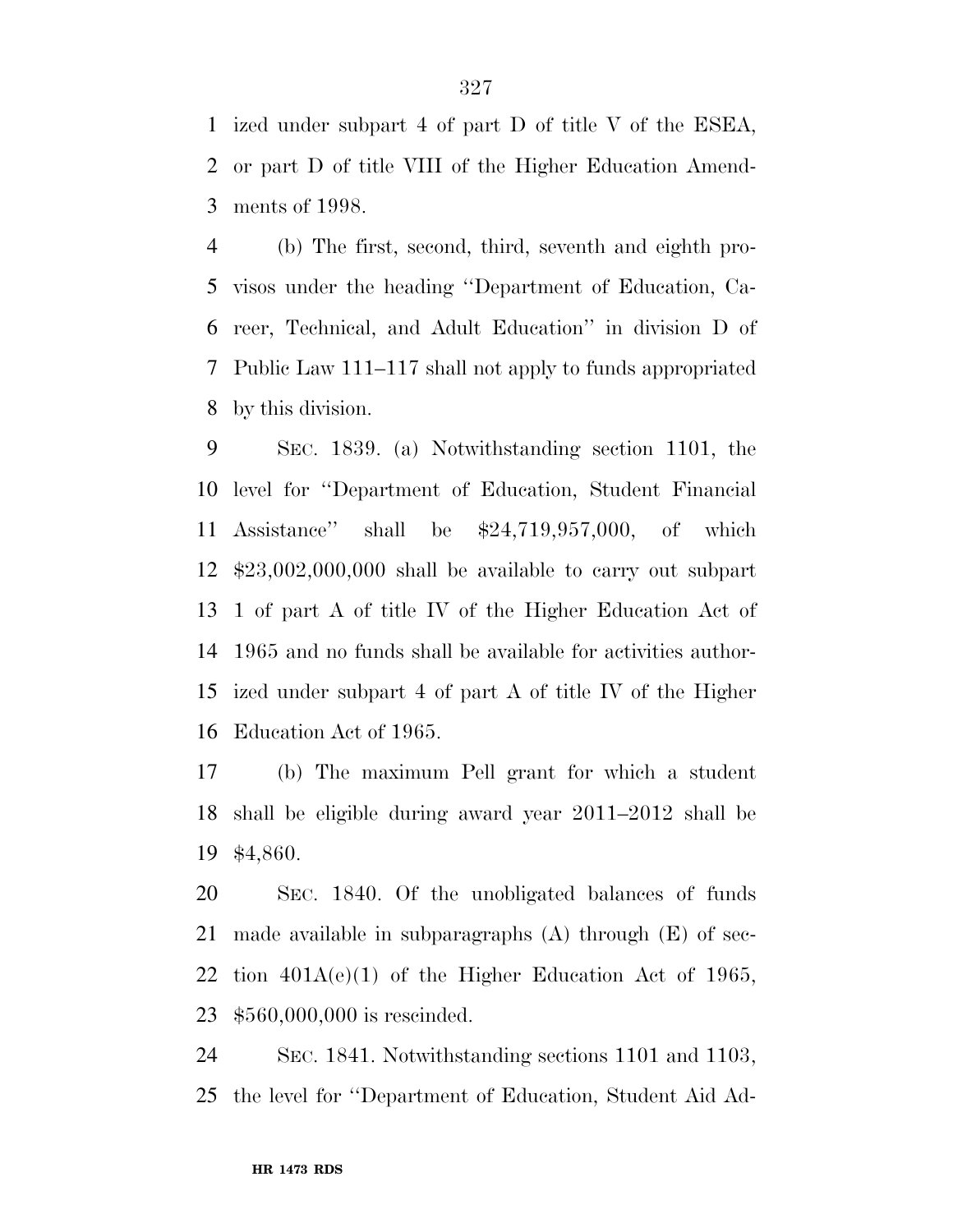ized under subpart 4 of part D of title V of the ESEA, or part D of title VIII of the Higher Education Amendments of 1998.

(b) The first, second, third, seventh and eighth provisos under the heading ''Department of Education, Career, Technical, and Adult Education'' in division D of Public Law 111–117 shall not apply to funds appropriated by this division.

SEC. 1839. (a) Notwithstanding section 1101, the level for ''Department of Education, Student Financial Assistance'' shall be $24,719,957,000, of which $23,002,000,000 shall be available to carry out subpart 1 of part A of title IV of the Higher Education Act of 1965 and no funds shall be available for activities authorized under subpart 4 of part A of title IV of the Higher Education Act of 1965.

(b) The maximum Pell grant for which a student shall be eligible during award year 2011–2012 shall be $4,860.

SEC. 1840. Of the unobligated balances of funds made available in subparagraphs (A) through (E) of section 401A(e)(1) of the Higher Education Act of 1965, $560,000,000 is rescinded.

SEC. 1841. Notwithstanding sections 1101 and 1103, the level for ''Department of Education, Student Aid Ad-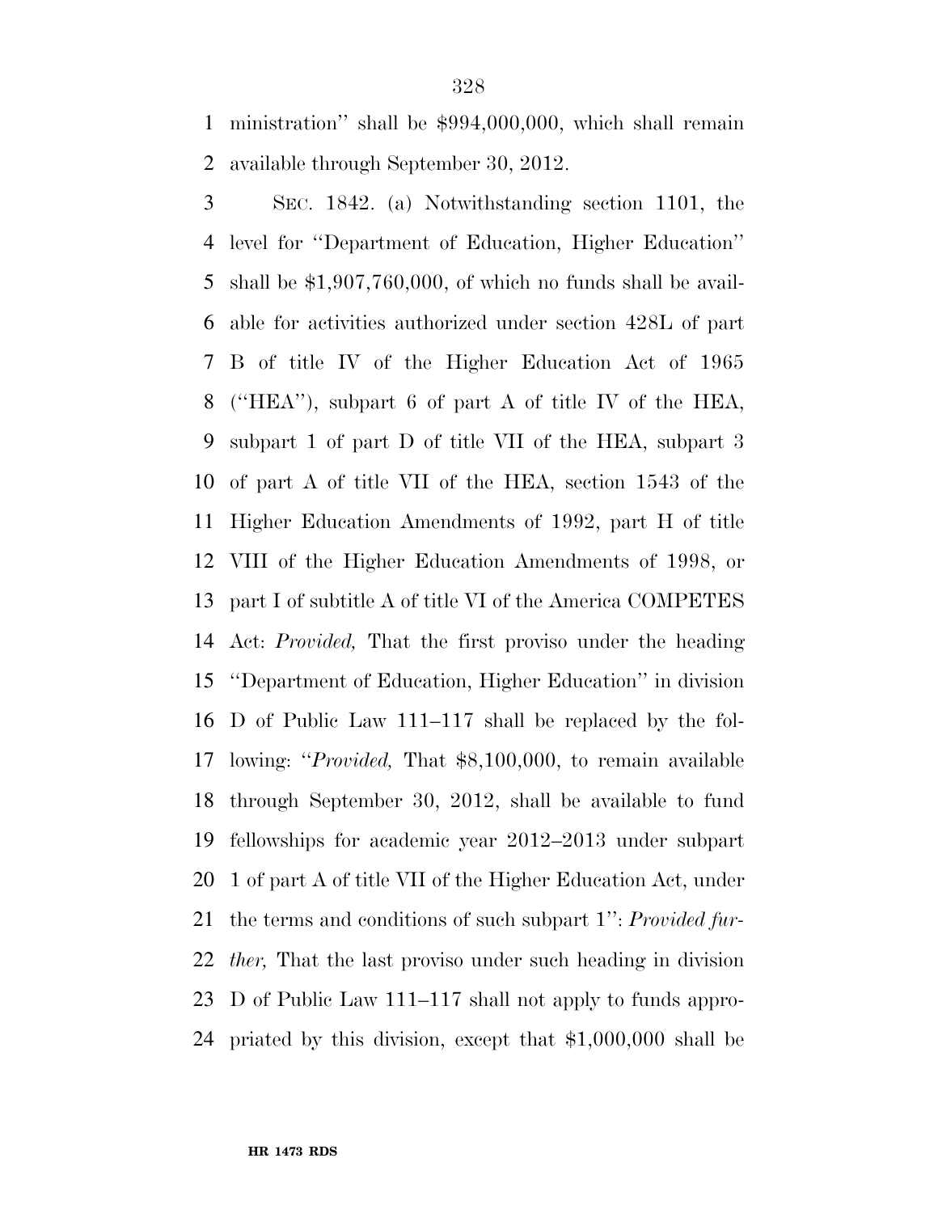ministration'' shall be $994,000,000, which shall remain available through September 30, 2012.

SEC. 1842. (a) Notwithstanding section 1101, the level for ''Department of Education, Higher Education'' shall be $1,907,760,000, of which no funds shall be available for activities authorized under section 428L of part B of title IV of the Higher Education Act of 1965 (''HEA''), subpart 6 of part A of title IV of the HEA, subpart 1 of part D of title VII of the HEA, subpart 3 of part A of title VII of the HEA, section 1543 of the Higher Education Amendments of 1992, part H of title VIII of the Higher Education Amendments of 1998, or part I of subtitle A of title VI of the America COMPETES Act: *Provided,* That the first proviso under the heading ''Department of Education, Higher Education'' in division D of Public Law 111–117 shall be replaced by the following: ''*Provided,* That $8,100,000, to remain available through September 30, 2012, shall be available to fund fellowships for academic year 2012–2013 under subpart 1 of part A of title VII of the Higher Education Act, under the terms and conditions of such subpart 1'': *Provided further,* That the last proviso under such heading in division D of Public Law 111–117 shall not apply to funds appropriated by this division, except that $1,000,000 shall be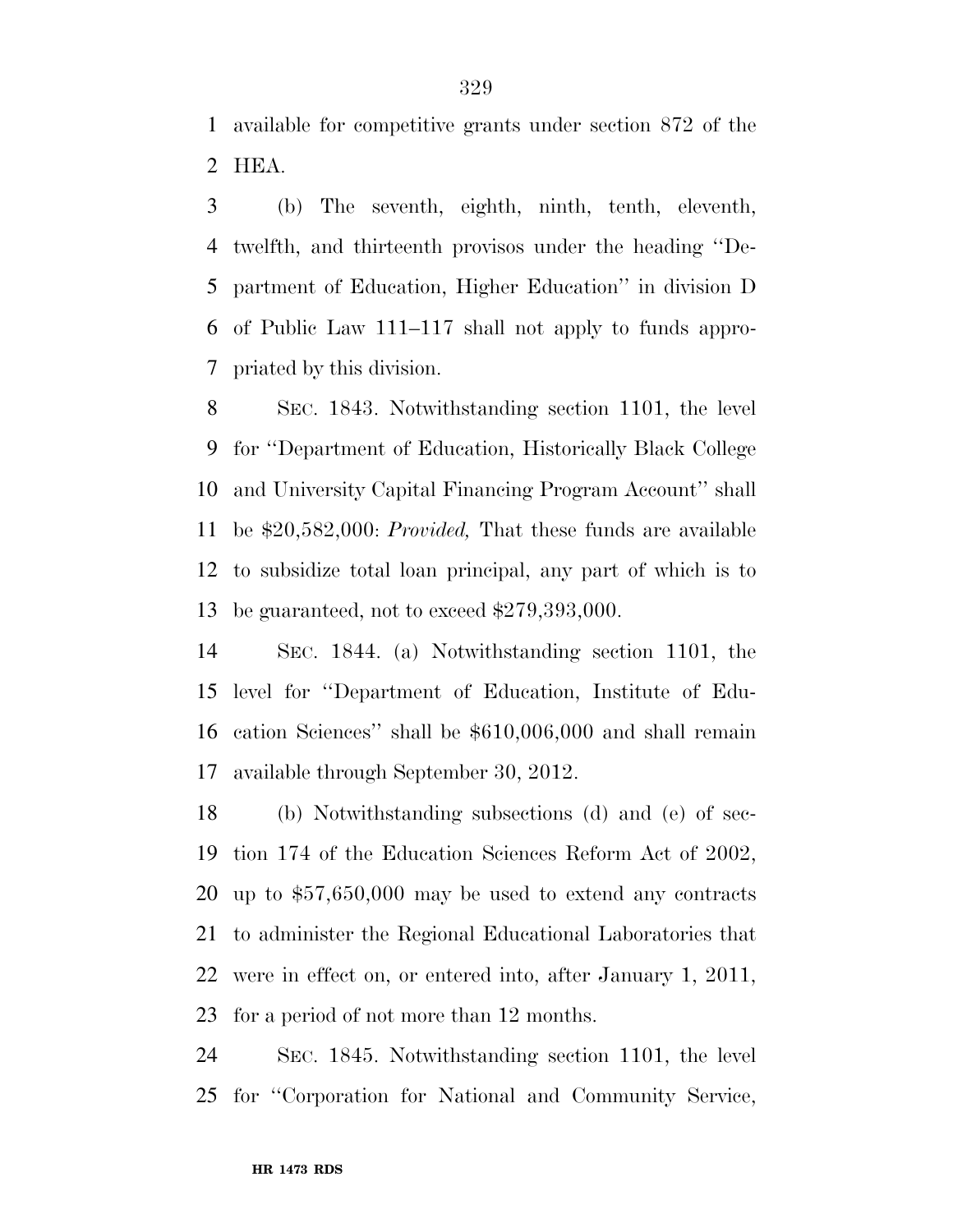available for competitive grants under section 872 of the HEA.

(b) The seventh, eighth, ninth, tenth, eleventh, twelfth, and thirteenth provisos under the heading ''Department of Education, Higher Education'' in division D of Public Law 111–117 shall not apply to funds appropriated by this division.

SEC. 1843. Notwithstanding section 1101, the level for ''Department of Education, Historically Black College and University Capital Financing Program Account'' shall be $20,582,000: *Provided,* That these funds are available to subsidize total loan principal, any part of which is to be guaranteed, not to exceed $279,393,000.

SEC. 1844. (a) Notwithstanding section 1101, the level for ''Department of Education, Institute of Education Sciences'' shall be $610,006,000 and shall remain available through September 30, 2012.

(b) Notwithstanding subsections (d) and (e) of section 174 of the Education Sciences Reform Act of 2002, up to $57,650,000 may be used to extend any contracts to administer the Regional Educational Laboratories that were in effect on, or entered into, after January 1, 2011, for a period of not more than 12 months.

SEC. 1845. Notwithstanding section 1101, the level for ''Corporation for National and Community Service,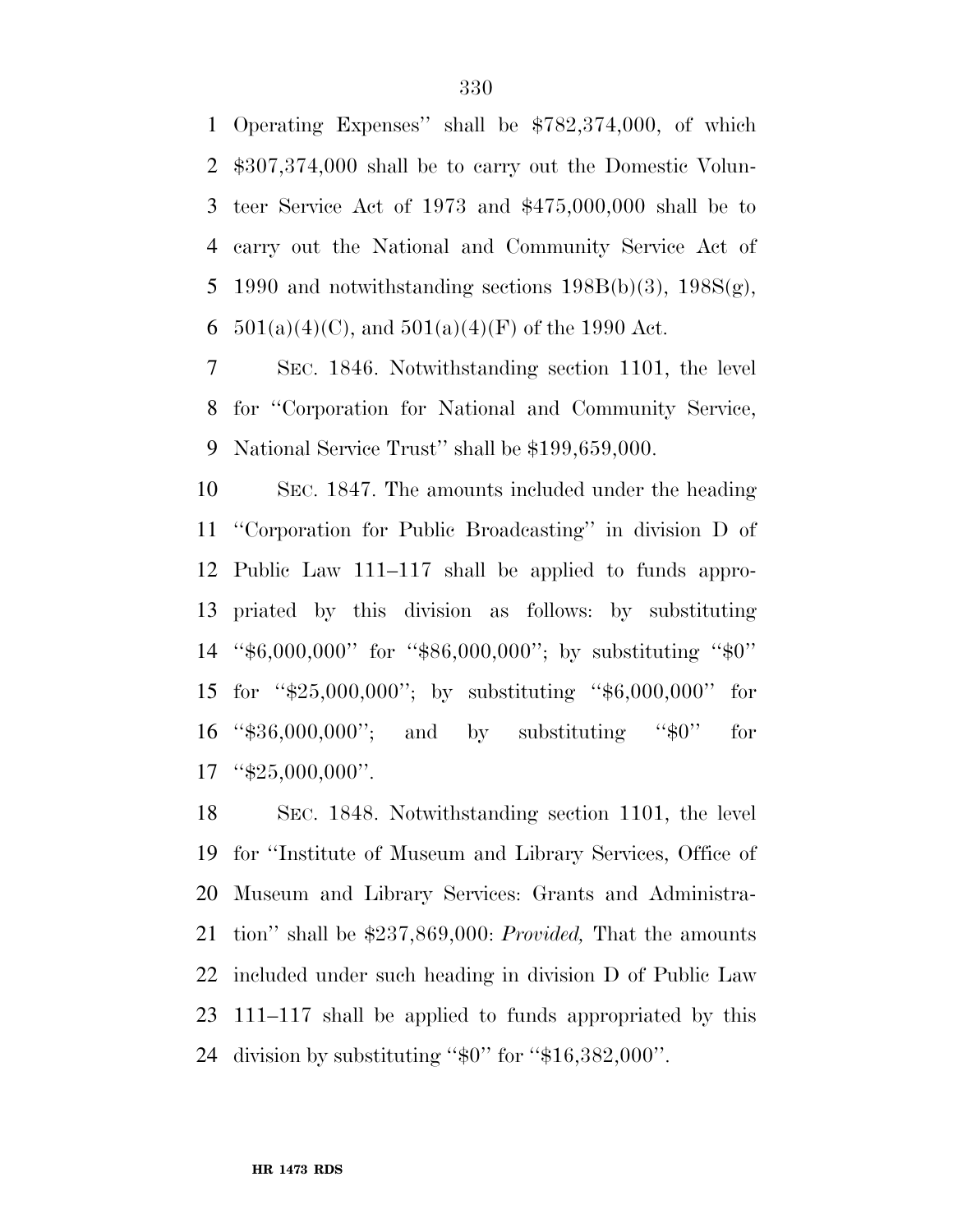Operating Expenses'' shall be $782,374,000, of which $307,374,000 shall be to carry out the Domestic Volunteer Service Act of 1973 and $475,000,000 shall be to carry out the National and Community Service Act of 1990 and notwithstanding sections 198B(b)(3), 198S(g), 501(a)(4)(C), and 501(a)(4)(F) of the 1990 Act.

SEC. 1846. Notwithstanding section 1101, the level for ''Corporation for National and Community Service, National Service Trust'' shall be $199,659,000.

SEC. 1847. The amounts included under the heading ''Corporation for Public Broadcasting'' in division D of Public Law 111–117 shall be applied to funds appropriated by this division as follows: by substituting ''$6,000,000'' for ''$86,000,000''; by substituting ''$0'' for ''$25,000,000''; by substituting ''$6,000,000'' for ''$36,000,000''; and by substituting ''$0'' for ''$25,000,000''.

SEC. 1848. Notwithstanding section 1101, the level for ''Institute of Museum and Library Services, Office of Museum and Library Services: Grants and Administration'' shall be $237,869,000: *Provided,* That the amounts included under such heading in division D of Public Law 111–117 shall be applied to funds appropriated by this division by substituting ''$0'' for ''$16,382,000''.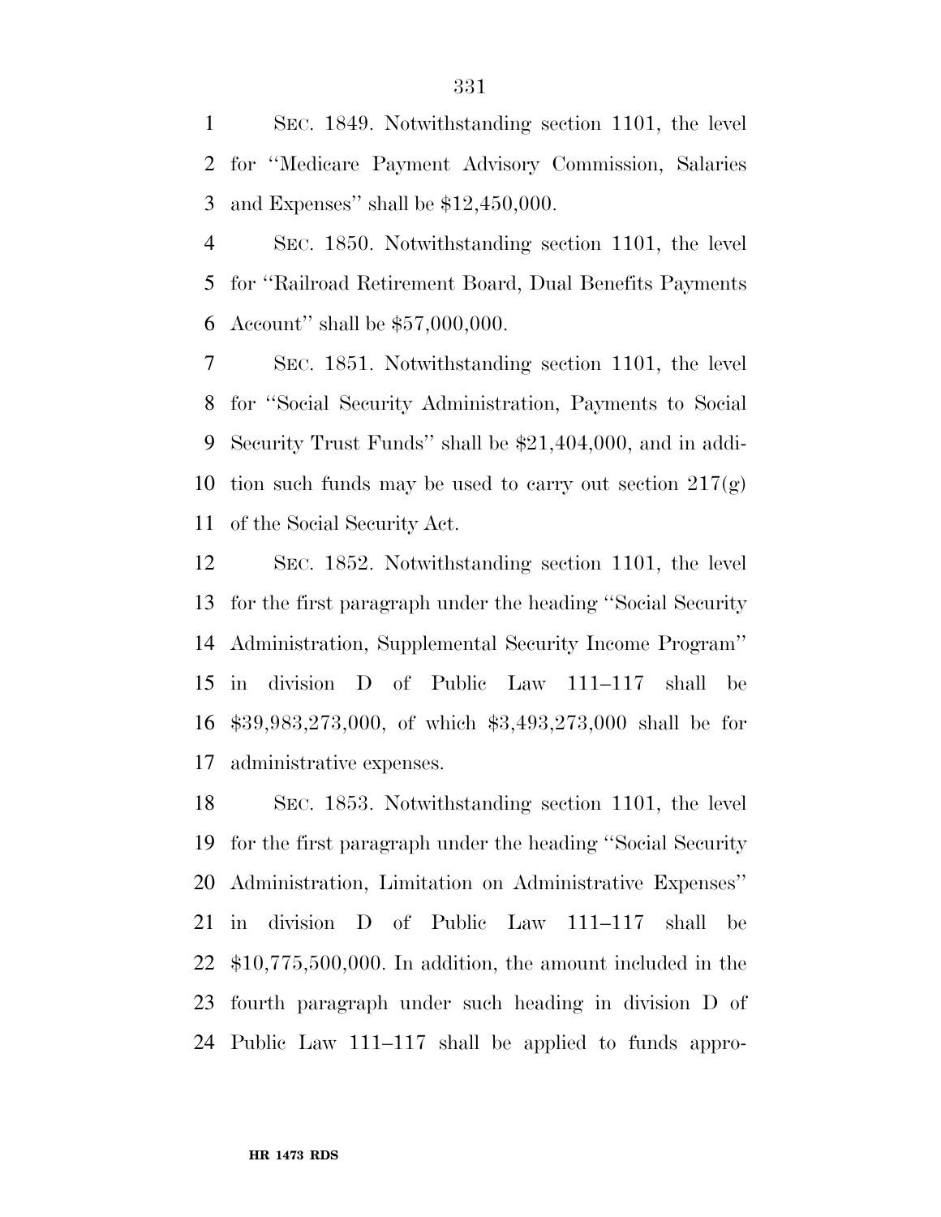SEC. 1849. Notwithstanding section 1101, the level for ''Medicare Payment Advisory Commission, Salaries and Expenses'' shall be $12,450,000.

SEC. 1850. Notwithstanding section 1101, the level for ''Railroad Retirement Board, Dual Benefits Payments Account'' shall be $57,000,000.

SEC. 1851. Notwithstanding section 1101, the level for ''Social Security Administration, Payments to Social Security Trust Funds'' shall be $21,404,000, and in addition such funds may be used to carry out section 217(g) of the Social Security Act.

SEC. 1852. Notwithstanding section 1101, the level for the first paragraph under the heading ''Social Security Administration, Supplemental Security Income Program'' in division D of Public Law 111–117 shall be $39,983,273,000, of which $3,493,273,000 shall be for administrative expenses.

SEC. 1853. Notwithstanding section 1101, the level for the first paragraph under the heading ''Social Security Administration, Limitation on Administrative Expenses'' in division D of Public Law 111–117 shall be $10,775,500,000. In addition, the amount included in the fourth paragraph under such heading in division D of Public Law 111–117 shall be applied to funds appro-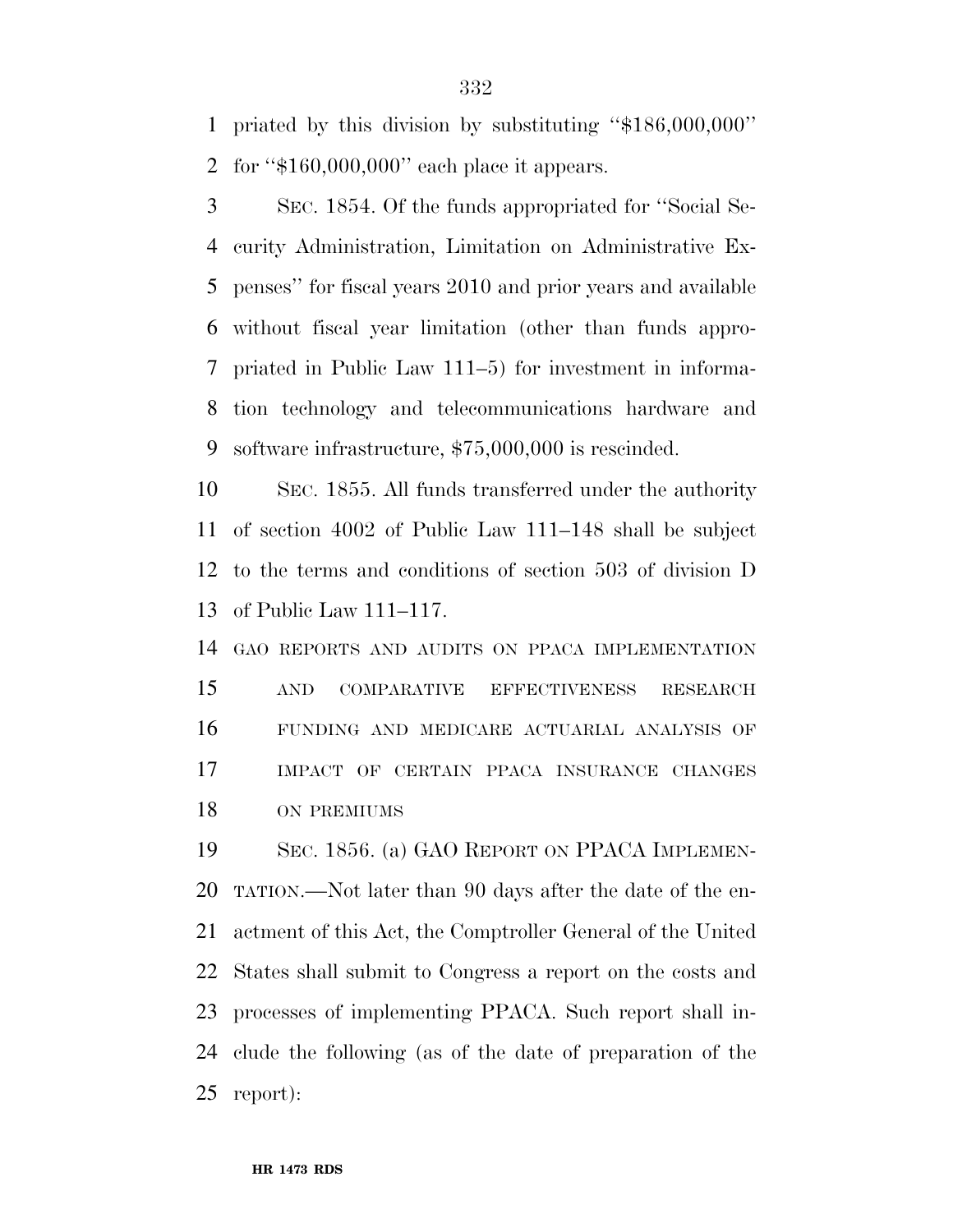priated by this division by substituting ''$186,000,000'' for ''$160,000,000'' each place it appears.

SEC. 1854. Of the funds appropriated for ''Social Security Administration, Limitation on Administrative Expenses'' for fiscal years 2010 and prior years and available without fiscal year limitation (other than funds appropriated in Public Law 111–5) for investment in information technology and telecommunications hardware and software infrastructure, $75,000,000 is rescinded.

SEC. 1855. All funds transferred under the authority of section 4002 of Public Law 111–148 shall be subject to the terms and conditions of section 503 of division D of Public Law 111–117.

GAO REPORTS AND AUDITS ON PPACA IMPLEMENTATION AND COMPARATIVE EFFECTIVENESS RESEARCH FUNDING AND MEDICARE ACTUARIAL ANALYSIS OF IMPACT OF CERTAIN PPACA INSURANCE CHANGES ON PREMIUMS

SEC. 1856. (a) GAO REPORT ON PPACA IMPLEMENTATION.—Not later than 90 days after the date of the enactment of this Act, the Comptroller General of the United States shall submit to Congress a report on the costs and processes of implementing PPACA. Such report shall include the following (as of the date of preparation of the report):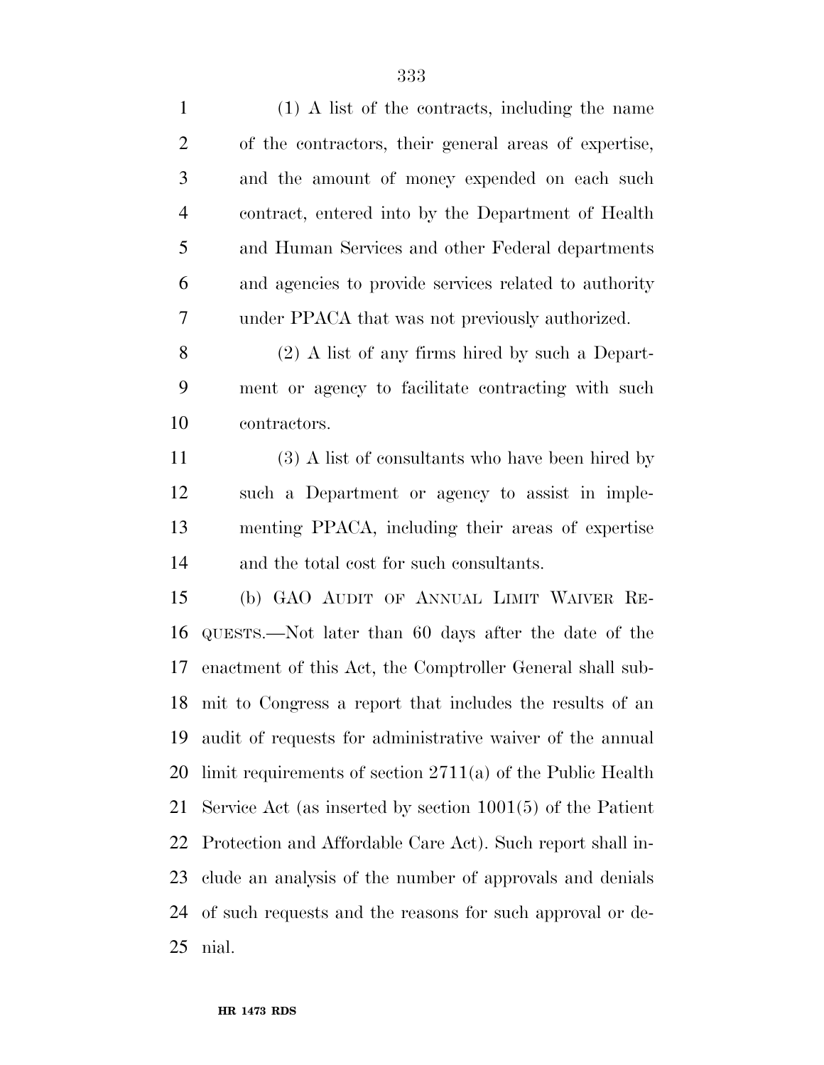(1) A list of the contracts, including the name of the contractors, their general areas of expertise, and the amount of money expended on each such contract, entered into by the Department of Health and Human Services and other Federal departments and agencies to provide services related to authority under PPACA that was not previously authorized.

(2) A list of any firms hired by such a Department or agency to facilitate contracting with such contractors.

(3) A list of consultants who have been hired by such a Department or agency to assist in implementing PPACA, including their areas of expertise and the total cost for such consultants.

(b) GAO AUDIT OF ANNUAL LIMIT WAIVER REQUESTS.—Not later than 60 days after the date of the enactment of this Act, the Comptroller General shall submit to Congress a report that includes the results of an audit of requests for administrative waiver of the annual limit requirements of section 2711(a) of the Public Health Service Act (as inserted by section 1001(5) of the Patient Protection and Affordable Care Act). Such report shall include an analysis of the number of approvals and denials of such requests and the reasons for such approval or denial.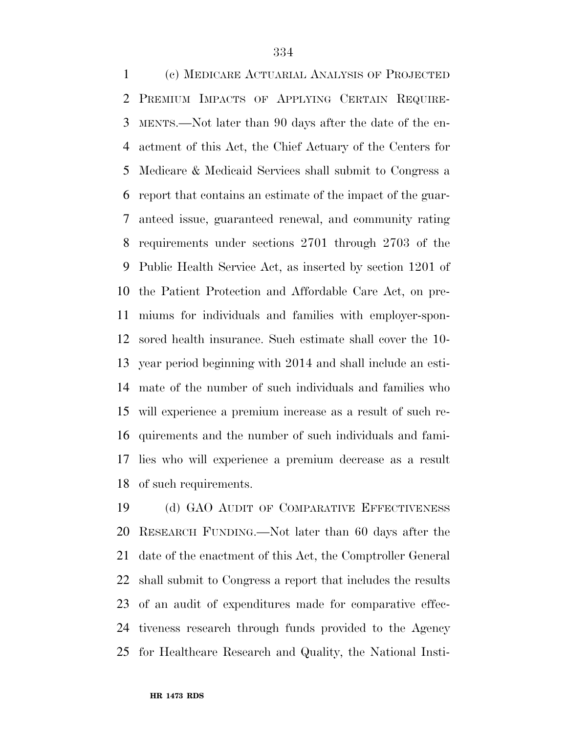(c) MEDICARE ACTUARIAL ANALYSIS OF PROJECTED PREMIUM IMPACTS OF APPLYING CERTAIN REQUIREMENTS.—Not later than 90 days after the date of the enactment of this Act, the Chief Actuary of the Centers for Medicare & Medicaid Services shall submit to Congress a report that contains an estimate of the impact of the guaranteed issue, guaranteed renewal, and community rating requirements under sections 2701 through 2703 of the Public Health Service Act, as inserted by section 1201 of the Patient Protection and Affordable Care Act, on premiums for individuals and families with employer-sponsored health insurance. Such estimate shall cover the 10-year period beginning with 2014 and shall include an estimate of the number of such individuals and families who will experience a premium increase as a result of such requirements and the number of such individuals and families who will experience a premium decrease as a result of such requirements.

(d) GAO AUDIT OF COMPARATIVE EFFECTIVENESS RESEARCH FUNDING.—Not later than 60 days after the date of the enactment of this Act, the Comptroller General shall submit to Congress a report that includes the results of an audit of expenditures made for comparative effectiveness research through funds provided to the Agency for Healthcare Research and Quality, the National Insti-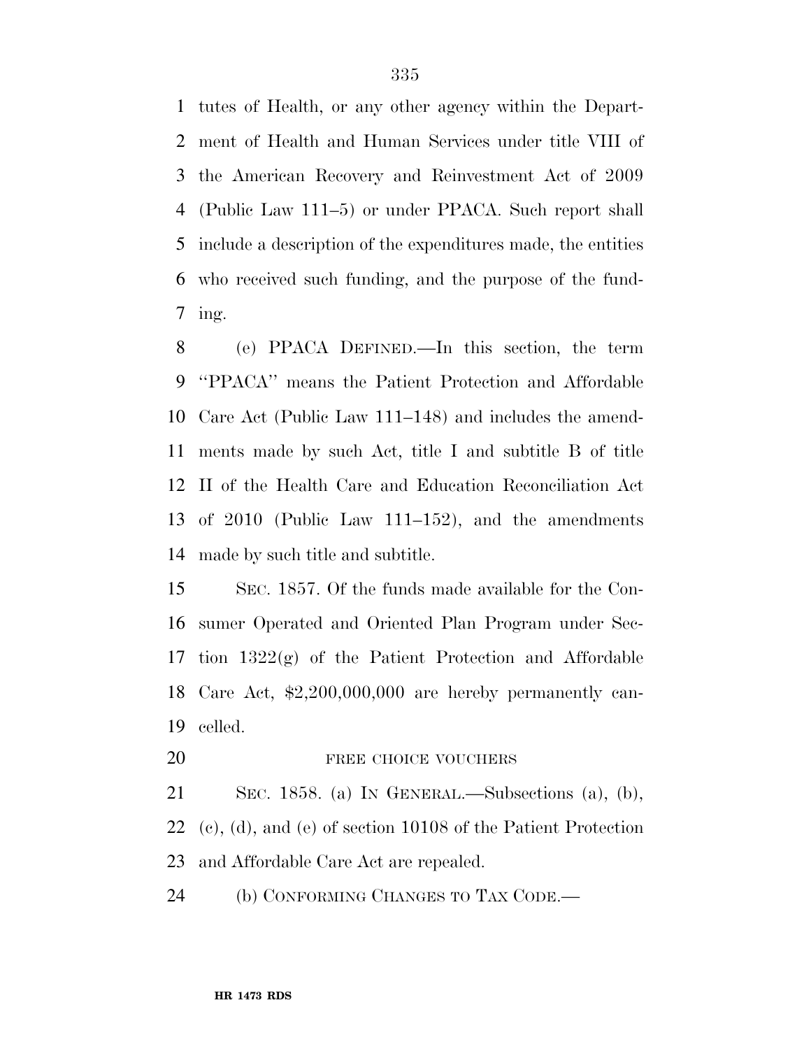tutes of Health, or any other agency within the Department of Health and Human Services under title VIII of the American Recovery and Reinvestment Act of 2009 (Public Law 111–5) or under PPACA. Such report shall include a description of the expenditures made, the entities who received such funding, and the purpose of the funding.

(e) PPACA DEFINED.—In this section, the term ''PPACA'' means the Patient Protection and Affordable Care Act (Public Law 111–148) and includes the amendments made by such Act, title I and subtitle B of title II of the Health Care and Education Reconciliation Act of 2010 (Public Law 111–152), and the amendments made by such title and subtitle.

SEC. 1857. Of the funds made available for the Consumer Operated and Oriented Plan Program under Section 1322(g) of the Patient Protection and Affordable Care Act, $2,200,000,000 are hereby permanently cancelled.

FREE CHOICE VOUCHERS

SEC. 1858. (a) IN GENERAL.—Subsections (a), (b), (c), (d), and (e) of section 10108 of the Patient Protection and Affordable Care Act are repealed.

(b) CONFORMING CHANGES TO TAX CODE.—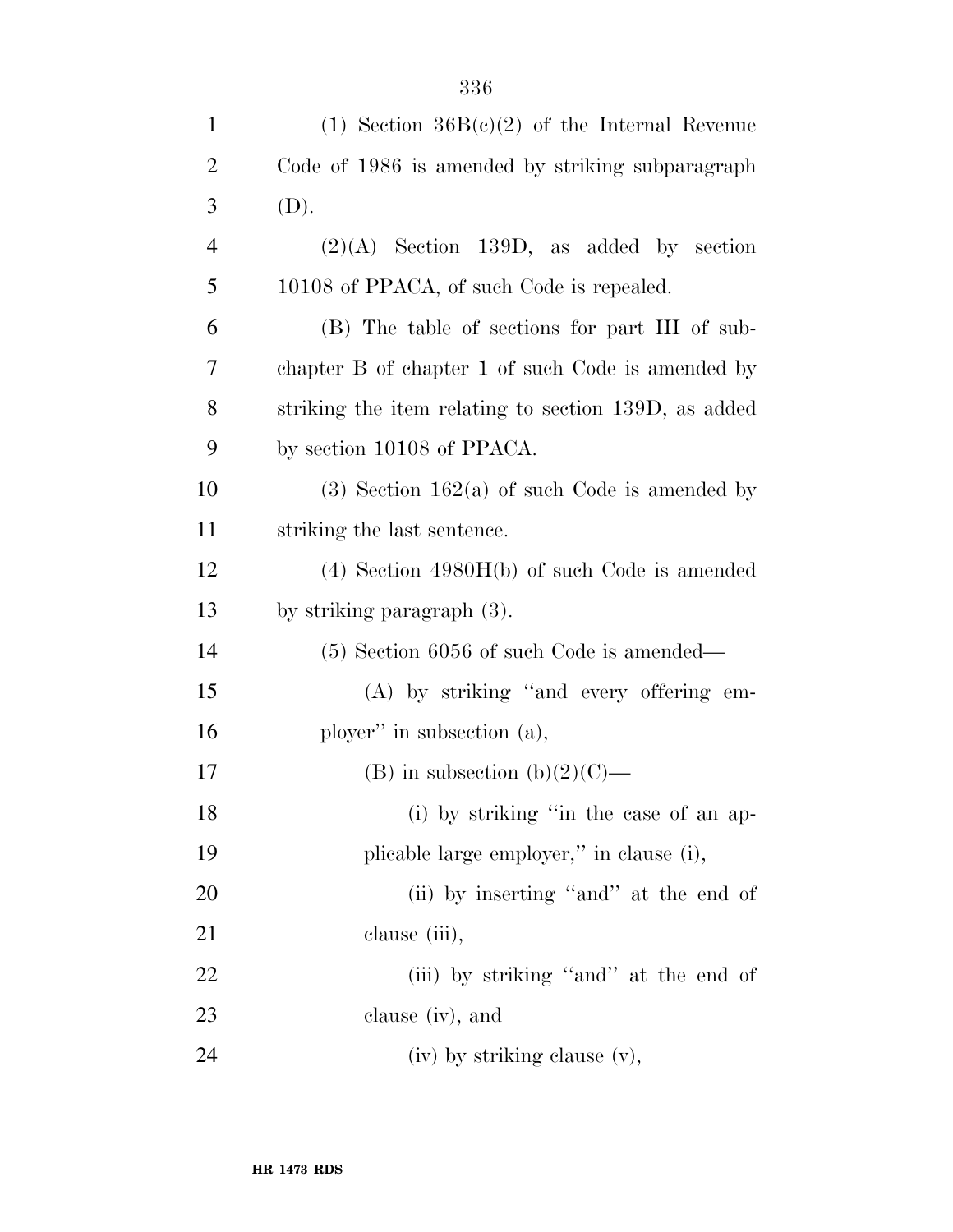(1) Section 36B(c)(2) of the Internal Revenue Code of 1986 is amended by striking subparagraph (D).

(2)(A) Section 139D, as added by section 10108 of PPACA, of such Code is repealed.

(B) The table of sections for part III of subchapter B of chapter 1 of such Code is amended by striking the item relating to section 139D, as added by section 10108 of PPACA.

(3) Section 162(a) of such Code is amended by striking the last sentence.

(4) Section 4980H(b) of such Code is amended by striking paragraph (3).

(5) Section 6056 of such Code is amended—

(A) by striking "and every offering employer" in subsection (a),

(B) in subsection (b)(2)(C)—

(i) by striking "in the case of an applicable large employer," in clause (i),

(ii) by inserting "and" at the end of clause (iii),

(iii) by striking "and" at the end of clause (iv), and

(iv) by striking clause (v),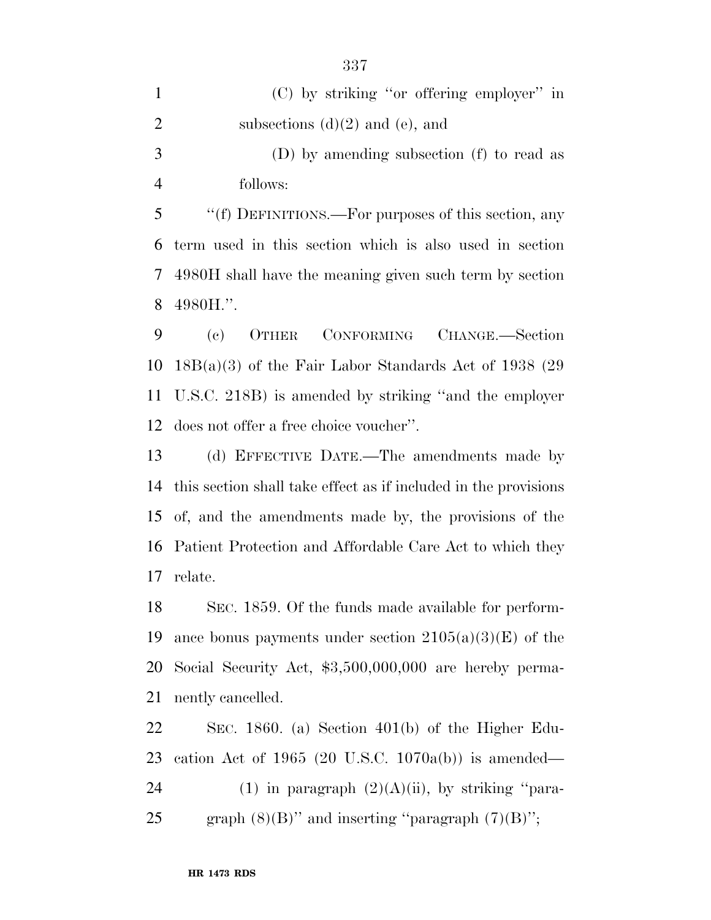(C) by striking ''or offering employer'' in subsections (d)(2) and (e), and

(D) by amending subsection (f) to read as follows:

''(f) DEFINITIONS.—For purposes of this section, any term used in this section which is also used in section 4980H shall have the meaning given such term by section 4980H.''.

(c) OTHER CONFORMING CHANGE.—Section 18B(a)(3) of the Fair Labor Standards Act of 1938 (29 U.S.C. 218B) is amended by striking ''and the employer does not offer a free choice voucher''.

(d) EFFECTIVE DATE.—The amendments made by this section shall take effect as if included in the provisions of, and the amendments made by, the provisions of the Patient Protection and Affordable Care Act to which they relate.

SEC. 1859. Of the funds made available for performance bonus payments under section 2105(a)(3)(E) of the Social Security Act, $3,500,000,000 are hereby permanently cancelled.

SEC. 1860. (a) Section 401(b) of the Higher Education Act of 1965 (20 U.S.C. 1070a(b)) is amended—

(1) in paragraph (2)(A)(ii), by striking ''paragraph (8)(B)'' and inserting ''paragraph (7)(B)'';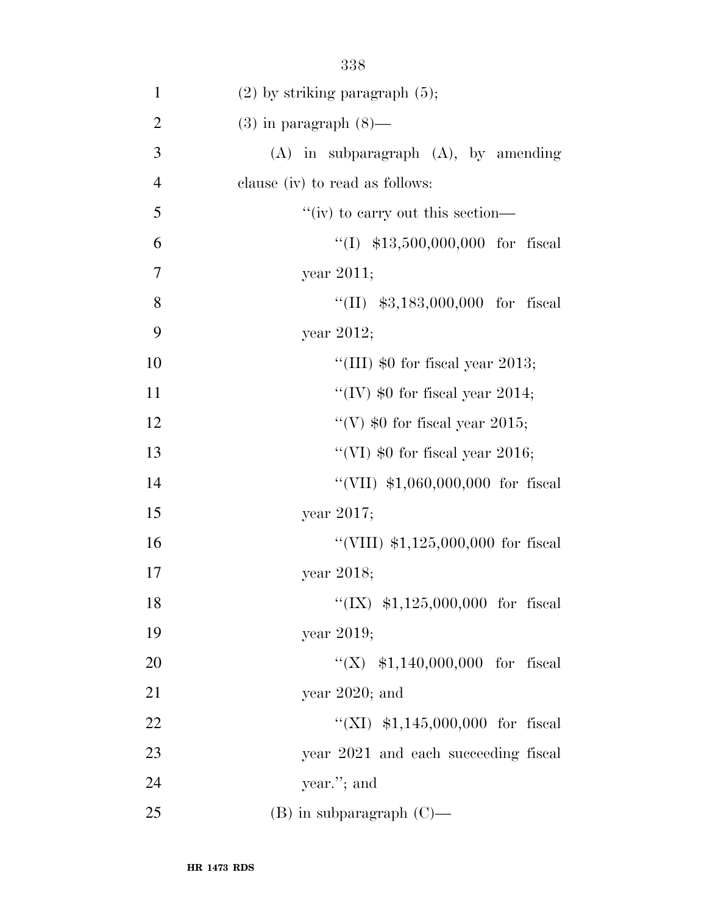(2) by striking paragraph (5);

(3) in paragraph (8)—

(A) in subparagraph (A), by amending clause (iv) to read as follows:

"(iv) to carry out this section—

"(I) $13,500,000,000 for fiscal year 2011;

"(II) $3,183,000,000 for fiscal year 2012;

"(III) $0 for fiscal year 2013;

"(IV) $0 for fiscal year 2014;

"(V) $0 for fiscal year 2015;

"(VI) $0 for fiscal year 2016;

"(VII) $1,060,000,000 for fiscal year 2017;

"(VIII) $1,125,000,000 for fiscal year 2018;

"(IX) $1,125,000,000 for fiscal year 2019;

"(X) $1,140,000,000 for fiscal year 2020; and

"(XI) $1,145,000,000 for fiscal year 2021 and each succeeding fiscal year."; and

(B) in subparagraph (C)—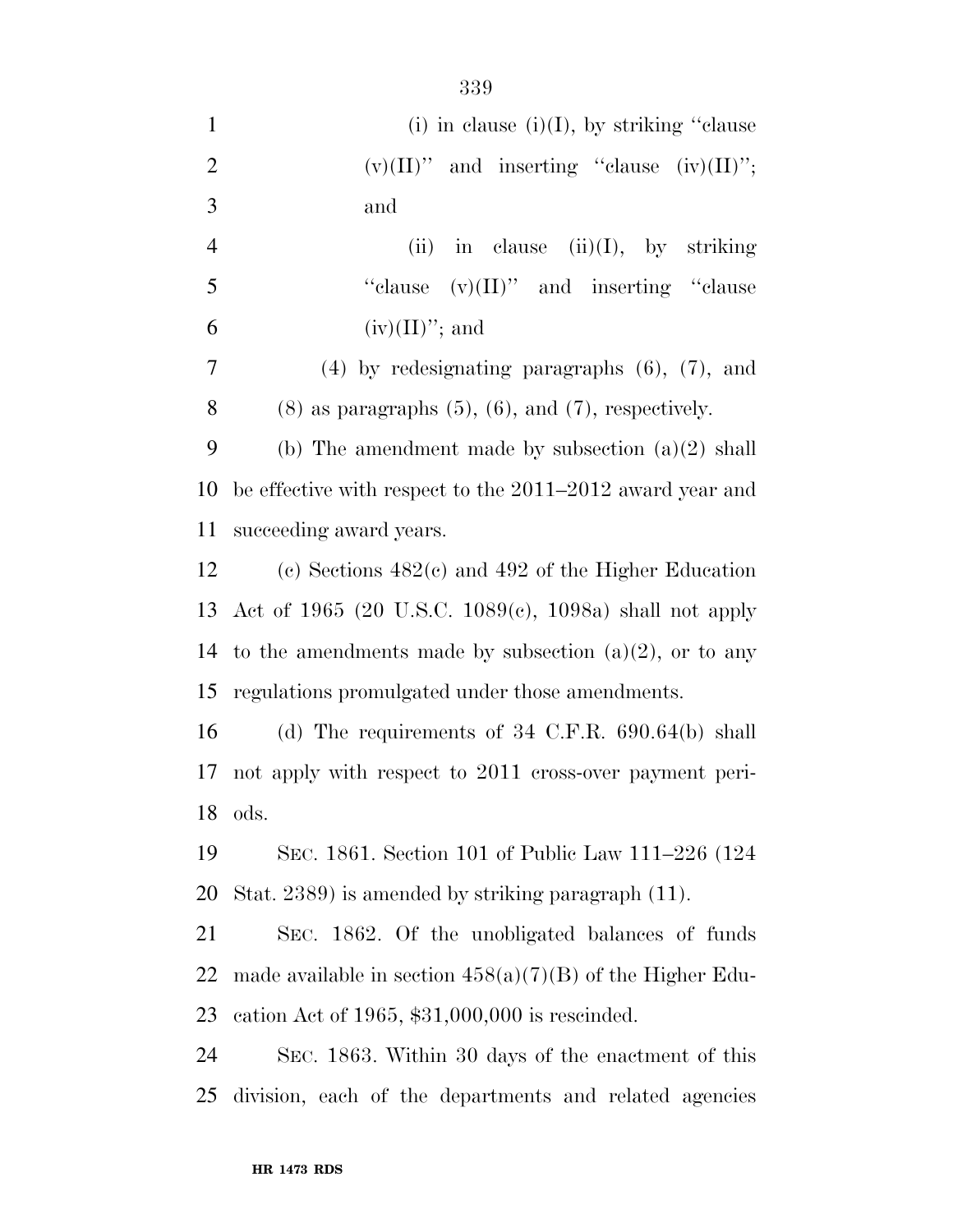(i) in clause (i)(I), by striking ''clause (v)(II)'' and inserting ''clause (iv)(II)''; and

(ii) in clause (ii)(I), by striking ''clause (v)(II)'' and inserting ''clause (iv)(II)''; and

(4) by redesignating paragraphs (6), (7), and (8) as paragraphs (5), (6), and (7), respectively.

(b) The amendment made by subsection (a)(2) shall be effective with respect to the 2011–2012 award year and succeeding award years.

(c) Sections 482(c) and 492 of the Higher Education Act of 1965 (20 U.S.C. 1089(c), 1098a) shall not apply to the amendments made by subsection (a)(2), or to any regulations promulgated under those amendments.

(d) The requirements of 34 C.F.R. 690.64(b) shall not apply with respect to 2011 cross-over payment periods.

SEC. 1861. Section 101 of Public Law 111–226 (124 Stat. 2389) is amended by striking paragraph (11).

SEC. 1862. Of the unobligated balances of funds made available in section 458(a)(7)(B) of the Higher Education Act of 1965, $31,000,000 is rescinded.

SEC. 1863. Within 30 days of the enactment of this division, each of the departments and related agencies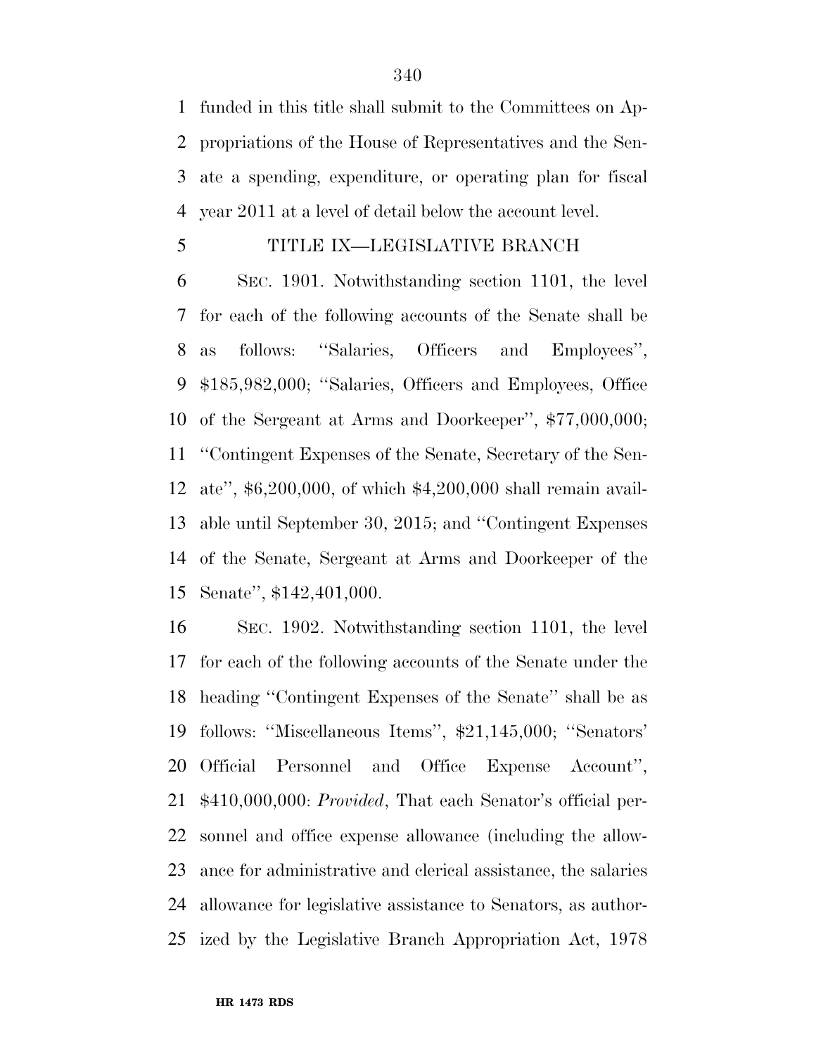funded in this title shall submit to the Committees on Appropriations of the House of Representatives and the Senate a spending, expenditure, or operating plan for fiscal year 2011 at a level of detail below the account level.

## TITLE IX—LEGISLATIVE BRANCH

SEC. 1901. Notwithstanding section 1101, the level for each of the following accounts of the Senate shall be as follows: ''Salaries, Officers and Employees'', $185,982,000; ''Salaries, Officers and Employees, Office of the Sergeant at Arms and Doorkeeper'', $77,000,000; ''Contingent Expenses of the Senate, Secretary of the Senate'', $6,200,000, of which $4,200,000 shall remain available until September 30, 2015; and ''Contingent Expenses of the Senate, Sergeant at Arms and Doorkeeper of the Senate'', $142,401,000.

SEC. 1902. Notwithstanding section 1101, the level for each of the following accounts of the Senate under the heading ''Contingent Expenses of the Senate'' shall be as follows: ''Miscellaneous Items'', $21,145,000; ''Senators' Official Personnel and Office Expense Account'', $410,000,000: *Provided*, That each Senator's official personnel and office expense allowance (including the allowance for administrative and clerical assistance, the salaries allowance for legislative assistance to Senators, as authorized by the Legislative Branch Appropriation Act, 1978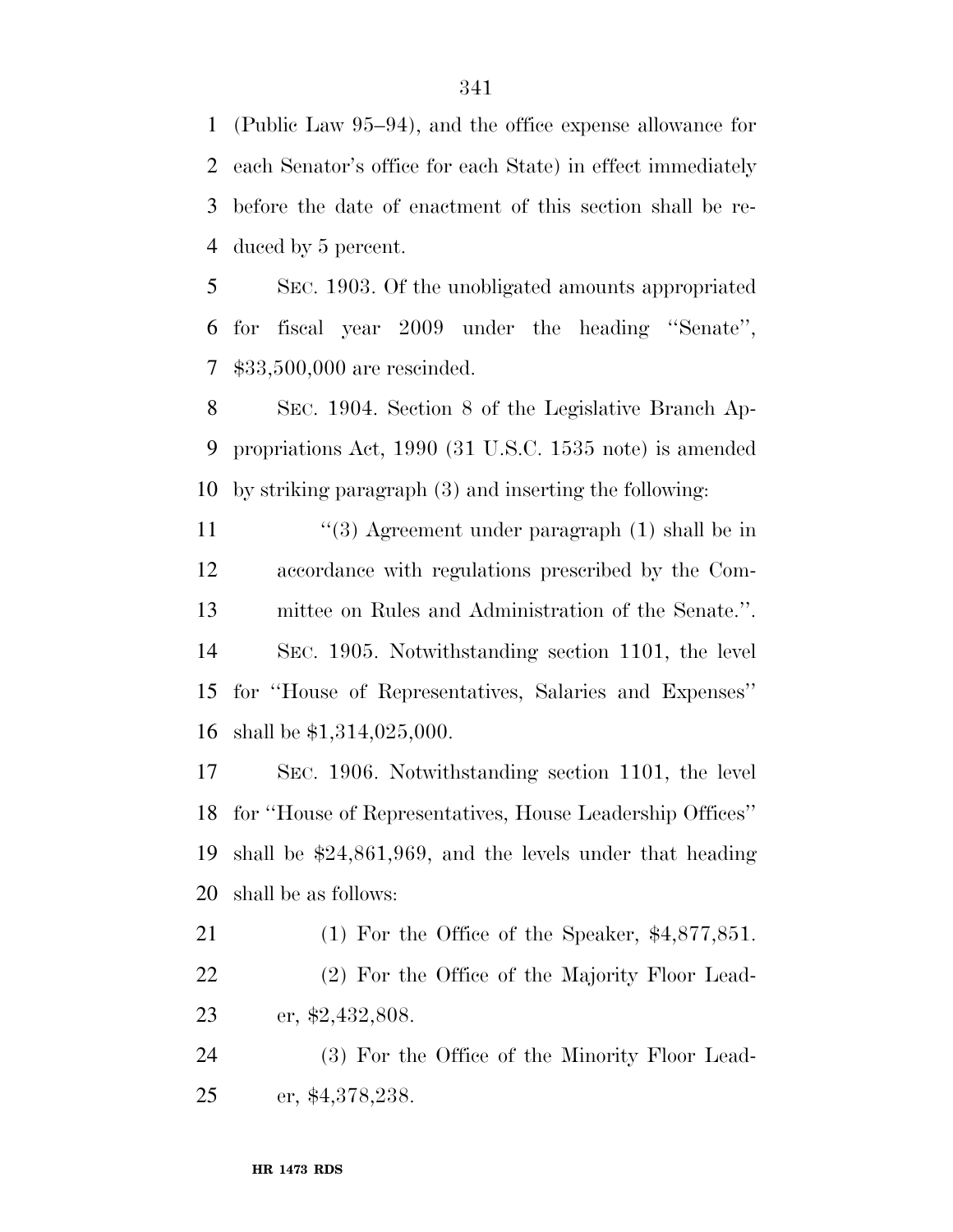(Public Law 95–94), and the office expense allowance for each Senator's office for each State) in effect immediately before the date of enactment of this section shall be reduced by 5 percent.

SEC. 1903. Of the unobligated amounts appropriated for fiscal year 2009 under the heading ''Senate'', $33,500,000 are rescinded.

SEC. 1904. Section 8 of the Legislative Branch Appropriations Act, 1990 (31 U.S.C. 1535 note) is amended by striking paragraph (3) and inserting the following:

''(3) Agreement under paragraph (1) shall be in accordance with regulations prescribed by the Committee on Rules and Administration of the Senate.''.

SEC. 1905. Notwithstanding section 1101, the level for ''House of Representatives, Salaries and Expenses'' shall be $1,314,025,000.

SEC. 1906. Notwithstanding section 1101, the level for ''House of Representatives, House Leadership Offices'' shall be $24,861,969, and the levels under that heading shall be as follows:

(1) For the Office of the Speaker, $4,877,851.

(2) For the Office of the Majority Floor Leader, $2,432,808.

(3) For the Office of the Minority Floor Leader, $4,378,238.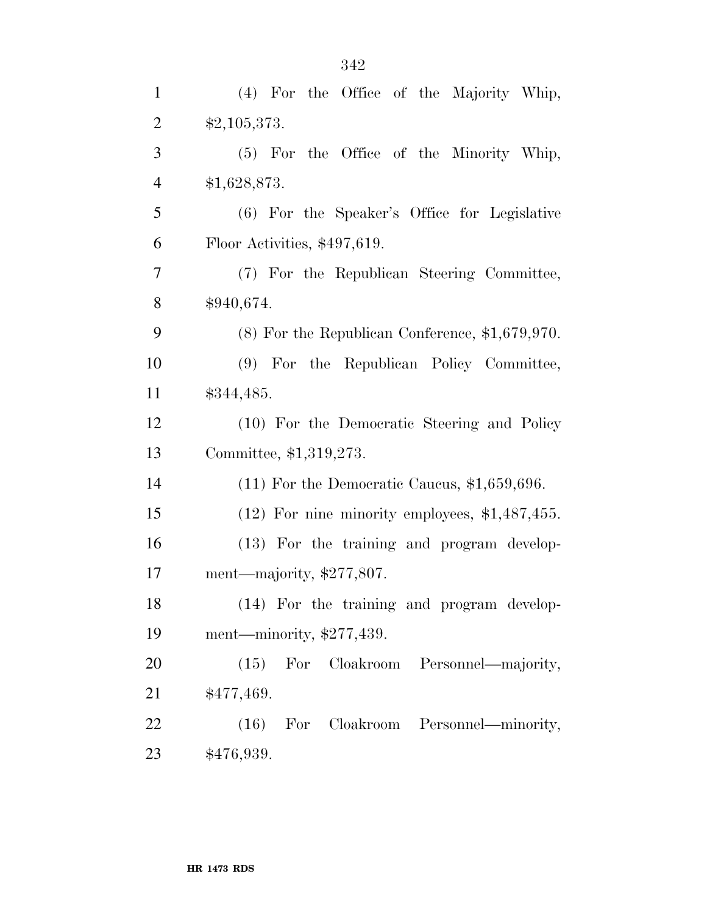(4) For the Office of the Majority Whip, $2,105,373.

(5) For the Office of the Minority Whip, $1,628,873.

(6) For the Speaker's Office for Legislative Floor Activities, $497,619.

(7) For the Republican Steering Committee, $940,674.

(8) For the Republican Conference, $1,679,970.

(9) For the Republican Policy Committee, $344,485.

(10) For the Democratic Steering and Policy Committee, $1,319,273.

(11) For the Democratic Caucus, $1,659,696.

(12) For nine minority employees, $1,487,455.

(13) For the training and program development—majority, $277,807.

(14) For the training and program development—minority, $277,439.

(15) For Cloakroom Personnel—majority, $477,469.

(16) For Cloakroom Personnel—minority, $476,939.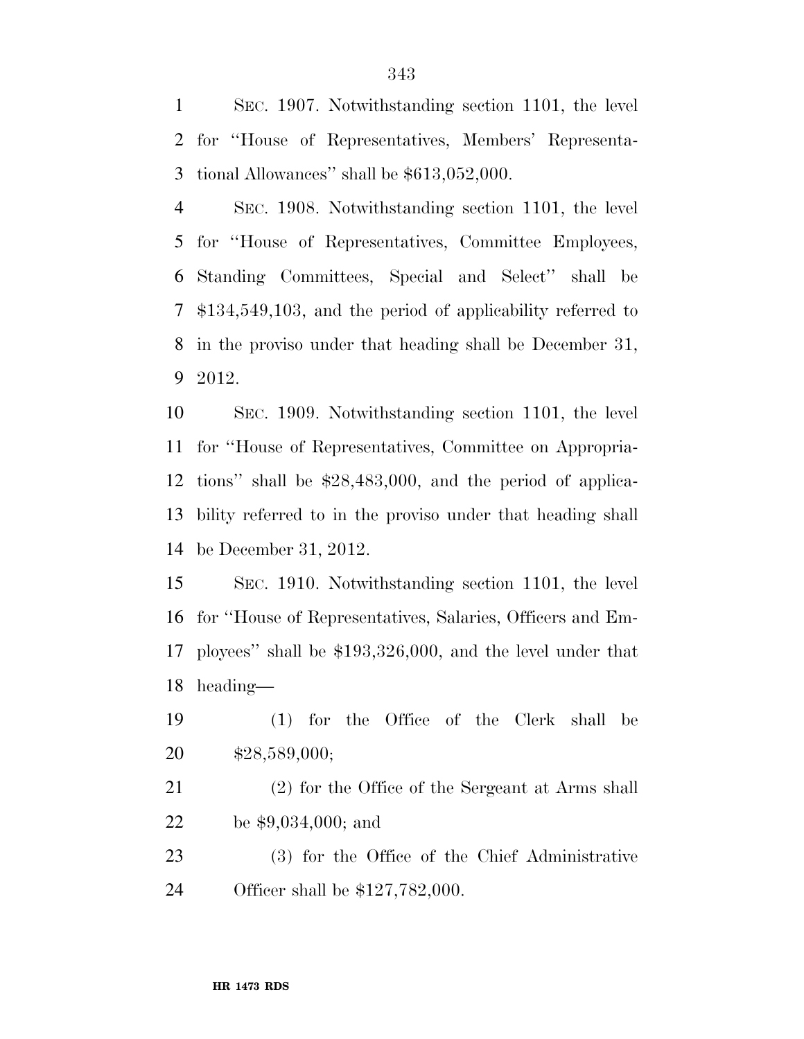SEC. 1907. Notwithstanding section 1101, the level for ''House of Representatives, Members' Representational Allowances'' shall be $613,052,000.

SEC. 1908. Notwithstanding section 1101, the level for ''House of Representatives, Committee Employees, Standing Committees, Special and Select'' shall be $134,549,103, and the period of applicability referred to in the proviso under that heading shall be December 31, 2012.

SEC. 1909. Notwithstanding section 1101, the level for ''House of Representatives, Committee on Appropriations'' shall be $28,483,000, and the period of applicability referred to in the proviso under that heading shall be December 31, 2012.

SEC. 1910. Notwithstanding section 1101, the level for ''House of Representatives, Salaries, Officers and Employees'' shall be $193,326,000, and the level under that heading—

(1) for the Office of the Clerk shall be $28,589,000;

(2) for the Office of the Sergeant at Arms shall be $9,034,000; and

(3) for the Office of the Chief Administrative Officer shall be $127,782,000.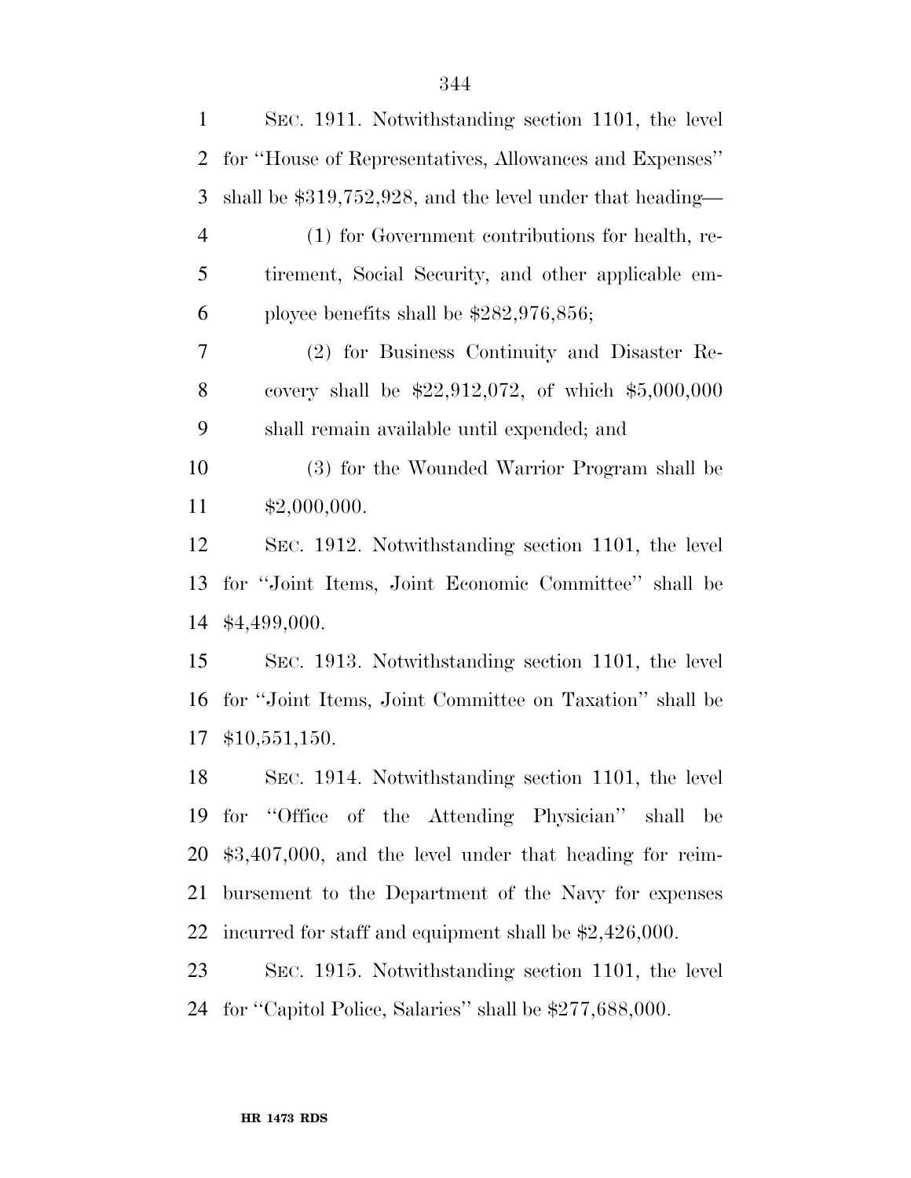SEC. 1911. Notwithstanding section 1101, the level for ''House of Representatives, Allowances and Expenses'' shall be $319,752,928, and the level under that heading—

(1) for Government contributions for health, retirement, Social Security, and other applicable employee benefits shall be $282,976,856;

(2) for Business Continuity and Disaster Recovery shall be $22,912,072, of which $5,000,000 shall remain available until expended; and

(3) for the Wounded Warrior Program shall be $2,000,000.

SEC. 1912. Notwithstanding section 1101, the level for ''Joint Items, Joint Economic Committee'' shall be $4,499,000.

SEC. 1913. Notwithstanding section 1101, the level for ''Joint Items, Joint Committee on Taxation'' shall be $10,551,150.

SEC. 1914. Notwithstanding section 1101, the level for ''Office of the Attending Physician'' shall be $3,407,000, and the level under that heading for reimbursement to the Department of the Navy for expenses incurred for staff and equipment shall be $2,426,000.

SEC. 1915. Notwithstanding section 1101, the level for ''Capitol Police, Salaries'' shall be $277,688,000.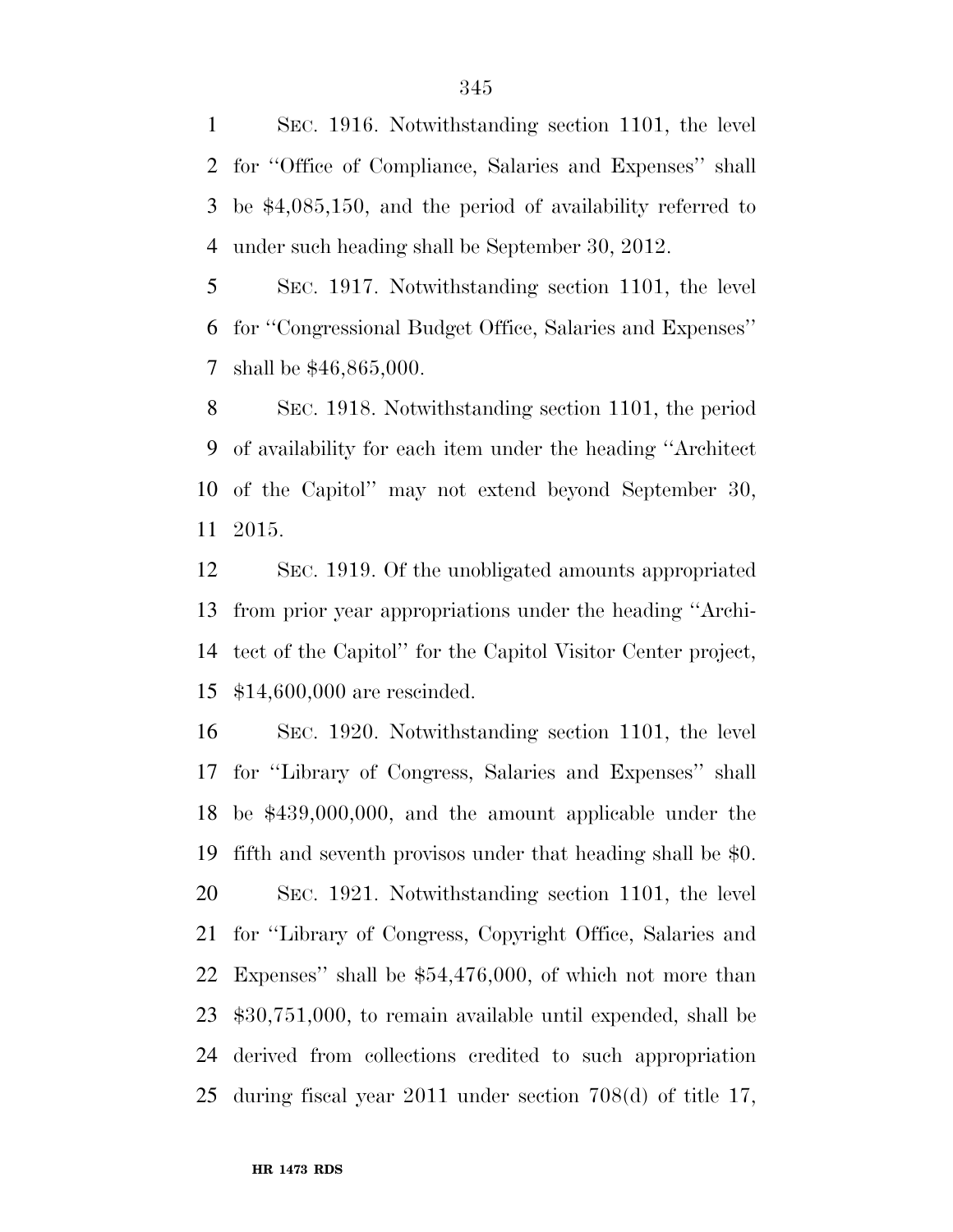SEC. 1916. Notwithstanding section 1101, the level for ''Office of Compliance, Salaries and Expenses'' shall be $4,085,150, and the period of availability referred to under such heading shall be September 30, 2012.

SEC. 1917. Notwithstanding section 1101, the level for ''Congressional Budget Office, Salaries and Expenses'' shall be $46,865,000.

SEC. 1918. Notwithstanding section 1101, the period of availability for each item under the heading ''Architect of the Capitol'' may not extend beyond September 30, 2015.

SEC. 1919. Of the unobligated amounts appropriated from prior year appropriations under the heading ''Architect of the Capitol'' for the Capitol Visitor Center project, $14,600,000 are rescinded.

SEC. 1920. Notwithstanding section 1101, the level for ''Library of Congress, Salaries and Expenses'' shall be $439,000,000, and the amount applicable under the fifth and seventh provisos under that heading shall be $0.

SEC. 1921. Notwithstanding section 1101, the level for ''Library of Congress, Copyright Office, Salaries and Expenses'' shall be $54,476,000, of which not more than $30,751,000, to remain available until expended, shall be derived from collections credited to such appropriation during fiscal year 2011 under section 708(d) of title 17,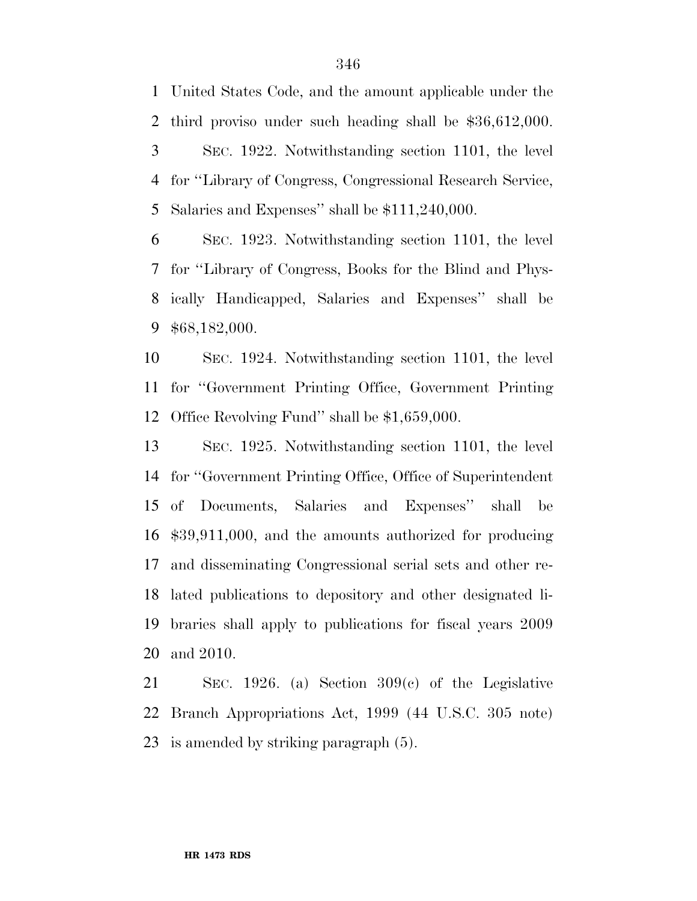United States Code, and the amount applicable under the third proviso under such heading shall be $36,612,000.

SEC. 1922. Notwithstanding section 1101, the level for ''Library of Congress, Congressional Research Service, Salaries and Expenses'' shall be $111,240,000.

SEC. 1923. Notwithstanding section 1101, the level for ''Library of Congress, Books for the Blind and Physically Handicapped, Salaries and Expenses'' shall be $68,182,000.

SEC. 1924. Notwithstanding section 1101, the level for ''Government Printing Office, Government Printing Office Revolving Fund'' shall be $1,659,000.

SEC. 1925. Notwithstanding section 1101, the level for ''Government Printing Office, Office of Superintendent of Documents, Salaries and Expenses'' shall be $39,911,000, and the amounts authorized for producing and disseminating Congressional serial sets and other related publications to depository and other designated libraries shall apply to publications for fiscal years 2009 and 2010.

SEC. 1926. (a) Section 309(c) of the Legislative Branch Appropriations Act, 1999 (44 U.S.C. 305 note) is amended by striking paragraph (5).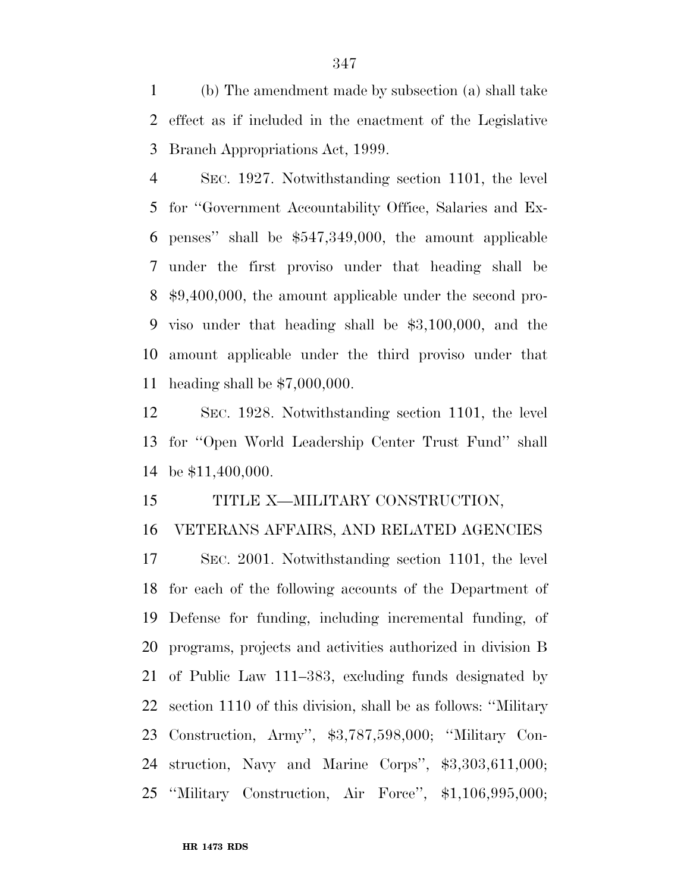(b) The amendment made by subsection (a) shall take effect as if included in the enactment of the Legislative Branch Appropriations Act, 1999.

SEC. 1927. Notwithstanding section 1101, the level for ''Government Accountability Office, Salaries and Expenses'' shall be $547,349,000, the amount applicable under the first proviso under that heading shall be $9,400,000, the amount applicable under the second proviso under that heading shall be $3,100,000, and the amount applicable under the third proviso under that heading shall be $7,000,000.

SEC. 1928. Notwithstanding section 1101, the level for ''Open World Leadership Center Trust Fund'' shall be $11,400,000.

## TITLE X—MILITARY CONSTRUCTION, VETERANS AFFAIRS, AND RELATED AGENCIES

SEC. 2001. Notwithstanding section 1101, the level for each of the following accounts of the Department of Defense for funding, including incremental funding, of programs, projects and activities authorized in division B of Public Law 111–383, excluding funds designated by section 1110 of this division, shall be as follows: ''Military Construction, Army'', $3,787,598,000; ''Military Construction, Navy and Marine Corps'', $3,303,611,000; ''Military Construction, Air Force'', $1,106,995,000;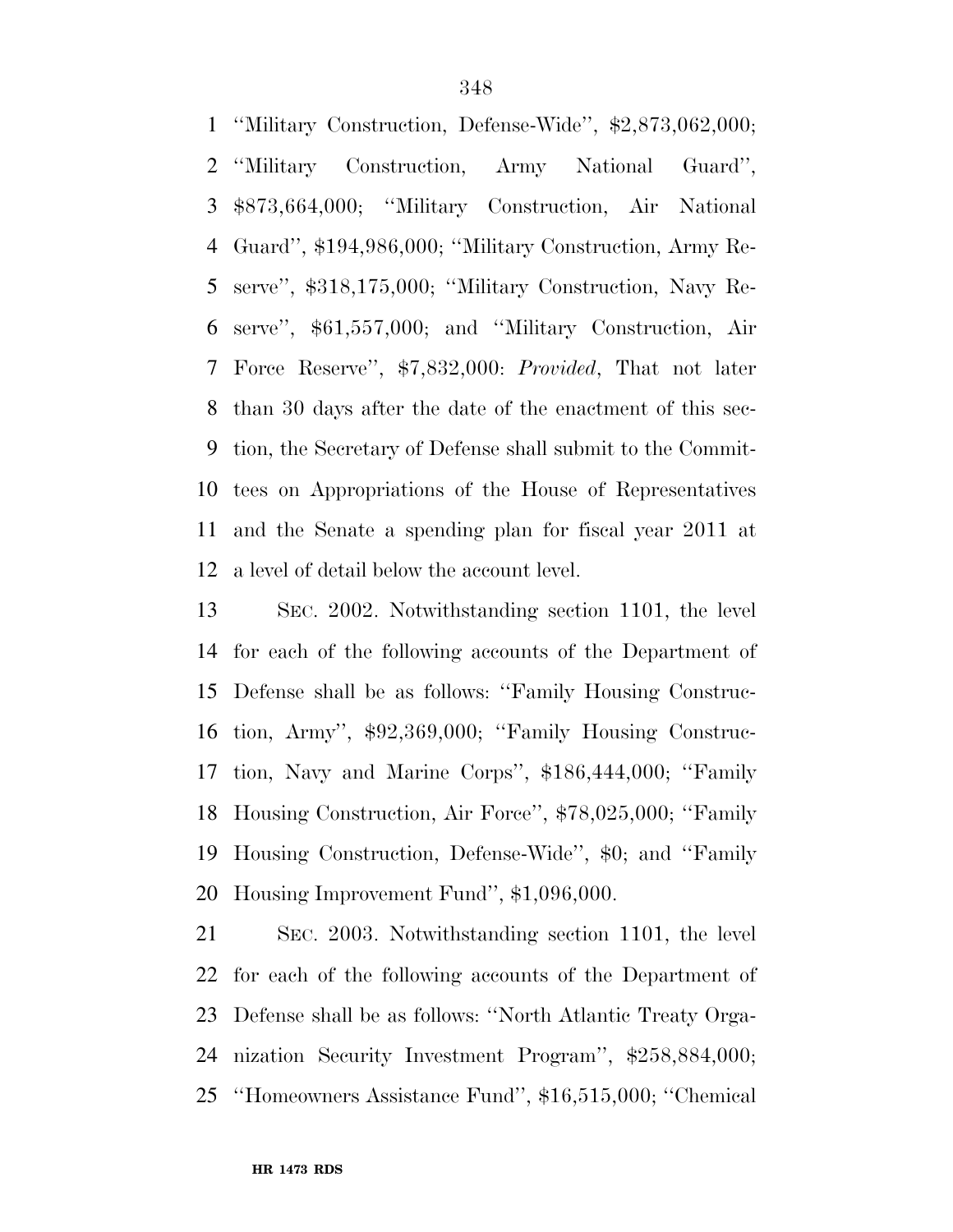''Military Construction, Defense-Wide'', $2,873,062,000; ''Military Construction, Army National Guard'', $873,664,000; ''Military Construction, Air National Guard'', $194,986,000; ''Military Construction, Army Reserve'', $318,175,000; ''Military Construction, Navy Reserve'', $61,557,000; and ''Military Construction, Air Force Reserve'', $7,832,000: *Provided*, That not later than 30 days after the date of the enactment of this section, the Secretary of Defense shall submit to the Committees on Appropriations of the House of Representatives and the Senate a spending plan for fiscal year 2011 at a level of detail below the account level.

SEC. 2002. Notwithstanding section 1101, the level for each of the following accounts of the Department of Defense shall be as follows: ''Family Housing Construction, Army'', $92,369,000; ''Family Housing Construction, Navy and Marine Corps'', $186,444,000; ''Family Housing Construction, Air Force'', $78,025,000; ''Family Housing Construction, Defense-Wide'', $0; and ''Family Housing Improvement Fund'', $1,096,000.

SEC. 2003. Notwithstanding section 1101, the level for each of the following accounts of the Department of Defense shall be as follows: ''North Atlantic Treaty Organization Security Investment Program'', $258,884,000; ''Homeowners Assistance Fund'', $16,515,000; ''Chemical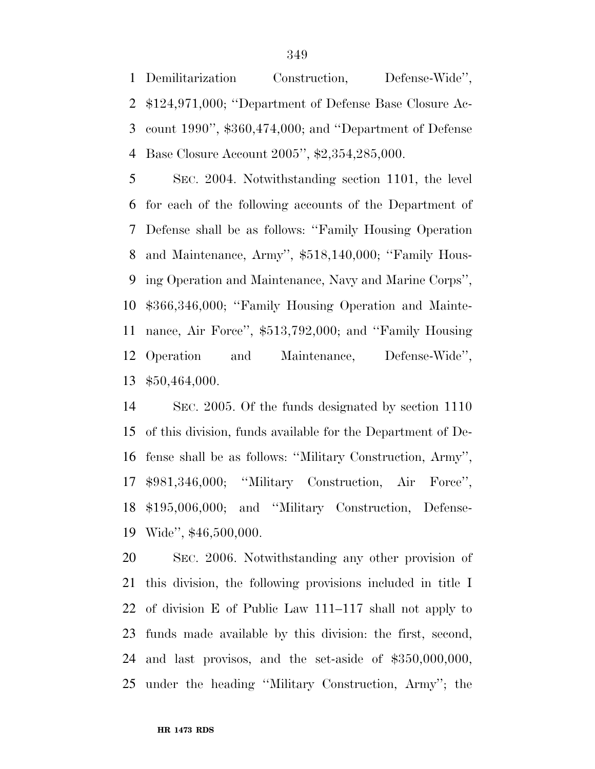Demilitarization Construction, Defense-Wide'', $124,971,000; ''Department of Defense Base Closure Account 1990'', $360,474,000; and ''Department of Defense Base Closure Account 2005'', $2,354,285,000.

SEC. 2004. Notwithstanding section 1101, the level for each of the following accounts of the Department of Defense shall be as follows: ''Family Housing Operation and Maintenance, Army'', $518,140,000; ''Family Housing Operation and Maintenance, Navy and Marine Corps'', $366,346,000; ''Family Housing Operation and Maintenance, Air Force'', $513,792,000; and ''Family Housing Operation and Maintenance, Defense-Wide'', $50,464,000.

SEC. 2005. Of the funds designated by section 1110 of this division, funds available for the Department of Defense shall be as follows: ''Military Construction, Army'', $981,346,000; ''Military Construction, Air Force'', $195,006,000; and ''Military Construction, Defense-Wide'', $46,500,000.

SEC. 2006. Notwithstanding any other provision of this division, the following provisions included in title I of division E of Public Law 111–117 shall not apply to funds made available by this division: the first, second, and last provisos, and the set-aside of $350,000,000, under the heading ''Military Construction, Army''; the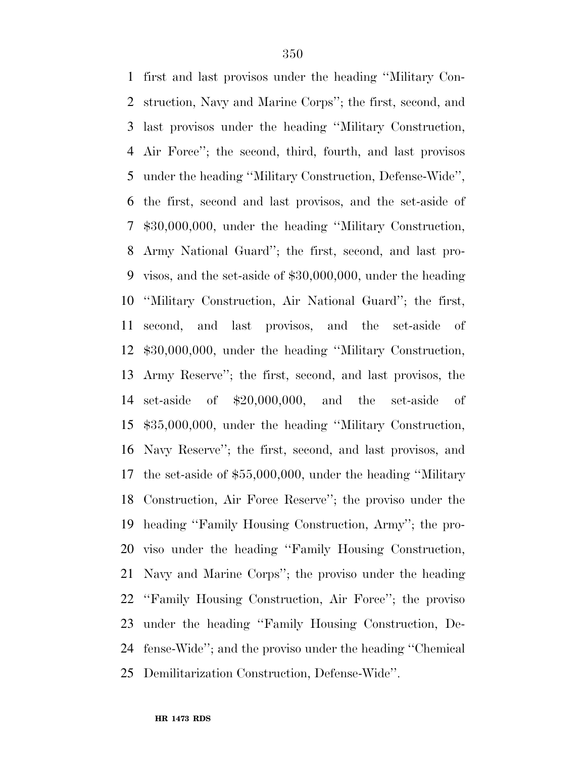first and last provisos under the heading ''Military Construction, Navy and Marine Corps''; the first, second, and last provisos under the heading ''Military Construction, Air Force''; the second, third, fourth, and last provisos under the heading ''Military Construction, Defense-Wide'', the first, second and last provisos, and the set-aside of $30,000,000, under the heading ''Military Construction, Army National Guard''; the first, second, and last provisos, and the set-aside of $30,000,000, under the heading ''Military Construction, Air National Guard''; the first, second, and last provisos, and the set-aside of $30,000,000, under the heading ''Military Construction, Army Reserve''; the first, second, and last provisos, the set-aside of $20,000,000, and the set-aside of $35,000,000, under the heading ''Military Construction, Navy Reserve''; the first, second, and last provisos, and the set-aside of $55,000,000, under the heading ''Military Construction, Air Force Reserve''; the proviso under the heading ''Family Housing Construction, Army''; the proviso under the heading ''Family Housing Construction, Navy and Marine Corps''; the proviso under the heading ''Family Housing Construction, Air Force''; the proviso under the heading ''Family Housing Construction, Defense-Wide''; and the proviso under the heading ''Chemical Demilitarization Construction, Defense-Wide''.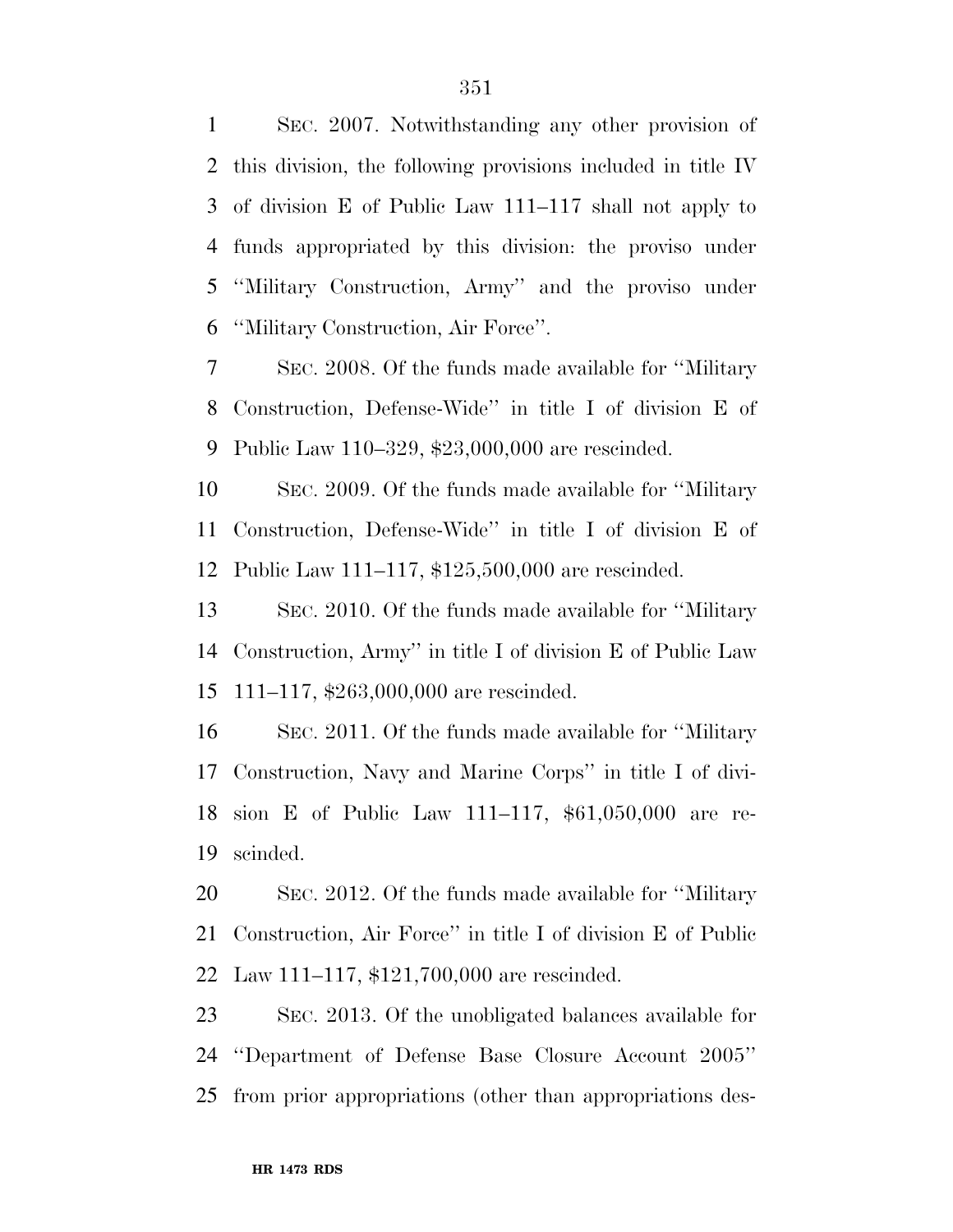SEC. 2007. Notwithstanding any other provision of this division, the following provisions included in title IV of division E of Public Law 111–117 shall not apply to funds appropriated by this division: the proviso under ''Military Construction, Army'' and the proviso under ''Military Construction, Air Force''.

SEC. 2008. Of the funds made available for ''Military Construction, Defense-Wide'' in title I of division E of Public Law 110–329, $23,000,000 are rescinded.

SEC. 2009. Of the funds made available for ''Military Construction, Defense-Wide'' in title I of division E of Public Law 111–117, $125,500,000 are rescinded.

SEC. 2010. Of the funds made available for ''Military Construction, Army'' in title I of division E of Public Law 111–117, $263,000,000 are rescinded.

SEC. 2011. Of the funds made available for ''Military Construction, Navy and Marine Corps'' in title I of division E of Public Law 111–117, $61,050,000 are rescinded.

SEC. 2012. Of the funds made available for ''Military Construction, Air Force'' in title I of division E of Public Law 111–117, $121,700,000 are rescinded.

SEC. 2013. Of the unobligated balances available for ''Department of Defense Base Closure Account 2005'' from prior appropriations (other than appropriations des-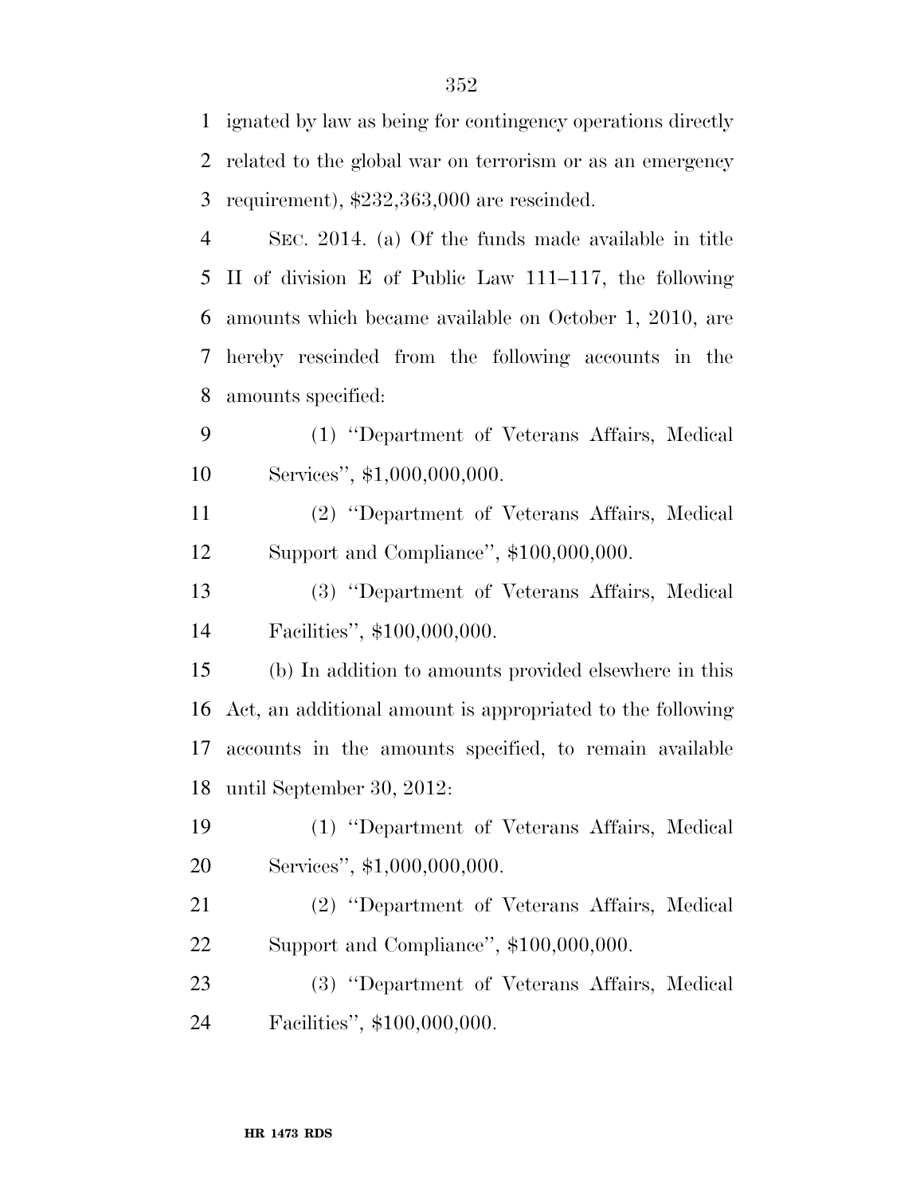ignated by law as being for contingency operations directly related to the global war on terrorism or as an emergency requirement), $232,363,000 are rescinded.

SEC. 2014. (a) Of the funds made available in title II of division E of Public Law 111–117, the following amounts which became available on October 1, 2010, are hereby rescinded from the following accounts in the amounts specified:

(1) ''Department of Veterans Affairs, Medical Services'', $1,000,000,000.

(2) ''Department of Veterans Affairs, Medical Support and Compliance'', $100,000,000.

(3) ''Department of Veterans Affairs, Medical Facilities'', $100,000,000.

(b) In addition to amounts provided elsewhere in this Act, an additional amount is appropriated to the following accounts in the amounts specified, to remain available until September 30, 2012:

(1) ''Department of Veterans Affairs, Medical Services'', $1,000,000,000.

(2) ''Department of Veterans Affairs, Medical Support and Compliance'', $100,000,000.

(3) ''Department of Veterans Affairs, Medical Facilities'', $100,000,000.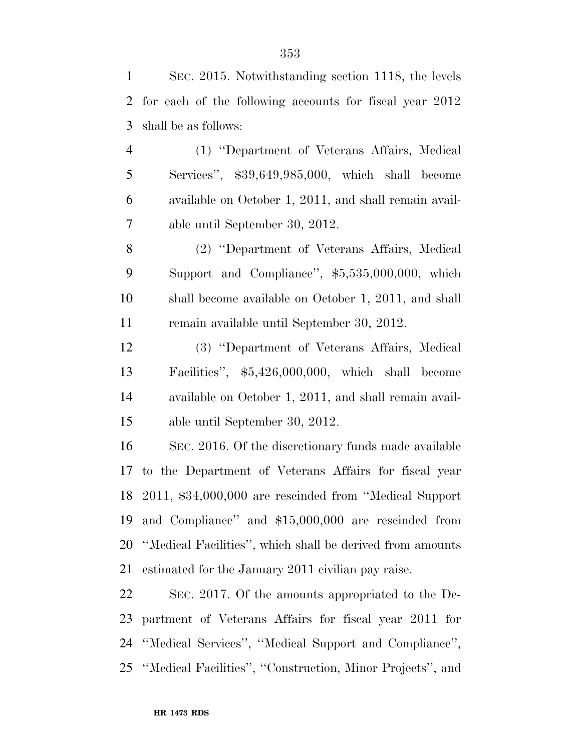SEC. 2015. Notwithstanding section 1118, the levels for each of the following accounts for fiscal year 2012 shall be as follows:

(1) ''Department of Veterans Affairs, Medical Services'', $39,649,985,000, which shall become available on October 1, 2011, and shall remain available until September 30, 2012.

(2) ''Department of Veterans Affairs, Medical Support and Compliance'', $5,535,000,000, which shall become available on October 1, 2011, and shall remain available until September 30, 2012.

(3) ''Department of Veterans Affairs, Medical Facilities'', $5,426,000,000, which shall become available on October 1, 2011, and shall remain available until September 30, 2012.

SEC. 2016. Of the discretionary funds made available to the Department of Veterans Affairs for fiscal year 2011, $34,000,000 are rescinded from ''Medical Support and Compliance'' and $15,000,000 are rescinded from ''Medical Facilities'', which shall be derived from amounts estimated for the January 2011 civilian pay raise.

SEC. 2017. Of the amounts appropriated to the Department of Veterans Affairs for fiscal year 2011 for ''Medical Services'', ''Medical Support and Compliance'', ''Medical Facilities'', ''Construction, Minor Projects'', and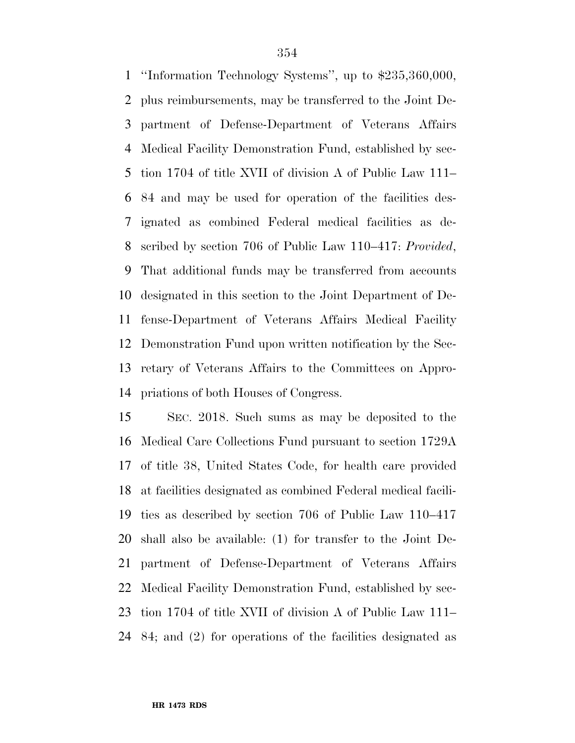''Information Technology Systems'', up to $235,360,000, plus reimbursements, may be transferred to the Joint Department of Defense-Department of Veterans Affairs Medical Facility Demonstration Fund, established by section 1704 of title XVII of division A of Public Law 111–84 and may be used for operation of the facilities designated as combined Federal medical facilities as described by section 706 of Public Law 110–417: *Provided*, That additional funds may be transferred from accounts designated in this section to the Joint Department of Defense-Department of Veterans Affairs Medical Facility Demonstration Fund upon written notification by the Secretary of Veterans Affairs to the Committees on Appropriations of both Houses of Congress.

SEC. 2018. Such sums as may be deposited to the Medical Care Collections Fund pursuant to section 1729A of title 38, United States Code, for health care provided at facilities designated as combined Federal medical facilities as described by section 706 of Public Law 110–417 shall also be available: (1) for transfer to the Joint Department of Defense-Department of Veterans Affairs Medical Facility Demonstration Fund, established by section 1704 of title XVII of division A of Public Law 111–84; and (2) for operations of the facilities designated as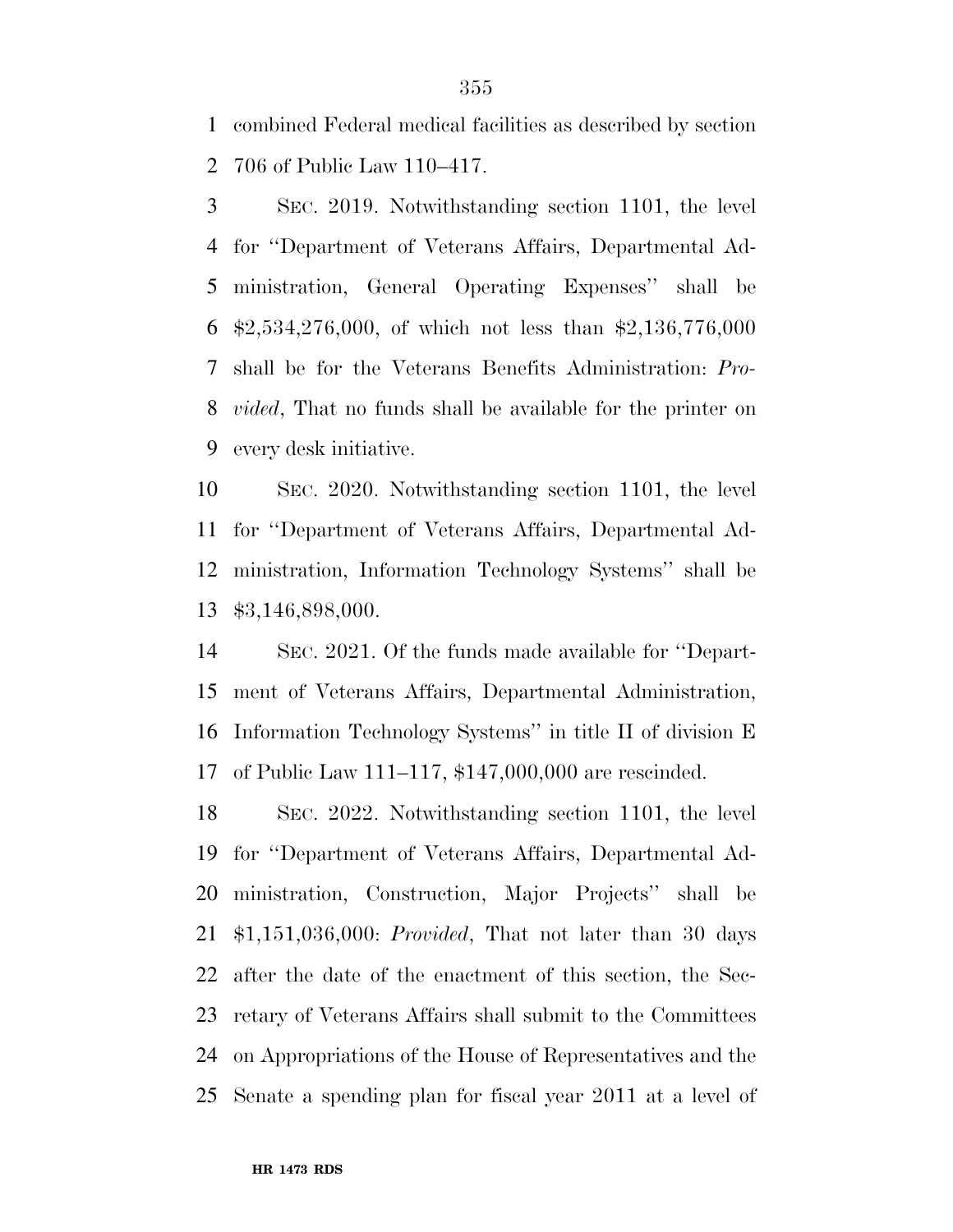combined Federal medical facilities as described by section 706 of Public Law 110–417.

SEC. 2019. Notwithstanding section 1101, the level for ''Department of Veterans Affairs, Departmental Administration, General Operating Expenses'' shall be $2,534,276,000, of which not less than $2,136,776,000 shall be for the Veterans Benefits Administration: *Provided*, That no funds shall be available for the printer on every desk initiative.

SEC. 2020. Notwithstanding section 1101, the level for ''Department of Veterans Affairs, Departmental Administration, Information Technology Systems'' shall be $3,146,898,000.

SEC. 2021. Of the funds made available for ''Department of Veterans Affairs, Departmental Administration, Information Technology Systems'' in title II of division E of Public Law 111–117, $147,000,000 are rescinded.

SEC. 2022. Notwithstanding section 1101, the level for ''Department of Veterans Affairs, Departmental Administration, Construction, Major Projects'' shall be $1,151,036,000: *Provided*, That not later than 30 days after the date of the enactment of this section, the Secretary of Veterans Affairs shall submit to the Committees on Appropriations of the House of Representatives and the Senate a spending plan for fiscal year 2011 at a level of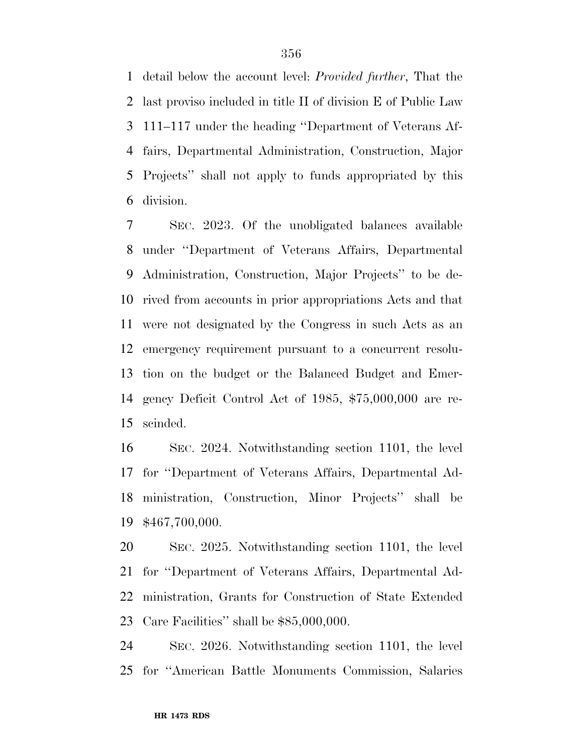detail below the account level: *Provided further*, That the last proviso included in title II of division E of Public Law 111–117 under the heading ''Department of Veterans Affairs, Departmental Administration, Construction, Major Projects'' shall not apply to funds appropriated by this division.

SEC. 2023. Of the unobligated balances available under ''Department of Veterans Affairs, Departmental Administration, Construction, Major Projects'' to be derived from accounts in prior appropriations Acts and that were not designated by the Congress in such Acts as an emergency requirement pursuant to a concurrent resolution on the budget or the Balanced Budget and Emergency Deficit Control Act of 1985, $75,000,000 are rescinded.

SEC. 2024. Notwithstanding section 1101, the level for ''Department of Veterans Affairs, Departmental Administration, Construction, Minor Projects'' shall be $467,700,000.

SEC. 2025. Notwithstanding section 1101, the level for ''Department of Veterans Affairs, Departmental Administration, Grants for Construction of State Extended Care Facilities'' shall be $85,000,000.

SEC. 2026. Notwithstanding section 1101, the level for ''American Battle Monuments Commission, Salaries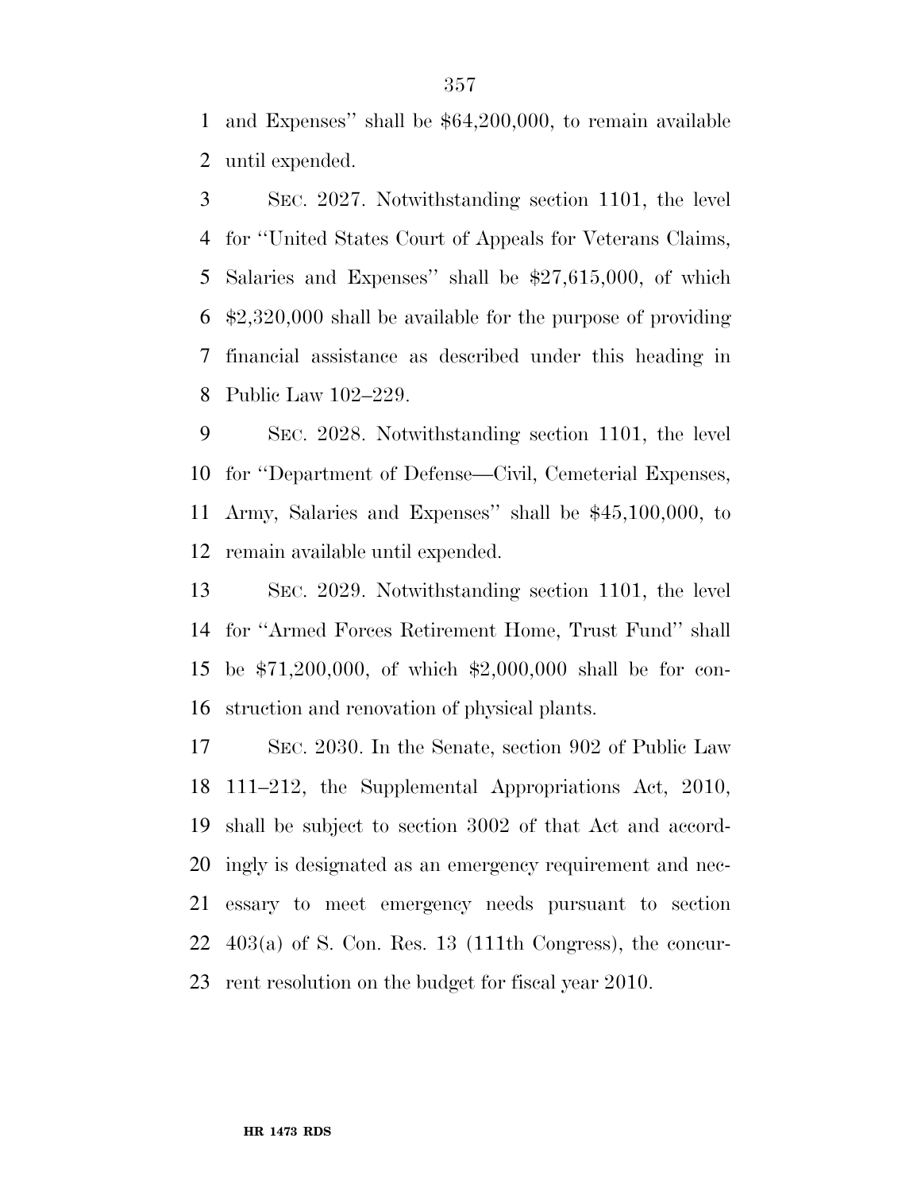and Expenses'' shall be $64,200,000, to remain available until expended.

SEC. 2027. Notwithstanding section 1101, the level for ''United States Court of Appeals for Veterans Claims, Salaries and Expenses'' shall be $27,615,000, of which $2,320,000 shall be available for the purpose of providing financial assistance as described under this heading in Public Law 102–229.

SEC. 2028. Notwithstanding section 1101, the level for ''Department of Defense—Civil, Cemeterial Expenses, Army, Salaries and Expenses'' shall be $45,100,000, to remain available until expended.

SEC. 2029. Notwithstanding section 1101, the level for ''Armed Forces Retirement Home, Trust Fund'' shall be $71,200,000, of which $2,000,000 shall be for construction and renovation of physical plants.

SEC. 2030. In the Senate, section 902 of Public Law 111–212, the Supplemental Appropriations Act, 2010, shall be subject to section 3002 of that Act and accordingly is designated as an emergency requirement and necessary to meet emergency needs pursuant to section 403(a) of S. Con. Res. 13 (111th Congress), the concurrent resolution on the budget for fiscal year 2010.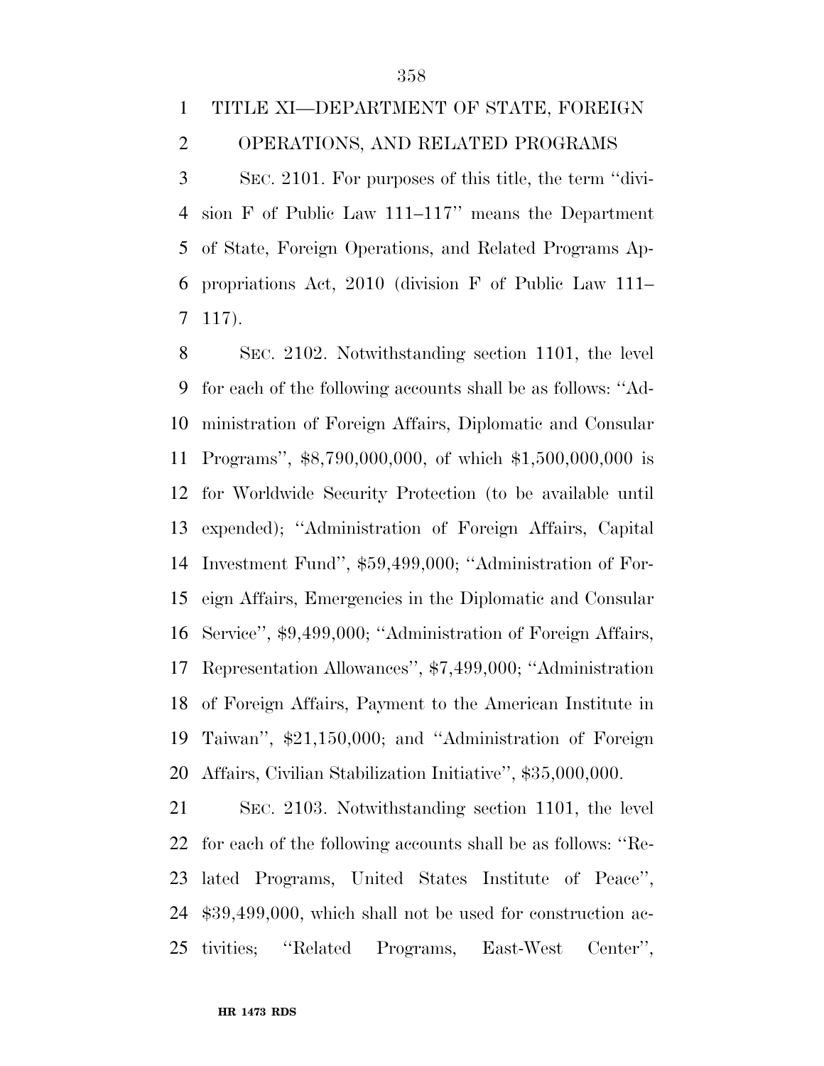# TITLE XI—DEPARTMENT OF STATE, FOREIGN OPERATIONS, AND RELATED PROGRAMS

SEC. 2101. For purposes of this title, the term ''division F of Public Law 111–117'' means the Department of State, Foreign Operations, and Related Programs Appropriations Act, 2010 (division F of Public Law 111–117).

SEC. 2102. Notwithstanding section 1101, the level for each of the following accounts shall be as follows: ''Administration of Foreign Affairs, Diplomatic and Consular Programs'', $8,790,000,000, of which $1,500,000,000 is for Worldwide Security Protection (to be available until expended); ''Administration of Foreign Affairs, Capital Investment Fund'', $59,499,000; ''Administration of Foreign Affairs, Emergencies in the Diplomatic and Consular Service'', $9,499,000; ''Administration of Foreign Affairs, Representation Allowances'', $7,499,000; ''Administration of Foreign Affairs, Payment to the American Institute in Taiwan'', $21,150,000; and ''Administration of Foreign Affairs, Civilian Stabilization Initiative'', $35,000,000.

SEC. 2103. Notwithstanding section 1101, the level for each of the following accounts shall be as follows: ''Related Programs, United States Institute of Peace'', $39,499,000, which shall not be used for construction activities; ''Related Programs, East-West Center'',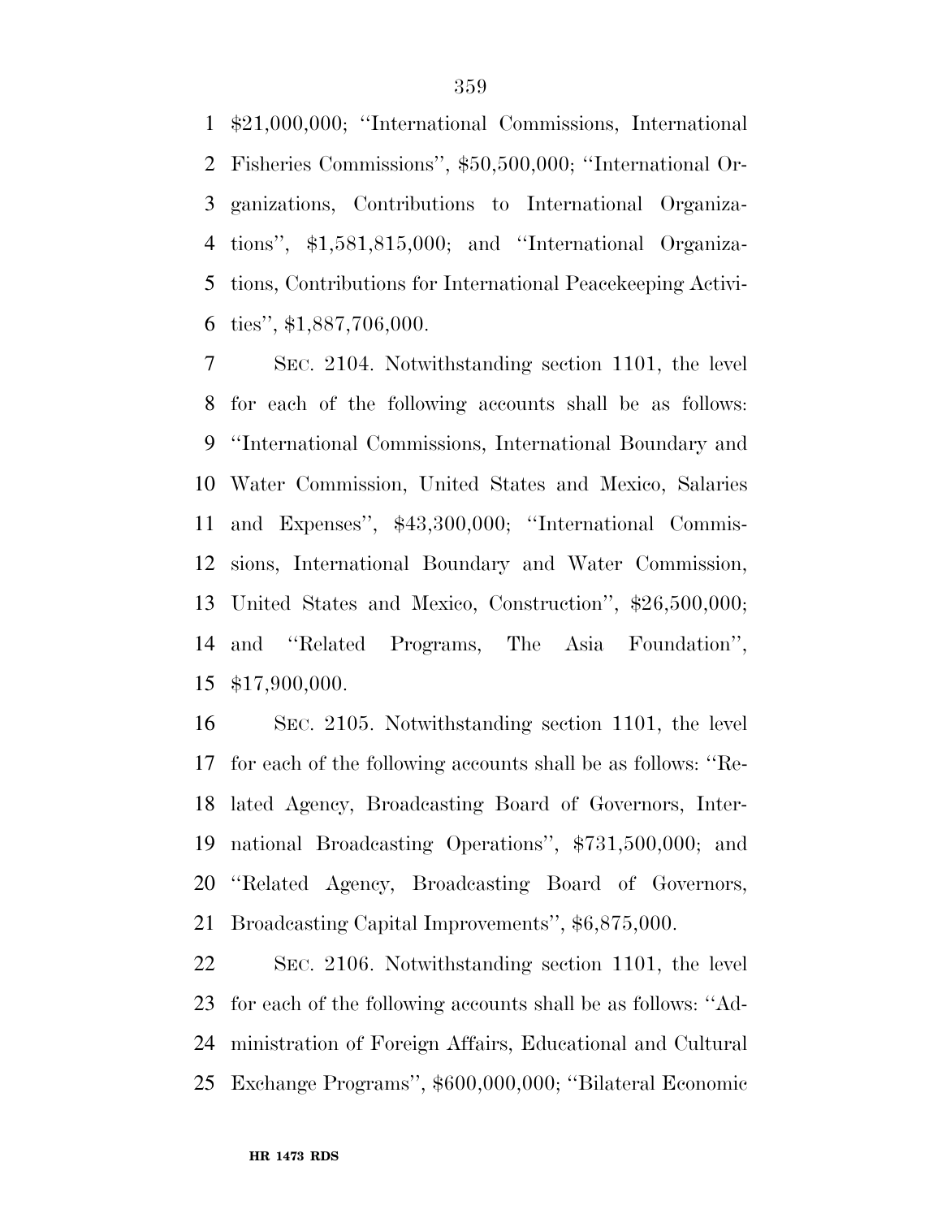$21,000,000; ''International Commissions, International Fisheries Commissions'', $50,500,000; ''International Organizations, Contributions to International Organizations'', $1,581,815,000; and ''International Organizations, Contributions for International Peacekeeping Activities'', $1,887,706,000.

SEC. 2104. Notwithstanding section 1101, the level for each of the following accounts shall be as follows: ''International Commissions, International Boundary and Water Commission, United States and Mexico, Salaries and Expenses'', $43,300,000; ''International Commissions, International Boundary and Water Commission, United States and Mexico, Construction'', $26,500,000; and ''Related Programs, The Asia Foundation'', $17,900,000.

SEC. 2105. Notwithstanding section 1101, the level for each of the following accounts shall be as follows: ''Related Agency, Broadcasting Board of Governors, International Broadcasting Operations'', $731,500,000; and ''Related Agency, Broadcasting Board of Governors, Broadcasting Capital Improvements'', $6,875,000.

SEC. 2106. Notwithstanding section 1101, the level for each of the following accounts shall be as follows: ''Administration of Foreign Affairs, Educational and Cultural Exchange Programs'', $600,000,000; ''Bilateral Economic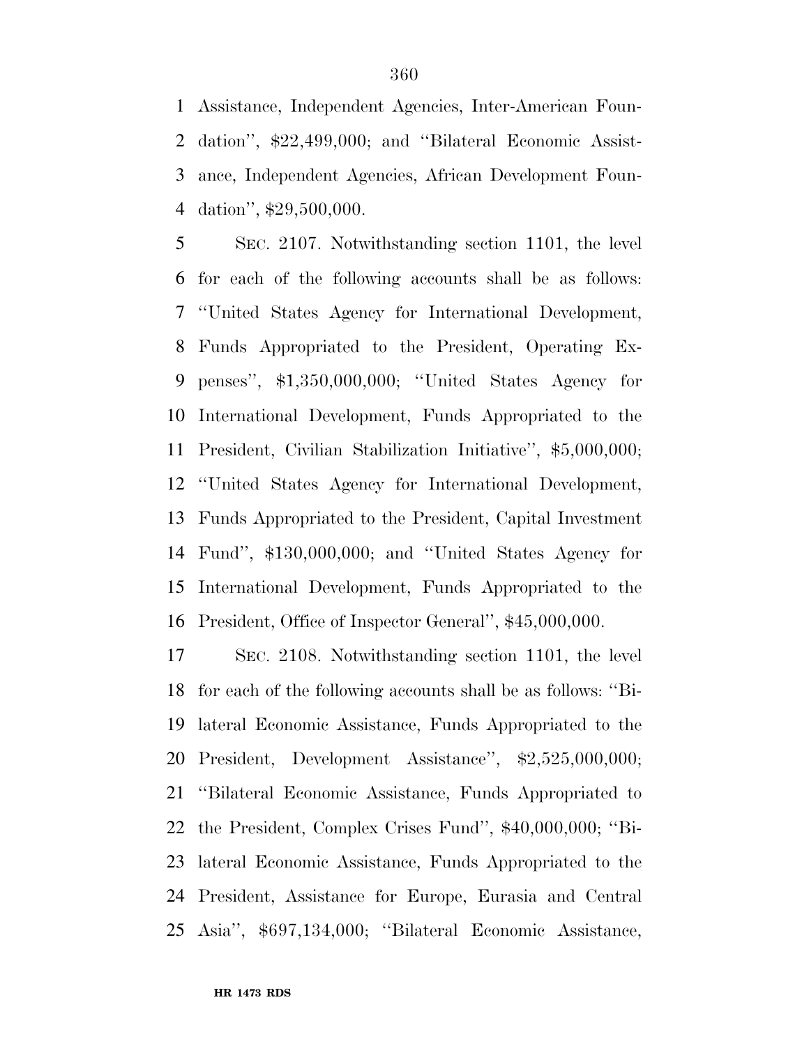Assistance, Independent Agencies, Inter-American Foundation'', $22,499,000; and ''Bilateral Economic Assistance, Independent Agencies, African Development Foundation'', $29,500,000.

SEC. 2107. Notwithstanding section 1101, the level for each of the following accounts shall be as follows: ''United States Agency for International Development, Funds Appropriated to the President, Operating Expenses'', $1,350,000,000; ''United States Agency for International Development, Funds Appropriated to the President, Civilian Stabilization Initiative'', $5,000,000; ''United States Agency for International Development, Funds Appropriated to the President, Capital Investment Fund'', $130,000,000; and ''United States Agency for International Development, Funds Appropriated to the President, Office of Inspector General'', $45,000,000.

SEC. 2108. Notwithstanding section 1101, the level for each of the following accounts shall be as follows: ''Bilateral Economic Assistance, Funds Appropriated to the President, Development Assistance'', $2,525,000,000; ''Bilateral Economic Assistance, Funds Appropriated to the President, Complex Crises Fund'', $40,000,000; ''Bilateral Economic Assistance, Funds Appropriated to the President, Assistance for Europe, Eurasia and Central Asia'', $697,134,000; ''Bilateral Economic Assistance,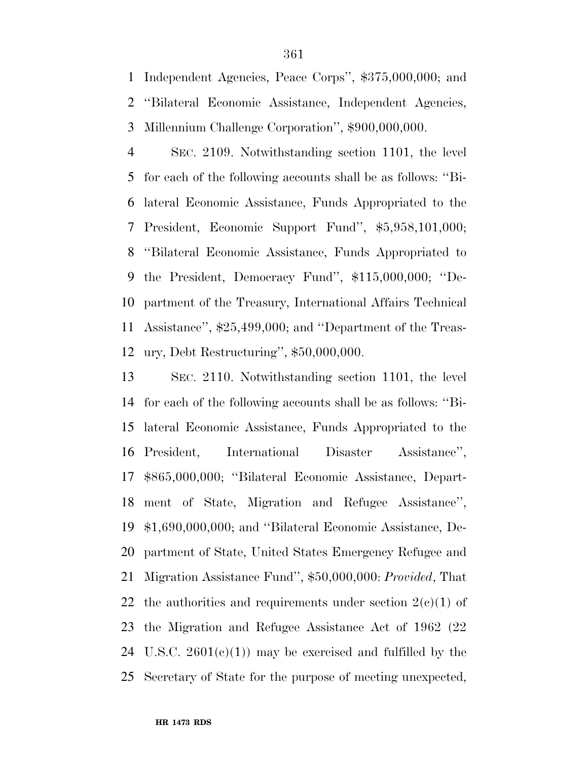Independent Agencies, Peace Corps'', $375,000,000; and ''Bilateral Economic Assistance, Independent Agencies, Millennium Challenge Corporation'', $900,000,000.

SEC. 2109. Notwithstanding section 1101, the level for each of the following accounts shall be as follows: ''Bilateral Economic Assistance, Funds Appropriated to the President, Economic Support Fund'', $5,958,101,000; ''Bilateral Economic Assistance, Funds Appropriated to the President, Democracy Fund'', $115,000,000; ''Department of the Treasury, International Affairs Technical Assistance'', $25,499,000; and ''Department of the Treasury, Debt Restructuring'', $50,000,000.

SEC. 2110. Notwithstanding section 1101, the level for each of the following accounts shall be as follows: ''Bilateral Economic Assistance, Funds Appropriated to the President, International Disaster Assistance'', $865,000,000; ''Bilateral Economic Assistance, Department of State, Migration and Refugee Assistance'', $1,690,000,000; and ''Bilateral Economic Assistance, Department of State, United States Emergency Refugee and Migration Assistance Fund'', $50,000,000: *Provided*, That the authorities and requirements under section 2(c)(1) of the Migration and Refugee Assistance Act of 1962 (22 U.S.C. 2601(c)(1)) may be exercised and fulfilled by the Secretary of State for the purpose of meeting unexpected,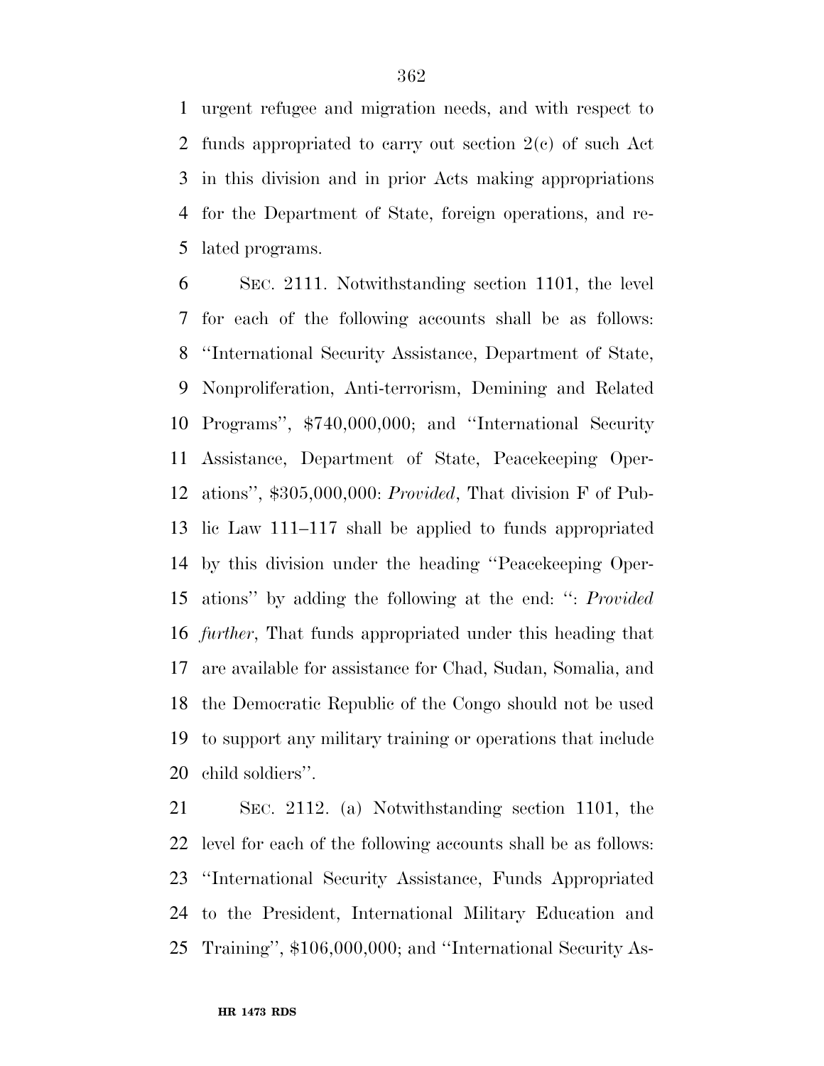urgent refugee and migration needs, and with respect to funds appropriated to carry out section 2(c) of such Act in this division and in prior Acts making appropriations for the Department of State, foreign operations, and related programs.

SEC. 2111. Notwithstanding section 1101, the level for each of the following accounts shall be as follows: ''International Security Assistance, Department of State, Nonproliferation, Anti-terrorism, Demining and Related Programs'', $740,000,000; and ''International Security Assistance, Department of State, Peacekeeping Operations'', $305,000,000: *Provided*, That division F of Public Law 111–117 shall be applied to funds appropriated by this division under the heading ''Peacekeeping Operations'' by adding the following at the end: '': *Provided further*, That funds appropriated under this heading that are available for assistance for Chad, Sudan, Somalia, and the Democratic Republic of the Congo should not be used to support any military training or operations that include child soldiers''.

SEC. 2112. (a) Notwithstanding section 1101, the level for each of the following accounts shall be as follows: ''International Security Assistance, Funds Appropriated to the President, International Military Education and Training'', $106,000,000; and ''International Security As-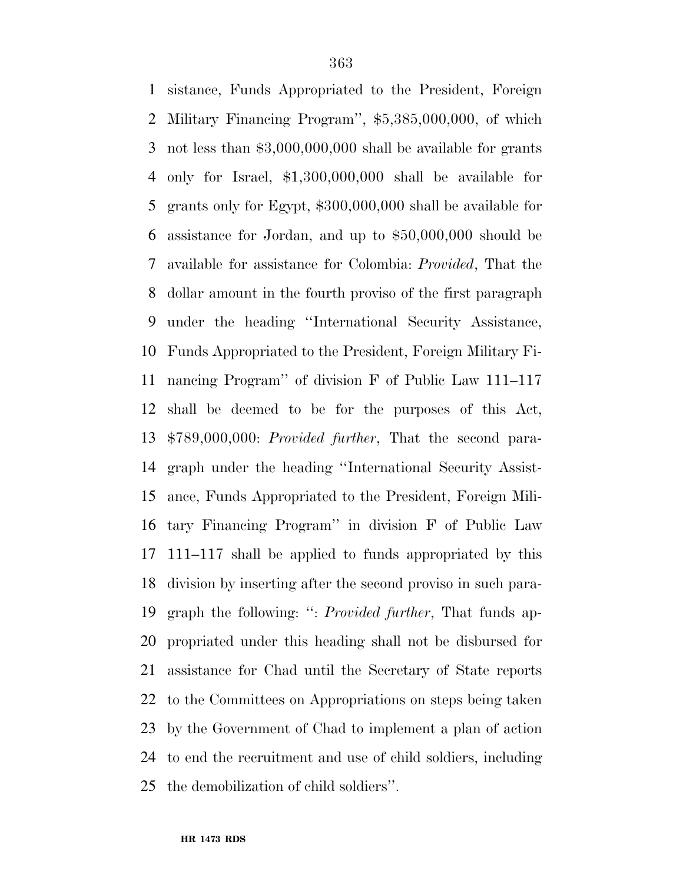sistance, Funds Appropriated to the President, Foreign Military Financing Program'', $5,385,000,000, of which not less than $3,000,000,000 shall be available for grants only for Israel, $1,300,000,000 shall be available for grants only for Egypt, $300,000,000 shall be available for assistance for Jordan, and up to $50,000,000 should be available for assistance for Colombia: *Provided*, That the dollar amount in the fourth proviso of the first paragraph under the heading ''International Security Assistance, Funds Appropriated to the President, Foreign Military Financing Program'' of division F of Public Law 111–117 shall be deemed to be for the purposes of this Act, $789,000,000: *Provided further*, That the second paragraph under the heading ''International Security Assistance, Funds Appropriated to the President, Foreign Military Financing Program'' in division F of Public Law 111–117 shall be applied to funds appropriated by this division by inserting after the second proviso in such paragraph the following: '': *Provided further*, That funds appropriated under this heading shall not be disbursed for assistance for Chad until the Secretary of State reports to the Committees on Appropriations on steps being taken by the Government of Chad to implement a plan of action to end the recruitment and use of child soldiers, including the demobilization of child soldiers''.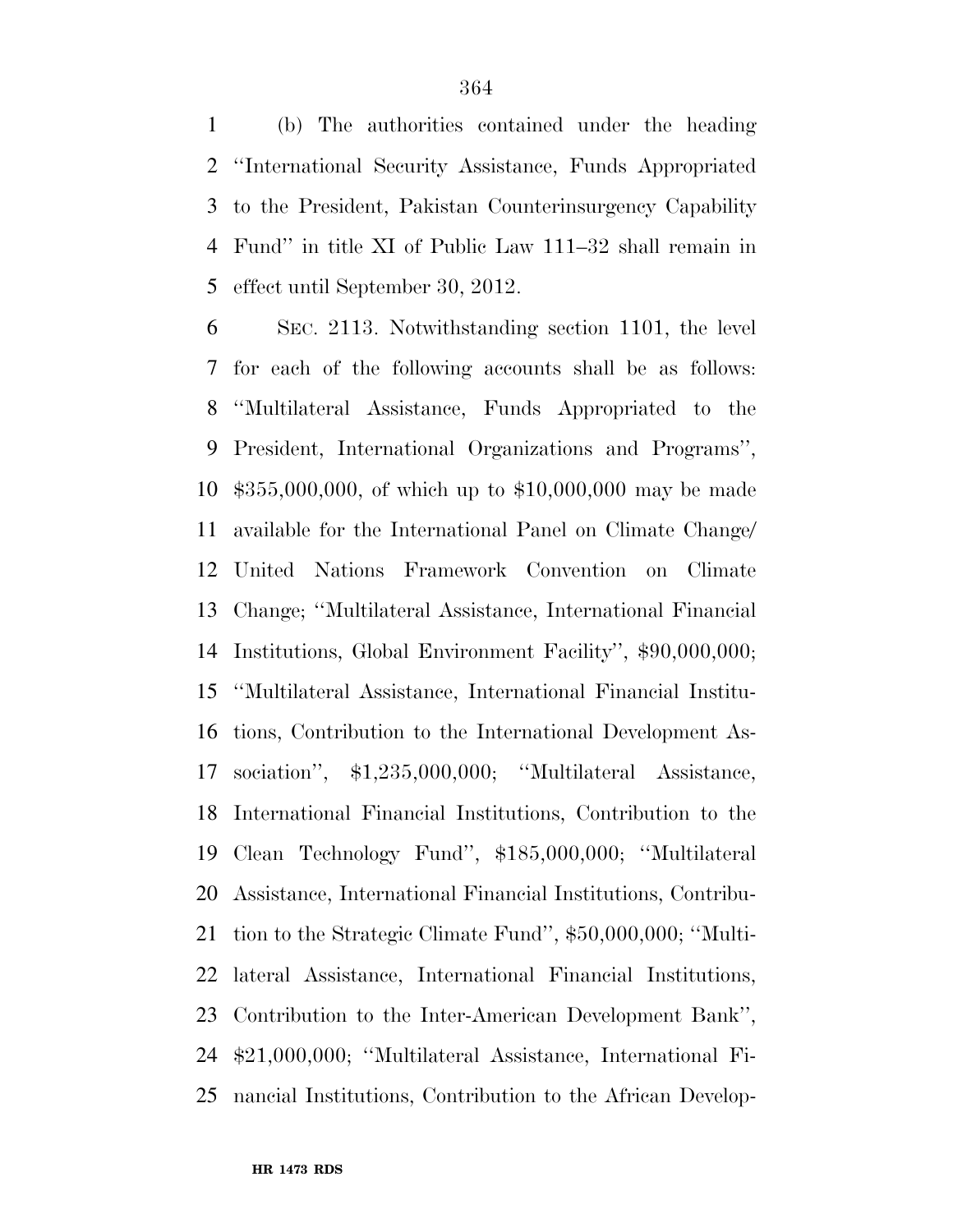(b) The authorities contained under the heading ''International Security Assistance, Funds Appropriated to the President, Pakistan Counterinsurgency Capability Fund'' in title XI of Public Law 111–32 shall remain in effect until September 30, 2012.

SEC. 2113. Notwithstanding section 1101, the level for each of the following accounts shall be as follows: ''Multilateral Assistance, Funds Appropriated to the President, International Organizations and Programs'', $355,000,000, of which up to $10,000,000 may be made available for the International Panel on Climate Change/United Nations Framework Convention on Climate Change; ''Multilateral Assistance, International Financial Institutions, Global Environment Facility'', $90,000,000; ''Multilateral Assistance, International Financial Institutions, Contribution to the International Development Association'', $1,235,000,000; ''Multilateral Assistance, International Financial Institutions, Contribution to the Clean Technology Fund'', $185,000,000; ''Multilateral Assistance, International Financial Institutions, Contribution to the Strategic Climate Fund'', $50,000,000; ''Multilateral Assistance, International Financial Institutions, Contribution to the Inter-American Development Bank'', $21,000,000; ''Multilateral Assistance, International Financial Institutions, Contribution to the African Develop-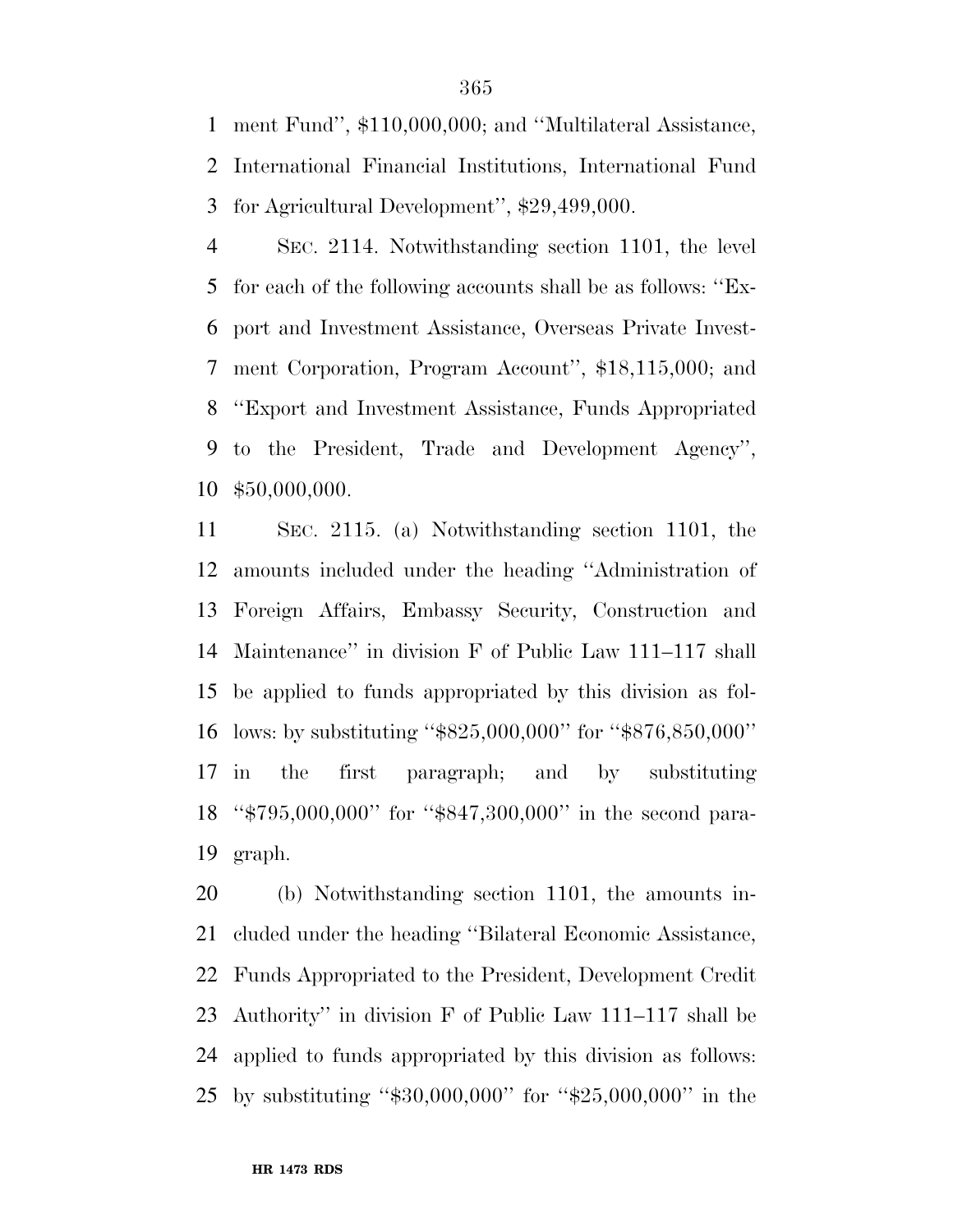ment Fund'', $110,000,000; and ''Multilateral Assistance, International Financial Institutions, International Fund for Agricultural Development'', $29,499,000.

SEC. 2114. Notwithstanding section 1101, the level for each of the following accounts shall be as follows: ''Export and Investment Assistance, Overseas Private Investment Corporation, Program Account'', $18,115,000; and ''Export and Investment Assistance, Funds Appropriated to the President, Trade and Development Agency'', $50,000,000.

SEC. 2115. (a) Notwithstanding section 1101, the amounts included under the heading ''Administration of Foreign Affairs, Embassy Security, Construction and Maintenance'' in division F of Public Law 111–117 shall be applied to funds appropriated by this division as follows: by substituting ''$825,000,000'' for ''$876,850,000'' in the first paragraph; and by substituting ''$795,000,000'' for ''$847,300,000'' in the second paragraph.

(b) Notwithstanding section 1101, the amounts included under the heading ''Bilateral Economic Assistance, Funds Appropriated to the President, Development Credit Authority'' in division F of Public Law 111–117 shall be applied to funds appropriated by this division as follows: by substituting ''$30,000,000'' for ''$25,000,000'' in the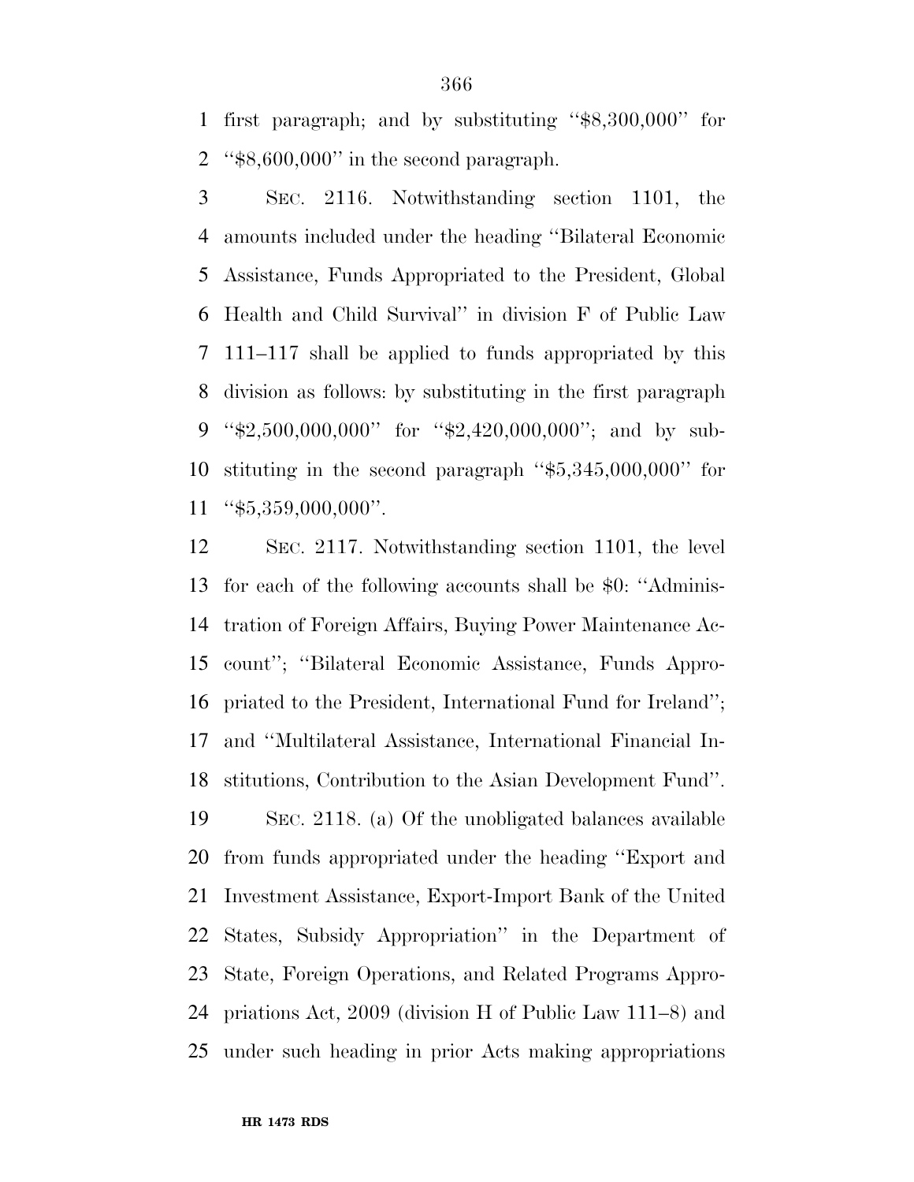first paragraph; and by substituting ''$8,300,000'' for ''$8,600,000'' in the second paragraph.

SEC. 2116. Notwithstanding section 1101, the amounts included under the heading ''Bilateral Economic Assistance, Funds Appropriated to the President, Global Health and Child Survival'' in division F of Public Law 111–117 shall be applied to funds appropriated by this division as follows: by substituting in the first paragraph ''$2,500,000,000'' for ''$2,420,000,000''; and by substituting in the second paragraph ''$5,345,000,000'' for ''$5,359,000,000''.

SEC. 2117. Notwithstanding section 1101, the level for each of the following accounts shall be $0: ''Administration of Foreign Affairs, Buying Power Maintenance Account''; ''Bilateral Economic Assistance, Funds Appropriated to the President, International Fund for Ireland''; and ''Multilateral Assistance, International Financial Institutions, Contribution to the Asian Development Fund''.

SEC. 2118. (a) Of the unobligated balances available from funds appropriated under the heading ''Export and Investment Assistance, Export-Import Bank of the United States, Subsidy Appropriation'' in the Department of State, Foreign Operations, and Related Programs Appropriations Act, 2009 (division H of Public Law 111–8) and under such heading in prior Acts making appropriations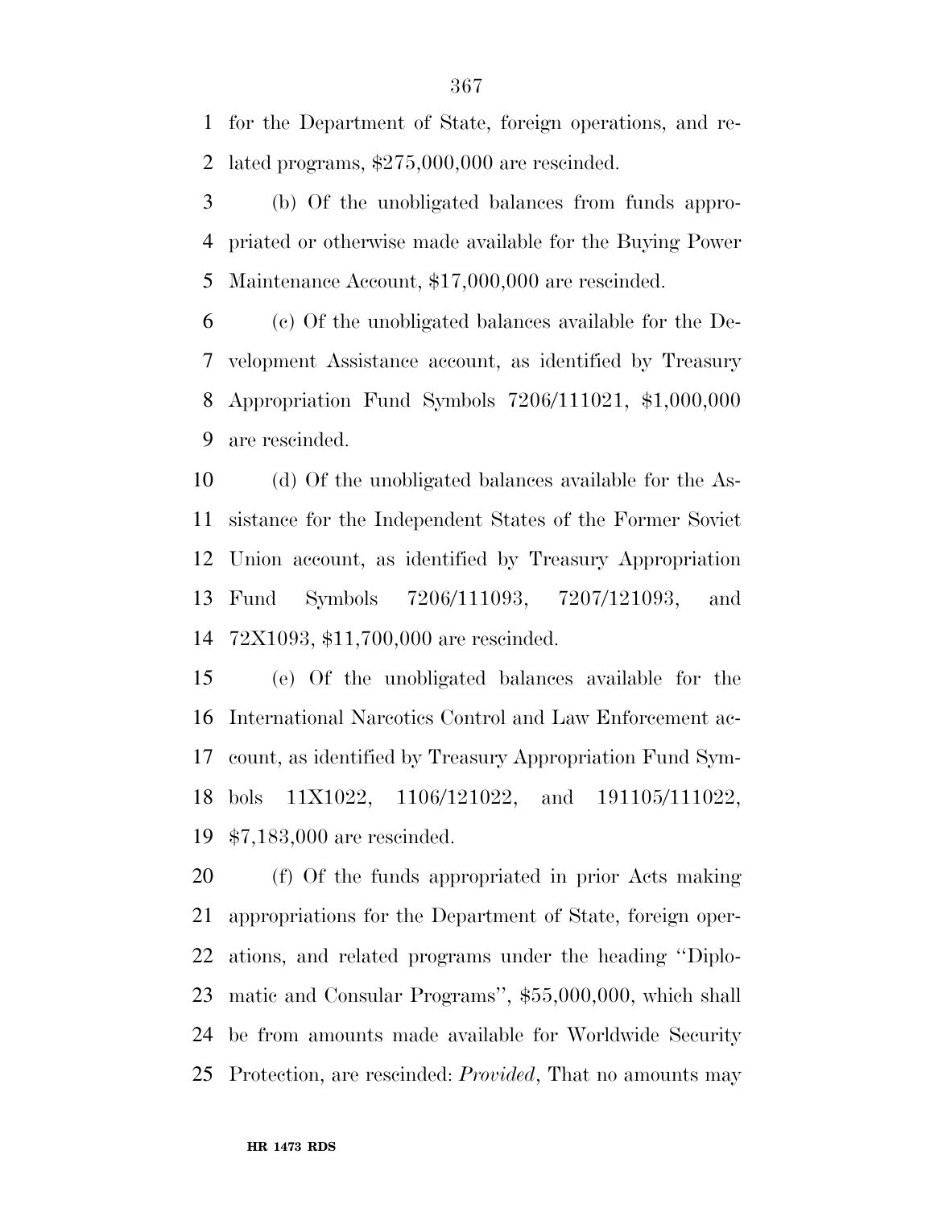for the Department of State, foreign operations, and related programs, $275,000,000 are rescinded.

(b) Of the unobligated balances from funds appropriated or otherwise made available for the Buying Power Maintenance Account, $17,000,000 are rescinded.

(c) Of the unobligated balances available for the Development Assistance account, as identified by Treasury Appropriation Fund Symbols 7206/111021, $1,000,000 are rescinded.

(d) Of the unobligated balances available for the Assistance for the Independent States of the Former Soviet Union account, as identified by Treasury Appropriation Fund Symbols 7206/111093, 7207/121093, and 72X1093, $11,700,000 are rescinded.

(e) Of the unobligated balances available for the International Narcotics Control and Law Enforcement account, as identified by Treasury Appropriation Fund Symbols 11X1022, 1106/121022, and 191105/111022, $7,183,000 are rescinded.

(f) Of the funds appropriated in prior Acts making appropriations for the Department of State, foreign operations, and related programs under the heading ''Diplomatic and Consular Programs'', $55,000,000, which shall be from amounts made available for Worldwide Security Protection, are rescinded: *Provided*, That no amounts may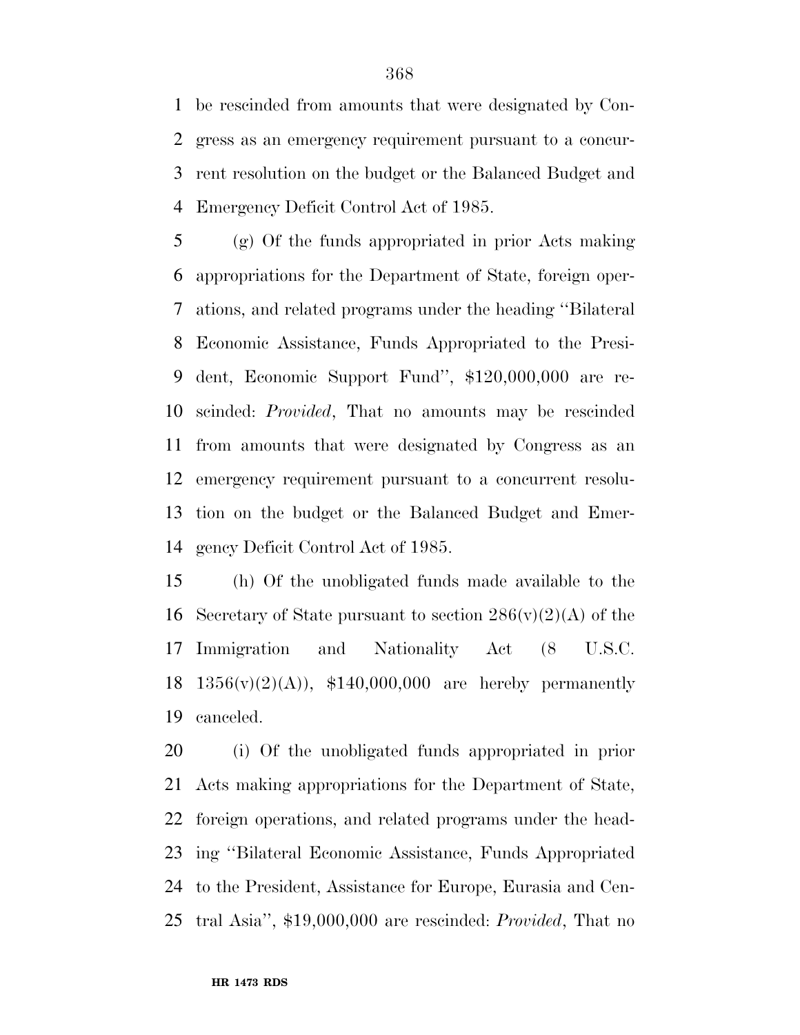be rescinded from amounts that were designated by Congress as an emergency requirement pursuant to a concurrent resolution on the budget or the Balanced Budget and Emergency Deficit Control Act of 1985.

(g) Of the funds appropriated in prior Acts making appropriations for the Department of State, foreign operations, and related programs under the heading ''Bilateral Economic Assistance, Funds Appropriated to the President, Economic Support Fund'', $120,000,000 are rescinded: *Provided*, That no amounts may be rescinded from amounts that were designated by Congress as an emergency requirement pursuant to a concurrent resolution on the budget or the Balanced Budget and Emergency Deficit Control Act of 1985.

(h) Of the unobligated funds made available to the Secretary of State pursuant to section 286(v)(2)(A) of the Immigration and Nationality Act (8 U.S.C. 1356(v)(2)(A)), $140,000,000 are hereby permanently canceled.

(i) Of the unobligated funds appropriated in prior Acts making appropriations for the Department of State, foreign operations, and related programs under the heading ''Bilateral Economic Assistance, Funds Appropriated to the President, Assistance for Europe, Eurasia and Central Asia'', $19,000,000 are rescinded: *Provided*, That no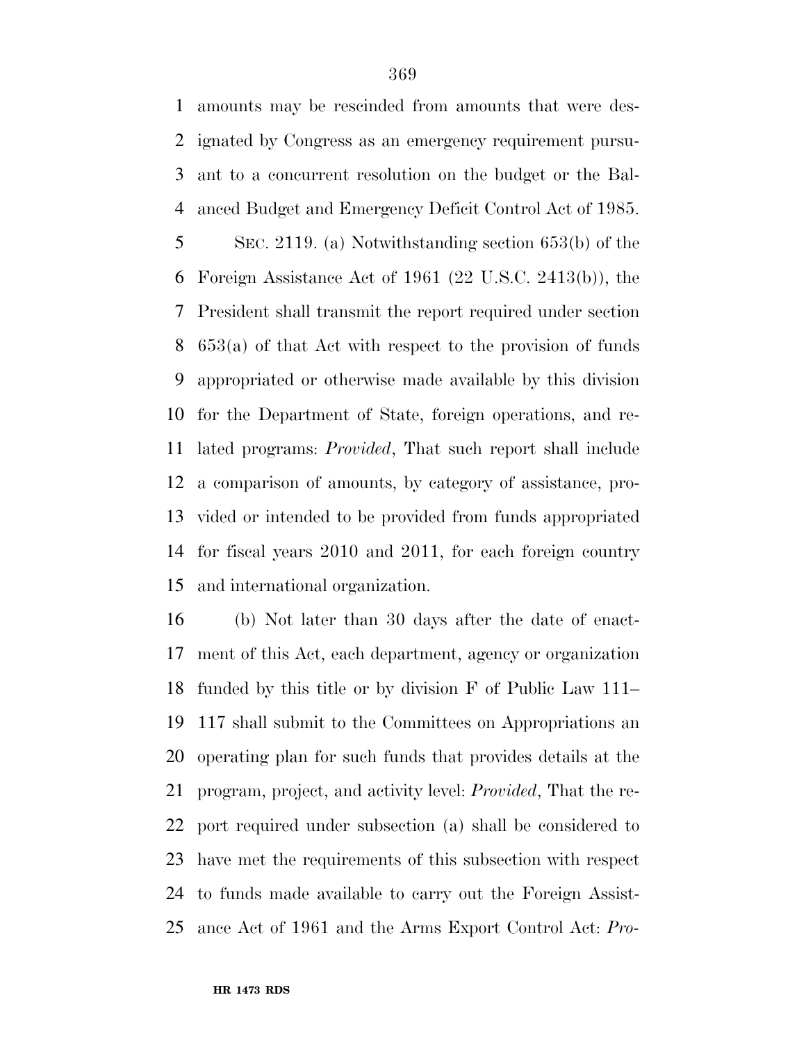amounts may be rescinded from amounts that were designated by Congress as an emergency requirement pursuant to a concurrent resolution on the budget or the Balanced Budget and Emergency Deficit Control Act of 1985.

SEC. 2119. (a) Notwithstanding section 653(b) of the Foreign Assistance Act of 1961 (22 U.S.C. 2413(b)), the President shall transmit the report required under section 653(a) of that Act with respect to the provision of funds appropriated or otherwise made available by this division for the Department of State, foreign operations, and related programs: *Provided*, That such report shall include a comparison of amounts, by category of assistance, provided or intended to be provided from funds appropriated for fiscal years 2010 and 2011, for each foreign country and international organization.

(b) Not later than 30 days after the date of enactment of this Act, each department, agency or organization funded by this title or by division F of Public Law 111–117 shall submit to the Committees on Appropriations an operating plan for such funds that provides details at the program, project, and activity level: *Provided*, That the report required under subsection (a) shall be considered to have met the requirements of this subsection with respect to funds made available to carry out the Foreign Assistance Act of 1961 and the Arms Export Control Act: *Pro-*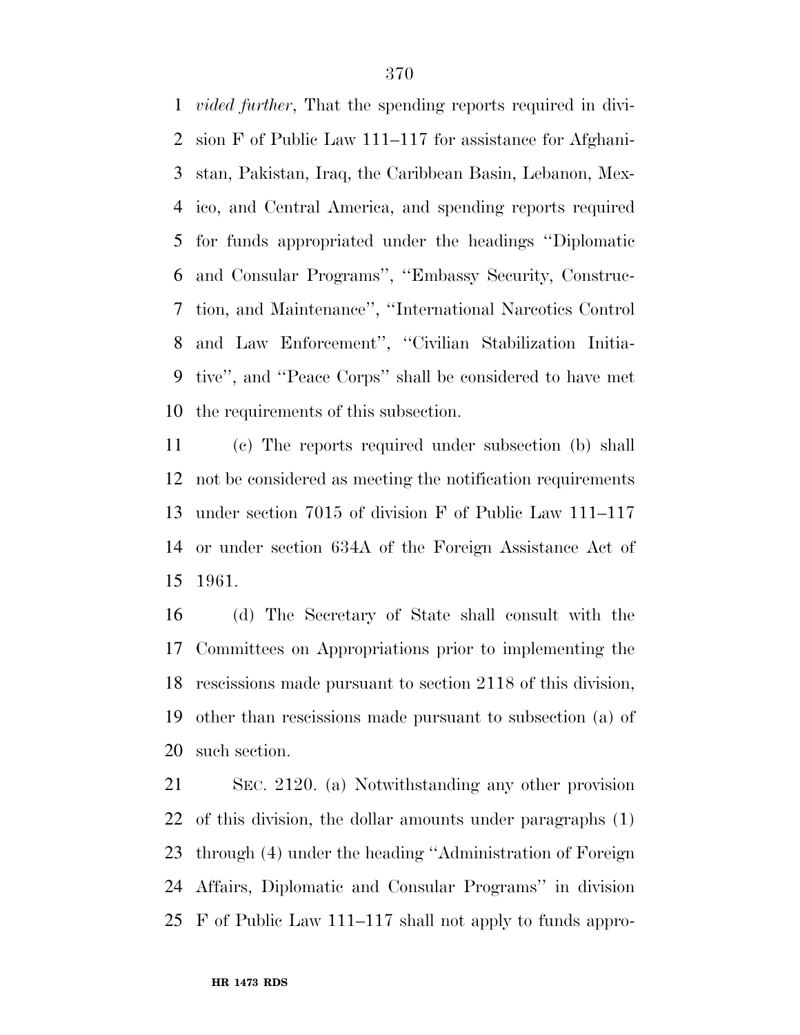*vided further*, That the spending reports required in division F of Public Law 111–117 for assistance for Afghanistan, Pakistan, Iraq, the Caribbean Basin, Lebanon, Mexico, and Central America, and spending reports required for funds appropriated under the headings ''Diplomatic and Consular Programs'', ''Embassy Security, Construction, and Maintenance'', ''International Narcotics Control and Law Enforcement'', ''Civilian Stabilization Initiative'', and ''Peace Corps'' shall be considered to have met the requirements of this subsection.

(c) The reports required under subsection (b) shall not be considered as meeting the notification requirements under section 7015 of division F of Public Law 111–117 or under section 634A of the Foreign Assistance Act of 1961.

(d) The Secretary of State shall consult with the Committees on Appropriations prior to implementing the rescissions made pursuant to section 2118 of this division, other than rescissions made pursuant to subsection (a) of such section.

SEC. 2120. (a) Notwithstanding any other provision of this division, the dollar amounts under paragraphs (1) through (4) under the heading ''Administration of Foreign Affairs, Diplomatic and Consular Programs'' in division F of Public Law 111–117 shall not apply to funds appro-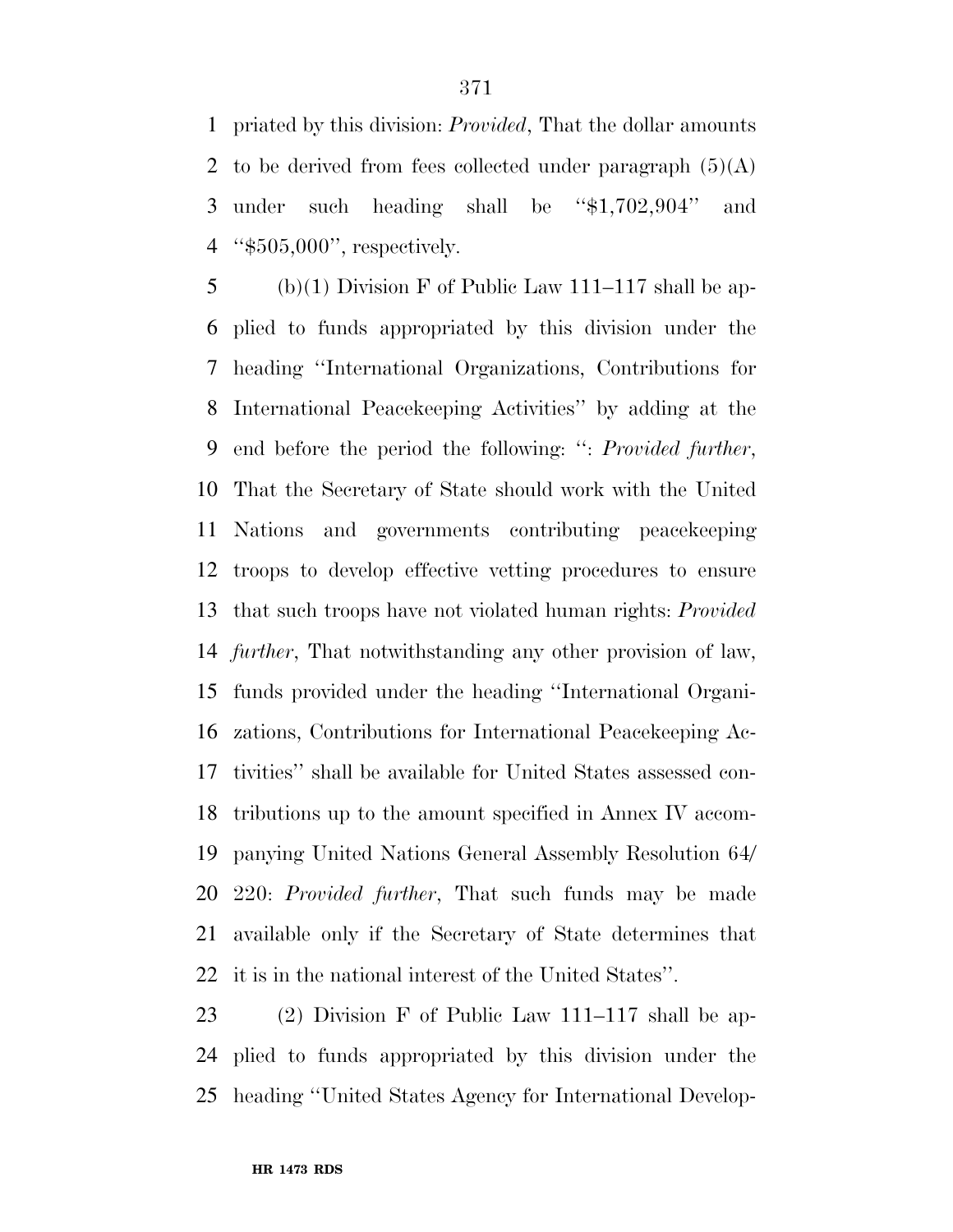priated by this division: *Provided*, That the dollar amounts to be derived from fees collected under paragraph (5)(A) under such heading shall be ''$1,702,904'' and ''$505,000'', respectively.

(b)(1) Division F of Public Law 111–117 shall be applied to funds appropriated by this division under the heading ''International Organizations, Contributions for International Peacekeeping Activities'' by adding at the end before the period the following: '': *Provided further*, That the Secretary of State should work with the United Nations and governments contributing peacekeeping troops to develop effective vetting procedures to ensure that such troops have not violated human rights: *Provided further*, That notwithstanding any other provision of law, funds provided under the heading ''International Organizations, Contributions for International Peacekeeping Activities'' shall be available for United States assessed contributions up to the amount specified in Annex IV accompanying United Nations General Assembly Resolution 64/220: *Provided further*, That such funds may be made available only if the Secretary of State determines that it is in the national interest of the United States''.

(2) Division F of Public Law 111–117 shall be applied to funds appropriated by this division under the heading ''United States Agency for International Develop-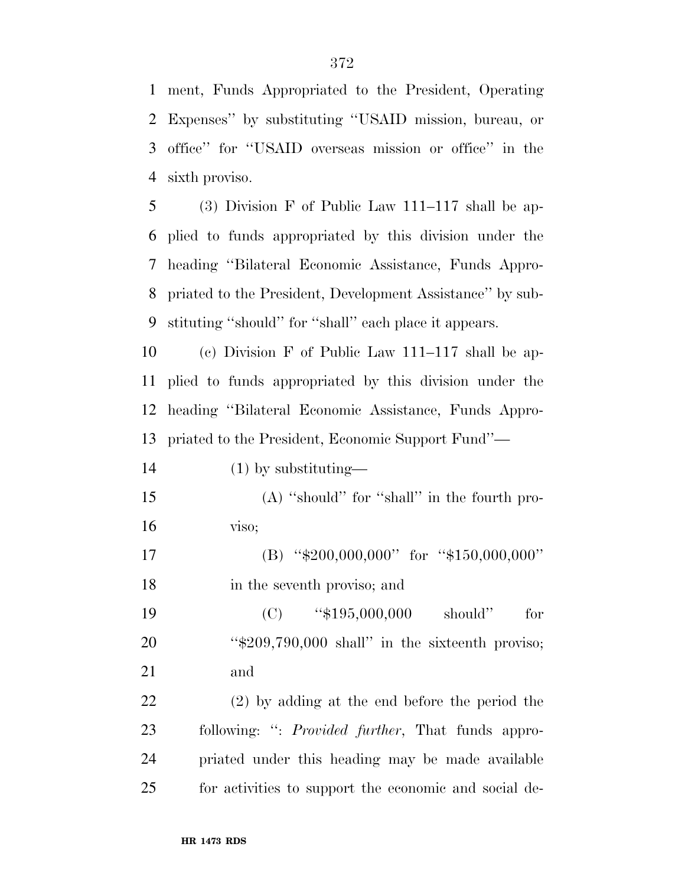ment, Funds Appropriated to the President, Operating Expenses'' by substituting ''USAID mission, bureau, or office'' for ''USAID overseas mission or office'' in the sixth proviso.

(3) Division F of Public Law 111–117 shall be applied to funds appropriated by this division under the heading ''Bilateral Economic Assistance, Funds Appropriated to the President, Development Assistance'' by substituting ''should'' for ''shall'' each place it appears.

(c) Division F of Public Law 111–117 shall be applied to funds appropriated by this division under the heading ''Bilateral Economic Assistance, Funds Appropriated to the President, Economic Support Fund''—

(1) by substituting—

(A) ''should'' for ''shall'' in the fourth proviso;

(B) ''$200,000,000'' for ''$150,000,000'' in the seventh proviso; and

(C) ''$195,000,000 should'' for ''$209,790,000 shall'' in the sixteenth proviso; and

(2) by adding at the end before the period the following: '': *Provided further*, That funds appropriated under this heading may be made available for activities to support the economic and social de-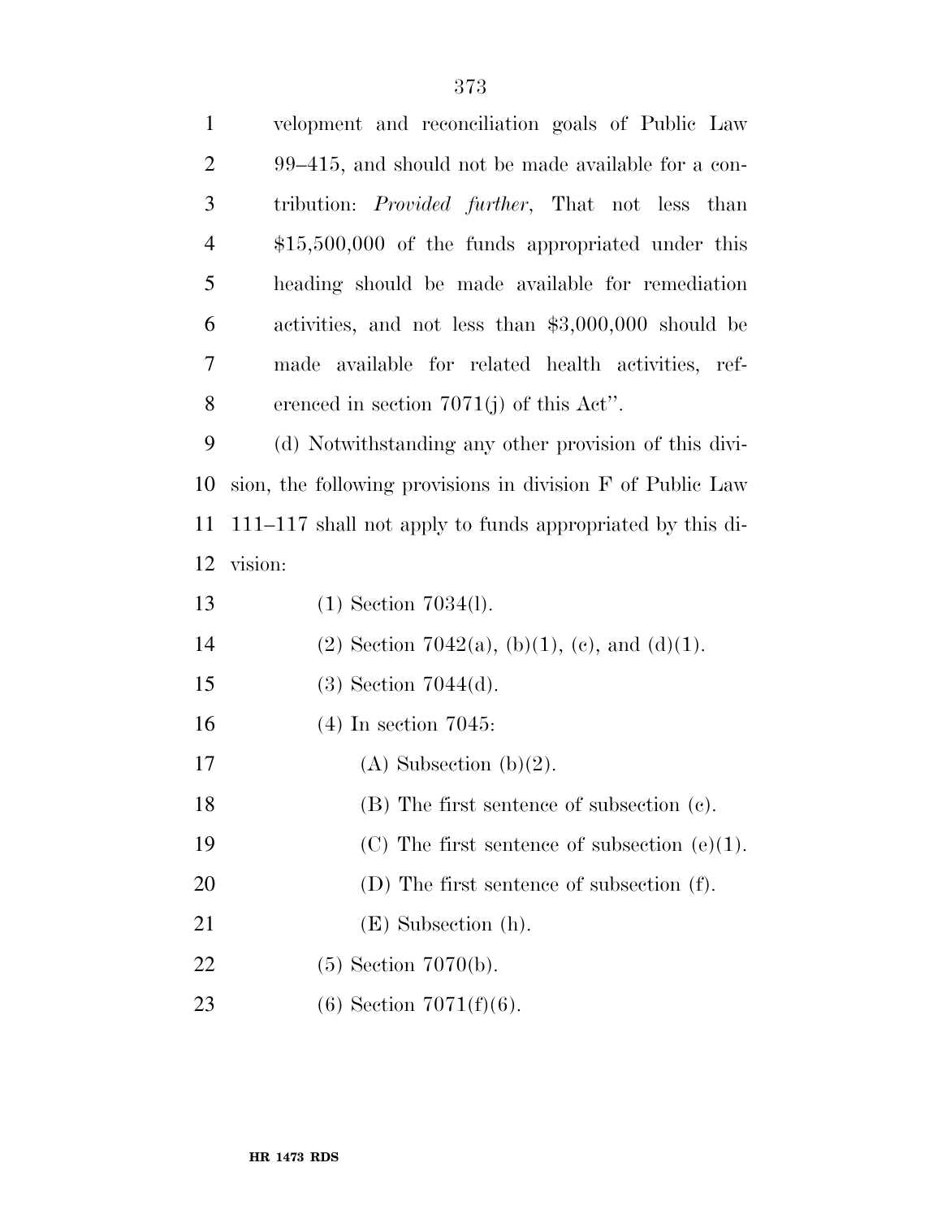velopment and reconciliation goals of Public Law 99–415, and should not be made available for a contribution: *Provided further*, That not less than $15,500,000 of the funds appropriated under this heading should be made available for remediation activities, and not less than $3,000,000 should be made available for related health activities, referenced in section 7071(j) of this Act''.

(d) Notwithstanding any other provision of this division, the following provisions in division F of Public Law 111–117 shall not apply to funds appropriated by this division:

(1) Section 7034(l).

(2) Section 7042(a), (b)(1), (c), and (d)(1).

(3) Section 7044(d).

(4) In section 7045:

(A) Subsection (b)(2).

(B) The first sentence of subsection (c).

(C) The first sentence of subsection (e)(1).

(D) The first sentence of subsection (f).

(E) Subsection (h).

(5) Section 7070(b).

(6) Section 7071(f)(6).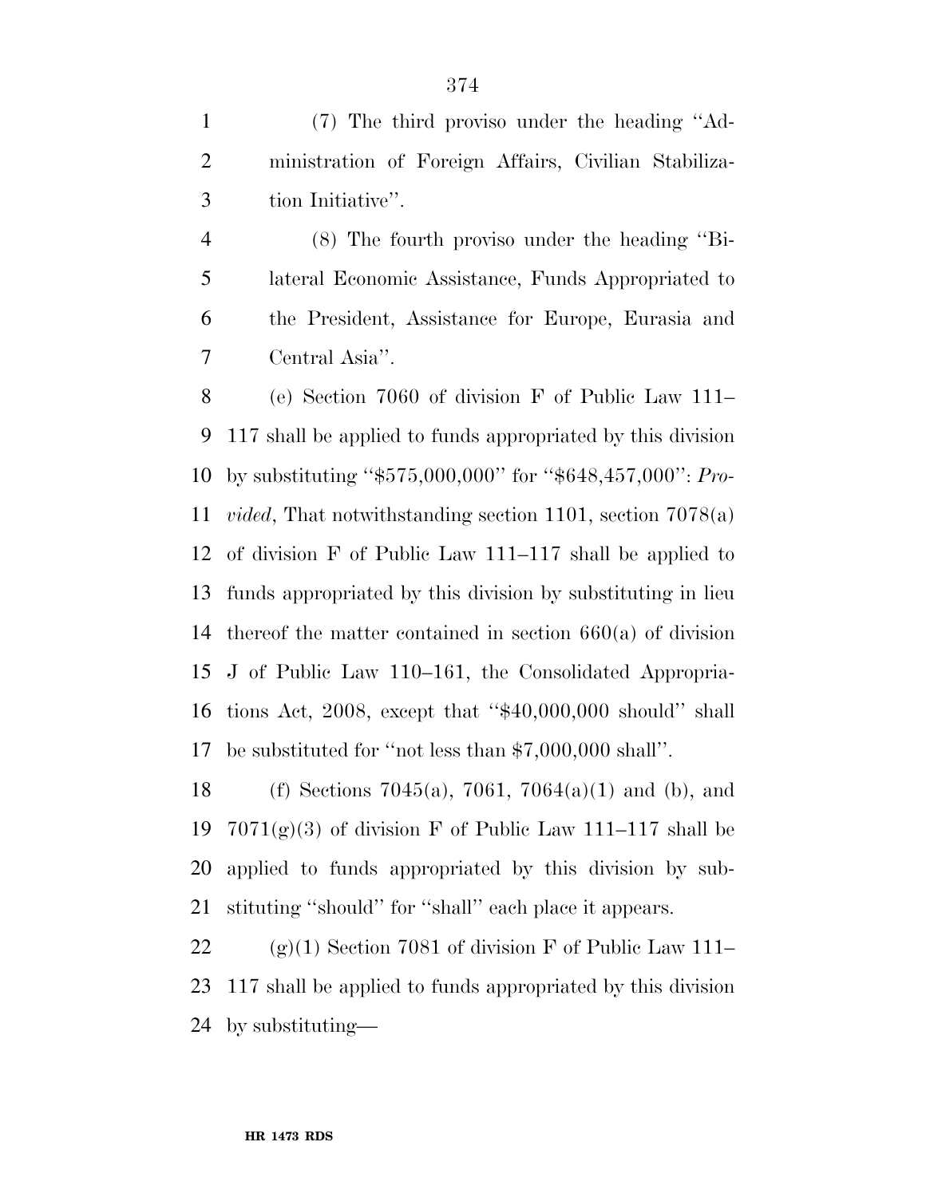(7) The third proviso under the heading ''Administration of Foreign Affairs, Civilian Stabilization Initiative''.

(8) The fourth proviso under the heading ''Bilateral Economic Assistance, Funds Appropriated to the President, Assistance for Europe, Eurasia and Central Asia''.

(e) Section 7060 of division F of Public Law 111–117 shall be applied to funds appropriated by this division by substituting ''$575,000,000'' for ''$648,457,000'': *Provided*, That notwithstanding section 1101, section 7078(a) of division F of Public Law 111–117 shall be applied to funds appropriated by this division by substituting in lieu thereof the matter contained in section 660(a) of division J of Public Law 110–161, the Consolidated Appropriations Act, 2008, except that ''$40,000,000 should'' shall be substituted for ''not less than $7,000,000 shall''.

(f) Sections 7045(a), 7061, 7064(a)(1) and (b), and 7071(g)(3) of division F of Public Law 111–117 shall be applied to funds appropriated by this division by substituting ''should'' for ''shall'' each place it appears.

(g)(1) Section 7081 of division F of Public Law 111–117 shall be applied to funds appropriated by this division by substituting—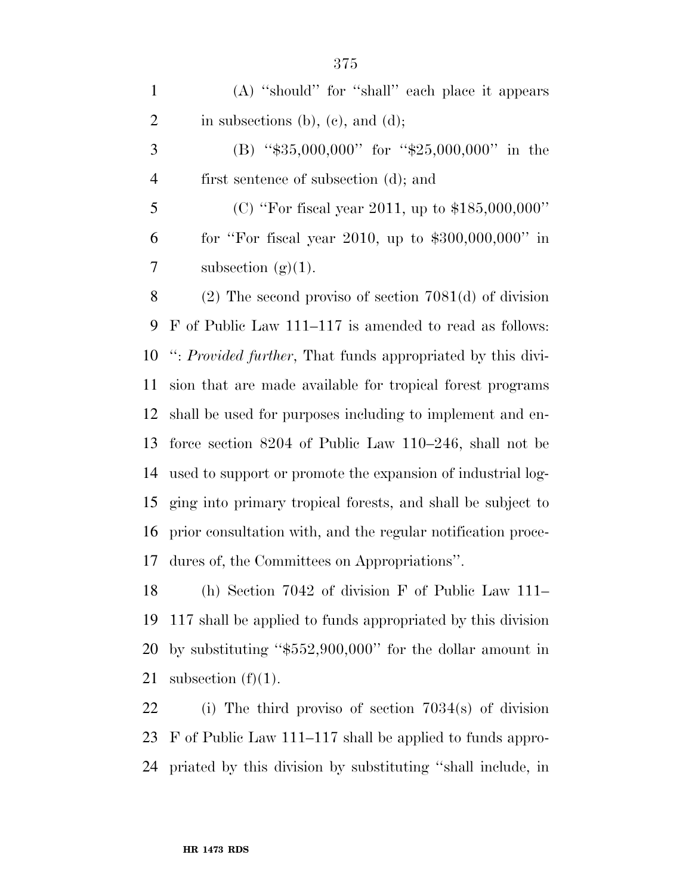(A) ''should'' for ''shall'' each place it appears in subsections (b), (c), and (d);

(B) ''$35,000,000'' for ''$25,000,000'' in the first sentence of subsection (d); and

(C) ''For fiscal year 2011, up to $185,000,000'' for ''For fiscal year 2010, up to $300,000,000'' in subsection (g)(1).

(2) The second proviso of section 7081(d) of division F of Public Law 111–117 is amended to read as follows: '': *Provided further*, That funds appropriated by this division that are made available for tropical forest programs shall be used for purposes including to implement and enforce section 8204 of Public Law 110–246, shall not be used to support or promote the expansion of industrial logging into primary tropical forests, and shall be subject to prior consultation with, and the regular notification procedures of, the Committees on Appropriations''.

(h) Section 7042 of division F of Public Law 111–117 shall be applied to funds appropriated by this division by substituting ''$552,900,000'' for the dollar amount in subsection (f)(1).

(i) The third proviso of section 7034(s) of division F of Public Law 111–117 shall be applied to funds appropriated by this division by substituting ''shall include, in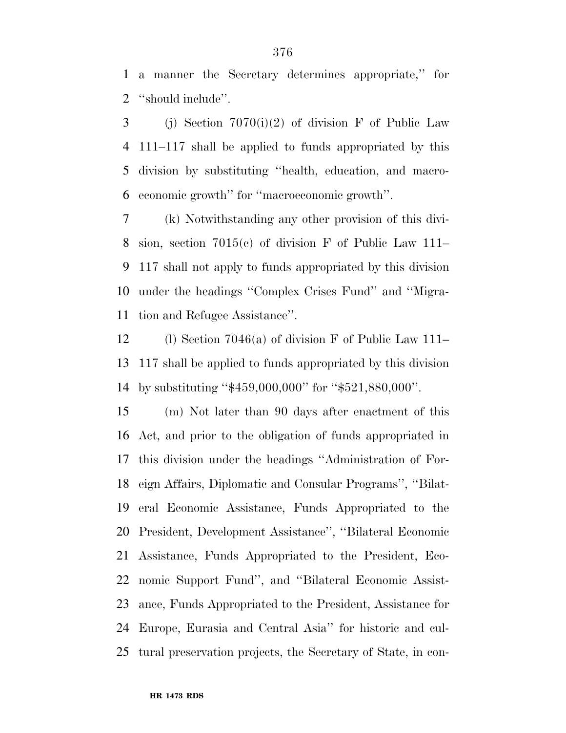a manner the Secretary determines appropriate,'' for ''should include''.

(j) Section 7070(i)(2) of division F of Public Law 111–117 shall be applied to funds appropriated by this division by substituting ''health, education, and macroeconomic growth'' for ''macroeconomic growth''.

(k) Notwithstanding any other provision of this division, section 7015(c) of division F of Public Law 111–117 shall not apply to funds appropriated by this division under the headings ''Complex Crises Fund'' and ''Migration and Refugee Assistance''.

(l) Section 7046(a) of division F of Public Law 111–117 shall be applied to funds appropriated by this division by substituting ''$459,000,000'' for ''$521,880,000''.

(m) Not later than 90 days after enactment of this Act, and prior to the obligation of funds appropriated in this division under the headings ''Administration of Foreign Affairs, Diplomatic and Consular Programs'', ''Bilateral Economic Assistance, Funds Appropriated to the President, Development Assistance'', ''Bilateral Economic Assistance, Funds Appropriated to the President, Economic Support Fund'', and ''Bilateral Economic Assistance, Funds Appropriated to the President, Assistance for Europe, Eurasia and Central Asia'' for historic and cultural preservation projects, the Secretary of State, in con-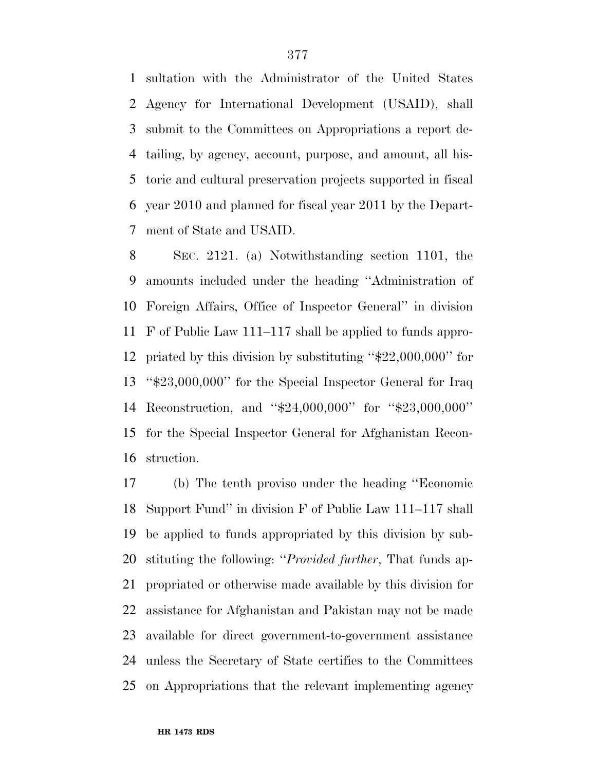sultation with the Administrator of the United States Agency for International Development (USAID), shall submit to the Committees on Appropriations a report detailing, by agency, account, purpose, and amount, all historic and cultural preservation projects supported in fiscal year 2010 and planned for fiscal year 2011 by the Department of State and USAID.

SEC. 2121. (a) Notwithstanding section 1101, the amounts included under the heading ''Administration of Foreign Affairs, Office of Inspector General'' in division F of Public Law 111–117 shall be applied to funds appropriated by this division by substituting ''$22,000,000'' for ''$23,000,000'' for the Special Inspector General for Iraq Reconstruction, and ''$24,000,000'' for ''$23,000,000'' for the Special Inspector General for Afghanistan Reconstruction.

(b) The tenth proviso under the heading ''Economic Support Fund'' in division F of Public Law 111–117 shall be applied to funds appropriated by this division by substituting the following: ''*Provided further*, That funds appropriated or otherwise made available by this division for assistance for Afghanistan and Pakistan may not be made available for direct government-to-government assistance unless the Secretary of State certifies to the Committees on Appropriations that the relevant implementing agency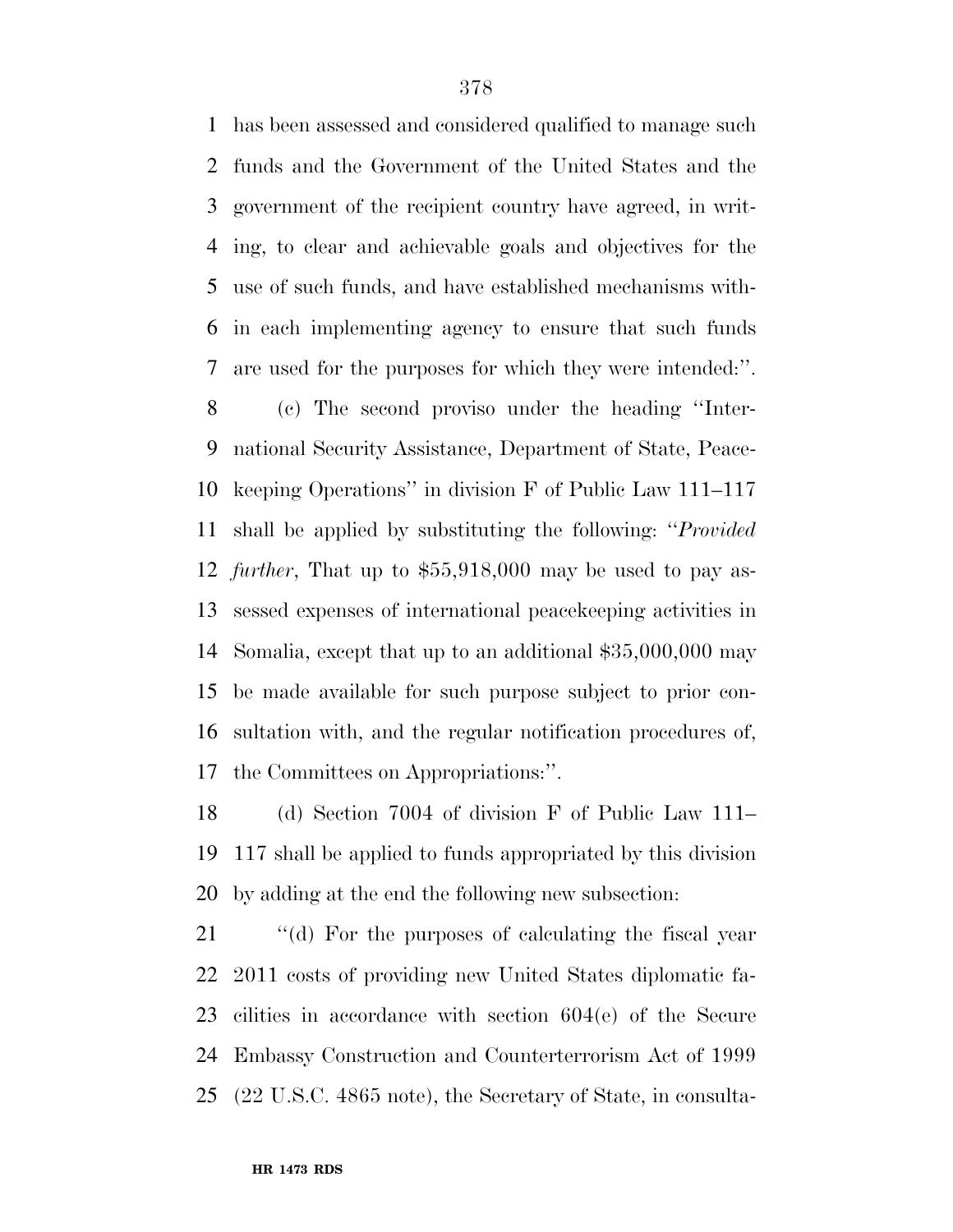has been assessed and considered qualified to manage such funds and the Government of the United States and the government of the recipient country have agreed, in writing, to clear and achievable goals and objectives for the use of such funds, and have established mechanisms within each implementing agency to ensure that such funds are used for the purposes for which they were intended:''.

(c) The second proviso under the heading ''International Security Assistance, Department of State, Peacekeeping Operations'' in division F of Public Law 111–117 shall be applied by substituting the following: ''*Provided further*, That up to $55,918,000 may be used to pay assessed expenses of international peacekeeping activities in Somalia, except that up to an additional $35,000,000 may be made available for such purpose subject to prior consultation with, and the regular notification procedures of, the Committees on Appropriations:''.

(d) Section 7004 of division F of Public Law 111–117 shall be applied to funds appropriated by this division by adding at the end the following new subsection:

''(d) For the purposes of calculating the fiscal year 2011 costs of providing new United States diplomatic facilities in accordance with section 604(e) of the Secure Embassy Construction and Counterterrorism Act of 1999 (22 U.S.C. 4865 note), the Secretary of State, in consulta-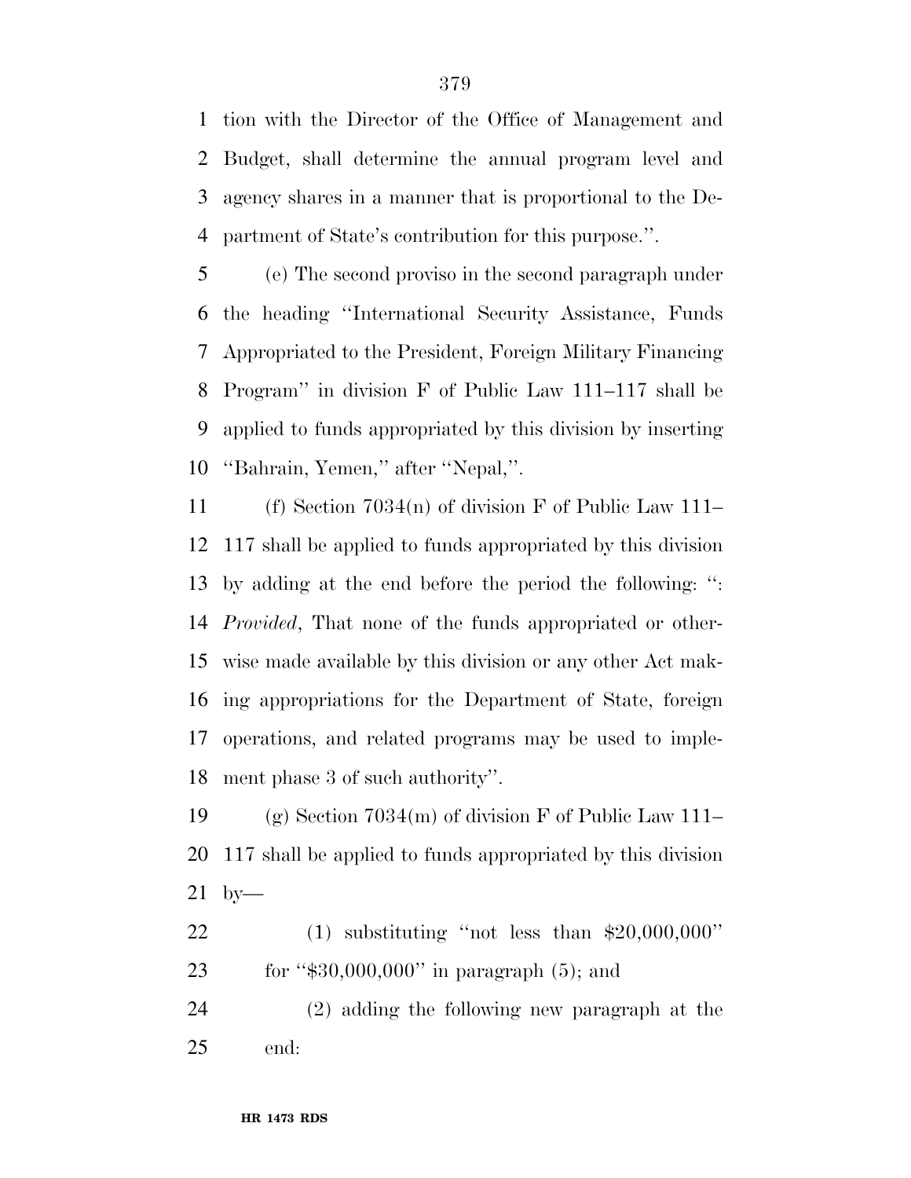tion with the Director of the Office of Management and Budget, shall determine the annual program level and agency shares in a manner that is proportional to the Department of State's contribution for this purpose.''.

(e) The second proviso in the second paragraph under the heading ''International Security Assistance, Funds Appropriated to the President, Foreign Military Financing Program'' in division F of Public Law 111–117 shall be applied to funds appropriated by this division by inserting ''Bahrain, Yemen,'' after ''Nepal,''.

(f) Section 7034(n) of division F of Public Law 111–117 shall be applied to funds appropriated by this division by adding at the end before the period the following: '': *Provided*, That none of the funds appropriated or otherwise made available by this division or any other Act making appropriations for the Department of State, foreign operations, and related programs may be used to implement phase 3 of such authority''.

(g) Section 7034(m) of division F of Public Law 111–117 shall be applied to funds appropriated by this division by—

(1) substituting ''not less than $20,000,000'' for ''$30,000,000'' in paragraph (5); and

(2) adding the following new paragraph at the end: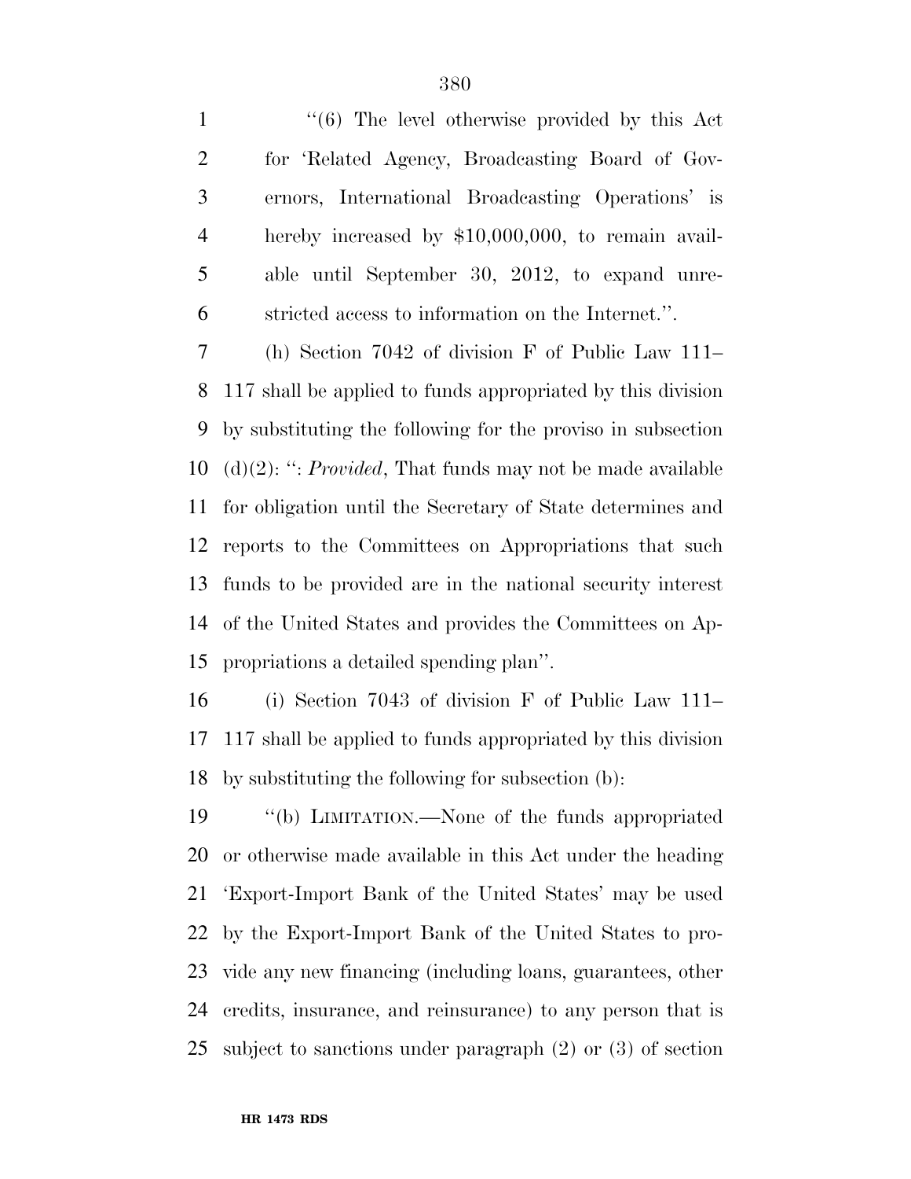''(6) The level otherwise provided by this Act for 'Related Agency, Broadcasting Board of Governors, International Broadcasting Operations' is hereby increased by $10,000,000, to remain available until September 30, 2012, to expand unrestricted access to information on the Internet.''.

(h) Section 7042 of division F of Public Law 111–117 shall be applied to funds appropriated by this division by substituting the following for the proviso in subsection (d)(2): '': *Provided*, That funds may not be made available for obligation until the Secretary of State determines and reports to the Committees on Appropriations that such funds to be provided are in the national security interest of the United States and provides the Committees on Appropriations a detailed spending plan''.

(i) Section 7043 of division F of Public Law 111–117 shall be applied to funds appropriated by this division by substituting the following for subsection (b):

''(b) LIMITATION.—None of the funds appropriated or otherwise made available in this Act under the heading 'Export-Import Bank of the United States' may be used by the Export-Import Bank of the United States to provide any new financing (including loans, guarantees, other credits, insurance, and reinsurance) to any person that is subject to sanctions under paragraph (2) or (3) of section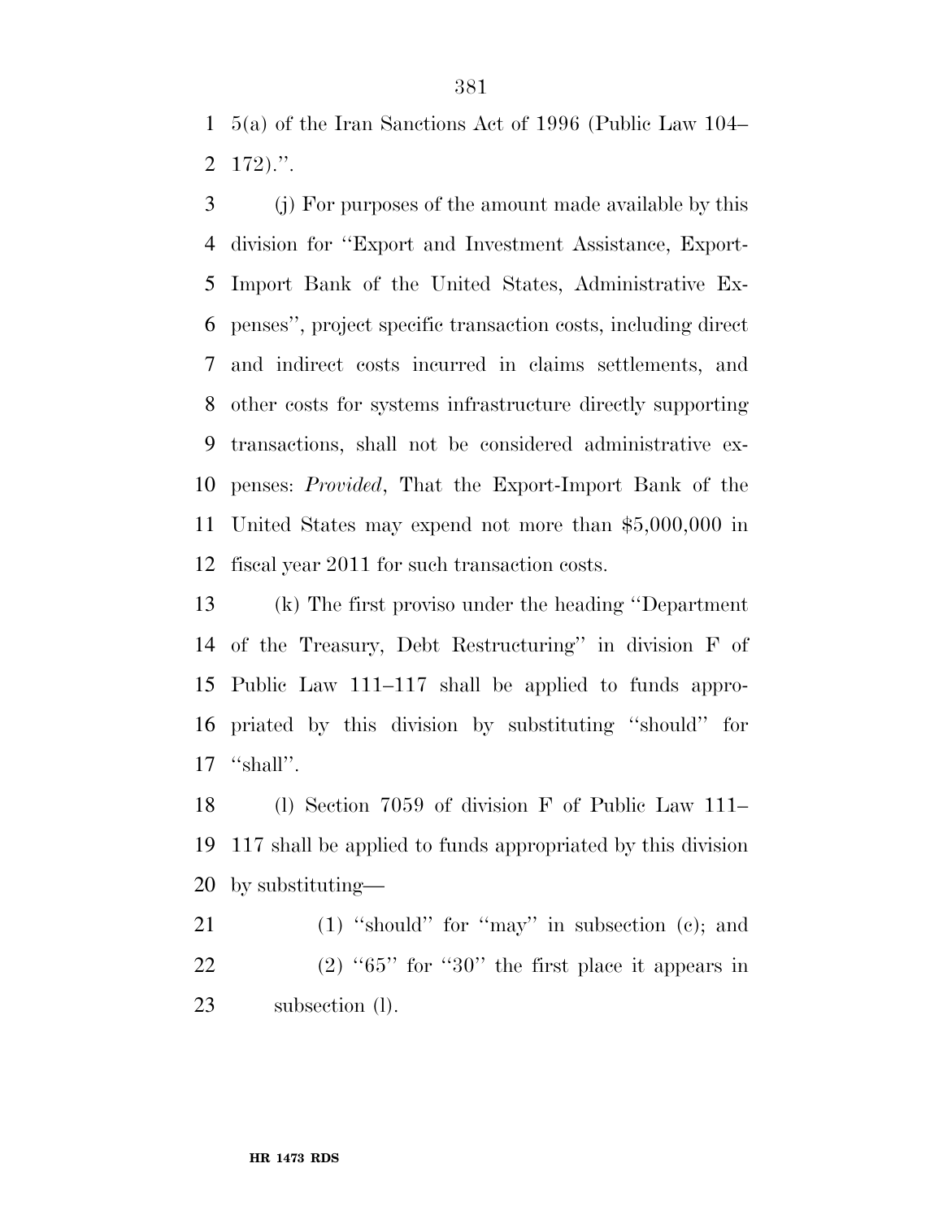5(a) of the Iran Sanctions Act of 1996 (Public Law 104–172).''.

(j) For purposes of the amount made available by this division for ''Export and Investment Assistance, Export-Import Bank of the United States, Administrative Expenses'', project specific transaction costs, including direct and indirect costs incurred in claims settlements, and other costs for systems infrastructure directly supporting transactions, shall not be considered administrative expenses: *Provided*, That the Export-Import Bank of the United States may expend not more than $5,000,000 in fiscal year 2011 for such transaction costs.

(k) The first proviso under the heading ''Department of the Treasury, Debt Restructuring'' in division F of Public Law 111–117 shall be applied to funds appropriated by this division by substituting ''should'' for ''shall''.

(l) Section 7059 of division F of Public Law 111–117 shall be applied to funds appropriated by this division by substituting—

(1) ''should'' for ''may'' in subsection (c); and

(2) ''65'' for ''30'' the first place it appears in subsection (l).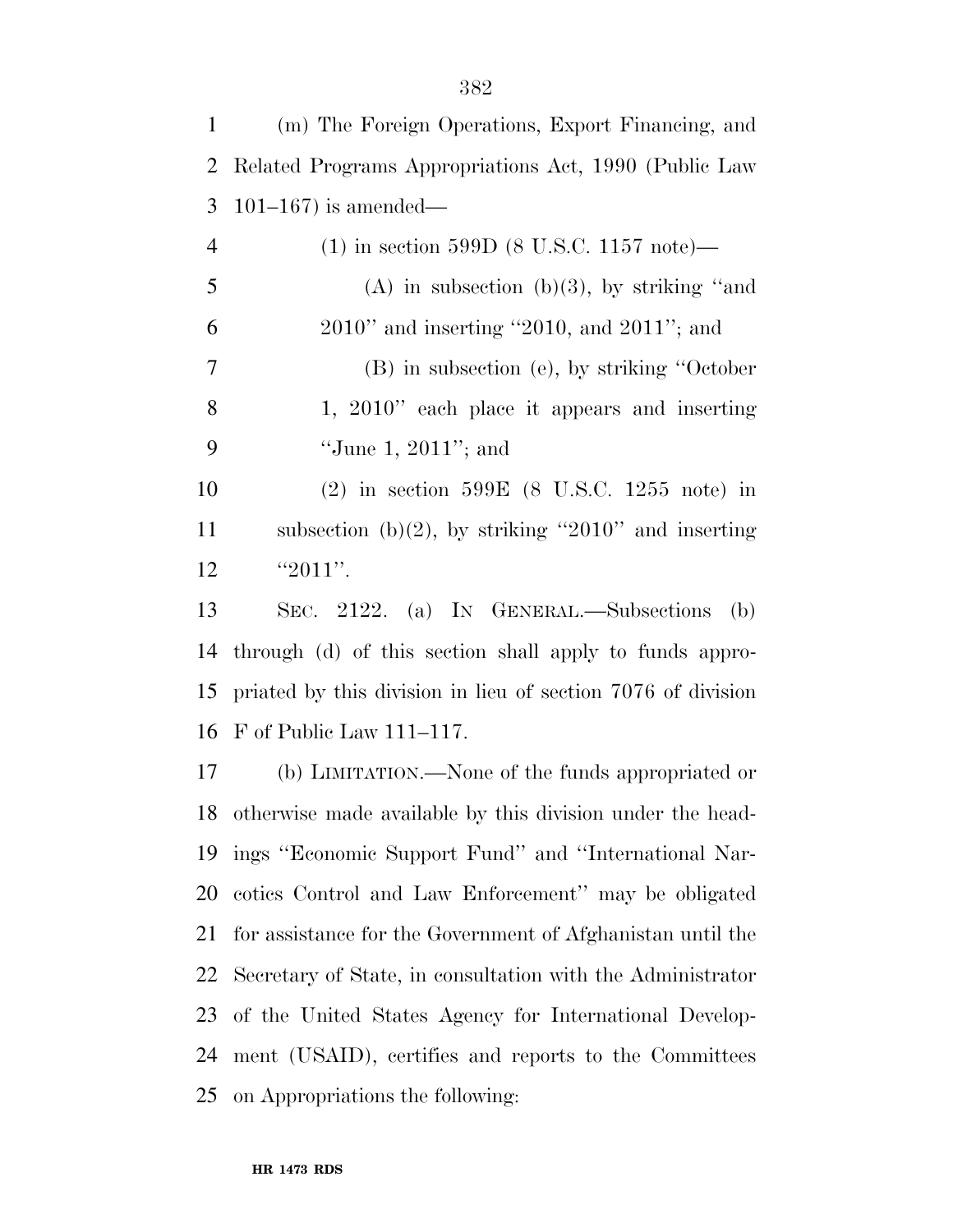(m) The Foreign Operations, Export Financing, and Related Programs Appropriations Act, 1990 (Public Law 101–167) is amended—

(1) in section 599D (8 U.S.C. 1157 note)—

(A) in subsection (b)(3), by striking "and 2010" and inserting "2010, and 2011"; and

(B) in subsection (e), by striking "October 1, 2010" each place it appears and inserting "June 1, 2011"; and

(2) in section 599E (8 U.S.C. 1255 note) in subsection (b)(2), by striking "2010" and inserting "2011".

SEC. 2122. (a) IN GENERAL.—Subsections (b) through (d) of this section shall apply to funds appropriated by this division in lieu of section 7076 of division F of Public Law 111–117.

(b) LIMITATION.—None of the funds appropriated or otherwise made available by this division under the headings "Economic Support Fund" and "International Narcotics Control and Law Enforcement" may be obligated for assistance for the Government of Afghanistan until the Secretary of State, in consultation with the Administrator of the United States Agency for International Development (USAID), certifies and reports to the Committees on Appropriations the following: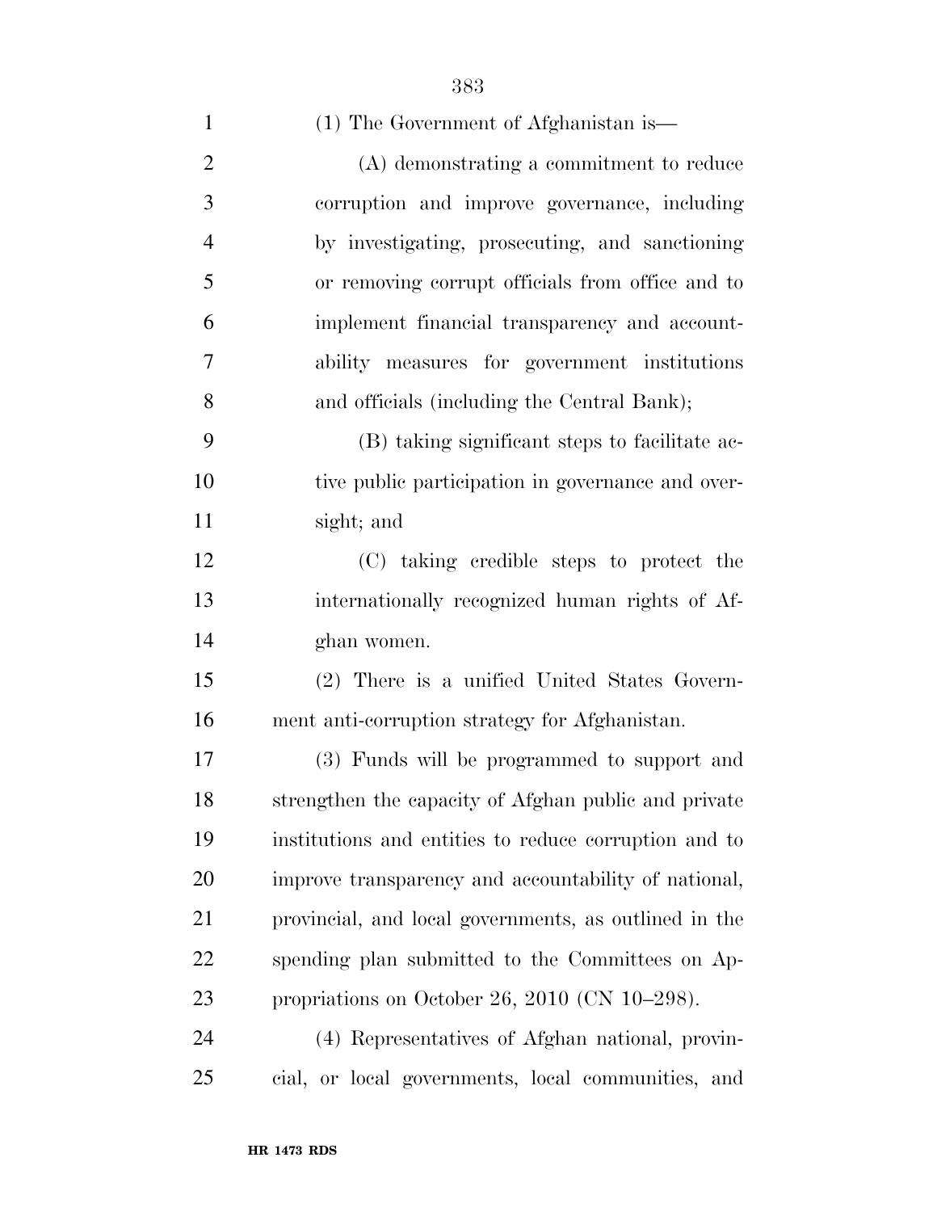(1) The Government of Afghanistan is—

(A) demonstrating a commitment to reduce corruption and improve governance, including by investigating, prosecuting, and sanctioning or removing corrupt officials from office and to implement financial transparency and accountability measures for government institutions and officials (including the Central Bank);

(B) taking significant steps to facilitate active public participation in governance and oversight; and

(C) taking credible steps to protect the internationally recognized human rights of Afghan women.

(2) There is a unified United States Government anti-corruption strategy for Afghanistan.

(3) Funds will be programmed to support and strengthen the capacity of Afghan public and private institutions and entities to reduce corruption and to improve transparency and accountability of national, provincial, and local governments, as outlined in the spending plan submitted to the Committees on Appropriations on October 26, 2010 (CN 10–298).

(4) Representatives of Afghan national, provincial, or local governments, local communities, and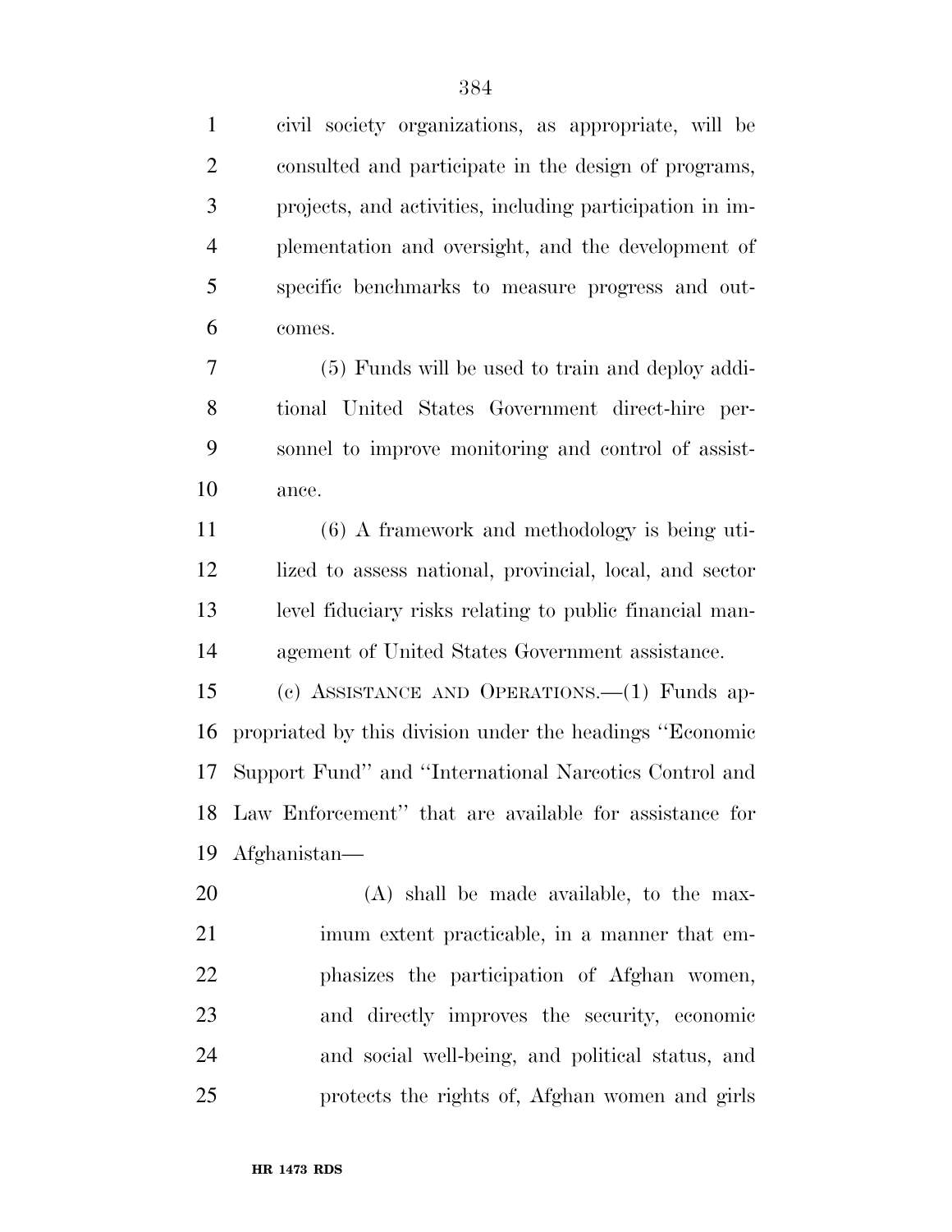civil society organizations, as appropriate, will be consulted and participate in the design of programs, projects, and activities, including participation in implementation and oversight, and the development of specific benchmarks to measure progress and outcomes.

(5) Funds will be used to train and deploy additional United States Government direct-hire personnel to improve monitoring and control of assistance.

(6) A framework and methodology is being utilized to assess national, provincial, local, and sector level fiduciary risks relating to public financial management of United States Government assistance.

(c) ASSISTANCE AND OPERATIONS.—(1) Funds appropriated by this division under the headings ''Economic Support Fund'' and ''International Narcotics Control and Law Enforcement'' that are available for assistance for Afghanistan—

(A) shall be made available, to the maximum extent practicable, in a manner that emphasizes the participation of Afghan women, and directly improves the security, economic and social well-being, and political status, and protects the rights of, Afghan women and girls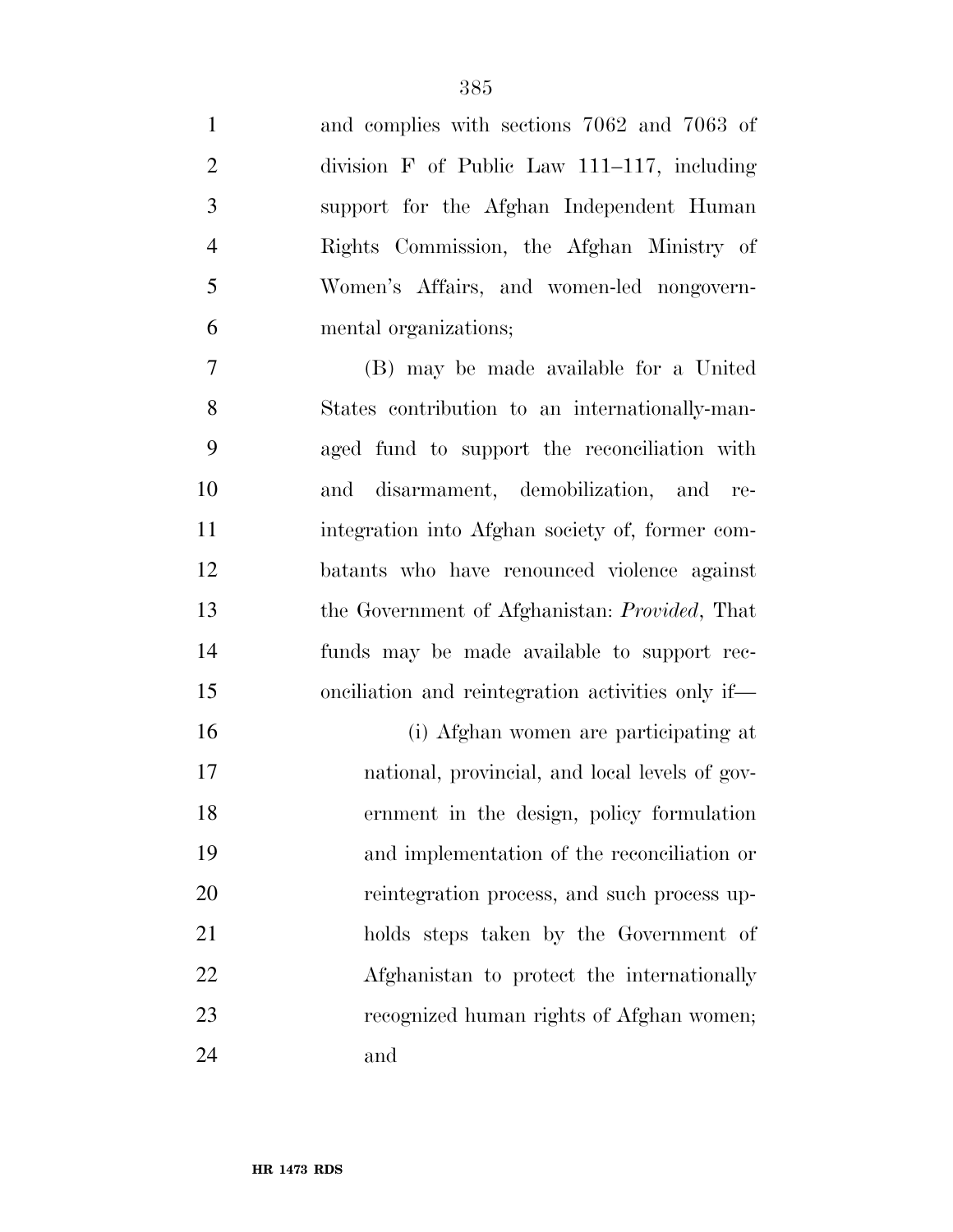and complies with sections 7062 and 7063 of division F of Public Law 111–117, including support for the Afghan Independent Human Rights Commission, the Afghan Ministry of Women's Affairs, and women-led nongovernmental organizations;

(B) may be made available for a United States contribution to an internationally-managed fund to support the reconciliation with and disarmament, demobilization, and reintegration into Afghan society of, former combatants who have renounced violence against the Government of Afghanistan: *Provided*, That funds may be made available to support reconciliation and reintegration activities only if—

(i) Afghan women are participating at national, provincial, and local levels of government in the design, policy formulation and implementation of the reconciliation or reintegration process, and such process upholds steps taken by the Government of Afghanistan to protect the internationally recognized human rights of Afghan women; and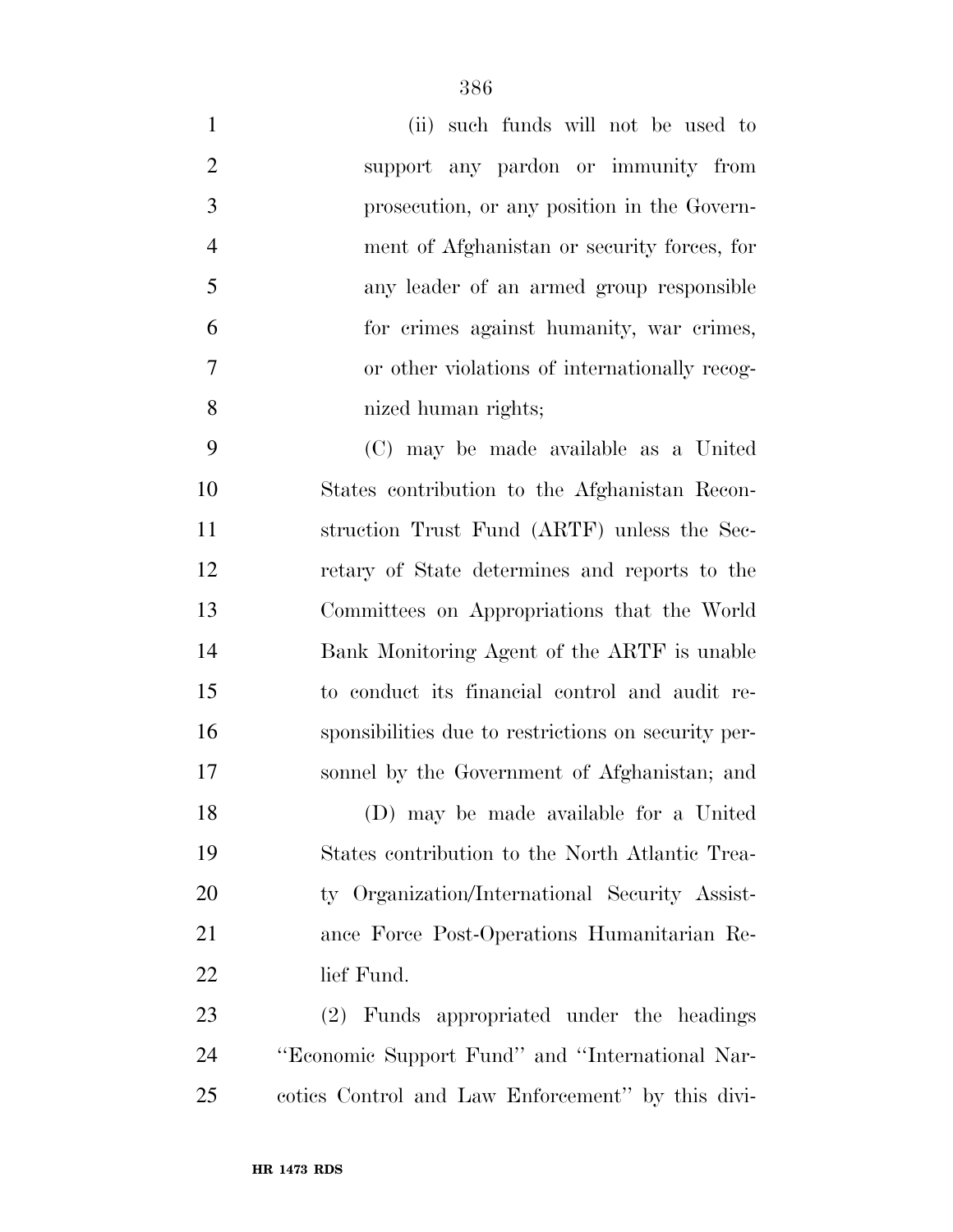(ii) such funds will not be used to support any pardon or immunity from prosecution, or any position in the Government of Afghanistan or security forces, for any leader of an armed group responsible for crimes against humanity, war crimes, or other violations of internationally recognized human rights;

(C) may be made available as a United States contribution to the Afghanistan Reconstruction Trust Fund (ARTF) unless the Secretary of State determines and reports to the Committees on Appropriations that the World Bank Monitoring Agent of the ARTF is unable to conduct its financial control and audit responsibilities due to restrictions on security personnel by the Government of Afghanistan; and

(D) may be made available for a United States contribution to the North Atlantic Treaty Organization/International Security Assistance Force Post-Operations Humanitarian Relief Fund.

(2) Funds appropriated under the headings ''Economic Support Fund'' and ''International Narcotics Control and Law Enforcement'' by this divi-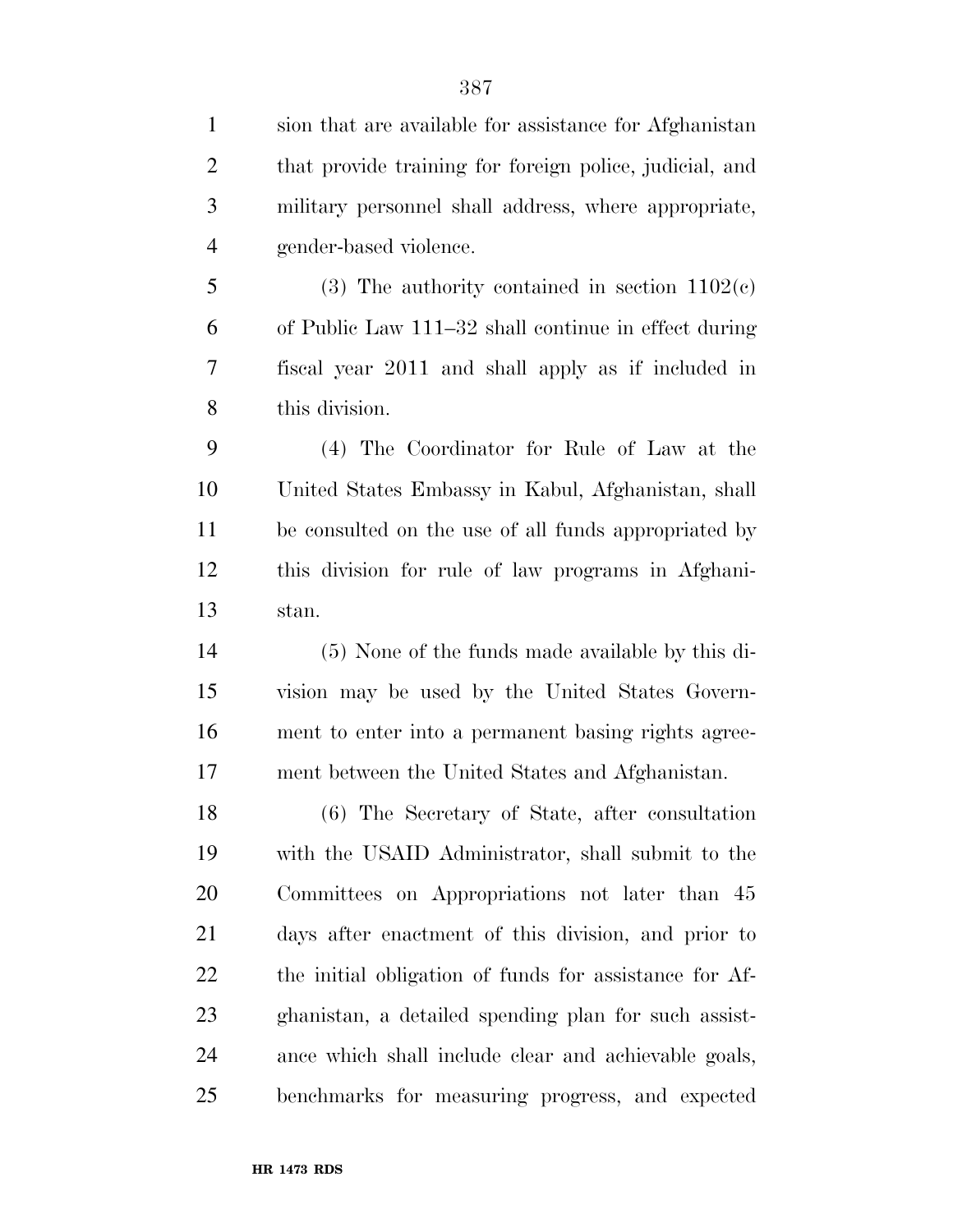sion that are available for assistance for Afghanistan that provide training for foreign police, judicial, and military personnel shall address, where appropriate, gender-based violence.

(3) The authority contained in section 1102(c) of Public Law 111–32 shall continue in effect during fiscal year 2011 and shall apply as if included in this division.

(4) The Coordinator for Rule of Law at the United States Embassy in Kabul, Afghanistan, shall be consulted on the use of all funds appropriated by this division for rule of law programs in Afghanistan.

(5) None of the funds made available by this division may be used by the United States Government to enter into a permanent basing rights agreement between the United States and Afghanistan.

(6) The Secretary of State, after consultation with the USAID Administrator, shall submit to the Committees on Appropriations not later than 45 days after enactment of this division, and prior to the initial obligation of funds for assistance for Afghanistan, a detailed spending plan for such assistance which shall include clear and achievable goals, benchmarks for measuring progress, and expected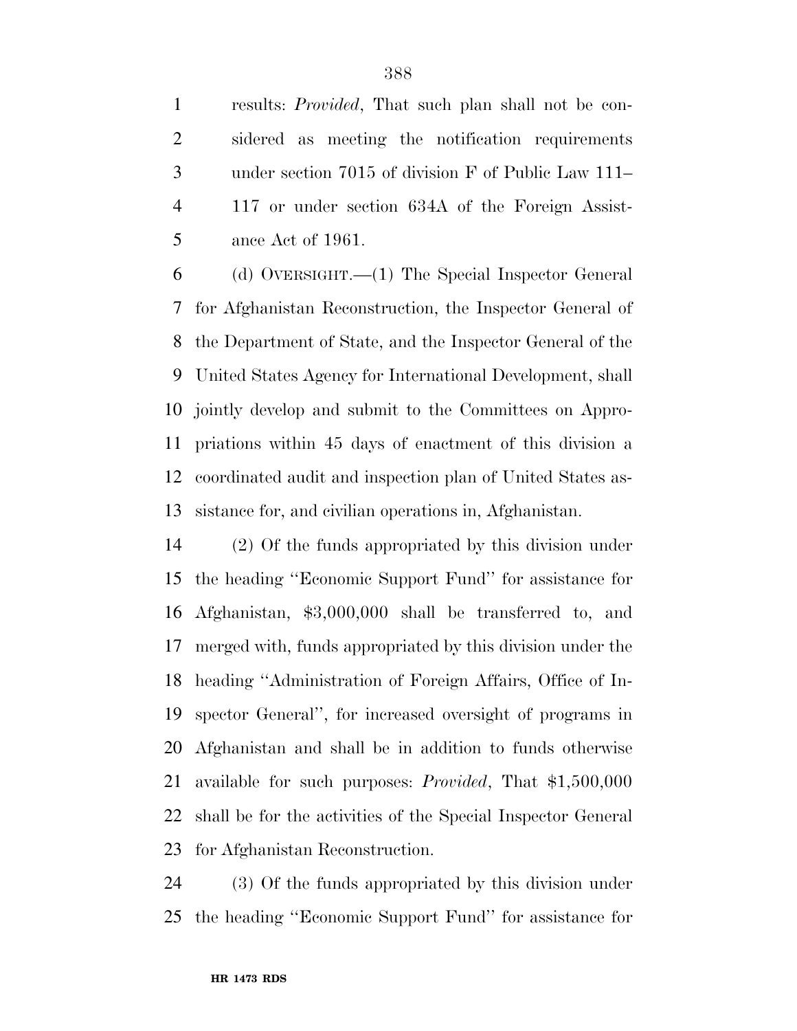results: *Provided*, That such plan shall not be considered as meeting the notification requirements under section 7015 of division F of Public Law 111–117 or under section 634A of the Foreign Assistance Act of 1961.

(d) OVERSIGHT.—(1) The Special Inspector General for Afghanistan Reconstruction, the Inspector General of the Department of State, and the Inspector General of the United States Agency for International Development, shall jointly develop and submit to the Committees on Appropriations within 45 days of enactment of this division a coordinated audit and inspection plan of United States assistance for, and civilian operations in, Afghanistan.

(2) Of the funds appropriated by this division under the heading ''Economic Support Fund'' for assistance for Afghanistan, $3,000,000 shall be transferred to, and merged with, funds appropriated by this division under the heading ''Administration of Foreign Affairs, Office of Inspector General'', for increased oversight of programs in Afghanistan and shall be in addition to funds otherwise available for such purposes: *Provided*, That $1,500,000 shall be for the activities of the Special Inspector General for Afghanistan Reconstruction.

(3) Of the funds appropriated by this division under the heading ''Economic Support Fund'' for assistance for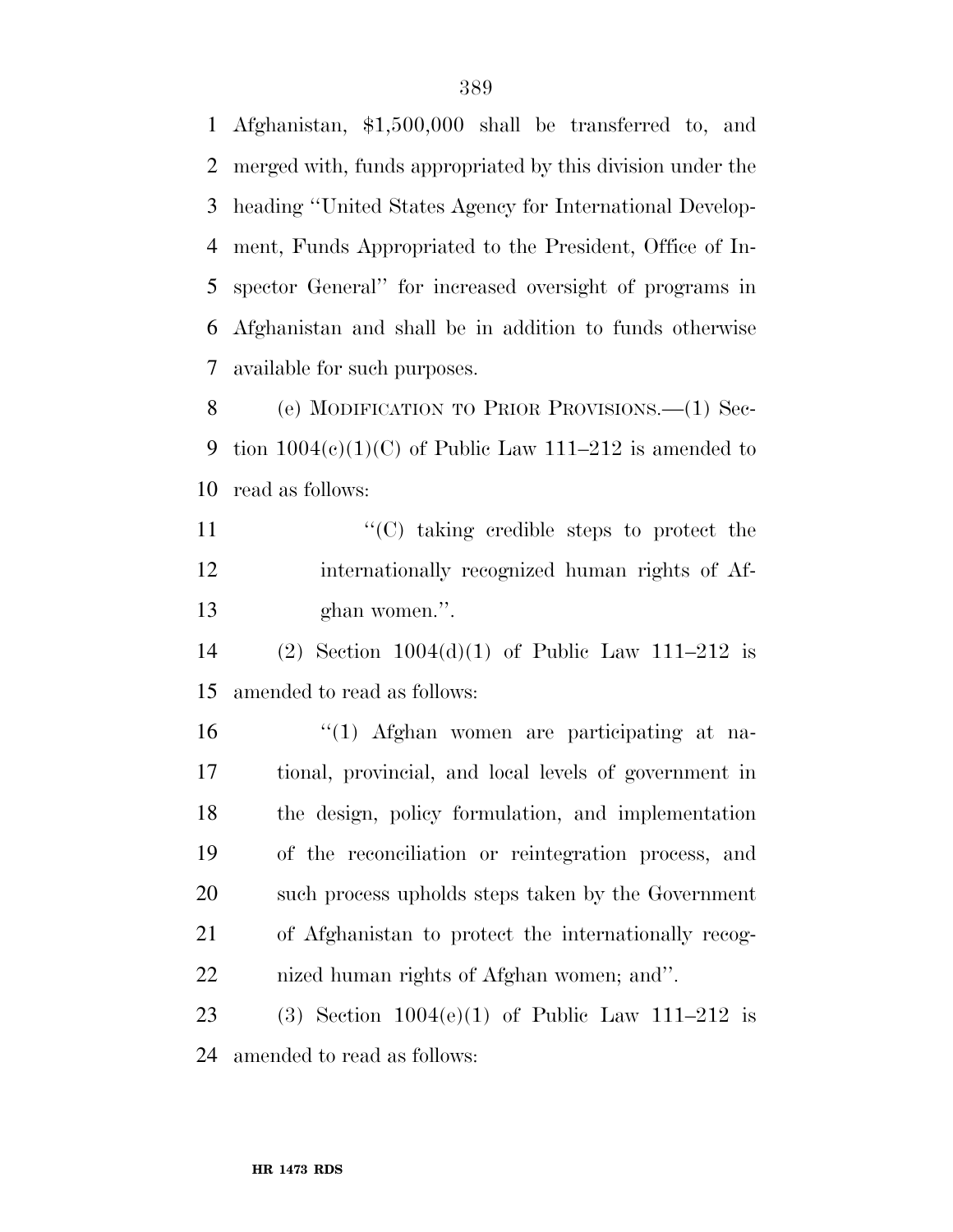Afghanistan, $1,500,000 shall be transferred to, and merged with, funds appropriated by this division under the heading ''United States Agency for International Development, Funds Appropriated to the President, Office of Inspector General'' for increased oversight of programs in Afghanistan and shall be in addition to funds otherwise available for such purposes.

(e) MODIFICATION TO PRIOR PROVISIONS.—(1) Section 1004(c)(1)(C) of Public Law 111–212 is amended to read as follows:

> ''(C) taking credible steps to protect the internationally recognized human rights of Afghan women.''.

(2) Section 1004(d)(1) of Public Law 111–212 is amended to read as follows:

> ''(1) Afghan women are participating at national, provincial, and local levels of government in the design, policy formulation, and implementation of the reconciliation or reintegration process, and such process upholds steps taken by the Government of Afghanistan to protect the internationally recognized human rights of Afghan women; and''.

(3) Section 1004(e)(1) of Public Law 111–212 is amended to read as follows: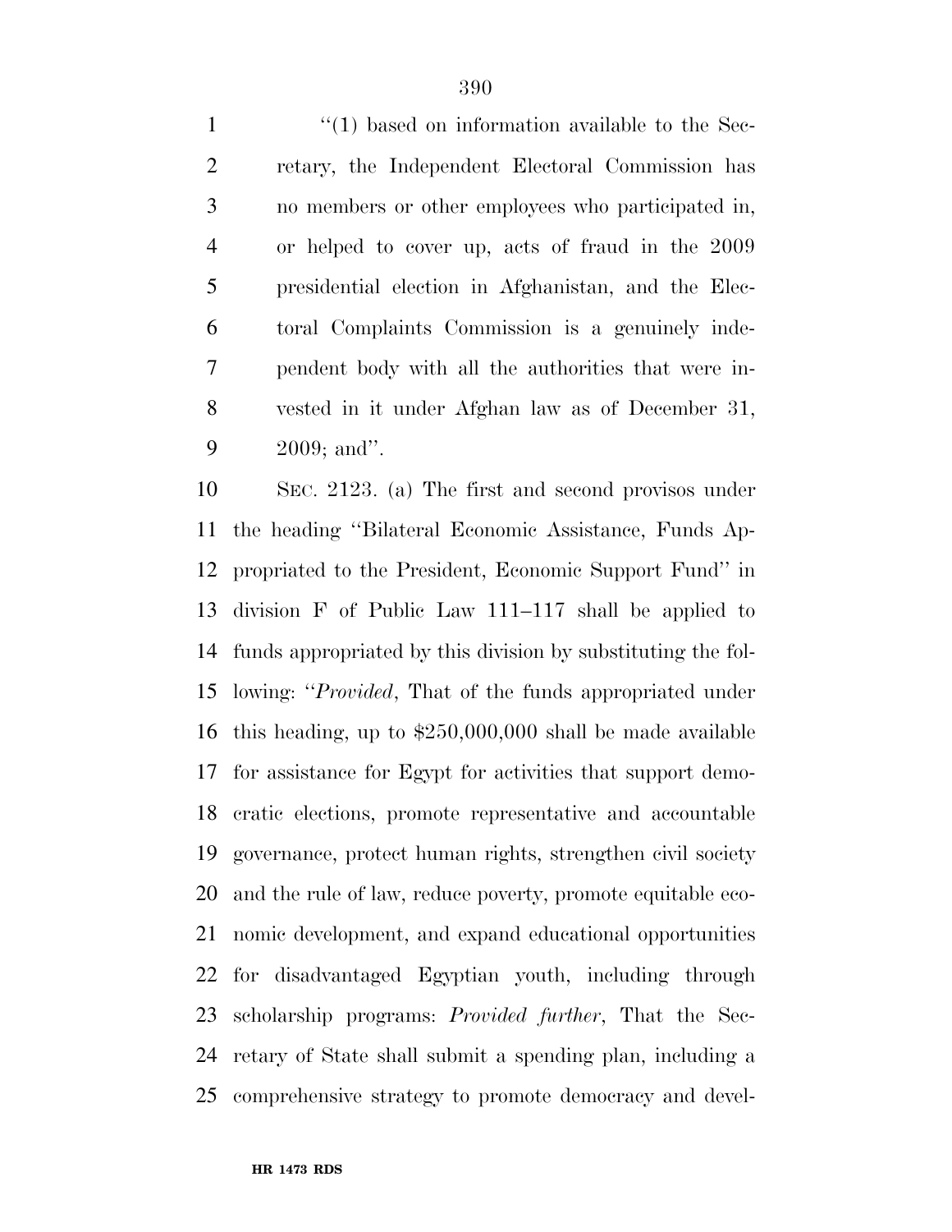"(1) based on information available to the Secretary, the Independent Electoral Commission has no members or other employees who participated in, or helped to cover up, acts of fraud in the 2009 presidential election in Afghanistan, and the Electoral Complaints Commission is a genuinely independent body with all the authorities that were invested in it under Afghan law as of December 31, 2009; and".

SEC. 2123. (a) The first and second provisos under the heading "Bilateral Economic Assistance, Funds Appropriated to the President, Economic Support Fund" in division F of Public Law 111–117 shall be applied to funds appropriated by this division by substituting the following: "*Provided*, That of the funds appropriated under this heading, up to $250,000,000 shall be made available for assistance for Egypt for activities that support democratic elections, promote representative and accountable governance, protect human rights, strengthen civil society and the rule of law, reduce poverty, promote equitable economic development, and expand educational opportunities for disadvantaged Egyptian youth, including through scholarship programs: *Provided further*, That the Secretary of State shall submit a spending plan, including a comprehensive strategy to promote democracy and devel-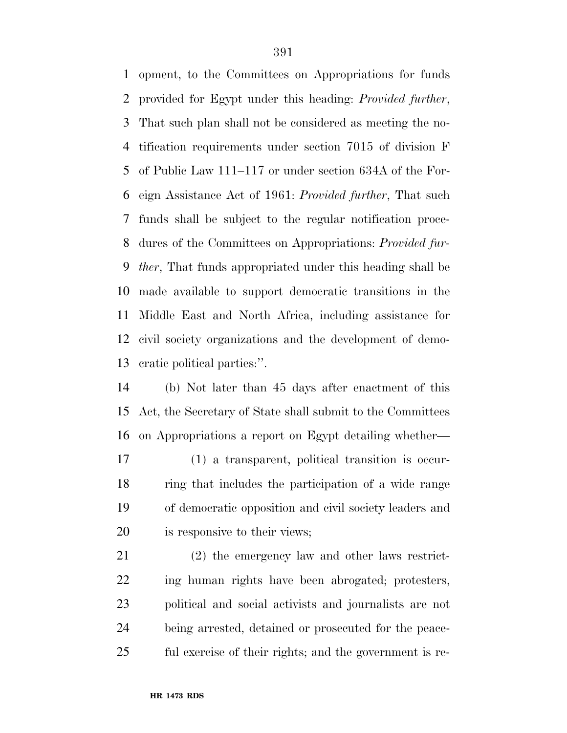opment, to the Committees on Appropriations for funds provided for Egypt under this heading: *Provided further*, That such plan shall not be considered as meeting the notification requirements under section 7015 of division F of Public Law 111–117 or under section 634A of the Foreign Assistance Act of 1961: *Provided further*, That such funds shall be subject to the regular notification procedures of the Committees on Appropriations: *Provided further*, That funds appropriated under this heading shall be made available to support democratic transitions in the Middle East and North Africa, including assistance for civil society organizations and the development of democratic political parties:''.

(b) Not later than 45 days after enactment of this Act, the Secretary of State shall submit to the Committees on Appropriations a report on Egypt detailing whether—

(1) a transparent, political transition is occurring that includes the participation of a wide range of democratic opposition and civil society leaders and is responsive to their views;

(2) the emergency law and other laws restricting human rights have been abrogated; protesters, political and social activists and journalists are not being arrested, detained or prosecuted for the peaceful exercise of their rights; and the government is re-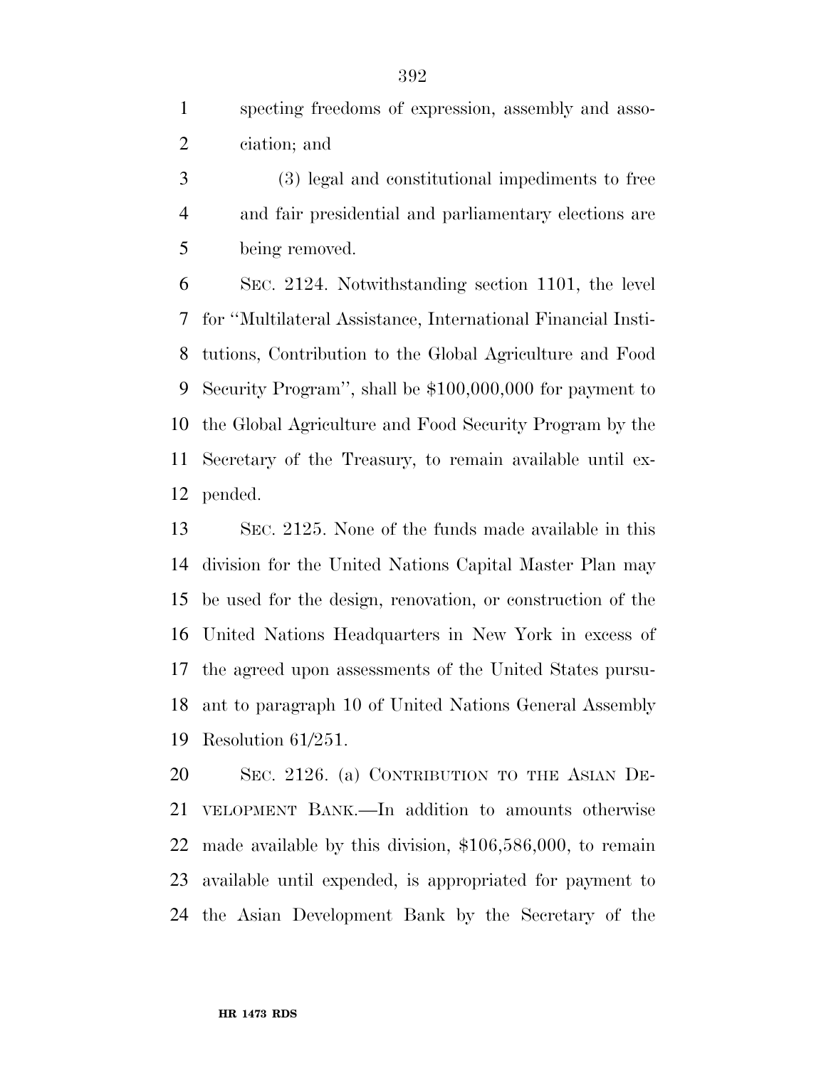specting freedoms of expression, assembly and association; and

(3) legal and constitutional impediments to free and fair presidential and parliamentary elections are being removed.

SEC. 2124. Notwithstanding section 1101, the level for ''Multilateral Assistance, International Financial Institutions, Contribution to the Global Agriculture and Food Security Program'', shall be $100,000,000 for payment to the Global Agriculture and Food Security Program by the Secretary of the Treasury, to remain available until expended.

SEC. 2125. None of the funds made available in this division for the United Nations Capital Master Plan may be used for the design, renovation, or construction of the United Nations Headquarters in New York in excess of the agreed upon assessments of the United States pursuant to paragraph 10 of United Nations General Assembly Resolution 61/251.

SEC. 2126. (a) CONTRIBUTION TO THE ASIAN DEVELOPMENT BANK.—In addition to amounts otherwise made available by this division, $106,586,000, to remain available until expended, is appropriated for payment to the Asian Development Bank by the Secretary of the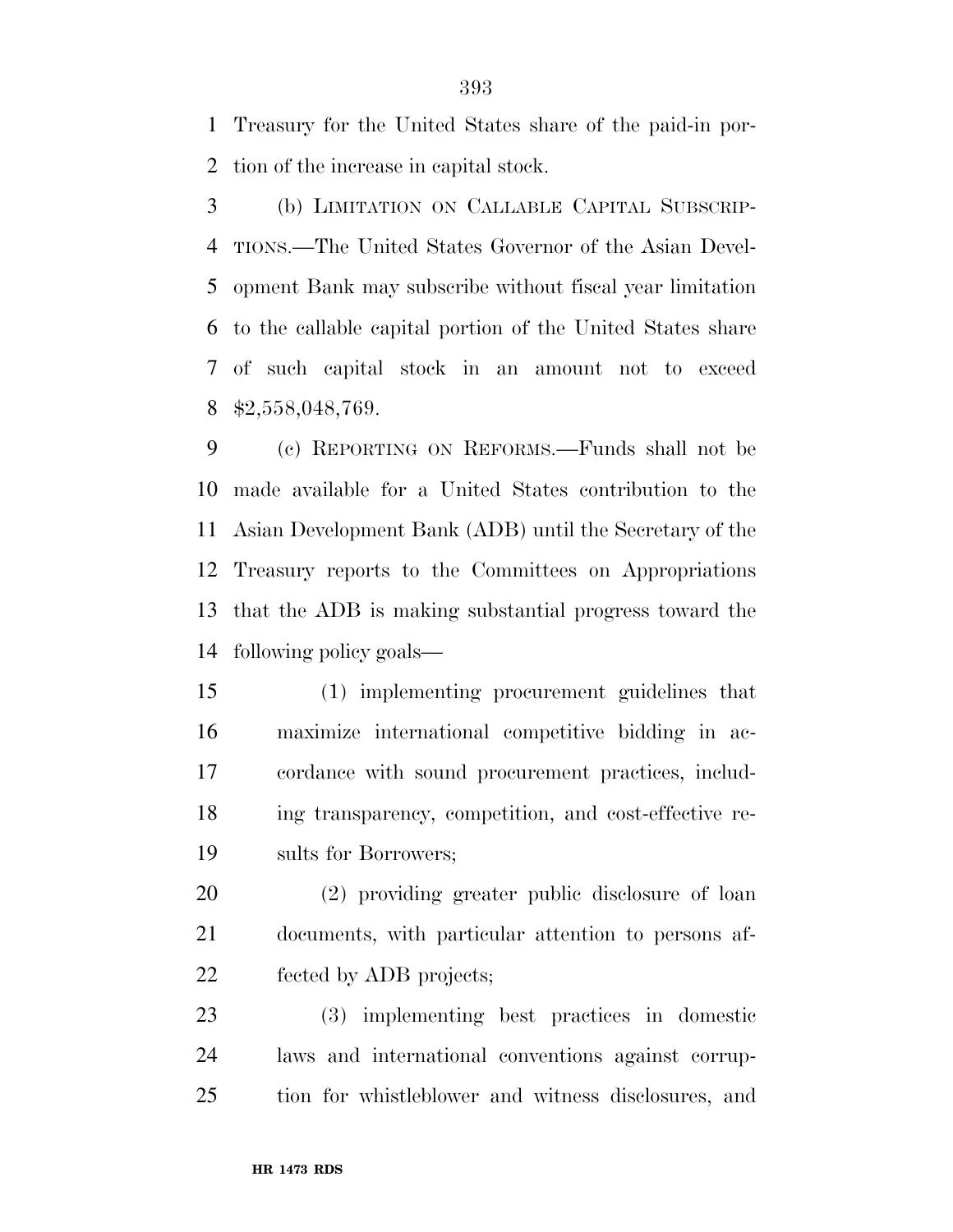Treasury for the United States share of the paid-in portion of the increase in capital stock.

(b) LIMITATION ON CALLABLE CAPITAL SUBSCRIPTIONS.—The United States Governor of the Asian Development Bank may subscribe without fiscal year limitation to the callable capital portion of the United States share of such capital stock in an amount not to exceed $2,558,048,769.

(c) REPORTING ON REFORMS.—Funds shall not be made available for a United States contribution to the Asian Development Bank (ADB) until the Secretary of the Treasury reports to the Committees on Appropriations that the ADB is making substantial progress toward the following policy goals—

(1) implementing procurement guidelines that maximize international competitive bidding in accordance with sound procurement practices, including transparency, competition, and cost-effective results for Borrowers;

(2) providing greater public disclosure of loan documents, with particular attention to persons affected by ADB projects;

(3) implementing best practices in domestic laws and international conventions against corruption for whistleblower and witness disclosures, and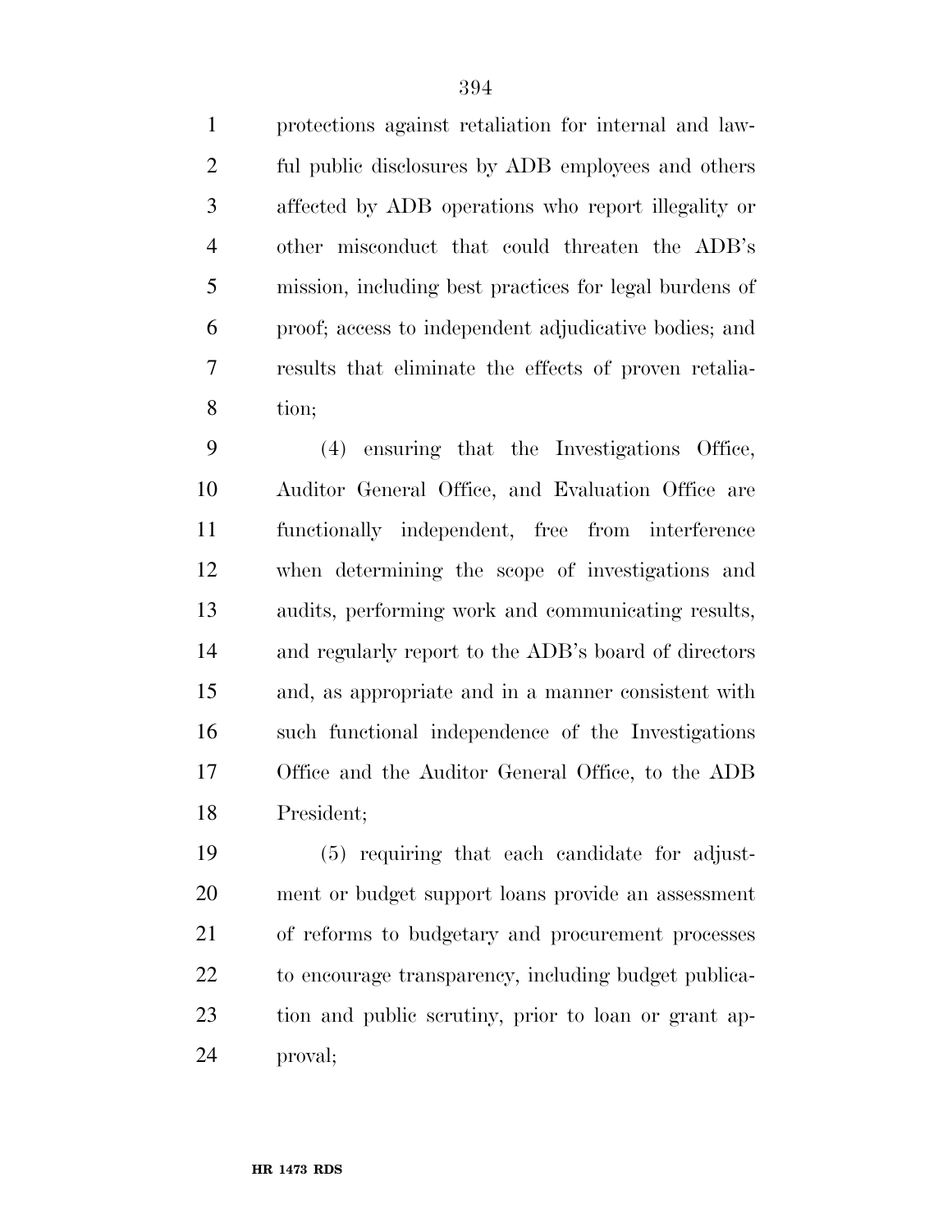protections against retaliation for internal and lawful public disclosures by ADB employees and others affected by ADB operations who report illegality or other misconduct that could threaten the ADB's mission, including best practices for legal burdens of proof; access to independent adjudicative bodies; and results that eliminate the effects of proven retaliation;

(4) ensuring that the Investigations Office, Auditor General Office, and Evaluation Office are functionally independent, free from interference when determining the scope of investigations and audits, performing work and communicating results, and regularly report to the ADB's board of directors and, as appropriate and in a manner consistent with such functional independence of the Investigations Office and the Auditor General Office, to the ADB President;

(5) requiring that each candidate for adjustment or budget support loans provide an assessment of reforms to budgetary and procurement processes to encourage transparency, including budget publication and public scrutiny, prior to loan or grant approval;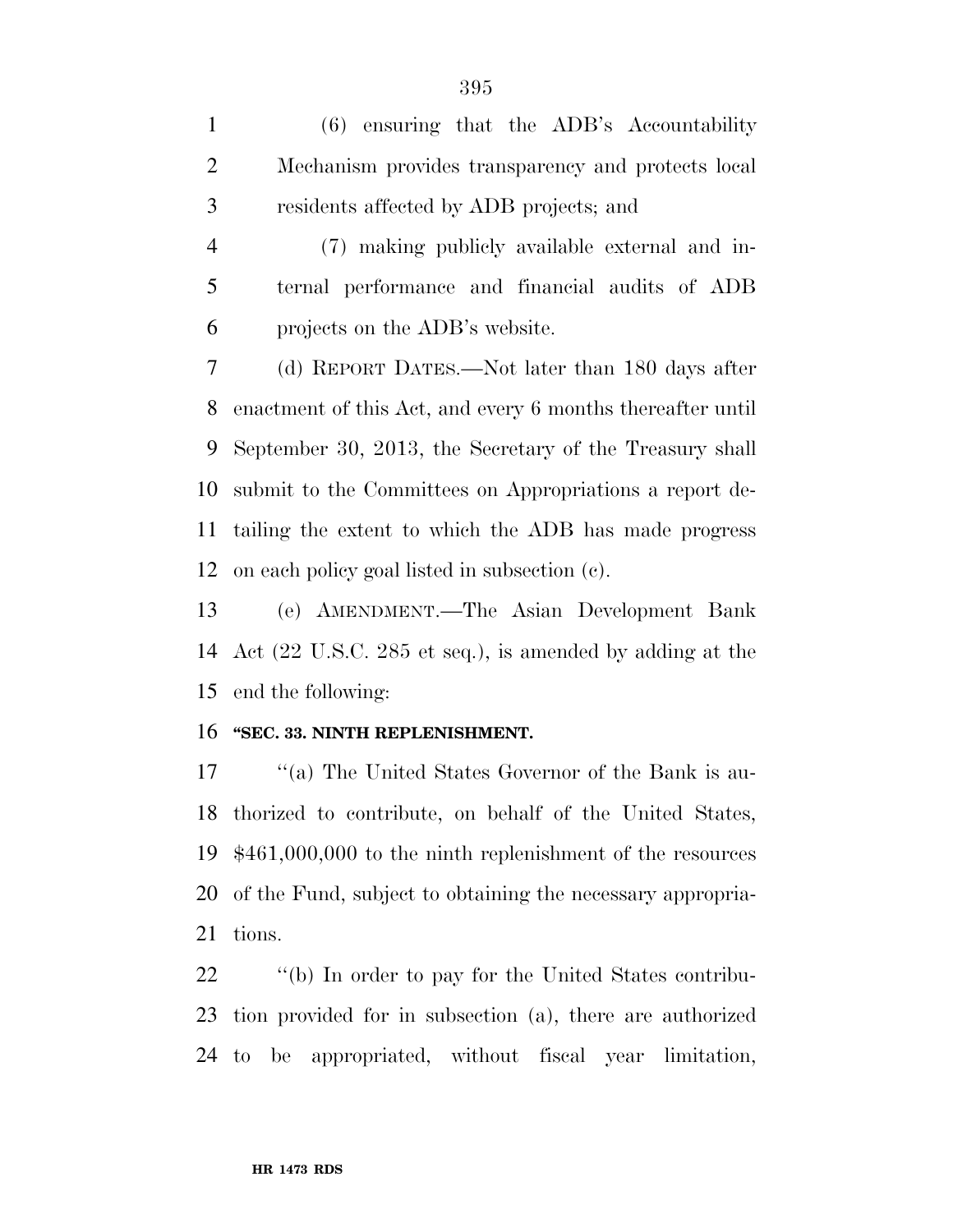(6) ensuring that the ADB's Accountability Mechanism provides transparency and protects local residents affected by ADB projects; and

(7) making publicly available external and internal performance and financial audits of ADB projects on the ADB's website.

(d) REPORT DATES.—Not later than 180 days after enactment of this Act, and every 6 months thereafter until September 30, 2013, the Secretary of the Treasury shall submit to the Committees on Appropriations a report detailing the extent to which the ADB has made progress on each policy goal listed in subsection (c).

(e) AMENDMENT.—The Asian Development Bank Act (22 U.S.C. 285 et seq.), is amended by adding at the end the following:

**"SEC. 33. NINTH REPLENISHMENT.**

"(a) The United States Governor of the Bank is authorized to contribute, on behalf of the United States, $461,000,000 to the ninth replenishment of the resources of the Fund, subject to obtaining the necessary appropriations.

"(b) In order to pay for the United States contribution provided for in subsection (a), there are authorized to be appropriated, without fiscal year limitation,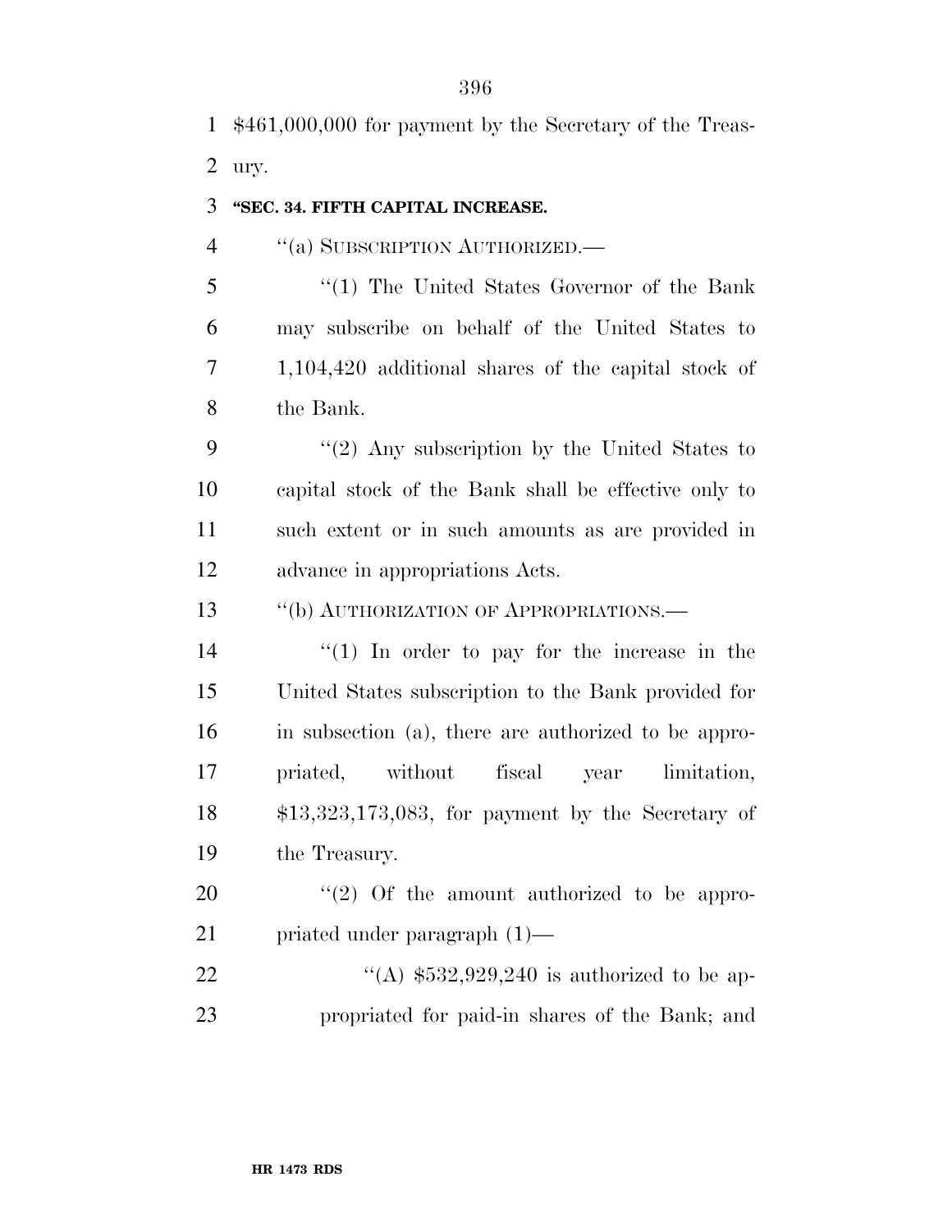$461,000,000 for payment by the Secretary of the Treasury.

**"SEC. 34. FIFTH CAPITAL INCREASE.**

"(a) SUBSCRIPTION AUTHORIZED.—

"(1) The United States Governor of the Bank may subscribe on behalf of the United States to 1,104,420 additional shares of the capital stock of the Bank.

"(2) Any subscription by the United States to capital stock of the Bank shall be effective only to such extent or in such amounts as are provided in advance in appropriations Acts.

"(b) AUTHORIZATION OF APPROPRIATIONS.—

"(1) In order to pay for the increase in the United States subscription to the Bank provided for in subsection (a), there are authorized to be appropriated, without fiscal year limitation, $13,323,173,083, for payment by the Secretary of the Treasury.

"(2) Of the amount authorized to be appropriated under paragraph (1)—

"(A) $532,929,240 is authorized to be appropriated for paid-in shares of the Bank; and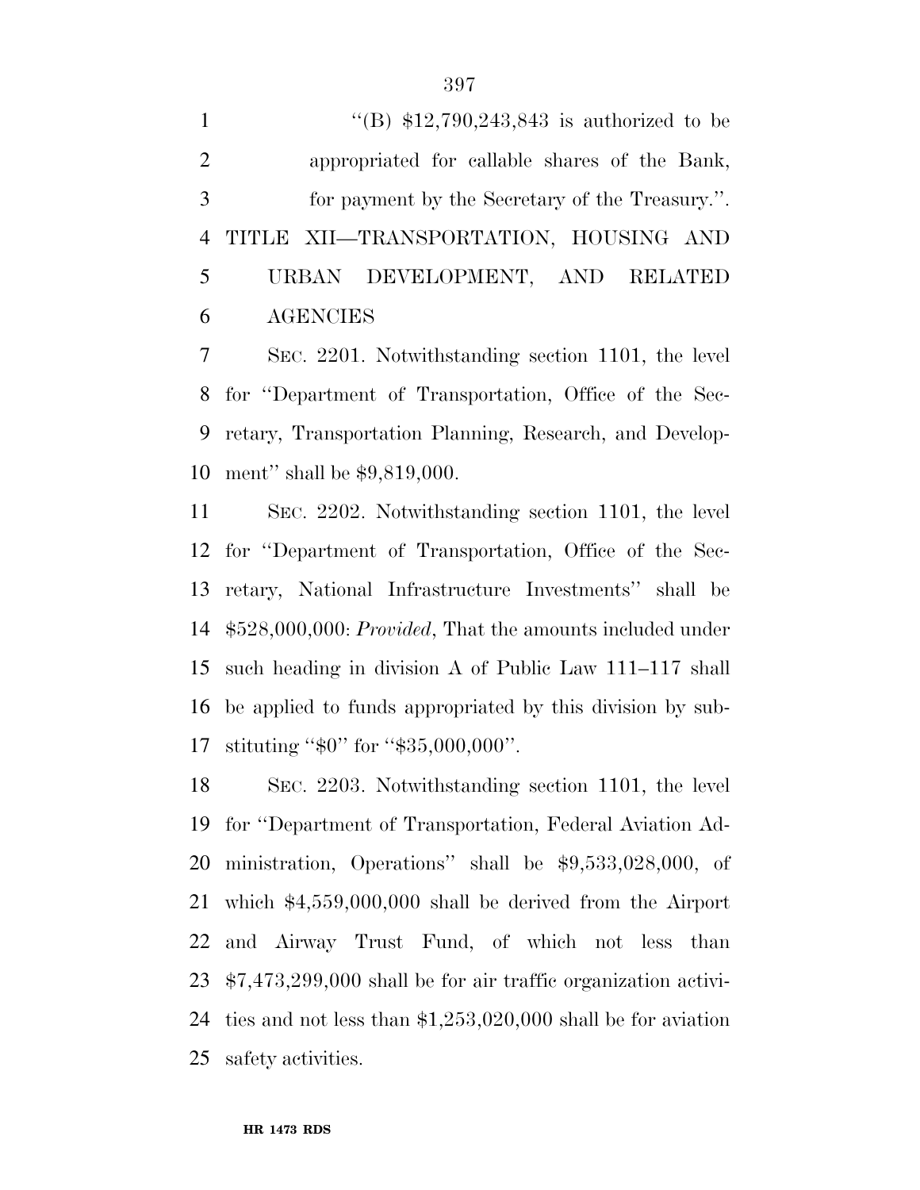"(B) $12,790,243,843 is authorized to be appropriated for callable shares of the Bank, for payment by the Secretary of the Treasury.".

## TITLE XII—TRANSPORTATION, HOUSING AND URBAN DEVELOPMENT, AND RELATED AGENCIES

SEC. 2201. Notwithstanding section 1101, the level for "Department of Transportation, Office of the Secretary, Transportation Planning, Research, and Development" shall be $9,819,000.

SEC. 2202. Notwithstanding section 1101, the level for "Department of Transportation, Office of the Secretary, National Infrastructure Investments" shall be $528,000,000: *Provided*, That the amounts included under such heading in division A of Public Law 111–117 shall be applied to funds appropriated by this division by substituting "$0" for "$35,000,000".

SEC. 2203. Notwithstanding section 1101, the level for "Department of Transportation, Federal Aviation Administration, Operations" shall be $9,533,028,000, of which $4,559,000,000 shall be derived from the Airport and Airway Trust Fund, of which not less than $7,473,299,000 shall be for air traffic organization activities and not less than $1,253,020,000 shall be for aviation safety activities.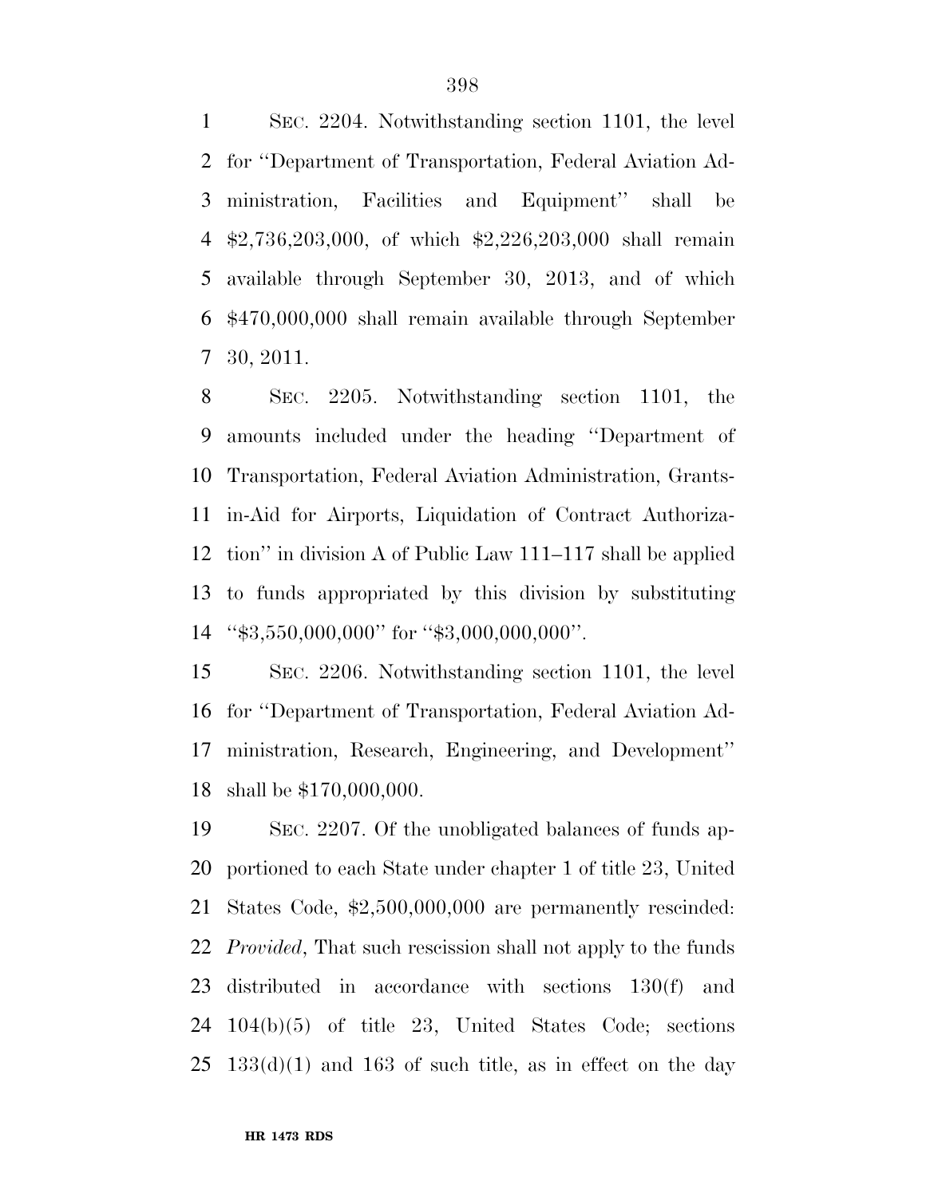SEC. 2204. Notwithstanding section 1101, the level for ''Department of Transportation, Federal Aviation Administration, Facilities and Equipment'' shall be $2,736,203,000, of which $2,226,203,000 shall remain available through September 30, 2013, and of which $470,000,000 shall remain available through September 30, 2011.

SEC. 2205. Notwithstanding section 1101, the amounts included under the heading ''Department of Transportation, Federal Aviation Administration, Grants-in-Aid for Airports, Liquidation of Contract Authorization'' in division A of Public Law 111–117 shall be applied to funds appropriated by this division by substituting ''$3,550,000,000'' for ''$3,000,000,000''.

SEC. 2206. Notwithstanding section 1101, the level for ''Department of Transportation, Federal Aviation Administration, Research, Engineering, and Development'' shall be $170,000,000.

SEC. 2207. Of the unobligated balances of funds apportioned to each State under chapter 1 of title 23, United States Code, $2,500,000,000 are permanently rescinded: *Provided*, That such rescission shall not apply to the funds distributed in accordance with sections 130(f) and 104(b)(5) of title 23, United States Code; sections 133(d)(1) and 163 of such title, as in effect on the day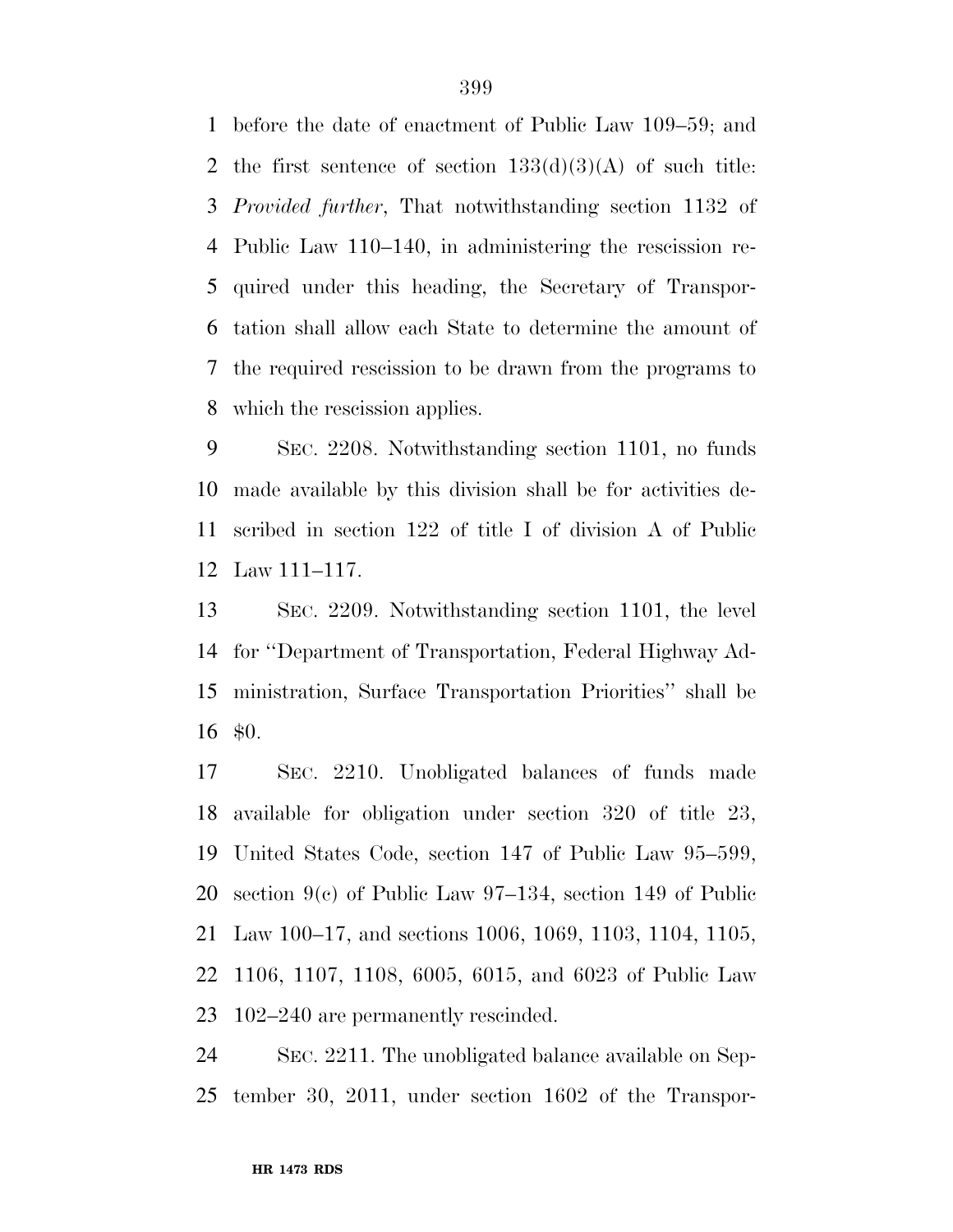before the date of enactment of Public Law 109–59; and the first sentence of section 133(d)(3)(A) of such title: *Provided further*, That notwithstanding section 1132 of Public Law 110–140, in administering the rescission required under this heading, the Secretary of Transportation shall allow each State to determine the amount of the required rescission to be drawn from the programs to which the rescission applies.

SEC. 2208. Notwithstanding section 1101, no funds made available by this division shall be for activities described in section 122 of title I of division A of Public Law 111–117.

SEC. 2209. Notwithstanding section 1101, the level for ''Department of Transportation, Federal Highway Administration, Surface Transportation Priorities'' shall be $0.

SEC. 2210. Unobligated balances of funds made available for obligation under section 320 of title 23, United States Code, section 147 of Public Law 95–599, section 9(c) of Public Law 97–134, section 149 of Public Law 100–17, and sections 1006, 1069, 1103, 1104, 1105, 1106, 1107, 1108, 6005, 6015, and 6023 of Public Law 102–240 are permanently rescinded.

SEC. 2211. The unobligated balance available on September 30, 2011, under section 1602 of the Transpor-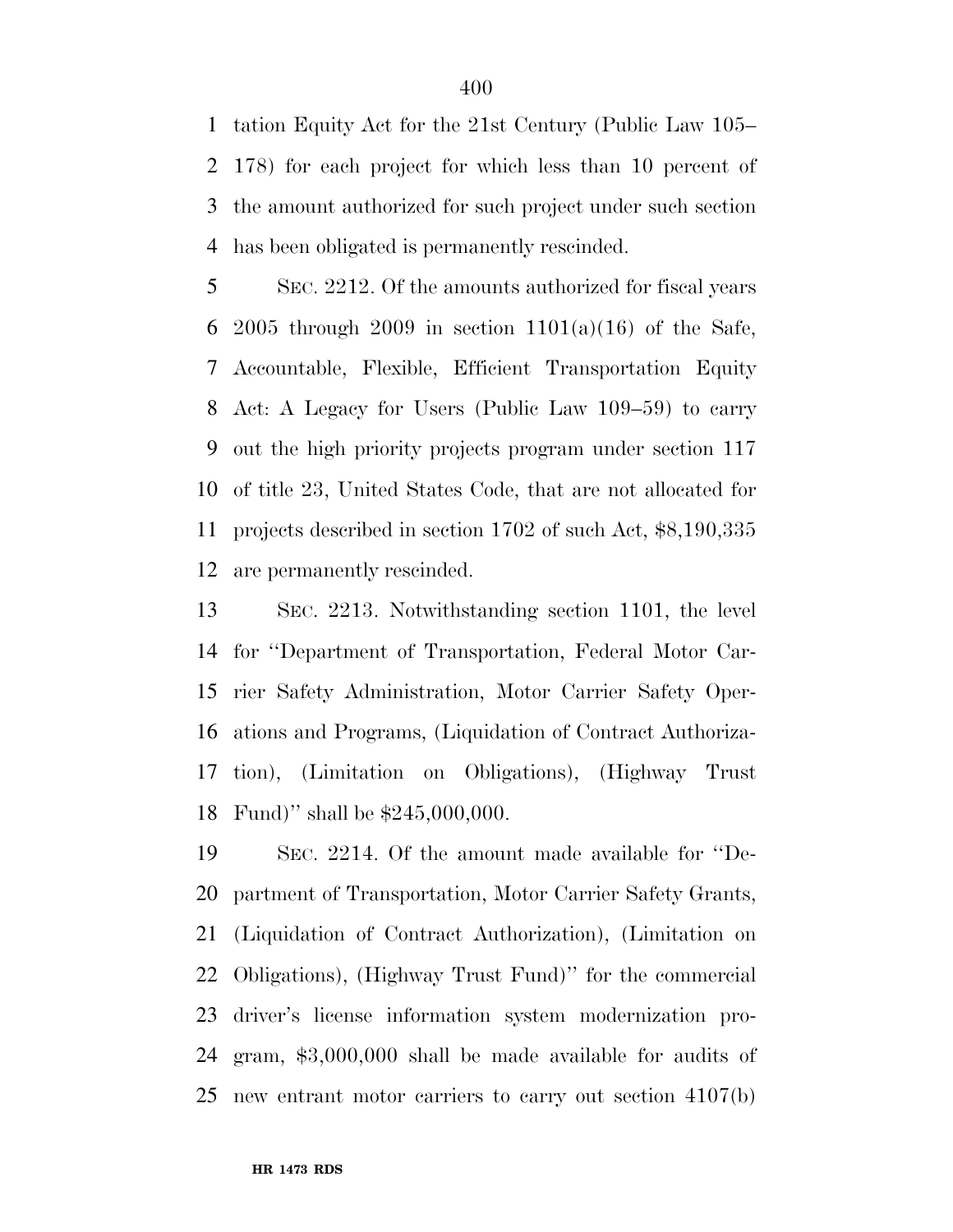tation Equity Act for the 21st Century (Public Law 105–178) for each project for which less than 10 percent of the amount authorized for such project under such section has been obligated is permanently rescinded.

SEC. 2212. Of the amounts authorized for fiscal years 2005 through 2009 in section 1101(a)(16) of the Safe, Accountable, Flexible, Efficient Transportation Equity Act: A Legacy for Users (Public Law 109–59) to carry out the high priority projects program under section 117 of title 23, United States Code, that are not allocated for projects described in section 1702 of such Act, $8,190,335 are permanently rescinded.

SEC. 2213. Notwithstanding section 1101, the level for ''Department of Transportation, Federal Motor Carrier Safety Administration, Motor Carrier Safety Operations and Programs, (Liquidation of Contract Authorization), (Limitation on Obligations), (Highway Trust Fund)'' shall be $245,000,000.

SEC. 2214. Of the amount made available for ''Department of Transportation, Motor Carrier Safety Grants, (Liquidation of Contract Authorization), (Limitation on Obligations), (Highway Trust Fund)'' for the commercial driver's license information system modernization program, $3,000,000 shall be made available for audits of new entrant motor carriers to carry out section 4107(b)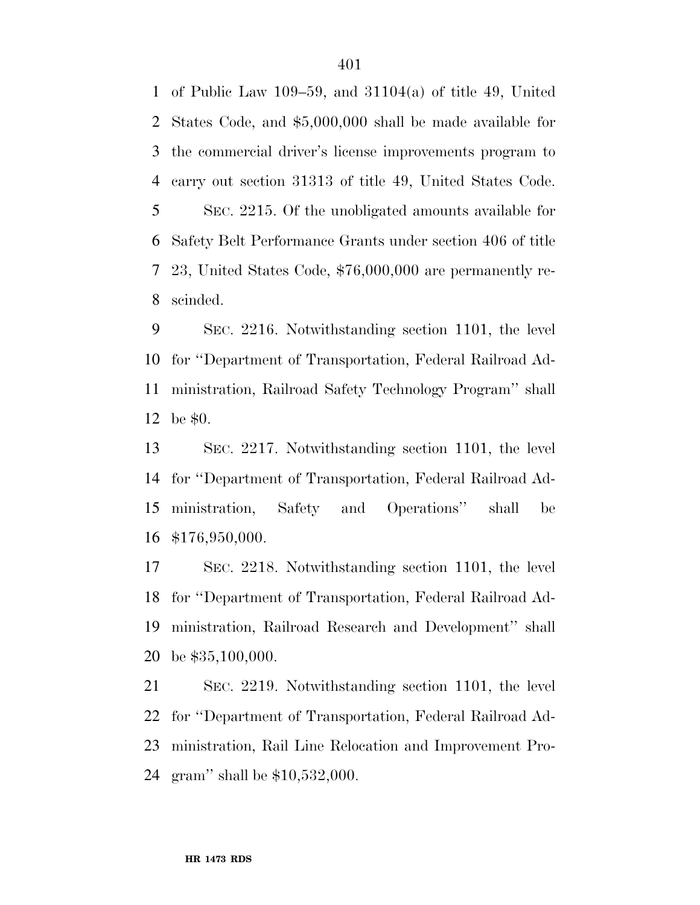of Public Law 109–59, and 31104(a) of title 49, United States Code, and $5,000,000 shall be made available for the commercial driver's license improvements program to carry out section 31313 of title 49, United States Code.

SEC. 2215. Of the unobligated amounts available for Safety Belt Performance Grants under section 406 of title 23, United States Code, $76,000,000 are permanently rescinded.

SEC. 2216. Notwithstanding section 1101, the level for ''Department of Transportation, Federal Railroad Administration, Railroad Safety Technology Program'' shall be $0.

SEC. 2217. Notwithstanding section 1101, the level for ''Department of Transportation, Federal Railroad Administration, Safety and Operations'' shall be $176,950,000.

SEC. 2218. Notwithstanding section 1101, the level for ''Department of Transportation, Federal Railroad Administration, Railroad Research and Development'' shall be $35,100,000.

SEC. 2219. Notwithstanding section 1101, the level for ''Department of Transportation, Federal Railroad Administration, Rail Line Relocation and Improvement Program'' shall be $10,532,000.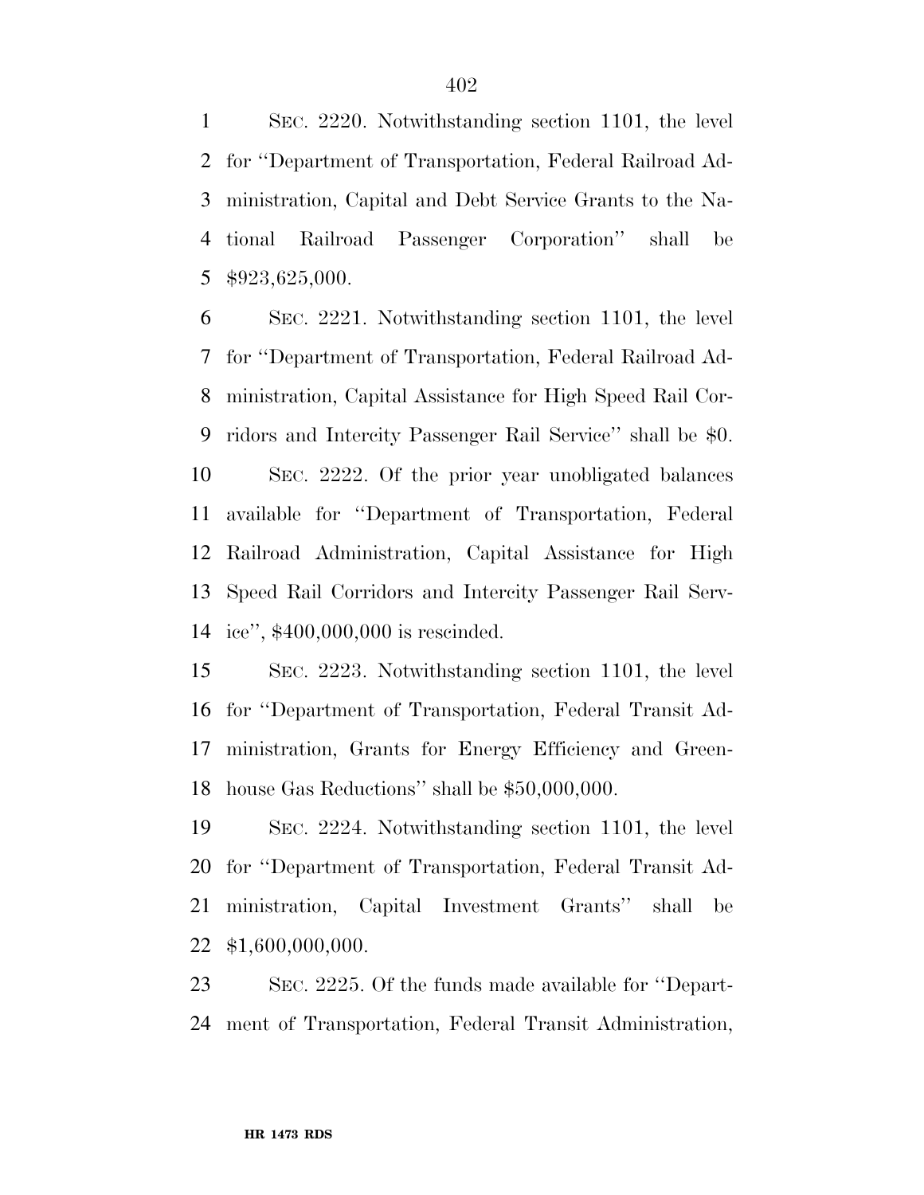SEC. 2220. Notwithstanding section 1101, the level for ''Department of Transportation, Federal Railroad Administration, Capital and Debt Service Grants to the National Railroad Passenger Corporation'' shall be $923,625,000.

SEC. 2221. Notwithstanding section 1101, the level for ''Department of Transportation, Federal Railroad Administration, Capital Assistance for High Speed Rail Corridors and Intercity Passenger Rail Service'' shall be $0.

SEC. 2222. Of the prior year unobligated balances available for ''Department of Transportation, Federal Railroad Administration, Capital Assistance for High Speed Rail Corridors and Intercity Passenger Rail Service'', $400,000,000 is rescinded.

SEC. 2223. Notwithstanding section 1101, the level for ''Department of Transportation, Federal Transit Administration, Grants for Energy Efficiency and Greenhouse Gas Reductions'' shall be $50,000,000.

SEC. 2224. Notwithstanding section 1101, the level for ''Department of Transportation, Federal Transit Administration, Capital Investment Grants'' shall be $1,600,000,000.

SEC. 2225. Of the funds made available for ''Department of Transportation, Federal Transit Administration,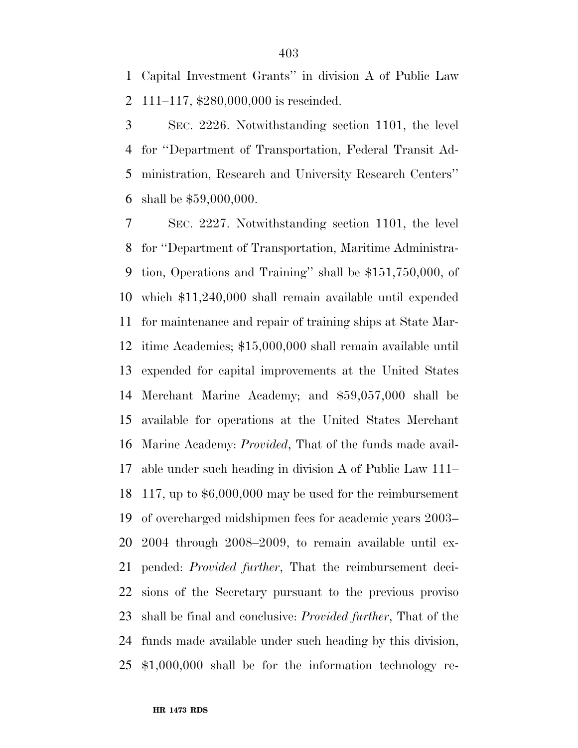Capital Investment Grants'' in division A of Public Law 111–117, $280,000,000 is rescinded.

SEC. 2226. Notwithstanding section 1101, the level for ''Department of Transportation, Federal Transit Administration, Research and University Research Centers'' shall be $59,000,000.

SEC. 2227. Notwithstanding section 1101, the level for ''Department of Transportation, Maritime Administration, Operations and Training'' shall be $151,750,000, of which $11,240,000 shall remain available until expended for maintenance and repair of training ships at State Maritime Academies; $15,000,000 shall remain available until expended for capital improvements at the United States Merchant Marine Academy; and $59,057,000 shall be available for operations at the United States Merchant Marine Academy: *Provided*, That of the funds made available under such heading in division A of Public Law 111–117, up to $6,000,000 may be used for the reimbursement of overcharged midshipmen fees for academic years 2003–2004 through 2008–2009, to remain available until expended: *Provided further*, That the reimbursement decisions of the Secretary pursuant to the previous proviso shall be final and conclusive: *Provided further*, That of the funds made available under such heading by this division, $1,000,000 shall be for the information technology re-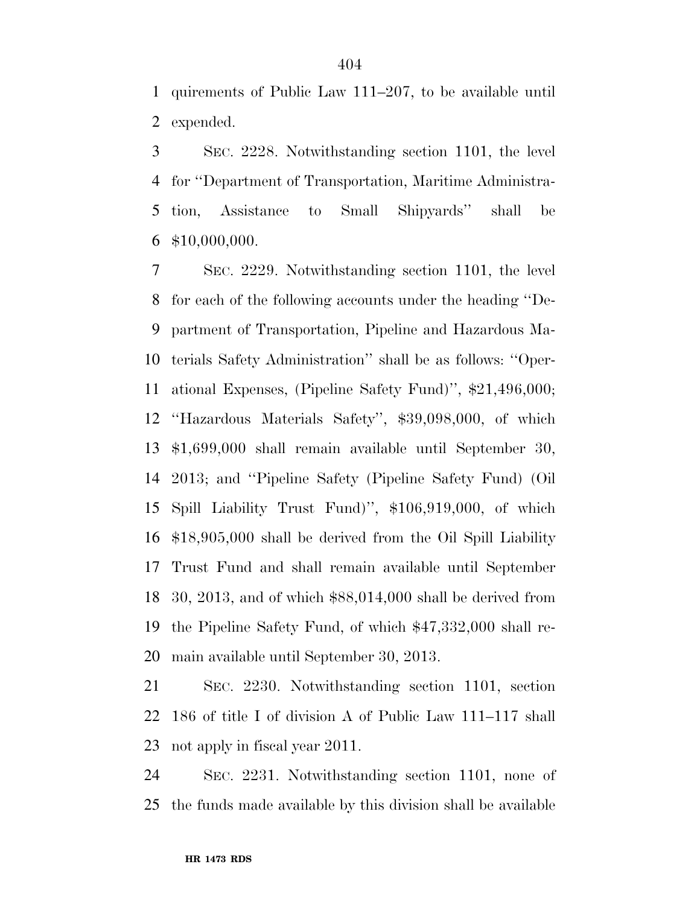quirements of Public Law 111–207, to be available until expended.

SEC. 2228. Notwithstanding section 1101, the level for ''Department of Transportation, Maritime Administration, Assistance to Small Shipyards'' shall be $10,000,000.

SEC. 2229. Notwithstanding section 1101, the level for each of the following accounts under the heading ''Department of Transportation, Pipeline and Hazardous Materials Safety Administration'' shall be as follows: ''Operational Expenses, (Pipeline Safety Fund)'', $21,496,000; ''Hazardous Materials Safety'', $39,098,000, of which $1,699,000 shall remain available until September 30, 2013; and ''Pipeline Safety (Pipeline Safety Fund) (Oil Spill Liability Trust Fund)'', $106,919,000, of which $18,905,000 shall be derived from the Oil Spill Liability Trust Fund and shall remain available until September 30, 2013, and of which $88,014,000 shall be derived from the Pipeline Safety Fund, of which $47,332,000 shall remain available until September 30, 2013.

SEC. 2230. Notwithstanding section 1101, section 186 of title I of division A of Public Law 111–117 shall not apply in fiscal year 2011.

SEC. 2231. Notwithstanding section 1101, none of the funds made available by this division shall be available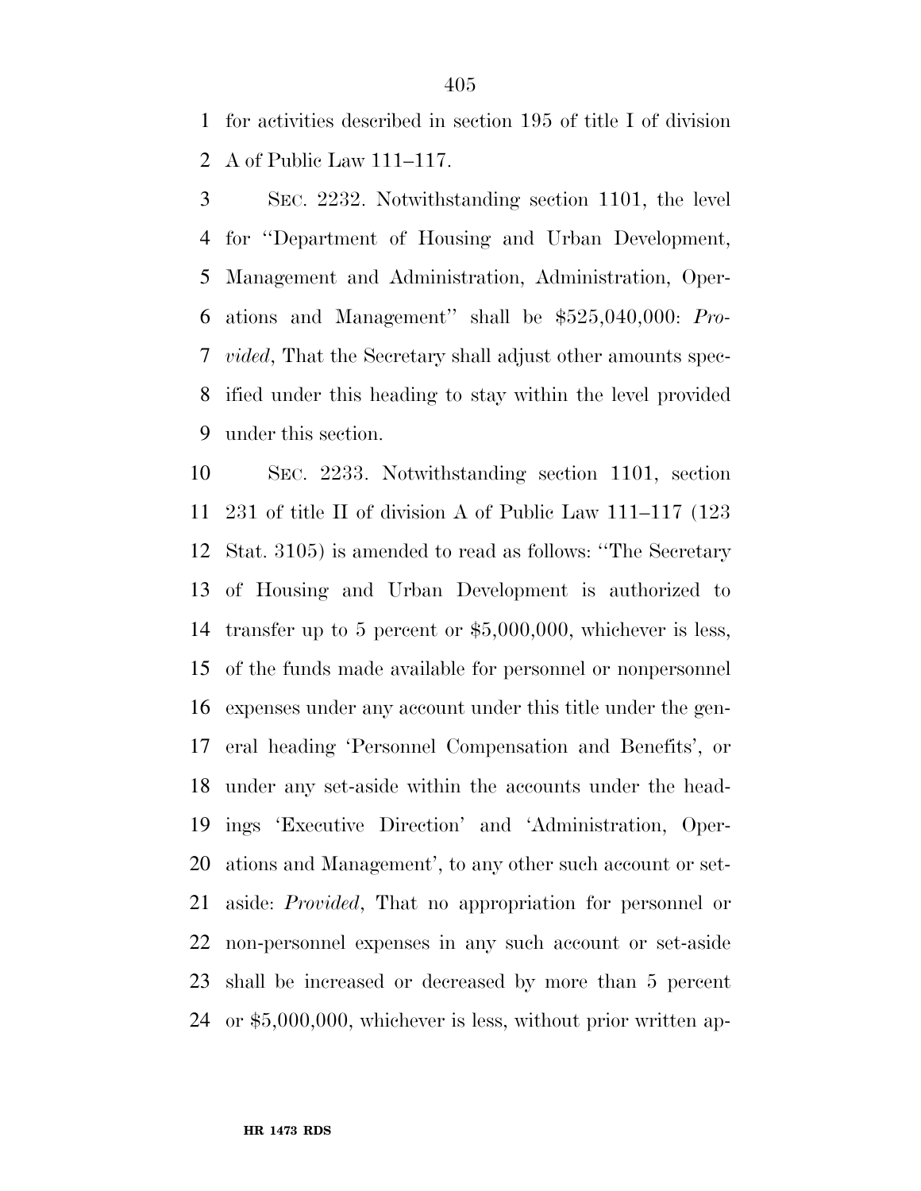for activities described in section 195 of title I of division A of Public Law 111–117.

SEC. 2232. Notwithstanding section 1101, the level for ''Department of Housing and Urban Development, Management and Administration, Administration, Operations and Management'' shall be $525,040,000: *Provided*, That the Secretary shall adjust other amounts specified under this heading to stay within the level provided under this section.

SEC. 2233. Notwithstanding section 1101, section 231 of title II of division A of Public Law 111–117 (123 Stat. 3105) is amended to read as follows: ''The Secretary of Housing and Urban Development is authorized to transfer up to 5 percent or $5,000,000, whichever is less, of the funds made available for personnel or nonpersonnel expenses under any account under this title under the general heading 'Personnel Compensation and Benefits', or under any set-aside within the accounts under the headings 'Executive Direction' and 'Administration, Operations and Management', to any other such account or set-aside: *Provided*, That no appropriation for personnel or non-personnel expenses in any such account or set-aside shall be increased or decreased by more than 5 percent or $5,000,000, whichever is less, without prior written ap-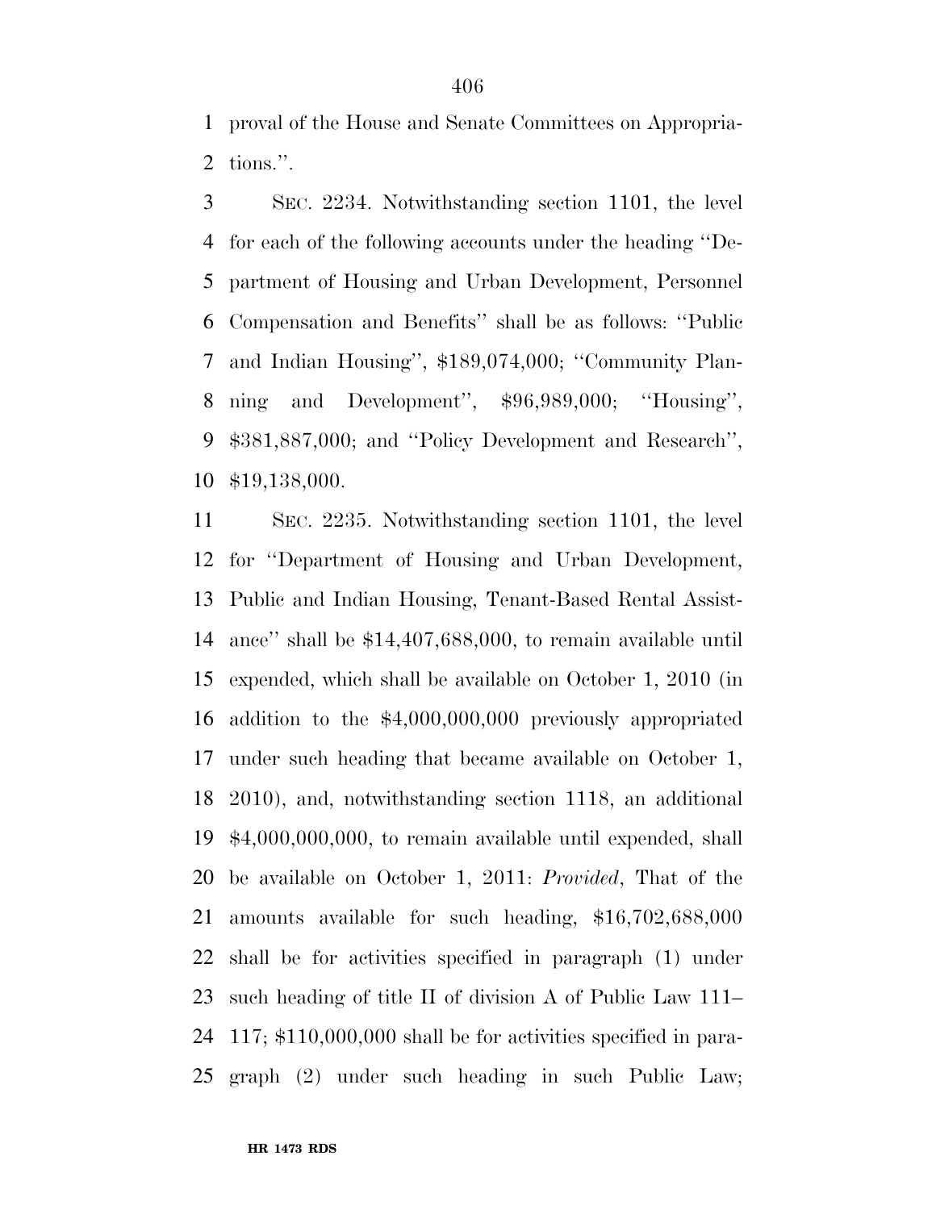proval of the House and Senate Committees on Appropriations.''.

SEC. 2234. Notwithstanding section 1101, the level for each of the following accounts under the heading ''Department of Housing and Urban Development, Personnel Compensation and Benefits'' shall be as follows: ''Public and Indian Housing'', $189,074,000; ''Community Planning and Development'', $96,989,000; ''Housing'', $381,887,000; and ''Policy Development and Research'', $19,138,000.

SEC. 2235. Notwithstanding section 1101, the level for ''Department of Housing and Urban Development, Public and Indian Housing, Tenant-Based Rental Assistance'' shall be $14,407,688,000, to remain available until expended, which shall be available on October 1, 2010 (in addition to the $4,000,000,000 previously appropriated under such heading that became available on October 1, 2010), and, notwithstanding section 1118, an additional $4,000,000,000, to remain available until expended, shall be available on October 1, 2011: *Provided*, That of the amounts available for such heading, $16,702,688,000 shall be for activities specified in paragraph (1) under such heading of title II of division A of Public Law 111–117; $110,000,000 shall be for activities specified in paragraph (2) under such heading in such Public Law;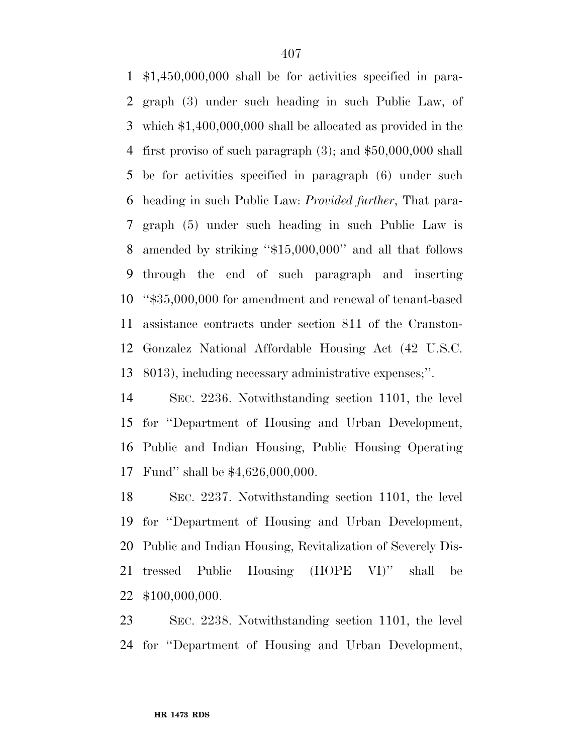$1,450,000,000 shall be for activities specified in paragraph (3) under such heading in such Public Law, of which $1,400,000,000 shall be allocated as provided in the first proviso of such paragraph (3); and $50,000,000 shall be for activities specified in paragraph (6) under such heading in such Public Law: *Provided further*, That paragraph (5) under such heading in such Public Law is amended by striking ''$15,000,000'' and all that follows through the end of such paragraph and inserting ''$35,000,000 for amendment and renewal of tenant-based assistance contracts under section 811 of the Cranston-Gonzalez National Affordable Housing Act (42 U.S.C. 8013), including necessary administrative expenses;''.

SEC. 2236. Notwithstanding section 1101, the level for ''Department of Housing and Urban Development, Public and Indian Housing, Public Housing Operating Fund'' shall be $4,626,000,000.

SEC. 2237. Notwithstanding section 1101, the level for ''Department of Housing and Urban Development, Public and Indian Housing, Revitalization of Severely Distressed Public Housing (HOPE VI)'' shall be $100,000,000.

SEC. 2238. Notwithstanding section 1101, the level for ''Department of Housing and Urban Development,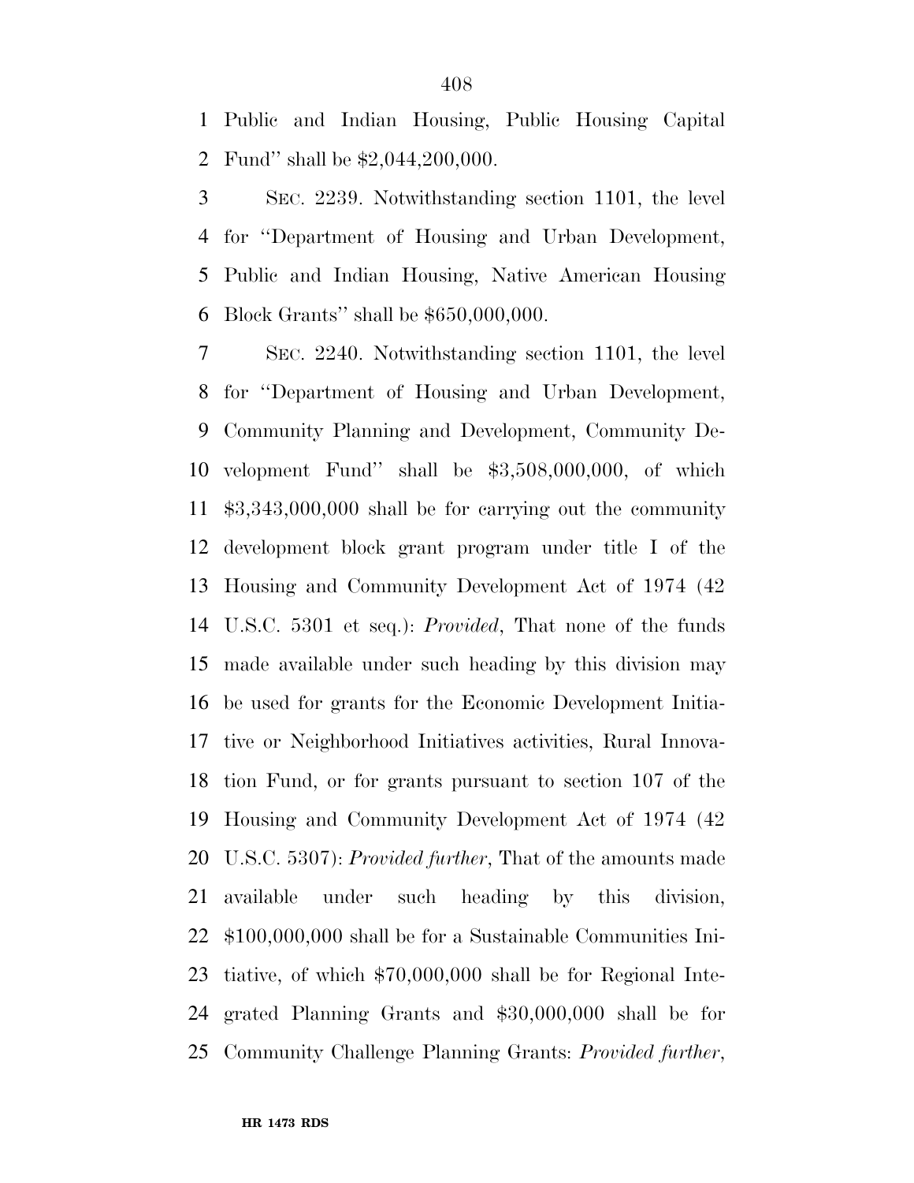Public and Indian Housing, Public Housing Capital Fund'' shall be $2,044,200,000.

SEC. 2239. Notwithstanding section 1101, the level for ''Department of Housing and Urban Development, Public and Indian Housing, Native American Housing Block Grants'' shall be $650,000,000.

SEC. 2240. Notwithstanding section 1101, the level for ''Department of Housing and Urban Development, Community Planning and Development, Community Development Fund'' shall be $3,508,000,000, of which $3,343,000,000 shall be for carrying out the community development block grant program under title I of the Housing and Community Development Act of 1974 (42 U.S.C. 5301 et seq.): *Provided*, That none of the funds made available under such heading by this division may be used for grants for the Economic Development Initiative or Neighborhood Initiatives activities, Rural Innovation Fund, or for grants pursuant to section 107 of the Housing and Community Development Act of 1974 (42 U.S.C. 5307): *Provided further*, That of the amounts made available under such heading by this division, $100,000,000 shall be for a Sustainable Communities Initiative, of which $70,000,000 shall be for Regional Integrated Planning Grants and $30,000,000 shall be for Community Challenge Planning Grants: *Provided further*,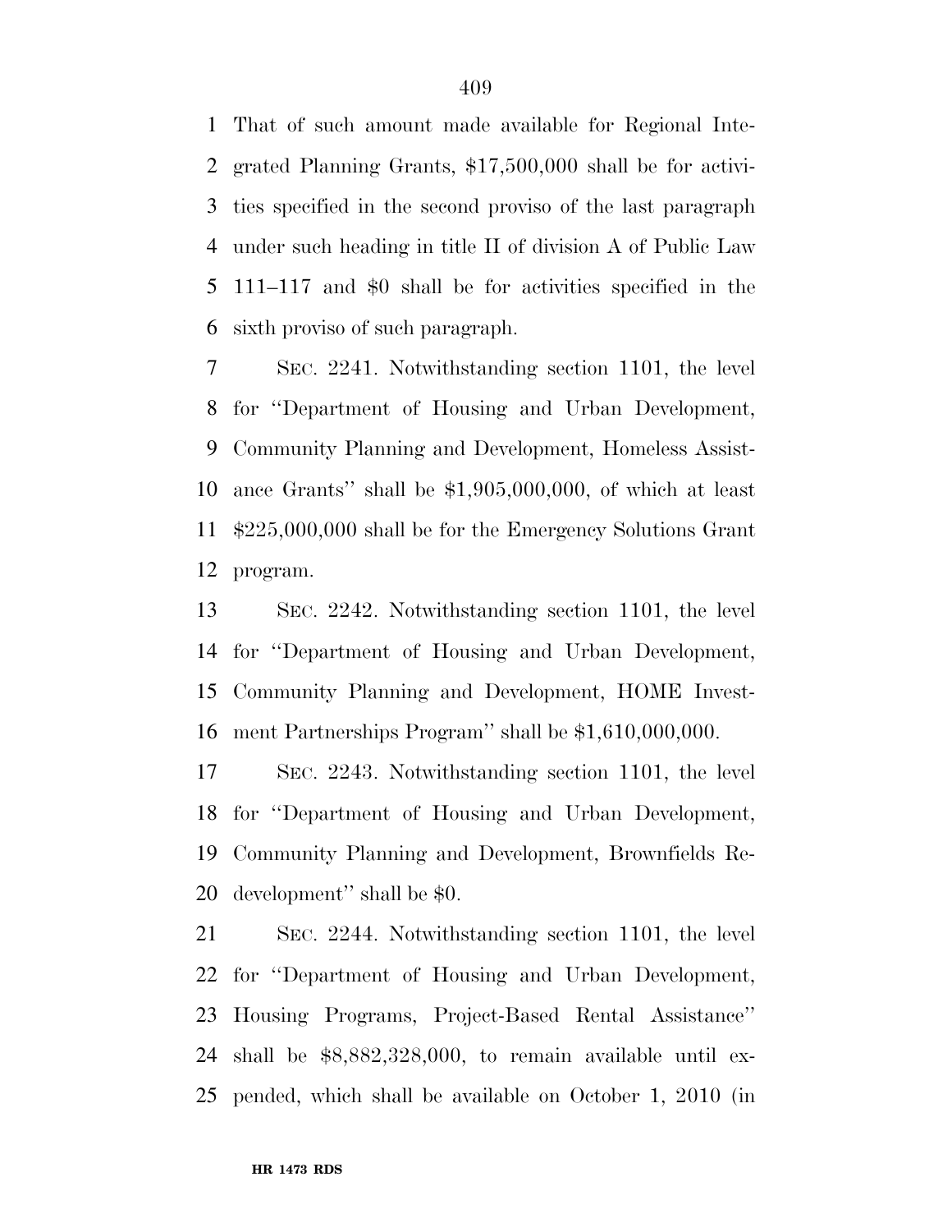That of such amount made available for Regional Integrated Planning Grants, $17,500,000 shall be for activities specified in the second proviso of the last paragraph under such heading in title II of division A of Public Law 111–117 and $0 shall be for activities specified in the sixth proviso of such paragraph.

SEC. 2241. Notwithstanding section 1101, the level for ''Department of Housing and Urban Development, Community Planning and Development, Homeless Assistance Grants'' shall be $1,905,000,000, of which at least $225,000,000 shall be for the Emergency Solutions Grant program.

SEC. 2242. Notwithstanding section 1101, the level for ''Department of Housing and Urban Development, Community Planning and Development, HOME Investment Partnerships Program'' shall be $1,610,000,000.

SEC. 2243. Notwithstanding section 1101, the level for ''Department of Housing and Urban Development, Community Planning and Development, Brownfields Redevelopment'' shall be $0.

SEC. 2244. Notwithstanding section 1101, the level for ''Department of Housing and Urban Development, Housing Programs, Project-Based Rental Assistance'' shall be $8,882,328,000, to remain available until expended, which shall be available on October 1, 2010 (in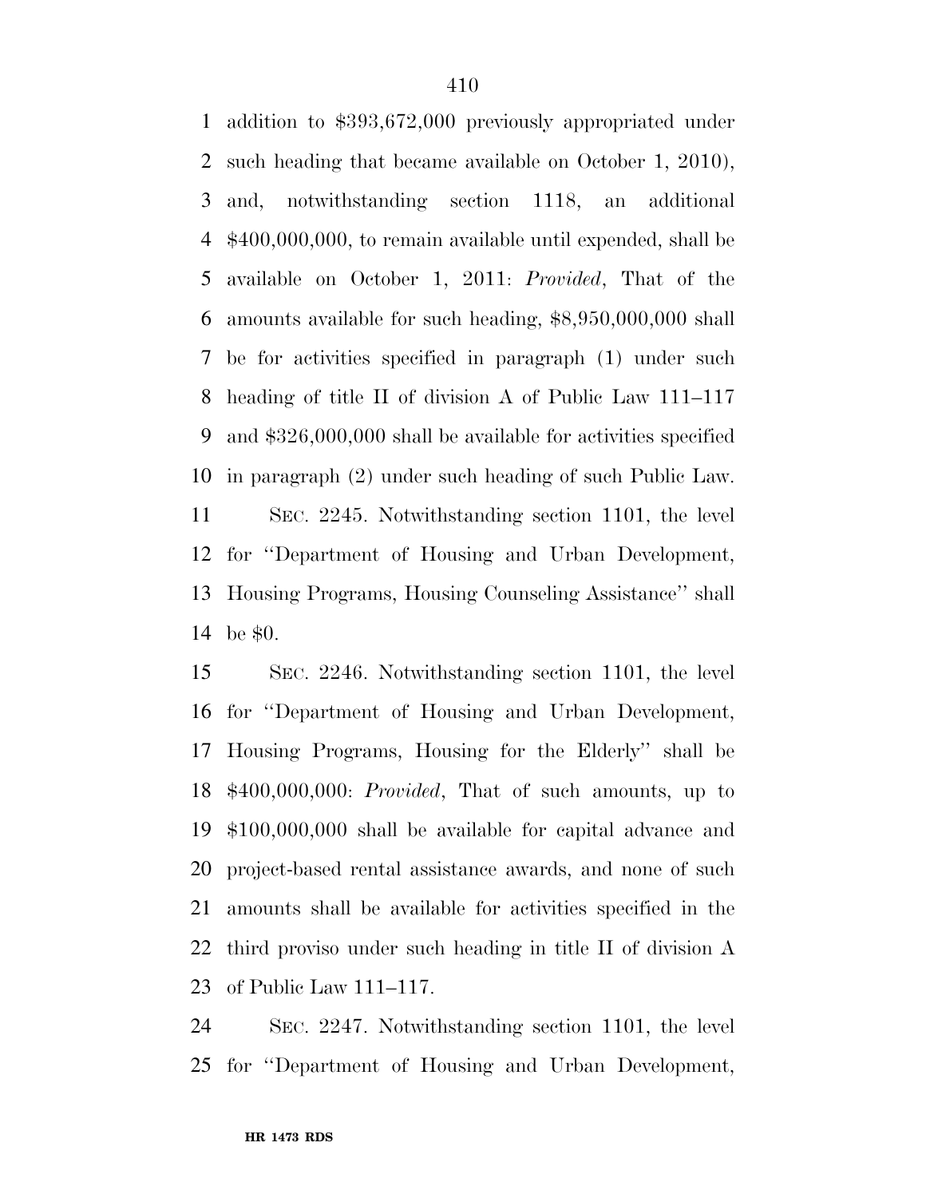addition to $393,672,000 previously appropriated under such heading that became available on October 1, 2010), and, notwithstanding section 1118, an additional $400,000,000, to remain available until expended, shall be available on October 1, 2011: *Provided*, That of the amounts available for such heading, $8,950,000,000 shall be for activities specified in paragraph (1) under such heading of title II of division A of Public Law 111–117 and $326,000,000 shall be available for activities specified in paragraph (2) under such heading of such Public Law.

SEC. 2245. Notwithstanding section 1101, the level for ''Department of Housing and Urban Development, Housing Programs, Housing Counseling Assistance'' shall be $0.

SEC. 2246. Notwithstanding section 1101, the level for ''Department of Housing and Urban Development, Housing Programs, Housing for the Elderly'' shall be $400,000,000: *Provided*, That of such amounts, up to $100,000,000 shall be available for capital advance and project-based rental assistance awards, and none of such amounts shall be available for activities specified in the third proviso under such heading in title II of division A of Public Law 111–117.

SEC. 2247. Notwithstanding section 1101, the level for ''Department of Housing and Urban Development,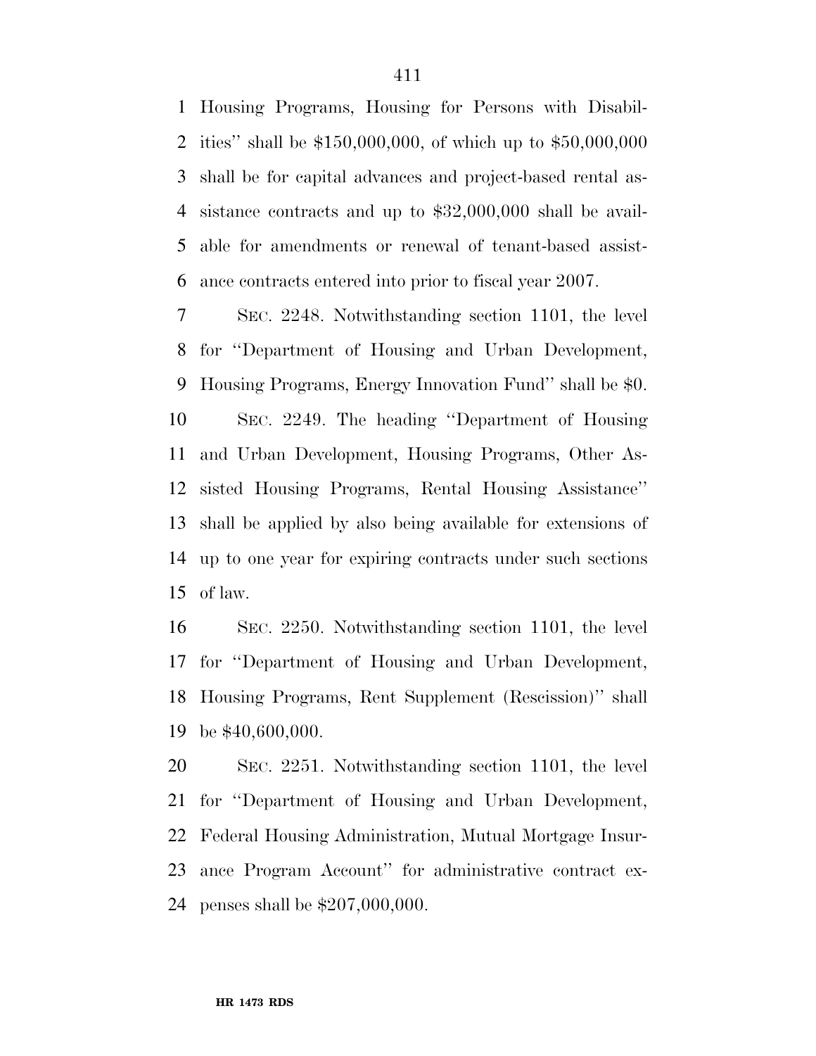Housing Programs, Housing for Persons with Disabilities'' shall be $150,000,000, of which up to $50,000,000 shall be for capital advances and project-based rental assistance contracts and up to $32,000,000 shall be available for amendments or renewal of tenant-based assistance contracts entered into prior to fiscal year 2007.

SEC. 2248. Notwithstanding section 1101, the level for ''Department of Housing and Urban Development, Housing Programs, Energy Innovation Fund'' shall be $0.

SEC. 2249. The heading ''Department of Housing and Urban Development, Housing Programs, Other Assisted Housing Programs, Rental Housing Assistance'' shall be applied by also being available for extensions of up to one year for expiring contracts under such sections of law.

SEC. 2250. Notwithstanding section 1101, the level for ''Department of Housing and Urban Development, Housing Programs, Rent Supplement (Rescission)'' shall be $40,600,000.

SEC. 2251. Notwithstanding section 1101, the level for ''Department of Housing and Urban Development, Federal Housing Administration, Mutual Mortgage Insurance Program Account'' for administrative contract expenses shall be $207,000,000.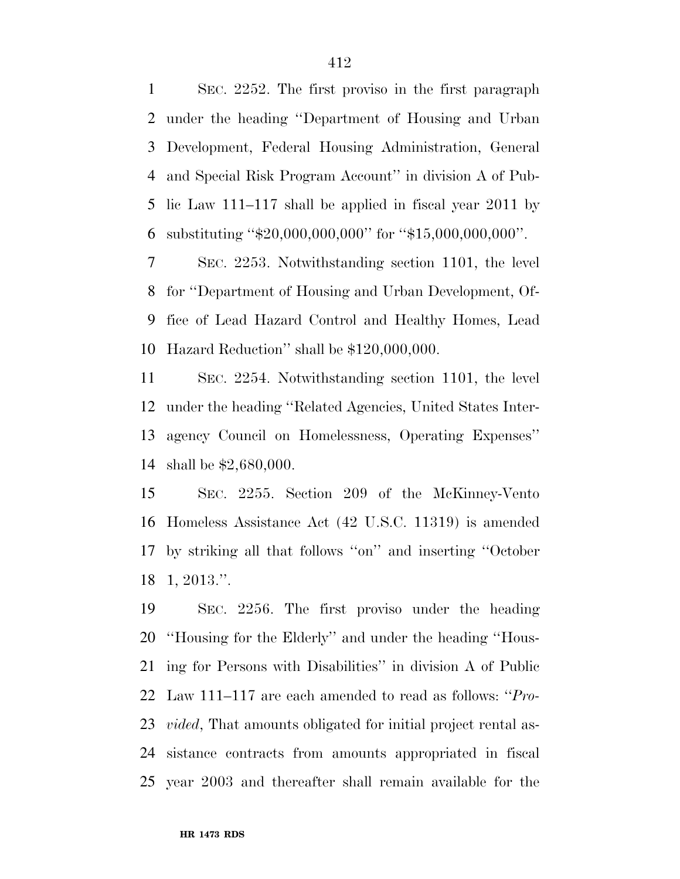SEC. 2252. The first proviso in the first paragraph under the heading ''Department of Housing and Urban Development, Federal Housing Administration, General and Special Risk Program Account'' in division A of Public Law 111–117 shall be applied in fiscal year 2011 by substituting ''$20,000,000,000'' for ''$15,000,000,000''.

SEC. 2253. Notwithstanding section 1101, the level for ''Department of Housing and Urban Development, Office of Lead Hazard Control and Healthy Homes, Lead Hazard Reduction'' shall be $120,000,000.

SEC. 2254. Notwithstanding section 1101, the level under the heading ''Related Agencies, United States Interagency Council on Homelessness, Operating Expenses'' shall be $2,680,000.

SEC. 2255. Section 209 of the McKinney-Vento Homeless Assistance Act (42 U.S.C. 11319) is amended by striking all that follows ''on'' and inserting ''October 1, 2013.''.

SEC. 2256. The first proviso under the heading ''Housing for the Elderly'' and under the heading ''Housing for Persons with Disabilities'' in division A of Public Law 111–117 are each amended to read as follows: ''*Provided*, That amounts obligated for initial project rental assistance contracts from amounts appropriated in fiscal year 2003 and thereafter shall remain available for the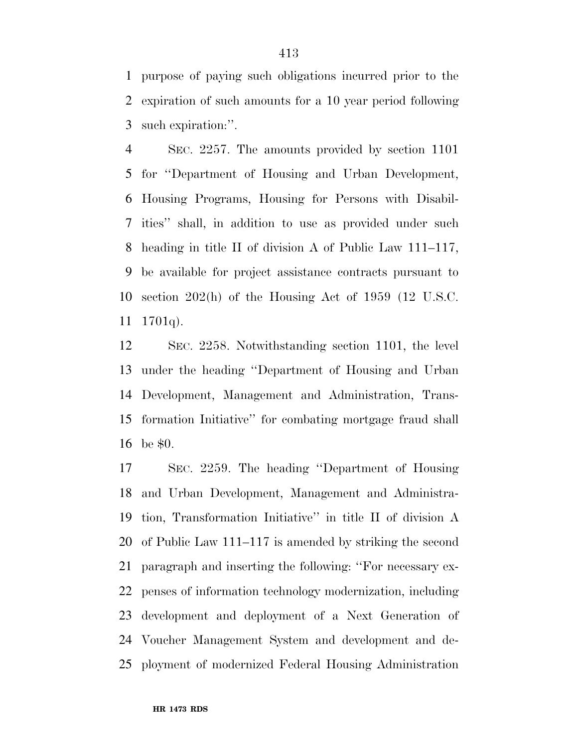purpose of paying such obligations incurred prior to the expiration of such amounts for a 10 year period following such expiration:''.

SEC. 2257. The amounts provided by section 1101 for ''Department of Housing and Urban Development, Housing Programs, Housing for Persons with Disabilities'' shall, in addition to use as provided under such heading in title II of division A of Public Law 111–117, be available for project assistance contracts pursuant to section 202(h) of the Housing Act of 1959 (12 U.S.C. 1701q).

SEC. 2258. Notwithstanding section 1101, the level under the heading ''Department of Housing and Urban Development, Management and Administration, Transformation Initiative'' for combating mortgage fraud shall be $0.

SEC. 2259. The heading ''Department of Housing and Urban Development, Management and Administration, Transformation Initiative'' in title II of division A of Public Law 111–117 is amended by striking the second paragraph and inserting the following: ''For necessary expenses of information technology modernization, including development and deployment of a Next Generation of Voucher Management System and development and deployment of modernized Federal Housing Administration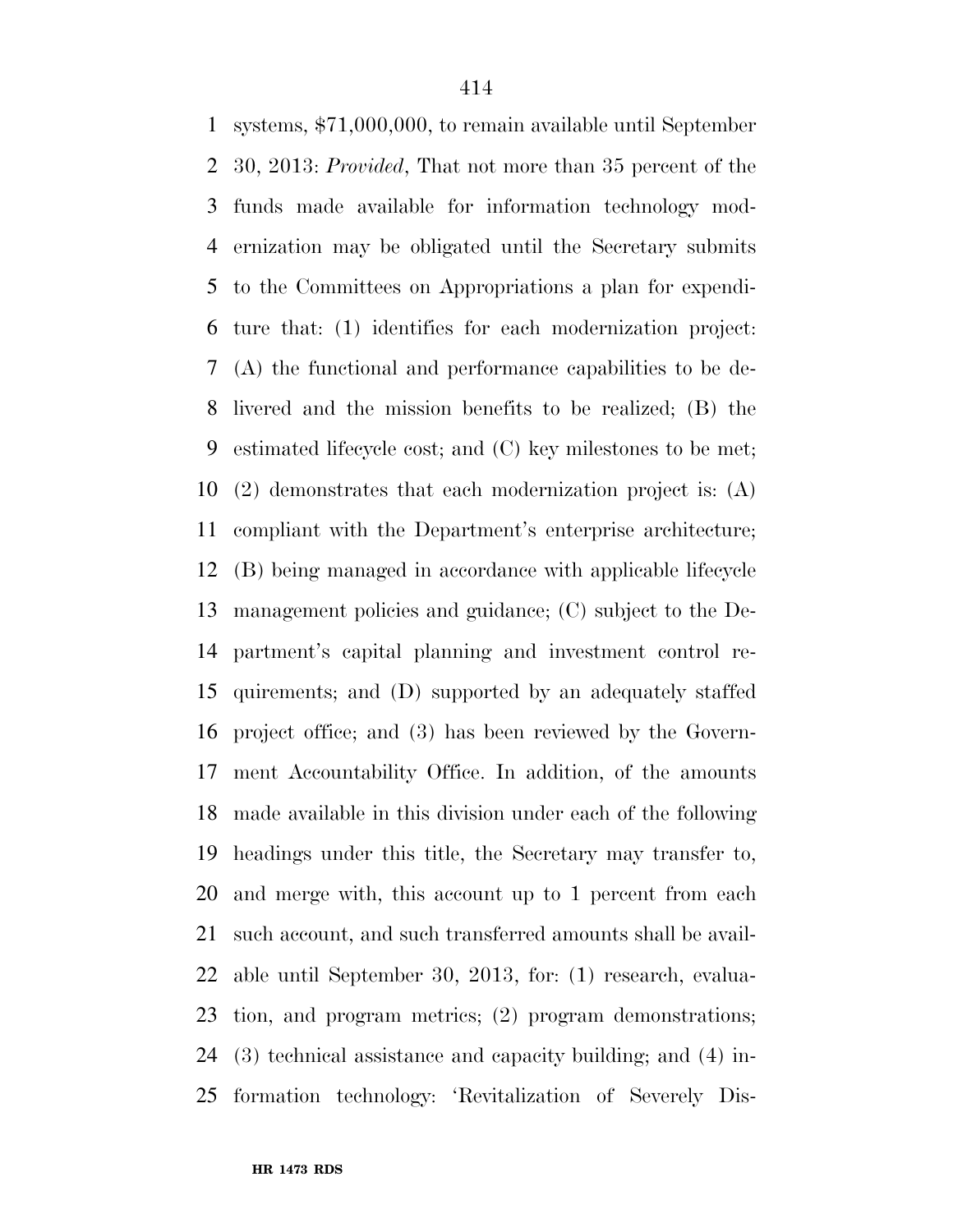systems, $71,000,000, to remain available until September 30, 2013: *Provided*, That not more than 35 percent of the funds made available for information technology modernization may be obligated until the Secretary submits to the Committees on Appropriations a plan for expenditure that: (1) identifies for each modernization project: (A) the functional and performance capabilities to be delivered and the mission benefits to be realized; (B) the estimated lifecycle cost; and (C) key milestones to be met; (2) demonstrates that each modernization project is: (A) compliant with the Department's enterprise architecture; (B) being managed in accordance with applicable lifecycle management policies and guidance; (C) subject to the Department's capital planning and investment control requirements; and (D) supported by an adequately staffed project office; and (3) has been reviewed by the Government Accountability Office. In addition, of the amounts made available in this division under each of the following headings under this title, the Secretary may transfer to, and merge with, this account up to 1 percent from each such account, and such transferred amounts shall be available until September 30, 2013, for: (1) research, evaluation, and program metrics; (2) program demonstrations; (3) technical assistance and capacity building; and (4) information technology: 'Revitalization of Severely Dis-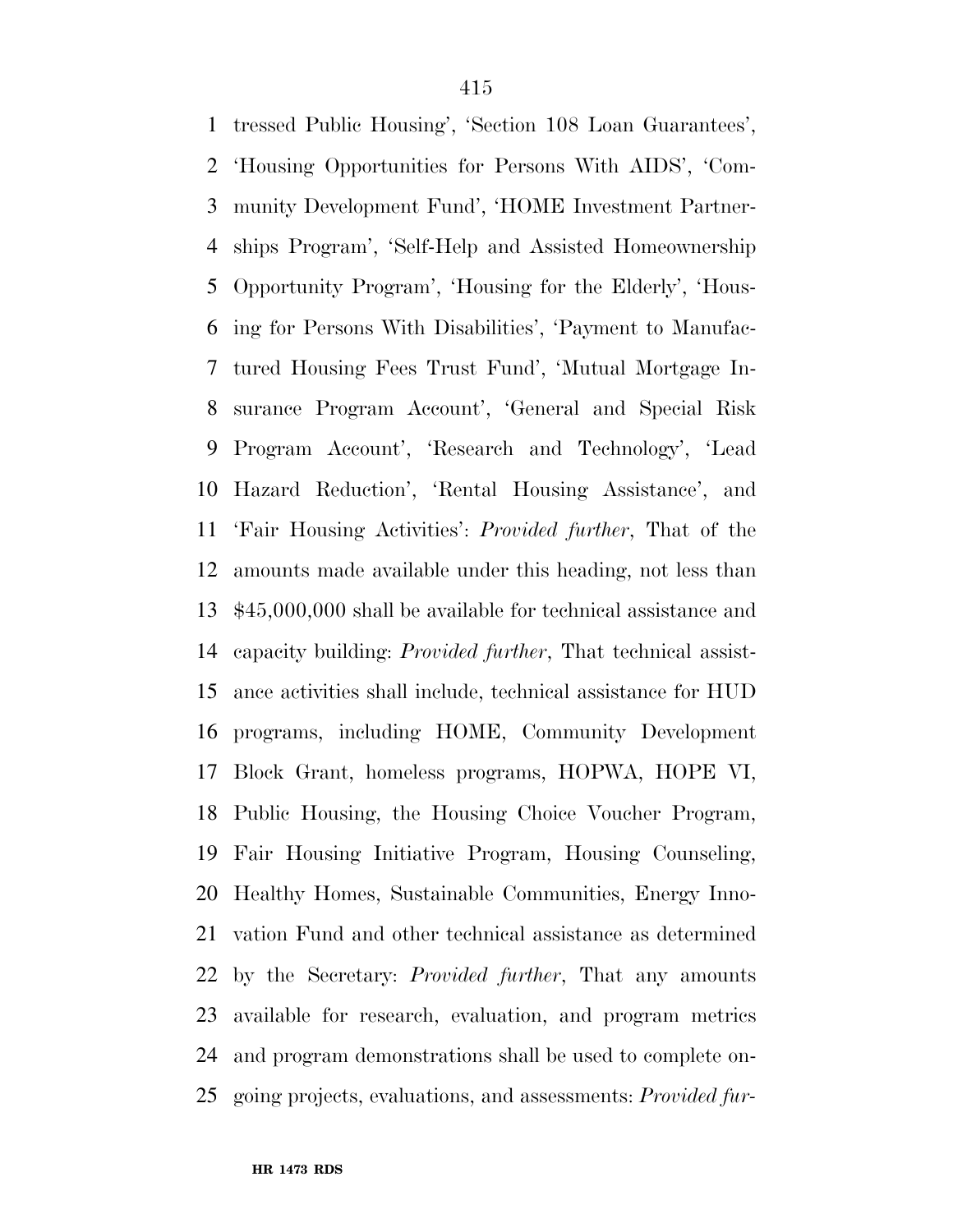tressed Public Housing', 'Section 108 Loan Guarantees', 'Housing Opportunities for Persons With AIDS', 'Community Development Fund', 'HOME Investment Partnerships Program', 'Self-Help and Assisted Homeownership Opportunity Program', 'Housing for the Elderly', 'Housing for Persons With Disabilities', 'Payment to Manufactured Housing Fees Trust Fund', 'Mutual Mortgage Insurance Program Account', 'General and Special Risk Program Account', 'Research and Technology', 'Lead Hazard Reduction', 'Rental Housing Assistance', and 'Fair Housing Activities': *Provided further*, That of the amounts made available under this heading, not less than $45,000,000 shall be available for technical assistance and capacity building: *Provided further*, That technical assistance activities shall include, technical assistance for HUD programs, including HOME, Community Development Block Grant, homeless programs, HOPWA, HOPE VI, Public Housing, the Housing Choice Voucher Program, Fair Housing Initiative Program, Housing Counseling, Healthy Homes, Sustainable Communities, Energy Innovation Fund and other technical assistance as determined by the Secretary: *Provided further*, That any amounts available for research, evaluation, and program metrics and program demonstrations shall be used to complete ongoing projects, evaluations, and assessments: *Provided fur-*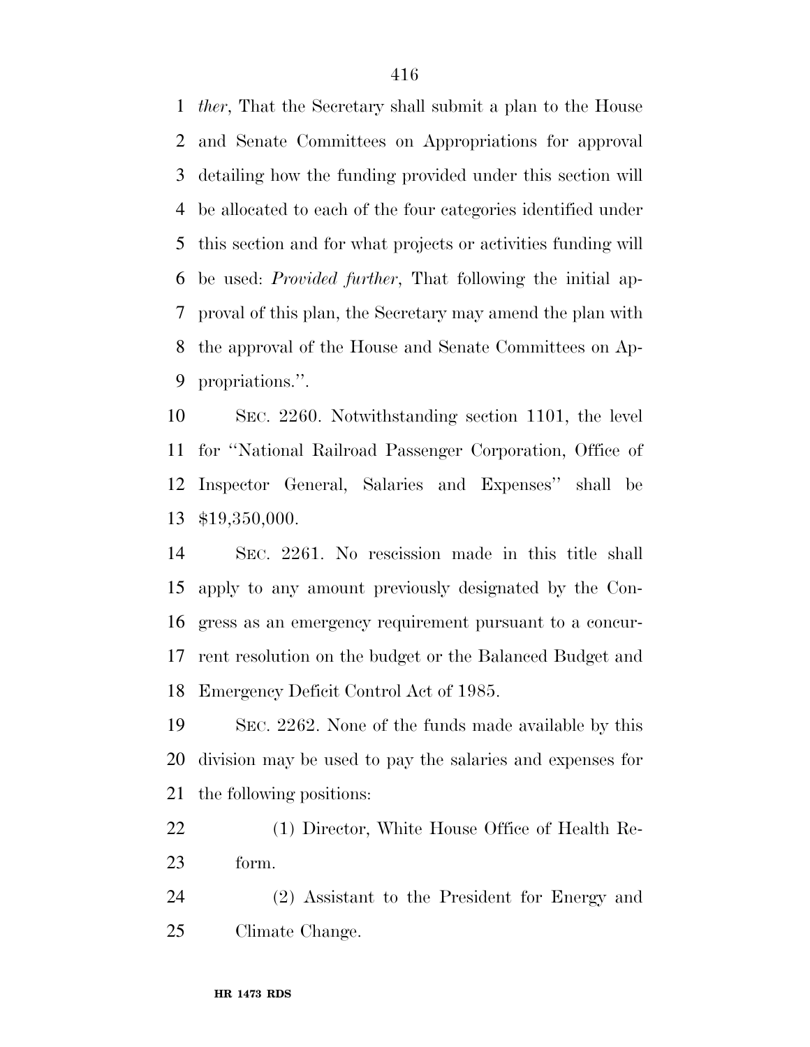*ther*, That the Secretary shall submit a plan to the House and Senate Committees on Appropriations for approval detailing how the funding provided under this section will be allocated to each of the four categories identified under this section and for what projects or activities funding will be used: *Provided further*, That following the initial approval of this plan, the Secretary may amend the plan with the approval of the House and Senate Committees on Appropriations.''.

SEC. 2260. Notwithstanding section 1101, the level for ''National Railroad Passenger Corporation, Office of Inspector General, Salaries and Expenses'' shall be $19,350,000.

SEC. 2261. No rescission made in this title shall apply to any amount previously designated by the Congress as an emergency requirement pursuant to a concurrent resolution on the budget or the Balanced Budget and Emergency Deficit Control Act of 1985.

SEC. 2262. None of the funds made available by this division may be used to pay the salaries and expenses for the following positions:

(1) Director, White House Office of Health Reform.

(2) Assistant to the President for Energy and Climate Change.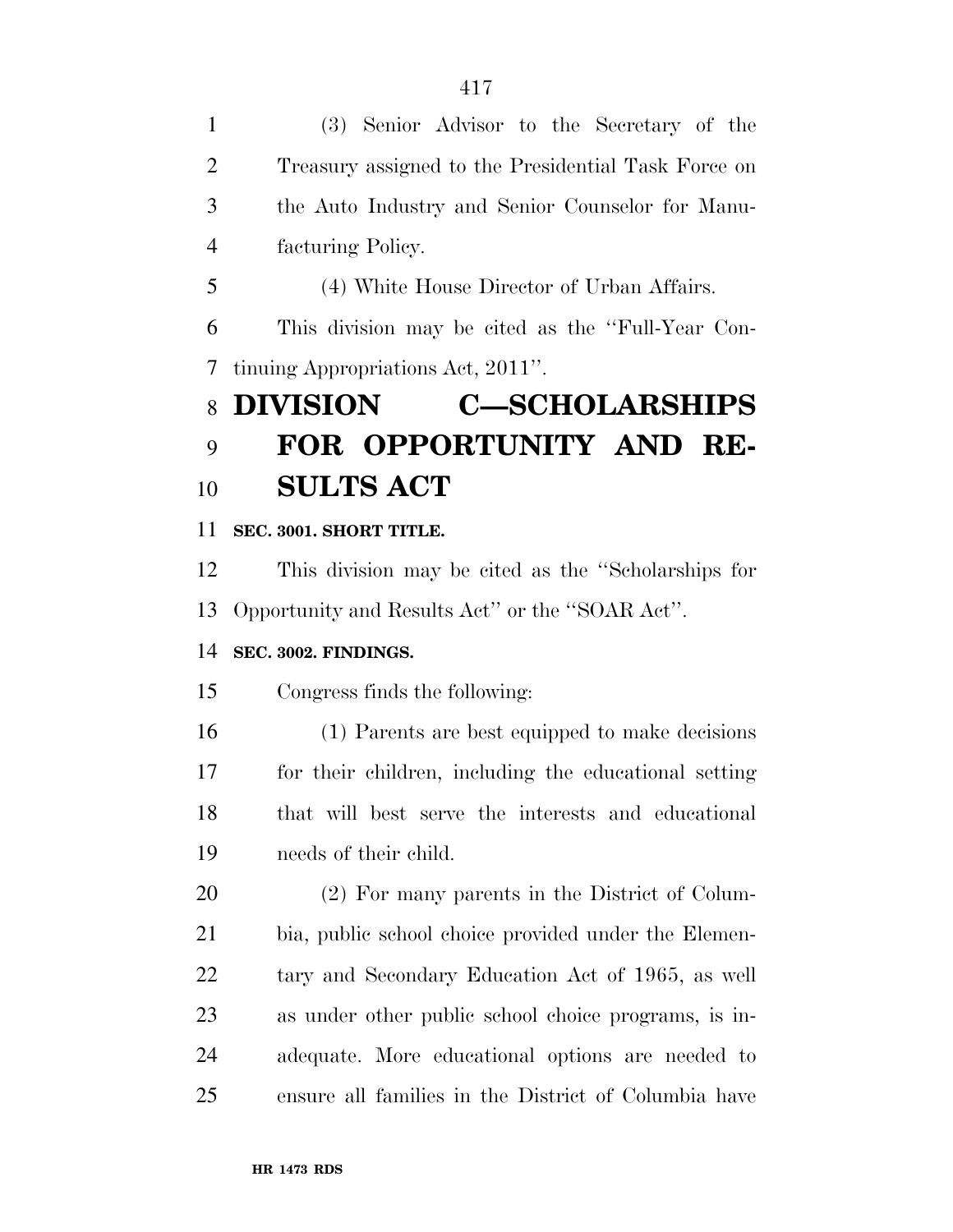(3) Senior Advisor to the Secretary of the Treasury assigned to the Presidential Task Force on the Auto Industry and Senior Counselor for Manufacturing Policy.

(4) White House Director of Urban Affairs.

This division may be cited as the ''Full-Year Continuing Appropriations Act, 2011''.

# DIVISION C—SCHOLARSHIPS FOR OPPORTUNITY AND RESULTS ACT

**SEC. 3001. SHORT TITLE.**

This division may be cited as the ''Scholarships for Opportunity and Results Act'' or the ''SOAR Act''.

**SEC. 3002. FINDINGS.**

Congress finds the following:

(1) Parents are best equipped to make decisions for their children, including the educational setting that will best serve the interests and educational needs of their child.

(2) For many parents in the District of Columbia, public school choice provided under the Elementary and Secondary Education Act of 1965, as well as under other public school choice programs, is inadequate. More educational options are needed to ensure all families in the District of Columbia have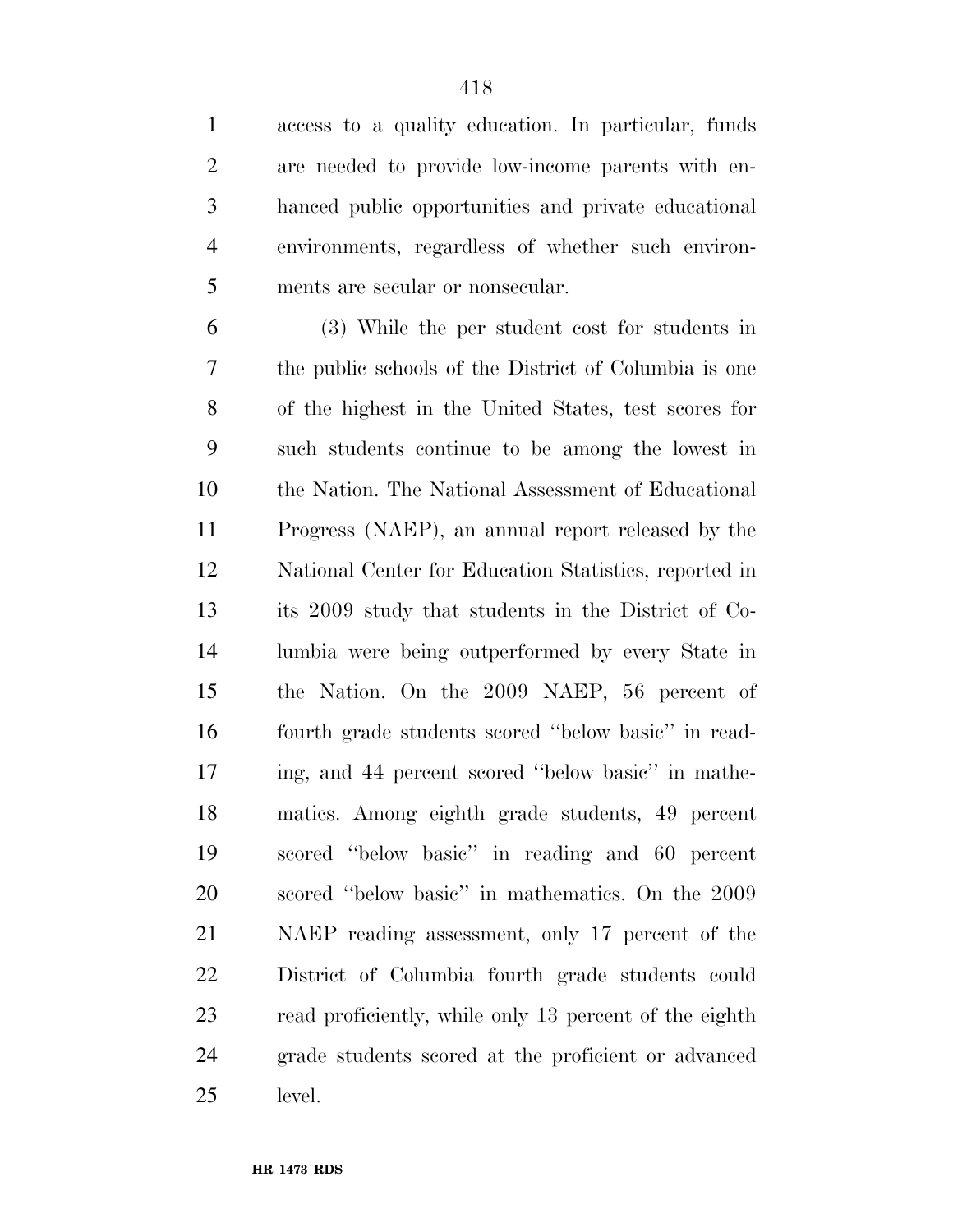access to a quality education. In particular, funds are needed to provide low-income parents with enhanced public opportunities and private educational environments, regardless of whether such environments are secular or nonsecular.

(3) While the per student cost for students in the public schools of the District of Columbia is one of the highest in the United States, test scores for such students continue to be among the lowest in the Nation. The National Assessment of Educational Progress (NAEP), an annual report released by the National Center for Education Statistics, reported in its 2009 study that students in the District of Columbia were being outperformed by every State in the Nation. On the 2009 NAEP, 56 percent of fourth grade students scored ''below basic'' in reading, and 44 percent scored ''below basic'' in mathematics. Among eighth grade students, 49 percent scored ''below basic'' in reading and 60 percent scored ''below basic'' in mathematics. On the 2009 NAEP reading assessment, only 17 percent of the District of Columbia fourth grade students could read proficiently, while only 13 percent of the eighth grade students scored at the proficient or advanced level.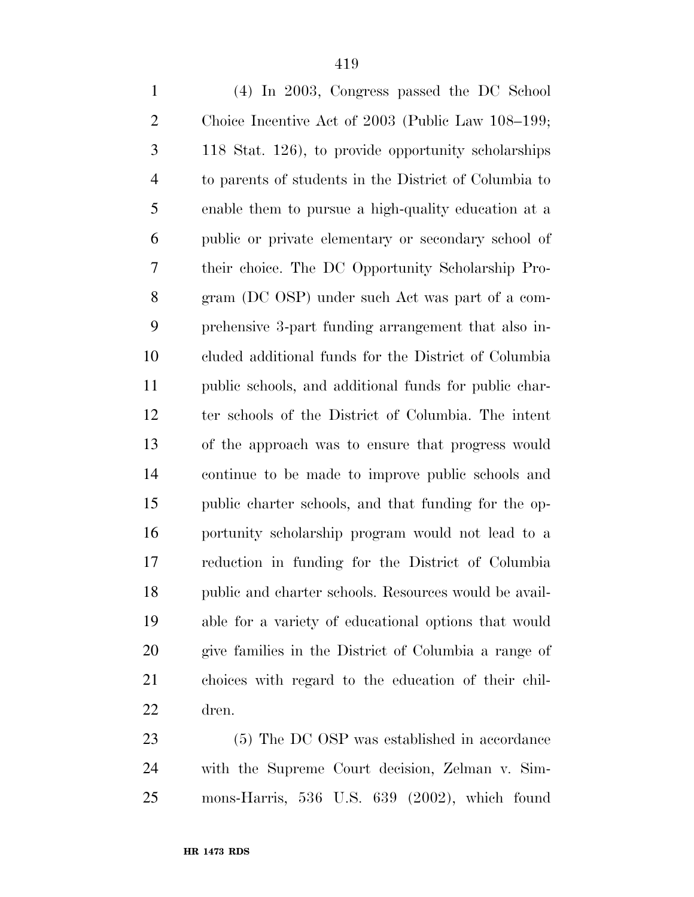(4) In 2003, Congress passed the DC School Choice Incentive Act of 2003 (Public Law 108–199; 118 Stat. 126), to provide opportunity scholarships to parents of students in the District of Columbia to enable them to pursue a high-quality education at a public or private elementary or secondary school of their choice. The DC Opportunity Scholarship Program (DC OSP) under such Act was part of a comprehensive 3-part funding arrangement that also included additional funds for the District of Columbia public schools, and additional funds for public charter schools of the District of Columbia. The intent of the approach was to ensure that progress would continue to be made to improve public schools and public charter schools, and that funding for the opportunity scholarship program would not lead to a reduction in funding for the District of Columbia public and charter schools. Resources would be available for a variety of educational options that would give families in the District of Columbia a range of choices with regard to the education of their children.

(5) The DC OSP was established in accordance with the Supreme Court decision, Zelman v. Simmons-Harris, 536 U.S. 639 (2002), which found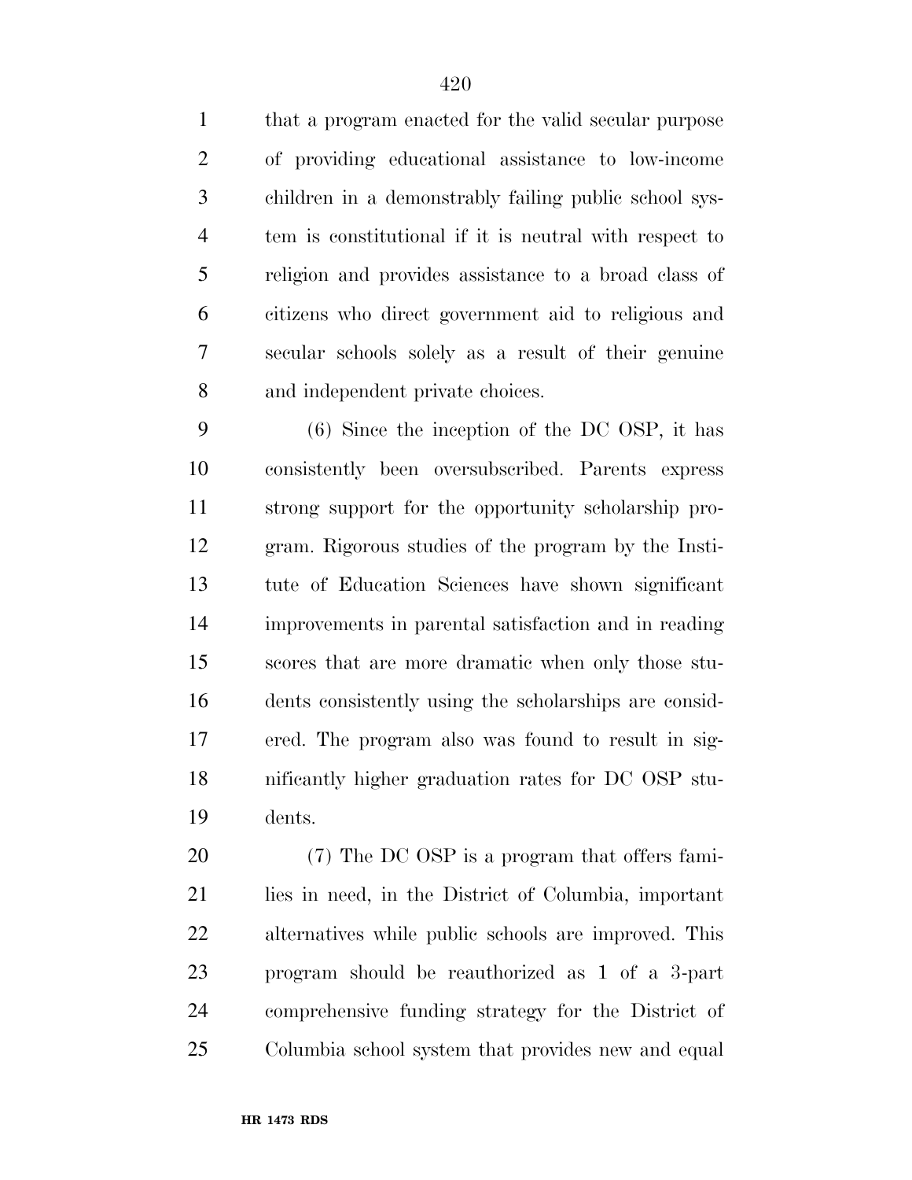that a program enacted for the valid secular purpose of providing educational assistance to low-income children in a demonstrably failing public school system is constitutional if it is neutral with respect to religion and provides assistance to a broad class of citizens who direct government aid to religious and secular schools solely as a result of their genuine and independent private choices.

(6) Since the inception of the DC OSP, it has consistently been oversubscribed. Parents express strong support for the opportunity scholarship program. Rigorous studies of the program by the Institute of Education Sciences have shown significant improvements in parental satisfaction and in reading scores that are more dramatic when only those students consistently using the scholarships are considered. The program also was found to result in significantly higher graduation rates for DC OSP students.

(7) The DC OSP is a program that offers families in need, in the District of Columbia, important alternatives while public schools are improved. This program should be reauthorized as 1 of a 3-part comprehensive funding strategy for the District of Columbia school system that provides new and equal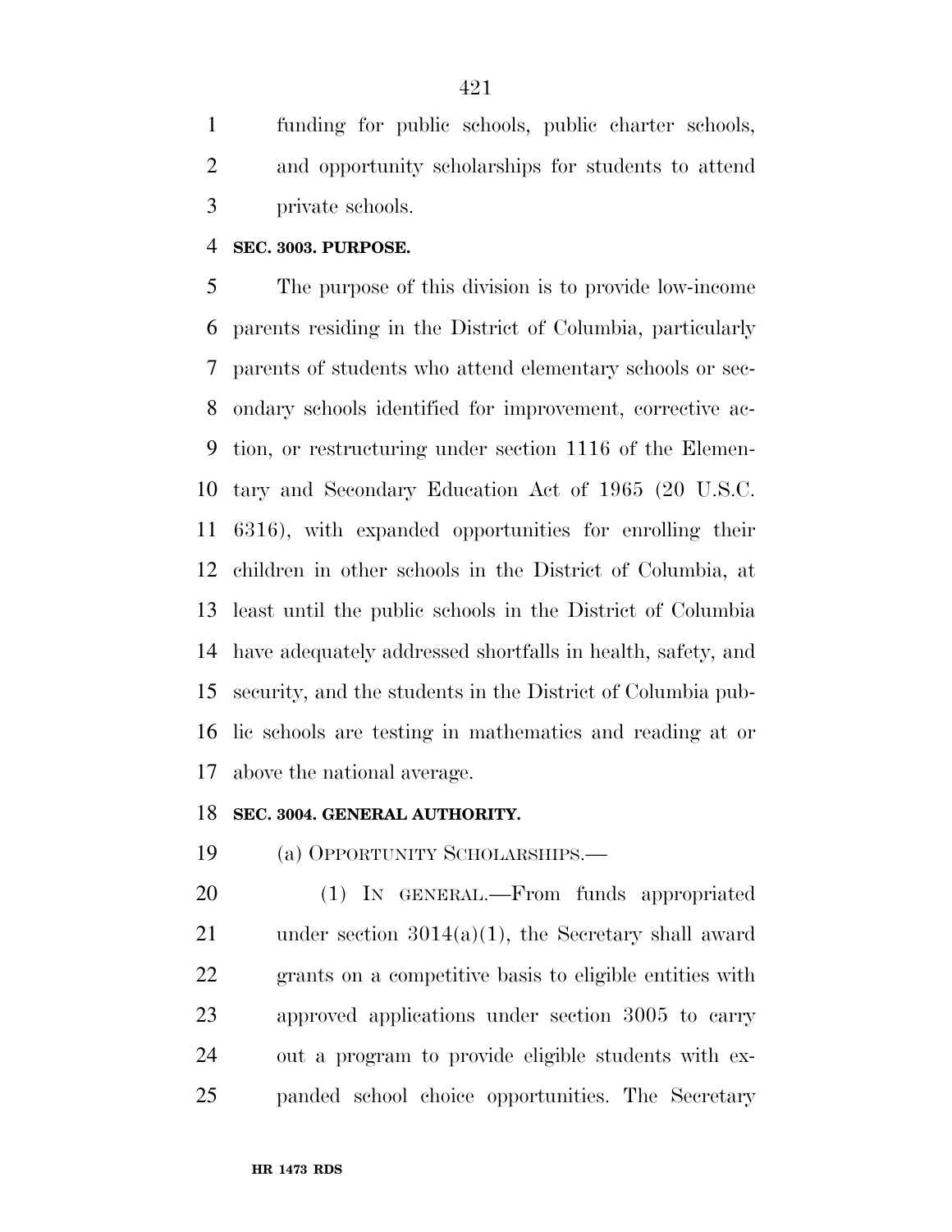funding for public schools, public charter schools, and opportunity scholarships for students to attend private schools.

**SEC. 3003. PURPOSE.**

The purpose of this division is to provide low-income parents residing in the District of Columbia, particularly parents of students who attend elementary schools or secondary schools identified for improvement, corrective action, or restructuring under section 1116 of the Elementary and Secondary Education Act of 1965 (20 U.S.C. 6316), with expanded opportunities for enrolling their children in other schools in the District of Columbia, at least until the public schools in the District of Columbia have adequately addressed shortfalls in health, safety, and security, and the students in the District of Columbia public schools are testing in mathematics and reading at or above the national average.

**SEC. 3004. GENERAL AUTHORITY.**

(a) OPPORTUNITY SCHOLARSHIPS.—

(1) IN GENERAL.—From funds appropriated under section 3014(a)(1), the Secretary shall award grants on a competitive basis to eligible entities with approved applications under section 3005 to carry out a program to provide eligible students with expanded school choice opportunities. The Secretary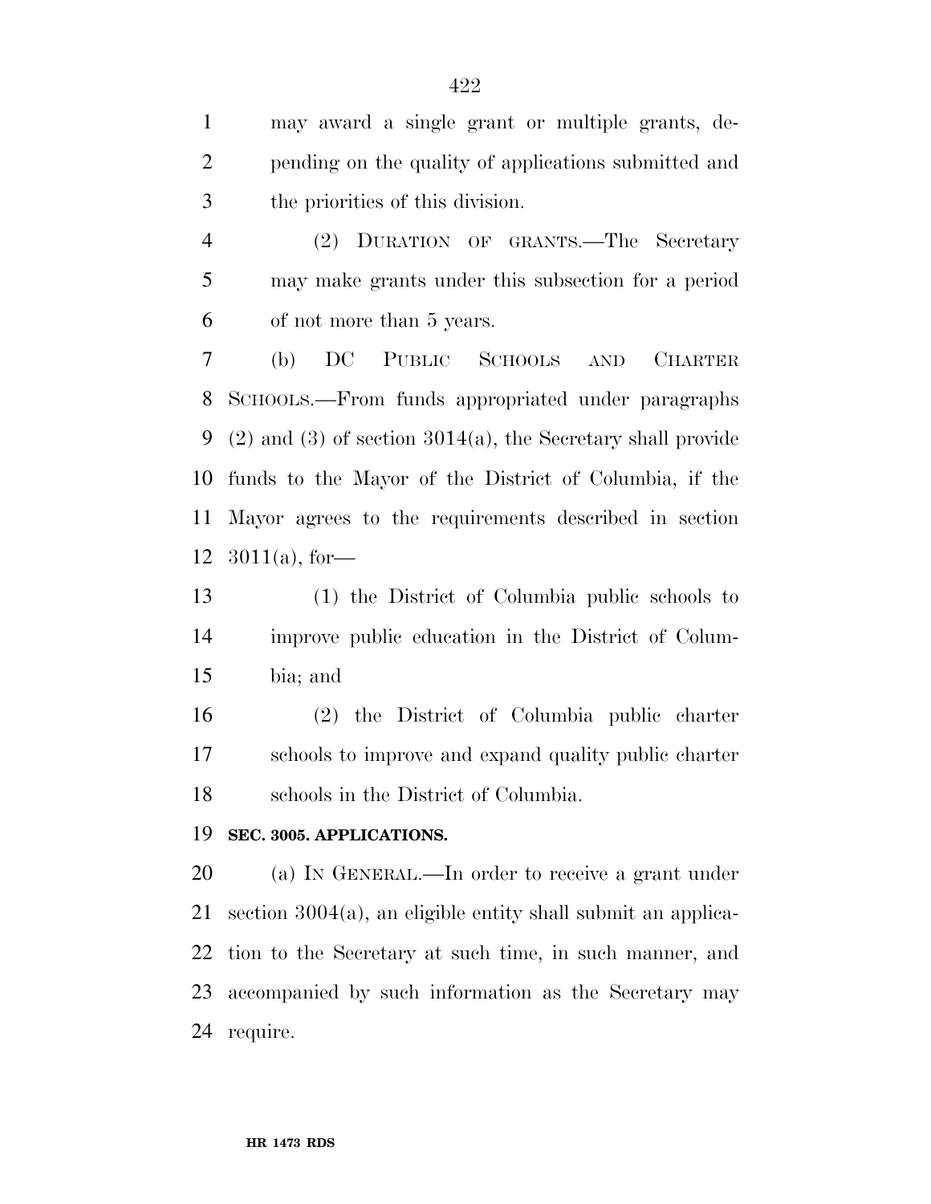may award a single grant or multiple grants, depending on the quality of applications submitted and the priorities of this division.

(2) DURATION OF GRANTS.—The Secretary may make grants under this subsection for a period of not more than 5 years.

(b) DC PUBLIC SCHOOLS AND CHARTER SCHOOLS.—From funds appropriated under paragraphs (2) and (3) of section 3014(a), the Secretary shall provide funds to the Mayor of the District of Columbia, if the Mayor agrees to the requirements described in section 3011(a), for—

(1) the District of Columbia public schools to improve public education in the District of Columbia; and

(2) the District of Columbia public charter schools to improve and expand quality public charter schools in the District of Columbia.

**SEC. 3005. APPLICATIONS.**

(a) IN GENERAL.—In order to receive a grant under section 3004(a), an eligible entity shall submit an application to the Secretary at such time, in such manner, and accompanied by such information as the Secretary may require.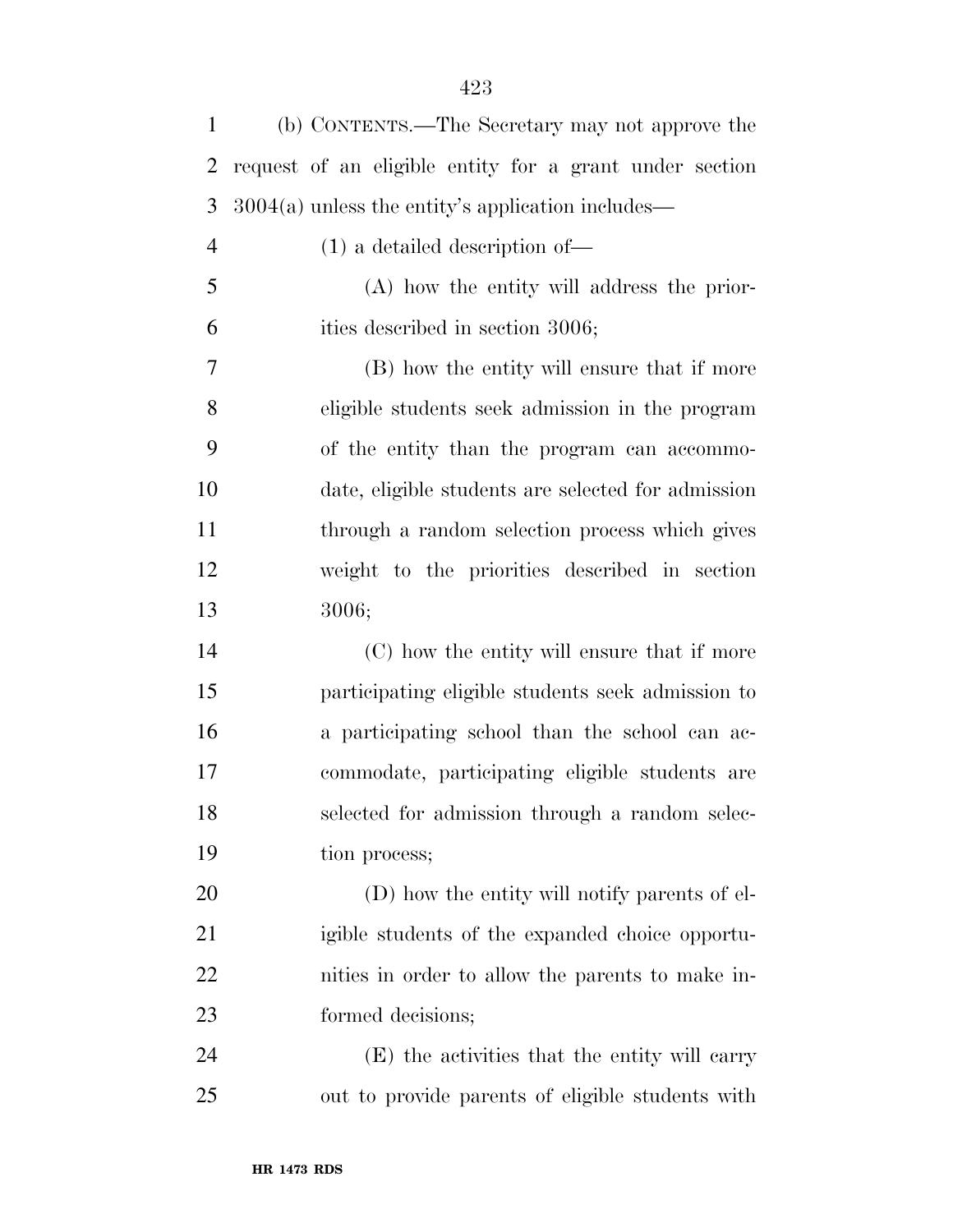(b) CONTENTS.—The Secretary may not approve the request of an eligible entity for a grant under section 3004(a) unless the entity's application includes—

(1) a detailed description of—

(A) how the entity will address the priorities described in section 3006;

(B) how the entity will ensure that if more eligible students seek admission in the program of the entity than the program can accommodate, eligible students are selected for admission through a random selection process which gives weight to the priorities described in section 3006;

(C) how the entity will ensure that if more participating eligible students seek admission to a participating school than the school can accommodate, participating eligible students are selected for admission through a random selection process;

(D) how the entity will notify parents of eligible students of the expanded choice opportunities in order to allow the parents to make informed decisions;

(E) the activities that the entity will carry out to provide parents of eligible students with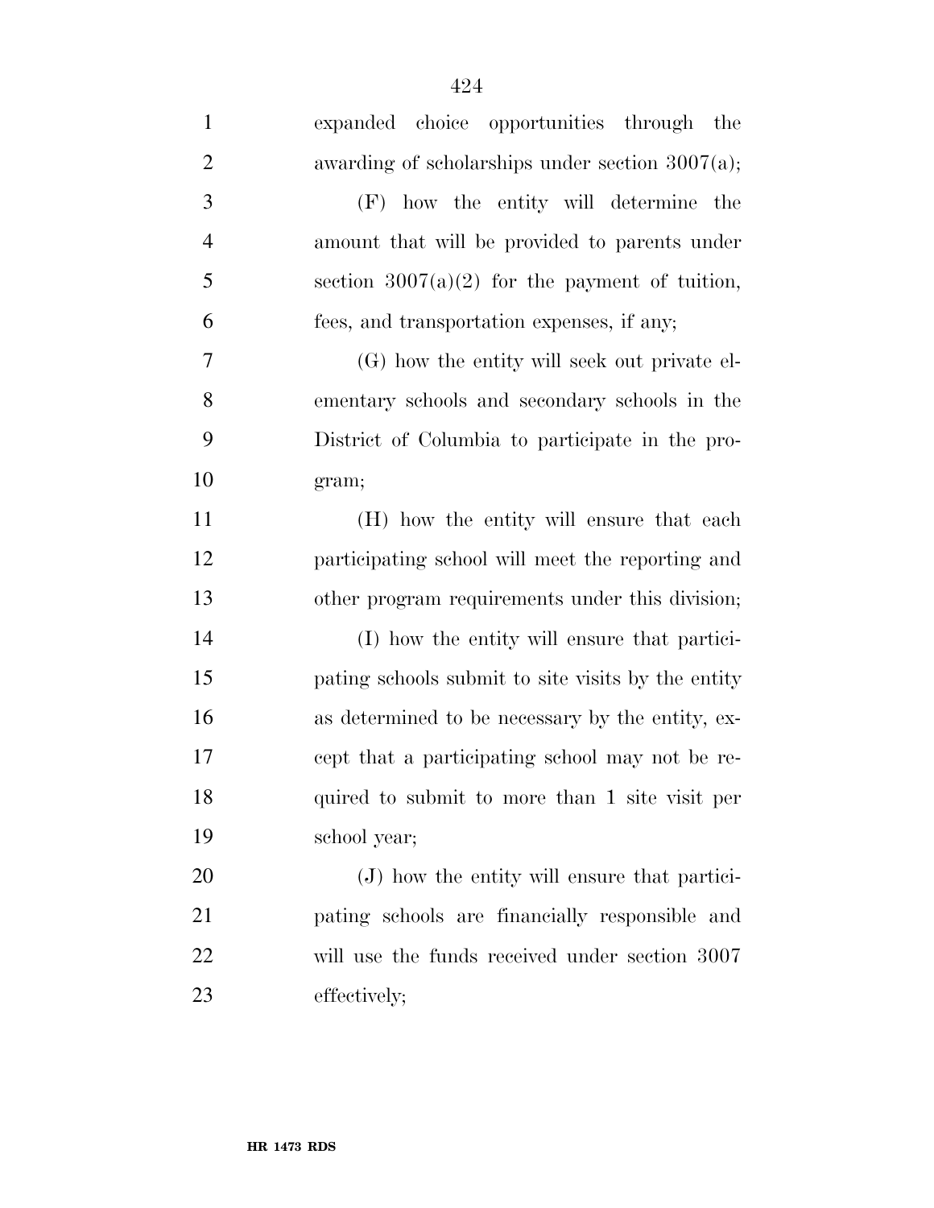expanded choice opportunities through the awarding of scholarships under section 3007(a);

(F) how the entity will determine the amount that will be provided to parents under section 3007(a)(2) for the payment of tuition, fees, and transportation expenses, if any;

(G) how the entity will seek out private elementary schools and secondary schools in the District of Columbia to participate in the program;

(H) how the entity will ensure that each participating school will meet the reporting and other program requirements under this division;

(I) how the entity will ensure that participating schools submit to site visits by the entity as determined to be necessary by the entity, except that a participating school may not be required to submit to more than 1 site visit per school year;

(J) how the entity will ensure that participating schools are financially responsible and will use the funds received under section 3007 effectively;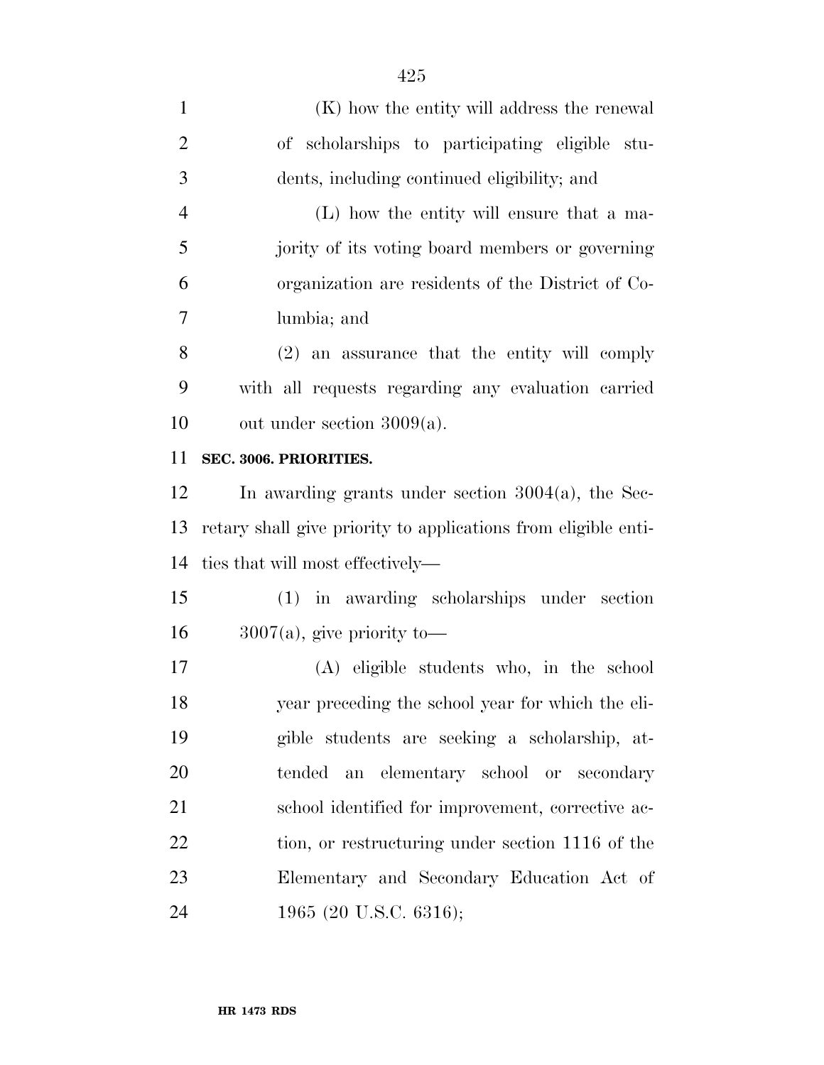(K) how the entity will address the renewal of scholarships to participating eligible students, including continued eligibility; and

(L) how the entity will ensure that a majority of its voting board members or governing organization are residents of the District of Columbia; and

(2) an assurance that the entity will comply with all requests regarding any evaluation carried out under section 3009(a).

**SEC. 3006. PRIORITIES.**

In awarding grants under section 3004(a), the Secretary shall give priority to applications from eligible entities that will most effectively—

(1) in awarding scholarships under section 3007(a), give priority to—

(A) eligible students who, in the school year preceding the school year for which the eligible students are seeking a scholarship, attended an elementary school or secondary school identified for improvement, corrective action, or restructuring under section 1116 of the Elementary and Secondary Education Act of 1965 (20 U.S.C. 6316);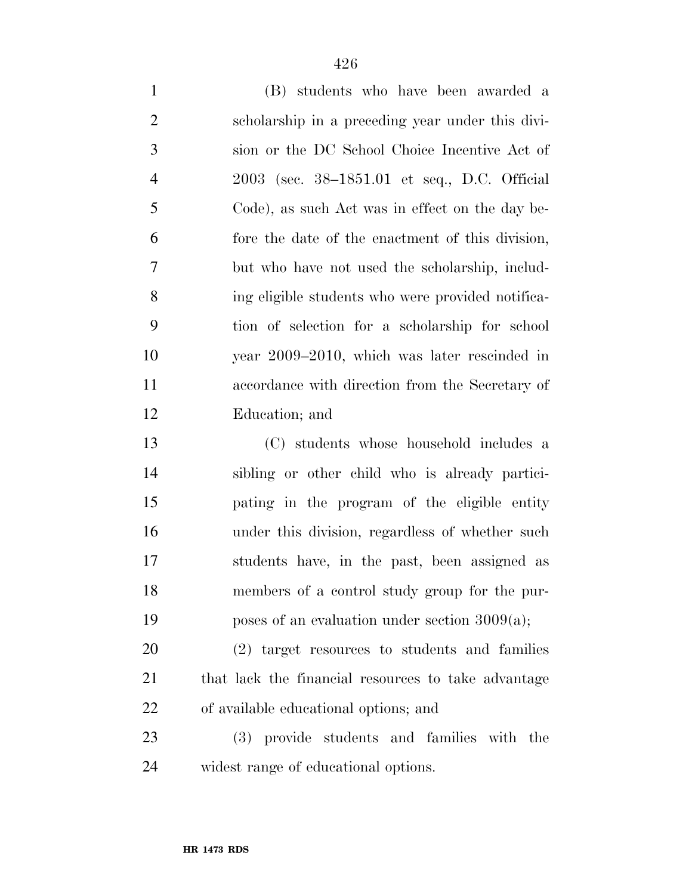(B) students who have been awarded a scholarship in a preceding year under this division or the DC School Choice Incentive Act of 2003 (sec. 38–1851.01 et seq., D.C. Official Code), as such Act was in effect on the day before the date of the enactment of this division, but who have not used the scholarship, including eligible students who were provided notification of selection for a scholarship for school year 2009–2010, which was later rescinded in accordance with direction from the Secretary of Education; and

(C) students whose household includes a sibling or other child who is already participating in the program of the eligible entity under this division, regardless of whether such students have, in the past, been assigned as members of a control study group for the purposes of an evaluation under section 3009(a);

(2) target resources to students and families that lack the financial resources to take advantage of available educational options; and

(3) provide students and families with the widest range of educational options.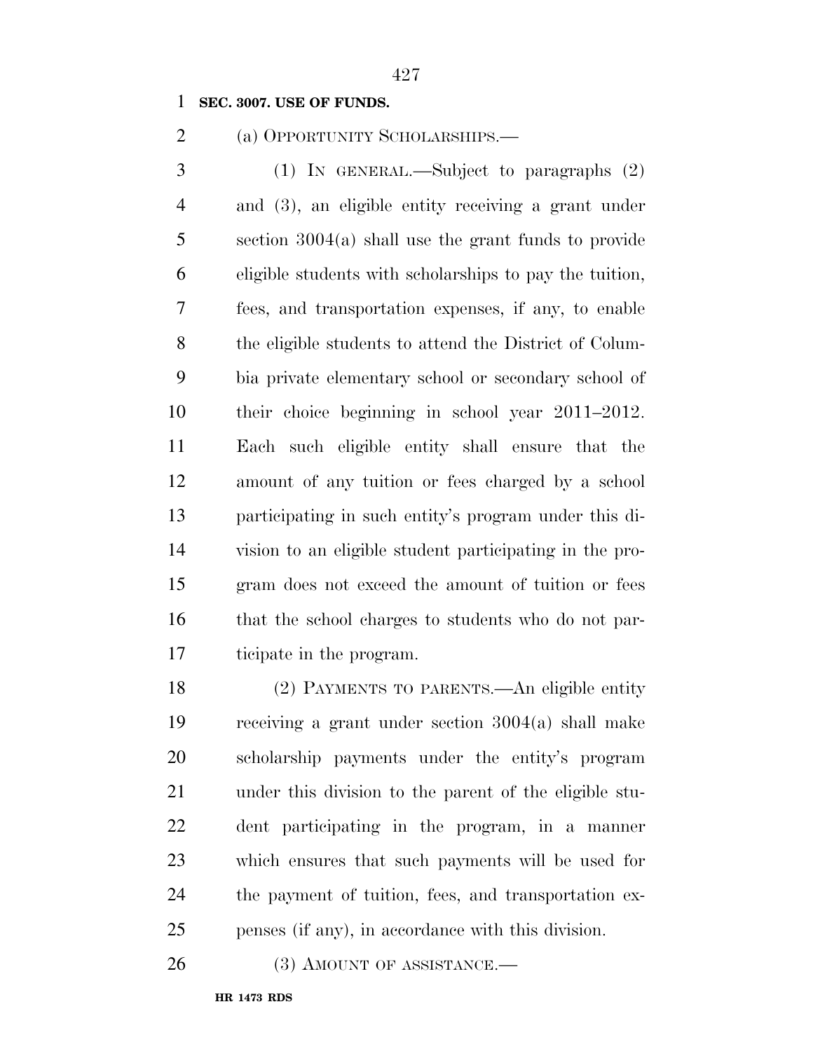**SEC. 3007. USE OF FUNDS.**

(a) OPPORTUNITY SCHOLARSHIPS.—

(1) IN GENERAL.—Subject to paragraphs (2) and (3), an eligible entity receiving a grant under section 3004(a) shall use the grant funds to provide eligible students with scholarships to pay the tuition, fees, and transportation expenses, if any, to enable the eligible students to attend the District of Columbia private elementary school or secondary school of their choice beginning in school year 2011–2012. Each such eligible entity shall ensure that the amount of any tuition or fees charged by a school participating in such entity's program under this division to an eligible student participating in the program does not exceed the amount of tuition or fees that the school charges to students who do not participate in the program.

(2) PAYMENTS TO PARENTS.—An eligible entity receiving a grant under section 3004(a) shall make scholarship payments under the entity's program under this division to the parent of the eligible student participating in the program, in a manner which ensures that such payments will be used for the payment of tuition, fees, and transportation expenses (if any), in accordance with this division.

(3) AMOUNT OF ASSISTANCE.—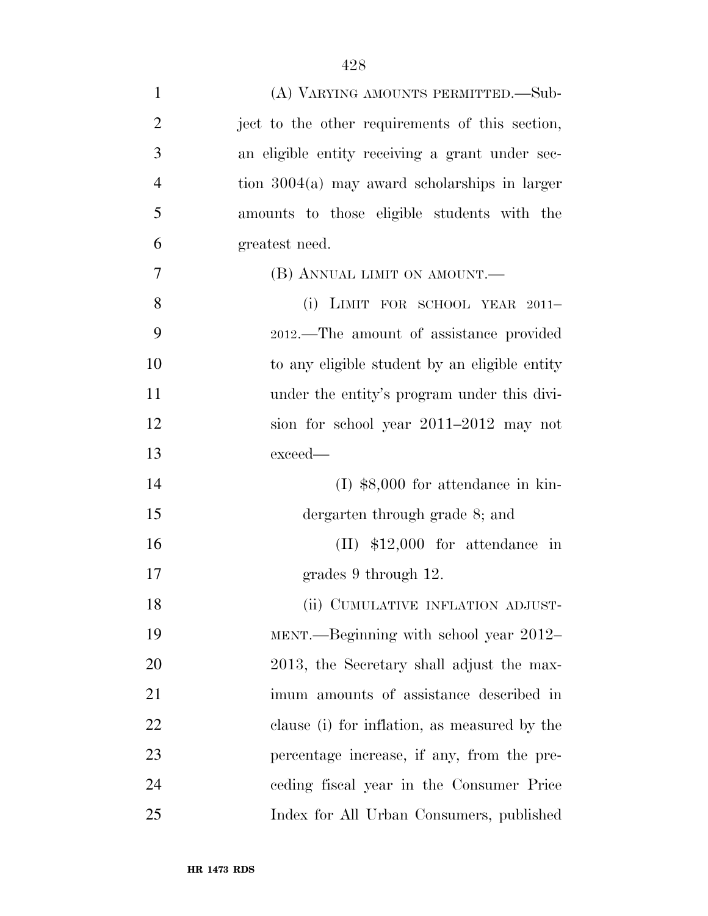(A) VARYING AMOUNTS PERMITTED.—Subject to the other requirements of this section, an eligible entity receiving a grant under section 3004(a) may award scholarships in larger amounts to those eligible students with the greatest need.

(B) ANNUAL LIMIT ON AMOUNT.—

(i) LIMIT FOR SCHOOL YEAR 2011–2012.—The amount of assistance provided to any eligible student by an eligible entity under the entity's program under this division for school year 2011–2012 may not exceed—

(I) $8,000 for attendance in kindergarten through grade 8; and

(II) $12,000 for attendance in grades 9 through 12.

(ii) CUMULATIVE INFLATION ADJUSTMENT.—Beginning with school year 2012–2013, the Secretary shall adjust the maximum amounts of assistance described in clause (i) for inflation, as measured by the percentage increase, if any, from the preceding fiscal year in the Consumer Price Index for All Urban Consumers, published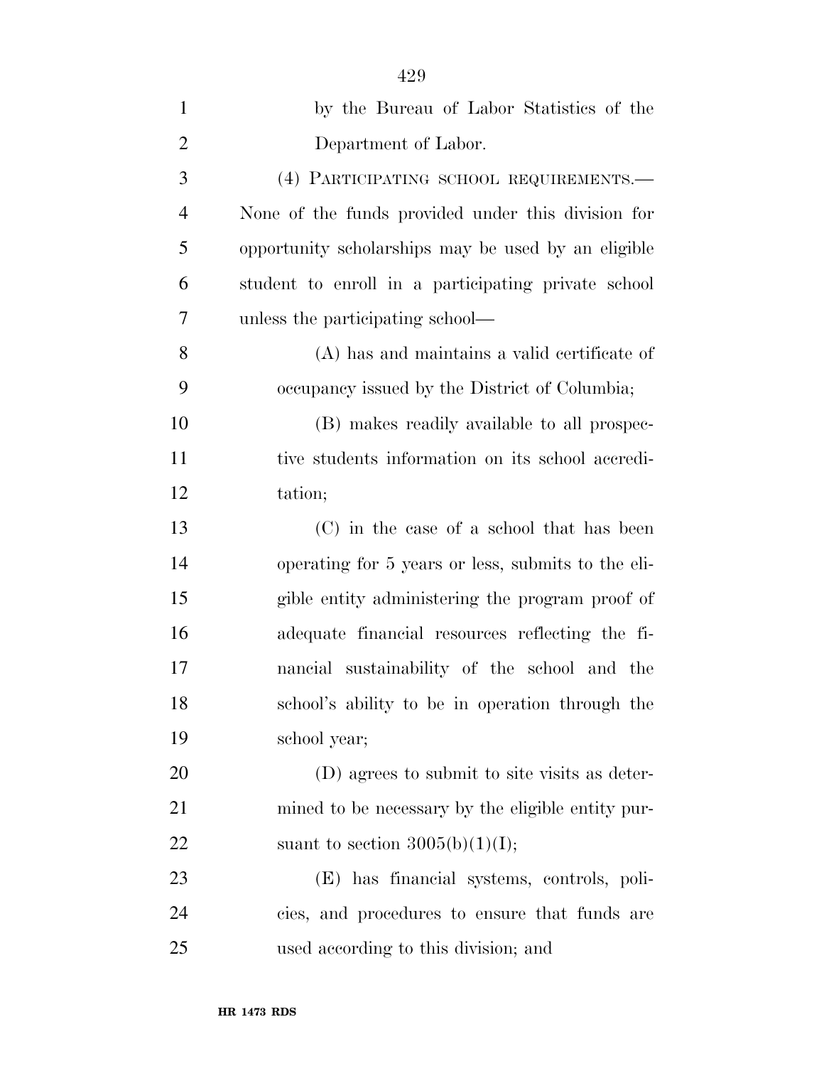by the Bureau of Labor Statistics of the Department of Labor.

(4) PARTICIPATING SCHOOL REQUIREMENTS.—None of the funds provided under this division for opportunity scholarships may be used by an eligible student to enroll in a participating private school unless the participating school—

(A) has and maintains a valid certificate of occupancy issued by the District of Columbia;

(B) makes readily available to all prospective students information on its school accreditation;

(C) in the case of a school that has been operating for 5 years or less, submits to the eligible entity administering the program proof of adequate financial resources reflecting the financial sustainability of the school and the school's ability to be in operation through the school year;

(D) agrees to submit to site visits as determined to be necessary by the eligible entity pursuant to section 3005(b)(1)(I);

(E) has financial systems, controls, policies, and procedures to ensure that funds are used according to this division; and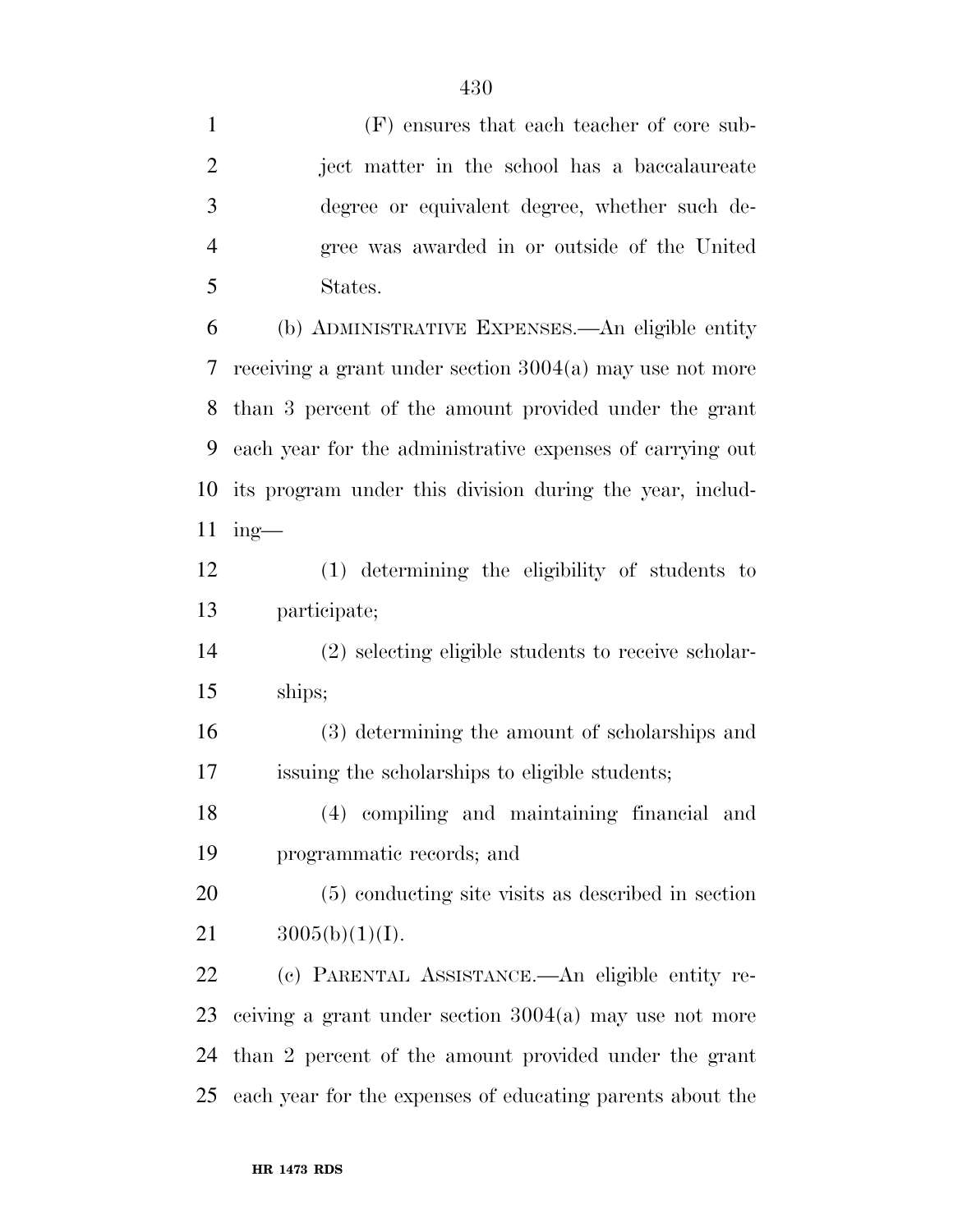(F) ensures that each teacher of core subject matter in the school has a baccalaureate degree or equivalent degree, whether such degree was awarded in or outside of the United States.

(b) ADMINISTRATIVE EXPENSES.—An eligible entity receiving a grant under section 3004(a) may use not more than 3 percent of the amount provided under the grant each year for the administrative expenses of carrying out its program under this division during the year, including—

(1) determining the eligibility of students to participate;

(2) selecting eligible students to receive scholarships;

(3) determining the amount of scholarships and issuing the scholarships to eligible students;

(4) compiling and maintaining financial and programmatic records; and

(5) conducting site visits as described in section 3005(b)(1)(I).

(c) PARENTAL ASSISTANCE.—An eligible entity receiving a grant under section 3004(a) may use not more than 2 percent of the amount provided under the grant each year for the expenses of educating parents about the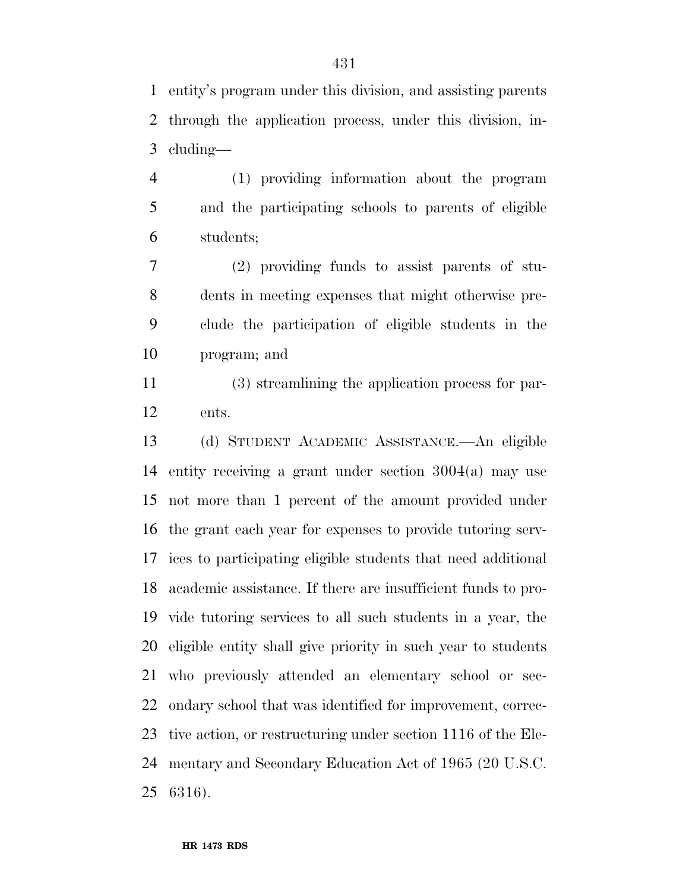entity's program under this division, and assisting parents through the application process, under this division, including—

(1) providing information about the program and the participating schools to parents of eligible students;

(2) providing funds to assist parents of students in meeting expenses that might otherwise preclude the participation of eligible students in the program; and

(3) streamlining the application process for parents.

(d) STUDENT ACADEMIC ASSISTANCE.—An eligible entity receiving a grant under section 3004(a) may use not more than 1 percent of the amount provided under the grant each year for expenses to provide tutoring services to participating eligible students that need additional academic assistance. If there are insufficient funds to provide tutoring services to all such students in a year, the eligible entity shall give priority in such year to students who previously attended an elementary school or secondary school that was identified for improvement, corrective action, or restructuring under section 1116 of the Elementary and Secondary Education Act of 1965 (20 U.S.C. 6316).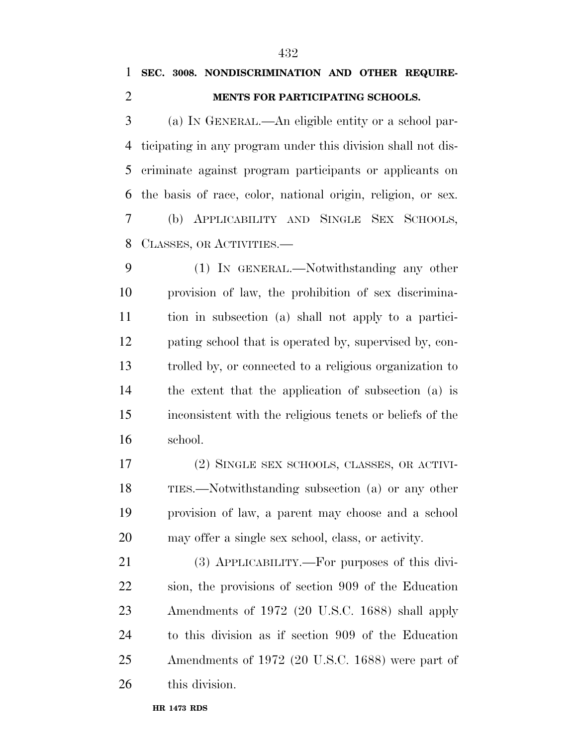**SEC. 3008. NONDISCRIMINATION AND OTHER REQUIREMENTS FOR PARTICIPATING SCHOOLS.**

(a) IN GENERAL.—An eligible entity or a school participating in any program under this division shall not discriminate against program participants or applicants on the basis of race, color, national origin, religion, or sex.

(b) APPLICABILITY AND SINGLE SEX SCHOOLS, CLASSES, OR ACTIVITIES.—

(1) IN GENERAL.—Notwithstanding any other provision of law, the prohibition of sex discrimination in subsection (a) shall not apply to a participating school that is operated by, supervised by, controlled by, or connected to a religious organization to the extent that the application of subsection (a) is inconsistent with the religious tenets or beliefs of the school.

(2) SINGLE SEX SCHOOLS, CLASSES, OR ACTIVITIES.—Notwithstanding subsection (a) or any other provision of law, a parent may choose and a school may offer a single sex school, class, or activity.

(3) APPLICABILITY.—For purposes of this division, the provisions of section 909 of the Education Amendments of 1972 (20 U.S.C. 1688) shall apply to this division as if section 909 of the Education Amendments of 1972 (20 U.S.C. 1688) were part of this division.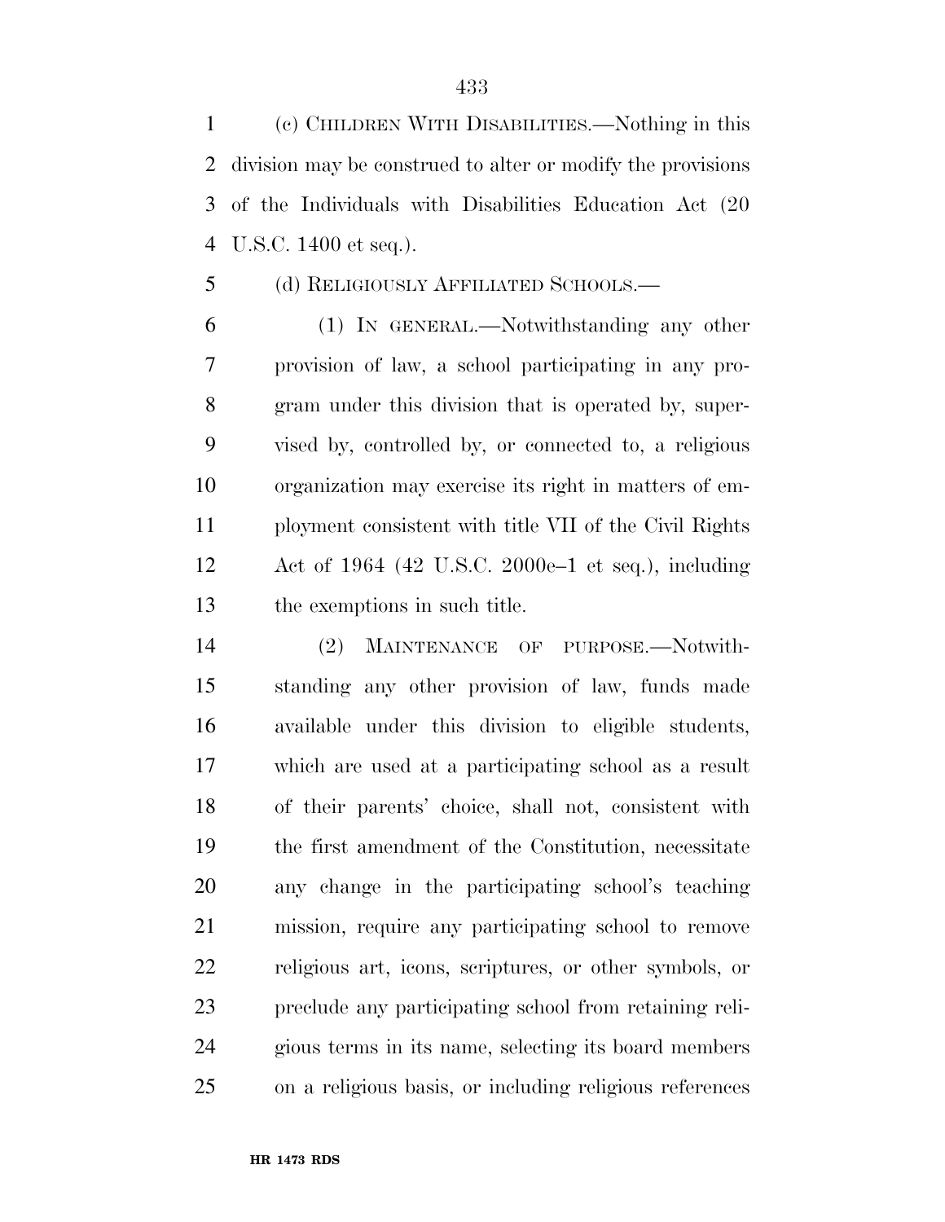(c) CHILDREN WITH DISABILITIES.—Nothing in this division may be construed to alter or modify the provisions of the Individuals with Disabilities Education Act (20 U.S.C. 1400 et seq.).

(d) RELIGIOUSLY AFFILIATED SCHOOLS.—

(1) IN GENERAL.—Notwithstanding any other provision of law, a school participating in any program under this division that is operated by, supervised by, controlled by, or connected to, a religious organization may exercise its right in matters of employment consistent with title VII of the Civil Rights Act of 1964 (42 U.S.C. 2000e–1 et seq.), including the exemptions in such title.

(2) MAINTENANCE OF PURPOSE.—Notwithstanding any other provision of law, funds made available under this division to eligible students, which are used at a participating school as a result of their parents' choice, shall not, consistent with the first amendment of the Constitution, necessitate any change in the participating school's teaching mission, require any participating school to remove religious art, icons, scriptures, or other symbols, or preclude any participating school from retaining religious terms in its name, selecting its board members on a religious basis, or including religious references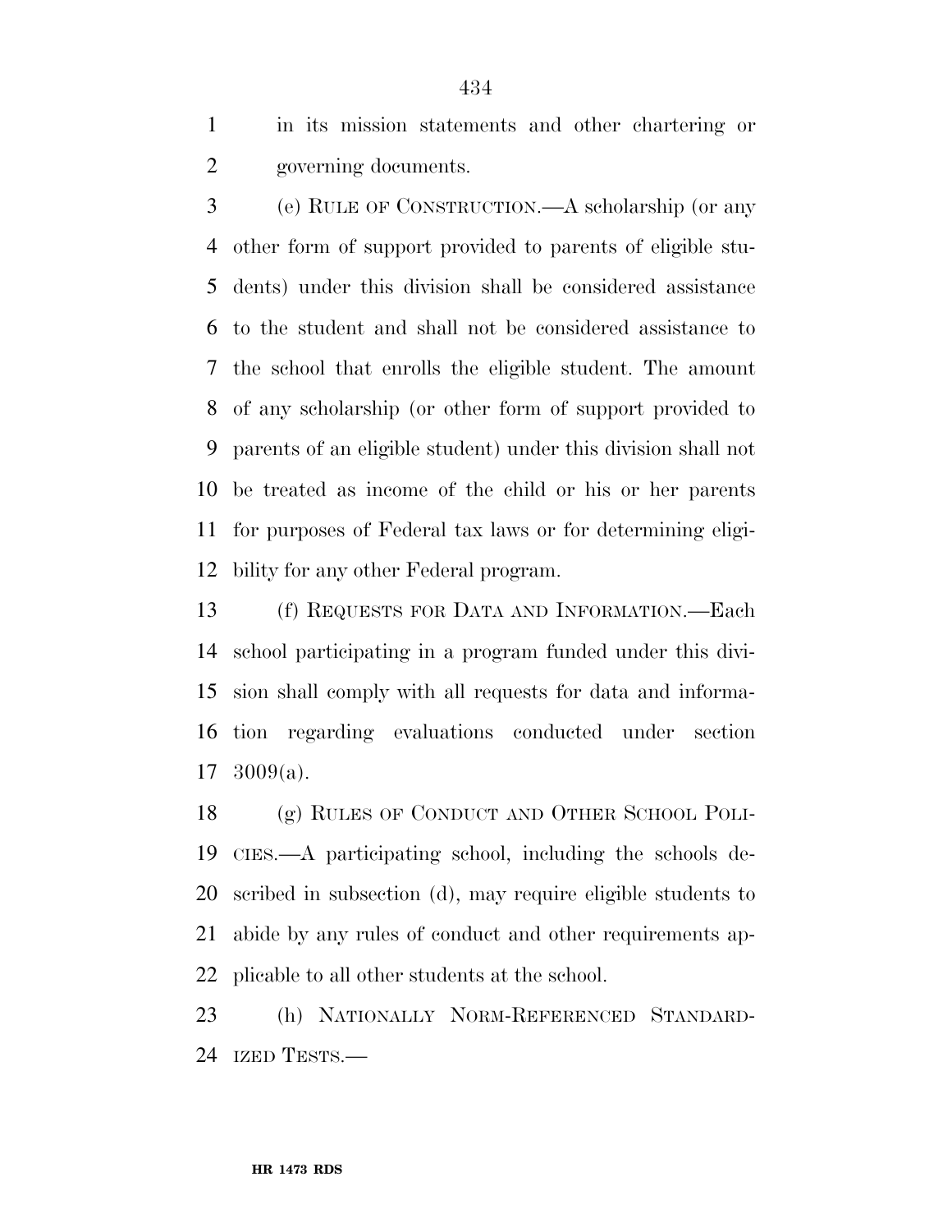in its mission statements and other chartering or governing documents.

(e) RULE OF CONSTRUCTION.—A scholarship (or any other form of support provided to parents of eligible students) under this division shall be considered assistance to the student and shall not be considered assistance to the school that enrolls the eligible student. The amount of any scholarship (or other form of support provided to parents of an eligible student) under this division shall not be treated as income of the child or his or her parents for purposes of Federal tax laws or for determining eligibility for any other Federal program.

(f) REQUESTS FOR DATA AND INFORMATION.—Each school participating in a program funded under this division shall comply with all requests for data and information regarding evaluations conducted under section 3009(a).

(g) RULES OF CONDUCT AND OTHER SCHOOL POLICIES.—A participating school, including the schools described in subsection (d), may require eligible students to abide by any rules of conduct and other requirements applicable to all other students at the school.

(h) NATIONALLY NORM-REFERENCED STANDARDIZED TESTS.—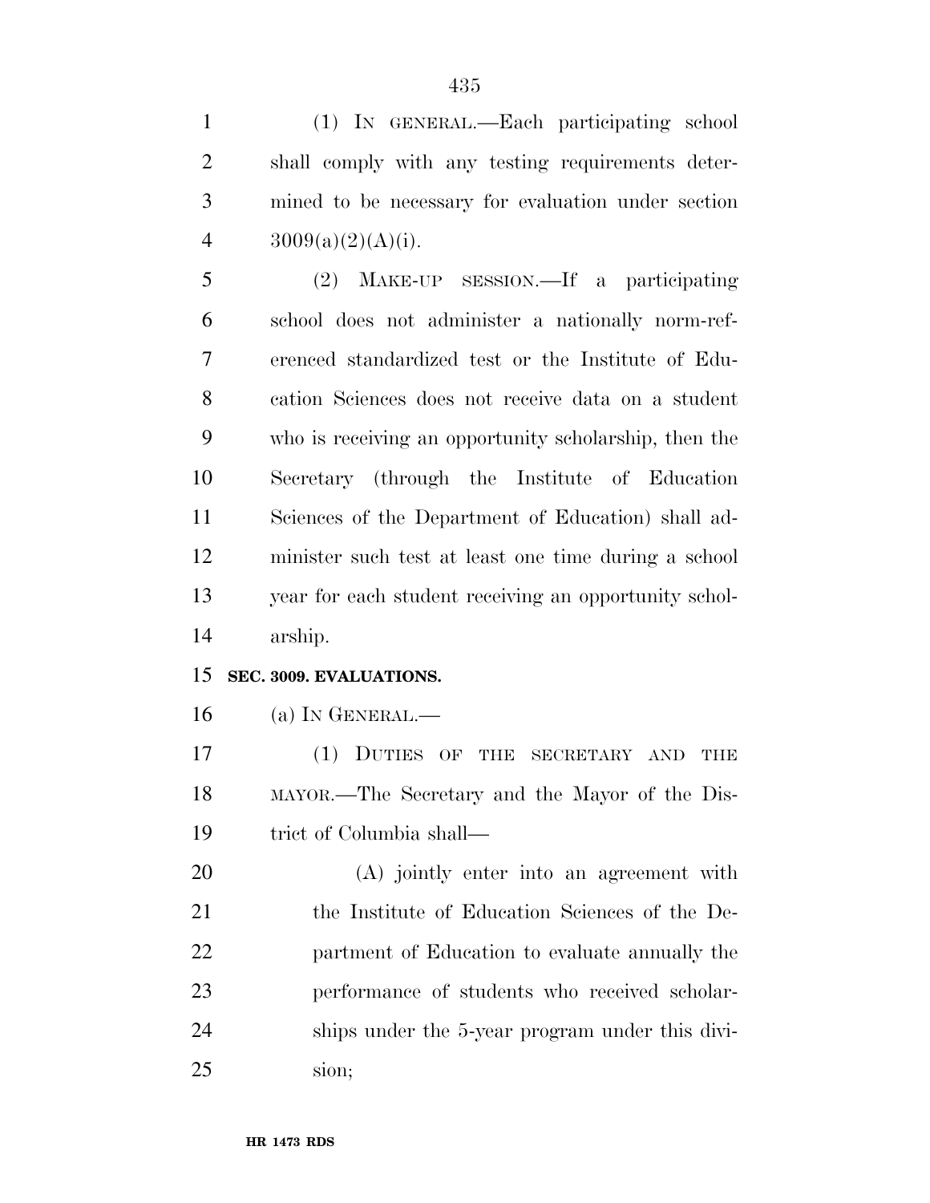(1) IN GENERAL.—Each participating school shall comply with any testing requirements determined to be necessary for evaluation under section 3009(a)(2)(A)(i).

(2) MAKE-UP SESSION.—If a participating school does not administer a nationally norm-referenced standardized test or the Institute of Education Sciences does not receive data on a student who is receiving an opportunity scholarship, then the Secretary (through the Institute of Education Sciences of the Department of Education) shall administer such test at least one time during a school year for each student receiving an opportunity scholarship.

**SEC. 3009. EVALUATIONS.**

(a) IN GENERAL.—

(1) DUTIES OF THE SECRETARY AND THE MAYOR.—The Secretary and the Mayor of the District of Columbia shall—

(A) jointly enter into an agreement with the Institute of Education Sciences of the Department of Education to evaluate annually the performance of students who received scholarships under the 5-year program under this division;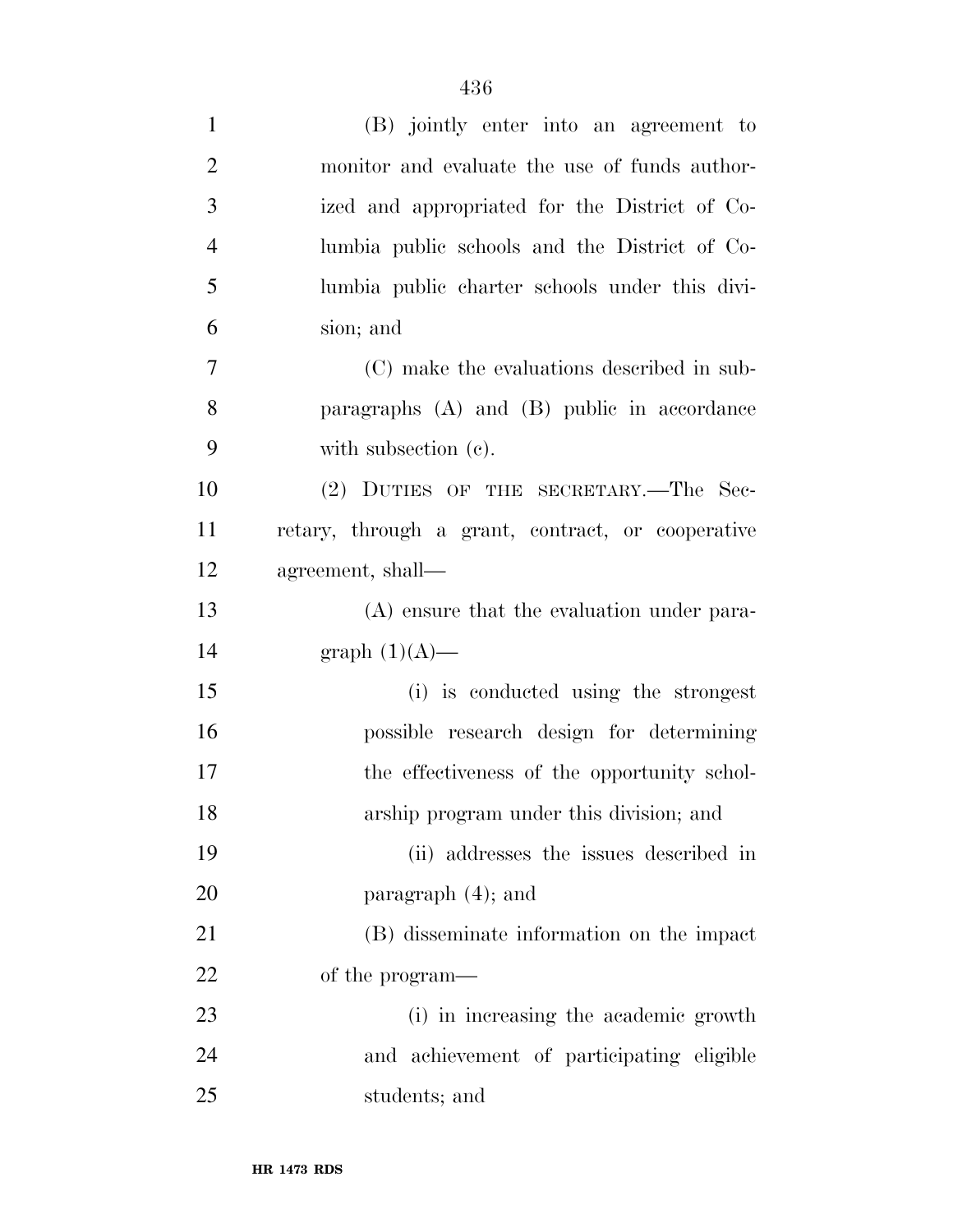(B) jointly enter into an agreement to monitor and evaluate the use of funds authorized and appropriated for the District of Columbia public schools and the District of Columbia public charter schools under this division; and

(C) make the evaluations described in subparagraphs (A) and (B) public in accordance with subsection (c).

(2) DUTIES OF THE SECRETARY.—The Secretary, through a grant, contract, or cooperative agreement, shall—

(A) ensure that the evaluation under paragraph (1)(A)—

(i) is conducted using the strongest possible research design for determining the effectiveness of the opportunity scholarship program under this division; and

(ii) addresses the issues described in paragraph (4); and

(B) disseminate information on the impact of the program—

(i) in increasing the academic growth and achievement of participating eligible students; and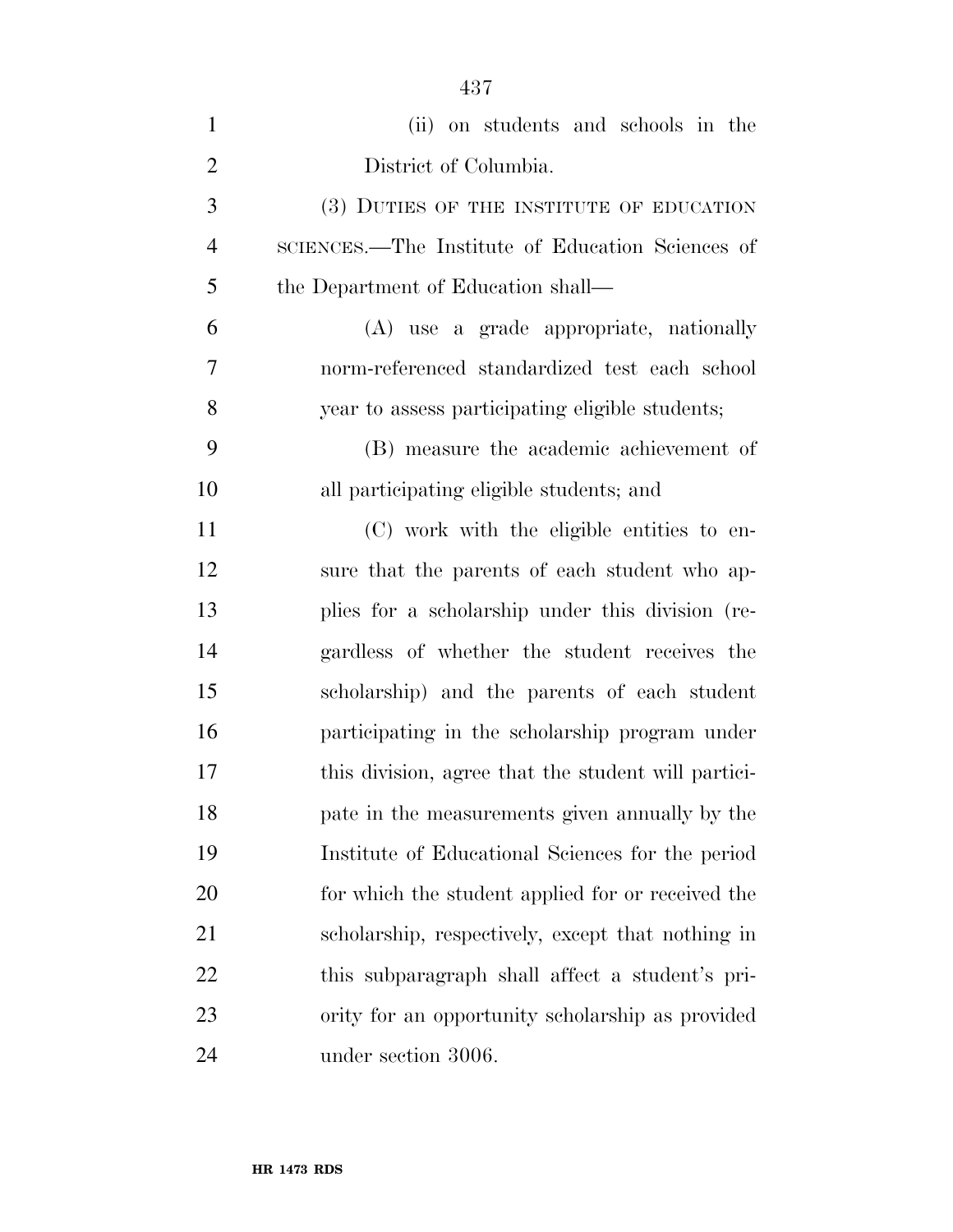(ii) on students and schools in the District of Columbia.

(3) DUTIES OF THE INSTITUTE OF EDUCATION SCIENCES.—The Institute of Education Sciences of the Department of Education shall—

(A) use a grade appropriate, nationally norm-referenced standardized test each school year to assess participating eligible students;

(B) measure the academic achievement of all participating eligible students; and

(C) work with the eligible entities to ensure that the parents of each student who applies for a scholarship under this division (regardless of whether the student receives the scholarship) and the parents of each student participating in the scholarship program under this division, agree that the student will participate in the measurements given annually by the Institute of Educational Sciences for the period for which the student applied for or received the scholarship, respectively, except that nothing in this subparagraph shall affect a student's priority for an opportunity scholarship as provided under section 3006.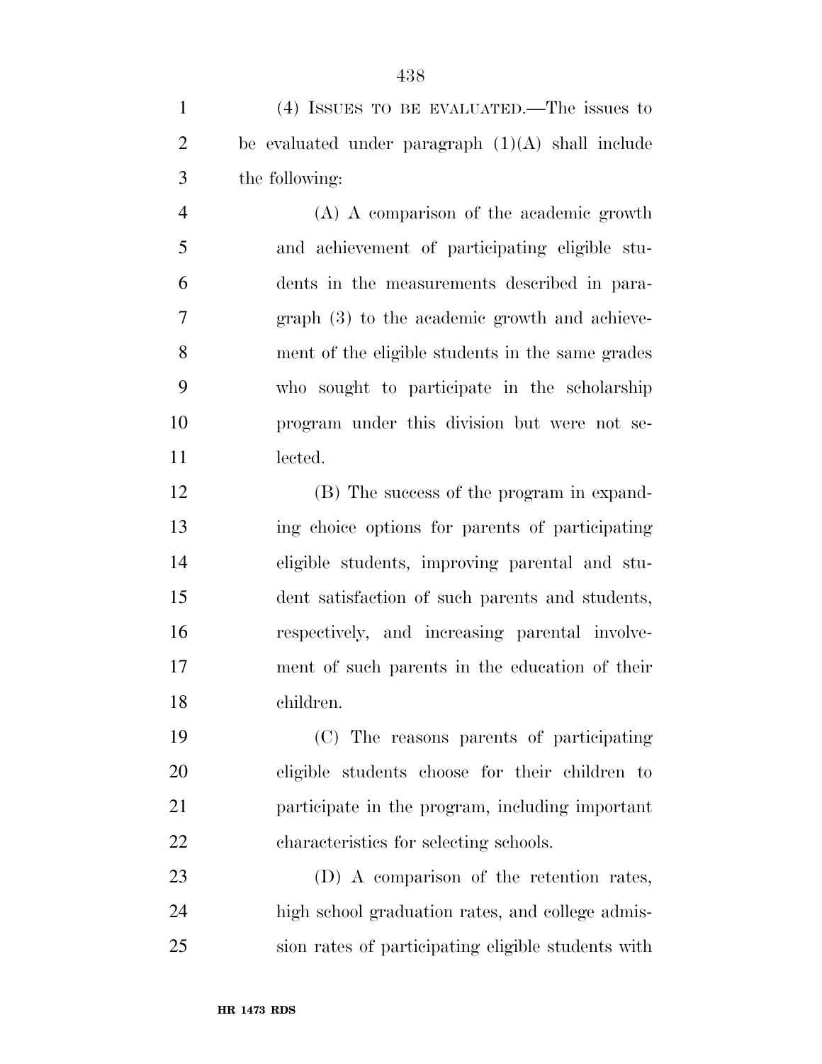(4) ISSUES TO BE EVALUATED.—The issues to be evaluated under paragraph (1)(A) shall include the following:

(A) A comparison of the academic growth and achievement of participating eligible students in the measurements described in paragraph (3) to the academic growth and achievement of the eligible students in the same grades who sought to participate in the scholarship program under this division but were not selected.

(B) The success of the program in expanding choice options for parents of participating eligible students, improving parental and student satisfaction of such parents and students, respectively, and increasing parental involvement of such parents in the education of their children.

(C) The reasons parents of participating eligible students choose for their children to participate in the program, including important characteristics for selecting schools.

(D) A comparison of the retention rates, high school graduation rates, and college admission rates of participating eligible students with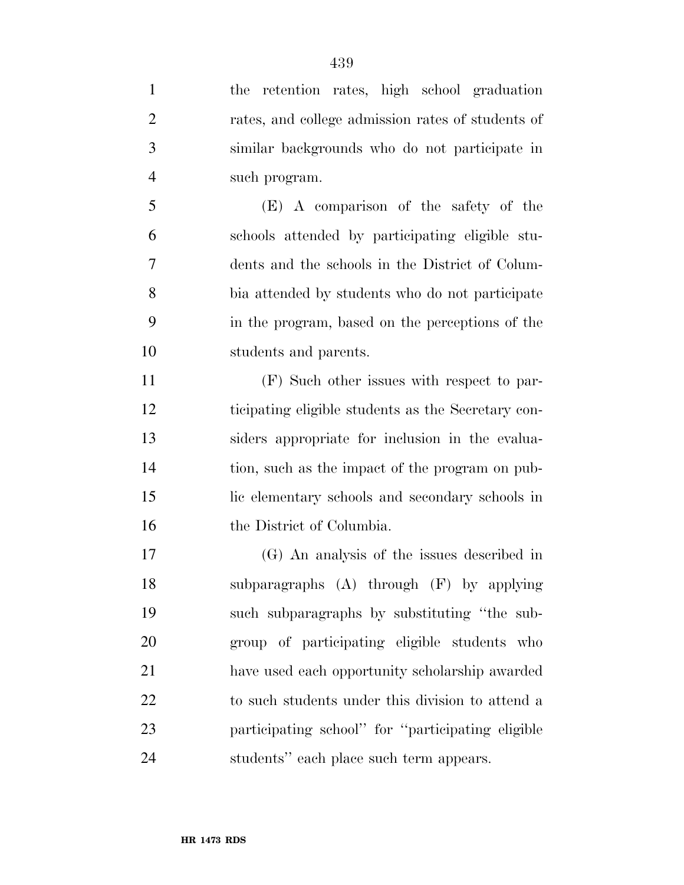the retention rates, high school graduation rates, and college admission rates of students of similar backgrounds who do not participate in such program.

(E) A comparison of the safety of the schools attended by participating eligible students and the schools in the District of Columbia attended by students who do not participate in the program, based on the perceptions of the students and parents.

(F) Such other issues with respect to participating eligible students as the Secretary considers appropriate for inclusion in the evaluation, such as the impact of the program on public elementary schools and secondary schools in the District of Columbia.

(G) An analysis of the issues described in subparagraphs (A) through (F) by applying such subparagraphs by substituting ''the subgroup of participating eligible students who have used each opportunity scholarship awarded to such students under this division to attend a participating school'' for ''participating eligible students'' each place such term appears.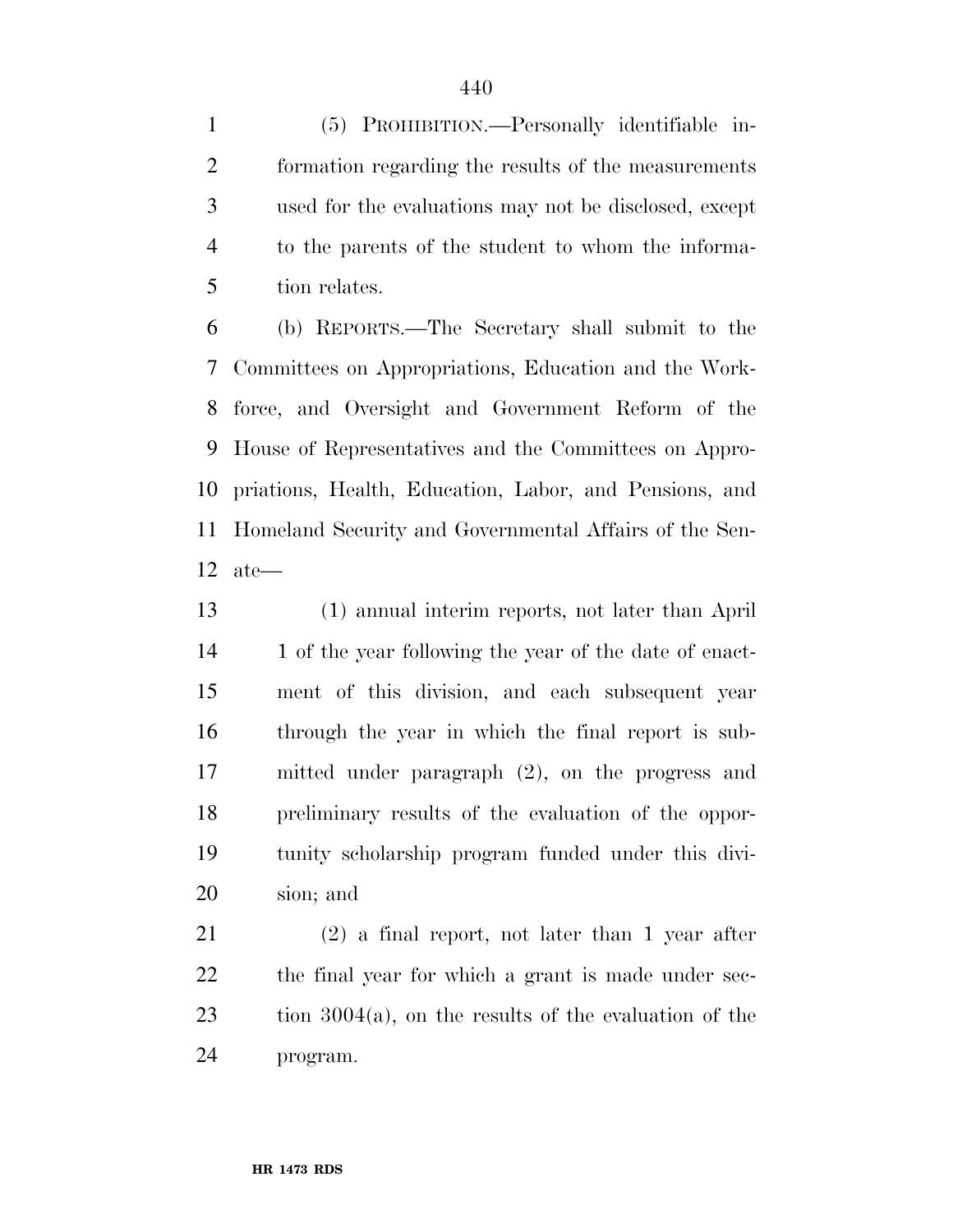(5) PROHIBITION.—Personally identifiable information regarding the results of the measurements used for the evaluations may not be disclosed, except to the parents of the student to whom the information relates.

(b) REPORTS.—The Secretary shall submit to the Committees on Appropriations, Education and the Workforce, and Oversight and Government Reform of the House of Representatives and the Committees on Appropriations, Health, Education, Labor, and Pensions, and Homeland Security and Governmental Affairs of the Senate—

(1) annual interim reports, not later than April 1 of the year following the year of the date of enactment of this division, and each subsequent year through the year in which the final report is submitted under paragraph (2), on the progress and preliminary results of the evaluation of the opportunity scholarship program funded under this division; and

(2) a final report, not later than 1 year after the final year for which a grant is made under section 3004(a), on the results of the evaluation of the program.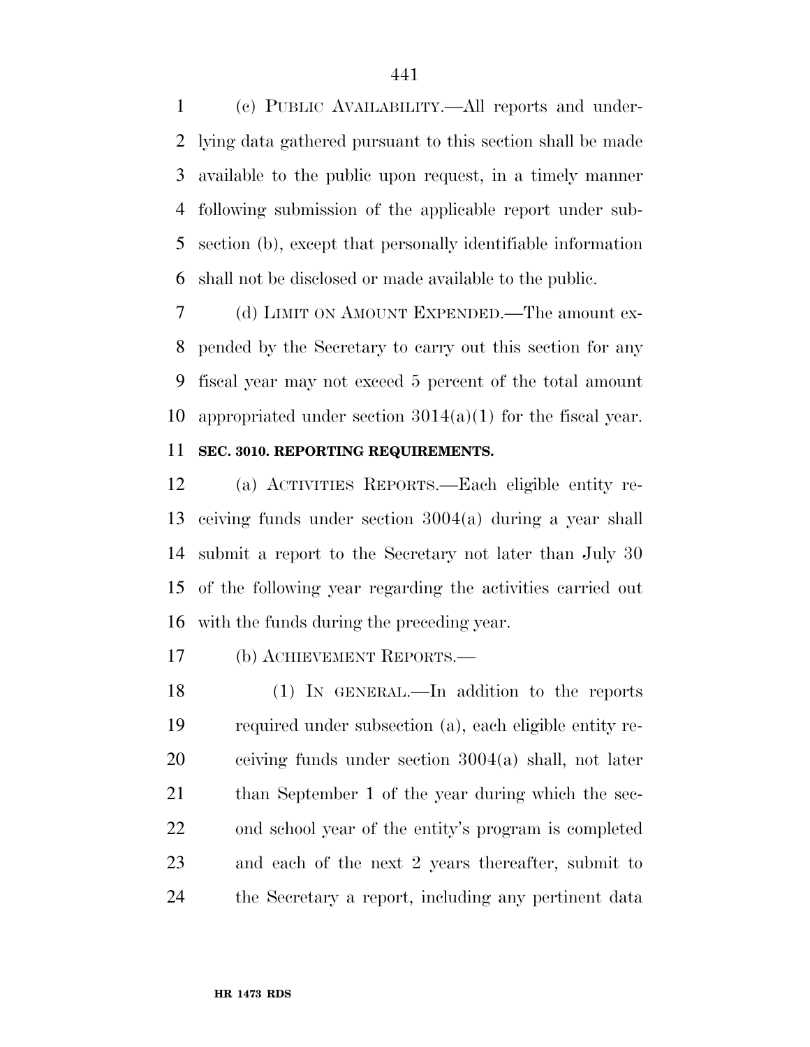(c) PUBLIC AVAILABILITY.—All reports and underlying data gathered pursuant to this section shall be made available to the public upon request, in a timely manner following submission of the applicable report under subsection (b), except that personally identifiable information shall not be disclosed or made available to the public.

(d) LIMIT ON AMOUNT EXPENDED.—The amount expended by the Secretary to carry out this section for any fiscal year may not exceed 5 percent of the total amount appropriated under section 3014(a)(1) for the fiscal year.

**SEC. 3010. REPORTING REQUIREMENTS.**

(a) ACTIVITIES REPORTS.—Each eligible entity receiving funds under section 3004(a) during a year shall submit a report to the Secretary not later than July 30 of the following year regarding the activities carried out with the funds during the preceding year.

(b) ACHIEVEMENT REPORTS.—

(1) IN GENERAL.—In addition to the reports required under subsection (a), each eligible entity receiving funds under section 3004(a) shall, not later than September 1 of the year during which the second school year of the entity's program is completed and each of the next 2 years thereafter, submit to the Secretary a report, including any pertinent data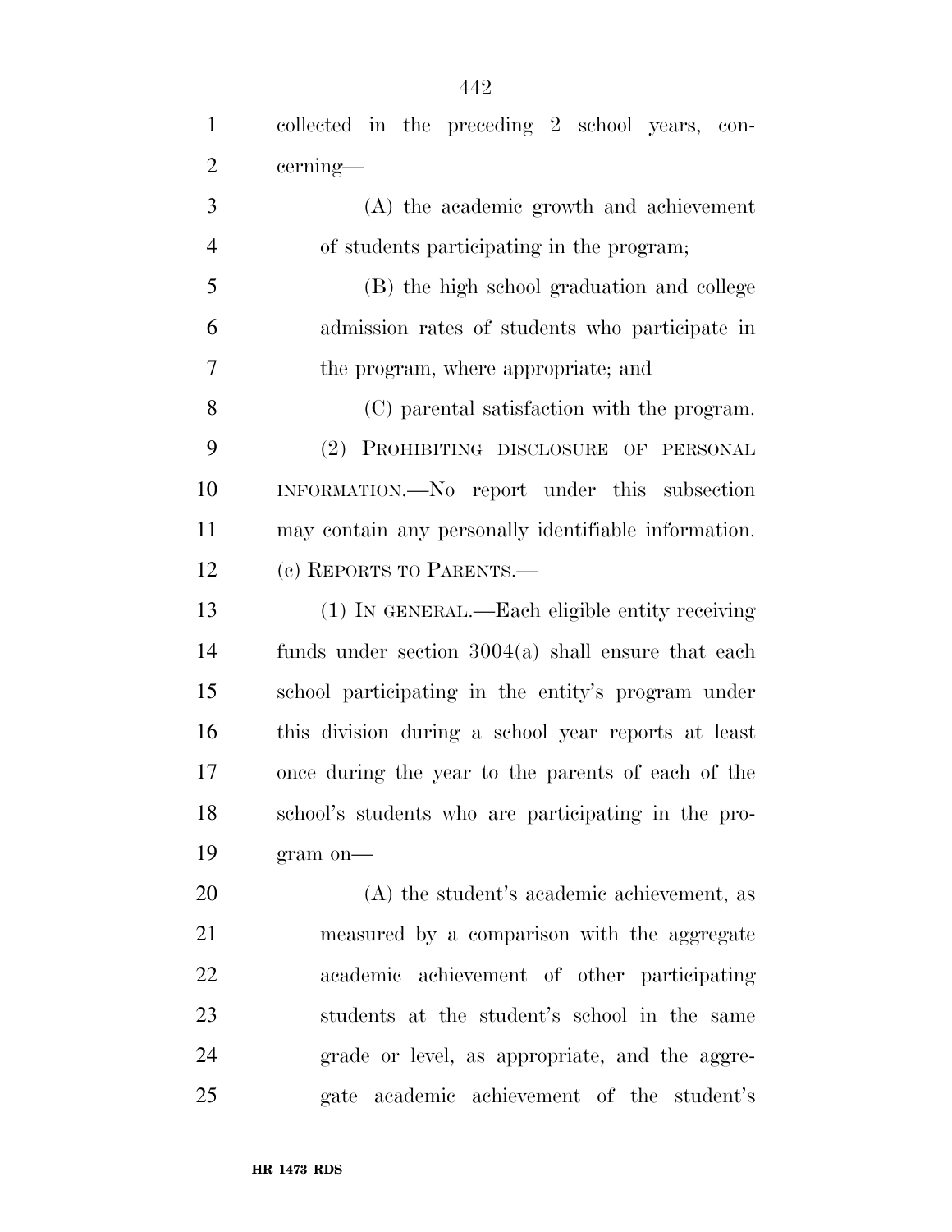collected in the preceding 2 school years, concerning—

(A) the academic growth and achievement of students participating in the program;

(B) the high school graduation and college admission rates of students who participate in the program, where appropriate; and

(C) parental satisfaction with the program.

(2) PROHIBITING DISCLOSURE OF PERSONAL INFORMATION.—No report under this subsection may contain any personally identifiable information.

(c) REPORTS TO PARENTS.—

(1) IN GENERAL.—Each eligible entity receiving funds under section 3004(a) shall ensure that each school participating in the entity's program under this division during a school year reports at least once during the year to the parents of each of the school's students who are participating in the program on—

(A) the student's academic achievement, as measured by a comparison with the aggregate academic achievement of other participating students at the student's school in the same grade or level, as appropriate, and the aggregate academic achievement of the student's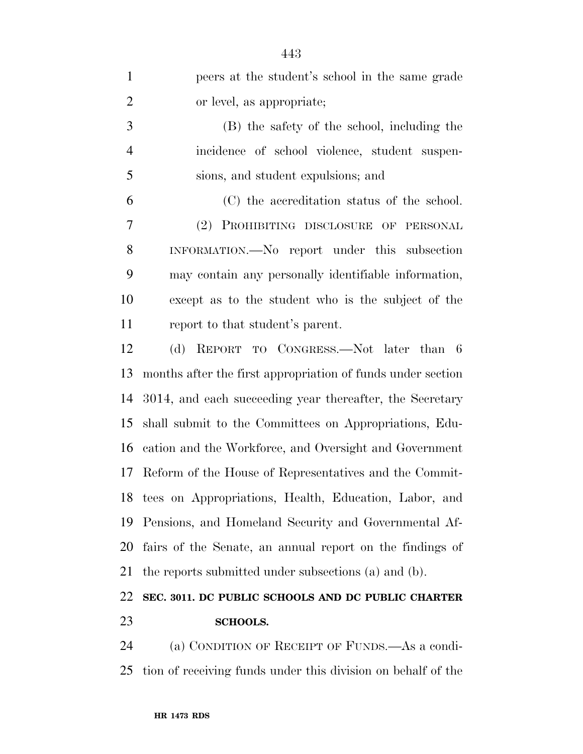peers at the student's school in the same grade or level, as appropriate;

(B) the safety of the school, including the incidence of school violence, student suspensions, and student expulsions; and

(C) the accreditation status of the school.

(2) PROHIBITING DISCLOSURE OF PERSONAL INFORMATION.—No report under this subsection may contain any personally identifiable information, except as to the student who is the subject of the report to that student's parent.

(d) REPORT TO CONGRESS.—Not later than 6 months after the first appropriation of funds under section 3014, and each succeeding year thereafter, the Secretary shall submit to the Committees on Appropriations, Education and the Workforce, and Oversight and Government Reform of the House of Representatives and the Committees on Appropriations, Health, Education, Labor, and Pensions, and Homeland Security and Governmental Affairs of the Senate, an annual report on the findings of the reports submitted under subsections (a) and (b).

**SEC. 3011. DC PUBLIC SCHOOLS AND DC PUBLIC CHARTER SCHOOLS.**

(a) CONDITION OF RECEIPT OF FUNDS.—As a condition of receiving funds under this division on behalf of the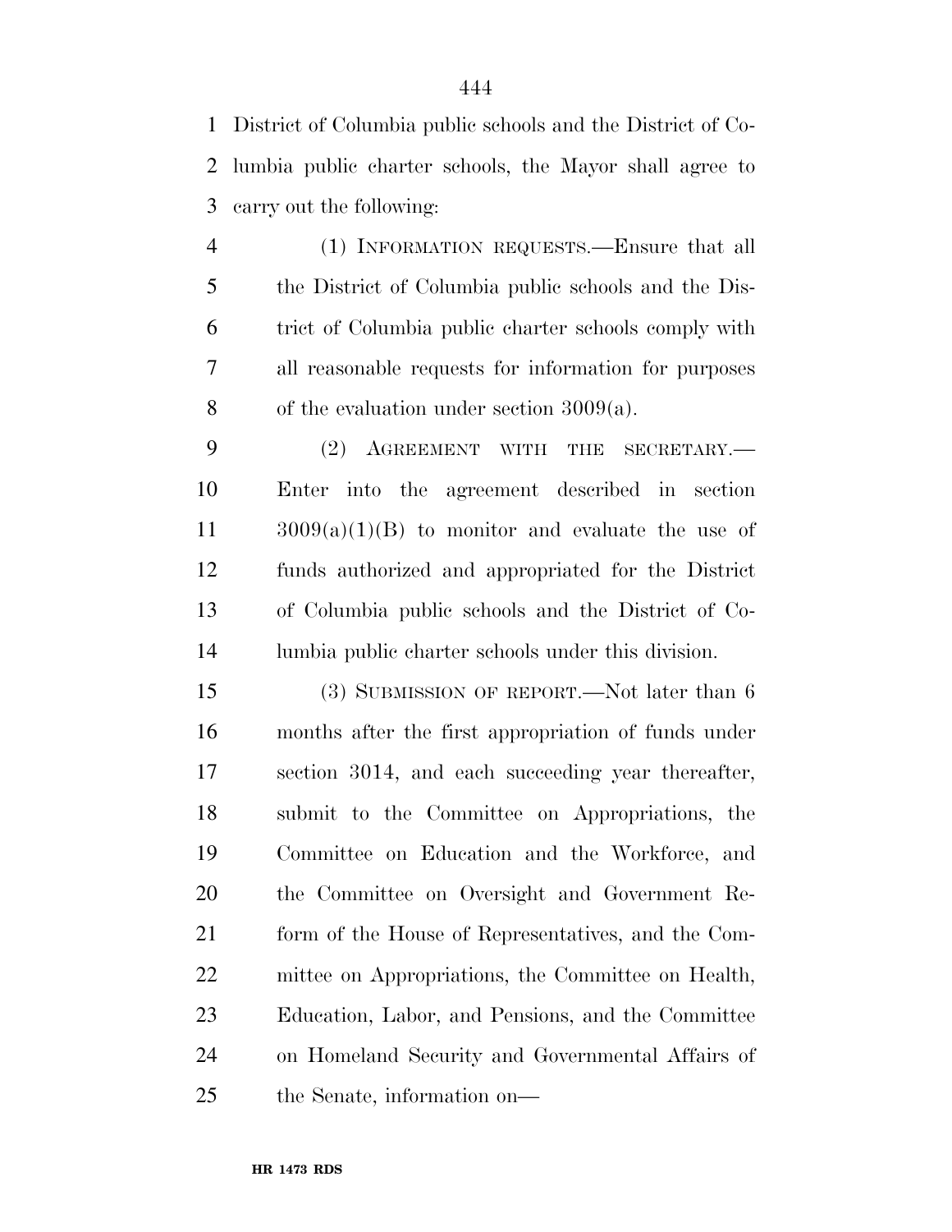District of Columbia public schools and the District of Columbia public charter schools, the Mayor shall agree to carry out the following:

(1) INFORMATION REQUESTS.—Ensure that all the District of Columbia public schools and the District of Columbia public charter schools comply with all reasonable requests for information for purposes of the evaluation under section 3009(a).

(2) AGREEMENT WITH THE SECRETARY.—Enter into the agreement described in section 3009(a)(1)(B) to monitor and evaluate the use of funds authorized and appropriated for the District of Columbia public schools and the District of Columbia public charter schools under this division.

(3) SUBMISSION OF REPORT.—Not later than 6 months after the first appropriation of funds under section 3014, and each succeeding year thereafter, submit to the Committee on Appropriations, the Committee on Education and the Workforce, and the Committee on Oversight and Government Reform of the House of Representatives, and the Committee on Appropriations, the Committee on Health, Education, Labor, and Pensions, and the Committee on Homeland Security and Governmental Affairs of the Senate, information on—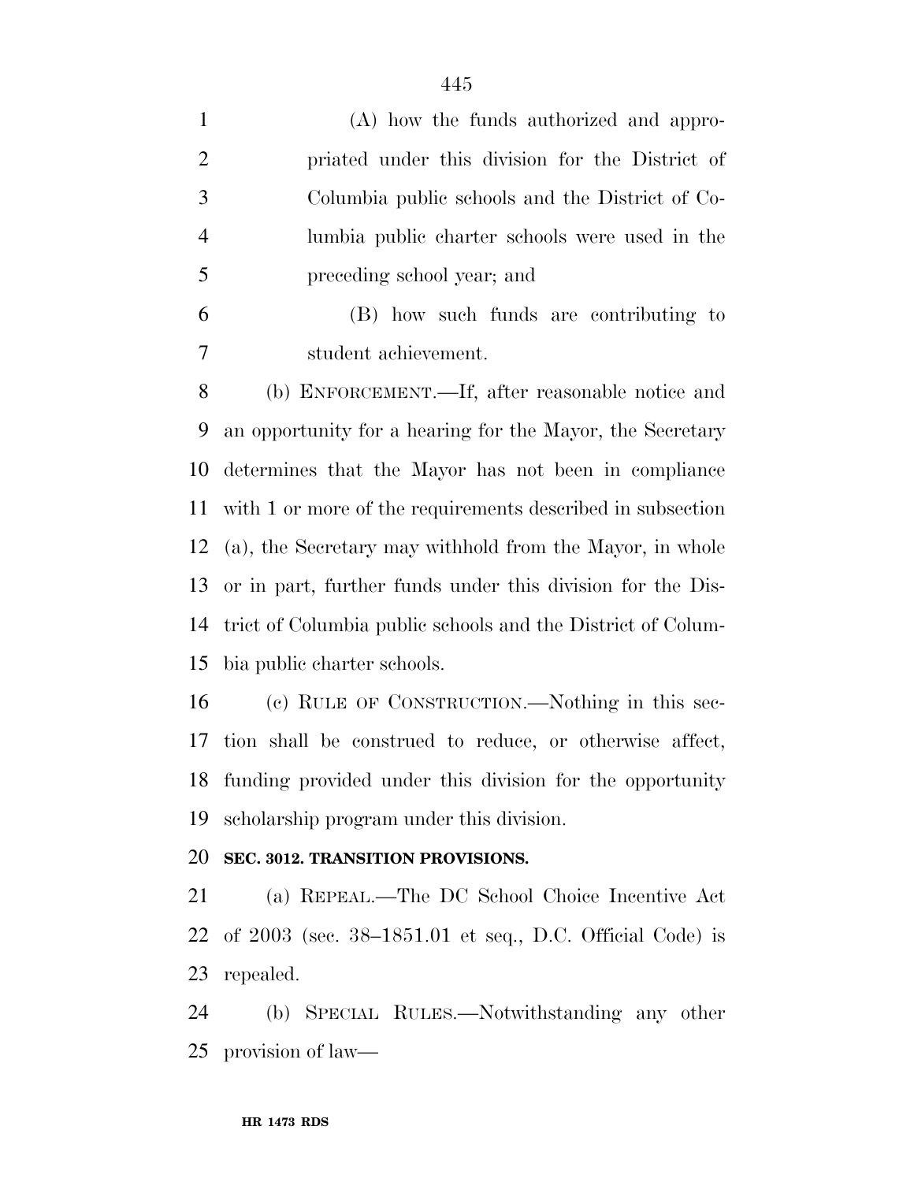(A) how the funds authorized and appropriated under this division for the District of Columbia public schools and the District of Columbia public charter schools were used in the preceding school year; and

(B) how such funds are contributing to student achievement.

(b) ENFORCEMENT.—If, after reasonable notice and an opportunity for a hearing for the Mayor, the Secretary determines that the Mayor has not been in compliance with 1 or more of the requirements described in subsection (a), the Secretary may withhold from the Mayor, in whole or in part, further funds under this division for the District of Columbia public schools and the District of Columbia public charter schools.

(c) RULE OF CONSTRUCTION.—Nothing in this section shall be construed to reduce, or otherwise affect, funding provided under this division for the opportunity scholarship program under this division.

**SEC. 3012. TRANSITION PROVISIONS.**

(a) REPEAL.—The DC School Choice Incentive Act of 2003 (sec. 38–1851.01 et seq., D.C. Official Code) is repealed.

(b) SPECIAL RULES.—Notwithstanding any other provision of law—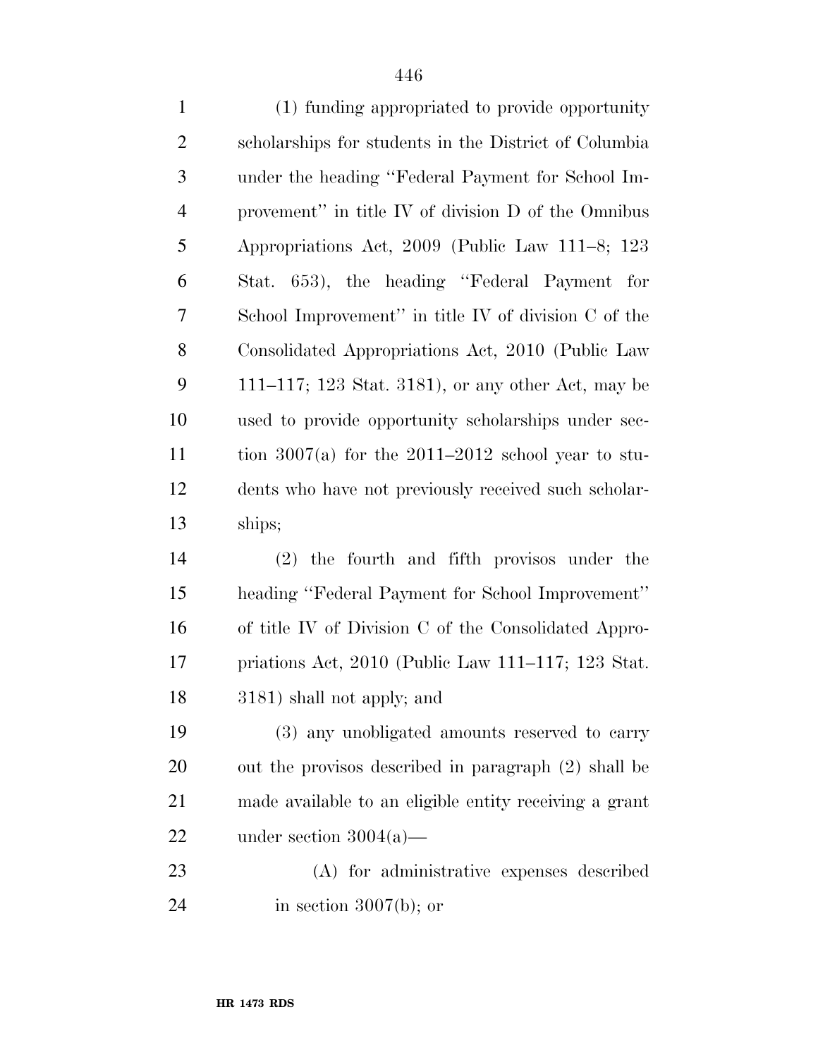(1) funding appropriated to provide opportunity scholarships for students in the District of Columbia under the heading ''Federal Payment for School Improvement'' in title IV of division D of the Omnibus Appropriations Act, 2009 (Public Law 111–8; 123 Stat. 653), the heading ''Federal Payment for School Improvement'' in title IV of division C of the Consolidated Appropriations Act, 2010 (Public Law 111–117; 123 Stat. 3181), or any other Act, may be used to provide opportunity scholarships under section 3007(a) for the 2011–2012 school year to students who have not previously received such scholarships;

(2) the fourth and fifth provisos under the heading ''Federal Payment for School Improvement'' of title IV of Division C of the Consolidated Appropriations Act, 2010 (Public Law 111–117; 123 Stat. 3181) shall not apply; and

(3) any unobligated amounts reserved to carry out the provisos described in paragraph (2) shall be made available to an eligible entity receiving a grant under section 3004(a)—

(A) for administrative expenses described in section 3007(b); or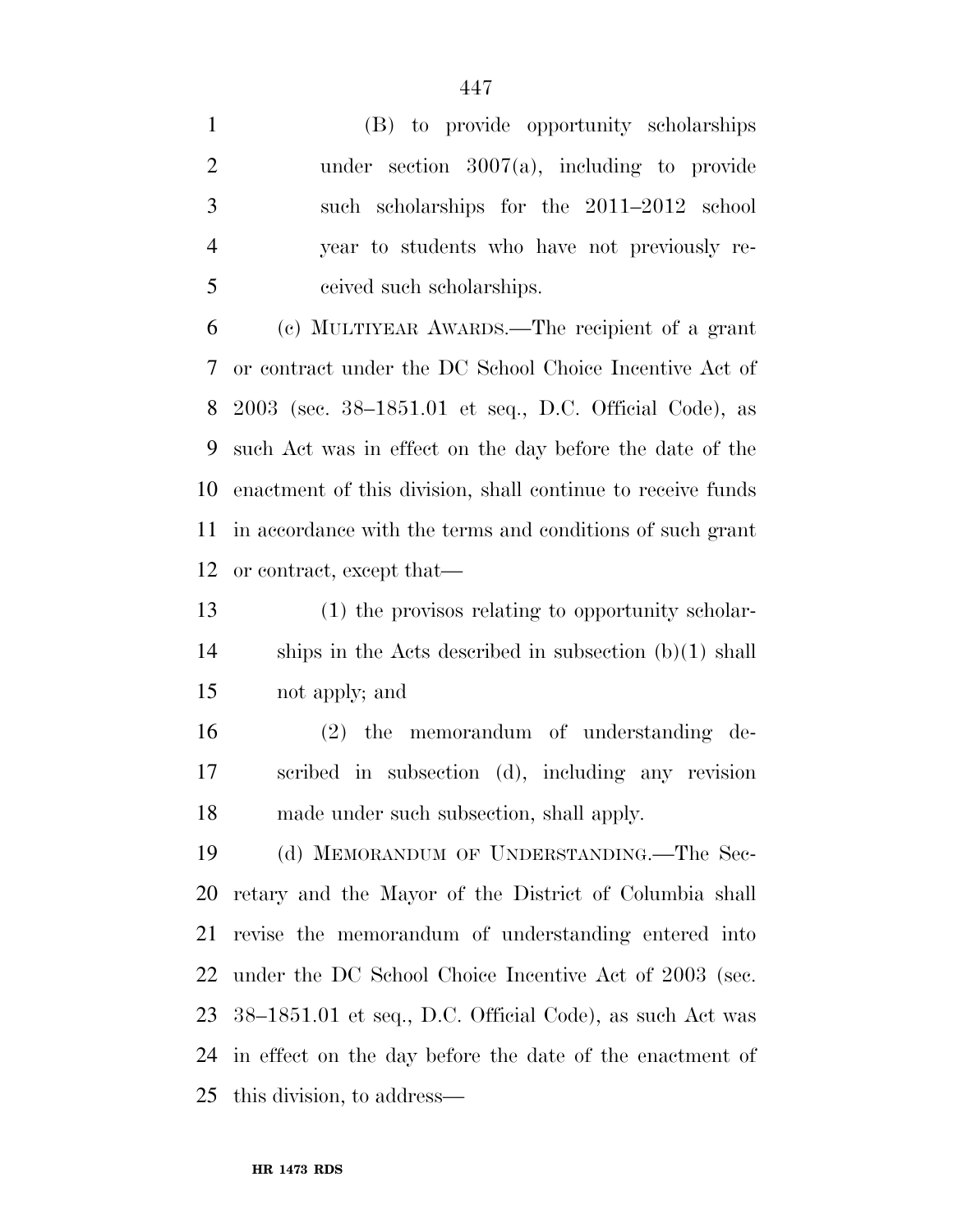(B) to provide opportunity scholarships under section 3007(a), including to provide such scholarships for the 2011–2012 school year to students who have not previously received such scholarships.

(c) MULTIYEAR AWARDS.—The recipient of a grant or contract under the DC School Choice Incentive Act of 2003 (sec. 38–1851.01 et seq., D.C. Official Code), as such Act was in effect on the day before the date of the enactment of this division, shall continue to receive funds in accordance with the terms and conditions of such grant or contract, except that—

(1) the provisos relating to opportunity scholarships in the Acts described in subsection (b)(1) shall not apply; and

(2) the memorandum of understanding described in subsection (d), including any revision made under such subsection, shall apply.

(d) MEMORANDUM OF UNDERSTANDING.—The Secretary and the Mayor of the District of Columbia shall revise the memorandum of understanding entered into under the DC School Choice Incentive Act of 2003 (sec. 38–1851.01 et seq., D.C. Official Code), as such Act was in effect on the day before the date of the enactment of this division, to address—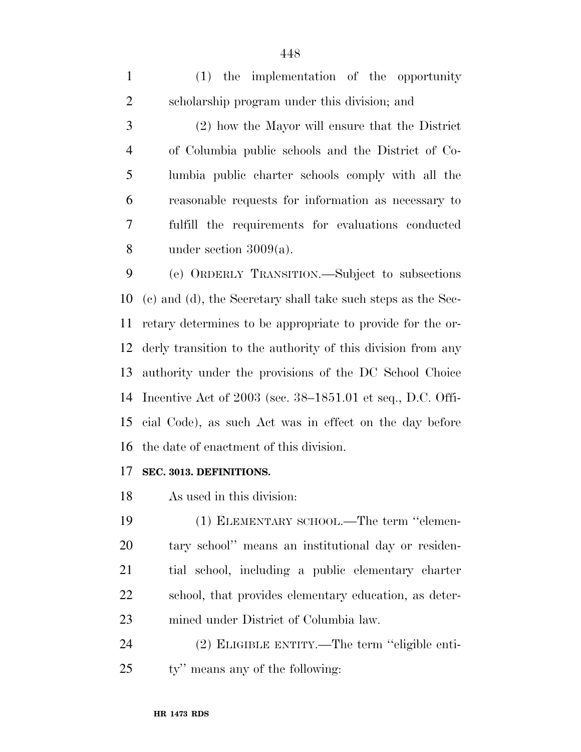(1) the implementation of the opportunity scholarship program under this division; and

(2) how the Mayor will ensure that the District of Columbia public schools and the District of Columbia public charter schools comply with all the reasonable requests for information as necessary to fulfill the requirements for evaluations conducted under section 3009(a).

(e) ORDERLY TRANSITION.—Subject to subsections (c) and (d), the Secretary shall take such steps as the Secretary determines to be appropriate to provide for the orderly transition to the authority of this division from any authority under the provisions of the DC School Choice Incentive Act of 2003 (sec. 38–1851.01 et seq., D.C. Official Code), as such Act was in effect on the day before the date of enactment of this division.

**SEC. 3013. DEFINITIONS.**

As used in this division:

(1) ELEMENTARY SCHOOL.—The term ''elementary school'' means an institutional day or residential school, including a public elementary charter school, that provides elementary education, as determined under District of Columbia law.

(2) ELIGIBLE ENTITY.—The term ''eligible entity'' means any of the following: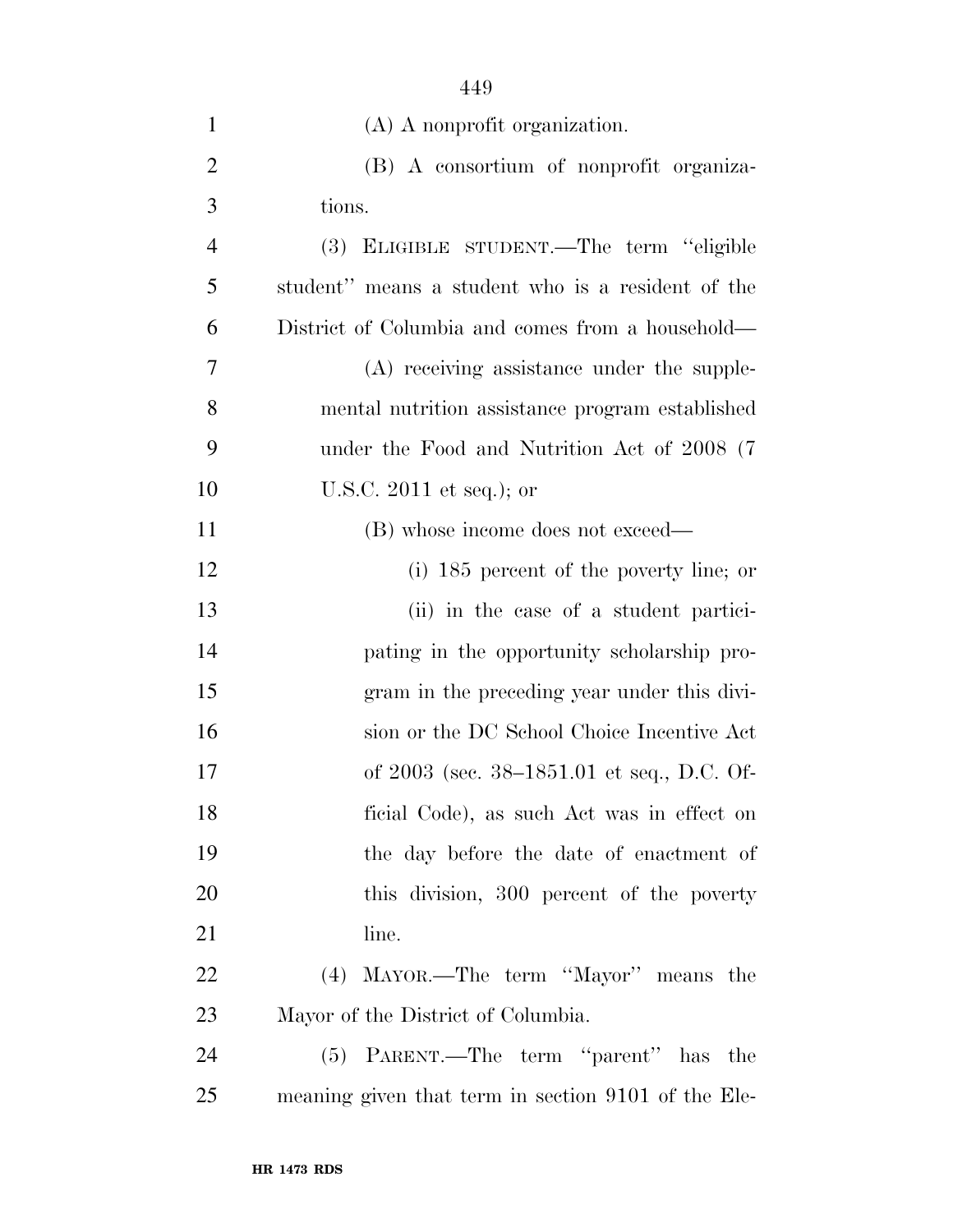(A) A nonprofit organization.

(B) A consortium of nonprofit organizations.

(3) ELIGIBLE STUDENT.—The term "eligible student" means a student who is a resident of the District of Columbia and comes from a household—

(A) receiving assistance under the supplemental nutrition assistance program established under the Food and Nutrition Act of 2008 (7 U.S.C. 2011 et seq.); or

(B) whose income does not exceed—

(i) 185 percent of the poverty line; or

(ii) in the case of a student participating in the opportunity scholarship program in the preceding year under this division or the DC School Choice Incentive Act of 2003 (sec. 38–1851.01 et seq., D.C. Official Code), as such Act was in effect on the day before the date of enactment of this division, 300 percent of the poverty line.

(4) MAYOR.—The term "Mayor" means the Mayor of the District of Columbia.

(5) PARENT.—The term "parent" has the meaning given that term in section 9101 of the Ele-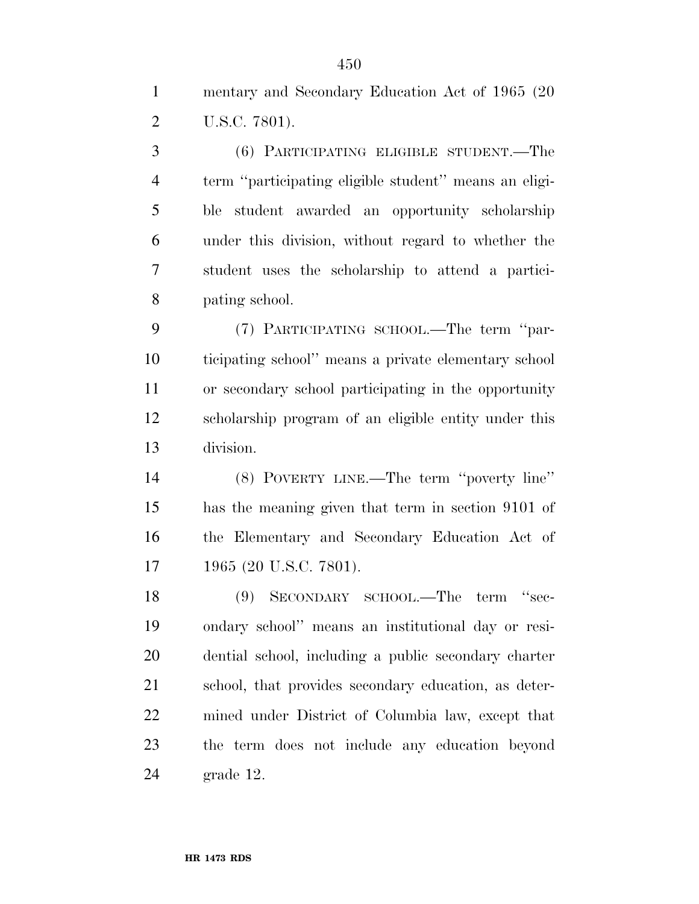mentary and Secondary Education Act of 1965 (20 U.S.C. 7801).

(6) PARTICIPATING ELIGIBLE STUDENT.—The term "participating eligible student" means an eligible student awarded an opportunity scholarship under this division, without regard to whether the student uses the scholarship to attend a participating school.

(7) PARTICIPATING SCHOOL.—The term "participating school" means a private elementary school or secondary school participating in the opportunity scholarship program of an eligible entity under this division.

(8) POVERTY LINE.—The term "poverty line" has the meaning given that term in section 9101 of the Elementary and Secondary Education Act of 1965 (20 U.S.C. 7801).

(9) SECONDARY SCHOOL.—The term "secondary school" means an institutional day or residential school, including a public secondary charter school, that provides secondary education, as determined under District of Columbia law, except that the term does not include any education beyond grade 12.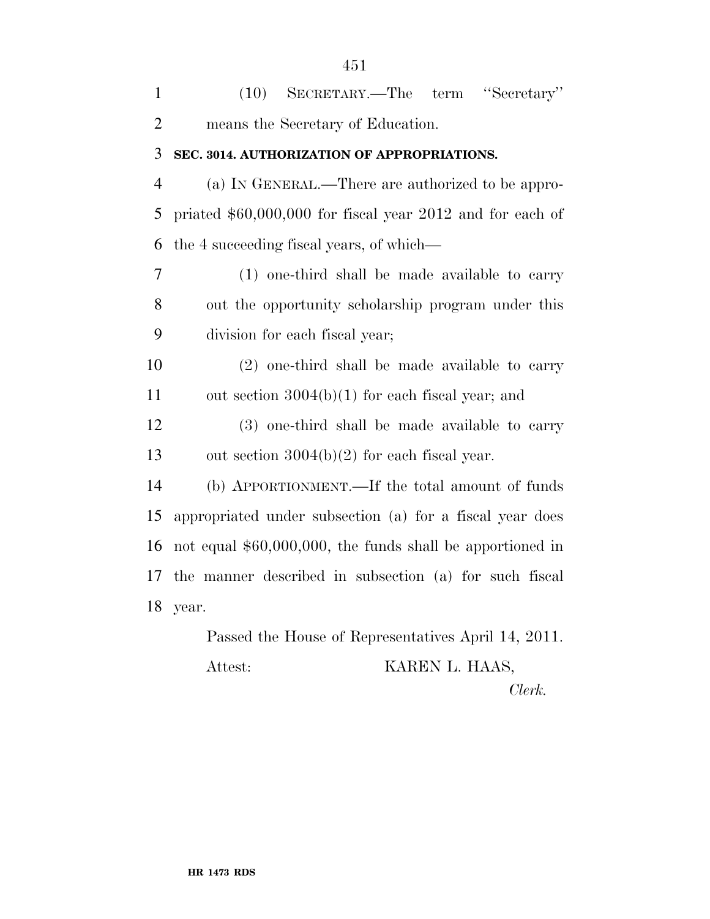(10) SECRETARY.—The term ''Secretary'' means the Secretary of Education.

**SEC. 3014. AUTHORIZATION OF APPROPRIATIONS.**

(a) IN GENERAL.—There are authorized to be appropriated $60,000,000 for fiscal year 2012 and for each of the 4 succeeding fiscal years, of which—

(1) one-third shall be made available to carry out the opportunity scholarship program under this division for each fiscal year;

(2) one-third shall be made available to carry out section 3004(b)(1) for each fiscal year; and

(3) one-third shall be made available to carry out section 3004(b)(2) for each fiscal year.

(b) APPORTIONMENT.—If the total amount of funds appropriated under subsection (a) for a fiscal year does not equal $60,000,000, the funds shall be apportioned in the manner described in subsection (a) for such fiscal year.

Passed the House of Representatives April 14, 2011.

Attest: KAREN L. HAAS,

*Clerk.*